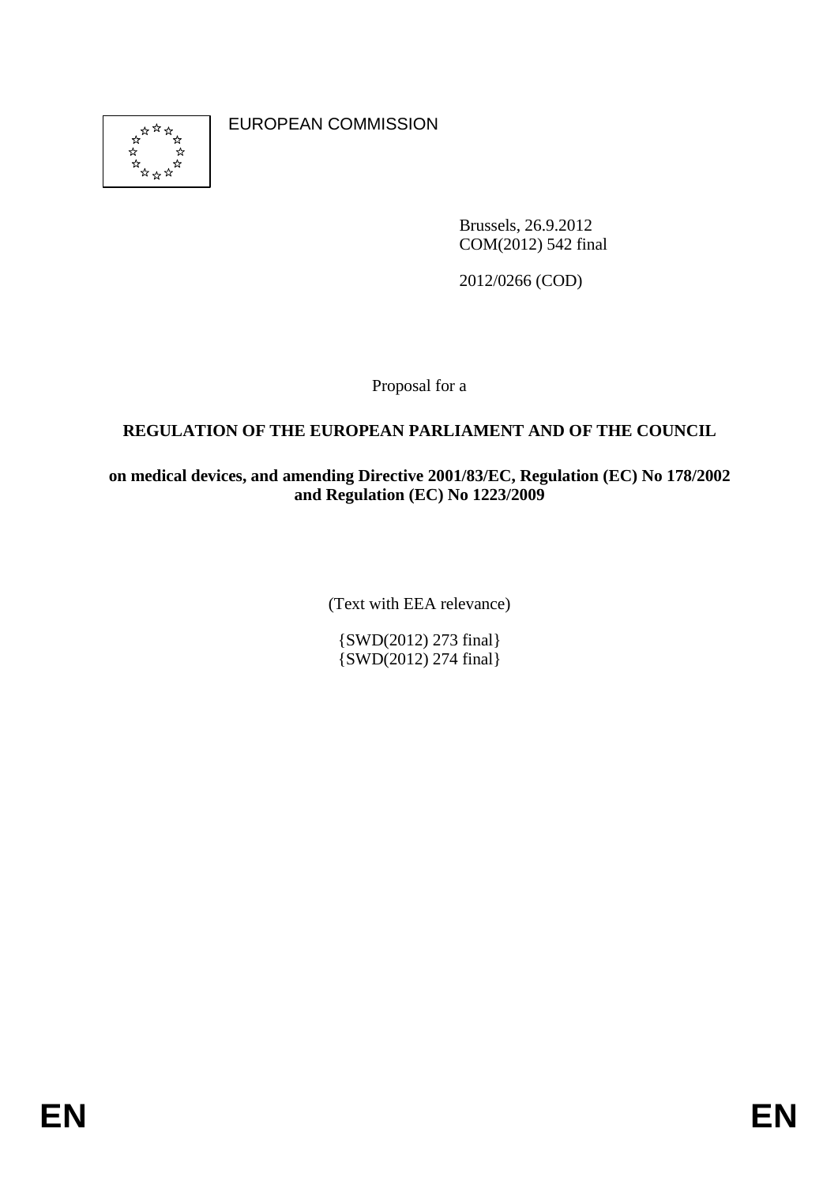EUROPEAN COMMISSION

Brussels, 26.9.2012
COM(2012) 542 final

2012/0266 (COD)

Proposal for a

**REGULATION OF THE EUROPEAN PARLIAMENT AND OF THE COUNCIL**

**on medical devices, and amending Directive 2001/83/EC, Regulation (EC) No 178/2002 and Regulation (EC) No 1223/2009**

(Text with EEA relevance)

{SWD(2012) 273 final}
{SWD(2012) 274 final}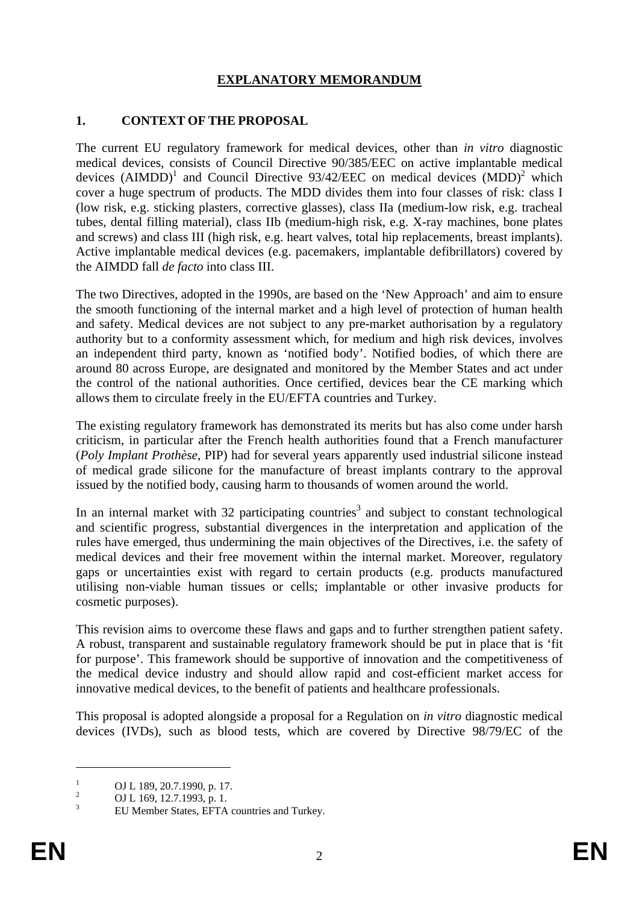## EXPLANATORY MEMORANDUM

### 1. CONTEXT OF THE PROPOSAL

The current EU regulatory framework for medical devices, other than *in vitro* diagnostic medical devices, consists of Council Directive 90/385/EEC on active implantable medical devices (AIMDD)[1] and Council Directive 93/42/EEC on medical devices (MDD)[2] which cover a huge spectrum of products. The MDD divides them into four classes of risk: class I (low risk, e.g. sticking plasters, corrective glasses), class IIa (medium-low risk, e.g. tracheal tubes, dental filling material), class IIb (medium-high risk, e.g. X-ray machines, bone plates and screws) and class III (high risk, e.g. heart valves, total hip replacements, breast implants). Active implantable medical devices (e.g. pacemakers, implantable defibrillators) covered by the AIMDD fall *de facto* into class III.

The two Directives, adopted in the 1990s, are based on the 'New Approach' and aim to ensure the smooth functioning of the internal market and a high level of protection of human health and safety. Medical devices are not subject to any pre-market authorisation by a regulatory authority but to a conformity assessment which, for medium and high risk devices, involves an independent third party, known as 'notified body'. Notified bodies, of which there are around 80 across Europe, are designated and monitored by the Member States and act under the control of the national authorities. Once certified, devices bear the CE marking which allows them to circulate freely in the EU/EFTA countries and Turkey.

The existing regulatory framework has demonstrated its merits but has also come under harsh criticism, in particular after the French health authorities found that a French manufacturer (*Poly Implant Prothèse*, PIP) had for several years apparently used industrial silicone instead of medical grade silicone for the manufacture of breast implants contrary to the approval issued by the notified body, causing harm to thousands of women around the world.

In an internal market with 32 participating countries[3] and subject to constant technological and scientific progress, substantial divergences in the interpretation and application of the rules have emerged, thus undermining the main objectives of the Directives, i.e. the safety of medical devices and their free movement within the internal market. Moreover, regulatory gaps or uncertainties exist with regard to certain products (e.g. products manufactured utilising non-viable human tissues or cells; implantable or other invasive products for cosmetic purposes).

This revision aims to overcome these flaws and gaps and to further strengthen patient safety. A robust, transparent and sustainable regulatory framework should be put in place that is 'fit for purpose'. This framework should be supportive of innovation and the competitiveness of the medical device industry and should allow rapid and cost-efficient market access for innovative medical devices, to the benefit of patients and healthcare professionals.

This proposal is adopted alongside a proposal for a Regulation on *in vitro* diagnostic medical devices (IVDs), such as blood tests, which are covered by Directive 98/79/EC of the

---

[1] OJ L 189, 20.7.1990, p. 17.

[2] OJ L 169, 12.7.1993, p. 1.

[3] EU Member States, EFTA countries and Turkey.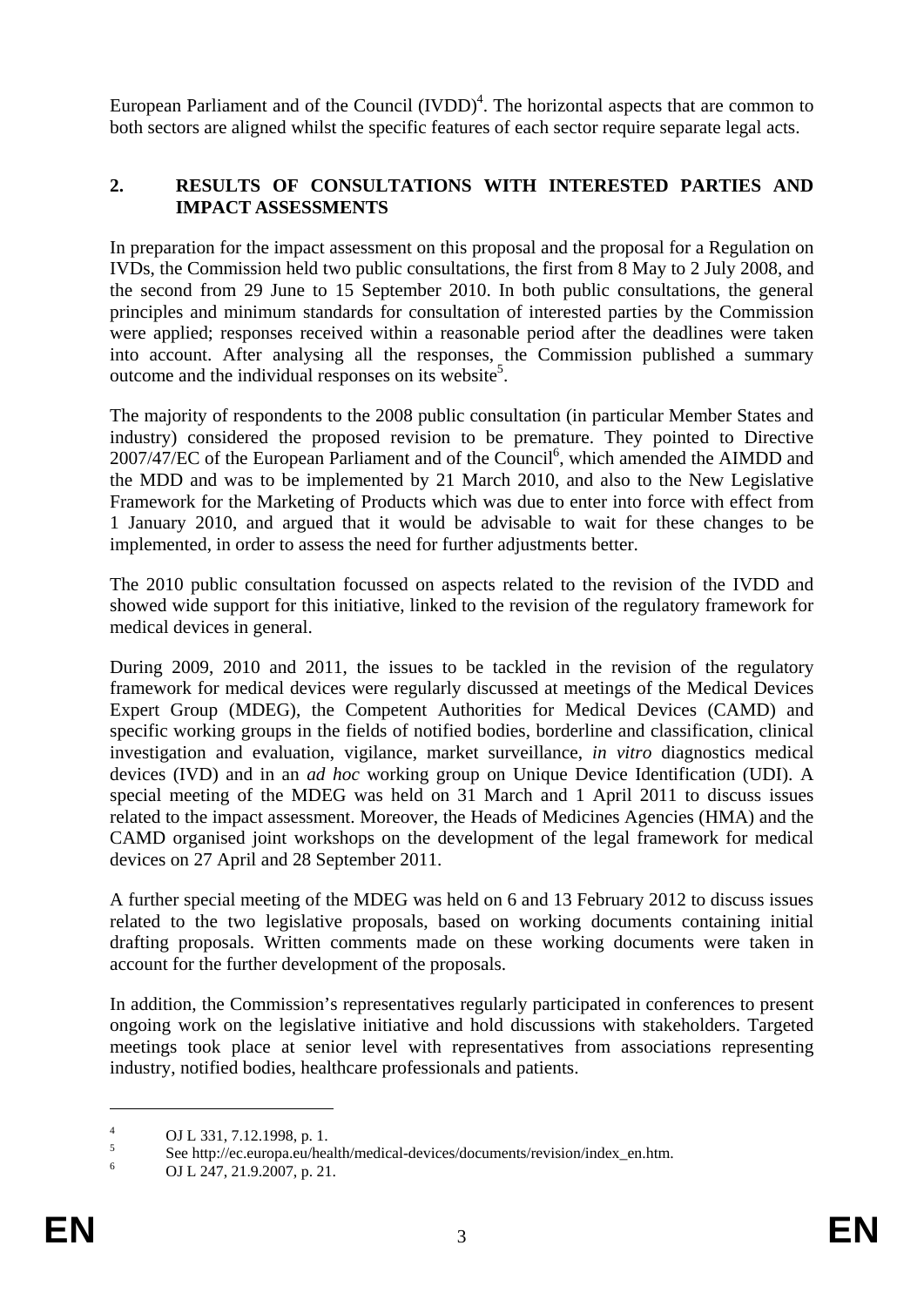European Parliament and of the Council (IVDD)[4]. The horizontal aspects that are common to both sectors are aligned whilst the specific features of each sector require separate legal acts.

## 2. RESULTS OF CONSULTATIONS WITH INTERESTED PARTIES AND IMPACT ASSESSMENTS

In preparation for the impact assessment on this proposal and the proposal for a Regulation on IVDs, the Commission held two public consultations, the first from 8 May to 2 July 2008, and the second from 29 June to 15 September 2010. In both public consultations, the general principles and minimum standards for consultation of interested parties by the Commission were applied; responses received within a reasonable period after the deadlines were taken into account. After analysing all the responses, the Commission published a summary outcome and the individual responses on its website[5].

The majority of respondents to the 2008 public consultation (in particular Member States and industry) considered the proposed revision to be premature. They pointed to Directive 2007/47/EC of the European Parliament and of the Council[6], which amended the AIMDD and the MDD and was to be implemented by 21 March 2010, and also to the New Legislative Framework for the Marketing of Products which was due to enter into force with effect from 1 January 2010, and argued that it would be advisable to wait for these changes to be implemented, in order to assess the need for further adjustments better.

The 2010 public consultation focussed on aspects related to the revision of the IVDD and showed wide support for this initiative, linked to the revision of the regulatory framework for medical devices in general.

During 2009, 2010 and 2011, the issues to be tackled in the revision of the regulatory framework for medical devices were regularly discussed at meetings of the Medical Devices Expert Group (MDEG), the Competent Authorities for Medical Devices (CAMD) and specific working groups in the fields of notified bodies, borderline and classification, clinical investigation and evaluation, vigilance, market surveillance, *in vitro* diagnostics medical devices (IVD) and in an *ad hoc* working group on Unique Device Identification (UDI). A special meeting of the MDEG was held on 31 March and 1 April 2011 to discuss issues related to the impact assessment. Moreover, the Heads of Medicines Agencies (HMA) and the CAMD organised joint workshops on the development of the legal framework for medical devices on 27 April and 28 September 2011.

A further special meeting of the MDEG was held on 6 and 13 February 2012 to discuss issues related to the two legislative proposals, based on working documents containing initial drafting proposals. Written comments made on these working documents were taken in account for the further development of the proposals.

In addition, the Commission's representatives regularly participated in conferences to present ongoing work on the legislative initiative and hold discussions with stakeholders. Targeted meetings took place at senior level with representatives from associations representing industry, notified bodies, healthcare professionals and patients.

---

[4] OJ L 331, 7.12.1998, p. 1.

[5] See http://ec.europa.eu/health/medical-devices/documents/revision/index_en.htm.

[6] OJ L 247, 21.9.2007, p. 21.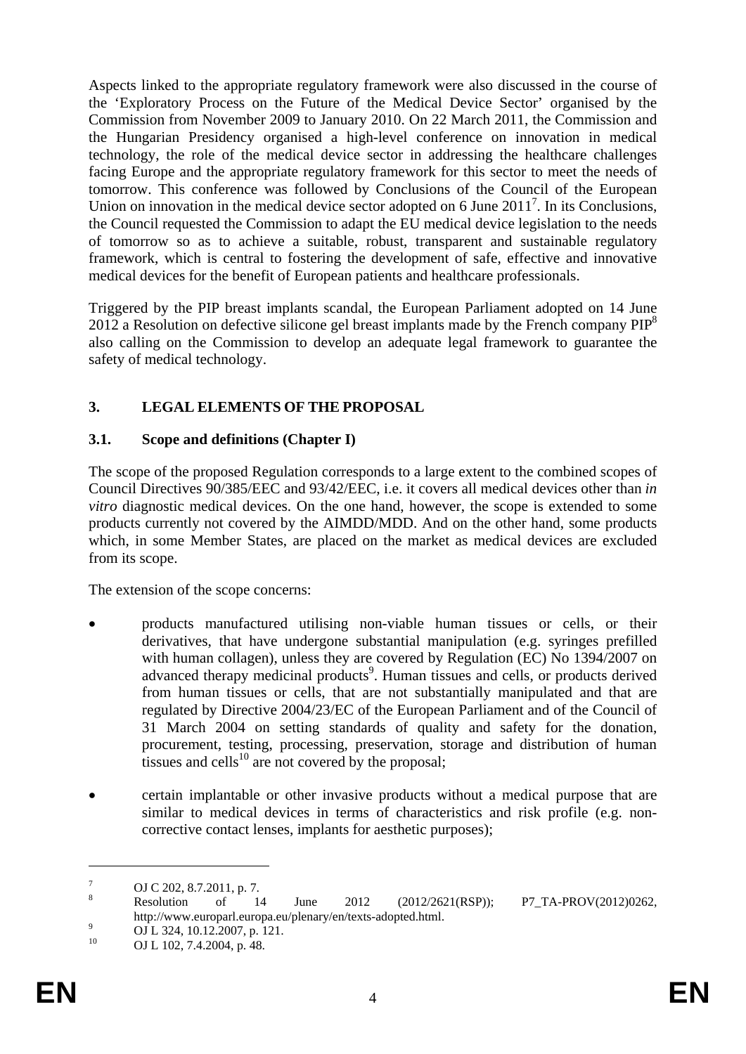Aspects linked to the appropriate regulatory framework were also discussed in the course of the 'Exploratory Process on the Future of the Medical Device Sector' organised by the Commission from November 2009 to January 2010. On 22 March 2011, the Commission and the Hungarian Presidency organised a high-level conference on innovation in medical technology, the role of the medical device sector in addressing the healthcare challenges facing Europe and the appropriate regulatory framework for this sector to meet the needs of tomorrow. This conference was followed by Conclusions of the Council of the European Union on innovation in the medical device sector adopted on 6 June 2011[7]. In its Conclusions, the Council requested the Commission to adapt the EU medical device legislation to the needs of tomorrow so as to achieve a suitable, robust, transparent and sustainable regulatory framework, which is central to fostering the development of safe, effective and innovative medical devices for the benefit of European patients and healthcare professionals.

Triggered by the PIP breast implants scandal, the European Parliament adopted on 14 June 2012 a Resolution on defective silicone gel breast implants made by the French company PIP[8] also calling on the Commission to develop an adequate legal framework to guarantee the safety of medical technology.

## 3. LEGAL ELEMENTS OF THE PROPOSAL

### 3.1. Scope and definitions (Chapter I)

The scope of the proposed Regulation corresponds to a large extent to the combined scopes of Council Directives 90/385/EEC and 93/42/EEC, i.e. it covers all medical devices other than *in vitro* diagnostic medical devices. On the one hand, however, the scope is extended to some products currently not covered by the AIMDD/MDD. And on the other hand, some products which, in some Member States, are placed on the market as medical devices are excluded from its scope.

The extension of the scope concerns:

- products manufactured utilising non-viable human tissues or cells, or their derivatives, that have undergone substantial manipulation (e.g. syringes prefilled with human collagen), unless they are covered by Regulation (EC) No 1394/2007 on advanced therapy medicinal products[9]. Human tissues and cells, or products derived from human tissues or cells, that are not substantially manipulated and that are regulated by Directive 2004/23/EC of the European Parliament and of the Council of 31 March 2004 on setting standards of quality and safety for the donation, procurement, testing, processing, preservation, storage and distribution of human tissues and cells[10] are not covered by the proposal;
- certain implantable or other invasive products without a medical purpose that are similar to medical devices in terms of characteristics and risk profile (e.g. non-corrective contact lenses, implants for aesthetic purposes);

---

[7] OJ C 202, 8.7.2011, p. 7.

[8] Resolution of 14 June 2012 (2012/2621(RSP)); P7_TA-PROV(2012)0262, http://www.europarl.europa.eu/plenary/en/texts-adopted.html.

[9] OJ L 324, 10.12.2007, p. 121.

[10] OJ L 102, 7.4.2004, p. 48.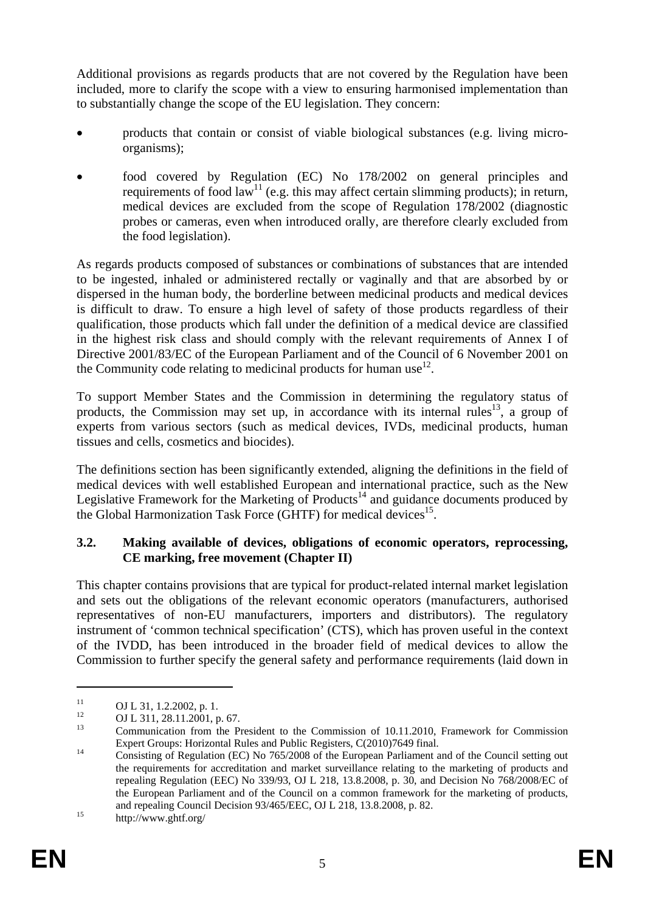Additional provisions as regards products that are not covered by the Regulation have been included, more to clarify the scope with a view to ensuring harmonised implementation than to substantially change the scope of the EU legislation. They concern:

- products that contain or consist of viable biological substances (e.g. living micro-organisms);
- food covered by Regulation (EC) No 178/2002 on general principles and requirements of food law[11] (e.g. this may affect certain slimming products); in return, medical devices are excluded from the scope of Regulation 178/2002 (diagnostic probes or cameras, even when introduced orally, are therefore clearly excluded from the food legislation).

As regards products composed of substances or combinations of substances that are intended to be ingested, inhaled or administered rectally or vaginally and that are absorbed by or dispersed in the human body, the borderline between medicinal products and medical devices is difficult to draw. To ensure a high level of safety of those products regardless of their qualification, those products which fall under the definition of a medical device are classified in the highest risk class and should comply with the relevant requirements of Annex I of Directive 2001/83/EC of the European Parliament and of the Council of 6 November 2001 on the Community code relating to medicinal products for human use[12].

To support Member States and the Commission in determining the regulatory status of products, the Commission may set up, in accordance with its internal rules[13], a group of experts from various sectors (such as medical devices, IVDs, medicinal products, human tissues and cells, cosmetics and biocides).

The definitions section has been significantly extended, aligning the definitions in the field of medical devices with well established European and international practice, such as the New Legislative Framework for the Marketing of Products[14] and guidance documents produced by the Global Harmonization Task Force (GHTF) for medical devices[15].

### 3.2. Making available of devices, obligations of economic operators, reprocessing, CE marking, free movement (Chapter II)

This chapter contains provisions that are typical for product-related internal market legislation and sets out the obligations of the relevant economic operators (manufacturers, authorised representatives of non-EU manufacturers, importers and distributors). The regulatory instrument of 'common technical specification' (CTS), which has proven useful in the context of the IVDD, has been introduced in the broader field of medical devices to allow the Commission to further specify the general safety and performance requirements (laid down in

---

[11] OJ L 31, 1.2.2002, p. 1.

[12] OJ L 311, 28.11.2001, p. 67.

[13] Communication from the President to the Commission of 10.11.2010, Framework for Commission Expert Groups: Horizontal Rules and Public Registers, C(2010)7649 final.

[14] Consisting of Regulation (EC) No 765/2008 of the European Parliament and of the Council setting out the requirements for accreditation and market surveillance relating to the marketing of products and repealing Regulation (EEC) No 339/93, OJ L 218, 13.8.2008, p. 30, and Decision No 768/2008/EC of the European Parliament and of the Council on a common framework for the marketing of products, and repealing Council Decision 93/465/EEC, OJ L 218, 13.8.2008, p. 82.

[15] http://www.ghtf.org/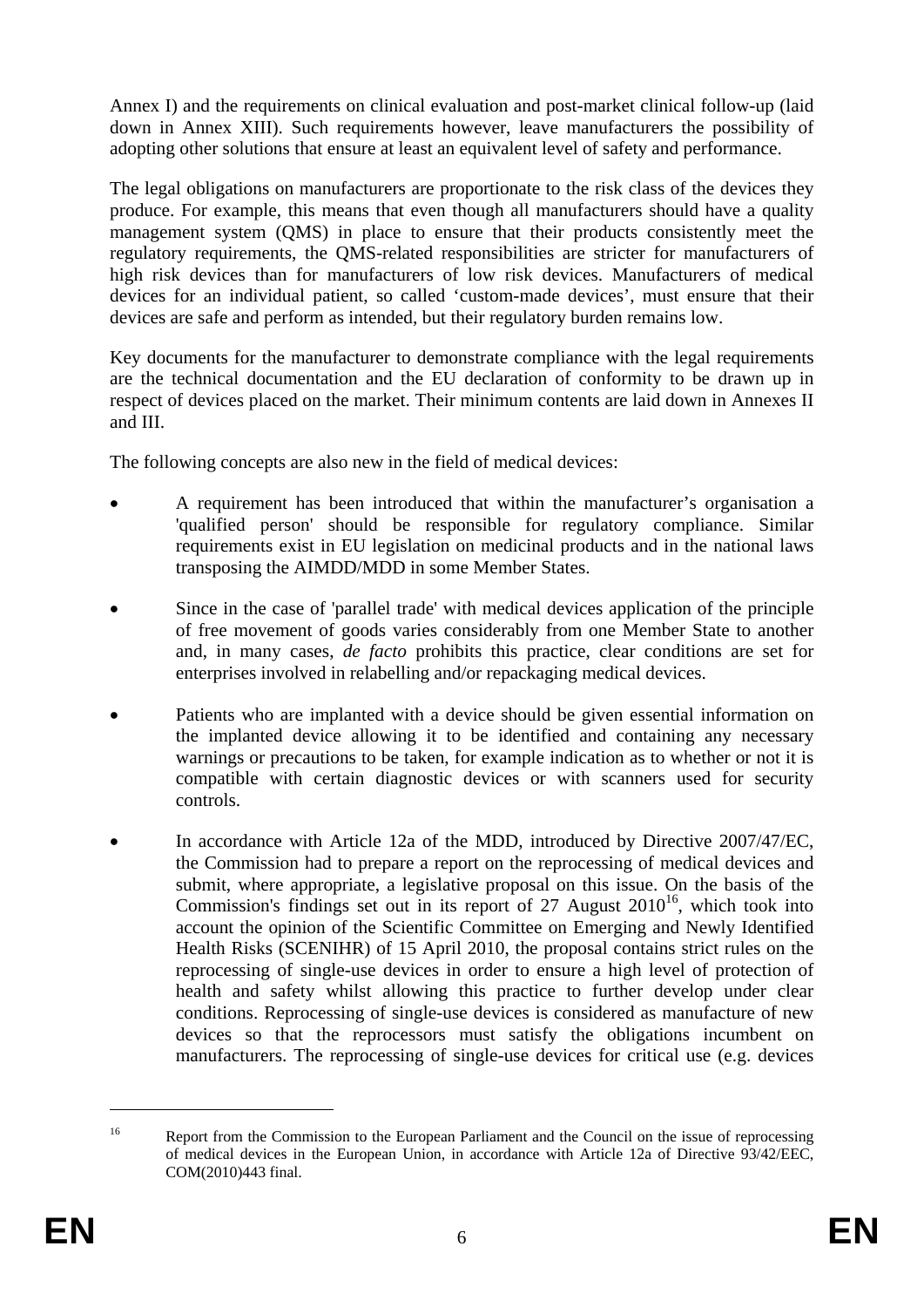Annex I) and the requirements on clinical evaluation and post-market clinical follow-up (laid down in Annex XIII). Such requirements however, leave manufacturers the possibility of adopting other solutions that ensure at least an equivalent level of safety and performance.

The legal obligations on manufacturers are proportionate to the risk class of the devices they produce. For example, this means that even though all manufacturers should have a quality management system (QMS) in place to ensure that their products consistently meet the regulatory requirements, the QMS-related responsibilities are stricter for manufacturers of high risk devices than for manufacturers of low risk devices. Manufacturers of medical devices for an individual patient, so called 'custom-made devices', must ensure that their devices are safe and perform as intended, but their regulatory burden remains low.

Key documents for the manufacturer to demonstrate compliance with the legal requirements are the technical documentation and the EU declaration of conformity to be drawn up in respect of devices placed on the market. Their minimum contents are laid down in Annexes II and III.

The following concepts are also new in the field of medical devices:

- A requirement has been introduced that within the manufacturer's organisation a 'qualified person' should be responsible for regulatory compliance. Similar requirements exist in EU legislation on medicinal products and in the national laws transposing the AIMDD/MDD in some Member States.

- Since in the case of 'parallel trade' with medical devices application of the principle of free movement of goods varies considerably from one Member State to another and, in many cases, *de facto* prohibits this practice, clear conditions are set for enterprises involved in relabelling and/or repackaging medical devices.

- Patients who are implanted with a device should be given essential information on the implanted device allowing it to be identified and containing any necessary warnings or precautions to be taken, for example indication as to whether or not it is compatible with certain diagnostic devices or with scanners used for security controls.

- In accordance with Article 12a of the MDD, introduced by Directive 2007/47/EC, the Commission had to prepare a report on the reprocessing of medical devices and submit, where appropriate, a legislative proposal on this issue. On the basis of the Commission's findings set out in its report of 27 August 2010[16], which took into account the opinion of the Scientific Committee on Emerging and Newly Identified Health Risks (SCENIHR) of 15 April 2010, the proposal contains strict rules on the reprocessing of single-use devices in order to ensure a high level of protection of health and safety whilst allowing this practice to further develop under clear conditions. Reprocessing of single-use devices is considered as manufacture of new devices so that the reprocessors must satisfy the obligations incumbent on manufacturers. The reprocessing of single-use devices for critical use (e.g. devices

---

[16] Report from the Commission to the European Parliament and the Council on the issue of reprocessing of medical devices in the European Union, in accordance with Article 12a of Directive 93/42/EEC, COM(2010)443 final.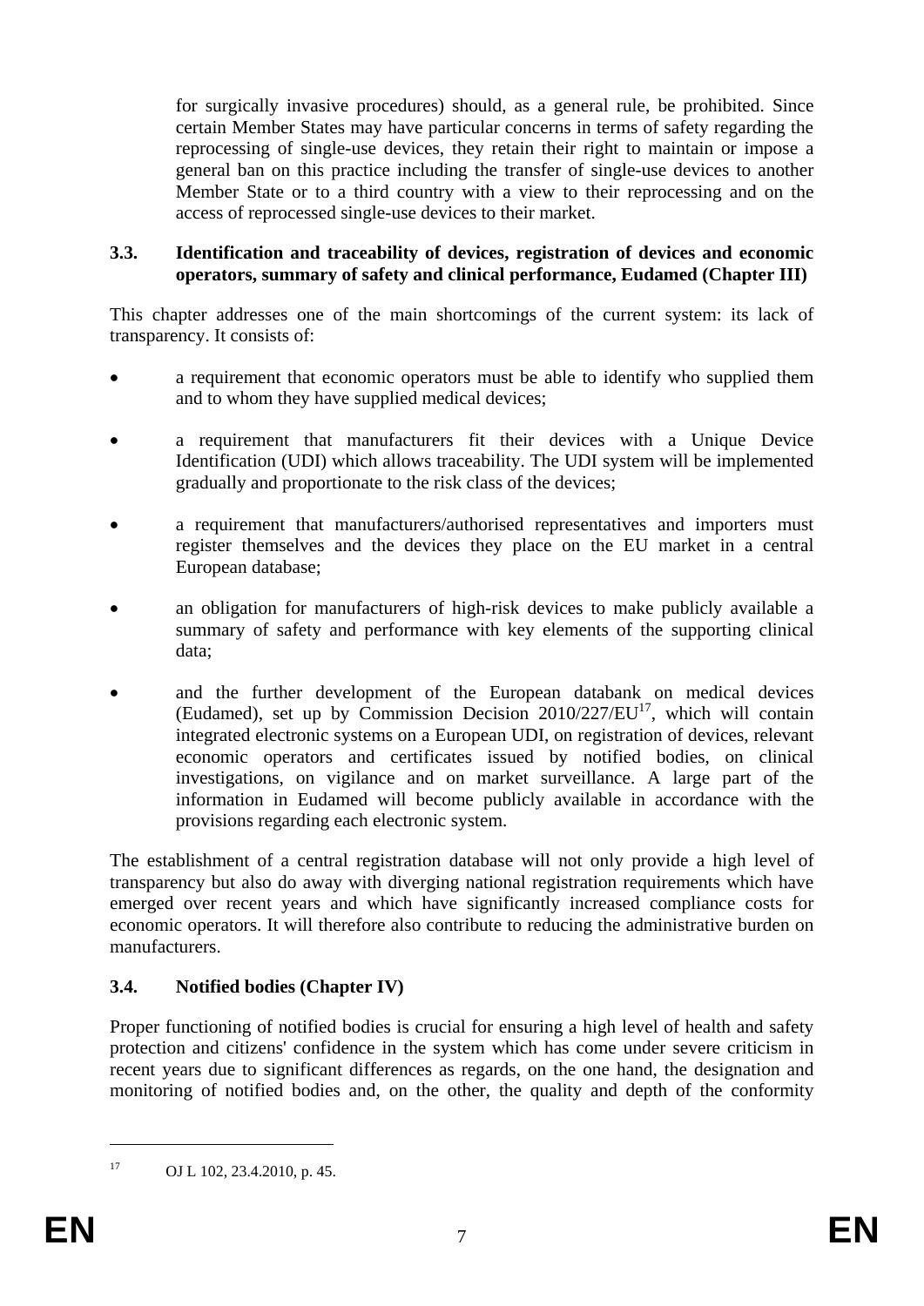for surgically invasive procedures) should, as a general rule, be prohibited. Since certain Member States may have particular concerns in terms of safety regarding the reprocessing of single-use devices, they retain their right to maintain or impose a general ban on this practice including the transfer of single-use devices to another Member State or to a third country with a view to their reprocessing and on the access of reprocessed single-use devices to their market.

### 3.3. Identification and traceability of devices, registration of devices and economic operators, summary of safety and clinical performance, Eudamed (Chapter III)

This chapter addresses one of the main shortcomings of the current system: its lack of transparency. It consists of:

- a requirement that economic operators must be able to identify who supplied them and to whom they have supplied medical devices;
- a requirement that manufacturers fit their devices with a Unique Device Identification (UDI) which allows traceability. The UDI system will be implemented gradually and proportionate to the risk class of the devices;
- a requirement that manufacturers/authorised representatives and importers must register themselves and the devices they place on the EU market in a central European database;
- an obligation for manufacturers of high-risk devices to make publicly available a summary of safety and performance with key elements of the supporting clinical data;
- and the further development of the European databank on medical devices (Eudamed), set up by Commission Decision 2010/227/EU[17], which will contain integrated electronic systems on a European UDI, on registration of devices, relevant economic operators and certificates issued by notified bodies, on clinical investigations, on vigilance and on market surveillance. A large part of the information in Eudamed will become publicly available in accordance with the provisions regarding each electronic system.

The establishment of a central registration database will not only provide a high level of transparency but also do away with diverging national registration requirements which have emerged over recent years and which have significantly increased compliance costs for economic operators. It will therefore also contribute to reducing the administrative burden on manufacturers.

### 3.4. Notified bodies (Chapter IV)

Proper functioning of notified bodies is crucial for ensuring a high level of health and safety protection and citizens' confidence in the system which has come under severe criticism in recent years due to significant differences as regards, on the one hand, the designation and monitoring of notified bodies and, on the other, the quality and depth of the conformity

---

[17] OJ L 102, 23.4.2010, p. 45.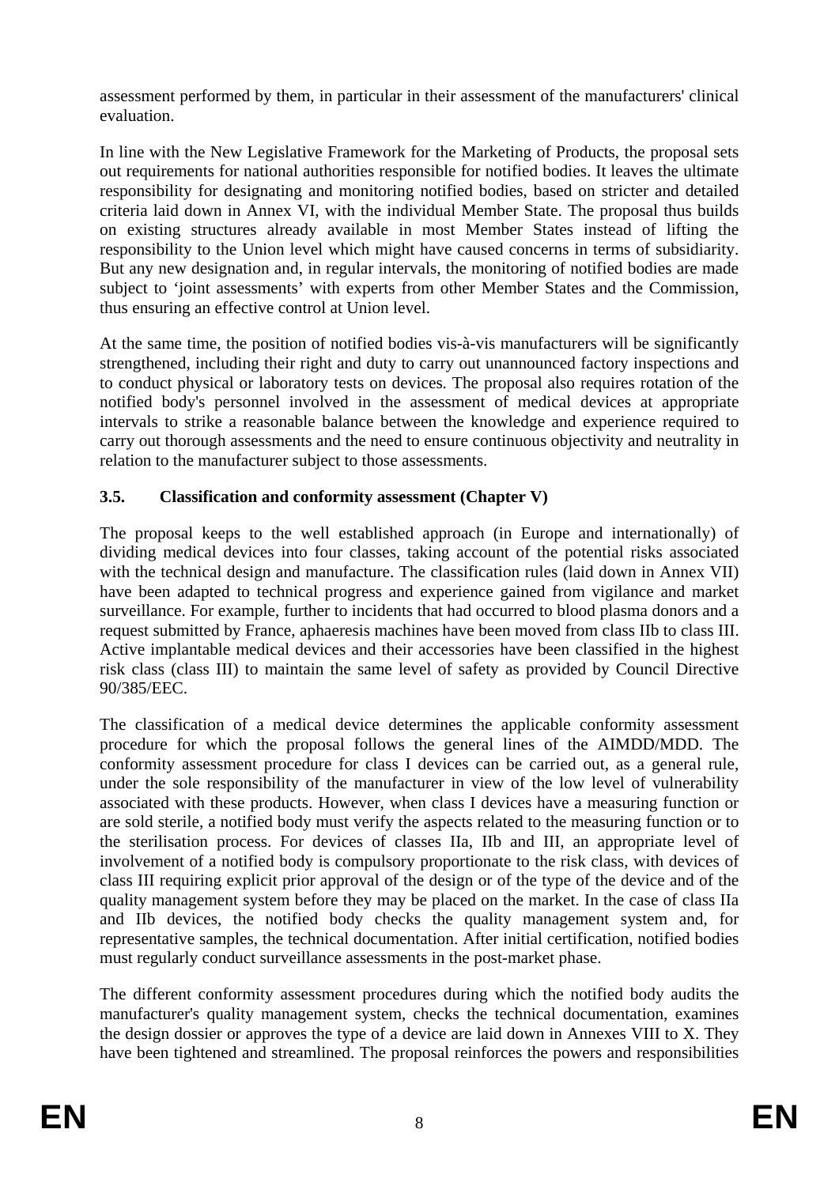assessment performed by them, in particular in their assessment of the manufacturers' clinical evaluation.

In line with the New Legislative Framework for the Marketing of Products, the proposal sets out requirements for national authorities responsible for notified bodies. It leaves the ultimate responsibility for designating and monitoring notified bodies, based on stricter and detailed criteria laid down in Annex VI, with the individual Member State. The proposal thus builds on existing structures already available in most Member States instead of lifting the responsibility to the Union level which might have caused concerns in terms of subsidiarity. But any new designation and, in regular intervals, the monitoring of notified bodies are made subject to 'joint assessments' with experts from other Member States and the Commission, thus ensuring an effective control at Union level.

At the same time, the position of notified bodies vis-à-vis manufacturers will be significantly strengthened, including their right and duty to carry out unannounced factory inspections and to conduct physical or laboratory tests on devices. The proposal also requires rotation of the notified body's personnel involved in the assessment of medical devices at appropriate intervals to strike a reasonable balance between the knowledge and experience required to carry out thorough assessments and the need to ensure continuous objectivity and neutrality in relation to the manufacturer subject to those assessments.

### 3.5. Classification and conformity assessment (Chapter V)

The proposal keeps to the well established approach (in Europe and internationally) of dividing medical devices into four classes, taking account of the potential risks associated with the technical design and manufacture. The classification rules (laid down in Annex VII) have been adapted to technical progress and experience gained from vigilance and market surveillance. For example, further to incidents that had occurred to blood plasma donors and a request submitted by France, aphaeresis machines have been moved from class IIb to class III. Active implantable medical devices and their accessories have been classified in the highest risk class (class III) to maintain the same level of safety as provided by Council Directive 90/385/EEC.

The classification of a medical device determines the applicable conformity assessment procedure for which the proposal follows the general lines of the AIMDD/MDD. The conformity assessment procedure for class I devices can be carried out, as a general rule, under the sole responsibility of the manufacturer in view of the low level of vulnerability associated with these products. However, when class I devices have a measuring function or are sold sterile, a notified body must verify the aspects related to the measuring function or to the sterilisation process. For devices of classes IIa, IIb and III, an appropriate level of involvement of a notified body is compulsory proportionate to the risk class, with devices of class III requiring explicit prior approval of the design or of the type of the device and of the quality management system before they may be placed on the market. In the case of class IIa and IIb devices, the notified body checks the quality management system and, for representative samples, the technical documentation. After initial certification, notified bodies must regularly conduct surveillance assessments in the post-market phase.

The different conformity assessment procedures during which the notified body audits the manufacturer's quality management system, checks the technical documentation, examines the design dossier or approves the type of a device are laid down in Annexes VIII to X. They have been tightened and streamlined. The proposal reinforces the powers and responsibilities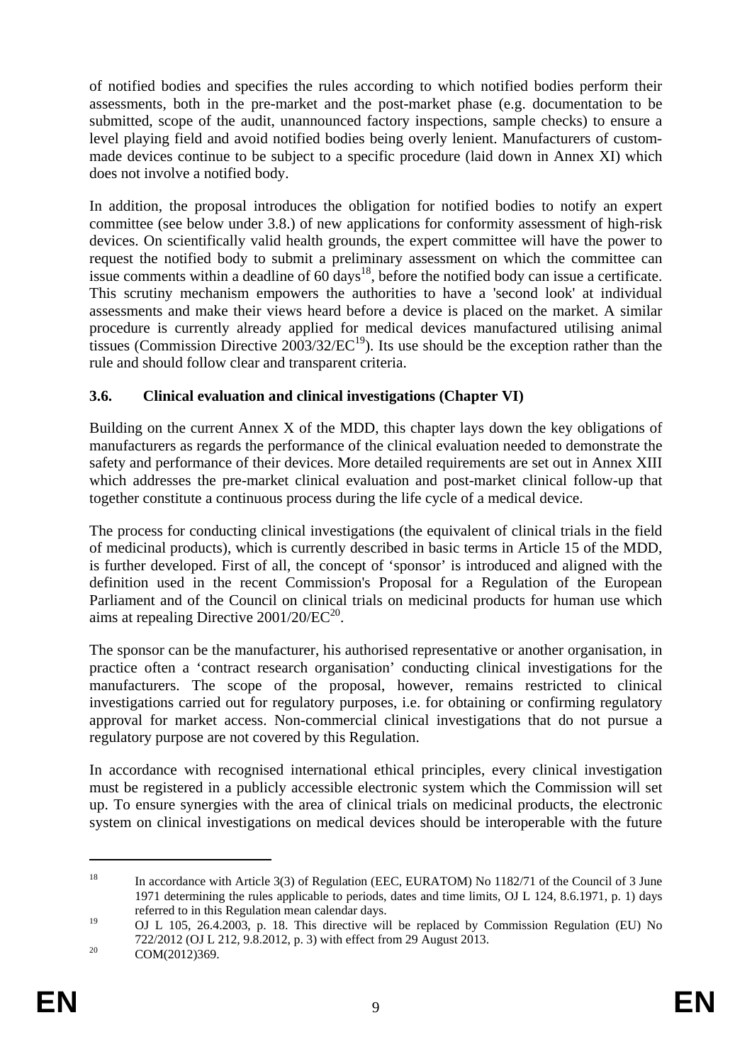of notified bodies and specifies the rules according to which notified bodies perform their assessments, both in the pre-market and the post-market phase (e.g. documentation to be submitted, scope of the audit, unannounced factory inspections, sample checks) to ensure a level playing field and avoid notified bodies being overly lenient. Manufacturers of custom-made devices continue to be subject to a specific procedure (laid down in Annex XI) which does not involve a notified body.

In addition, the proposal introduces the obligation for notified bodies to notify an expert committee (see below under 3.8.) of new applications for conformity assessment of high-risk devices. On scientifically valid health grounds, the expert committee will have the power to request the notified body to submit a preliminary assessment on which the committee can issue comments within a deadline of 60 days[18], before the notified body can issue a certificate. This scrutiny mechanism empowers the authorities to have a 'second look' at individual assessments and make their views heard before a device is placed on the market. A similar procedure is currently already applied for medical devices manufactured utilising animal tissues (Commission Directive 2003/32/EC[19]). Its use should be the exception rather than the rule and should follow clear and transparent criteria.

### 3.6. Clinical evaluation and clinical investigations (Chapter VI)

Building on the current Annex X of the MDD, this chapter lays down the key obligations of manufacturers as regards the performance of the clinical evaluation needed to demonstrate the safety and performance of their devices. More detailed requirements are set out in Annex XIII which addresses the pre-market clinical evaluation and post-market clinical follow-up that together constitute a continuous process during the life cycle of a medical device.

The process for conducting clinical investigations (the equivalent of clinical trials in the field of medicinal products), which is currently described in basic terms in Article 15 of the MDD, is further developed. First of all, the concept of 'sponsor' is introduced and aligned with the definition used in the recent Commission's Proposal for a Regulation of the European Parliament and of the Council on clinical trials on medicinal products for human use which aims at repealing Directive 2001/20/EC[20].

The sponsor can be the manufacturer, his authorised representative or another organisation, in practice often a 'contract research organisation' conducting clinical investigations for the manufacturers. The scope of the proposal, however, remains restricted to clinical investigations carried out for regulatory purposes, i.e. for obtaining or confirming regulatory approval for market access. Non-commercial clinical investigations that do not pursue a regulatory purpose are not covered by this Regulation.

In accordance with recognised international ethical principles, every clinical investigation must be registered in a publicly accessible electronic system which the Commission will set up. To ensure synergies with the area of clinical trials on medicinal products, the electronic system on clinical investigations on medical devices should be interoperable with the future

---

[18] In accordance with Article 3(3) of Regulation (EEC, EURATOM) No 1182/71 of the Council of 3 June 1971 determining the rules applicable to periods, dates and time limits, OJ L 124, 8.6.1971, p. 1) days referred to in this Regulation mean calendar days.

[19] OJ L 105, 26.4.2003, p. 18. This directive will be replaced by Commission Regulation (EU) No 722/2012 (OJ L 212, 9.8.2012, p. 3) with effect from 29 August 2013.

[20] COM(2012)369.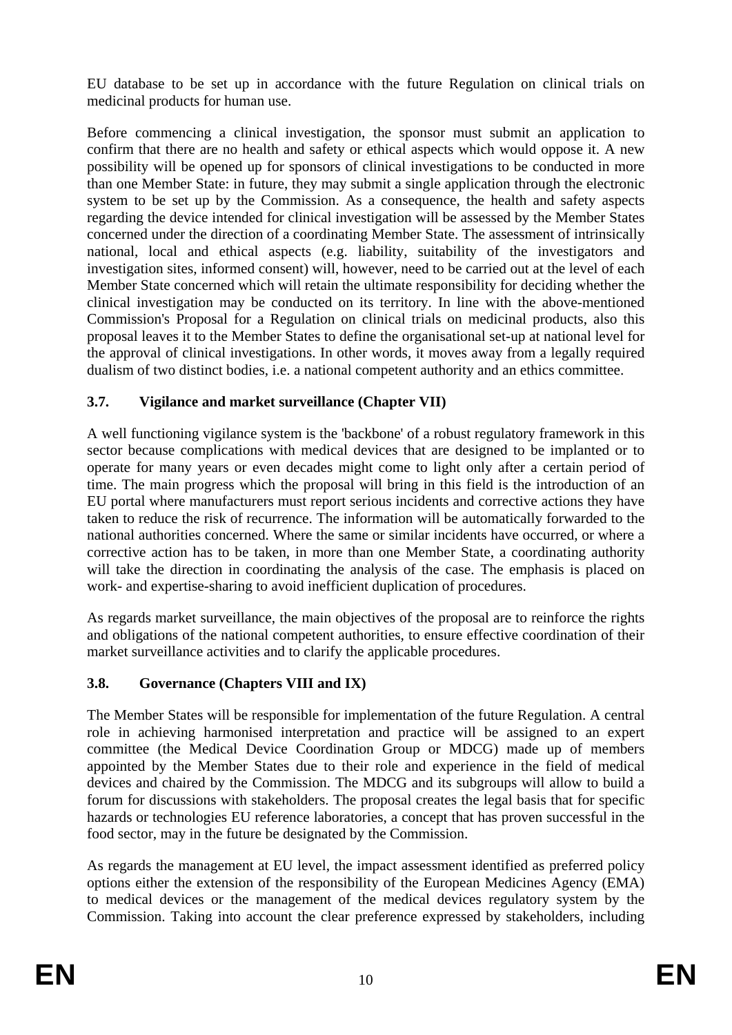EU database to be set up in accordance with the future Regulation on clinical trials on medicinal products for human use.

Before commencing a clinical investigation, the sponsor must submit an application to confirm that there are no health and safety or ethical aspects which would oppose it. A new possibility will be opened up for sponsors of clinical investigations to be conducted in more than one Member State: in future, they may submit a single application through the electronic system to be set up by the Commission. As a consequence, the health and safety aspects regarding the device intended for clinical investigation will be assessed by the Member States concerned under the direction of a coordinating Member State. The assessment of intrinsically national, local and ethical aspects (e.g. liability, suitability of the investigators and investigation sites, informed consent) will, however, need to be carried out at the level of each Member State concerned which will retain the ultimate responsibility for deciding whether the clinical investigation may be conducted on its territory. In line with the above-mentioned Commission's Proposal for a Regulation on clinical trials on medicinal products, also this proposal leaves it to the Member States to define the organisational set-up at national level for the approval of clinical investigations. In other words, it moves away from a legally required dualism of two distinct bodies, i.e. a national competent authority and an ethics committee.

### 3.7. Vigilance and market surveillance (Chapter VII)

A well functioning vigilance system is the 'backbone' of a robust regulatory framework in this sector because complications with medical devices that are designed to be implanted or to operate for many years or even decades might come to light only after a certain period of time. The main progress which the proposal will bring in this field is the introduction of an EU portal where manufacturers must report serious incidents and corrective actions they have taken to reduce the risk of recurrence. The information will be automatically forwarded to the national authorities concerned. Where the same or similar incidents have occurred, or where a corrective action has to be taken, in more than one Member State, a coordinating authority will take the direction in coordinating the analysis of the case. The emphasis is placed on work- and expertise-sharing to avoid inefficient duplication of procedures.

As regards market surveillance, the main objectives of the proposal are to reinforce the rights and obligations of the national competent authorities, to ensure effective coordination of their market surveillance activities and to clarify the applicable procedures.

### 3.8. Governance (Chapters VIII and IX)

The Member States will be responsible for implementation of the future Regulation. A central role in achieving harmonised interpretation and practice will be assigned to an expert committee (the Medical Device Coordination Group or MDCG) made up of members appointed by the Member States due to their role and experience in the field of medical devices and chaired by the Commission. The MDCG and its subgroups will allow to build a forum for discussions with stakeholders. The proposal creates the legal basis that for specific hazards or technologies EU reference laboratories, a concept that has proven successful in the food sector, may in the future be designated by the Commission.

As regards the management at EU level, the impact assessment identified as preferred policy options either the extension of the responsibility of the European Medicines Agency (EMA) to medical devices or the management of the medical devices regulatory system by the Commission. Taking into account the clear preference expressed by stakeholders, including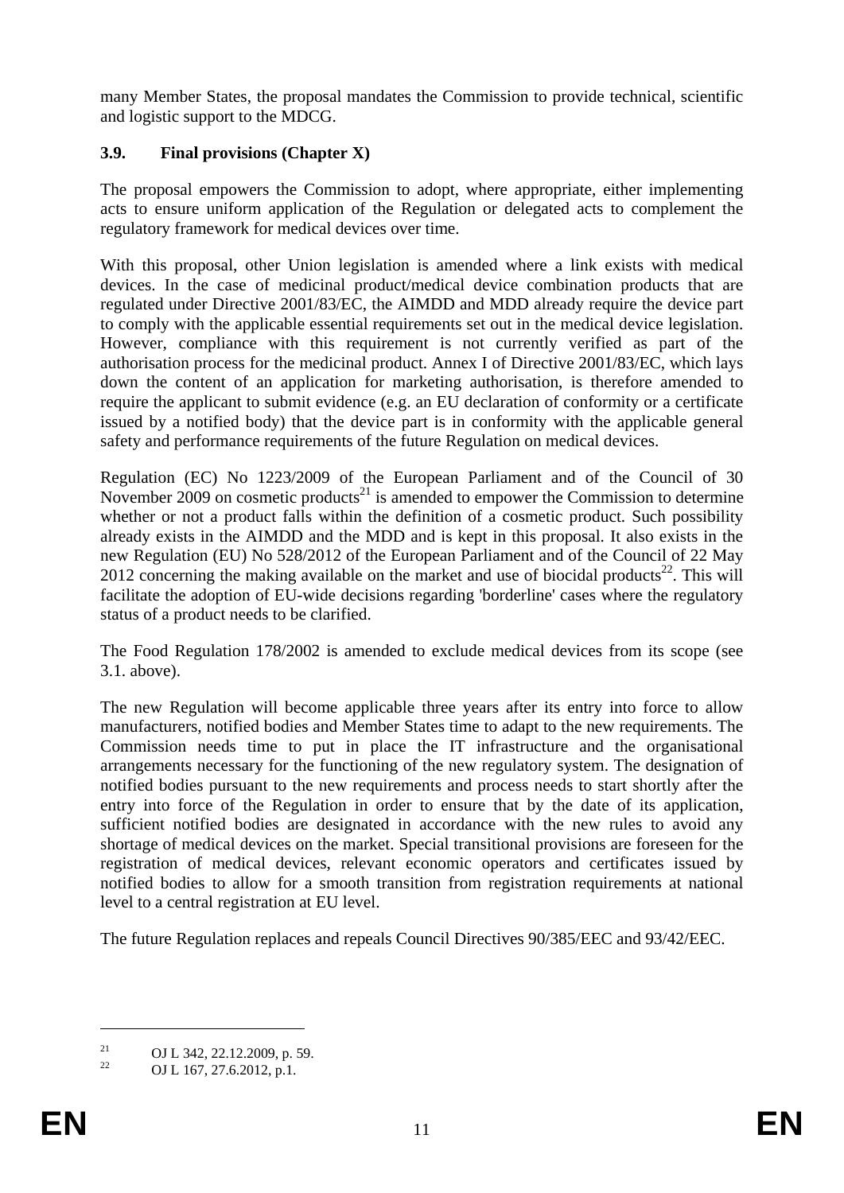many Member States, the proposal mandates the Commission to provide technical, scientific and logistic support to the MDCG.

### 3.9. Final provisions (Chapter X)

The proposal empowers the Commission to adopt, where appropriate, either implementing acts to ensure uniform application of the Regulation or delegated acts to complement the regulatory framework for medical devices over time.

With this proposal, other Union legislation is amended where a link exists with medical devices. In the case of medicinal product/medical device combination products that are regulated under Directive 2001/83/EC, the AIMDD and MDD already require the device part to comply with the applicable essential requirements set out in the medical device legislation. However, compliance with this requirement is not currently verified as part of the authorisation process for the medicinal product. Annex I of Directive 2001/83/EC, which lays down the content of an application for marketing authorisation, is therefore amended to require the applicant to submit evidence (e.g. an EU declaration of conformity or a certificate issued by a notified body) that the device part is in conformity with the applicable general safety and performance requirements of the future Regulation on medical devices.

Regulation (EC) No 1223/2009 of the European Parliament and of the Council of 30 November 2009 on cosmetic products[21] is amended to empower the Commission to determine whether or not a product falls within the definition of a cosmetic product. Such possibility already exists in the AIMDD and the MDD and is kept in this proposal. It also exists in the new Regulation (EU) No 528/2012 of the European Parliament and of the Council of 22 May 2012 concerning the making available on the market and use of biocidal products[22]. This will facilitate the adoption of EU-wide decisions regarding 'borderline' cases where the regulatory status of a product needs to be clarified.

The Food Regulation 178/2002 is amended to exclude medical devices from its scope (see 3.1. above).

The new Regulation will become applicable three years after its entry into force to allow manufacturers, notified bodies and Member States time to adapt to the new requirements. The Commission needs time to put in place the IT infrastructure and the organisational arrangements necessary for the functioning of the new regulatory system. The designation of notified bodies pursuant to the new requirements and process needs to start shortly after the entry into force of the Regulation in order to ensure that by the date of its application, sufficient notified bodies are designated in accordance with the new rules to avoid any shortage of medical devices on the market. Special transitional provisions are foreseen for the registration of medical devices, relevant economic operators and certificates issued by notified bodies to allow for a smooth transition from registration requirements at national level to a central registration at EU level.

The future Regulation replaces and repeals Council Directives 90/385/EEC and 93/42/EEC.

---

[21] OJ L 342, 22.12.2009, p. 59.

[22] OJ L 167, 27.6.2012, p.1.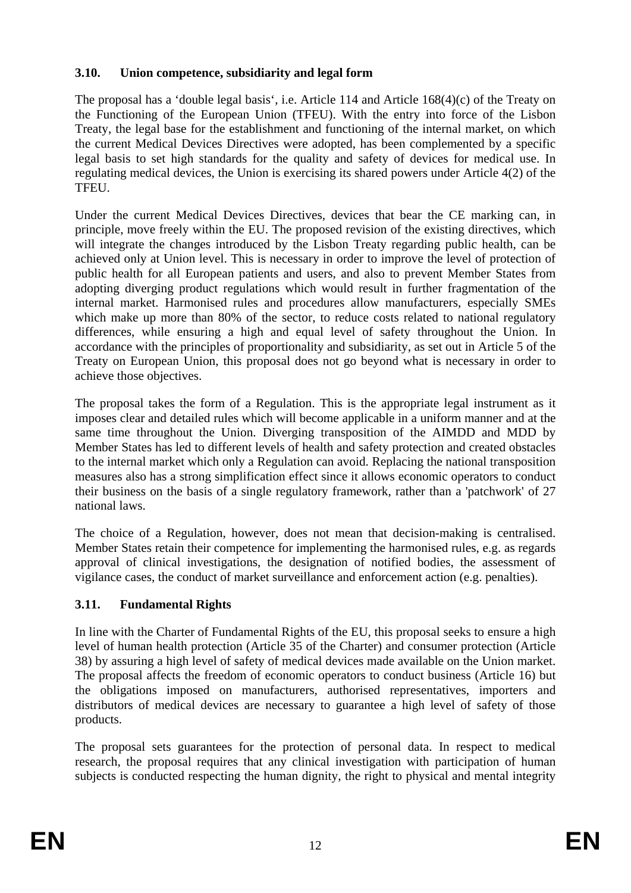### 3.10. Union competence, subsidiarity and legal form

The proposal has a 'double legal basis', i.e. Article 114 and Article 168(4)(c) of the Treaty on the Functioning of the European Union (TFEU). With the entry into force of the Lisbon Treaty, the legal base for the establishment and functioning of the internal market, on which the current Medical Devices Directives were adopted, has been complemented by a specific legal basis to set high standards for the quality and safety of devices for medical use. In regulating medical devices, the Union is exercising its shared powers under Article 4(2) of the TFEU.

Under the current Medical Devices Directives, devices that bear the CE marking can, in principle, move freely within the EU. The proposed revision of the existing directives, which will integrate the changes introduced by the Lisbon Treaty regarding public health, can be achieved only at Union level. This is necessary in order to improve the level of protection of public health for all European patients and users, and also to prevent Member States from adopting diverging product regulations which would result in further fragmentation of the internal market. Harmonised rules and procedures allow manufacturers, especially SMEs which make up more than 80% of the sector, to reduce costs related to national regulatory differences, while ensuring a high and equal level of safety throughout the Union. In accordance with the principles of proportionality and subsidiarity, as set out in Article 5 of the Treaty on European Union, this proposal does not go beyond what is necessary in order to achieve those objectives.

The proposal takes the form of a Regulation. This is the appropriate legal instrument as it imposes clear and detailed rules which will become applicable in a uniform manner and at the same time throughout the Union. Diverging transposition of the AIMDD and MDD by Member States has led to different levels of health and safety protection and created obstacles to the internal market which only a Regulation can avoid. Replacing the national transposition measures also has a strong simplification effect since it allows economic operators to conduct their business on the basis of a single regulatory framework, rather than a 'patchwork' of 27 national laws.

The choice of a Regulation, however, does not mean that decision-making is centralised. Member States retain their competence for implementing the harmonised rules, e.g. as regards approval of clinical investigations, the designation of notified bodies, the assessment of vigilance cases, the conduct of market surveillance and enforcement action (e.g. penalties).

### 3.11. Fundamental Rights

In line with the Charter of Fundamental Rights of the EU, this proposal seeks to ensure a high level of human health protection (Article 35 of the Charter) and consumer protection (Article 38) by assuring a high level of safety of medical devices made available on the Union market. The proposal affects the freedom of economic operators to conduct business (Article 16) but the obligations imposed on manufacturers, authorised representatives, importers and distributors of medical devices are necessary to guarantee a high level of safety of those products.

The proposal sets guarantees for the protection of personal data. In respect to medical research, the proposal requires that any clinical investigation with participation of human subjects is conducted respecting the human dignity, the right to physical and mental integrity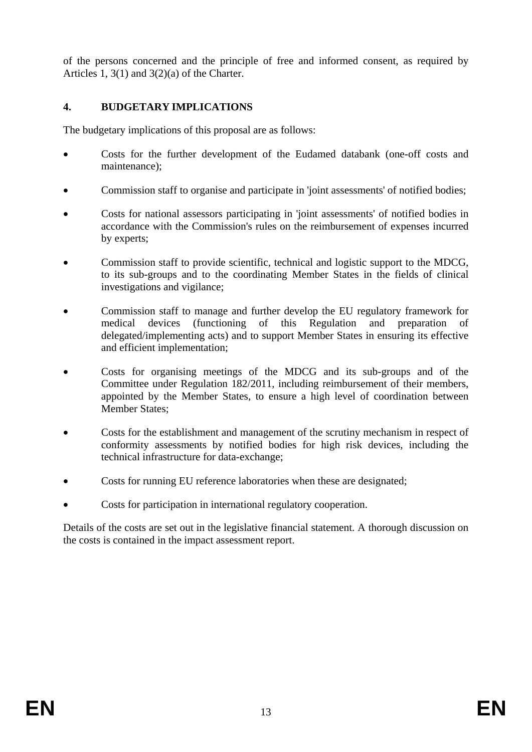of the persons concerned and the principle of free and informed consent, as required by Articles 1, 3(1) and 3(2)(a) of the Charter.

## 4. BUDGETARY IMPLICATIONS

The budgetary implications of this proposal are as follows:

- Costs for the further development of the Eudamed databank (one-off costs and maintenance);
- Commission staff to organise and participate in 'joint assessments' of notified bodies;
- Costs for national assessors participating in 'joint assessments' of notified bodies in accordance with the Commission's rules on the reimbursement of expenses incurred by experts;
- Commission staff to provide scientific, technical and logistic support to the MDCG, to its sub-groups and to the coordinating Member States in the fields of clinical investigations and vigilance;
- Commission staff to manage and further develop the EU regulatory framework for medical devices (functioning of this Regulation and preparation of delegated/implementing acts) and to support Member States in ensuring its effective and efficient implementation;
- Costs for organising meetings of the MDCG and its sub-groups and of the Committee under Regulation 182/2011, including reimbursement of their members, appointed by the Member States, to ensure a high level of coordination between Member States;
- Costs for the establishment and management of the scrutiny mechanism in respect of conformity assessments by notified bodies for high risk devices, including the technical infrastructure for data-exchange;
- Costs for running EU reference laboratories when these are designated;
- Costs for participation in international regulatory cooperation.

Details of the costs are set out in the legislative financial statement. A thorough discussion on the costs is contained in the impact assessment report.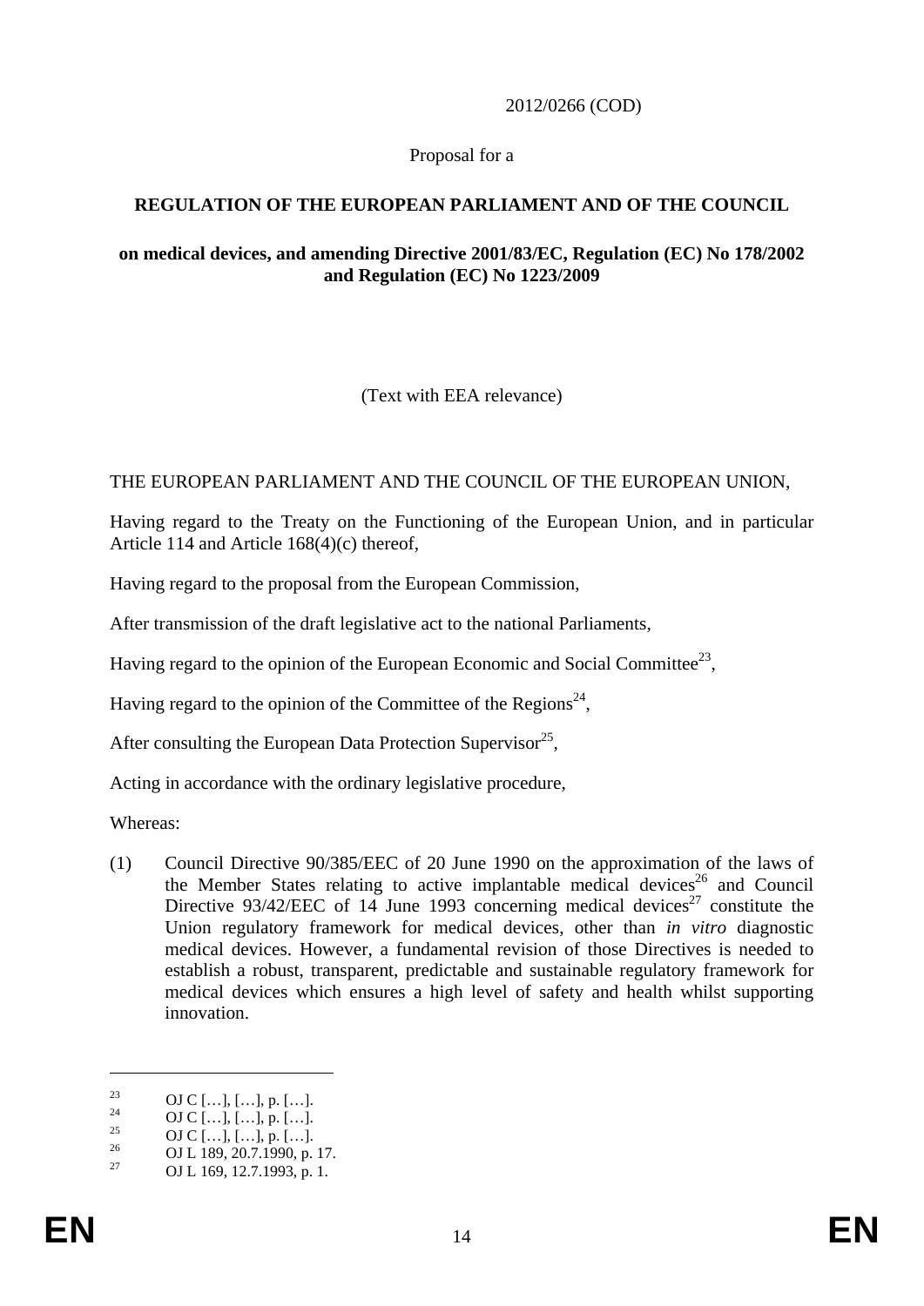2012/0266 (COD)

Proposal for a

**REGULATION OF THE EUROPEAN PARLIAMENT AND OF THE COUNCIL**

**on medical devices, and amending Directive 2001/83/EC, Regulation (EC) No 178/2002 and Regulation (EC) No 1223/2009**

(Text with EEA relevance)

THE EUROPEAN PARLIAMENT AND THE COUNCIL OF THE EUROPEAN UNION,

Having regard to the Treaty on the Functioning of the European Union, and in particular Article 114 and Article 168(4)(c) thereof,

Having regard to the proposal from the European Commission,

After transmission of the draft legislative act to the national Parliaments,

Having regard to the opinion of the European Economic and Social Committee[23],

Having regard to the opinion of the Committee of the Regions[24],

After consulting the European Data Protection Supervisor[25],

Acting in accordance with the ordinary legislative procedure,

Whereas:

(1) Council Directive 90/385/EEC of 20 June 1990 on the approximation of the laws of the Member States relating to active implantable medical devices[26] and Council Directive 93/42/EEC of 14 June 1993 concerning medical devices[27] constitute the Union regulatory framework for medical devices, other than *in vitro* diagnostic medical devices. However, a fundamental revision of those Directives is needed to establish a robust, transparent, predictable and sustainable regulatory framework for medical devices which ensures a high level of safety and health whilst supporting innovation.

---

23 OJ C […], […], p. […].

24 OJ C […], […], p. […].

25 OJ C […], […], p. […].

26 OJ L 189, 20.7.1990, p. 17.

27 OJ L 169, 12.7.1993, p. 1.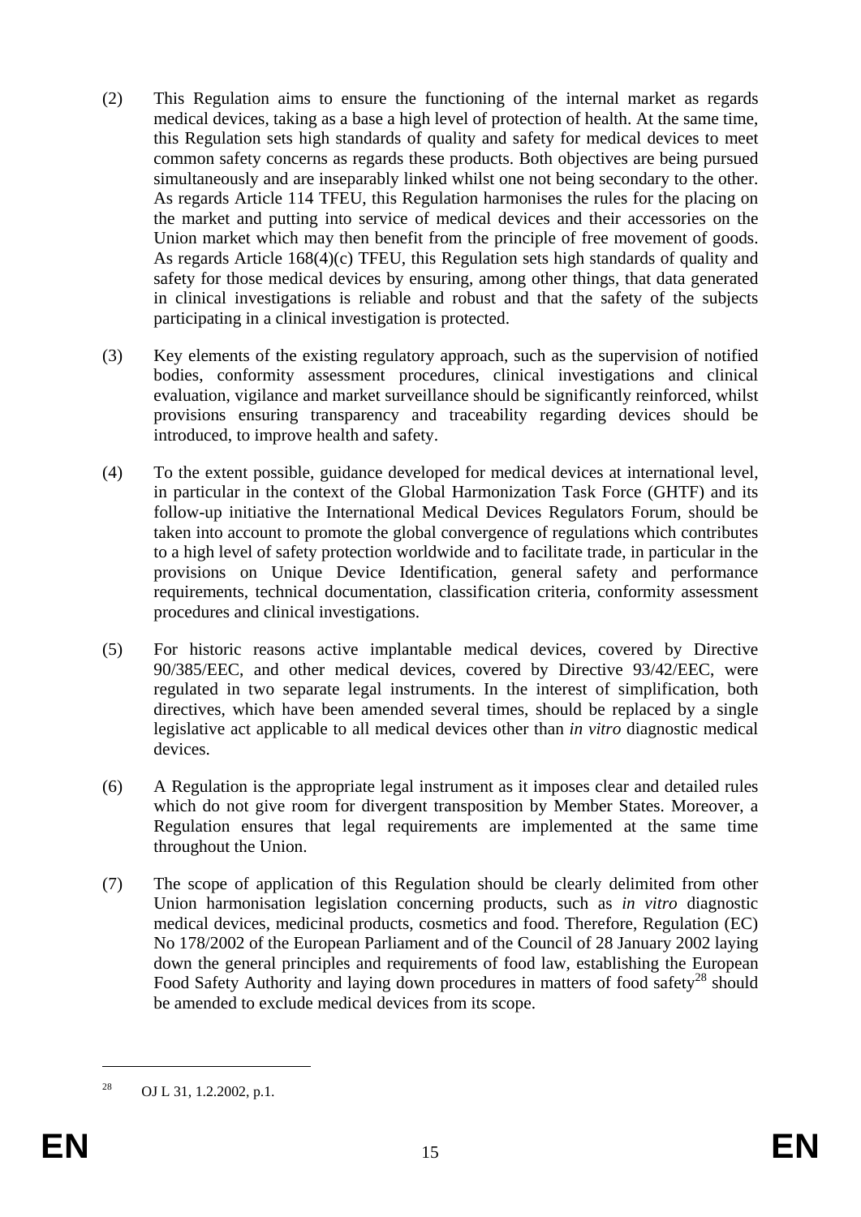(2) This Regulation aims to ensure the functioning of the internal market as regards medical devices, taking as a base a high level of protection of health. At the same time, this Regulation sets high standards of quality and safety for medical devices to meet common safety concerns as regards these products. Both objectives are being pursued simultaneously and are inseparably linked whilst one not being secondary to the other. As regards Article 114 TFEU, this Regulation harmonises the rules for the placing on the market and putting into service of medical devices and their accessories on the Union market which may then benefit from the principle of free movement of goods. As regards Article 168(4)(c) TFEU, this Regulation sets high standards of quality and safety for those medical devices by ensuring, among other things, that data generated in clinical investigations is reliable and robust and that the safety of the subjects participating in a clinical investigation is protected.

(3) Key elements of the existing regulatory approach, such as the supervision of notified bodies, conformity assessment procedures, clinical investigations and clinical evaluation, vigilance and market surveillance should be significantly reinforced, whilst provisions ensuring transparency and traceability regarding devices should be introduced, to improve health and safety.

(4) To the extent possible, guidance developed for medical devices at international level, in particular in the context of the Global Harmonization Task Force (GHTF) and its follow-up initiative the International Medical Devices Regulators Forum, should be taken into account to promote the global convergence of regulations which contributes to a high level of safety protection worldwide and to facilitate trade, in particular in the provisions on Unique Device Identification, general safety and performance requirements, technical documentation, classification criteria, conformity assessment procedures and clinical investigations.

(5) For historic reasons active implantable medical devices, covered by Directive 90/385/EEC, and other medical devices, covered by Directive 93/42/EEC, were regulated in two separate legal instruments. In the interest of simplification, both directives, which have been amended several times, should be replaced by a single legislative act applicable to all medical devices other than *in vitro* diagnostic medical devices.

(6) A Regulation is the appropriate legal instrument as it imposes clear and detailed rules which do not give room for divergent transposition by Member States. Moreover, a Regulation ensures that legal requirements are implemented at the same time throughout the Union.

(7) The scope of application of this Regulation should be clearly delimited from other Union harmonisation legislation concerning products, such as *in vitro* diagnostic medical devices, medicinal products, cosmetics and food. Therefore, Regulation (EC) No 178/2002 of the European Parliament and of the Council of 28 January 2002 laying down the general principles and requirements of food law, establishing the European Food Safety Authority and laying down procedures in matters of food safety[28] should be amended to exclude medical devices from its scope.

---

[28] OJ L 31, 1.2.2002, p.1.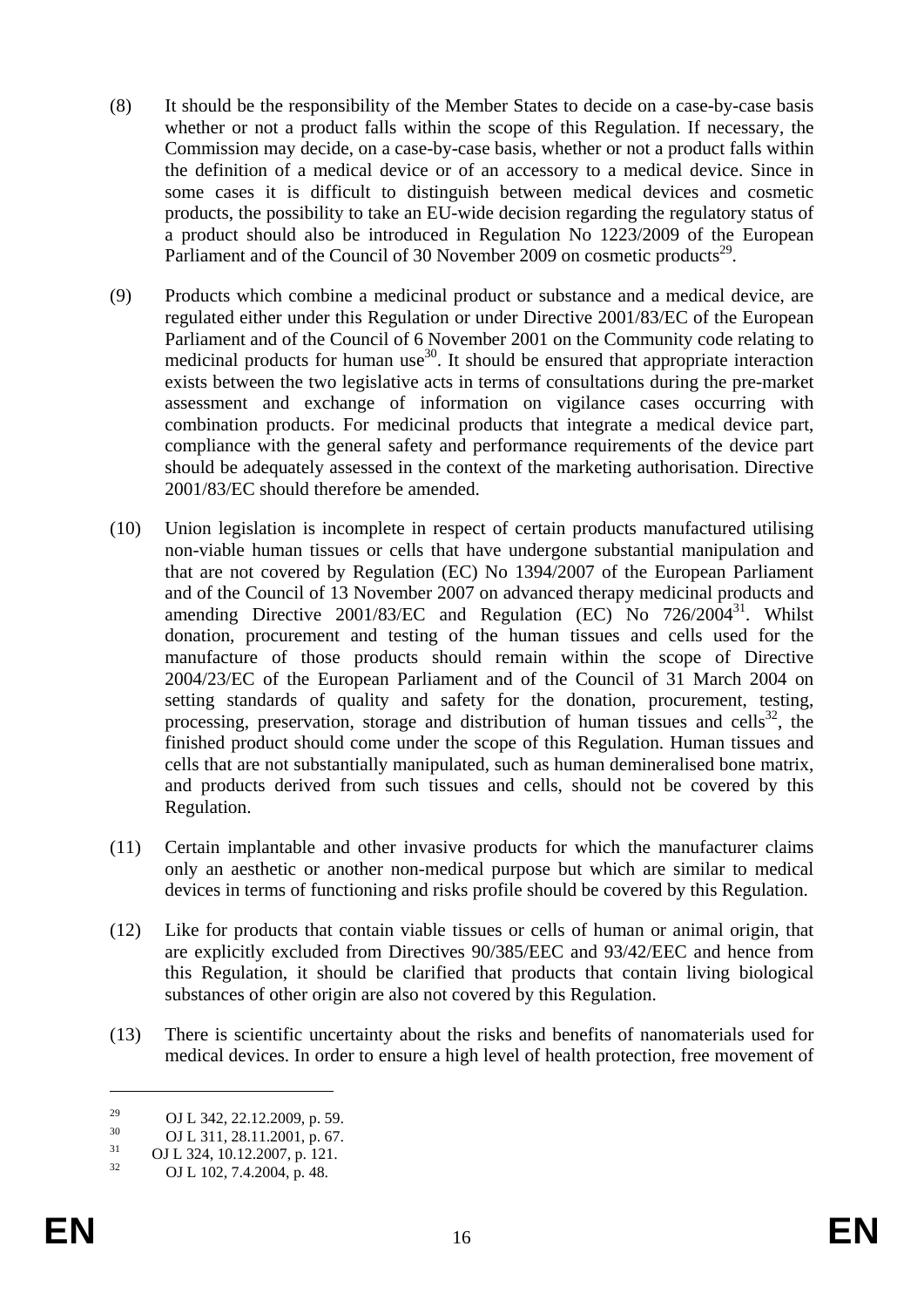(8) It should be the responsibility of the Member States to decide on a case-by-case basis whether or not a product falls within the scope of this Regulation. If necessary, the Commission may decide, on a case-by-case basis, whether or not a product falls within the definition of a medical device or of an accessory to a medical device. Since in some cases it is difficult to distinguish between medical devices and cosmetic products, the possibility to take an EU-wide decision regarding the regulatory status of a product should also be introduced in Regulation No 1223/2009 of the European Parliament and of the Council of 30 November 2009 on cosmetic products[29].

(9) Products which combine a medicinal product or substance and a medical device, are regulated either under this Regulation or under Directive 2001/83/EC of the European Parliament and of the Council of 6 November 2001 on the Community code relating to medicinal products for human use[30]. It should be ensured that appropriate interaction exists between the two legislative acts in terms of consultations during the pre-market assessment and exchange of information on vigilance cases occurring with combination products. For medicinal products that integrate a medical device part, compliance with the general safety and performance requirements of the device part should be adequately assessed in the context of the marketing authorisation. Directive 2001/83/EC should therefore be amended.

(10) Union legislation is incomplete in respect of certain products manufactured utilising non-viable human tissues or cells that have undergone substantial manipulation and that are not covered by Regulation (EC) No 1394/2007 of the European Parliament and of the Council of 13 November 2007 on advanced therapy medicinal products and amending Directive 2001/83/EC and Regulation (EC) No 726/2004[31]. Whilst donation, procurement and testing of the human tissues and cells used for the manufacture of those products should remain within the scope of Directive 2004/23/EC of the European Parliament and of the Council of 31 March 2004 on setting standards of quality and safety for the donation, procurement, testing, processing, preservation, storage and distribution of human tissues and cells[32], the finished product should come under the scope of this Regulation. Human tissues and cells that are not substantially manipulated, such as human demineralised bone matrix, and products derived from such tissues and cells, should not be covered by this Regulation.

(11) Certain implantable and other invasive products for which the manufacturer claims only an aesthetic or another non-medical purpose but which are similar to medical devices in terms of functioning and risks profile should be covered by this Regulation.

(12) Like for products that contain viable tissues or cells of human or animal origin, that are explicitly excluded from Directives 90/385/EEC and 93/42/EEC and hence from this Regulation, it should be clarified that products that contain living biological substances of other origin are also not covered by this Regulation.

(13) There is scientific uncertainty about the risks and benefits of nanomaterials used for medical devices. In order to ensure a high level of health protection, free movement of

---

[29] OJ L 342, 22.12.2009, p. 59.

[30] OJ L 311, 28.11.2001, p. 67.

[31] OJ L 324, 10.12.2007, p. 121.

[32] OJ L 102, 7.4.2004, p. 48.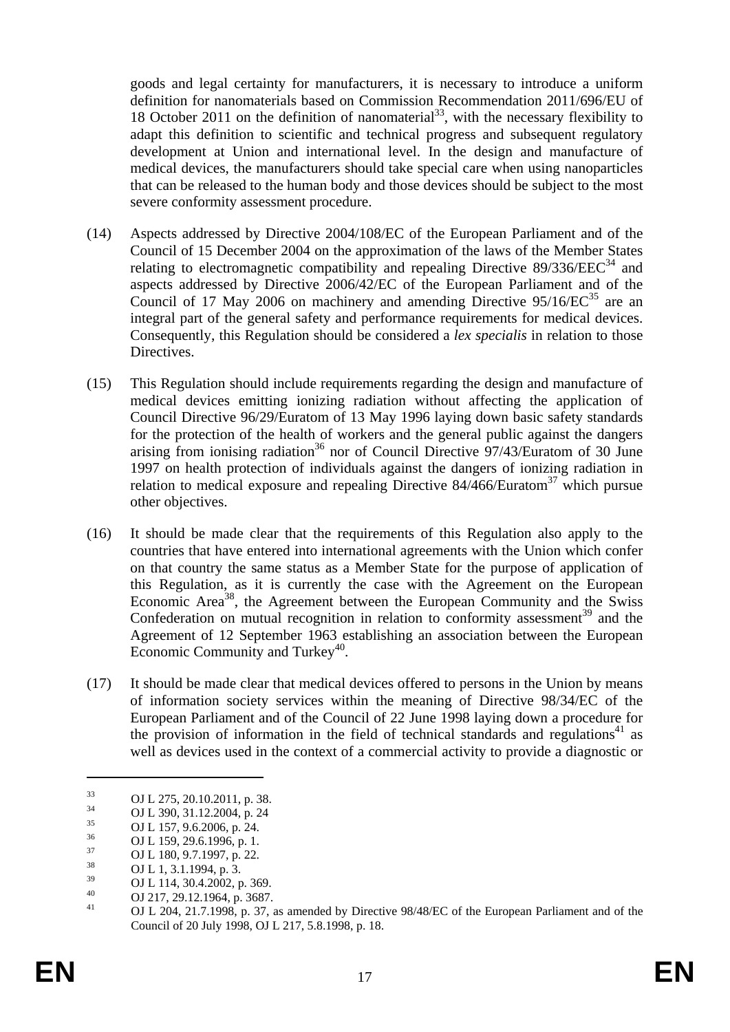goods and legal certainty for manufacturers, it is necessary to introduce a uniform definition for nanomaterials based on Commission Recommendation 2011/696/EU of 18 October 2011 on the definition of nanomaterial[33], with the necessary flexibility to adapt this definition to scientific and technical progress and subsequent regulatory development at Union and international level. In the design and manufacture of medical devices, the manufacturers should take special care when using nanoparticles that can be released to the human body and those devices should be subject to the most severe conformity assessment procedure.

(14) Aspects addressed by Directive 2004/108/EC of the European Parliament and of the Council of 15 December 2004 on the approximation of the laws of the Member States relating to electromagnetic compatibility and repealing Directive 89/336/EEC[34] and aspects addressed by Directive 2006/42/EC of the European Parliament and of the Council of 17 May 2006 on machinery and amending Directive 95/16/EC[35] are an integral part of the general safety and performance requirements for medical devices. Consequently, this Regulation should be considered a *lex specialis* in relation to those Directives.

(15) This Regulation should include requirements regarding the design and manufacture of medical devices emitting ionizing radiation without affecting the application of Council Directive 96/29/Euratom of 13 May 1996 laying down basic safety standards for the protection of the health of workers and the general public against the dangers arising from ionising radiation[36] nor of Council Directive 97/43/Euratom of 30 June 1997 on health protection of individuals against the dangers of ionizing radiation in relation to medical exposure and repealing Directive 84/466/Euratom[37] which pursue other objectives.

(16) It should be made clear that the requirements of this Regulation also apply to the countries that have entered into international agreements with the Union which confer on that country the same status as a Member State for the purpose of application of this Regulation, as it is currently the case with the Agreement on the European Economic Area[38], the Agreement between the European Community and the Swiss Confederation on mutual recognition in relation to conformity assessment[39] and the Agreement of 12 September 1963 establishing an association between the European Economic Community and Turkey[40].

(17) It should be made clear that medical devices offered to persons in the Union by means of information society services within the meaning of Directive 98/34/EC of the European Parliament and of the Council of 22 June 1998 laying down a procedure for the provision of information in the field of technical standards and regulations[41] as well as devices used in the context of a commercial activity to provide a diagnostic or

---

[33] OJ L 275, 20.10.2011, p. 38.
[34] OJ L 390, 31.12.2004, p. 24
[35] OJ L 157, 9.6.2006, p. 24.
[36] OJ L 159, 29.6.1996, p. 1.
[37] OJ L 180, 9.7.1997, p. 22.
[38] OJ L 1, 3.1.1994, p. 3.
[39] OJ L 114, 30.4.2002, p. 369.
[40] OJ 217, 29.12.1964, p. 3687.
[41] OJ L 204, 21.7.1998, p. 37, as amended by Directive 98/48/EC of the European Parliament and of the Council of 20 July 1998, OJ L 217, 5.8.1998, p. 18.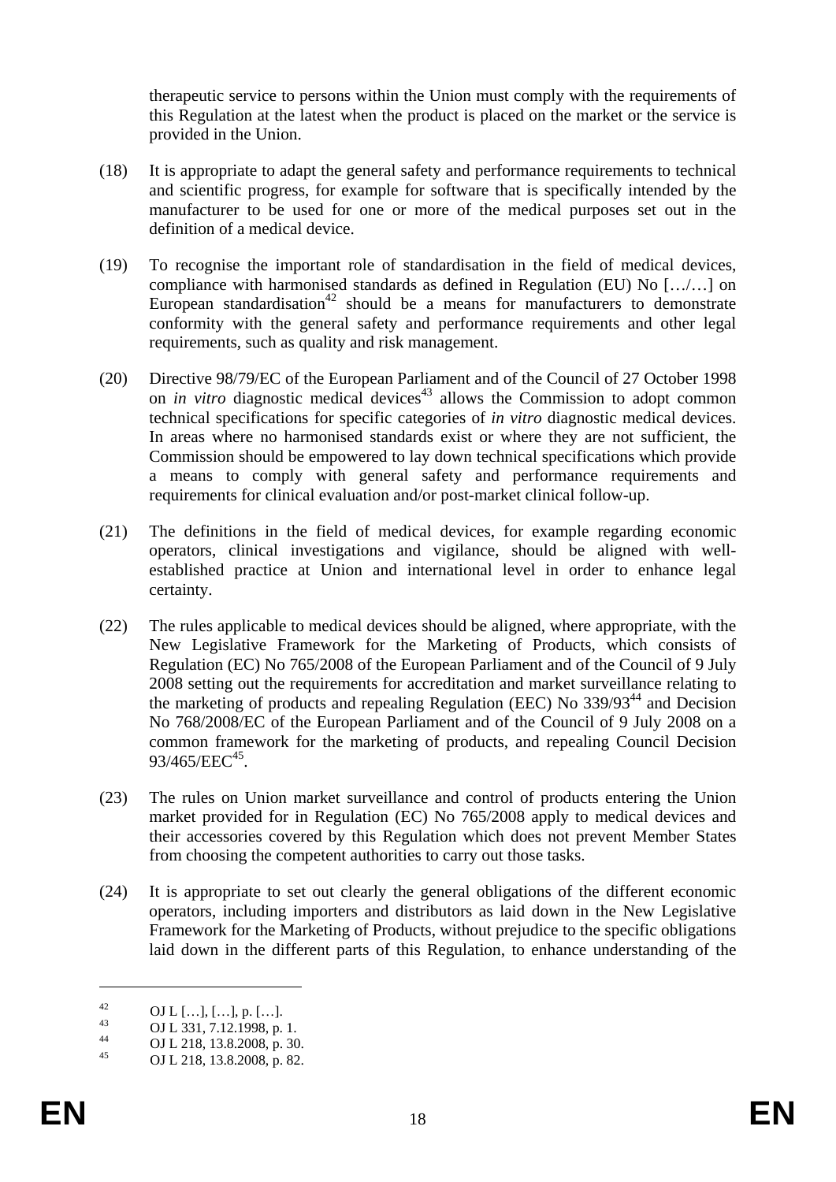therapeutic service to persons within the Union must comply with the requirements of this Regulation at the latest when the product is placed on the market or the service is provided in the Union.

(18) It is appropriate to adapt the general safety and performance requirements to technical and scientific progress, for example for software that is specifically intended by the manufacturer to be used for one or more of the medical purposes set out in the definition of a medical device.

(19) To recognise the important role of standardisation in the field of medical devices, compliance with harmonised standards as defined in Regulation (EU) No […/…] on European standardisation[42] should be a means for manufacturers to demonstrate conformity with the general safety and performance requirements and other legal requirements, such as quality and risk management.

(20) Directive 98/79/EC of the European Parliament and of the Council of 27 October 1998 on *in vitro* diagnostic medical devices[43] allows the Commission to adopt common technical specifications for specific categories of *in vitro* diagnostic medical devices. In areas where no harmonised standards exist or where they are not sufficient, the Commission should be empowered to lay down technical specifications which provide a means to comply with general safety and performance requirements and requirements for clinical evaluation and/or post-market clinical follow-up.

(21) The definitions in the field of medical devices, for example regarding economic operators, clinical investigations and vigilance, should be aligned with well-established practice at Union and international level in order to enhance legal certainty.

(22) The rules applicable to medical devices should be aligned, where appropriate, with the New Legislative Framework for the Marketing of Products, which consists of Regulation (EC) No 765/2008 of the European Parliament and of the Council of 9 July 2008 setting out the requirements for accreditation and market surveillance relating to the marketing of products and repealing Regulation (EEC) No 339/93[44] and Decision No 768/2008/EC of the European Parliament and of the Council of 9 July 2008 on a common framework for the marketing of products, and repealing Council Decision 93/465/EEC[45].

(23) The rules on Union market surveillance and control of products entering the Union market provided for in Regulation (EC) No 765/2008 apply to medical devices and their accessories covered by this Regulation which does not prevent Member States from choosing the competent authorities to carry out those tasks.

(24) It is appropriate to set out clearly the general obligations of the different economic operators, including importers and distributors as laid down in the New Legislative Framework for the Marketing of Products, without prejudice to the specific obligations laid down in the different parts of this Regulation, to enhance understanding of the

---

[42] OJ L […], […], p. […].

[43] OJ L 331, 7.12.1998, p. 1.

[44] OJ L 218, 13.8.2008, p. 30.

[45] OJ L 218, 13.8.2008, p. 82.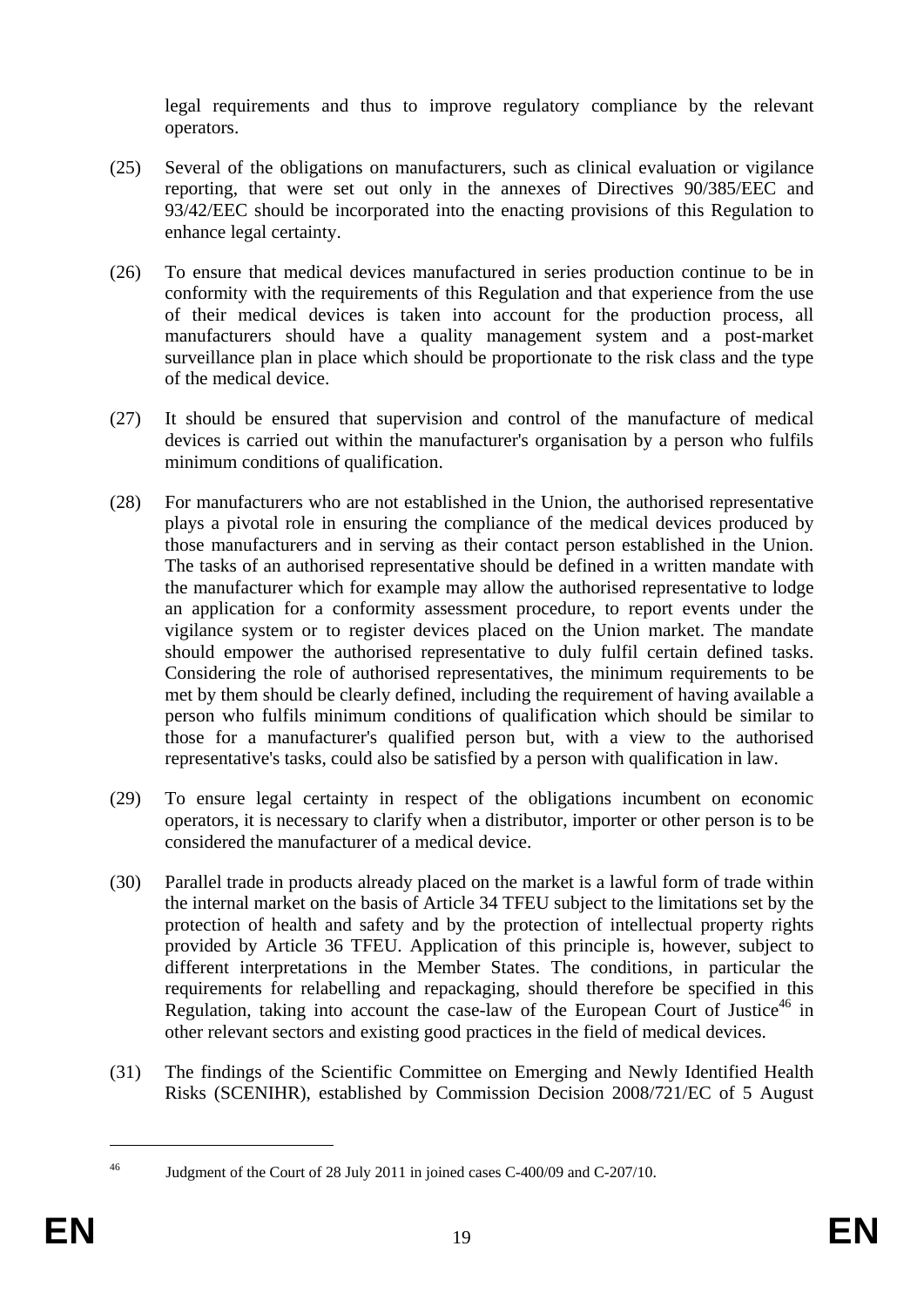legal requirements and thus to improve regulatory compliance by the relevant operators.

(25) Several of the obligations on manufacturers, such as clinical evaluation or vigilance reporting, that were set out only in the annexes of Directives 90/385/EEC and 93/42/EEC should be incorporated into the enacting provisions of this Regulation to enhance legal certainty.

(26) To ensure that medical devices manufactured in series production continue to be in conformity with the requirements of this Regulation and that experience from the use of their medical devices is taken into account for the production process, all manufacturers should have a quality management system and a post-market surveillance plan in place which should be proportionate to the risk class and the type of the medical device.

(27) It should be ensured that supervision and control of the manufacture of medical devices is carried out within the manufacturer's organisation by a person who fulfils minimum conditions of qualification.

(28) For manufacturers who are not established in the Union, the authorised representative plays a pivotal role in ensuring the compliance of the medical devices produced by those manufacturers and in serving as their contact person established in the Union. The tasks of an authorised representative should be defined in a written mandate with the manufacturer which for example may allow the authorised representative to lodge an application for a conformity assessment procedure, to report events under the vigilance system or to register devices placed on the Union market. The mandate should empower the authorised representative to duly fulfil certain defined tasks. Considering the role of authorised representatives, the minimum requirements to be met by them should be clearly defined, including the requirement of having available a person who fulfils minimum conditions of qualification which should be similar to those for a manufacturer's qualified person but, with a view to the authorised representative's tasks, could also be satisfied by a person with qualification in law.

(29) To ensure legal certainty in respect of the obligations incumbent on economic operators, it is necessary to clarify when a distributor, importer or other person is to be considered the manufacturer of a medical device.

(30) Parallel trade in products already placed on the market is a lawful form of trade within the internal market on the basis of Article 34 TFEU subject to the limitations set by the protection of health and safety and by the protection of intellectual property rights provided by Article 36 TFEU. Application of this principle is, however, subject to different interpretations in the Member States. The conditions, in particular the requirements for relabelling and repackaging, should therefore be specified in this Regulation, taking into account the case-law of the European Court of Justice[46] in other relevant sectors and existing good practices in the field of medical devices.

(31) The findings of the Scientific Committee on Emerging and Newly Identified Health Risks (SCENIHR), established by Commission Decision 2008/721/EC of 5 August

---

[46] Judgment of the Court of 28 July 2011 in joined cases C-400/09 and C-207/10.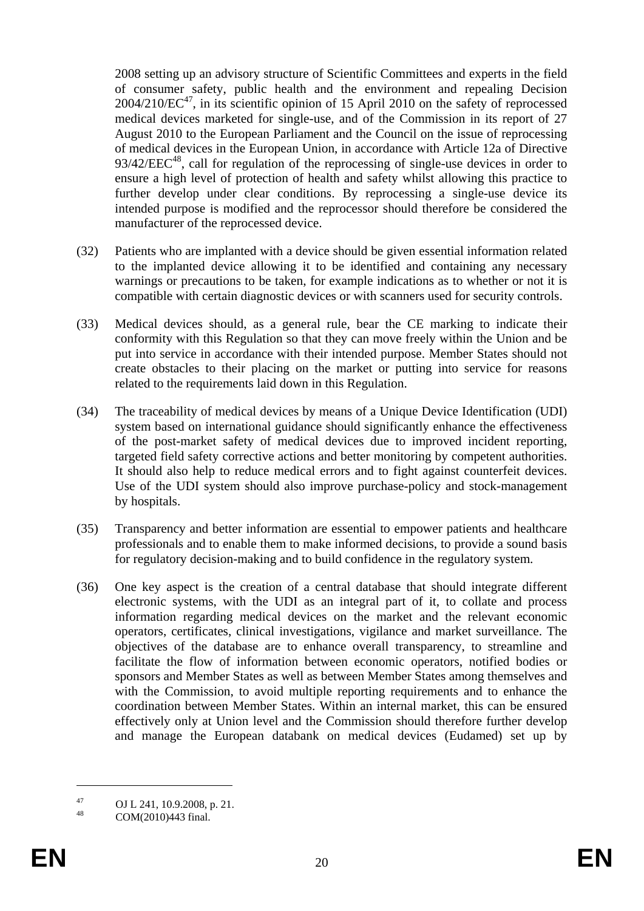2008 setting up an advisory structure of Scientific Committees and experts in the field of consumer safety, public health and the environment and repealing Decision 2004/210/EC[47], in its scientific opinion of 15 April 2010 on the safety of reprocessed medical devices marketed for single-use, and of the Commission in its report of 27 August 2010 to the European Parliament and the Council on the issue of reprocessing of medical devices in the European Union, in accordance with Article 12a of Directive 93/42/EEC[48], call for regulation of the reprocessing of single-use devices in order to ensure a high level of protection of health and safety whilst allowing this practice to further develop under clear conditions. By reprocessing a single-use device its intended purpose is modified and the reprocessor should therefore be considered the manufacturer of the reprocessed device.

(32) Patients who are implanted with a device should be given essential information related to the implanted device allowing it to be identified and containing any necessary warnings or precautions to be taken, for example indications as to whether or not it is compatible with certain diagnostic devices or with scanners used for security controls.

(33) Medical devices should, as a general rule, bear the CE marking to indicate their conformity with this Regulation so that they can move freely within the Union and be put into service in accordance with their intended purpose. Member States should not create obstacles to their placing on the market or putting into service for reasons related to the requirements laid down in this Regulation.

(34) The traceability of medical devices by means of a Unique Device Identification (UDI) system based on international guidance should significantly enhance the effectiveness of the post-market safety of medical devices due to improved incident reporting, targeted field safety corrective actions and better monitoring by competent authorities. It should also help to reduce medical errors and to fight against counterfeit devices. Use of the UDI system should also improve purchase-policy and stock-management by hospitals.

(35) Transparency and better information are essential to empower patients and healthcare professionals and to enable them to make informed decisions, to provide a sound basis for regulatory decision-making and to build confidence in the regulatory system.

(36) One key aspect is the creation of a central database that should integrate different electronic systems, with the UDI as an integral part of it, to collate and process information regarding medical devices on the market and the relevant economic operators, certificates, clinical investigations, vigilance and market surveillance. The objectives of the database are to enhance overall transparency, to streamline and facilitate the flow of information between economic operators, notified bodies or sponsors and Member States as well as between Member States among themselves and with the Commission, to avoid multiple reporting requirements and to enhance the coordination between Member States. Within an internal market, this can be ensured effectively only at Union level and the Commission should therefore further develop and manage the European databank on medical devices (Eudamed) set up by

---

[47] OJ L 241, 10.9.2008, p. 21.

[48] COM(2010)443 final.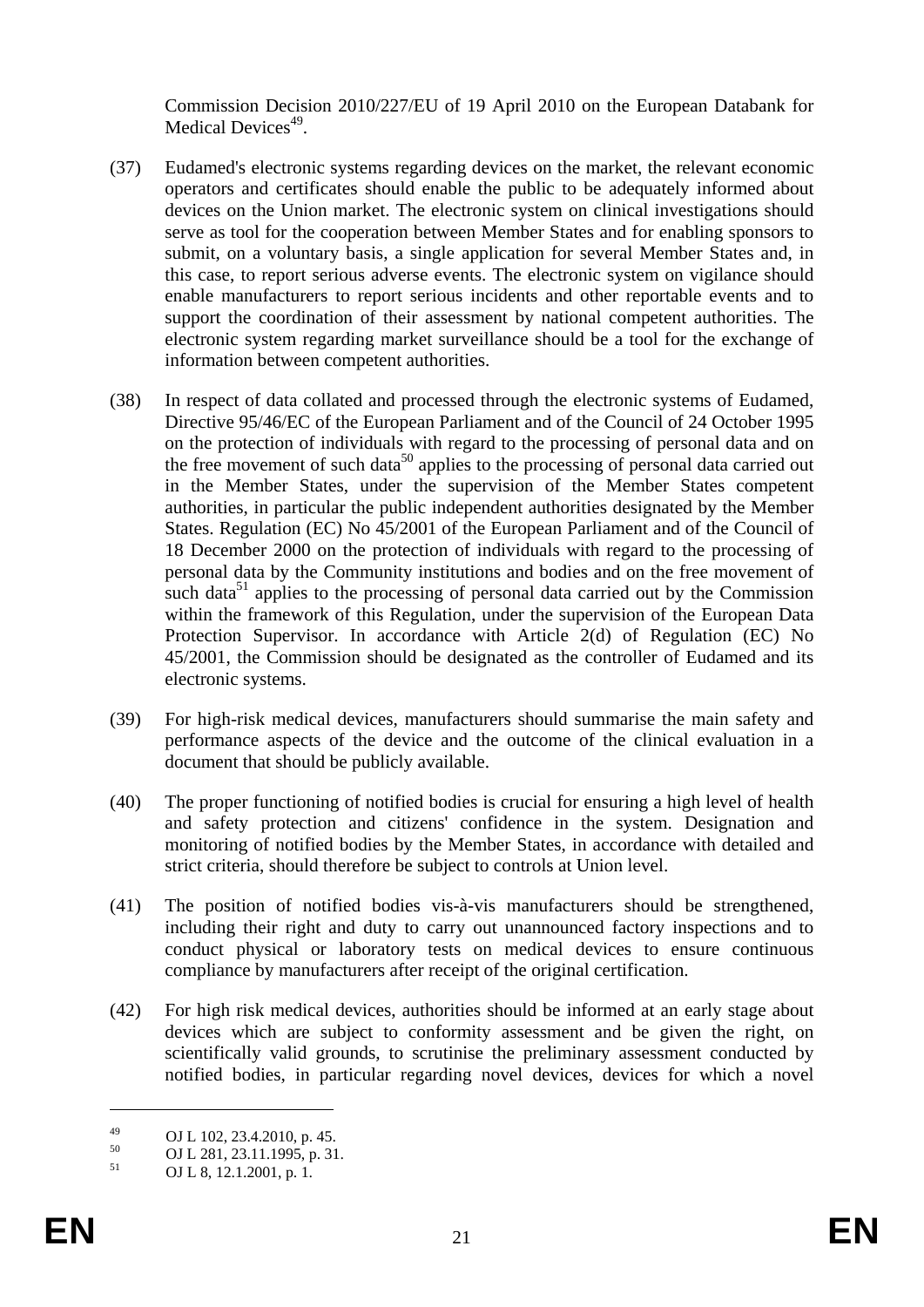Commission Decision 2010/227/EU of 19 April 2010 on the European Databank for Medical Devices[49].

(37) Eudamed's electronic systems regarding devices on the market, the relevant economic operators and certificates should enable the public to be adequately informed about devices on the Union market. The electronic system on clinical investigations should serve as tool for the cooperation between Member States and for enabling sponsors to submit, on a voluntary basis, a single application for several Member States and, in this case, to report serious adverse events. The electronic system on vigilance should enable manufacturers to report serious incidents and other reportable events and to support the coordination of their assessment by national competent authorities. The electronic system regarding market surveillance should be a tool for the exchange of information between competent authorities.

(38) In respect of data collated and processed through the electronic systems of Eudamed, Directive 95/46/EC of the European Parliament and of the Council of 24 October 1995 on the protection of individuals with regard to the processing of personal data and on the free movement of such data[50] applies to the processing of personal data carried out in the Member States, under the supervision of the Member States competent authorities, in particular the public independent authorities designated by the Member States. Regulation (EC) No 45/2001 of the European Parliament and of the Council of 18 December 2000 on the protection of individuals with regard to the processing of personal data by the Community institutions and bodies and on the free movement of such data[51] applies to the processing of personal data carried out by the Commission within the framework of this Regulation, under the supervision of the European Data Protection Supervisor. In accordance with Article 2(d) of Regulation (EC) No 45/2001, the Commission should be designated as the controller of Eudamed and its electronic systems.

(39) For high-risk medical devices, manufacturers should summarise the main safety and performance aspects of the device and the outcome of the clinical evaluation in a document that should be publicly available.

(40) The proper functioning of notified bodies is crucial for ensuring a high level of health and safety protection and citizens' confidence in the system. Designation and monitoring of notified bodies by the Member States, in accordance with detailed and strict criteria, should therefore be subject to controls at Union level.

(41) The position of notified bodies vis-à-vis manufacturers should be strengthened, including their right and duty to carry out unannounced factory inspections and to conduct physical or laboratory tests on medical devices to ensure continuous compliance by manufacturers after receipt of the original certification.

(42) For high risk medical devices, authorities should be informed at an early stage about devices which are subject to conformity assessment and be given the right, on scientifically valid grounds, to scrutinise the preliminary assessment conducted by notified bodies, in particular regarding novel devices, devices for which a novel

---

[49] OJ L 102, 23.4.2010, p. 45.

[50] OJ L 281, 23.11.1995, p. 31.

[51] OJ L 8, 12.1.2001, p. 1.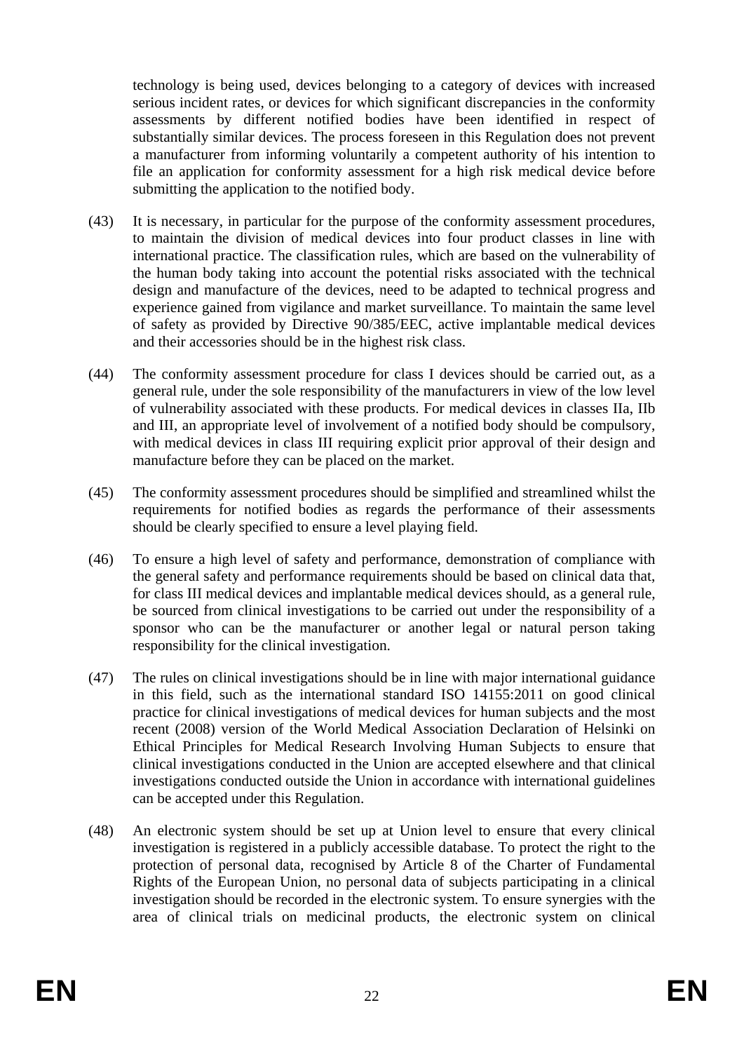technology is being used, devices belonging to a category of devices with increased serious incident rates, or devices for which significant discrepancies in the conformity assessments by different notified bodies have been identified in respect of substantially similar devices. The process foreseen in this Regulation does not prevent a manufacturer from informing voluntarily a competent authority of his intention to file an application for conformity assessment for a high risk medical device before submitting the application to the notified body.

(43) It is necessary, in particular for the purpose of the conformity assessment procedures, to maintain the division of medical devices into four product classes in line with international practice. The classification rules, which are based on the vulnerability of the human body taking into account the potential risks associated with the technical design and manufacture of the devices, need to be adapted to technical progress and experience gained from vigilance and market surveillance. To maintain the same level of safety as provided by Directive 90/385/EEC, active implantable medical devices and their accessories should be in the highest risk class.

(44) The conformity assessment procedure for class I devices should be carried out, as a general rule, under the sole responsibility of the manufacturers in view of the low level of vulnerability associated with these products. For medical devices in classes IIa, IIb and III, an appropriate level of involvement of a notified body should be compulsory, with medical devices in class III requiring explicit prior approval of their design and manufacture before they can be placed on the market.

(45) The conformity assessment procedures should be simplified and streamlined whilst the requirements for notified bodies as regards the performance of their assessments should be clearly specified to ensure a level playing field.

(46) To ensure a high level of safety and performance, demonstration of compliance with the general safety and performance requirements should be based on clinical data that, for class III medical devices and implantable medical devices should, as a general rule, be sourced from clinical investigations to be carried out under the responsibility of a sponsor who can be the manufacturer or another legal or natural person taking responsibility for the clinical investigation.

(47) The rules on clinical investigations should be in line with major international guidance in this field, such as the international standard ISO 14155:2011 on good clinical practice for clinical investigations of medical devices for human subjects and the most recent (2008) version of the World Medical Association Declaration of Helsinki on Ethical Principles for Medical Research Involving Human Subjects to ensure that clinical investigations conducted in the Union are accepted elsewhere and that clinical investigations conducted outside the Union in accordance with international guidelines can be accepted under this Regulation.

(48) An electronic system should be set up at Union level to ensure that every clinical investigation is registered in a publicly accessible database. To protect the right to the protection of personal data, recognised by Article 8 of the Charter of Fundamental Rights of the European Union, no personal data of subjects participating in a clinical investigation should be recorded in the electronic system. To ensure synergies with the area of clinical trials on medicinal products, the electronic system on clinical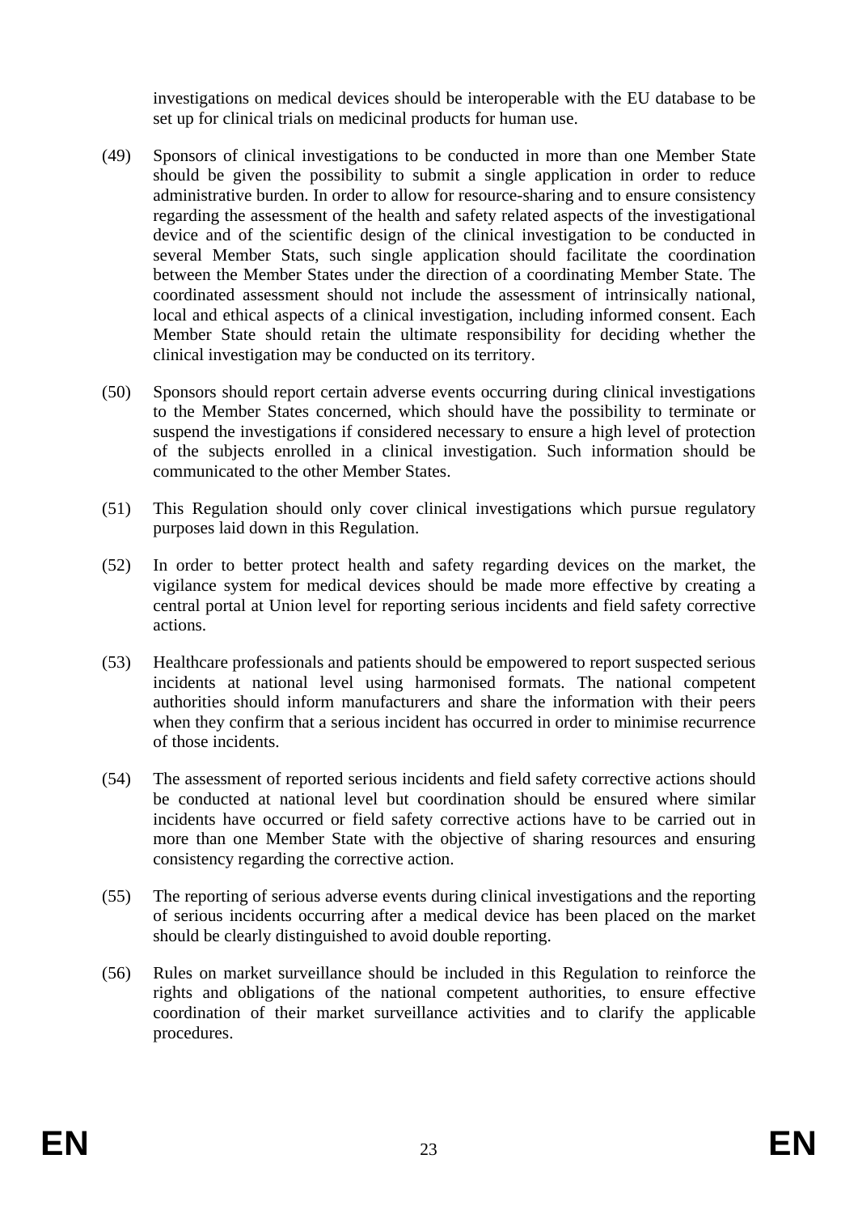investigations on medical devices should be interoperable with the EU database to be set up for clinical trials on medicinal products for human use.

(49) Sponsors of clinical investigations to be conducted in more than one Member State should be given the possibility to submit a single application in order to reduce administrative burden. In order to allow for resource-sharing and to ensure consistency regarding the assessment of the health and safety related aspects of the investigational device and of the scientific design of the clinical investigation to be conducted in several Member Stats, such single application should facilitate the coordination between the Member States under the direction of a coordinating Member State. The coordinated assessment should not include the assessment of intrinsically national, local and ethical aspects of a clinical investigation, including informed consent. Each Member State should retain the ultimate responsibility for deciding whether the clinical investigation may be conducted on its territory.

(50) Sponsors should report certain adverse events occurring during clinical investigations to the Member States concerned, which should have the possibility to terminate or suspend the investigations if considered necessary to ensure a high level of protection of the subjects enrolled in a clinical investigation. Such information should be communicated to the other Member States.

(51) This Regulation should only cover clinical investigations which pursue regulatory purposes laid down in this Regulation.

(52) In order to better protect health and safety regarding devices on the market, the vigilance system for medical devices should be made more effective by creating a central portal at Union level for reporting serious incidents and field safety corrective actions.

(53) Healthcare professionals and patients should be empowered to report suspected serious incidents at national level using harmonised formats. The national competent authorities should inform manufacturers and share the information with their peers when they confirm that a serious incident has occurred in order to minimise recurrence of those incidents.

(54) The assessment of reported serious incidents and field safety corrective actions should be conducted at national level but coordination should be ensured where similar incidents have occurred or field safety corrective actions have to be carried out in more than one Member State with the objective of sharing resources and ensuring consistency regarding the corrective action.

(55) The reporting of serious adverse events during clinical investigations and the reporting of serious incidents occurring after a medical device has been placed on the market should be clearly distinguished to avoid double reporting.

(56) Rules on market surveillance should be included in this Regulation to reinforce the rights and obligations of the national competent authorities, to ensure effective coordination of their market surveillance activities and to clarify the applicable procedures.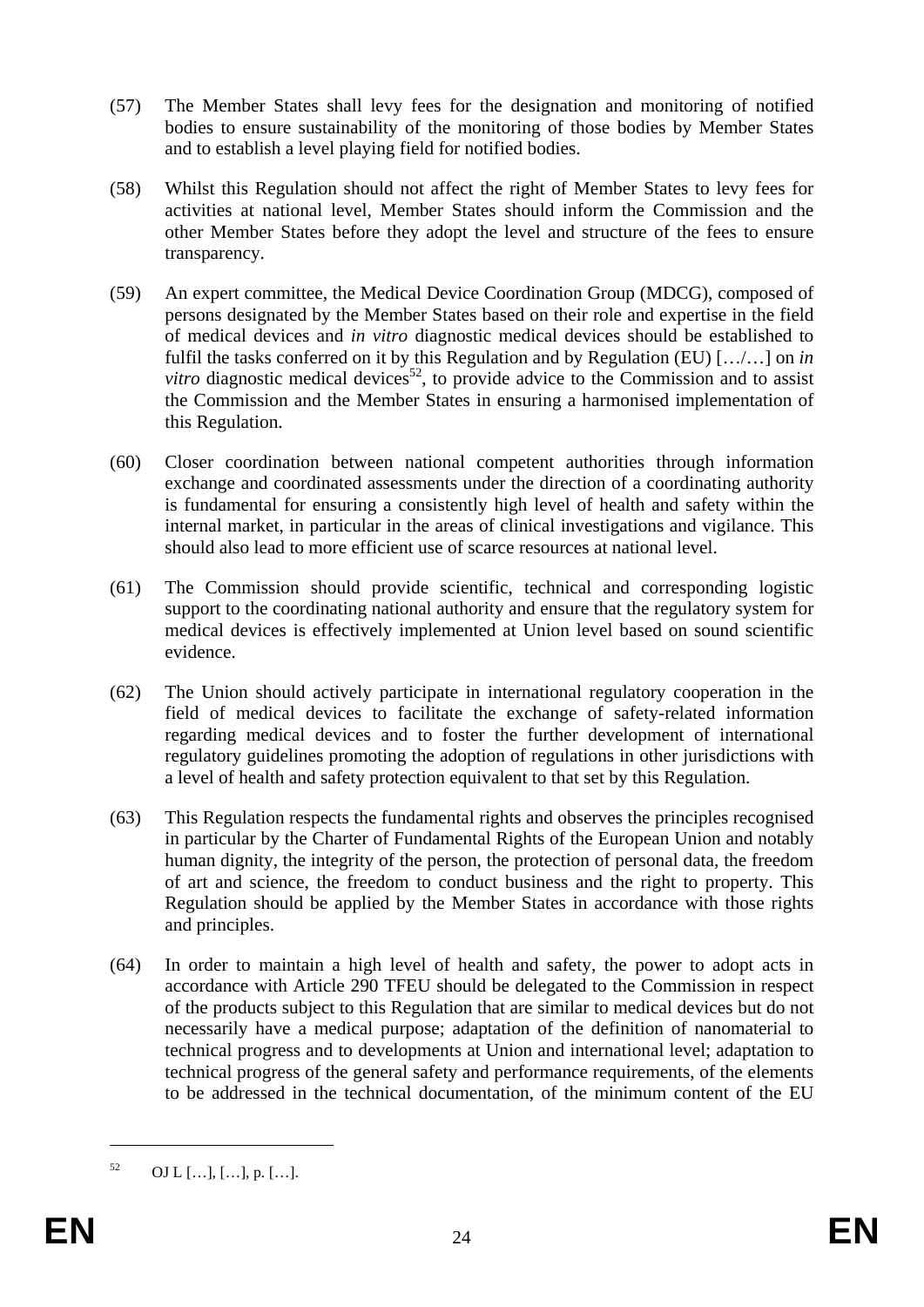(57) The Member States shall levy fees for the designation and monitoring of notified bodies to ensure sustainability of the monitoring of those bodies by Member States and to establish a level playing field for notified bodies.

(58) Whilst this Regulation should not affect the right of Member States to levy fees for activities at national level, Member States should inform the Commission and the other Member States before they adopt the level and structure of the fees to ensure transparency.

(59) An expert committee, the Medical Device Coordination Group (MDCG), composed of persons designated by the Member States based on their role and expertise in the field of medical devices and *in vitro* diagnostic medical devices should be established to fulfil the tasks conferred on it by this Regulation and by Regulation (EU) […/…] on *in vitro* diagnostic medical devices[52], to provide advice to the Commission and to assist the Commission and the Member States in ensuring a harmonised implementation of this Regulation.

(60) Closer coordination between national competent authorities through information exchange and coordinated assessments under the direction of a coordinating authority is fundamental for ensuring a consistently high level of health and safety within the internal market, in particular in the areas of clinical investigations and vigilance. This should also lead to more efficient use of scarce resources at national level.

(61) The Commission should provide scientific, technical and corresponding logistic support to the coordinating national authority and ensure that the regulatory system for medical devices is effectively implemented at Union level based on sound scientific evidence.

(62) The Union should actively participate in international regulatory cooperation in the field of medical devices to facilitate the exchange of safety-related information regarding medical devices and to foster the further development of international regulatory guidelines promoting the adoption of regulations in other jurisdictions with a level of health and safety protection equivalent to that set by this Regulation.

(63) This Regulation respects the fundamental rights and observes the principles recognised in particular by the Charter of Fundamental Rights of the European Union and notably human dignity, the integrity of the person, the protection of personal data, the freedom of art and science, the freedom to conduct business and the right to property. This Regulation should be applied by the Member States in accordance with those rights and principles.

(64) In order to maintain a high level of health and safety, the power to adopt acts in accordance with Article 290 TFEU should be delegated to the Commission in respect of the products subject to this Regulation that are similar to medical devices but do not necessarily have a medical purpose; adaptation of the definition of nanomaterial to technical progress and to developments at Union and international level; adaptation to technical progress of the general safety and performance requirements, of the elements to be addressed in the technical documentation, of the minimum content of the EU

---

[52] OJ L […], […], p. […].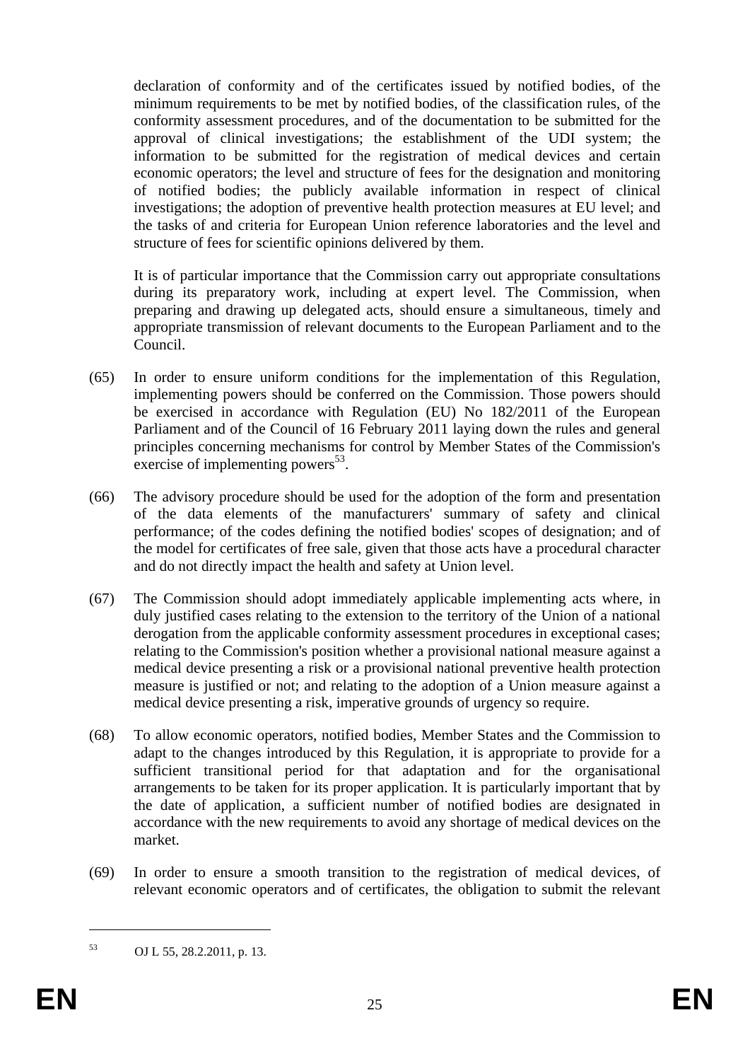declaration of conformity and of the certificates issued by notified bodies, of the minimum requirements to be met by notified bodies, of the classification rules, of the conformity assessment procedures, and of the documentation to be submitted for the approval of clinical investigations; the establishment of the UDI system; the information to be submitted for the registration of medical devices and certain economic operators; the level and structure of fees for the designation and monitoring of notified bodies; the publicly available information in respect of clinical investigations; the adoption of preventive health protection measures at EU level; and the tasks of and criteria for European Union reference laboratories and the level and structure of fees for scientific opinions delivered by them.

It is of particular importance that the Commission carry out appropriate consultations during its preparatory work, including at expert level. The Commission, when preparing and drawing up delegated acts, should ensure a simultaneous, timely and appropriate transmission of relevant documents to the European Parliament and to the Council.

(65) In order to ensure uniform conditions for the implementation of this Regulation, implementing powers should be conferred on the Commission. Those powers should be exercised in accordance with Regulation (EU) No 182/2011 of the European Parliament and of the Council of 16 February 2011 laying down the rules and general principles concerning mechanisms for control by Member States of the Commission's exercise of implementing powers[53].

(66) The advisory procedure should be used for the adoption of the form and presentation of the data elements of the manufacturers' summary of safety and clinical performance; of the codes defining the notified bodies' scopes of designation; and of the model for certificates of free sale, given that those acts have a procedural character and do not directly impact the health and safety at Union level.

(67) The Commission should adopt immediately applicable implementing acts where, in duly justified cases relating to the extension to the territory of the Union of a national derogation from the applicable conformity assessment procedures in exceptional cases; relating to the Commission's position whether a provisional national measure against a medical device presenting a risk or a provisional national preventive health protection measure is justified or not; and relating to the adoption of a Union measure against a medical device presenting a risk, imperative grounds of urgency so require.

(68) To allow economic operators, notified bodies, Member States and the Commission to adapt to the changes introduced by this Regulation, it is appropriate to provide for a sufficient transitional period for that adaptation and for the organisational arrangements to be taken for its proper application. It is particularly important that by the date of application, a sufficient number of notified bodies are designated in accordance with the new requirements to avoid any shortage of medical devices on the market.

(69) In order to ensure a smooth transition to the registration of medical devices, of relevant economic operators and of certificates, the obligation to submit the relevant

---

[53] OJ L 55, 28.2.2011, p. 13.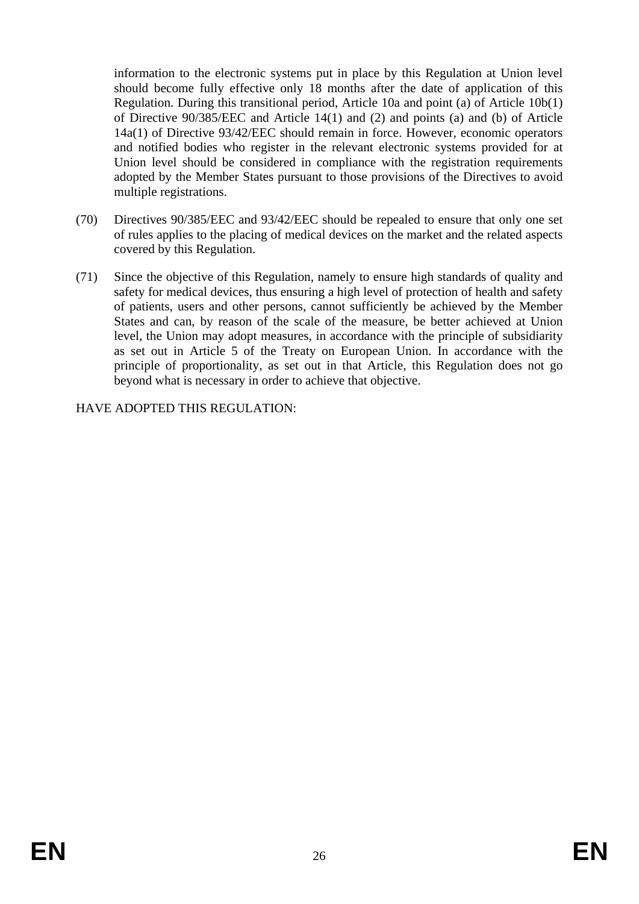information to the electronic systems put in place by this Regulation at Union level should become fully effective only 18 months after the date of application of this Regulation. During this transitional period, Article 10a and point (a) of Article 10b(1) of Directive 90/385/EEC and Article 14(1) and (2) and points (a) and (b) of Article 14a(1) of Directive 93/42/EEC should remain in force. However, economic operators and notified bodies who register in the relevant electronic systems provided for at Union level should be considered in compliance with the registration requirements adopted by the Member States pursuant to those provisions of the Directives to avoid multiple registrations.

(70) Directives 90/385/EEC and 93/42/EEC should be repealed to ensure that only one set of rules applies to the placing of medical devices on the market and the related aspects covered by this Regulation.

(71) Since the objective of this Regulation, namely to ensure high standards of quality and safety for medical devices, thus ensuring a high level of protection of health and safety of patients, users and other persons, cannot sufficiently be achieved by the Member States and can, by reason of the scale of the measure, be better achieved at Union level, the Union may adopt measures, in accordance with the principle of subsidiarity as set out in Article 5 of the Treaty on European Union. In accordance with the principle of proportionality, as set out in that Article, this Regulation does not go beyond what is necessary in order to achieve that objective.

HAVE ADOPTED THIS REGULATION: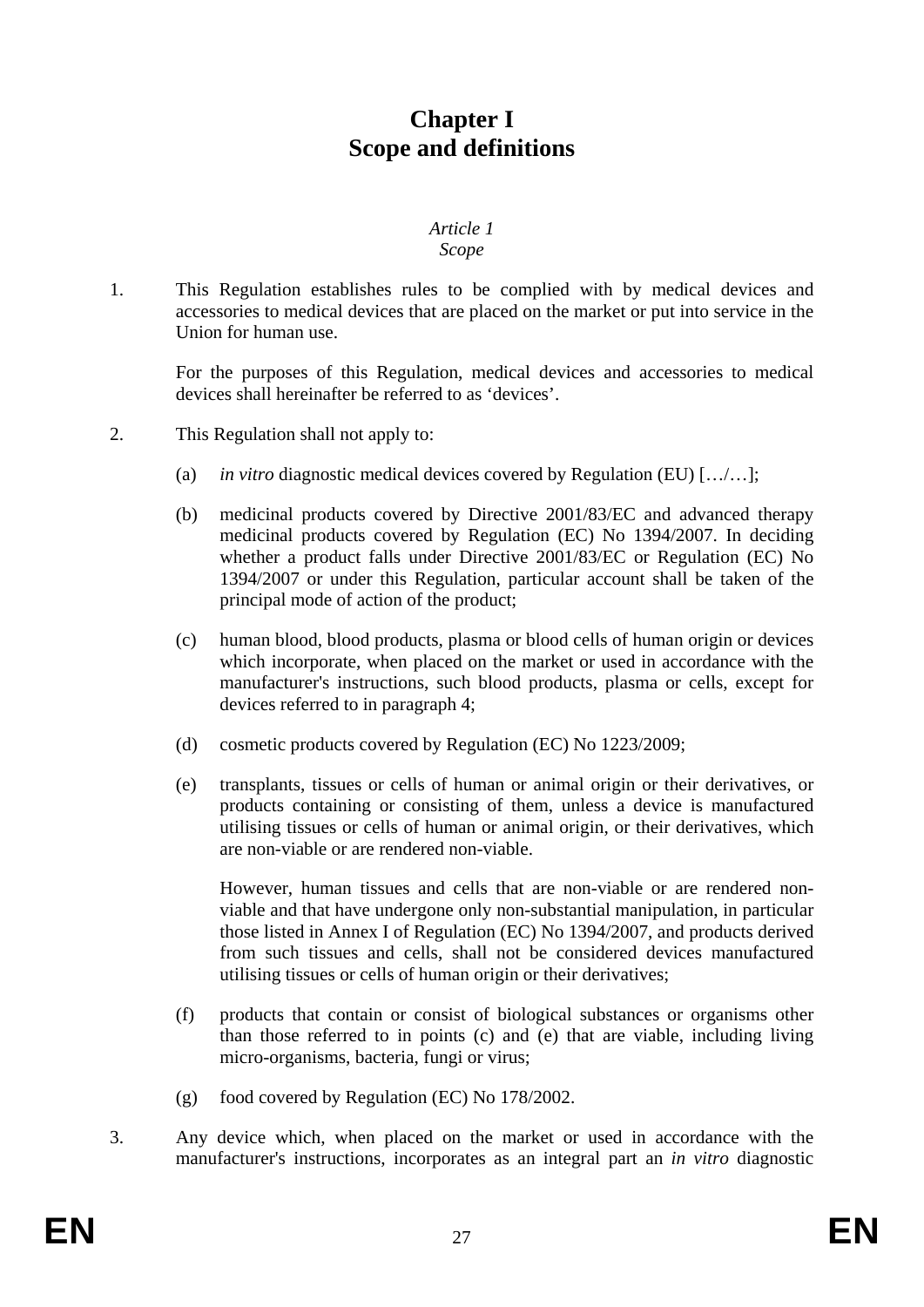# Chapter I
# Scope and definitions

*Article 1*
*Scope*

1. This Regulation establishes rules to be complied with by medical devices and accessories to medical devices that are placed on the market or put into service in the Union for human use.

   For the purposes of this Regulation, medical devices and accessories to medical devices shall hereinafter be referred to as 'devices'.

2. This Regulation shall not apply to:

   (a) *in vitro* diagnostic medical devices covered by Regulation (EU) […/…];

   (b) medicinal products covered by Directive 2001/83/EC and advanced therapy medicinal products covered by Regulation (EC) No 1394/2007. In deciding whether a product falls under Directive 2001/83/EC or Regulation (EC) No 1394/2007 or under this Regulation, particular account shall be taken of the principal mode of action of the product;

   (c) human blood, blood products, plasma or blood cells of human origin or devices which incorporate, when placed on the market or used in accordance with the manufacturer's instructions, such blood products, plasma or cells, except for devices referred to in paragraph 4;

   (d) cosmetic products covered by Regulation (EC) No 1223/2009;

   (e) transplants, tissues or cells of human or animal origin or their derivatives, or products containing or consisting of them, unless a device is manufactured utilising tissues or cells of human or animal origin, or their derivatives, which are non-viable or are rendered non-viable.

   However, human tissues and cells that are non-viable or are rendered non-viable and that have undergone only non-substantial manipulation, in particular those listed in Annex I of Regulation (EC) No 1394/2007, and products derived from such tissues and cells, shall not be considered devices manufactured utilising tissues or cells of human origin or their derivatives;

   (f) products that contain or consist of biological substances or organisms other than those referred to in points (c) and (e) that are viable, including living micro-organisms, bacteria, fungi or virus;

   (g) food covered by Regulation (EC) No 178/2002.

3. Any device which, when placed on the market or used in accordance with the manufacturer's instructions, incorporates as an integral part an *in vitro* diagnostic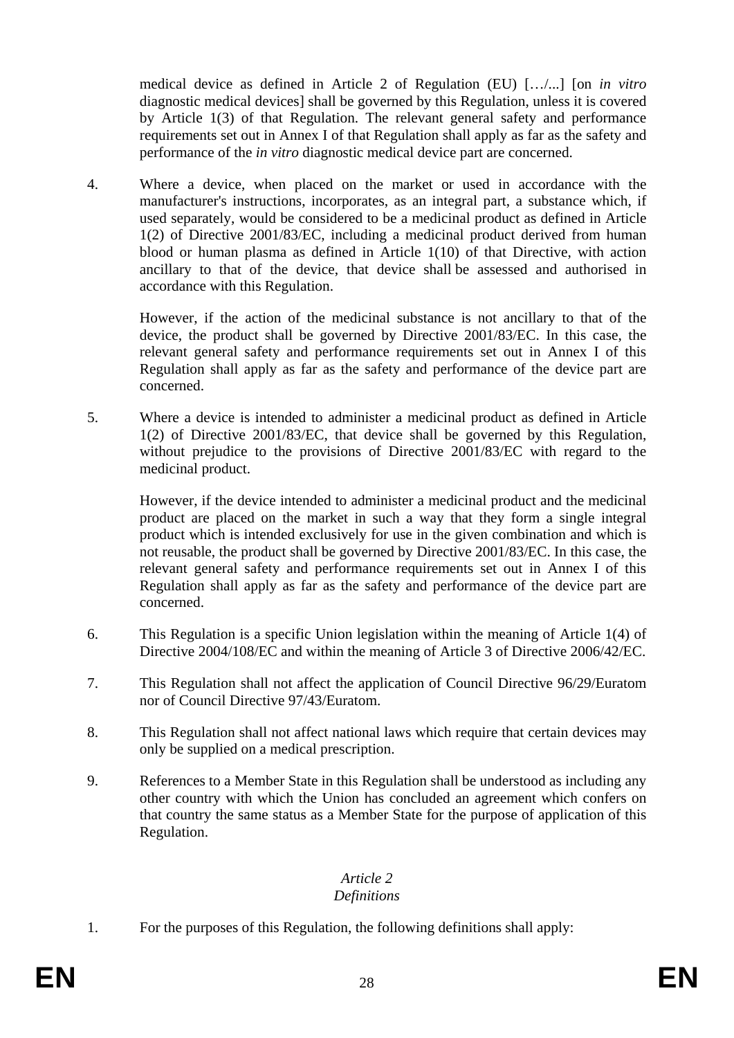medical device as defined in Article 2 of Regulation (EU) […/...] [on *in vitro* diagnostic medical devices] shall be governed by this Regulation, unless it is covered by Article 1(3) of that Regulation. The relevant general safety and performance requirements set out in Annex I of that Regulation shall apply as far as the safety and performance of the *in vitro* diagnostic medical device part are concerned.

4. Where a device, when placed on the market or used in accordance with the manufacturer's instructions, incorporates, as an integral part, a substance which, if used separately, would be considered to be a medicinal product as defined in Article 1(2) of Directive 2001/83/EC, including a medicinal product derived from human blood or human plasma as defined in Article 1(10) of that Directive, with action ancillary to that of the device, that device shall be assessed and authorised in accordance with this Regulation.

   However, if the action of the medicinal substance is not ancillary to that of the device, the product shall be governed by Directive 2001/83/EC. In this case, the relevant general safety and performance requirements set out in Annex I of this Regulation shall apply as far as the safety and performance of the device part are concerned.

5. Where a device is intended to administer a medicinal product as defined in Article 1(2) of Directive 2001/83/EC, that device shall be governed by this Regulation, without prejudice to the provisions of Directive 2001/83/EC with regard to the medicinal product.

   However, if the device intended to administer a medicinal product and the medicinal product are placed on the market in such a way that they form a single integral product which is intended exclusively for use in the given combination and which is not reusable, the product shall be governed by Directive 2001/83/EC. In this case, the relevant general safety and performance requirements set out in Annex I of this Regulation shall apply as far as the safety and performance of the device part are concerned.

6. This Regulation is a specific Union legislation within the meaning of Article 1(4) of Directive 2004/108/EC and within the meaning of Article 3 of Directive 2006/42/EC.

7. This Regulation shall not affect the application of Council Directive 96/29/Euratom nor of Council Directive 97/43/Euratom.

8. This Regulation shall not affect national laws which require that certain devices may only be supplied on a medical prescription.

9. References to a Member State in this Regulation shall be understood as including any other country with which the Union has concluded an agreement which confers on that country the same status as a Member State for the purpose of application of this Regulation.

### *Article 2*
### *Definitions*

1. For the purposes of this Regulation, the following definitions shall apply: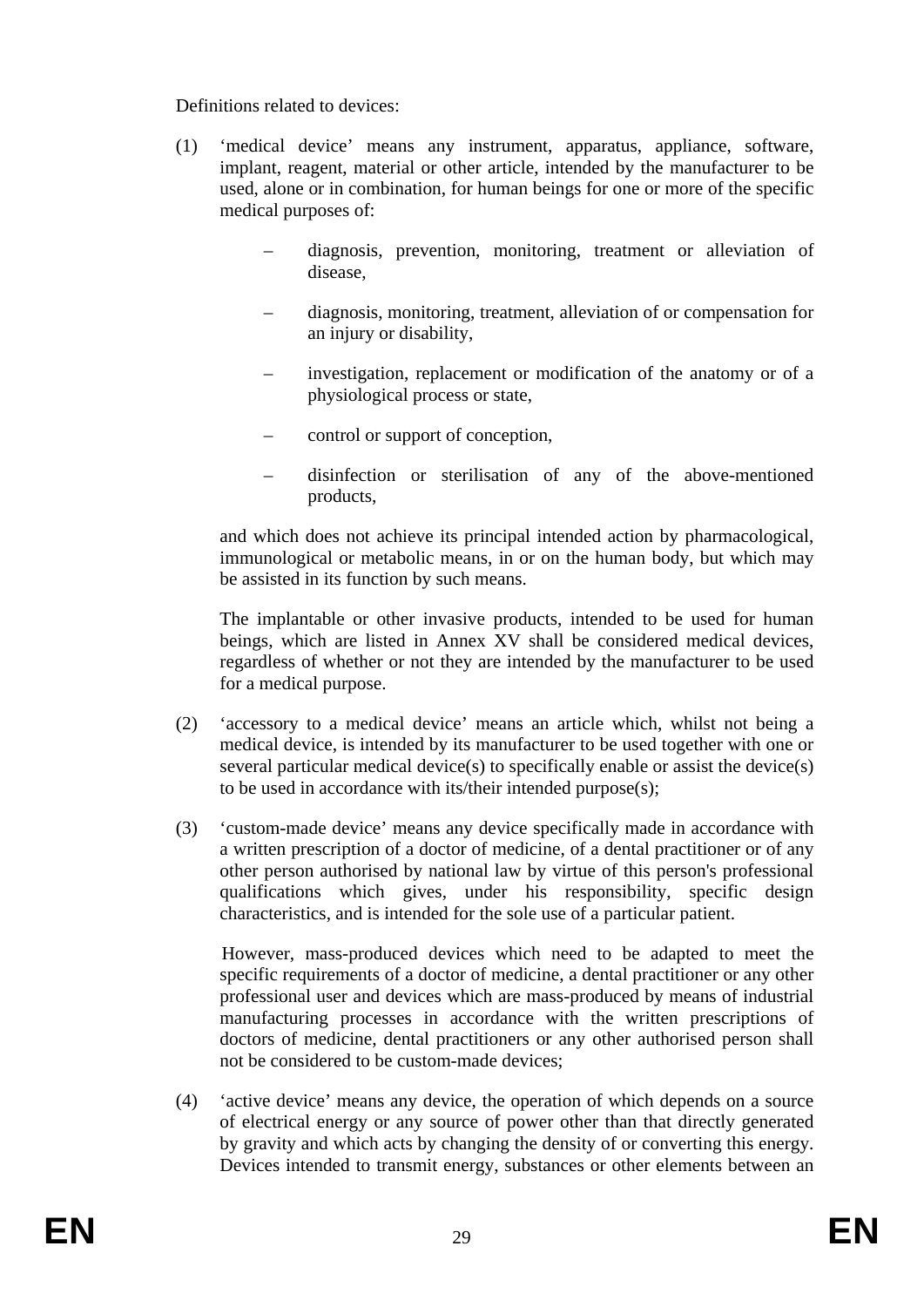Definitions related to devices:

(1) 'medical device' means any instrument, apparatus, appliance, software, implant, reagent, material or other article, intended by the manufacturer to be used, alone or in combination, for human beings for one or more of the specific medical purposes of:

– diagnosis, prevention, monitoring, treatment or alleviation of disease,

– diagnosis, monitoring, treatment, alleviation of or compensation for an injury or disability,

– investigation, replacement or modification of the anatomy or of a physiological process or state,

– control or support of conception,

– disinfection or sterilisation of any of the above-mentioned products,

and which does not achieve its principal intended action by pharmacological, immunological or metabolic means, in or on the human body, but which may be assisted in its function by such means.

The implantable or other invasive products, intended to be used for human beings, which are listed in Annex XV shall be considered medical devices, regardless of whether or not they are intended by the manufacturer to be used for a medical purpose.

(2) 'accessory to a medical device' means an article which, whilst not being a medical device, is intended by its manufacturer to be used together with one or several particular medical device(s) to specifically enable or assist the device(s) to be used in accordance with its/their intended purpose(s);

(3) 'custom-made device' means any device specifically made in accordance with a written prescription of a doctor of medicine, of a dental practitioner or of any other person authorised by national law by virtue of this person's professional qualifications which gives, under his responsibility, specific design characteristics, and is intended for the sole use of a particular patient.

However, mass-produced devices which need to be adapted to meet the specific requirements of a doctor of medicine, a dental practitioner or any other professional user and devices which are mass-produced by means of industrial manufacturing processes in accordance with the written prescriptions of doctors of medicine, dental practitioners or any other authorised person shall not be considered to be custom-made devices;

(4) 'active device' means any device, the operation of which depends on a source of electrical energy or any source of power other than that directly generated by gravity and which acts by changing the density of or converting this energy. Devices intended to transmit energy, substances or other elements between an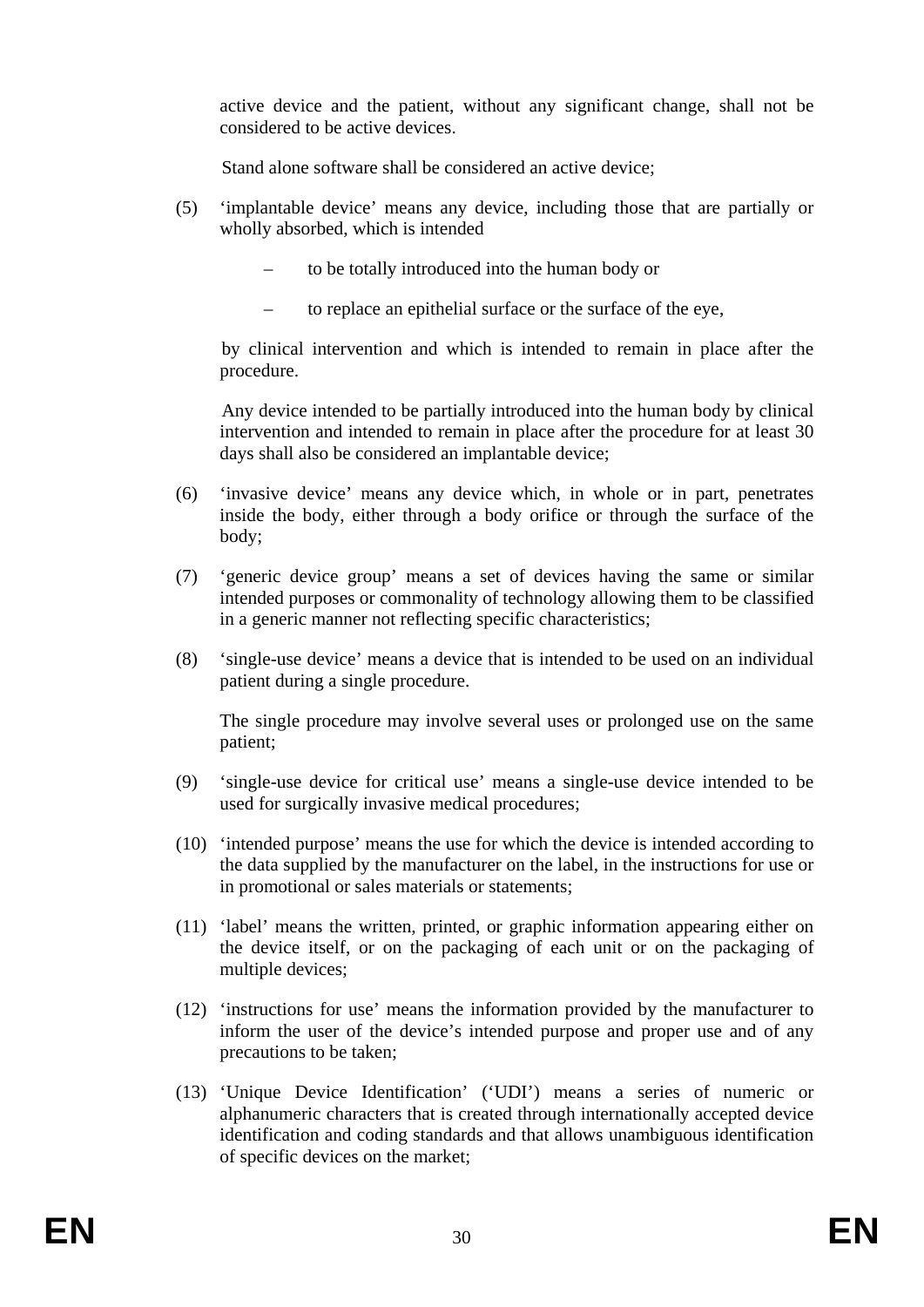active device and the patient, without any significant change, shall not be considered to be active devices.

Stand alone software shall be considered an active device;

(5) 'implantable device' means any device, including those that are partially or wholly absorbed, which is intended

– to be totally introduced into the human body or

– to replace an epithelial surface or the surface of the eye,

by clinical intervention and which is intended to remain in place after the procedure.

Any device intended to be partially introduced into the human body by clinical intervention and intended to remain in place after the procedure for at least 30 days shall also be considered an implantable device;

(6) 'invasive device' means any device which, in whole or in part, penetrates inside the body, either through a body orifice or through the surface of the body;

(7) 'generic device group' means a set of devices having the same or similar intended purposes or commonality of technology allowing them to be classified in a generic manner not reflecting specific characteristics;

(8) 'single-use device' means a device that is intended to be used on an individual patient during a single procedure.

The single procedure may involve several uses or prolonged use on the same patient;

(9) 'single-use device for critical use' means a single-use device intended to be used for surgically invasive medical procedures;

(10) 'intended purpose' means the use for which the device is intended according to the data supplied by the manufacturer on the label, in the instructions for use or in promotional or sales materials or statements;

(11) 'label' means the written, printed, or graphic information appearing either on the device itself, or on the packaging of each unit or on the packaging of multiple devices;

(12) 'instructions for use' means the information provided by the manufacturer to inform the user of the device's intended purpose and proper use and of any precautions to be taken;

(13) 'Unique Device Identification' ('UDI') means a series of numeric or alphanumeric characters that is created through internationally accepted device identification and coding standards and that allows unambiguous identification of specific devices on the market;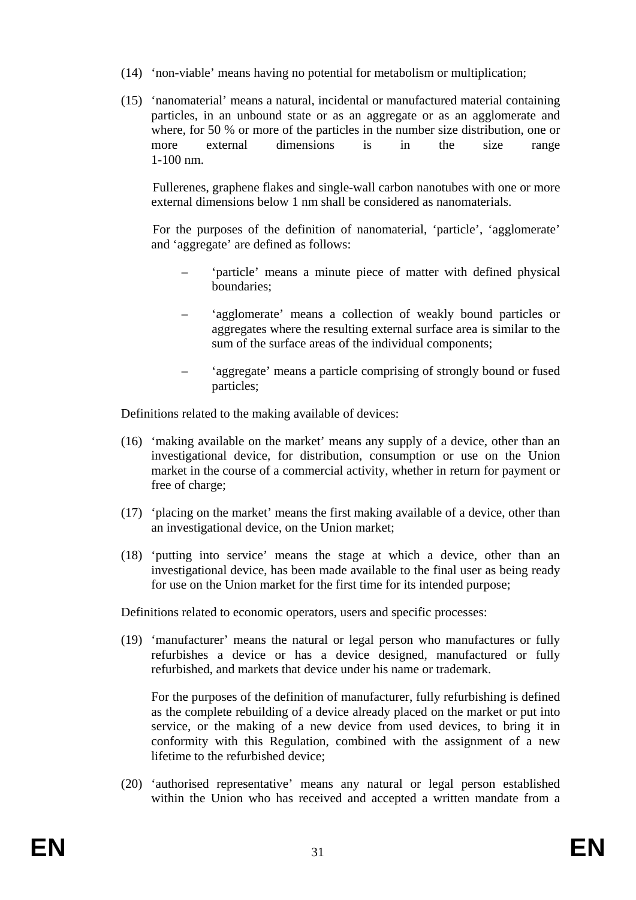(14) 'non-viable' means having no potential for metabolism or multiplication;

(15) 'nanomaterial' means a natural, incidental or manufactured material containing particles, in an unbound state or as an aggregate or as an agglomerate and where, for 50 % or more of the particles in the number size distribution, one or more external dimensions is in the size range 1-100 nm.

Fullerenes, graphene flakes and single-wall carbon nanotubes with one or more external dimensions below 1 nm shall be considered as nanomaterials.

For the purposes of the definition of nanomaterial, 'particle', 'agglomerate' and 'aggregate' are defined as follows:

– 'particle' means a minute piece of matter with defined physical boundaries;

– 'agglomerate' means a collection of weakly bound particles or aggregates where the resulting external surface area is similar to the sum of the surface areas of the individual components;

– 'aggregate' means a particle comprising of strongly bound or fused particles;

Definitions related to the making available of devices:

(16) 'making available on the market' means any supply of a device, other than an investigational device, for distribution, consumption or use on the Union market in the course of a commercial activity, whether in return for payment or free of charge;

(17) 'placing on the market' means the first making available of a device, other than an investigational device, on the Union market;

(18) 'putting into service' means the stage at which a device, other than an investigational device, has been made available to the final user as being ready for use on the Union market for the first time for its intended purpose;

Definitions related to economic operators, users and specific processes:

(19) 'manufacturer' means the natural or legal person who manufactures or fully refurbishes a device or has a device designed, manufactured or fully refurbished, and markets that device under his name or trademark.

For the purposes of the definition of manufacturer, fully refurbishing is defined as the complete rebuilding of a device already placed on the market or put into service, or the making of a new device from used devices, to bring it in conformity with this Regulation, combined with the assignment of a new lifetime to the refurbished device;

(20) 'authorised representative' means any natural or legal person established within the Union who has received and accepted a written mandate from a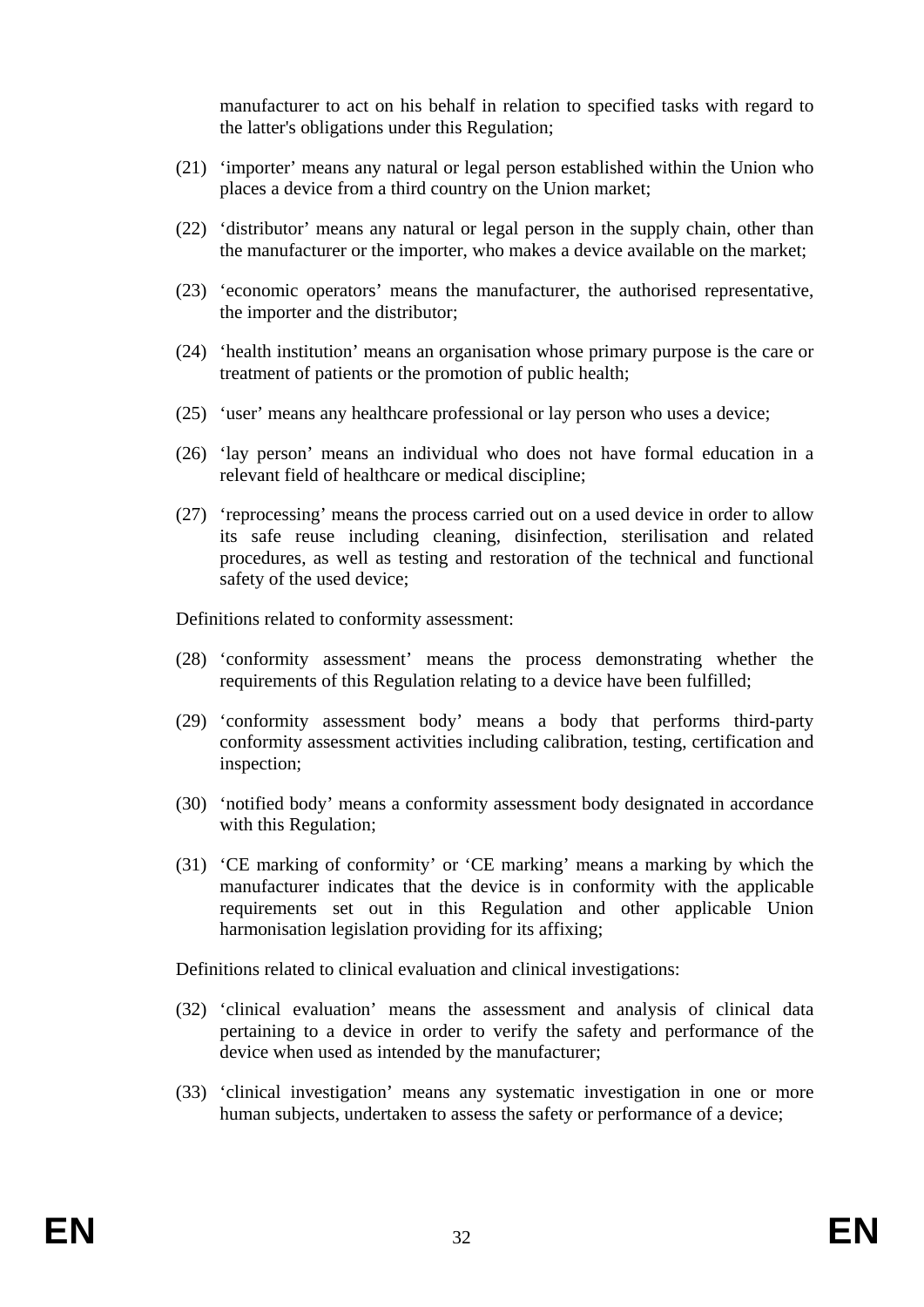manufacturer to act on his behalf in relation to specified tasks with regard to the latter's obligations under this Regulation;

(21) ‘importer’ means any natural or legal person established within the Union who places a device from a third country on the Union market;

(22) ‘distributor’ means any natural or legal person in the supply chain, other than the manufacturer or the importer, who makes a device available on the market;

(23) ‘economic operators’ means the manufacturer, the authorised representative, the importer and the distributor;

(24) ‘health institution’ means an organisation whose primary purpose is the care or treatment of patients or the promotion of public health;

(25) ‘user’ means any healthcare professional or lay person who uses a device;

(26) ‘lay person’ means an individual who does not have formal education in a relevant field of healthcare or medical discipline;

(27) ‘reprocessing’ means the process carried out on a used device in order to allow its safe reuse including cleaning, disinfection, sterilisation and related procedures, as well as testing and restoration of the technical and functional safety of the used device;

Definitions related to conformity assessment:

(28) ‘conformity assessment’ means the process demonstrating whether the requirements of this Regulation relating to a device have been fulfilled;

(29) ‘conformity assessment body’ means a body that performs third-party conformity assessment activities including calibration, testing, certification and inspection;

(30) ‘notified body’ means a conformity assessment body designated in accordance with this Regulation;

(31) ‘CE marking of conformity’ or ‘CE marking’ means a marking by which the manufacturer indicates that the device is in conformity with the applicable requirements set out in this Regulation and other applicable Union harmonisation legislation providing for its affixing;

Definitions related to clinical evaluation and clinical investigations:

(32) ‘clinical evaluation’ means the assessment and analysis of clinical data pertaining to a device in order to verify the safety and performance of the device when used as intended by the manufacturer;

(33) ‘clinical investigation’ means any systematic investigation in one or more human subjects, undertaken to assess the safety or performance of a device;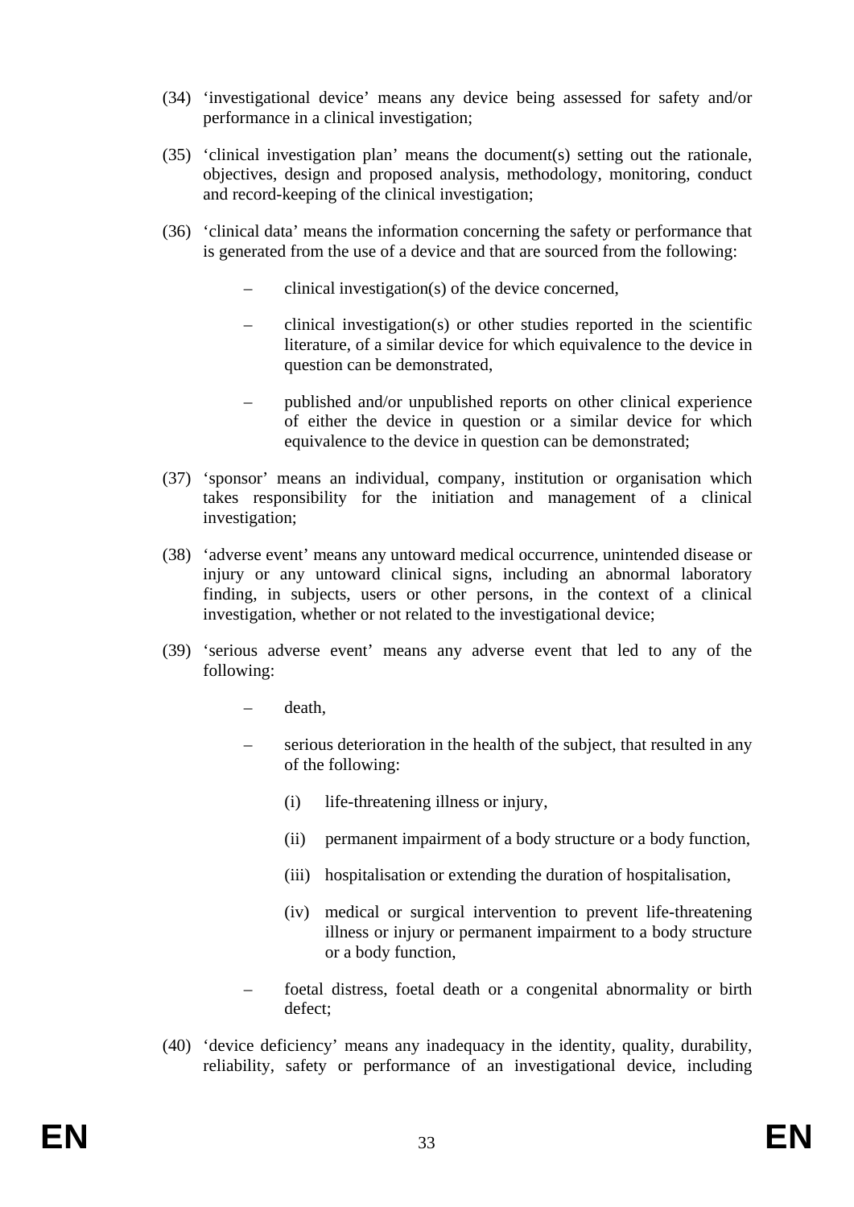(34) 'investigational device' means any device being assessed for safety and/or performance in a clinical investigation;

(35) 'clinical investigation plan' means the document(s) setting out the rationale, objectives, design and proposed analysis, methodology, monitoring, conduct and record-keeping of the clinical investigation;

(36) 'clinical data' means the information concerning the safety or performance that is generated from the use of a device and that are sourced from the following:

– clinical investigation(s) of the device concerned,

– clinical investigation(s) or other studies reported in the scientific literature, of a similar device for which equivalence to the device in question can be demonstrated,

– published and/or unpublished reports on other clinical experience of either the device in question or a similar device for which equivalence to the device in question can be demonstrated;

(37) 'sponsor' means an individual, company, institution or organisation which takes responsibility for the initiation and management of a clinical investigation;

(38) 'adverse event' means any untoward medical occurrence, unintended disease or injury or any untoward clinical signs, including an abnormal laboratory finding, in subjects, users or other persons, in the context of a clinical investigation, whether or not related to the investigational device;

(39) 'serious adverse event' means any adverse event that led to any of the following:

– death,

– serious deterioration in the health of the subject, that resulted in any of the following:

(i) life-threatening illness or injury,

(ii) permanent impairment of a body structure or a body function,

(iii) hospitalisation or extending the duration of hospitalisation,

(iv) medical or surgical intervention to prevent life-threatening illness or injury or permanent impairment to a body structure or a body function,

– foetal distress, foetal death or a congenital abnormality or birth defect;

(40) 'device deficiency' means any inadequacy in the identity, quality, durability, reliability, safety or performance of an investigational device, including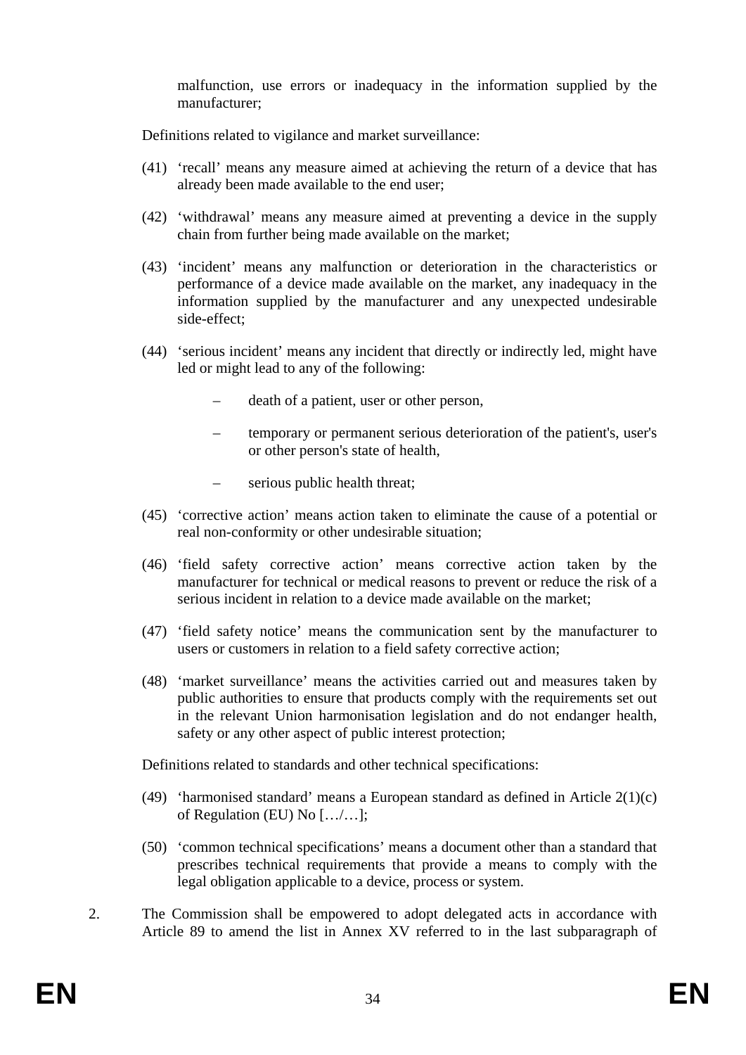malfunction, use errors or inadequacy in the information supplied by the manufacturer;

Definitions related to vigilance and market surveillance:

(41) 'recall' means any measure aimed at achieving the return of a device that has already been made available to the end user;

(42) 'withdrawal' means any measure aimed at preventing a device in the supply chain from further being made available on the market;

(43) 'incident' means any malfunction or deterioration in the characteristics or performance of a device made available on the market, any inadequacy in the information supplied by the manufacturer and any unexpected undesirable side-effect;

(44) 'serious incident' means any incident that directly or indirectly led, might have led or might lead to any of the following:

– death of a patient, user or other person,

– temporary or permanent serious deterioration of the patient's, user's or other person's state of health,

– serious public health threat;

(45) 'corrective action' means action taken to eliminate the cause of a potential or real non-conformity or other undesirable situation;

(46) 'field safety corrective action' means corrective action taken by the manufacturer for technical or medical reasons to prevent or reduce the risk of a serious incident in relation to a device made available on the market;

(47) 'field safety notice' means the communication sent by the manufacturer to users or customers in relation to a field safety corrective action;

(48) 'market surveillance' means the activities carried out and measures taken by public authorities to ensure that products comply with the requirements set out in the relevant Union harmonisation legislation and do not endanger health, safety or any other aspect of public interest protection;

Definitions related to standards and other technical specifications:

(49) 'harmonised standard' means a European standard as defined in Article 2(1)(c) of Regulation (EU) No […/…];

(50) 'common technical specifications' means a document other than a standard that prescribes technical requirements that provide a means to comply with the legal obligation applicable to a device, process or system.

2. The Commission shall be empowered to adopt delegated acts in accordance with Article 89 to amend the list in Annex XV referred to in the last subparagraph of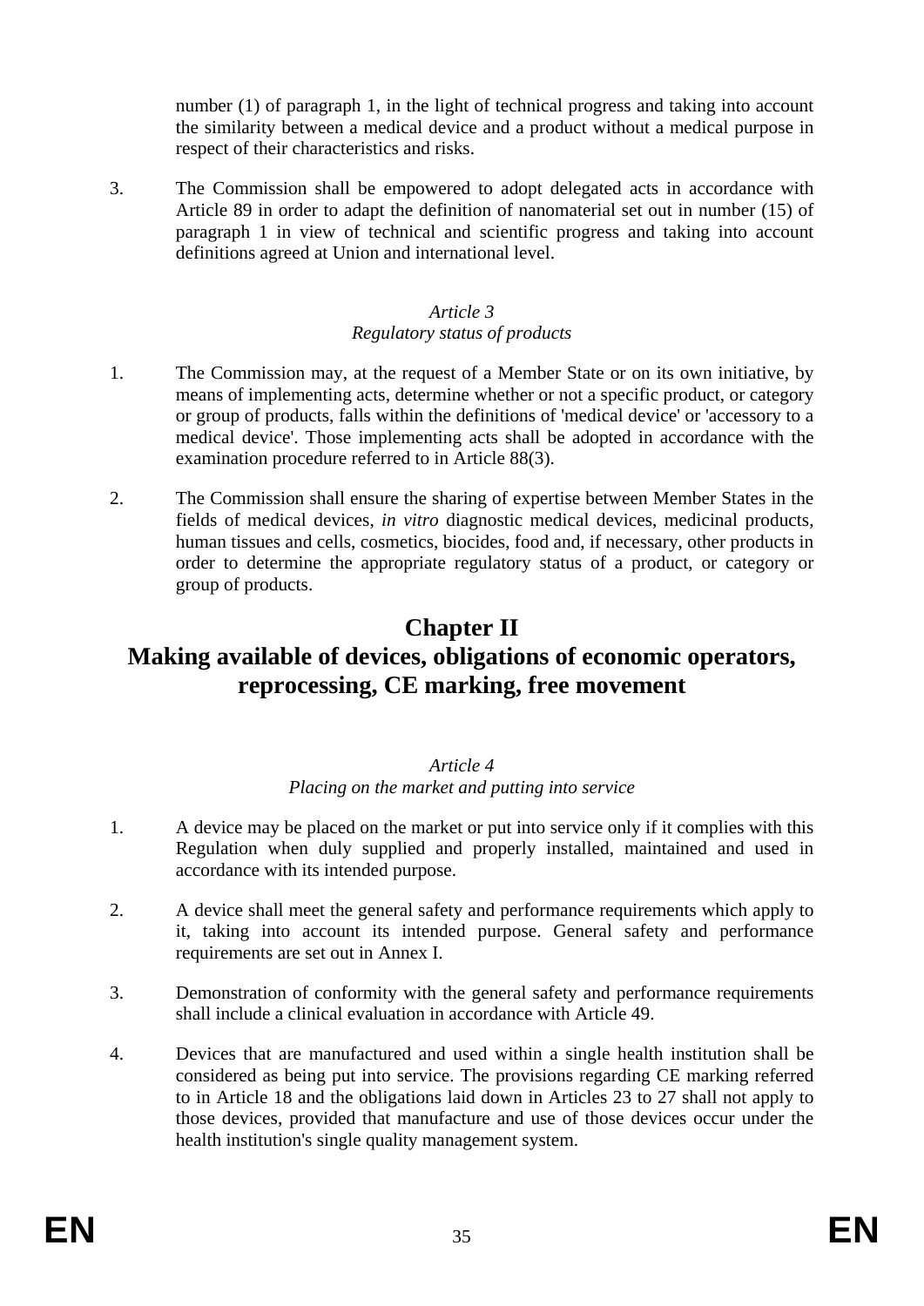number (1) of paragraph 1, in the light of technical progress and taking into account the similarity between a medical device and a product without a medical purpose in respect of their characteristics and risks.

3. The Commission shall be empowered to adopt delegated acts in accordance with Article 89 in order to adapt the definition of nanomaterial set out in number (15) of paragraph 1 in view of technical and scientific progress and taking into account definitions agreed at Union and international level.

*Article 3*
*Regulatory status of products*

1. The Commission may, at the request of a Member State or on its own initiative, by means of implementing acts, determine whether or not a specific product, or category or group of products, falls within the definitions of 'medical device' or 'accessory to a medical device'. Those implementing acts shall be adopted in accordance with the examination procedure referred to in Article 88(3).

2. The Commission shall ensure the sharing of expertise between Member States in the fields of medical devices, *in vitro* diagnostic medical devices, medicinal products, human tissues and cells, cosmetics, biocides, food and, if necessary, other products in order to determine the appropriate regulatory status of a product, or category or group of products.

# Chapter II
# Making available of devices, obligations of economic operators, reprocessing, CE marking, free movement

*Article 4*
*Placing on the market and putting into service*

1. A device may be placed on the market or put into service only if it complies with this Regulation when duly supplied and properly installed, maintained and used in accordance with its intended purpose.

2. A device shall meet the general safety and performance requirements which apply to it, taking into account its intended purpose. General safety and performance requirements are set out in Annex I.

3. Demonstration of conformity with the general safety and performance requirements shall include a clinical evaluation in accordance with Article 49.

4. Devices that are manufactured and used within a single health institution shall be considered as being put into service. The provisions regarding CE marking referred to in Article 18 and the obligations laid down in Articles 23 to 27 shall not apply to those devices, provided that manufacture and use of those devices occur under the health institution's single quality management system.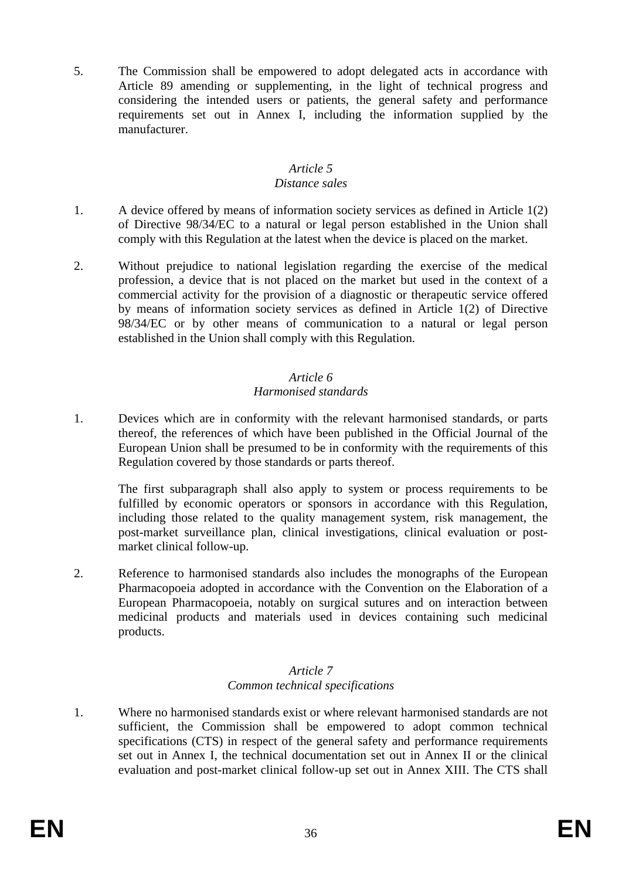5. The Commission shall be empowered to adopt delegated acts in accordance with Article 89 amending or supplementing, in the light of technical progress and considering the intended users or patients, the general safety and performance requirements set out in Annex I, including the information supplied by the manufacturer.

*Article 5*
*Distance sales*

1. A device offered by means of information society services as defined in Article 1(2) of Directive 98/34/EC to a natural or legal person established in the Union shall comply with this Regulation at the latest when the device is placed on the market.

2. Without prejudice to national legislation regarding the exercise of the medical profession, a device that is not placed on the market but used in the context of a commercial activity for the provision of a diagnostic or therapeutic service offered by means of information society services as defined in Article 1(2) of Directive 98/34/EC or by other means of communication to a natural or legal person established in the Union shall comply with this Regulation.

*Article 6*
*Harmonised standards*

1. Devices which are in conformity with the relevant harmonised standards, or parts thereof, the references of which have been published in the Official Journal of the European Union shall be presumed to be in conformity with the requirements of this Regulation covered by those standards or parts thereof.

   The first subparagraph shall also apply to system or process requirements to be fulfilled by economic operators or sponsors in accordance with this Regulation, including those related to the quality management system, risk management, the post-market surveillance plan, clinical investigations, clinical evaluation or post-market clinical follow-up.

2. Reference to harmonised standards also includes the monographs of the European Pharmacopoeia adopted in accordance with the Convention on the Elaboration of a European Pharmacopoeia, notably on surgical sutures and on interaction between medicinal products and materials used in devices containing such medicinal products.

*Article 7*
*Common technical specifications*

1. Where no harmonised standards exist or where relevant harmonised standards are not sufficient, the Commission shall be empowered to adopt common technical specifications (CTS) in respect of the general safety and performance requirements set out in Annex I, the technical documentation set out in Annex II or the clinical evaluation and post-market clinical follow-up set out in Annex XIII. The CTS shall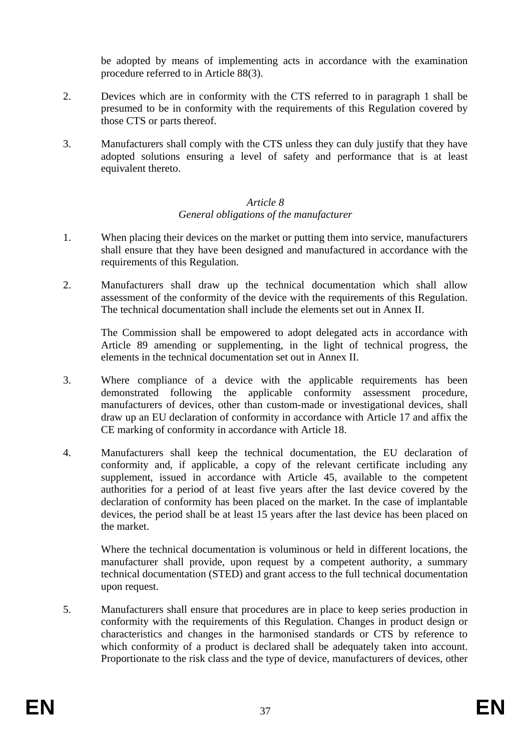be adopted by means of implementing acts in accordance with the examination procedure referred to in Article 88(3).

2. Devices which are in conformity with the CTS referred to in paragraph 1 shall be presumed to be in conformity with the requirements of this Regulation covered by those CTS or parts thereof.

3. Manufacturers shall comply with the CTS unless they can duly justify that they have adopted solutions ensuring a level of safety and performance that is at least equivalent thereto.

*Article 8*
*General obligations of the manufacturer*

1. When placing their devices on the market or putting them into service, manufacturers shall ensure that they have been designed and manufactured in accordance with the requirements of this Regulation.

2. Manufacturers shall draw up the technical documentation which shall allow assessment of the conformity of the device with the requirements of this Regulation. The technical documentation shall include the elements set out in Annex II.

   The Commission shall be empowered to adopt delegated acts in accordance with Article 89 amending or supplementing, in the light of technical progress, the elements in the technical documentation set out in Annex II.

3. Where compliance of a device with the applicable requirements has been demonstrated following the applicable conformity assessment procedure, manufacturers of devices, other than custom-made or investigational devices, shall draw up an EU declaration of conformity in accordance with Article 17 and affix the CE marking of conformity in accordance with Article 18.

4. Manufacturers shall keep the technical documentation, the EU declaration of conformity and, if applicable, a copy of the relevant certificate including any supplement, issued in accordance with Article 45, available to the competent authorities for a period of at least five years after the last device covered by the declaration of conformity has been placed on the market. In the case of implantable devices, the period shall be at least 15 years after the last device has been placed on the market.

   Where the technical documentation is voluminous or held in different locations, the manufacturer shall provide, upon request by a competent authority, a summary technical documentation (STED) and grant access to the full technical documentation upon request.

5. Manufacturers shall ensure that procedures are in place to keep series production in conformity with the requirements of this Regulation. Changes in product design or characteristics and changes in the harmonised standards or CTS by reference to which conformity of a product is declared shall be adequately taken into account. Proportionate to the risk class and the type of device, manufacturers of devices, other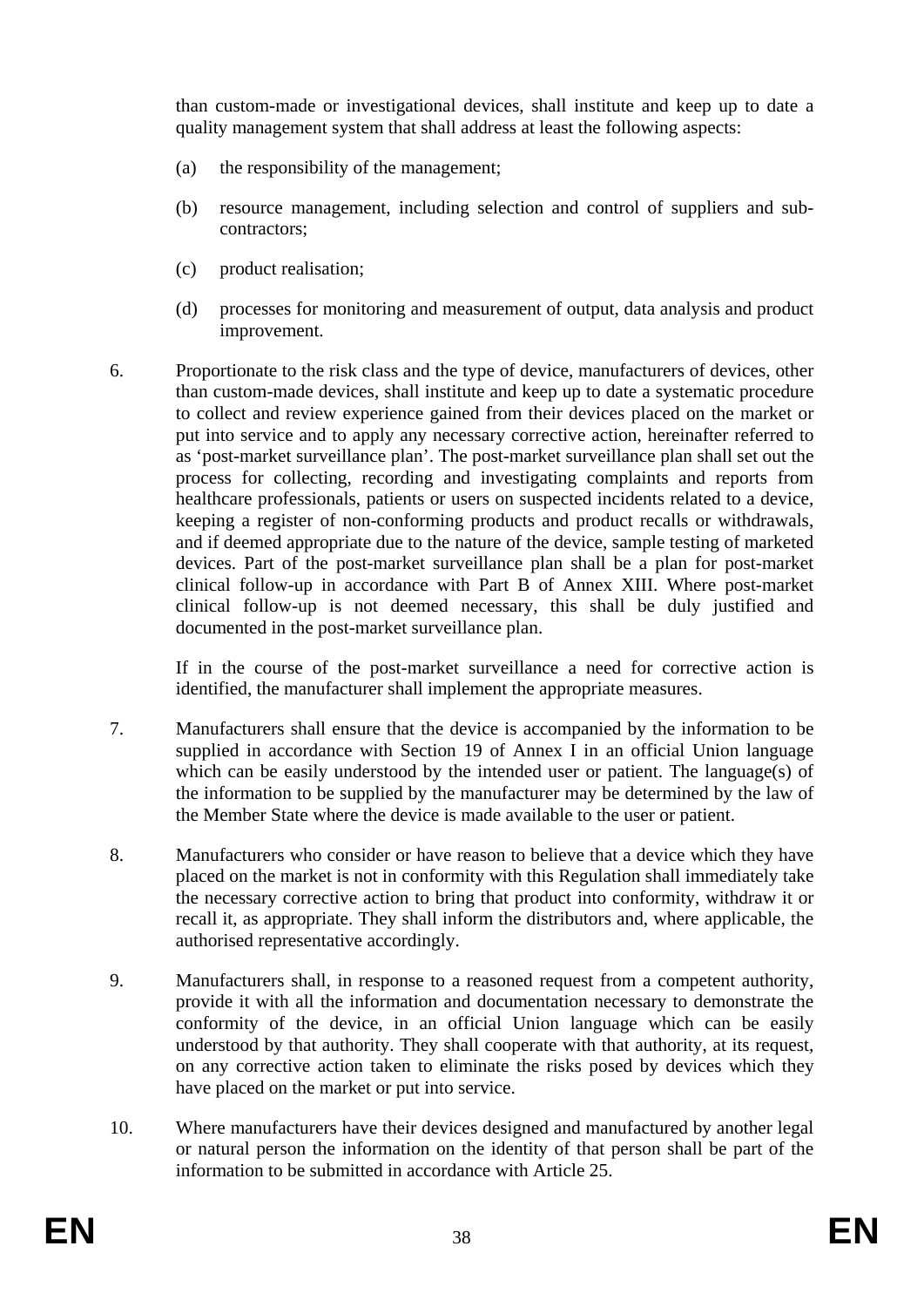than custom-made or investigational devices, shall institute and keep up to date a quality management system that shall address at least the following aspects:

(a) the responsibility of the management;

(b) resource management, including selection and control of suppliers and sub-contractors;

(c) product realisation;

(d) processes for monitoring and measurement of output, data analysis and product improvement.

6. Proportionate to the risk class and the type of device, manufacturers of devices, other than custom-made devices, shall institute and keep up to date a systematic procedure to collect and review experience gained from their devices placed on the market or put into service and to apply any necessary corrective action, hereinafter referred to as 'post-market surveillance plan'. The post-market surveillance plan shall set out the process for collecting, recording and investigating complaints and reports from healthcare professionals, patients or users on suspected incidents related to a device, keeping a register of non-conforming products and product recalls or withdrawals, and if deemed appropriate due to the nature of the device, sample testing of marketed devices. Part of the post-market surveillance plan shall be a plan for post-market clinical follow-up in accordance with Part B of Annex XIII. Where post-market clinical follow-up is not deemed necessary, this shall be duly justified and documented in the post-market surveillance plan.

   If in the course of the post-market surveillance a need for corrective action is identified, the manufacturer shall implement the appropriate measures.

7. Manufacturers shall ensure that the device is accompanied by the information to be supplied in accordance with Section 19 of Annex I in an official Union language which can be easily understood by the intended user or patient. The language(s) of the information to be supplied by the manufacturer may be determined by the law of the Member State where the device is made available to the user or patient.

8. Manufacturers who consider or have reason to believe that a device which they have placed on the market is not in conformity with this Regulation shall immediately take the necessary corrective action to bring that product into conformity, withdraw it or recall it, as appropriate. They shall inform the distributors and, where applicable, the authorised representative accordingly.

9. Manufacturers shall, in response to a reasoned request from a competent authority, provide it with all the information and documentation necessary to demonstrate the conformity of the device, in an official Union language which can be easily understood by that authority. They shall cooperate with that authority, at its request, on any corrective action taken to eliminate the risks posed by devices which they have placed on the market or put into service.

10. Where manufacturers have their devices designed and manufactured by another legal or natural person the information on the identity of that person shall be part of the information to be submitted in accordance with Article 25.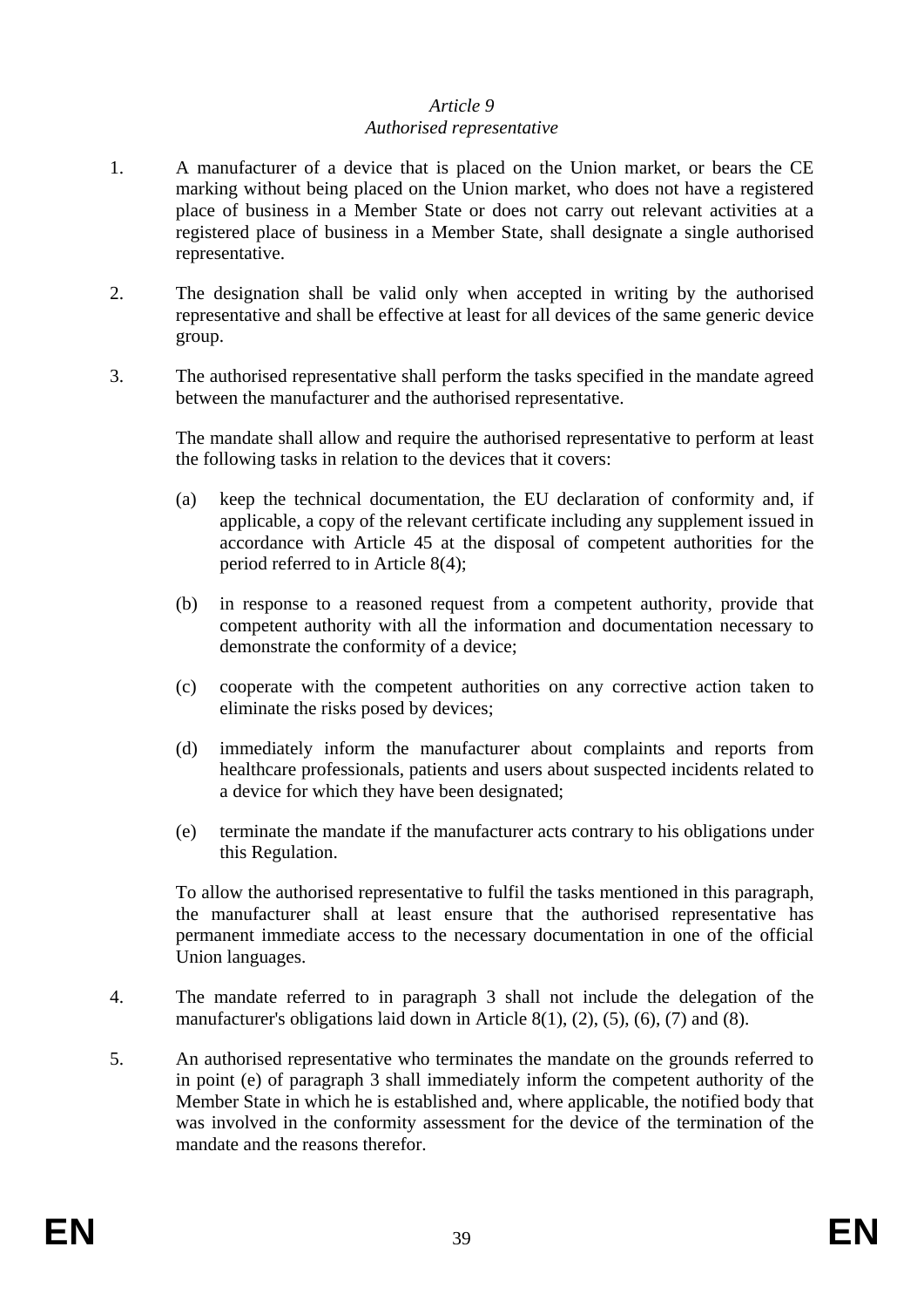*Article 9*
*Authorised representative*

1. A manufacturer of a device that is placed on the Union market, or bears the CE marking without being placed on the Union market, who does not have a registered place of business in a Member State or does not carry out relevant activities at a registered place of business in a Member State, shall designate a single authorised representative.

2. The designation shall be valid only when accepted in writing by the authorised representative and shall be effective at least for all devices of the same generic device group.

3. The authorised representative shall perform the tasks specified in the mandate agreed between the manufacturer and the authorised representative.

   The mandate shall allow and require the authorised representative to perform at least the following tasks in relation to the devices that it covers:

   (a) keep the technical documentation, the EU declaration of conformity and, if applicable, a copy of the relevant certificate including any supplement issued in accordance with Article 45 at the disposal of competent authorities for the period referred to in Article 8(4);

   (b) in response to a reasoned request from a competent authority, provide that competent authority with all the information and documentation necessary to demonstrate the conformity of a device;

   (c) cooperate with the competent authorities on any corrective action taken to eliminate the risks posed by devices;

   (d) immediately inform the manufacturer about complaints and reports from healthcare professionals, patients and users about suspected incidents related to a device for which they have been designated;

   (e) terminate the mandate if the manufacturer acts contrary to his obligations under this Regulation.

   To allow the authorised representative to fulfil the tasks mentioned in this paragraph, the manufacturer shall at least ensure that the authorised representative has permanent immediate access to the necessary documentation in one of the official Union languages.

4. The mandate referred to in paragraph 3 shall not include the delegation of the manufacturer's obligations laid down in Article 8(1), (2), (5), (6), (7) and (8).

5. An authorised representative who terminates the mandate on the grounds referred to in point (e) of paragraph 3 shall immediately inform the competent authority of the Member State in which he is established and, where applicable, the notified body that was involved in the conformity assessment for the device of the termination of the mandate and the reasons therefor.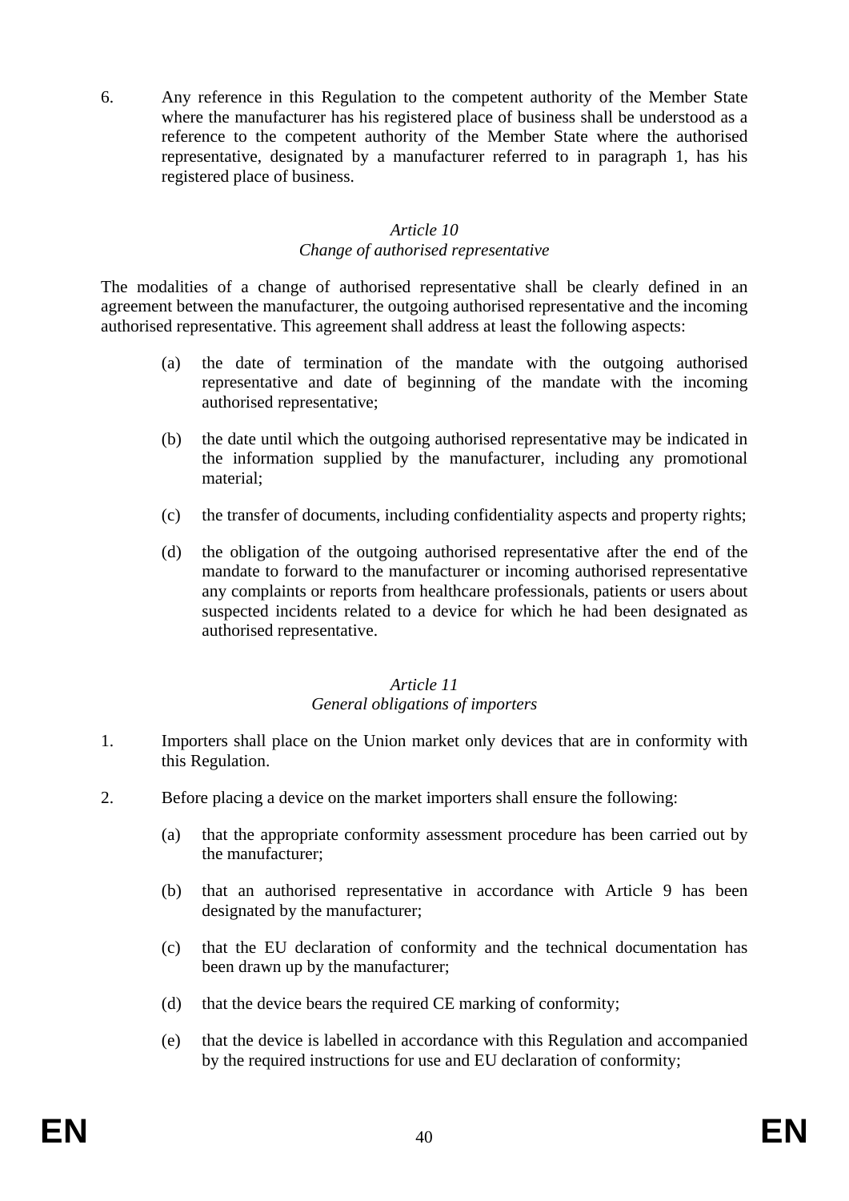6. Any reference in this Regulation to the competent authority of the Member State where the manufacturer has his registered place of business shall be understood as a reference to the competent authority of the Member State where the authorised representative, designated by a manufacturer referred to in paragraph 1, has his registered place of business.

*Article 10*
*Change of authorised representative*

The modalities of a change of authorised representative shall be clearly defined in an agreement between the manufacturer, the outgoing authorised representative and the incoming authorised representative. This agreement shall address at least the following aspects:

(a) the date of termination of the mandate with the outgoing authorised representative and date of beginning of the mandate with the incoming authorised representative;

(b) the date until which the outgoing authorised representative may be indicated in the information supplied by the manufacturer, including any promotional material;

(c) the transfer of documents, including confidentiality aspects and property rights;

(d) the obligation of the outgoing authorised representative after the end of the mandate to forward to the manufacturer or incoming authorised representative any complaints or reports from healthcare professionals, patients or users about suspected incidents related to a device for which he had been designated as authorised representative.

*Article 11*
*General obligations of importers*

1. Importers shall place on the Union market only devices that are in conformity with this Regulation.

2. Before placing a device on the market importers shall ensure the following:

(a) that the appropriate conformity assessment procedure has been carried out by the manufacturer;

(b) that an authorised representative in accordance with Article 9 has been designated by the manufacturer;

(c) that the EU declaration of conformity and the technical documentation has been drawn up by the manufacturer;

(d) that the device bears the required CE marking of conformity;

(e) that the device is labelled in accordance with this Regulation and accompanied by the required instructions for use and EU declaration of conformity;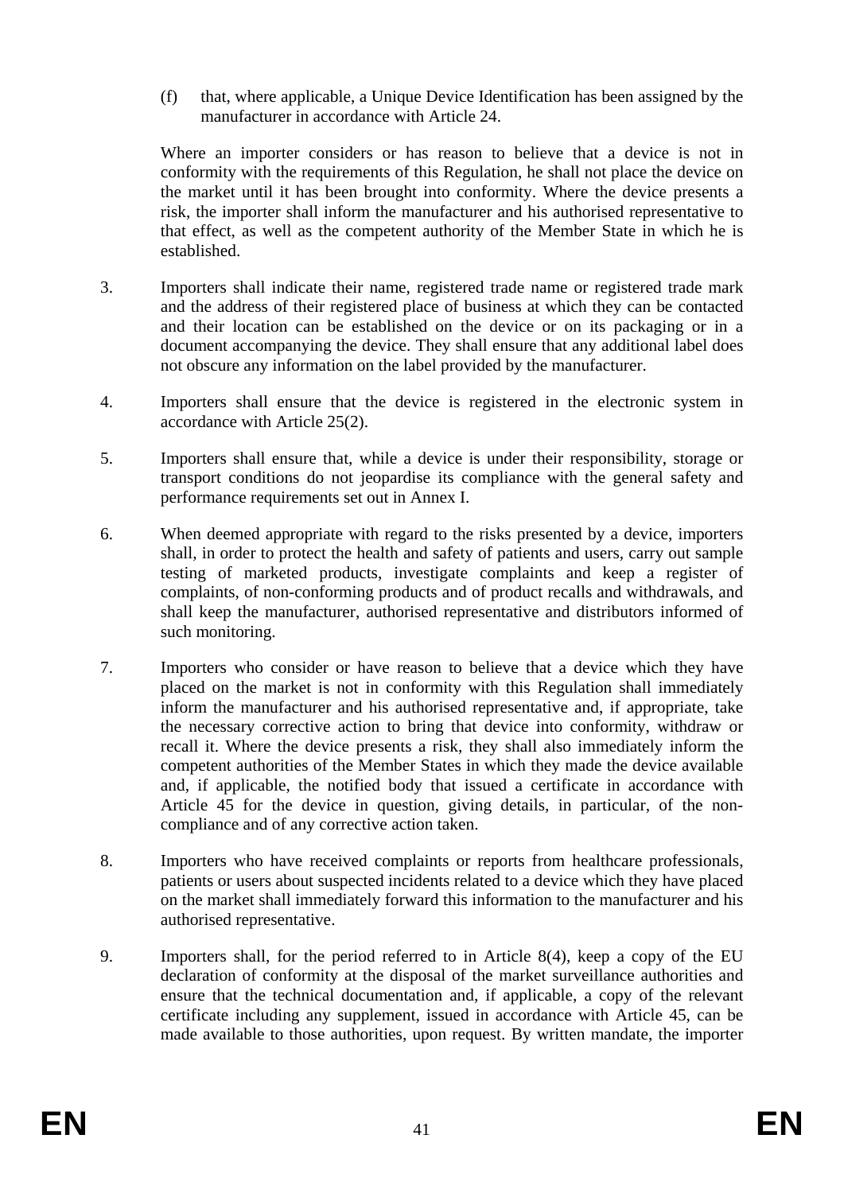(f) that, where applicable, a Unique Device Identification has been assigned by the manufacturer in accordance with Article 24.

Where an importer considers or has reason to believe that a device is not in conformity with the requirements of this Regulation, he shall not place the device on the market until it has been brought into conformity. Where the device presents a risk, the importer shall inform the manufacturer and his authorised representative to that effect, as well as the competent authority of the Member State in which he is established.

3. Importers shall indicate their name, registered trade name or registered trade mark and the address of their registered place of business at which they can be contacted and their location can be established on the device or on its packaging or in a document accompanying the device. They shall ensure that any additional label does not obscure any information on the label provided by the manufacturer.

4. Importers shall ensure that the device is registered in the electronic system in accordance with Article 25(2).

5. Importers shall ensure that, while a device is under their responsibility, storage or transport conditions do not jeopardise its compliance with the general safety and performance requirements set out in Annex I.

6. When deemed appropriate with regard to the risks presented by a device, importers shall, in order to protect the health and safety of patients and users, carry out sample testing of marketed products, investigate complaints and keep a register of complaints, of non-conforming products and of product recalls and withdrawals, and shall keep the manufacturer, authorised representative and distributors informed of such monitoring.

7. Importers who consider or have reason to believe that a device which they have placed on the market is not in conformity with this Regulation shall immediately inform the manufacturer and his authorised representative and, if appropriate, take the necessary corrective action to bring that device into conformity, withdraw or recall it. Where the device presents a risk, they shall also immediately inform the competent authorities of the Member States in which they made the device available and, if applicable, the notified body that issued a certificate in accordance with Article 45 for the device in question, giving details, in particular, of the non-compliance and of any corrective action taken.

8. Importers who have received complaints or reports from healthcare professionals, patients or users about suspected incidents related to a device which they have placed on the market shall immediately forward this information to the manufacturer and his authorised representative.

9. Importers shall, for the period referred to in Article 8(4), keep a copy of the EU declaration of conformity at the disposal of the market surveillance authorities and ensure that the technical documentation and, if applicable, a copy of the relevant certificate including any supplement, issued in accordance with Article 45, can be made available to those authorities, upon request. By written mandate, the importer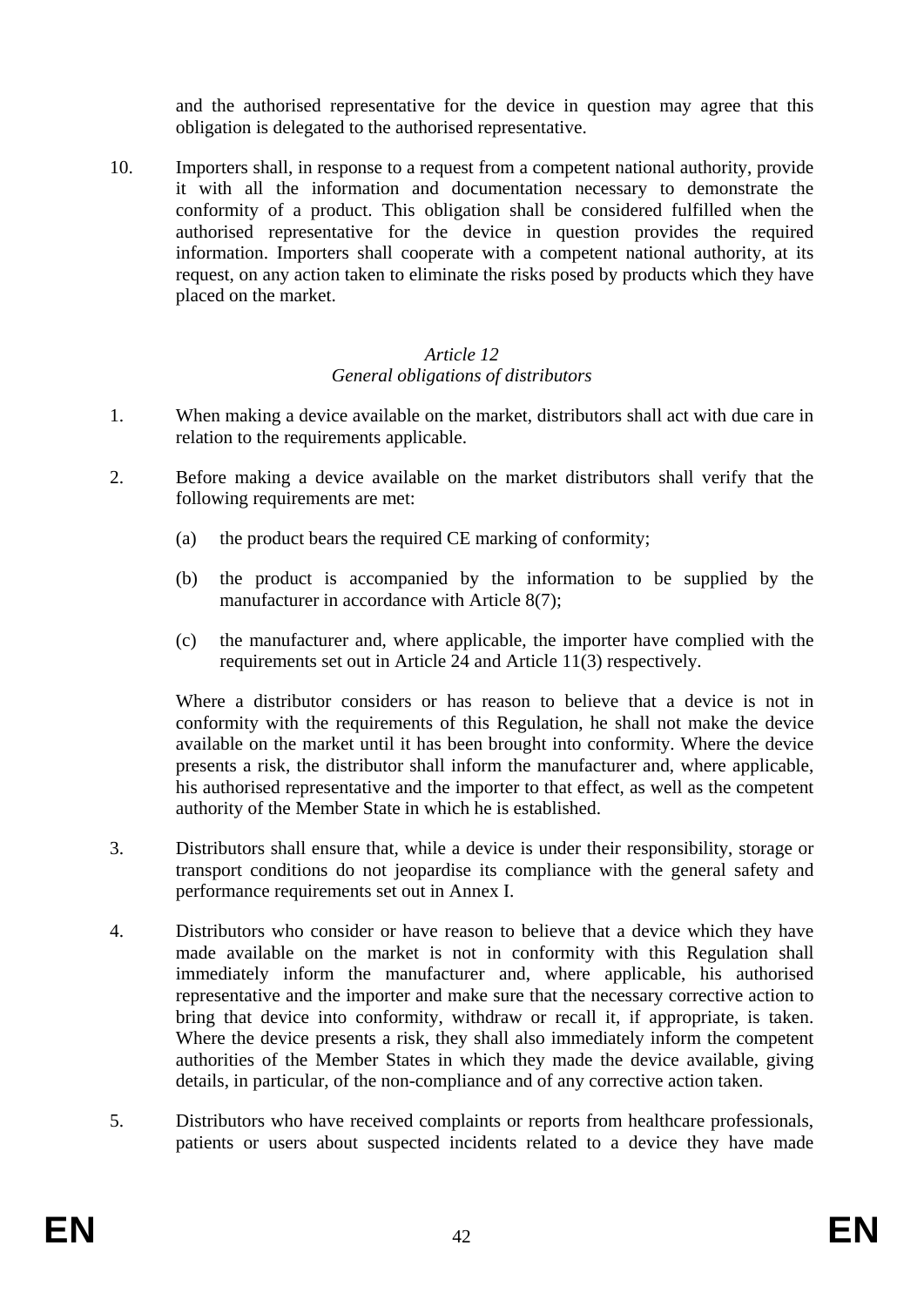and the authorised representative for the device in question may agree that this obligation is delegated to the authorised representative.

10. Importers shall, in response to a request from a competent national authority, provide it with all the information and documentation necessary to demonstrate the conformity of a product. This obligation shall be considered fulfilled when the authorised representative for the device in question provides the required information. Importers shall cooperate with a competent national authority, at its request, on any action taken to eliminate the risks posed by products which they have placed on the market.

*Article 12*
*General obligations of distributors*

1. When making a device available on the market, distributors shall act with due care in relation to the requirements applicable.

2. Before making a device available on the market distributors shall verify that the following requirements are met:

   (a) the product bears the required CE marking of conformity;

   (b) the product is accompanied by the information to be supplied by the manufacturer in accordance with Article 8(7);

   (c) the manufacturer and, where applicable, the importer have complied with the requirements set out in Article 24 and Article 11(3) respectively.

   Where a distributor considers or has reason to believe that a device is not in conformity with the requirements of this Regulation, he shall not make the device available on the market until it has been brought into conformity. Where the device presents a risk, the distributor shall inform the manufacturer and, where applicable, his authorised representative and the importer to that effect, as well as the competent authority of the Member State in which he is established.

3. Distributors shall ensure that, while a device is under their responsibility, storage or transport conditions do not jeopardise its compliance with the general safety and performance requirements set out in Annex I.

4. Distributors who consider or have reason to believe that a device which they have made available on the market is not in conformity with this Regulation shall immediately inform the manufacturer and, where applicable, his authorised representative and the importer and make sure that the necessary corrective action to bring that device into conformity, withdraw or recall it, if appropriate, is taken. Where the device presents a risk, they shall also immediately inform the competent authorities of the Member States in which they made the device available, giving details, in particular, of the non-compliance and of any corrective action taken.

5. Distributors who have received complaints or reports from healthcare professionals, patients or users about suspected incidents related to a device they have made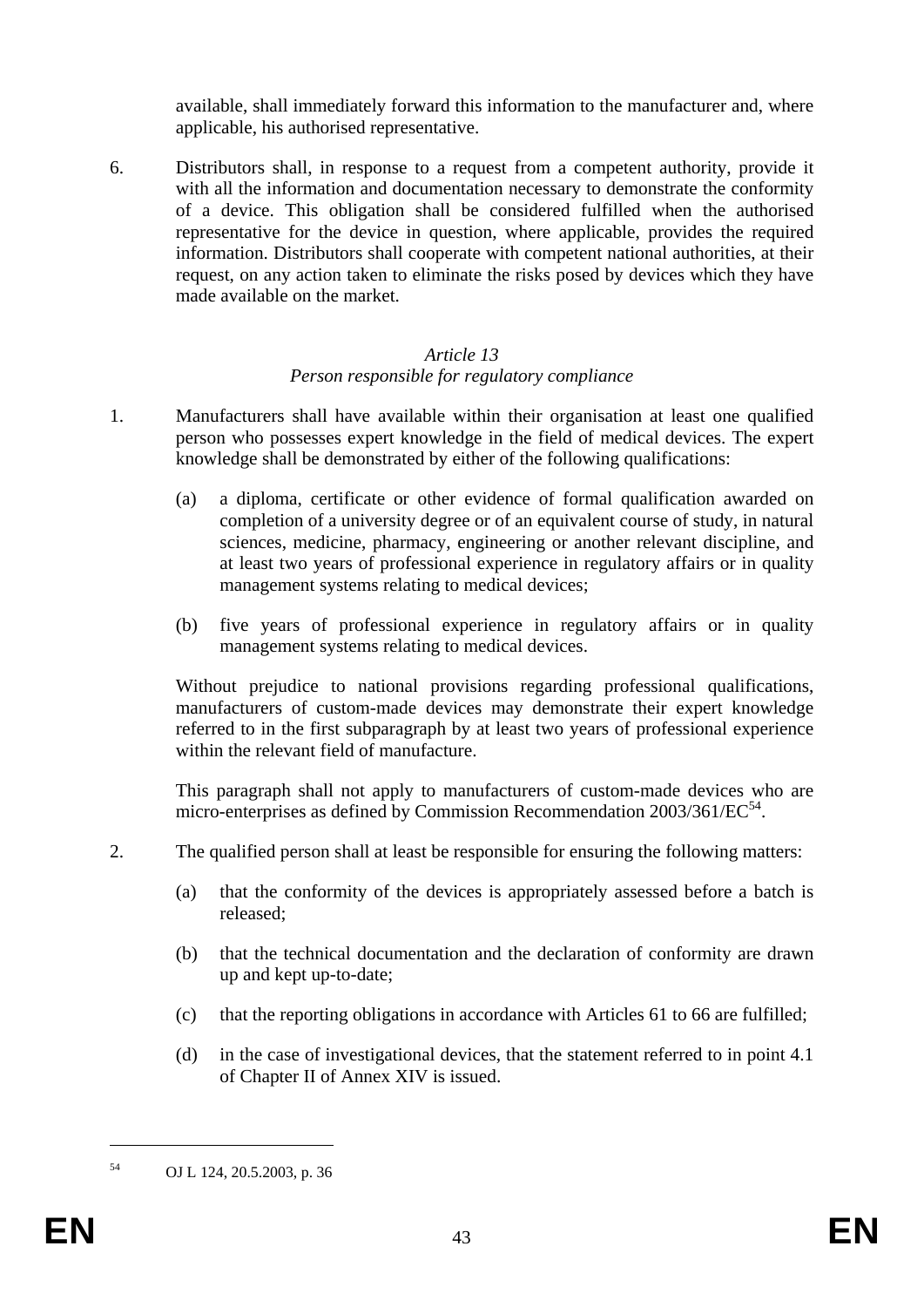available, shall immediately forward this information to the manufacturer and, where applicable, his authorised representative.

6. Distributors shall, in response to a request from a competent authority, provide it with all the information and documentation necessary to demonstrate the conformity of a device. This obligation shall be considered fulfilled when the authorised representative for the device in question, where applicable, provides the required information. Distributors shall cooperate with competent national authorities, at their request, on any action taken to eliminate the risks posed by devices which they have made available on the market.

*Article 13*

*Person responsible for regulatory compliance*

1. Manufacturers shall have available within their organisation at least one qualified person who possesses expert knowledge in the field of medical devices. The expert knowledge shall be demonstrated by either of the following qualifications:

   (a) a diploma, certificate or other evidence of formal qualification awarded on completion of a university degree or of an equivalent course of study, in natural sciences, medicine, pharmacy, engineering or another relevant discipline, and at least two years of professional experience in regulatory affairs or in quality management systems relating to medical devices;

   (b) five years of professional experience in regulatory affairs or in quality management systems relating to medical devices.

   Without prejudice to national provisions regarding professional qualifications, manufacturers of custom-made devices may demonstrate their expert knowledge referred to in the first subparagraph by at least two years of professional experience within the relevant field of manufacture.

   This paragraph shall not apply to manufacturers of custom-made devices who are micro-enterprises as defined by Commission Recommendation 2003/361/EC[54].

2. The qualified person shall at least be responsible for ensuring the following matters:

   (a) that the conformity of the devices is appropriately assessed before a batch is released;

   (b) that the technical documentation and the declaration of conformity are drawn up and kept up-to-date;

   (c) that the reporting obligations in accordance with Articles 61 to 66 are fulfilled;

   (d) in the case of investigational devices, that the statement referred to in point 4.1 of Chapter II of Annex XIV is issued.

---

[54] OJ L 124, 20.5.2003, p. 36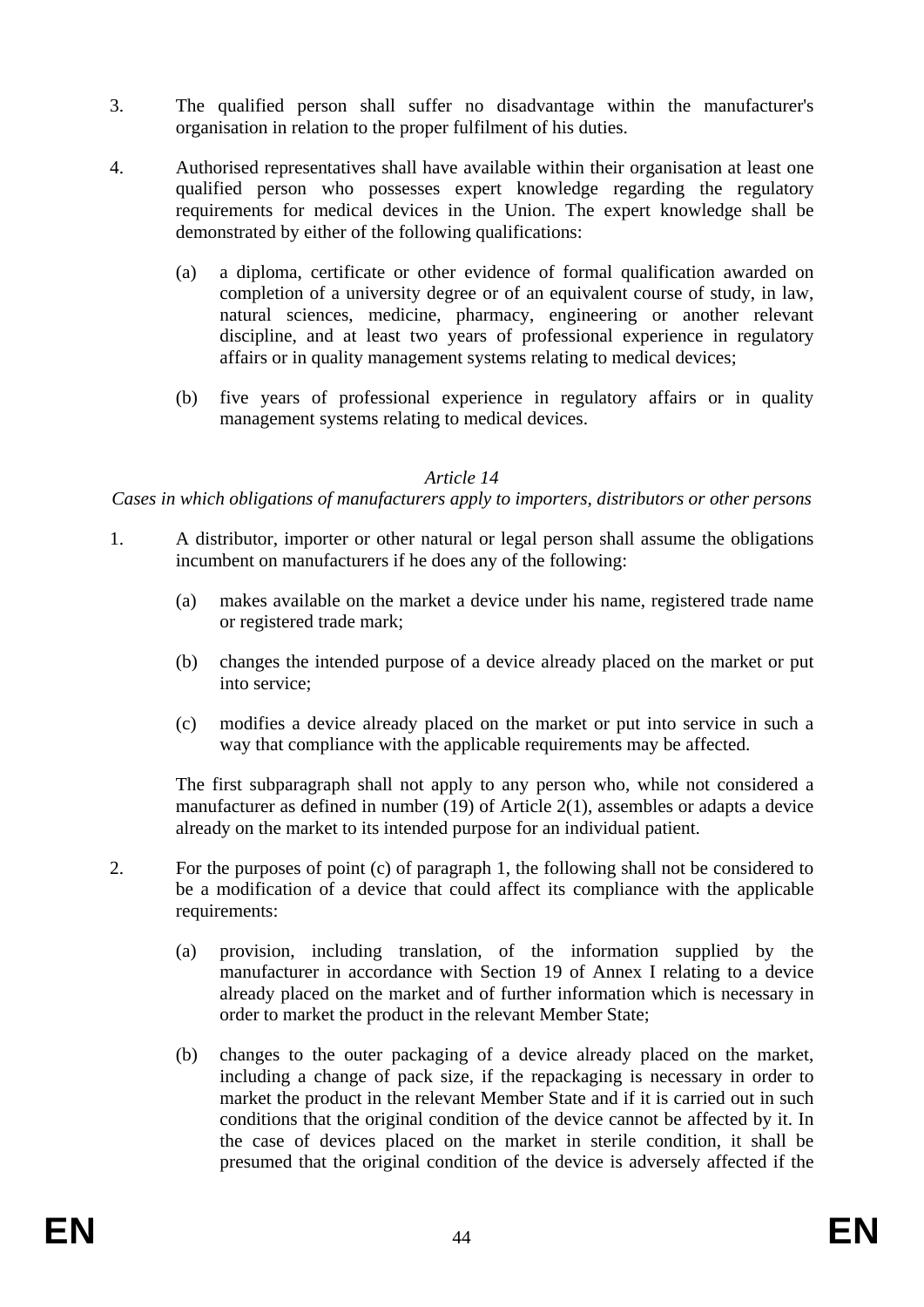3. The qualified person shall suffer no disadvantage within the manufacturer's organisation in relation to the proper fulfilment of his duties.

4. Authorised representatives shall have available within their organisation at least one qualified person who possesses expert knowledge regarding the regulatory requirements for medical devices in the Union. The expert knowledge shall be demonstrated by either of the following qualifications:

   (a) a diploma, certificate or other evidence of formal qualification awarded on completion of a university degree or of an equivalent course of study, in law, natural sciences, medicine, pharmacy, engineering or another relevant discipline, and at least two years of professional experience in regulatory affairs or in quality management systems relating to medical devices;

   (b) five years of professional experience in regulatory affairs or in quality management systems relating to medical devices.

*Article 14*

*Cases in which obligations of manufacturers apply to importers, distributors or other persons*

1. A distributor, importer or other natural or legal person shall assume the obligations incumbent on manufacturers if he does any of the following:

   (a) makes available on the market a device under his name, registered trade name or registered trade mark;

   (b) changes the intended purpose of a device already placed on the market or put into service;

   (c) modifies a device already placed on the market or put into service in such a way that compliance with the applicable requirements may be affected.

   The first subparagraph shall not apply to any person who, while not considered a manufacturer as defined in number (19) of Article 2(1), assembles or adapts a device already on the market to its intended purpose for an individual patient.

2. For the purposes of point (c) of paragraph 1, the following shall not be considered to be a modification of a device that could affect its compliance with the applicable requirements:

   (a) provision, including translation, of the information supplied by the manufacturer in accordance with Section 19 of Annex I relating to a device already placed on the market and of further information which is necessary in order to market the product in the relevant Member State;

   (b) changes to the outer packaging of a device already placed on the market, including a change of pack size, if the repackaging is necessary in order to market the product in the relevant Member State and if it is carried out in such conditions that the original condition of the device cannot be affected by it. In the case of devices placed on the market in sterile condition, it shall be presumed that the original condition of the device is adversely affected if the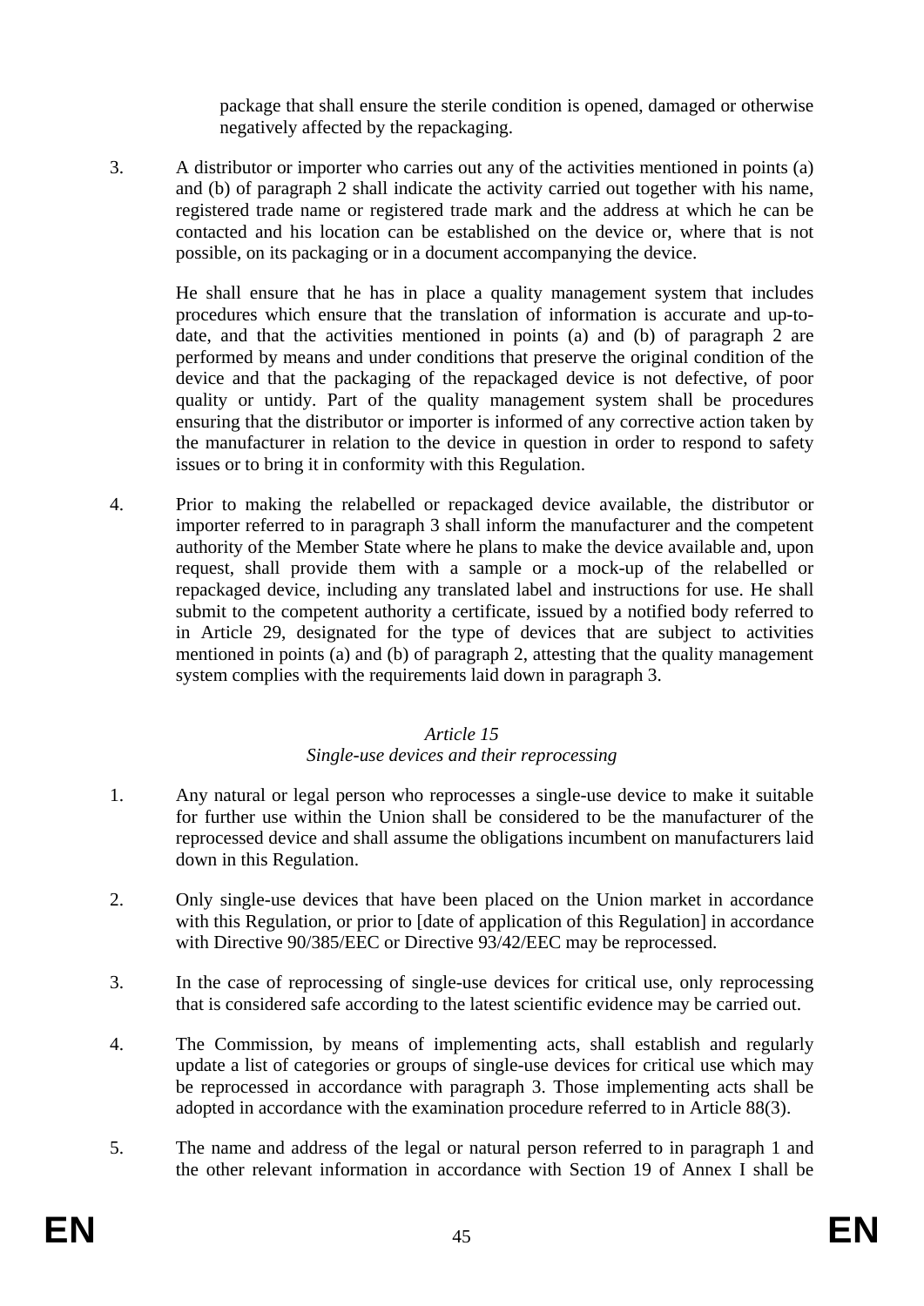package that shall ensure the sterile condition is opened, damaged or otherwise negatively affected by the repackaging.

3. A distributor or importer who carries out any of the activities mentioned in points (a) and (b) of paragraph 2 shall indicate the activity carried out together with his name, registered trade name or registered trade mark and the address at which he can be contacted and his location can be established on the device or, where that is not possible, on its packaging or in a document accompanying the device.

   He shall ensure that he has in place a quality management system that includes procedures which ensure that the translation of information is accurate and up-to-date, and that the activities mentioned in points (a) and (b) of paragraph 2 are performed by means and under conditions that preserve the original condition of the device and that the packaging of the repackaged device is not defective, of poor quality or untidy. Part of the quality management system shall be procedures ensuring that the distributor or importer is informed of any corrective action taken by the manufacturer in relation to the device in question in order to respond to safety issues or to bring it in conformity with this Regulation.

4. Prior to making the relabelled or repackaged device available, the distributor or importer referred to in paragraph 3 shall inform the manufacturer and the competent authority of the Member State where he plans to make the device available and, upon request, shall provide them with a sample or a mock-up of the relabelled or repackaged device, including any translated label and instructions for use. He shall submit to the competent authority a certificate, issued by a notified body referred to in Article 29, designated for the type of devices that are subject to activities mentioned in points (a) and (b) of paragraph 2, attesting that the quality management system complies with the requirements laid down in paragraph 3.

### *Article 15*
### *Single-use devices and their reprocessing*

1. Any natural or legal person who reprocesses a single-use device to make it suitable for further use within the Union shall be considered to be the manufacturer of the reprocessed device and shall assume the obligations incumbent on manufacturers laid down in this Regulation.

2. Only single-use devices that have been placed on the Union market in accordance with this Regulation, or prior to [date of application of this Regulation] in accordance with Directive 90/385/EEC or Directive 93/42/EEC may be reprocessed.

3. In the case of reprocessing of single-use devices for critical use, only reprocessing that is considered safe according to the latest scientific evidence may be carried out.

4. The Commission, by means of implementing acts, shall establish and regularly update a list of categories or groups of single-use devices for critical use which may be reprocessed in accordance with paragraph 3. Those implementing acts shall be adopted in accordance with the examination procedure referred to in Article 88(3).

5. The name and address of the legal or natural person referred to in paragraph 1 and the other relevant information in accordance with Section 19 of Annex I shall be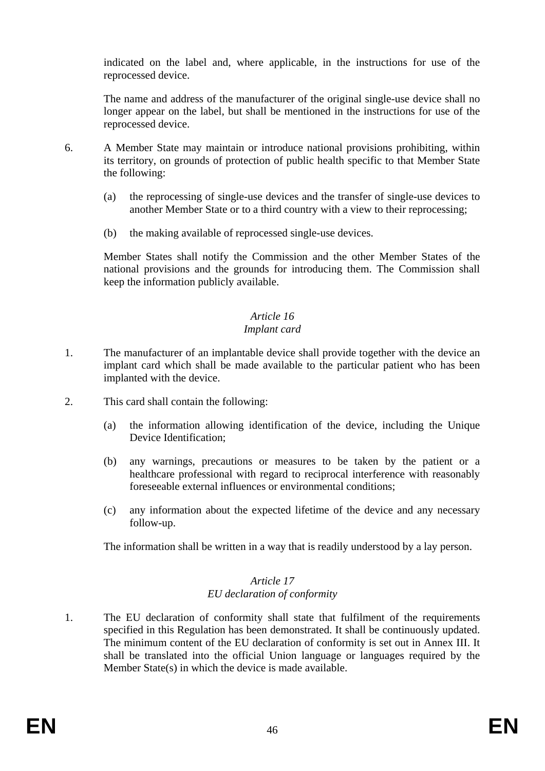indicated on the label and, where applicable, in the instructions for use of the reprocessed device.

The name and address of the manufacturer of the original single-use device shall no longer appear on the label, but shall be mentioned in the instructions for use of the reprocessed device.

6. A Member State may maintain or introduce national provisions prohibiting, within its territory, on grounds of protection of public health specific to that Member State the following:

   (a) the reprocessing of single-use devices and the transfer of single-use devices to another Member State or to a third country with a view to their reprocessing;

   (b) the making available of reprocessed single-use devices.

   Member States shall notify the Commission and the other Member States of the national provisions and the grounds for introducing them. The Commission shall keep the information publicly available.

### *Article 16*
### *Implant card*

1. The manufacturer of an implantable device shall provide together with the device an implant card which shall be made available to the particular patient who has been implanted with the device.

2. This card shall contain the following:

   (a) the information allowing identification of the device, including the Unique Device Identification;

   (b) any warnings, precautions or measures to be taken by the patient or a healthcare professional with regard to reciprocal interference with reasonably foreseeable external influences or environmental conditions;

   (c) any information about the expected lifetime of the device and any necessary follow-up.

   The information shall be written in a way that is readily understood by a lay person.

### *Article 17*
### *EU declaration of conformity*

1. The EU declaration of conformity shall state that fulfilment of the requirements specified in this Regulation has been demonstrated. It shall be continuously updated. The minimum content of the EU declaration of conformity is set out in Annex III. It shall be translated into the official Union language or languages required by the Member State(s) in which the device is made available.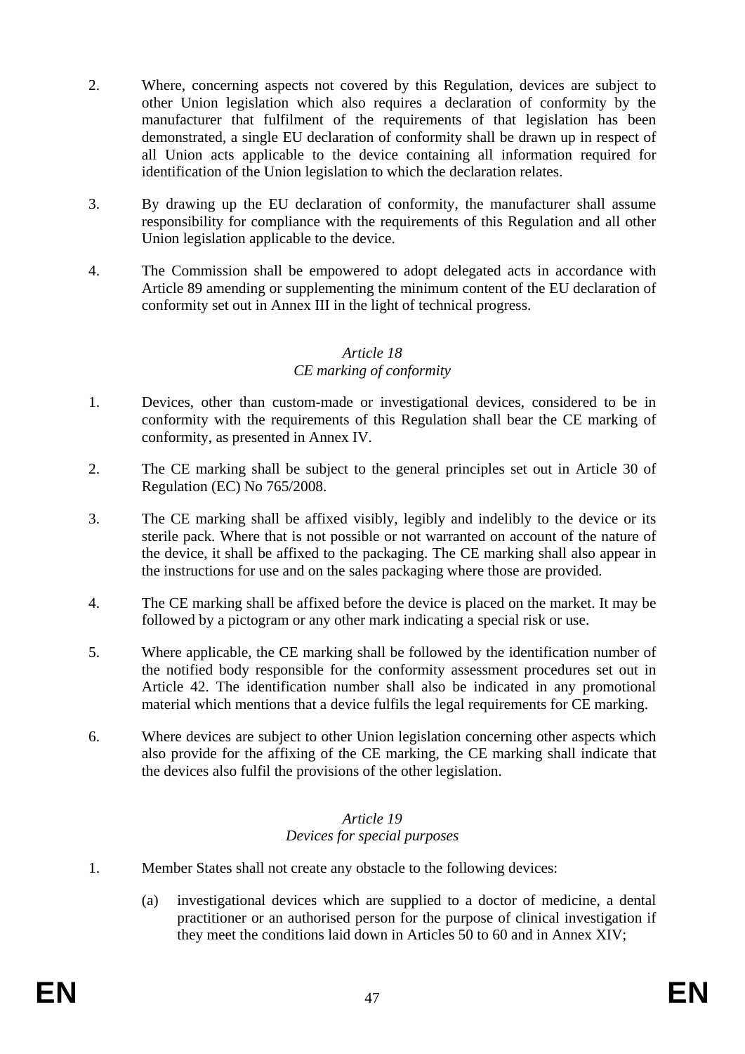2. Where, concerning aspects not covered by this Regulation, devices are subject to other Union legislation which also requires a declaration of conformity by the manufacturer that fulfilment of the requirements of that legislation has been demonstrated, a single EU declaration of conformity shall be drawn up in respect of all Union acts applicable to the device containing all information required for identification of the Union legislation to which the declaration relates.

3. By drawing up the EU declaration of conformity, the manufacturer shall assume responsibility for compliance with the requirements of this Regulation and all other Union legislation applicable to the device.

4. The Commission shall be empowered to adopt delegated acts in accordance with Article 89 amending or supplementing the minimum content of the EU declaration of conformity set out in Annex III in the light of technical progress.

*Article 18*
*CE marking of conformity*

1. Devices, other than custom-made or investigational devices, considered to be in conformity with the requirements of this Regulation shall bear the CE marking of conformity, as presented in Annex IV.

2. The CE marking shall be subject to the general principles set out in Article 30 of Regulation (EC) No 765/2008.

3. The CE marking shall be affixed visibly, legibly and indelibly to the device or its sterile pack. Where that is not possible or not warranted on account of the nature of the device, it shall be affixed to the packaging. The CE marking shall also appear in the instructions for use and on the sales packaging where those are provided.

4. The CE marking shall be affixed before the device is placed on the market. It may be followed by a pictogram or any other mark indicating a special risk or use.

5. Where applicable, the CE marking shall be followed by the identification number of the notified body responsible for the conformity assessment procedures set out in Article 42. The identification number shall also be indicated in any promotional material which mentions that a device fulfils the legal requirements for CE marking.

6. Where devices are subject to other Union legislation concerning other aspects which also provide for the affixing of the CE marking, the CE marking shall indicate that the devices also fulfil the provisions of the other legislation.

*Article 19*
*Devices for special purposes*

1. Member States shall not create any obstacle to the following devices:

   (a) investigational devices which are supplied to a doctor of medicine, a dental practitioner or an authorised person for the purpose of clinical investigation if they meet the conditions laid down in Articles 50 to 60 and in Annex XIV;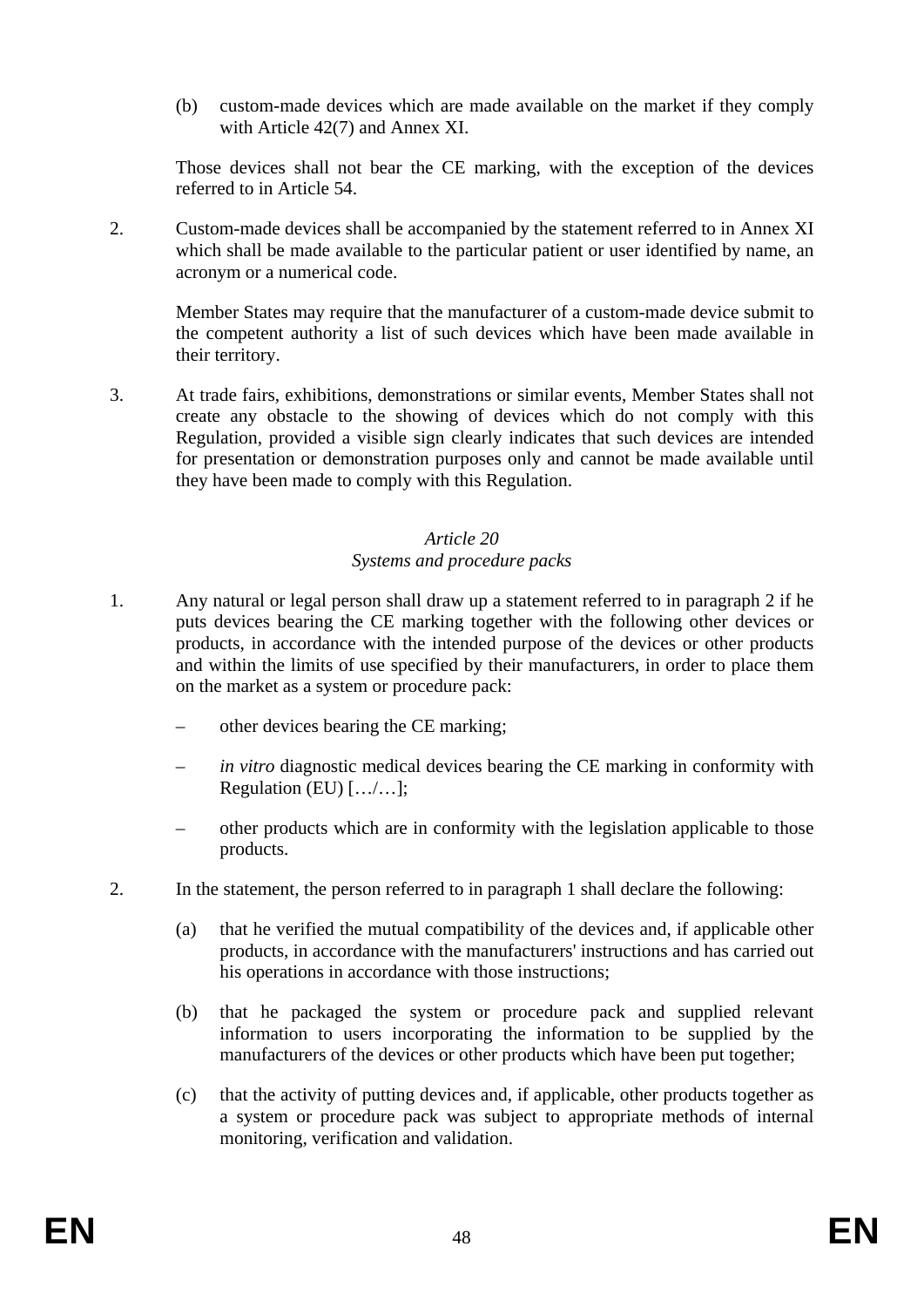(b) custom-made devices which are made available on the market if they comply with Article 42(7) and Annex XI.

Those devices shall not bear the CE marking, with the exception of the devices referred to in Article 54.

2. Custom-made devices shall be accompanied by the statement referred to in Annex XI which shall be made available to the particular patient or user identified by name, an acronym or a numerical code.

   Member States may require that the manufacturer of a custom-made device submit to the competent authority a list of such devices which have been made available in their territory.

3. At trade fairs, exhibitions, demonstrations or similar events, Member States shall not create any obstacle to the showing of devices which do not comply with this Regulation, provided a visible sign clearly indicates that such devices are intended for presentation or demonstration purposes only and cannot be made available until they have been made to comply with this Regulation.

*Article 20*
*Systems and procedure packs*

1. Any natural or legal person shall draw up a statement referred to in paragraph 2 if he puts devices bearing the CE marking together with the following other devices or products, in accordance with the intended purpose of the devices or other products and within the limits of use specified by their manufacturers, in order to place them on the market as a system or procedure pack:

   – other devices bearing the CE marking;

   – *in vitro* diagnostic medical devices bearing the CE marking in conformity with Regulation (EU) […/…];

   – other products which are in conformity with the legislation applicable to those products.

2. In the statement, the person referred to in paragraph 1 shall declare the following:

   (a) that he verified the mutual compatibility of the devices and, if applicable other products, in accordance with the manufacturers' instructions and has carried out his operations in accordance with those instructions;

   (b) that he packaged the system or procedure pack and supplied relevant information to users incorporating the information to be supplied by the manufacturers of the devices or other products which have been put together;

   (c) that the activity of putting devices and, if applicable, other products together as a system or procedure pack was subject to appropriate methods of internal monitoring, verification and validation.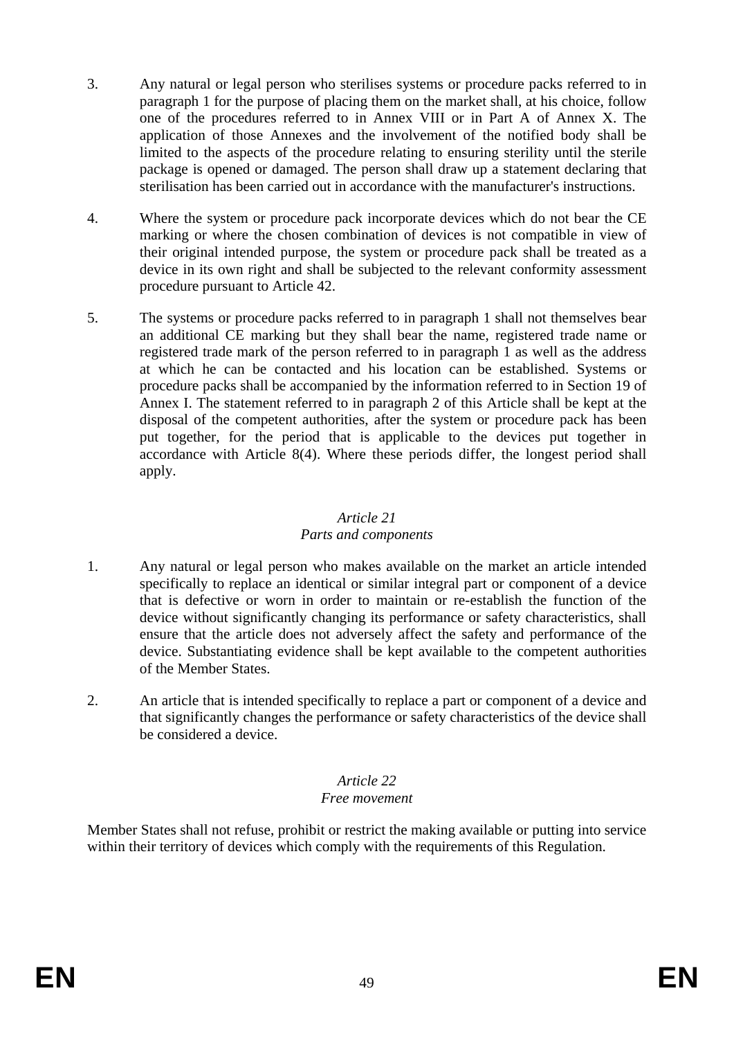3. Any natural or legal person who sterilises systems or procedure packs referred to in paragraph 1 for the purpose of placing them on the market shall, at his choice, follow one of the procedures referred to in Annex VIII or in Part A of Annex X. The application of those Annexes and the involvement of the notified body shall be limited to the aspects of the procedure relating to ensuring sterility until the sterile package is opened or damaged. The person shall draw up a statement declaring that sterilisation has been carried out in accordance with the manufacturer's instructions.

4. Where the system or procedure pack incorporate devices which do not bear the CE marking or where the chosen combination of devices is not compatible in view of their original intended purpose, the system or procedure pack shall be treated as a device in its own right and shall be subjected to the relevant conformity assessment procedure pursuant to Article 42.

5. The systems or procedure packs referred to in paragraph 1 shall not themselves bear an additional CE marking but they shall bear the name, registered trade name or registered trade mark of the person referred to in paragraph 1 as well as the address at which he can be contacted and his location can be established. Systems or procedure packs shall be accompanied by the information referred to in Section 19 of Annex I. The statement referred to in paragraph 2 of this Article shall be kept at the disposal of the competent authorities, after the system or procedure pack has been put together, for the period that is applicable to the devices put together in accordance with Article 8(4). Where these periods differ, the longest period shall apply.

### *Article 21*
### *Parts and components*

1. Any natural or legal person who makes available on the market an article intended specifically to replace an identical or similar integral part or component of a device that is defective or worn in order to maintain or re-establish the function of the device without significantly changing its performance or safety characteristics, shall ensure that the article does not adversely affect the safety and performance of the device. Substantiating evidence shall be kept available to the competent authorities of the Member States.

2. An article that is intended specifically to replace a part or component of a device and that significantly changes the performance or safety characteristics of the device shall be considered a device.

### *Article 22*
### *Free movement*

Member States shall not refuse, prohibit or restrict the making available or putting into service within their territory of devices which comply with the requirements of this Regulation.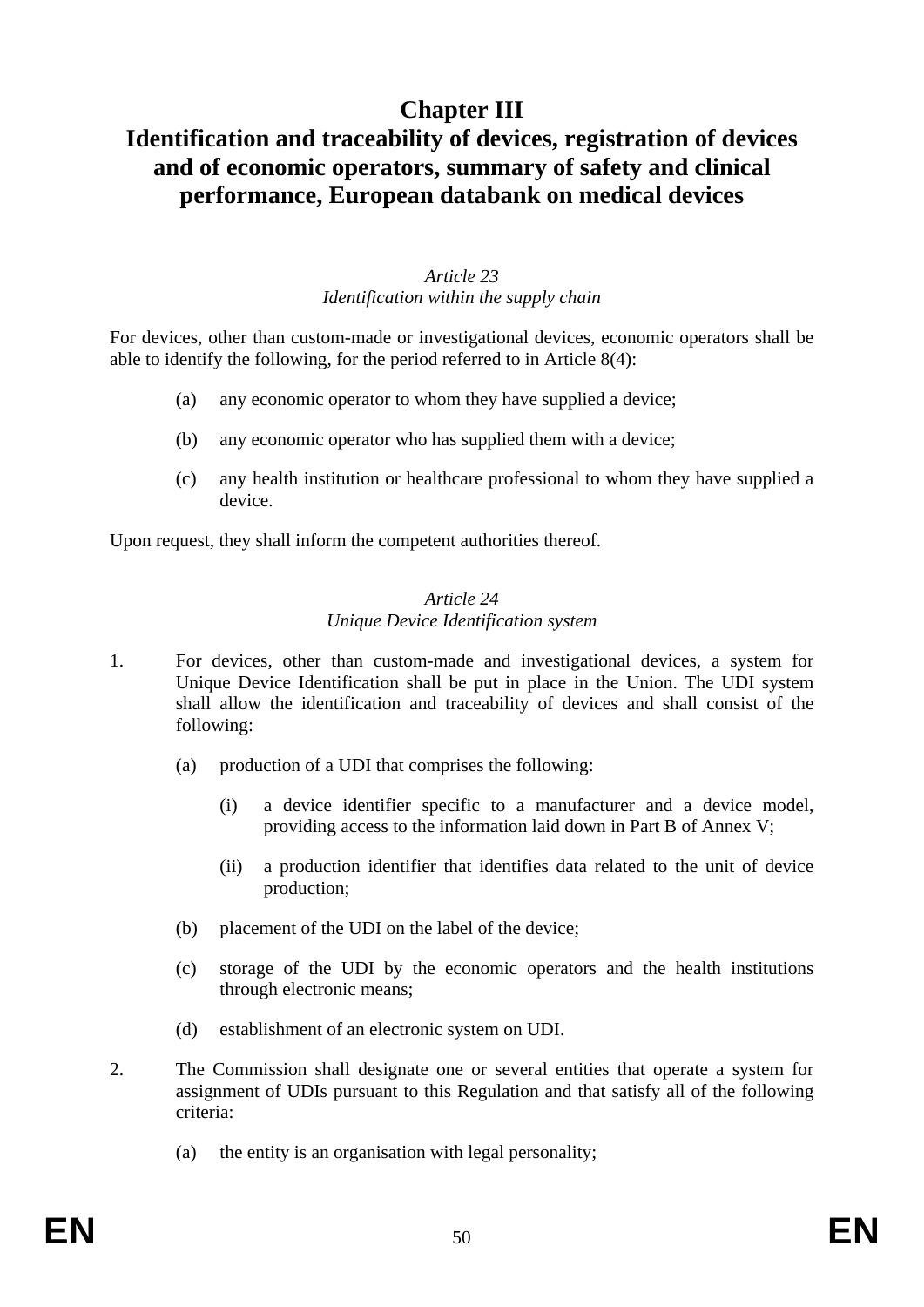# Chapter III
# Identification and traceability of devices, registration of devices and of economic operators, summary of safety and clinical performance, European databank on medical devices

*Article 23*
*Identification within the supply chain*

For devices, other than custom-made or investigational devices, economic operators shall be able to identify the following, for the period referred to in Article 8(4):

(a) any economic operator to whom they have supplied a device;

(b) any economic operator who has supplied them with a device;

(c) any health institution or healthcare professional to whom they have supplied a device.

Upon request, they shall inform the competent authorities thereof.

*Article 24*
*Unique Device Identification system*

1. For devices, other than custom-made and investigational devices, a system for Unique Device Identification shall be put in place in the Union. The UDI system shall allow the identification and traceability of devices and shall consist of the following:

   (a) production of a UDI that comprises the following:

      (i) a device identifier specific to a manufacturer and a device model, providing access to the information laid down in Part B of Annex V;

      (ii) a production identifier that identifies data related to the unit of device production;

   (b) placement of the UDI on the label of the device;

   (c) storage of the UDI by the economic operators and the health institutions through electronic means;

   (d) establishment of an electronic system on UDI.

2. The Commission shall designate one or several entities that operate a system for assignment of UDIs pursuant to this Regulation and that satisfy all of the following criteria:

   (a) the entity is an organisation with legal personality;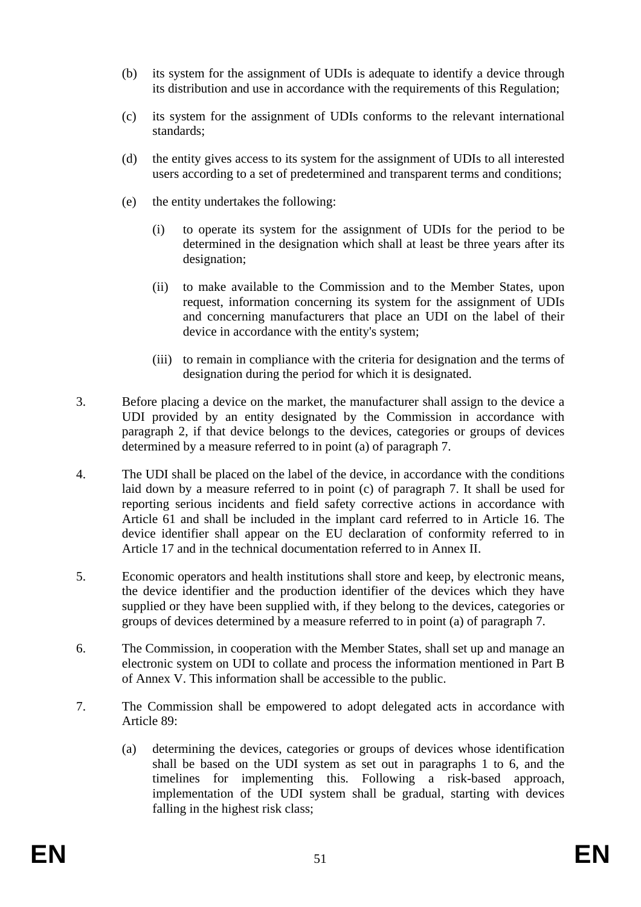(b) its system for the assignment of UDIs is adequate to identify a device through its distribution and use in accordance with the requirements of this Regulation;

(c) its system for the assignment of UDIs conforms to the relevant international standards;

(d) the entity gives access to its system for the assignment of UDIs to all interested users according to a set of predetermined and transparent terms and conditions;

(e) the entity undertakes the following:

  (i) to operate its system for the assignment of UDIs for the period to be determined in the designation which shall at least be three years after its designation;

  (ii) to make available to the Commission and to the Member States, upon request, information concerning its system for the assignment of UDIs and concerning manufacturers that place an UDI on the label of their device in accordance with the entity's system;

  (iii) to remain in compliance with the criteria for designation and the terms of designation during the period for which it is designated.

3. Before placing a device on the market, the manufacturer shall assign to the device a UDI provided by an entity designated by the Commission in accordance with paragraph 2, if that device belongs to the devices, categories or groups of devices determined by a measure referred to in point (a) of paragraph 7.

4. The UDI shall be placed on the label of the device, in accordance with the conditions laid down by a measure referred to in point (c) of paragraph 7. It shall be used for reporting serious incidents and field safety corrective actions in accordance with Article 61 and shall be included in the implant card referred to in Article 16. The device identifier shall appear on the EU declaration of conformity referred to in Article 17 and in the technical documentation referred to in Annex II.

5. Economic operators and health institutions shall store and keep, by electronic means, the device identifier and the production identifier of the devices which they have supplied or they have been supplied with, if they belong to the devices, categories or groups of devices determined by a measure referred to in point (a) of paragraph 7.

6. The Commission, in cooperation with the Member States, shall set up and manage an electronic system on UDI to collate and process the information mentioned in Part B of Annex V. This information shall be accessible to the public.

7. The Commission shall be empowered to adopt delegated acts in accordance with Article 89:

(a) determining the devices, categories or groups of devices whose identification shall be based on the UDI system as set out in paragraphs 1 to 6, and the timelines for implementing this. Following a risk-based approach, implementation of the UDI system shall be gradual, starting with devices falling in the highest risk class;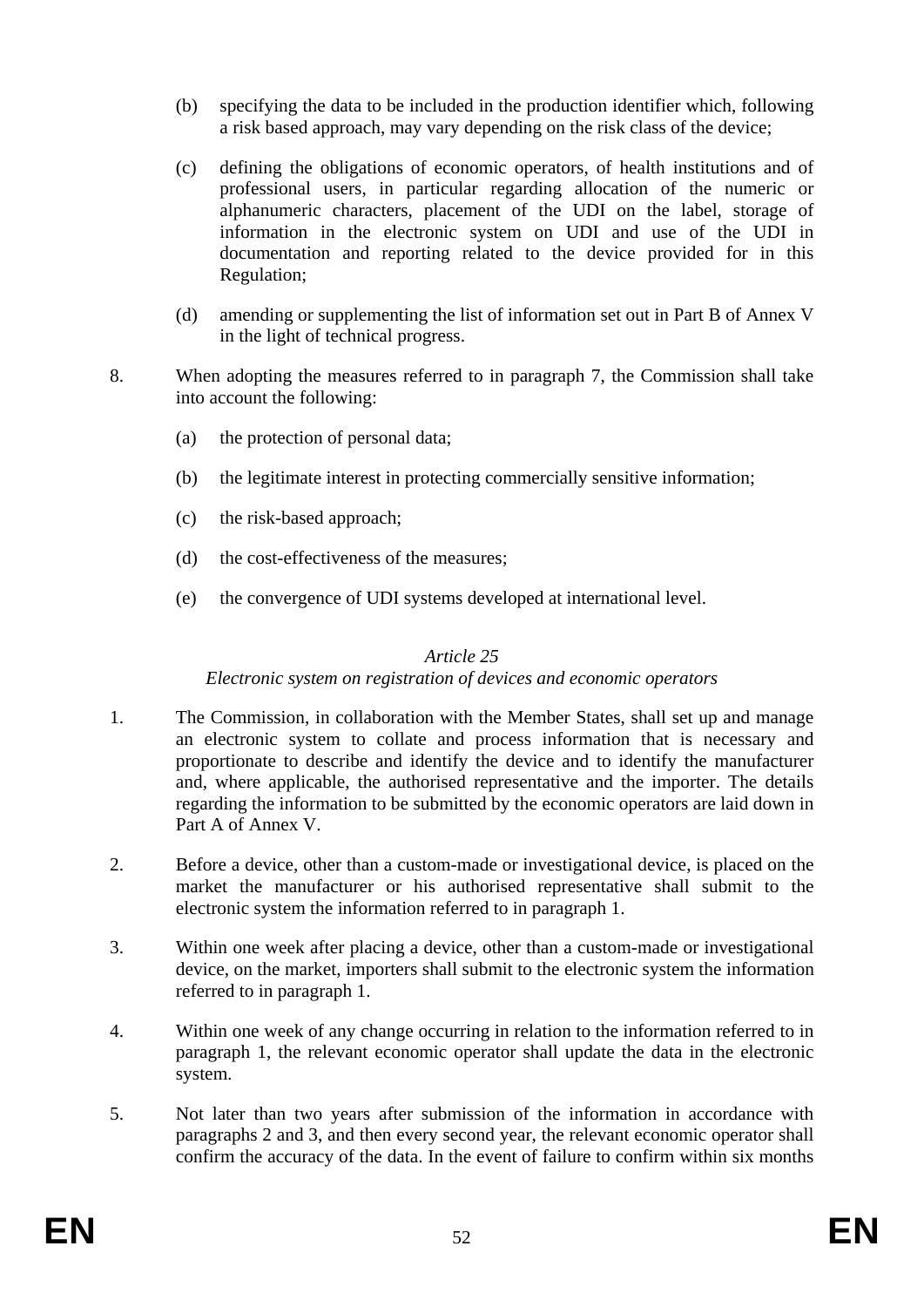(b) specifying the data to be included in the production identifier which, following a risk based approach, may vary depending on the risk class of the device;

(c) defining the obligations of economic operators, of health institutions and of professional users, in particular regarding allocation of the numeric or alphanumeric characters, placement of the UDI on the label, storage of information in the electronic system on UDI and use of the UDI in documentation and reporting related to the device provided for in this Regulation;

(d) amending or supplementing the list of information set out in Part B of Annex V in the light of technical progress.

8. When adopting the measures referred to in paragraph 7, the Commission shall take into account the following:

(a) the protection of personal data;

(b) the legitimate interest in protecting commercially sensitive information;

(c) the risk-based approach;

(d) the cost-effectiveness of the measures;

(e) the convergence of UDI systems developed at international level.

*Article 25*

*Electronic system on registration of devices and economic operators*

1. The Commission, in collaboration with the Member States, shall set up and manage an electronic system to collate and process information that is necessary and proportionate to describe and identify the device and to identify the manufacturer and, where applicable, the authorised representative and the importer. The details regarding the information to be submitted by the economic operators are laid down in Part A of Annex V.

2. Before a device, other than a custom-made or investigational device, is placed on the market the manufacturer or his authorised representative shall submit to the electronic system the information referred to in paragraph 1.

3. Within one week after placing a device, other than a custom-made or investigational device, on the market, importers shall submit to the electronic system the information referred to in paragraph 1.

4. Within one week of any change occurring in relation to the information referred to in paragraph 1, the relevant economic operator shall update the data in the electronic system.

5. Not later than two years after submission of the information in accordance with paragraphs 2 and 3, and then every second year, the relevant economic operator shall confirm the accuracy of the data. In the event of failure to confirm within six months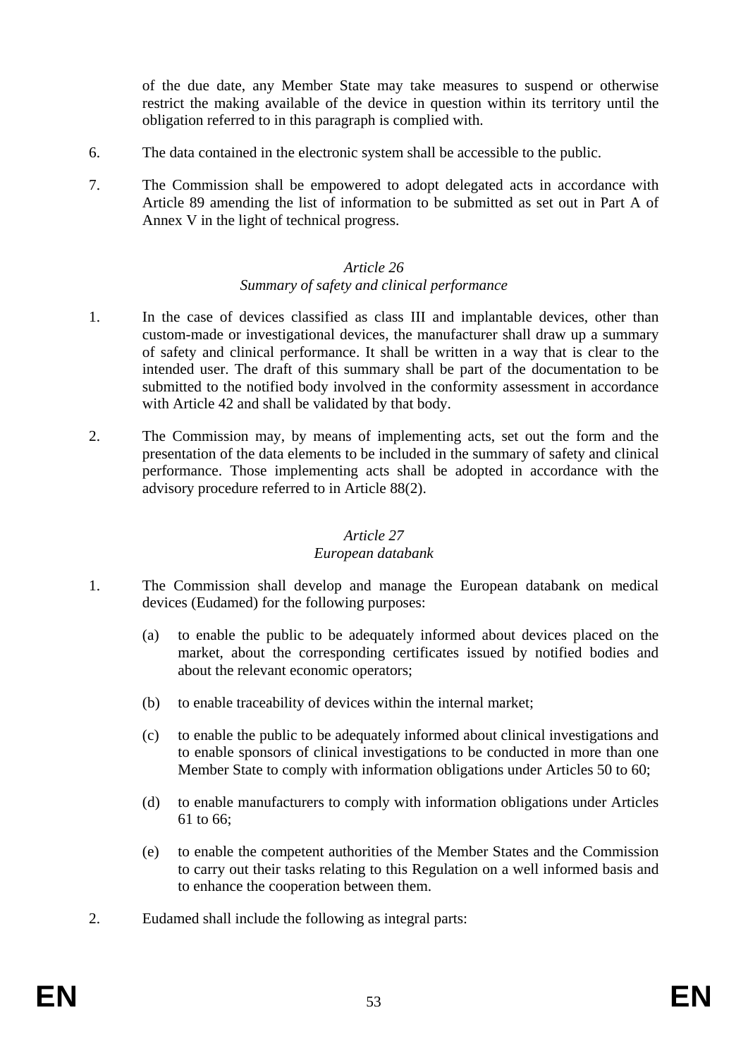of the due date, any Member State may take measures to suspend or otherwise restrict the making available of the device in question within its territory until the obligation referred to in this paragraph is complied with.

6. The data contained in the electronic system shall be accessible to the public.

7. The Commission shall be empowered to adopt delegated acts in accordance with Article 89 amending the list of information to be submitted as set out in Part A of Annex V in the light of technical progress.

*Article 26*
*Summary of safety and clinical performance*

1. In the case of devices classified as class III and implantable devices, other than custom-made or investigational devices, the manufacturer shall draw up a summary of safety and clinical performance. It shall be written in a way that is clear to the intended user. The draft of this summary shall be part of the documentation to be submitted to the notified body involved in the conformity assessment in accordance with Article 42 and shall be validated by that body.

2. The Commission may, by means of implementing acts, set out the form and the presentation of the data elements to be included in the summary of safety and clinical performance. Those implementing acts shall be adopted in accordance with the advisory procedure referred to in Article 88(2).

*Article 27*
*European databank*

1. The Commission shall develop and manage the European databank on medical devices (Eudamed) for the following purposes:

   (a) to enable the public to be adequately informed about devices placed on the market, about the corresponding certificates issued by notified bodies and about the relevant economic operators;

   (b) to enable traceability of devices within the internal market;

   (c) to enable the public to be adequately informed about clinical investigations and to enable sponsors of clinical investigations to be conducted in more than one Member State to comply with information obligations under Articles 50 to 60;

   (d) to enable manufacturers to comply with information obligations under Articles 61 to 66;

   (e) to enable the competent authorities of the Member States and the Commission to carry out their tasks relating to this Regulation on a well informed basis and to enhance the cooperation between them.

2. Eudamed shall include the following as integral parts: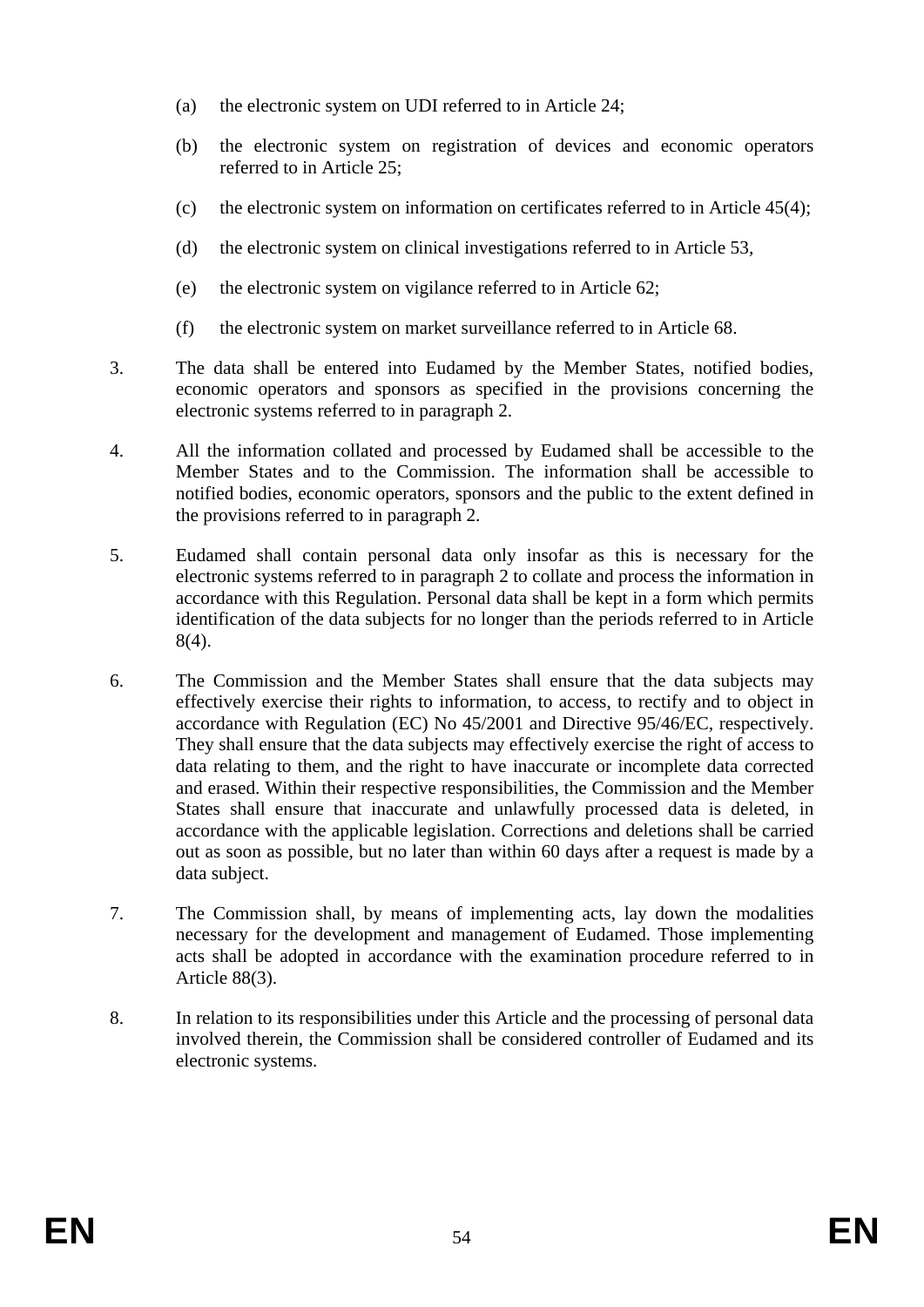(a) the electronic system on UDI referred to in Article 24;

(b) the electronic system on registration of devices and economic operators referred to in Article 25;

(c) the electronic system on information on certificates referred to in Article 45(4);

(d) the electronic system on clinical investigations referred to in Article 53,

(e) the electronic system on vigilance referred to in Article 62;

(f) the electronic system on market surveillance referred to in Article 68.

3. The data shall be entered into Eudamed by the Member States, notified bodies, economic operators and sponsors as specified in the provisions concerning the electronic systems referred to in paragraph 2.

4. All the information collated and processed by Eudamed shall be accessible to the Member States and to the Commission. The information shall be accessible to notified bodies, economic operators, sponsors and the public to the extent defined in the provisions referred to in paragraph 2.

5. Eudamed shall contain personal data only insofar as this is necessary for the electronic systems referred to in paragraph 2 to collate and process the information in accordance with this Regulation. Personal data shall be kept in a form which permits identification of the data subjects for no longer than the periods referred to in Article 8(4).

6. The Commission and the Member States shall ensure that the data subjects may effectively exercise their rights to information, to access, to rectify and to object in accordance with Regulation (EC) No 45/2001 and Directive 95/46/EC, respectively. They shall ensure that the data subjects may effectively exercise the right of access to data relating to them, and the right to have inaccurate or incomplete data corrected and erased. Within their respective responsibilities, the Commission and the Member States shall ensure that inaccurate and unlawfully processed data is deleted, in accordance with the applicable legislation. Corrections and deletions shall be carried out as soon as possible, but no later than within 60 days after a request is made by a data subject.

7. The Commission shall, by means of implementing acts, lay down the modalities necessary for the development and management of Eudamed. Those implementing acts shall be adopted in accordance with the examination procedure referred to in Article 88(3).

8. In relation to its responsibilities under this Article and the processing of personal data involved therein, the Commission shall be considered controller of Eudamed and its electronic systems.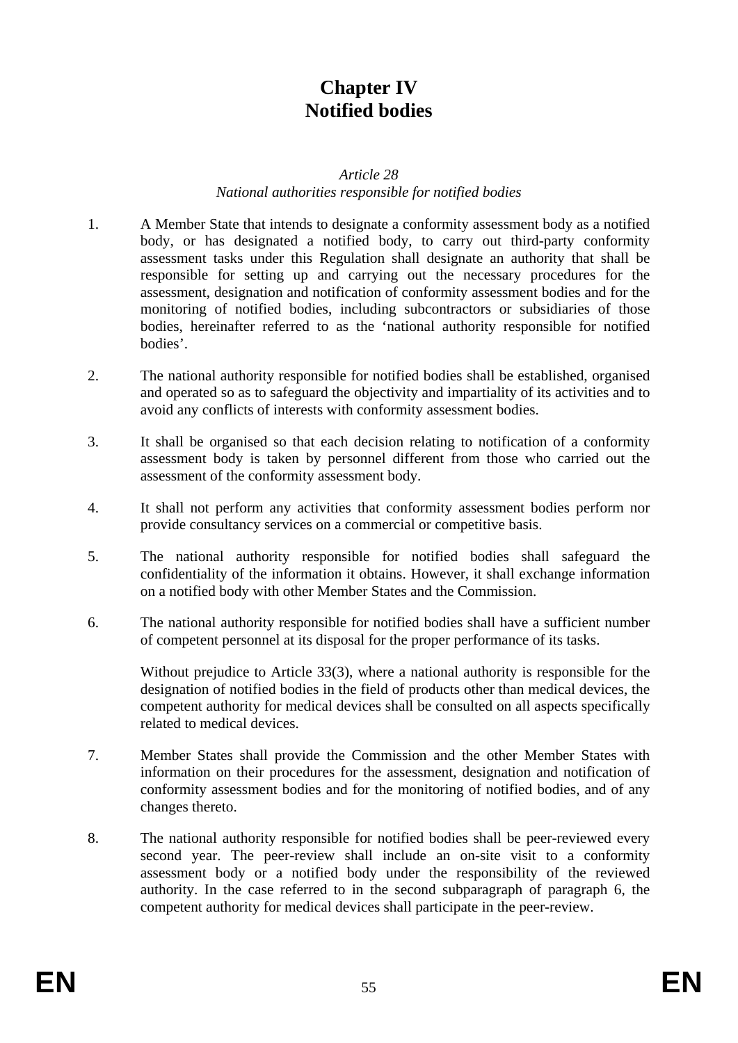# Chapter IV
# Notified bodies

*Article 28*
*National authorities responsible for notified bodies*

1. A Member State that intends to designate a conformity assessment body as a notified body, or has designated a notified body, to carry out third-party conformity assessment tasks under this Regulation shall designate an authority that shall be responsible for setting up and carrying out the necessary procedures for the assessment, designation and notification of conformity assessment bodies and for the monitoring of notified bodies, including subcontractors or subsidiaries of those bodies, hereinafter referred to as the 'national authority responsible for notified bodies'.

2. The national authority responsible for notified bodies shall be established, organised and operated so as to safeguard the objectivity and impartiality of its activities and to avoid any conflicts of interests with conformity assessment bodies.

3. It shall be organised so that each decision relating to notification of a conformity assessment body is taken by personnel different from those who carried out the assessment of the conformity assessment body.

4. It shall not perform any activities that conformity assessment bodies perform nor provide consultancy services on a commercial or competitive basis.

5. The national authority responsible for notified bodies shall safeguard the confidentiality of the information it obtains. However, it shall exchange information on a notified body with other Member States and the Commission.

6. The national authority responsible for notified bodies shall have a sufficient number of competent personnel at its disposal for the proper performance of its tasks.

   Without prejudice to Article 33(3), where a national authority is responsible for the designation of notified bodies in the field of products other than medical devices, the competent authority for medical devices shall be consulted on all aspects specifically related to medical devices.

7. Member States shall provide the Commission and the other Member States with information on their procedures for the assessment, designation and notification of conformity assessment bodies and for the monitoring of notified bodies, and of any changes thereto.

8. The national authority responsible for notified bodies shall be peer-reviewed every second year. The peer-review shall include an on-site visit to a conformity assessment body or a notified body under the responsibility of the reviewed authority. In the case referred to in the second subparagraph of paragraph 6, the competent authority for medical devices shall participate in the peer-review.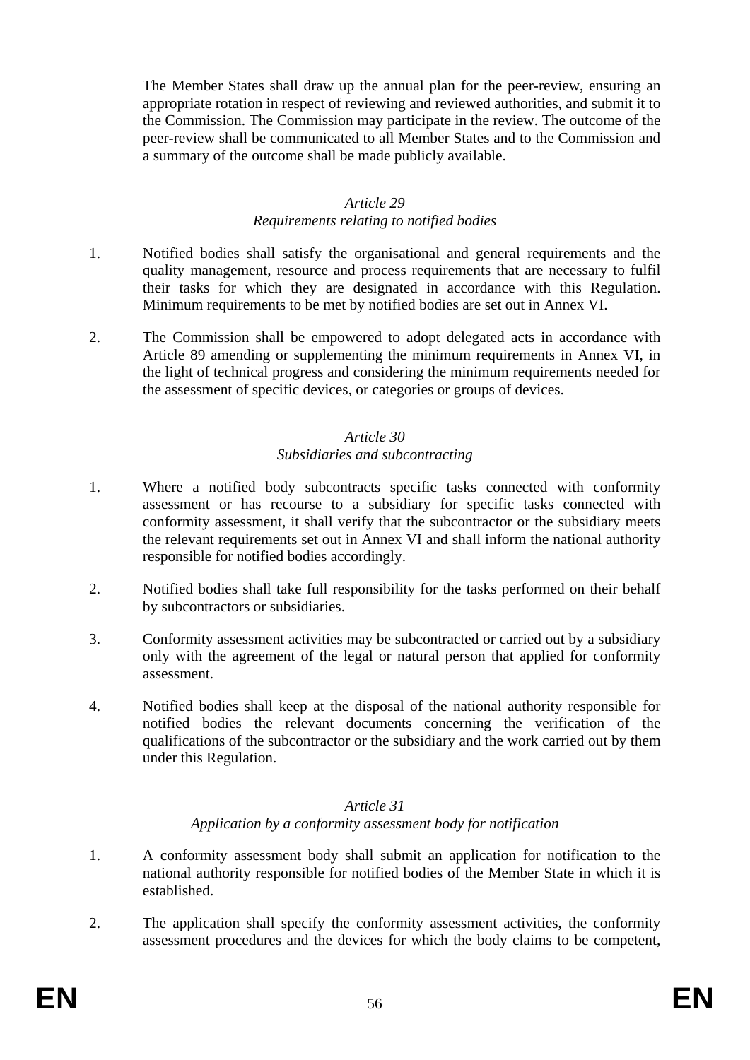The Member States shall draw up the annual plan for the peer-review, ensuring an appropriate rotation in respect of reviewing and reviewed authorities, and submit it to the Commission. The Commission may participate in the review. The outcome of the peer-review shall be communicated to all Member States and to the Commission and a summary of the outcome shall be made publicly available.

*Article 29*
*Requirements relating to notified bodies*

1. Notified bodies shall satisfy the organisational and general requirements and the quality management, resource and process requirements that are necessary to fulfil their tasks for which they are designated in accordance with this Regulation. Minimum requirements to be met by notified bodies are set out in Annex VI.

2. The Commission shall be empowered to adopt delegated acts in accordance with Article 89 amending or supplementing the minimum requirements in Annex VI, in the light of technical progress and considering the minimum requirements needed for the assessment of specific devices, or categories or groups of devices.

*Article 30*
*Subsidiaries and subcontracting*

1. Where a notified body subcontracts specific tasks connected with conformity assessment or has recourse to a subsidiary for specific tasks connected with conformity assessment, it shall verify that the subcontractor or the subsidiary meets the relevant requirements set out in Annex VI and shall inform the national authority responsible for notified bodies accordingly.

2. Notified bodies shall take full responsibility for the tasks performed on their behalf by subcontractors or subsidiaries.

3. Conformity assessment activities may be subcontracted or carried out by a subsidiary only with the agreement of the legal or natural person that applied for conformity assessment.

4. Notified bodies shall keep at the disposal of the national authority responsible for notified bodies the relevant documents concerning the verification of the qualifications of the subcontractor or the subsidiary and the work carried out by them under this Regulation.

*Article 31*
*Application by a conformity assessment body for notification*

1. A conformity assessment body shall submit an application for notification to the national authority responsible for notified bodies of the Member State in which it is established.

2. The application shall specify the conformity assessment activities, the conformity assessment procedures and the devices for which the body claims to be competent,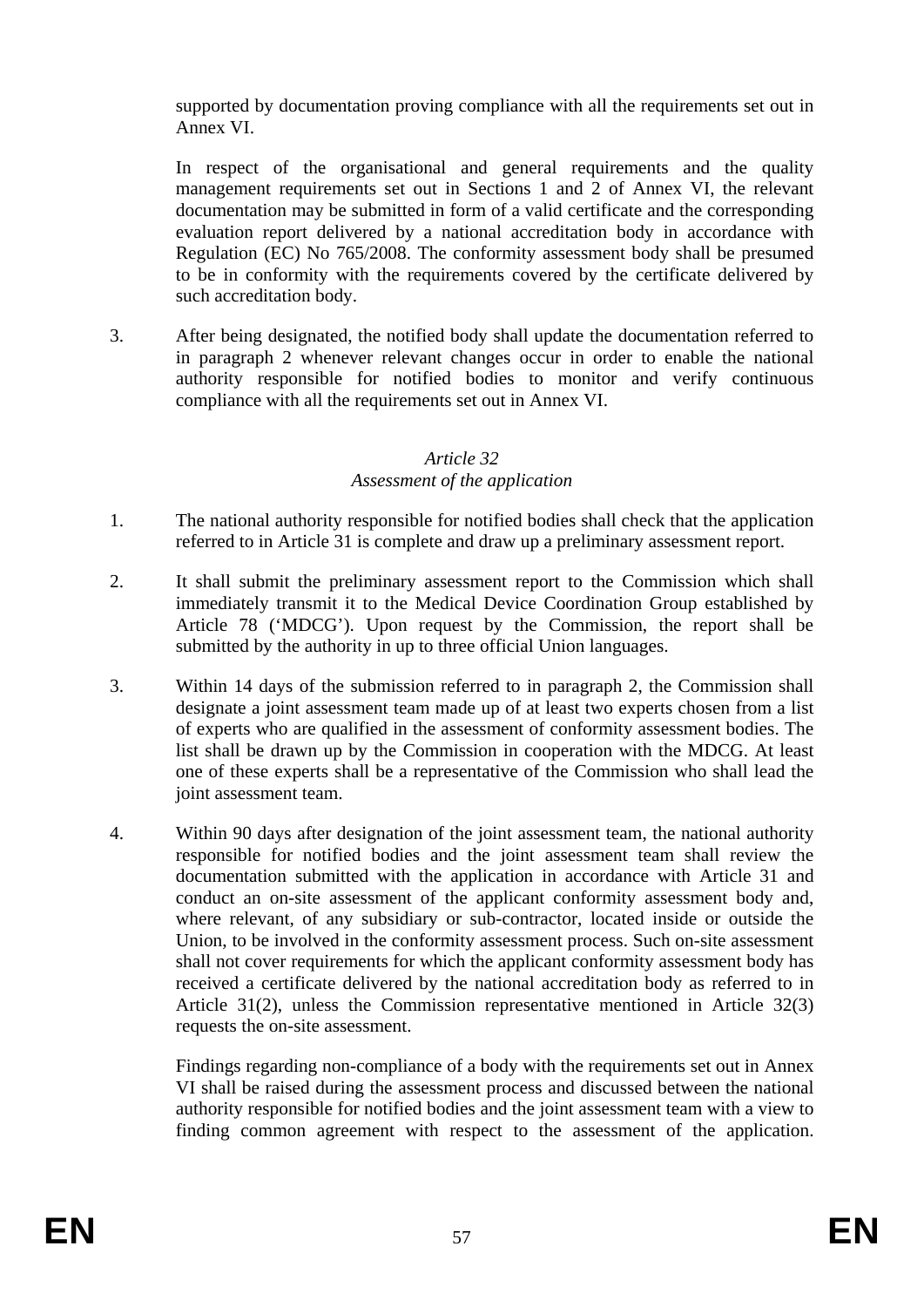supported by documentation proving compliance with all the requirements set out in Annex VI.

In respect of the organisational and general requirements and the quality management requirements set out in Sections 1 and 2 of Annex VI, the relevant documentation may be submitted in form of a valid certificate and the corresponding evaluation report delivered by a national accreditation body in accordance with Regulation (EC) No 765/2008. The conformity assessment body shall be presumed to be in conformity with the requirements covered by the certificate delivered by such accreditation body.

3. After being designated, the notified body shall update the documentation referred to in paragraph 2 whenever relevant changes occur in order to enable the national authority responsible for notified bodies to monitor and verify continuous compliance with all the requirements set out in Annex VI.

*Article 32*
*Assessment of the application*

1. The national authority responsible for notified bodies shall check that the application referred to in Article 31 is complete and draw up a preliminary assessment report.

2. It shall submit the preliminary assessment report to the Commission which shall immediately transmit it to the Medical Device Coordination Group established by Article 78 ('MDCG'). Upon request by the Commission, the report shall be submitted by the authority in up to three official Union languages.

3. Within 14 days of the submission referred to in paragraph 2, the Commission shall designate a joint assessment team made up of at least two experts chosen from a list of experts who are qualified in the assessment of conformity assessment bodies. The list shall be drawn up by the Commission in cooperation with the MDCG. At least one of these experts shall be a representative of the Commission who shall lead the joint assessment team.

4. Within 90 days after designation of the joint assessment team, the national authority responsible for notified bodies and the joint assessment team shall review the documentation submitted with the application in accordance with Article 31 and conduct an on-site assessment of the applicant conformity assessment body and, where relevant, of any subsidiary or sub-contractor, located inside or outside the Union, to be involved in the conformity assessment process. Such on-site assessment shall not cover requirements for which the applicant conformity assessment body has received a certificate delivered by the national accreditation body as referred to in Article 31(2), unless the Commission representative mentioned in Article 32(3) requests the on-site assessment.

Findings regarding non-compliance of a body with the requirements set out in Annex VI shall be raised during the assessment process and discussed between the national authority responsible for notified bodies and the joint assessment team with a view to finding common agreement with respect to the assessment of the application.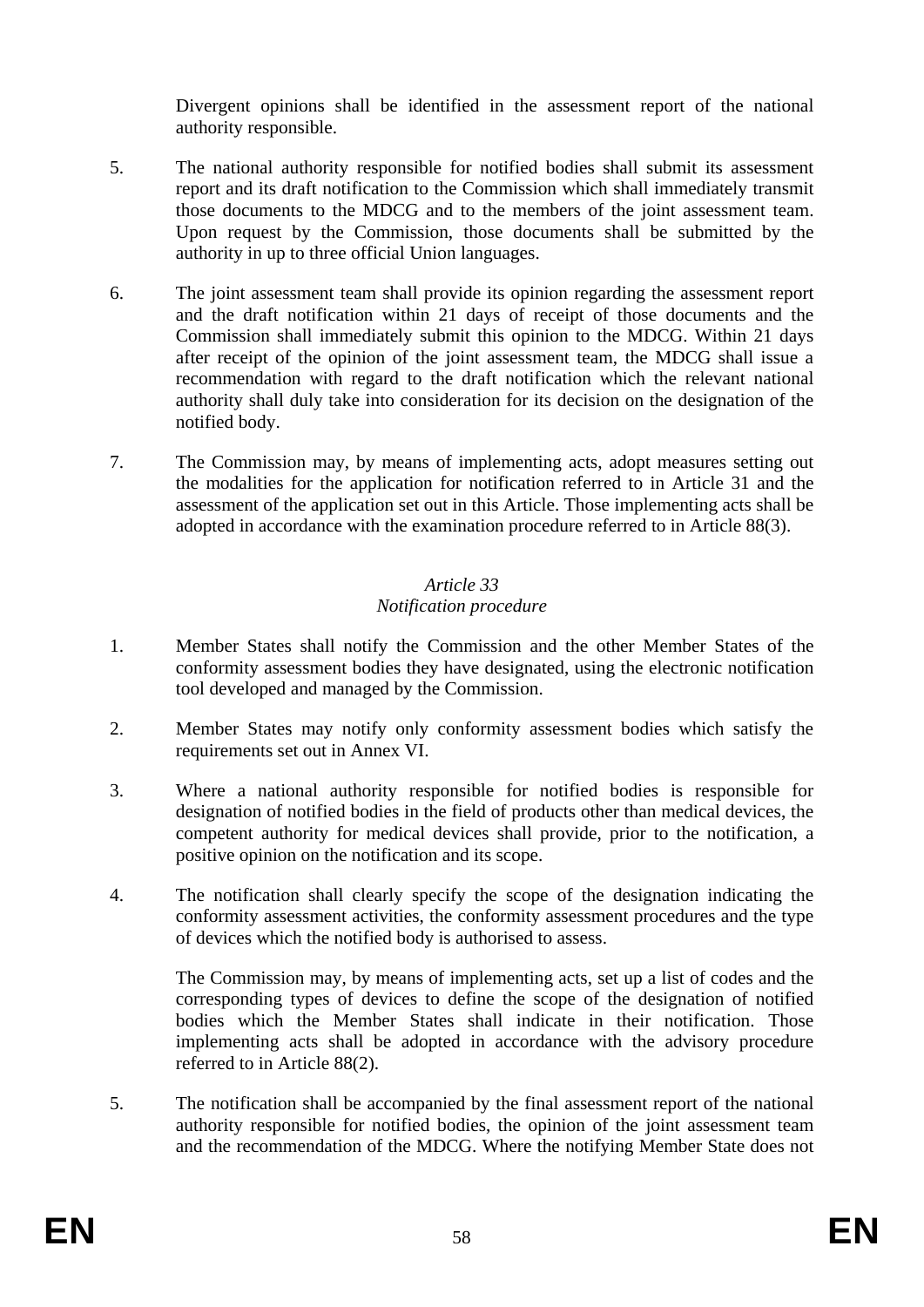Divergent opinions shall be identified in the assessment report of the national authority responsible.

5. The national authority responsible for notified bodies shall submit its assessment report and its draft notification to the Commission which shall immediately transmit those documents to the MDCG and to the members of the joint assessment team. Upon request by the Commission, those documents shall be submitted by the authority in up to three official Union languages.

6. The joint assessment team shall provide its opinion regarding the assessment report and the draft notification within 21 days of receipt of those documents and the Commission shall immediately submit this opinion to the MDCG. Within 21 days after receipt of the opinion of the joint assessment team, the MDCG shall issue a recommendation with regard to the draft notification which the relevant national authority shall duly take into consideration for its decision on the designation of the notified body.

7. The Commission may, by means of implementing acts, adopt measures setting out the modalities for the application for notification referred to in Article 31 and the assessment of the application set out in this Article. Those implementing acts shall be adopted in accordance with the examination procedure referred to in Article 88(3).

*Article 33*
*Notification procedure*

1. Member States shall notify the Commission and the other Member States of the conformity assessment bodies they have designated, using the electronic notification tool developed and managed by the Commission.

2. Member States may notify only conformity assessment bodies which satisfy the requirements set out in Annex VI.

3. Where a national authority responsible for notified bodies is responsible for designation of notified bodies in the field of products other than medical devices, the competent authority for medical devices shall provide, prior to the notification, a positive opinion on the notification and its scope.

4. The notification shall clearly specify the scope of the designation indicating the conformity assessment activities, the conformity assessment procedures and the type of devices which the notified body is authorised to assess.

   The Commission may, by means of implementing acts, set up a list of codes and the corresponding types of devices to define the scope of the designation of notified bodies which the Member States shall indicate in their notification. Those implementing acts shall be adopted in accordance with the advisory procedure referred to in Article 88(2).

5. The notification shall be accompanied by the final assessment report of the national authority responsible for notified bodies, the opinion of the joint assessment team and the recommendation of the MDCG. Where the notifying Member State does not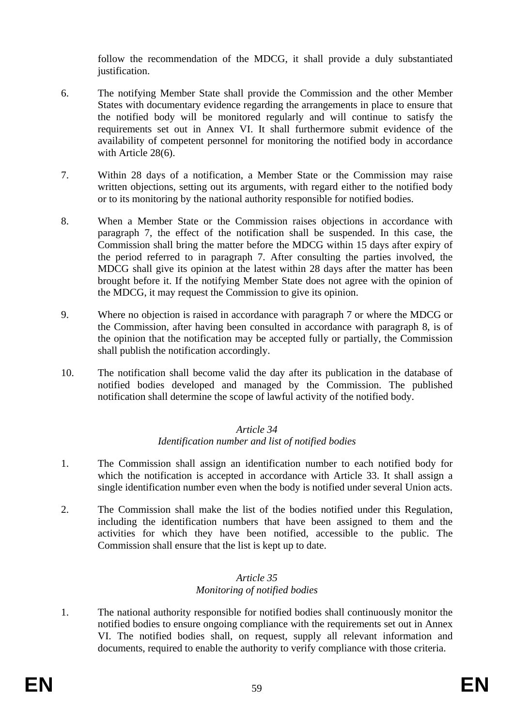follow the recommendation of the MDCG, it shall provide a duly substantiated justification.

6. The notifying Member State shall provide the Commission and the other Member States with documentary evidence regarding the arrangements in place to ensure that the notified body will be monitored regularly and will continue to satisfy the requirements set out in Annex VI. It shall furthermore submit evidence of the availability of competent personnel for monitoring the notified body in accordance with Article 28(6).

7. Within 28 days of a notification, a Member State or the Commission may raise written objections, setting out its arguments, with regard either to the notified body or to its monitoring by the national authority responsible for notified bodies.

8. When a Member State or the Commission raises objections in accordance with paragraph 7, the effect of the notification shall be suspended. In this case, the Commission shall bring the matter before the MDCG within 15 days after expiry of the period referred to in paragraph 7. After consulting the parties involved, the MDCG shall give its opinion at the latest within 28 days after the matter has been brought before it. If the notifying Member State does not agree with the opinion of the MDCG, it may request the Commission to give its opinion.

9. Where no objection is raised in accordance with paragraph 7 or where the MDCG or the Commission, after having been consulted in accordance with paragraph 8, is of the opinion that the notification may be accepted fully or partially, the Commission shall publish the notification accordingly.

10. The notification shall become valid the day after its publication in the database of notified bodies developed and managed by the Commission. The published notification shall determine the scope of lawful activity of the notified body.

*Article 34*
*Identification number and list of notified bodies*

1. The Commission shall assign an identification number to each notified body for which the notification is accepted in accordance with Article 33. It shall assign a single identification number even when the body is notified under several Union acts.

2. The Commission shall make the list of the bodies notified under this Regulation, including the identification numbers that have been assigned to them and the activities for which they have been notified, accessible to the public. The Commission shall ensure that the list is kept up to date.

*Article 35*
*Monitoring of notified bodies*

1. The national authority responsible for notified bodies shall continuously monitor the notified bodies to ensure ongoing compliance with the requirements set out in Annex VI. The notified bodies shall, on request, supply all relevant information and documents, required to enable the authority to verify compliance with those criteria.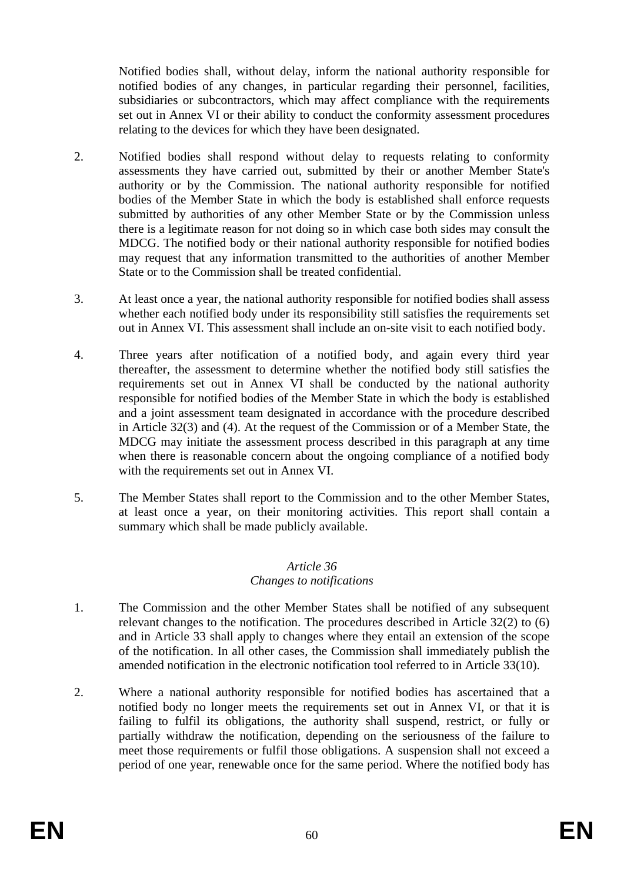Notified bodies shall, without delay, inform the national authority responsible for notified bodies of any changes, in particular regarding their personnel, facilities, subsidiaries or subcontractors, which may affect compliance with the requirements set out in Annex VI or their ability to conduct the conformity assessment procedures relating to the devices for which they have been designated.

2. Notified bodies shall respond without delay to requests relating to conformity assessments they have carried out, submitted by their or another Member State's authority or by the Commission. The national authority responsible for notified bodies of the Member State in which the body is established shall enforce requests submitted by authorities of any other Member State or by the Commission unless there is a legitimate reason for not doing so in which case both sides may consult the MDCG. The notified body or their national authority responsible for notified bodies may request that any information transmitted to the authorities of another Member State or to the Commission shall be treated confidential.

3. At least once a year, the national authority responsible for notified bodies shall assess whether each notified body under its responsibility still satisfies the requirements set out in Annex VI. This assessment shall include an on-site visit to each notified body.

4. Three years after notification of a notified body, and again every third year thereafter, the assessment to determine whether the notified body still satisfies the requirements set out in Annex VI shall be conducted by the national authority responsible for notified bodies of the Member State in which the body is established and a joint assessment team designated in accordance with the procedure described in Article 32(3) and (4). At the request of the Commission or of a Member State, the MDCG may initiate the assessment process described in this paragraph at any time when there is reasonable concern about the ongoing compliance of a notified body with the requirements set out in Annex VI.

5. The Member States shall report to the Commission and to the other Member States, at least once a year, on their monitoring activities. This report shall contain a summary which shall be made publicly available.

### *Article 36*
### *Changes to notifications*

1. The Commission and the other Member States shall be notified of any subsequent relevant changes to the notification. The procedures described in Article 32(2) to (6) and in Article 33 shall apply to changes where they entail an extension of the scope of the notification. In all other cases, the Commission shall immediately publish the amended notification in the electronic notification tool referred to in Article 33(10).

2. Where a national authority responsible for notified bodies has ascertained that a notified body no longer meets the requirements set out in Annex VI, or that it is failing to fulfil its obligations, the authority shall suspend, restrict, or fully or partially withdraw the notification, depending on the seriousness of the failure to meet those requirements or fulfil those obligations. A suspension shall not exceed a period of one year, renewable once for the same period. Where the notified body has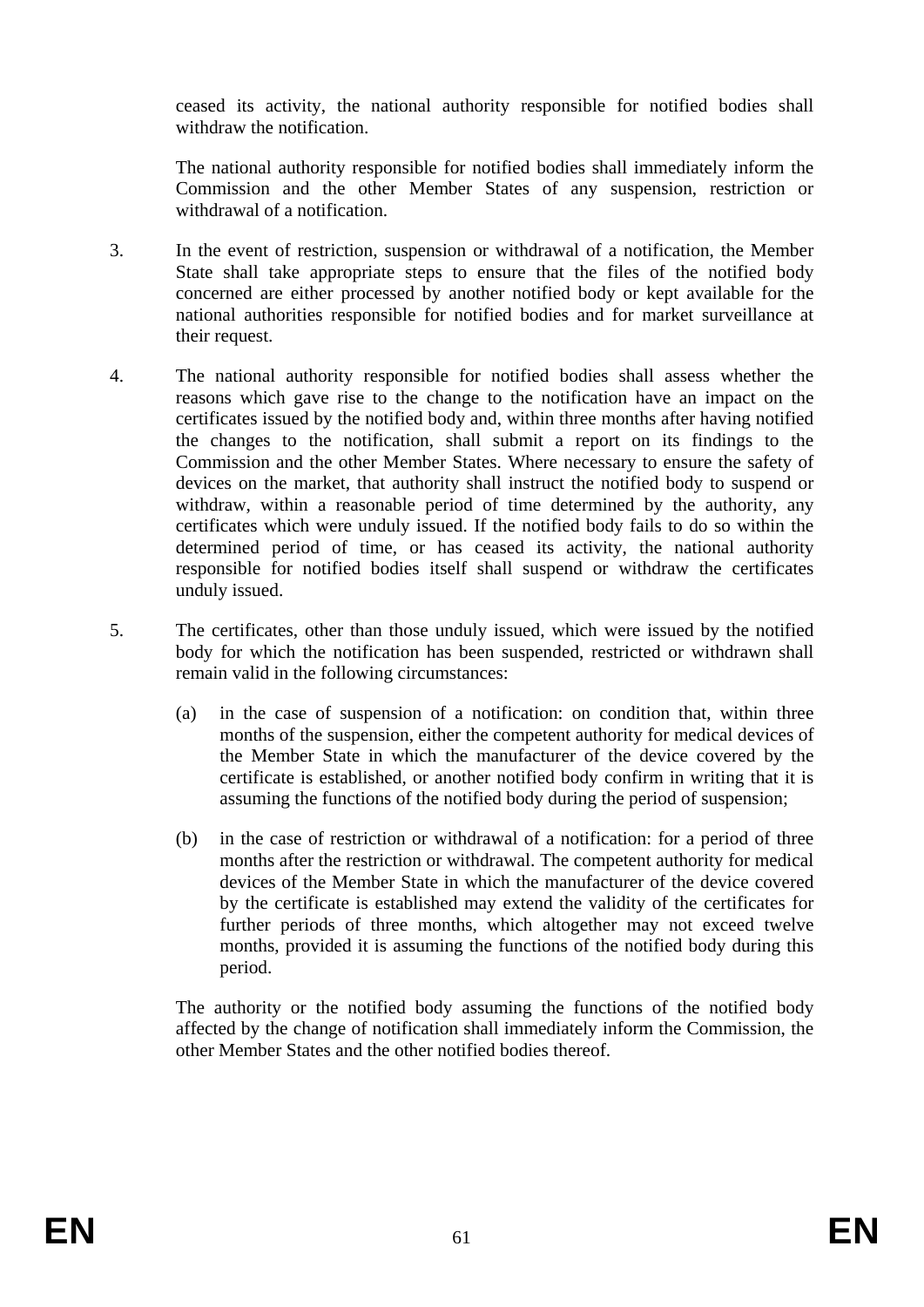ceased its activity, the national authority responsible for notified bodies shall withdraw the notification.

The national authority responsible for notified bodies shall immediately inform the Commission and the other Member States of any suspension, restriction or withdrawal of a notification.

3. In the event of restriction, suspension or withdrawal of a notification, the Member State shall take appropriate steps to ensure that the files of the notified body concerned are either processed by another notified body or kept available for the national authorities responsible for notified bodies and for market surveillance at their request.

4. The national authority responsible for notified bodies shall assess whether the reasons which gave rise to the change to the notification have an impact on the certificates issued by the notified body and, within three months after having notified the changes to the notification, shall submit a report on its findings to the Commission and the other Member States. Where necessary to ensure the safety of devices on the market, that authority shall instruct the notified body to suspend or withdraw, within a reasonable period of time determined by the authority, any certificates which were unduly issued. If the notified body fails to do so within the determined period of time, or has ceased its activity, the national authority responsible for notified bodies itself shall suspend or withdraw the certificates unduly issued.

5. The certificates, other than those unduly issued, which were issued by the notified body for which the notification has been suspended, restricted or withdrawn shall remain valid in the following circumstances:

   (a) in the case of suspension of a notification: on condition that, within three months of the suspension, either the competent authority for medical devices of the Member State in which the manufacturer of the device covered by the certificate is established, or another notified body confirm in writing that it is assuming the functions of the notified body during the period of suspension;

   (b) in the case of restriction or withdrawal of a notification: for a period of three months after the restriction or withdrawal. The competent authority for medical devices of the Member State in which the manufacturer of the device covered by the certificate is established may extend the validity of the certificates for further periods of three months, which altogether may not exceed twelve months, provided it is assuming the functions of the notified body during this period.

   The authority or the notified body assuming the functions of the notified body affected by the change of notification shall immediately inform the Commission, the other Member States and the other notified bodies thereof.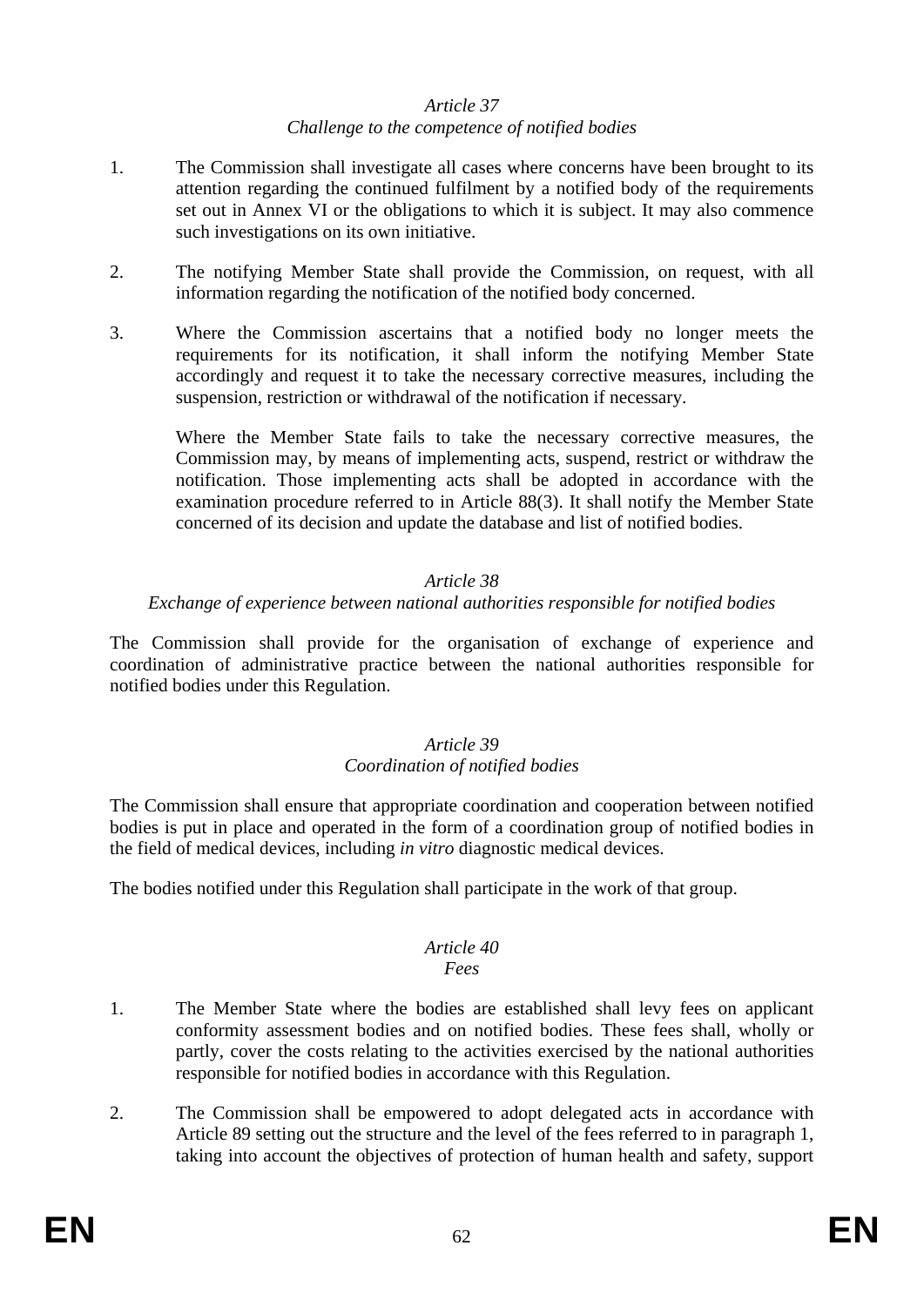*Article 37*
*Challenge to the competence of notified bodies*

1. The Commission shall investigate all cases where concerns have been brought to its attention regarding the continued fulfilment by a notified body of the requirements set out in Annex VI or the obligations to which it is subject. It may also commence such investigations on its own initiative.

2. The notifying Member State shall provide the Commission, on request, with all information regarding the notification of the notified body concerned.

3. Where the Commission ascertains that a notified body no longer meets the requirements for its notification, it shall inform the notifying Member State accordingly and request it to take the necessary corrective measures, including the suspension, restriction or withdrawal of the notification if necessary.

   Where the Member State fails to take the necessary corrective measures, the Commission may, by means of implementing acts, suspend, restrict or withdraw the notification. Those implementing acts shall be adopted in accordance with the examination procedure referred to in Article 88(3). It shall notify the Member State concerned of its decision and update the database and list of notified bodies.

*Article 38*
*Exchange of experience between national authorities responsible for notified bodies*

The Commission shall provide for the organisation of exchange of experience and coordination of administrative practice between the national authorities responsible for notified bodies under this Regulation.

*Article 39*
*Coordination of notified bodies*

The Commission shall ensure that appropriate coordination and cooperation between notified bodies is put in place and operated in the form of a coordination group of notified bodies in the field of medical devices, including *in vitro* diagnostic medical devices.

The bodies notified under this Regulation shall participate in the work of that group.

*Article 40*
*Fees*

1. The Member State where the bodies are established shall levy fees on applicant conformity assessment bodies and on notified bodies. These fees shall, wholly or partly, cover the costs relating to the activities exercised by the national authorities responsible for notified bodies in accordance with this Regulation.

2. The Commission shall be empowered to adopt delegated acts in accordance with Article 89 setting out the structure and the level of the fees referred to in paragraph 1, taking into account the objectives of protection of human health and safety, support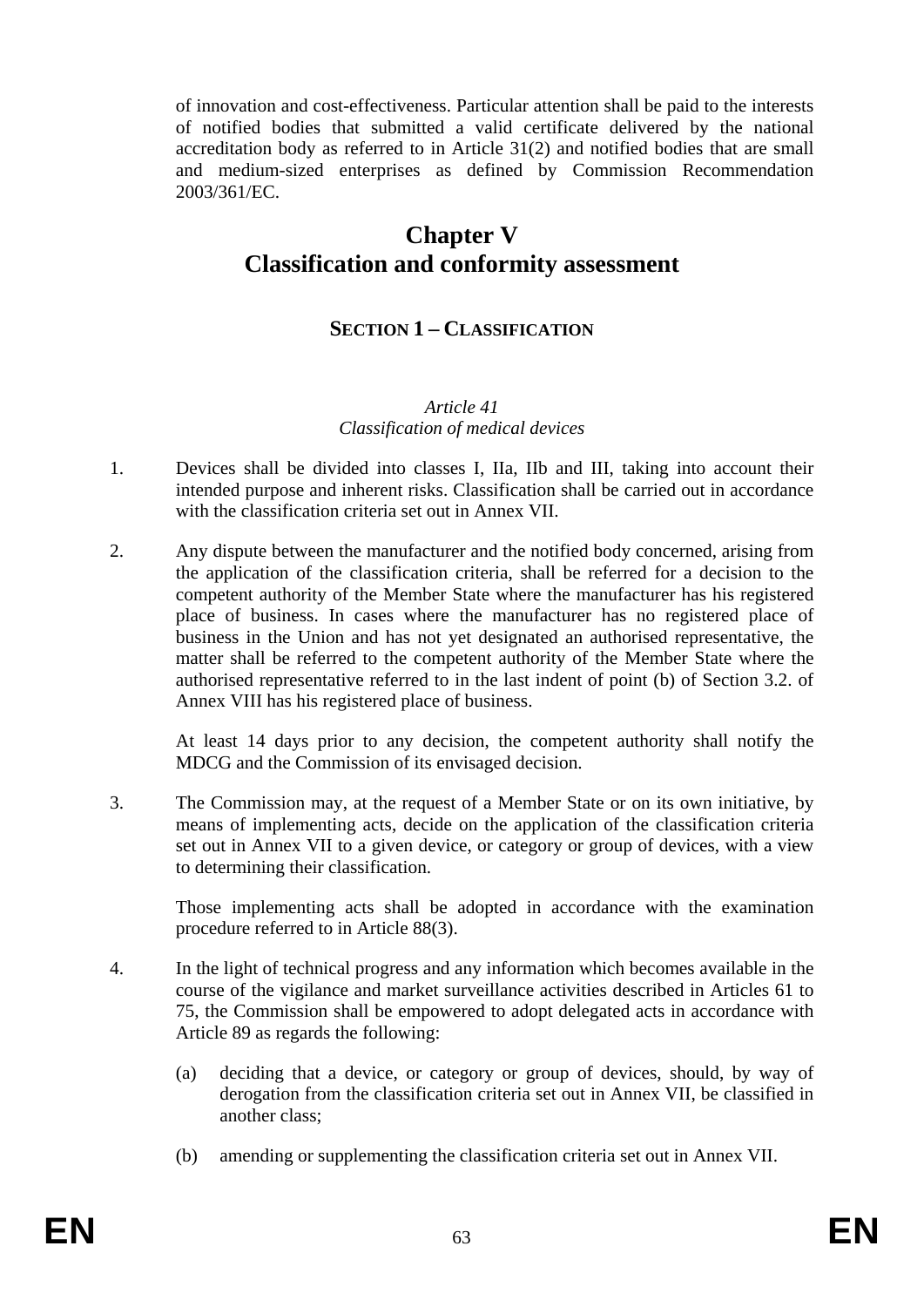of innovation and cost-effectiveness. Particular attention shall be paid to the interests of notified bodies that submitted a valid certificate delivered by the national accreditation body as referred to in Article 31(2) and notified bodies that are small and medium-sized enterprises as defined by Commission Recommendation 2003/361/EC.

# Chapter V
# Classification and conformity assessment

## SECTION 1 – CLASSIFICATION

*Article 41*
*Classification of medical devices*

1. Devices shall be divided into classes I, IIa, IIb and III, taking into account their intended purpose and inherent risks. Classification shall be carried out in accordance with the classification criteria set out in Annex VII.

2. Any dispute between the manufacturer and the notified body concerned, arising from the application of the classification criteria, shall be referred for a decision to the competent authority of the Member State where the manufacturer has his registered place of business. In cases where the manufacturer has no registered place of business in the Union and has not yet designated an authorised representative, the matter shall be referred to the competent authority of the Member State where the authorised representative referred to in the last indent of point (b) of Section 3.2. of Annex VIII has his registered place of business.

   At least 14 days prior to any decision, the competent authority shall notify the MDCG and the Commission of its envisaged decision.

3. The Commission may, at the request of a Member State or on its own initiative, by means of implementing acts, decide on the application of the classification criteria set out in Annex VII to a given device, or category or group of devices, with a view to determining their classification.

   Those implementing acts shall be adopted in accordance with the examination procedure referred to in Article 88(3).

4. In the light of technical progress and any information which becomes available in the course of the vigilance and market surveillance activities described in Articles 61 to 75, the Commission shall be empowered to adopt delegated acts in accordance with Article 89 as regards the following:

   (a) deciding that a device, or category or group of devices, should, by way of derogation from the classification criteria set out in Annex VII, be classified in another class;

   (b) amending or supplementing the classification criteria set out in Annex VII.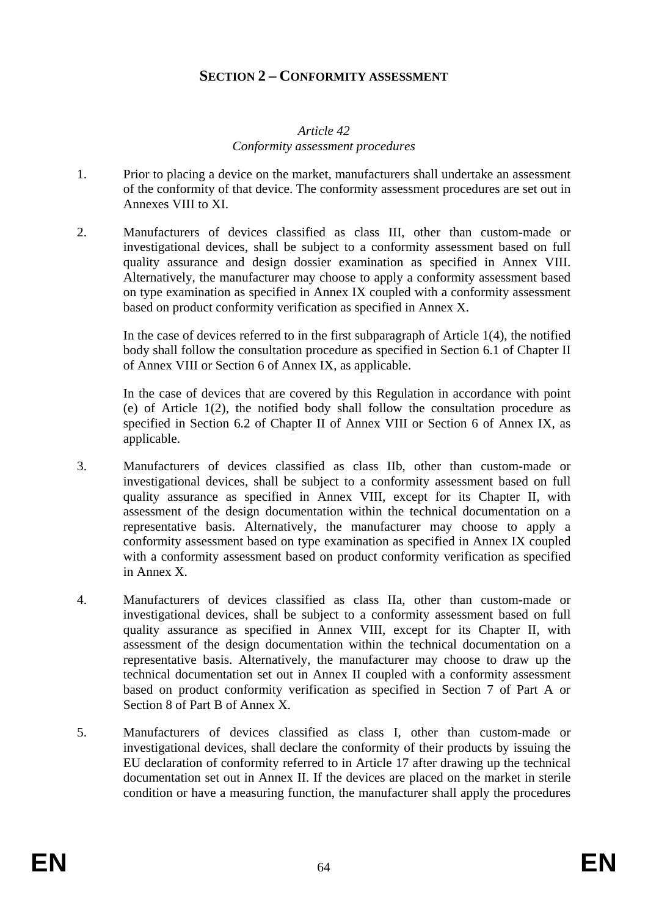## SECTION 2 – CONFORMITY ASSESSMENT

*Article 42*
*Conformity assessment procedures*

1. Prior to placing a device on the market, manufacturers shall undertake an assessment of the conformity of that device. The conformity assessment procedures are set out in Annexes VIII to XI.

2. Manufacturers of devices classified as class III, other than custom-made or investigational devices, shall be subject to a conformity assessment based on full quality assurance and design dossier examination as specified in Annex VIII. Alternatively, the manufacturer may choose to apply a conformity assessment based on type examination as specified in Annex IX coupled with a conformity assessment based on product conformity verification as specified in Annex X.

   In the case of devices referred to in the first subparagraph of Article 1(4), the notified body shall follow the consultation procedure as specified in Section 6.1 of Chapter II of Annex VIII or Section 6 of Annex IX, as applicable.

   In the case of devices that are covered by this Regulation in accordance with point (e) of Article 1(2), the notified body shall follow the consultation procedure as specified in Section 6.2 of Chapter II of Annex VIII or Section 6 of Annex IX, as applicable.

3. Manufacturers of devices classified as class IIb, other than custom-made or investigational devices, shall be subject to a conformity assessment based on full quality assurance as specified in Annex VIII, except for its Chapter II, with assessment of the design documentation within the technical documentation on a representative basis. Alternatively, the manufacturer may choose to apply a conformity assessment based on type examination as specified in Annex IX coupled with a conformity assessment based on product conformity verification as specified in Annex X.

4. Manufacturers of devices classified as class IIa, other than custom-made or investigational devices, shall be subject to a conformity assessment based on full quality assurance as specified in Annex VIII, except for its Chapter II, with assessment of the design documentation within the technical documentation on a representative basis. Alternatively, the manufacturer may choose to draw up the technical documentation set out in Annex II coupled with a conformity assessment based on product conformity verification as specified in Section 7 of Part A or Section 8 of Part B of Annex X.

5. Manufacturers of devices classified as class I, other than custom-made or investigational devices, shall declare the conformity of their products by issuing the EU declaration of conformity referred to in Article 17 after drawing up the technical documentation set out in Annex II. If the devices are placed on the market in sterile condition or have a measuring function, the manufacturer shall apply the procedures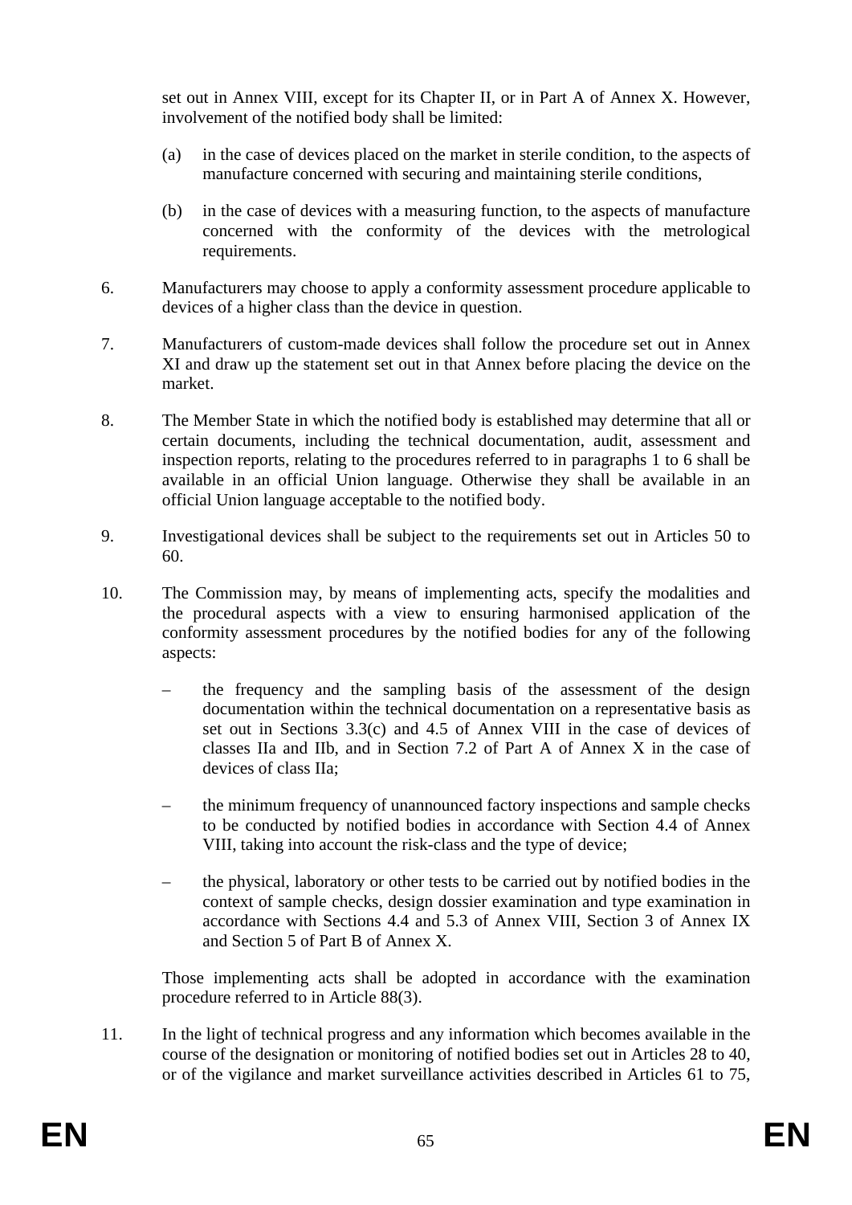set out in Annex VIII, except for its Chapter II, or in Part A of Annex X. However, involvement of the notified body shall be limited:

(a) in the case of devices placed on the market in sterile condition, to the aspects of manufacture concerned with securing and maintaining sterile conditions,

(b) in the case of devices with a measuring function, to the aspects of manufacture concerned with the conformity of the devices with the metrological requirements.

6. Manufacturers may choose to apply a conformity assessment procedure applicable to devices of a higher class than the device in question.

7. Manufacturers of custom-made devices shall follow the procedure set out in Annex XI and draw up the statement set out in that Annex before placing the device on the market.

8. The Member State in which the notified body is established may determine that all or certain documents, including the technical documentation, audit, assessment and inspection reports, relating to the procedures referred to in paragraphs 1 to 6 shall be available in an official Union language. Otherwise they shall be available in an official Union language acceptable to the notified body.

9. Investigational devices shall be subject to the requirements set out in Articles 50 to 60.

10. The Commission may, by means of implementing acts, specify the modalities and the procedural aspects with a view to ensuring harmonised application of the conformity assessment procedures by the notified bodies for any of the following aspects:

– the frequency and the sampling basis of the assessment of the design documentation within the technical documentation on a representative basis as set out in Sections 3.3(c) and 4.5 of Annex VIII in the case of devices of classes IIa and IIb, and in Section 7.2 of Part A of Annex X in the case of devices of class IIa;

– the minimum frequency of unannounced factory inspections and sample checks to be conducted by notified bodies in accordance with Section 4.4 of Annex VIII, taking into account the risk-class and the type of device;

– the physical, laboratory or other tests to be carried out by notified bodies in the context of sample checks, design dossier examination and type examination in accordance with Sections 4.4 and 5.3 of Annex VIII, Section 3 of Annex IX and Section 5 of Part B of Annex X.

Those implementing acts shall be adopted in accordance with the examination procedure referred to in Article 88(3).

11. In the light of technical progress and any information which becomes available in the course of the designation or monitoring of notified bodies set out in Articles 28 to 40, or of the vigilance and market surveillance activities described in Articles 61 to 75,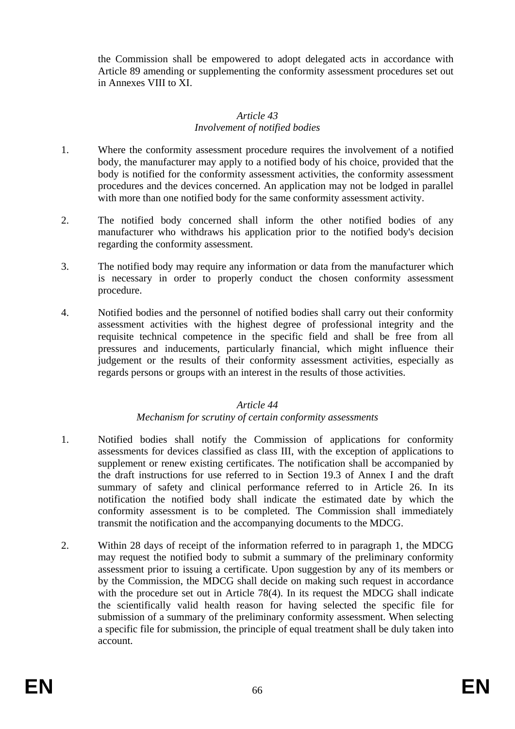the Commission shall be empowered to adopt delegated acts in accordance with Article 89 amending or supplementing the conformity assessment procedures set out in Annexes VIII to XI.

### *Article 43*
### *Involvement of notified bodies*

1. Where the conformity assessment procedure requires the involvement of a notified body, the manufacturer may apply to a notified body of his choice, provided that the body is notified for the conformity assessment activities, the conformity assessment procedures and the devices concerned. An application may not be lodged in parallel with more than one notified body for the same conformity assessment activity.

2. The notified body concerned shall inform the other notified bodies of any manufacturer who withdraws his application prior to the notified body's decision regarding the conformity assessment.

3. The notified body may require any information or data from the manufacturer which is necessary in order to properly conduct the chosen conformity assessment procedure.

4. Notified bodies and the personnel of notified bodies shall carry out their conformity assessment activities with the highest degree of professional integrity and the requisite technical competence in the specific field and shall be free from all pressures and inducements, particularly financial, which might influence their judgement or the results of their conformity assessment activities, especially as regards persons or groups with an interest in the results of those activities.

### *Article 44*
### *Mechanism for scrutiny of certain conformity assessments*

1. Notified bodies shall notify the Commission of applications for conformity assessments for devices classified as class III, with the exception of applications to supplement or renew existing certificates. The notification shall be accompanied by the draft instructions for use referred to in Section 19.3 of Annex I and the draft summary of safety and clinical performance referred to in Article 26. In its notification the notified body shall indicate the estimated date by which the conformity assessment is to be completed. The Commission shall immediately transmit the notification and the accompanying documents to the MDCG.

2. Within 28 days of receipt of the information referred to in paragraph 1, the MDCG may request the notified body to submit a summary of the preliminary conformity assessment prior to issuing a certificate. Upon suggestion by any of its members or by the Commission, the MDCG shall decide on making such request in accordance with the procedure set out in Article 78(4). In its request the MDCG shall indicate the scientifically valid health reason for having selected the specific file for submission of a summary of the preliminary conformity assessment. When selecting a specific file for submission, the principle of equal treatment shall be duly taken into account.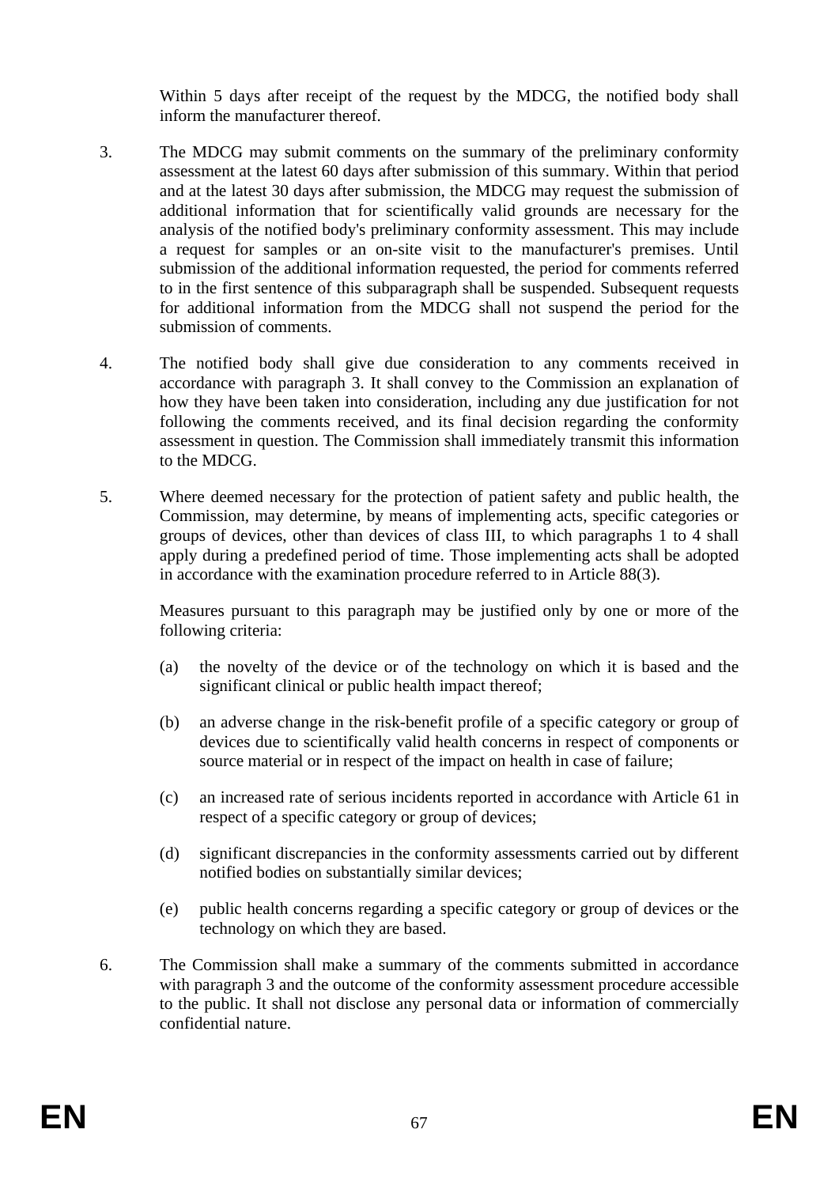Within 5 days after receipt of the request by the MDCG, the notified body shall inform the manufacturer thereof.

3. The MDCG may submit comments on the summary of the preliminary conformity assessment at the latest 60 days after submission of this summary. Within that period and at the latest 30 days after submission, the MDCG may request the submission of additional information that for scientifically valid grounds are necessary for the analysis of the notified body's preliminary conformity assessment. This may include a request for samples or an on-site visit to the manufacturer's premises. Until submission of the additional information requested, the period for comments referred to in the first sentence of this subparagraph shall be suspended. Subsequent requests for additional information from the MDCG shall not suspend the period for the submission of comments.

4. The notified body shall give due consideration to any comments received in accordance with paragraph 3. It shall convey to the Commission an explanation of how they have been taken into consideration, including any due justification for not following the comments received, and its final decision regarding the conformity assessment in question. The Commission shall immediately transmit this information to the MDCG.

5. Where deemed necessary for the protection of patient safety and public health, the Commission, may determine, by means of implementing acts, specific categories or groups of devices, other than devices of class III, to which paragraphs 1 to 4 shall apply during a predefined period of time. Those implementing acts shall be adopted in accordance with the examination procedure referred to in Article 88(3).

   Measures pursuant to this paragraph may be justified only by one or more of the following criteria:

   (a) the novelty of the device or of the technology on which it is based and the significant clinical or public health impact thereof;

   (b) an adverse change in the risk-benefit profile of a specific category or group of devices due to scientifically valid health concerns in respect of components or source material or in respect of the impact on health in case of failure;

   (c) an increased rate of serious incidents reported in accordance with Article 61 in respect of a specific category or group of devices;

   (d) significant discrepancies in the conformity assessments carried out by different notified bodies on substantially similar devices;

   (e) public health concerns regarding a specific category or group of devices or the technology on which they are based.

6. The Commission shall make a summary of the comments submitted in accordance with paragraph 3 and the outcome of the conformity assessment procedure accessible to the public. It shall not disclose any personal data or information of commercially confidential nature.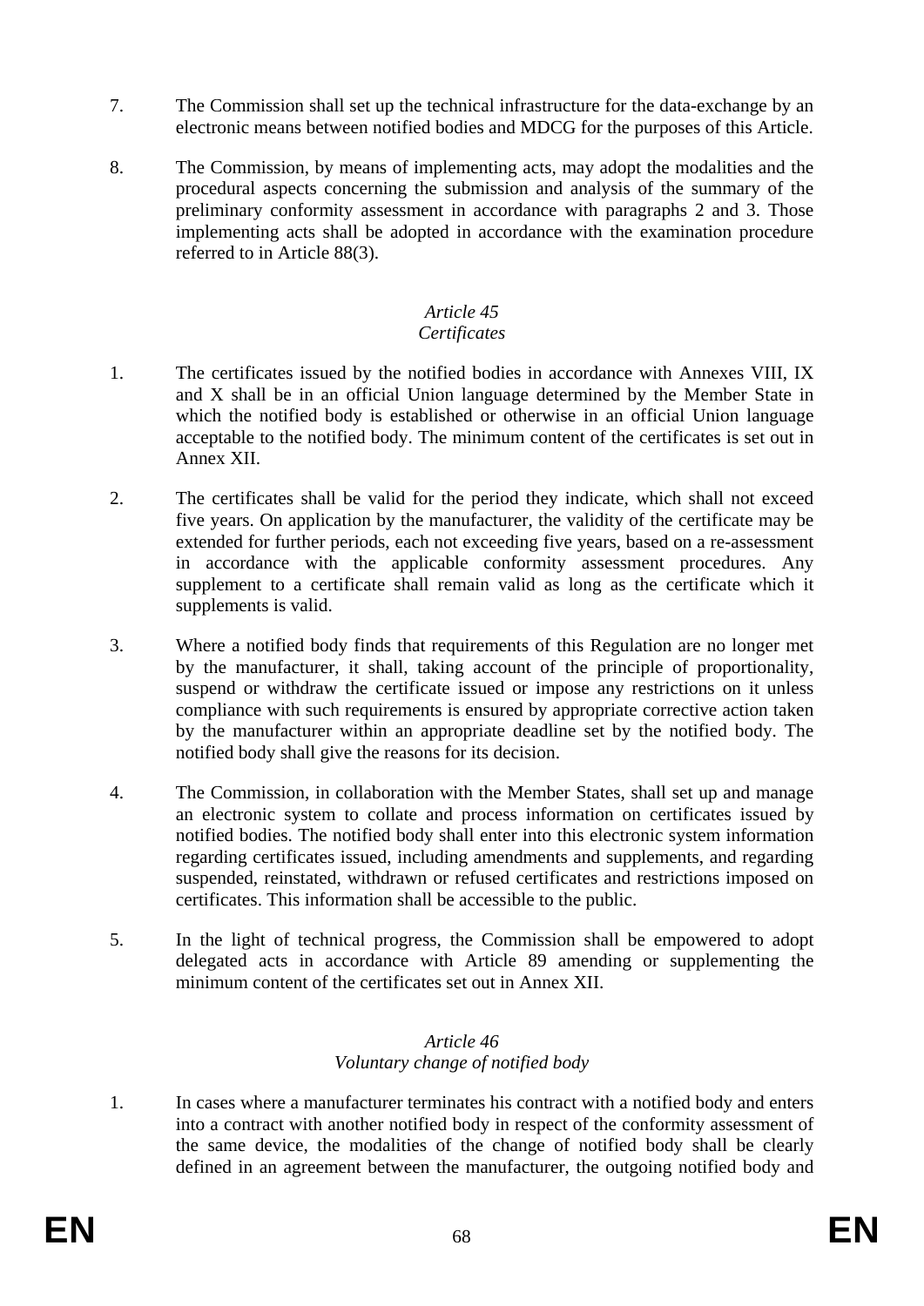7. The Commission shall set up the technical infrastructure for the data-exchange by an electronic means between notified bodies and MDCG for the purposes of this Article.

8. The Commission, by means of implementing acts, may adopt the modalities and the procedural aspects concerning the submission and analysis of the summary of the preliminary conformity assessment in accordance with paragraphs 2 and 3. Those implementing acts shall be adopted in accordance with the examination procedure referred to in Article 88(3).

### *Article 45*
### *Certificates*

1. The certificates issued by the notified bodies in accordance with Annexes VIII, IX and X shall be in an official Union language determined by the Member State in which the notified body is established or otherwise in an official Union language acceptable to the notified body. The minimum content of the certificates is set out in Annex XII.

2. The certificates shall be valid for the period they indicate, which shall not exceed five years. On application by the manufacturer, the validity of the certificate may be extended for further periods, each not exceeding five years, based on a re-assessment in accordance with the applicable conformity assessment procedures. Any supplement to a certificate shall remain valid as long as the certificate which it supplements is valid.

3. Where a notified body finds that requirements of this Regulation are no longer met by the manufacturer, it shall, taking account of the principle of proportionality, suspend or withdraw the certificate issued or impose any restrictions on it unless compliance with such requirements is ensured by appropriate corrective action taken by the manufacturer within an appropriate deadline set by the notified body. The notified body shall give the reasons for its decision.

4. The Commission, in collaboration with the Member States, shall set up and manage an electronic system to collate and process information on certificates issued by notified bodies. The notified body shall enter into this electronic system information regarding certificates issued, including amendments and supplements, and regarding suspended, reinstated, withdrawn or refused certificates and restrictions imposed on certificates. This information shall be accessible to the public.

5. In the light of technical progress, the Commission shall be empowered to adopt delegated acts in accordance with Article 89 amending or supplementing the minimum content of the certificates set out in Annex XII.

### *Article 46*
### *Voluntary change of notified body*

1. In cases where a manufacturer terminates his contract with a notified body and enters into a contract with another notified body in respect of the conformity assessment of the same device, the modalities of the change of notified body shall be clearly defined in an agreement between the manufacturer, the outgoing notified body and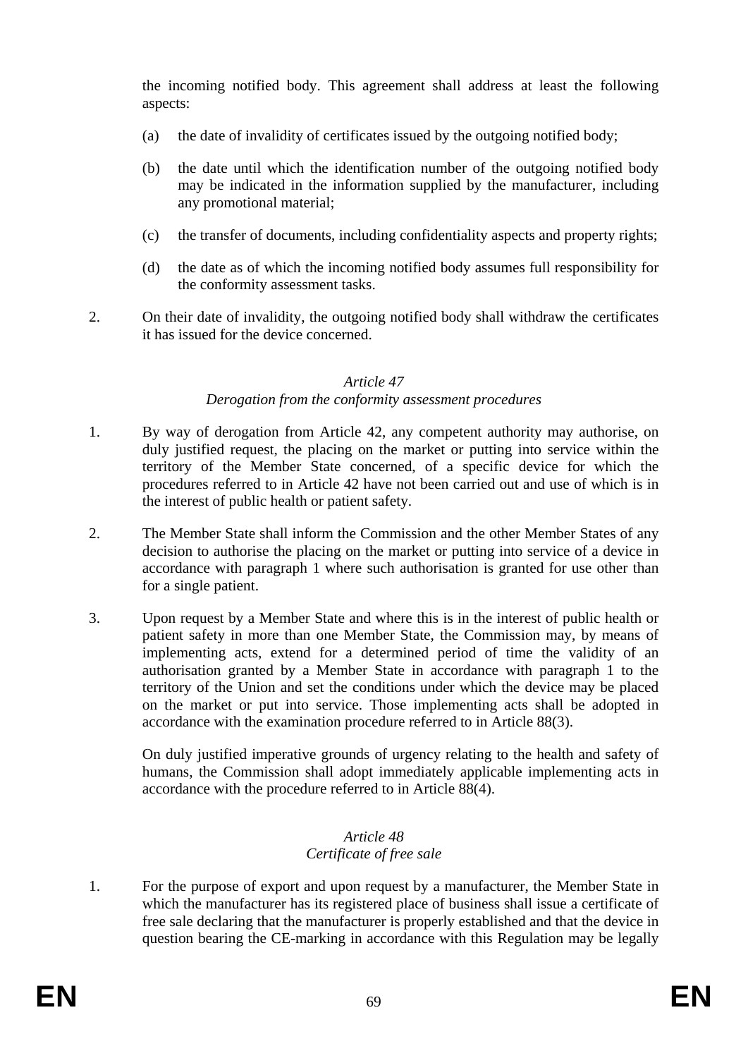the incoming notified body. This agreement shall address at least the following aspects:

(a) the date of invalidity of certificates issued by the outgoing notified body;

(b) the date until which the identification number of the outgoing notified body may be indicated in the information supplied by the manufacturer, including any promotional material;

(c) the transfer of documents, including confidentiality aspects and property rights;

(d) the date as of which the incoming notified body assumes full responsibility for the conformity assessment tasks.

2. On their date of invalidity, the outgoing notified body shall withdraw the certificates it has issued for the device concerned.

### *Article 47*
### *Derogation from the conformity assessment procedures*

1. By way of derogation from Article 42, any competent authority may authorise, on duly justified request, the placing on the market or putting into service within the territory of the Member State concerned, of a specific device for which the procedures referred to in Article 42 have not been carried out and use of which is in the interest of public health or patient safety.

2. The Member State shall inform the Commission and the other Member States of any decision to authorise the placing on the market or putting into service of a device in accordance with paragraph 1 where such authorisation is granted for use other than for a single patient.

3. Upon request by a Member State and where this is in the interest of public health or patient safety in more than one Member State, the Commission may, by means of implementing acts, extend for a determined period of time the validity of an authorisation granted by a Member State in accordance with paragraph 1 to the territory of the Union and set the conditions under which the device may be placed on the market or put into service. Those implementing acts shall be adopted in accordance with the examination procedure referred to in Article 88(3).

   On duly justified imperative grounds of urgency relating to the health and safety of humans, the Commission shall adopt immediately applicable implementing acts in accordance with the procedure referred to in Article 88(4).

### *Article 48*
### *Certificate of free sale*

1. For the purpose of export and upon request by a manufacturer, the Member State in which the manufacturer has its registered place of business shall issue a certificate of free sale declaring that the manufacturer is properly established and that the device in question bearing the CE-marking in accordance with this Regulation may be legally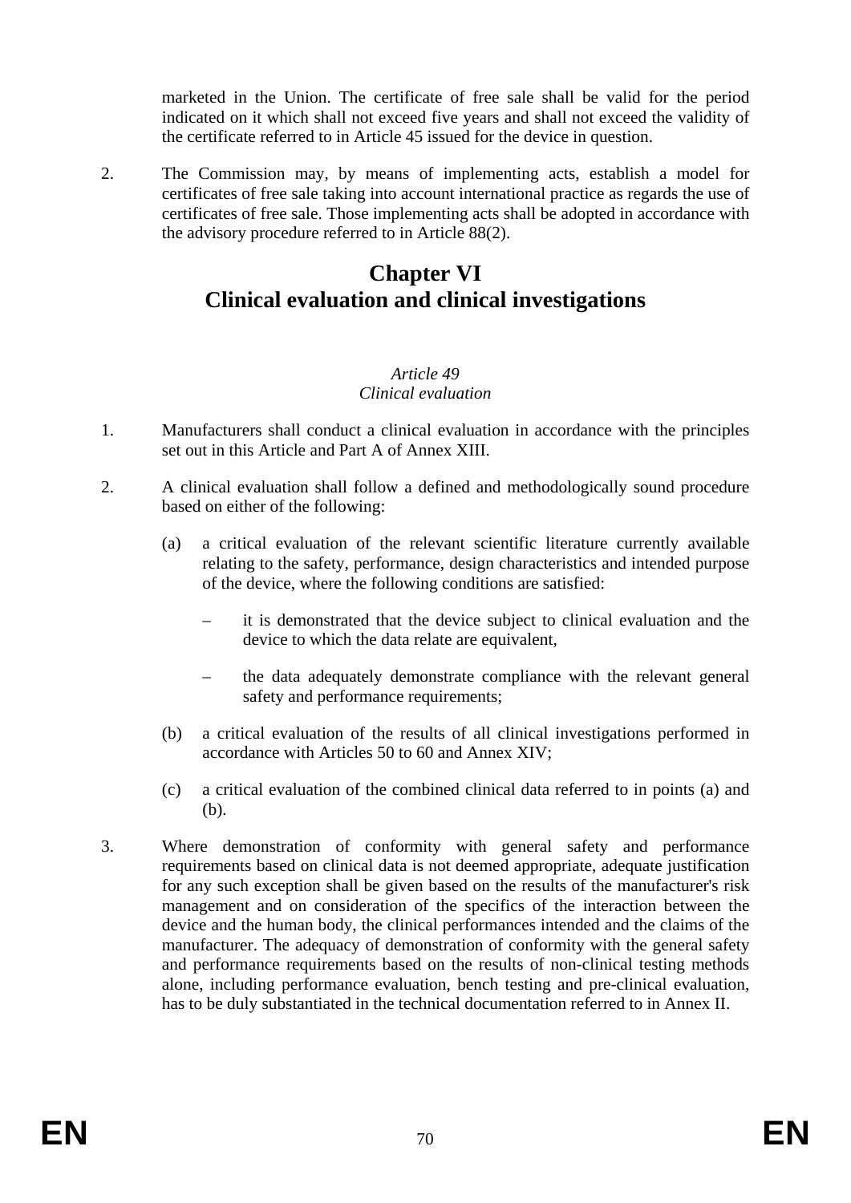marketed in the Union. The certificate of free sale shall be valid for the period indicated on it which shall not exceed five years and shall not exceed the validity of the certificate referred to in Article 45 issued for the device in question.

2. The Commission may, by means of implementing acts, establish a model for certificates of free sale taking into account international practice as regards the use of certificates of free sale. Those implementing acts shall be adopted in accordance with the advisory procedure referred to in Article 88(2).

# Chapter VI
# Clinical evaluation and clinical investigations

*Article 49*
*Clinical evaluation*

1. Manufacturers shall conduct a clinical evaluation in accordance with the principles set out in this Article and Part A of Annex XIII.

2. A clinical evaluation shall follow a defined and methodologically sound procedure based on either of the following:

   (a) a critical evaluation of the relevant scientific literature currently available relating to the safety, performance, design characteristics and intended purpose of the device, where the following conditions are satisfied:

      – it is demonstrated that the device subject to clinical evaluation and the device to which the data relate are equivalent,

      – the data adequately demonstrate compliance with the relevant general safety and performance requirements;

   (b) a critical evaluation of the results of all clinical investigations performed in accordance with Articles 50 to 60 and Annex XIV;

   (c) a critical evaluation of the combined clinical data referred to in points (a) and (b).

3. Where demonstration of conformity with general safety and performance requirements based on clinical data is not deemed appropriate, adequate justification for any such exception shall be given based on the results of the manufacturer's risk management and on consideration of the specifics of the interaction between the device and the human body, the clinical performances intended and the claims of the manufacturer. The adequacy of demonstration of conformity with the general safety and performance requirements based on the results of non-clinical testing methods alone, including performance evaluation, bench testing and pre-clinical evaluation, has to be duly substantiated in the technical documentation referred to in Annex II.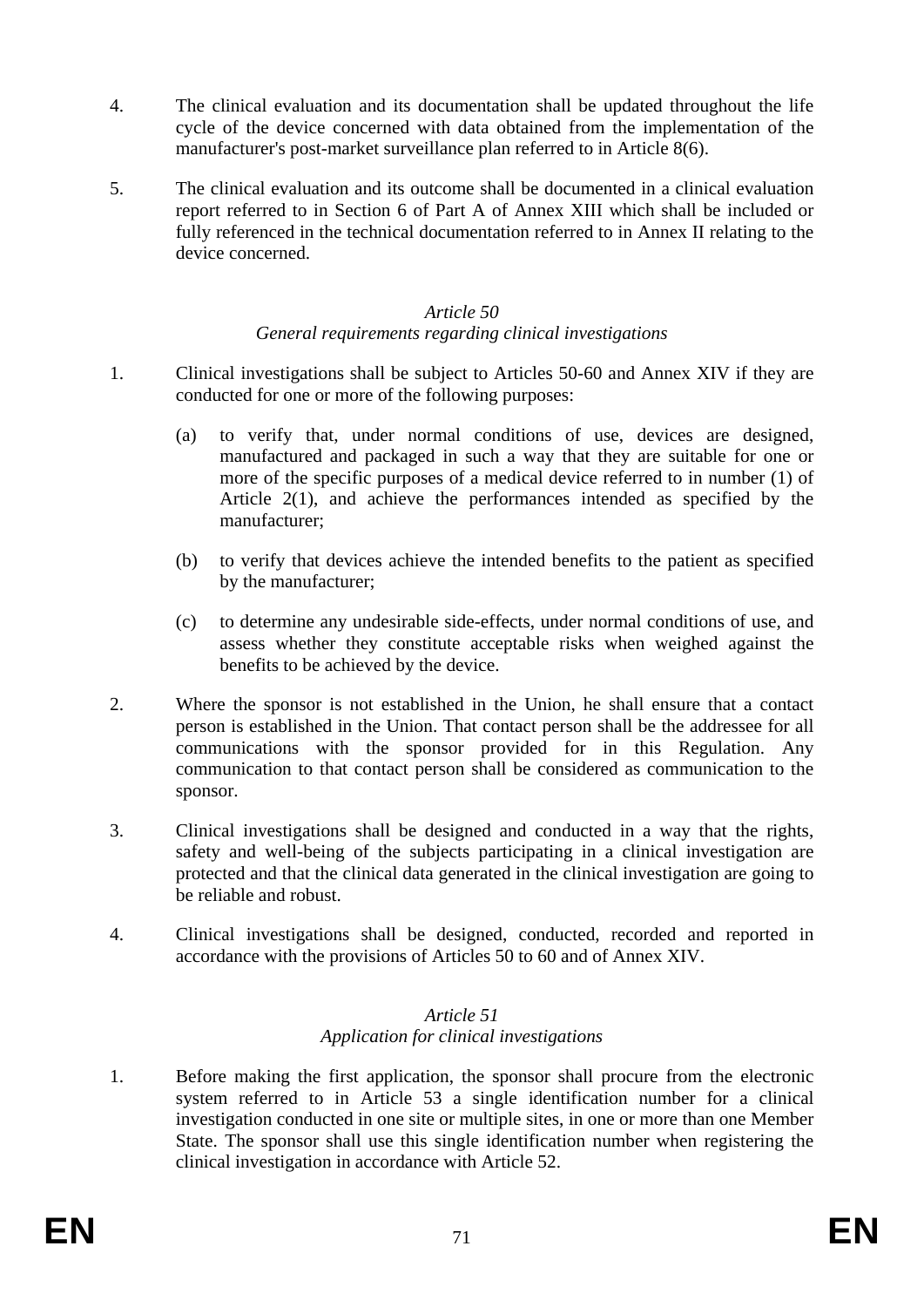4. The clinical evaluation and its documentation shall be updated throughout the life cycle of the device concerned with data obtained from the implementation of the manufacturer's post-market surveillance plan referred to in Article 8(6).

5. The clinical evaluation and its outcome shall be documented in a clinical evaluation report referred to in Section 6 of Part A of Annex XIII which shall be included or fully referenced in the technical documentation referred to in Annex II relating to the device concerned.

*Article 50*
*General requirements regarding clinical investigations*

1. Clinical investigations shall be subject to Articles 50-60 and Annex XIV if they are conducted for one or more of the following purposes:

   (a) to verify that, under normal conditions of use, devices are designed, manufactured and packaged in such a way that they are suitable for one or more of the specific purposes of a medical device referred to in number (1) of Article 2(1), and achieve the performances intended as specified by the manufacturer;

   (b) to verify that devices achieve the intended benefits to the patient as specified by the manufacturer;

   (c) to determine any undesirable side-effects, under normal conditions of use, and assess whether they constitute acceptable risks when weighed against the benefits to be achieved by the device.

2. Where the sponsor is not established in the Union, he shall ensure that a contact person is established in the Union. That contact person shall be the addressee for all communications with the sponsor provided for in this Regulation. Any communication to that contact person shall be considered as communication to the sponsor.

3. Clinical investigations shall be designed and conducted in a way that the rights, safety and well-being of the subjects participating in a clinical investigation are protected and that the clinical data generated in the clinical investigation are going to be reliable and robust.

4. Clinical investigations shall be designed, conducted, recorded and reported in accordance with the provisions of Articles 50 to 60 and of Annex XIV.

*Article 51*
*Application for clinical investigations*

1. Before making the first application, the sponsor shall procure from the electronic system referred to in Article 53 a single identification number for a clinical investigation conducted in one site or multiple sites, in one or more than one Member State. The sponsor shall use this single identification number when registering the clinical investigation in accordance with Article 52.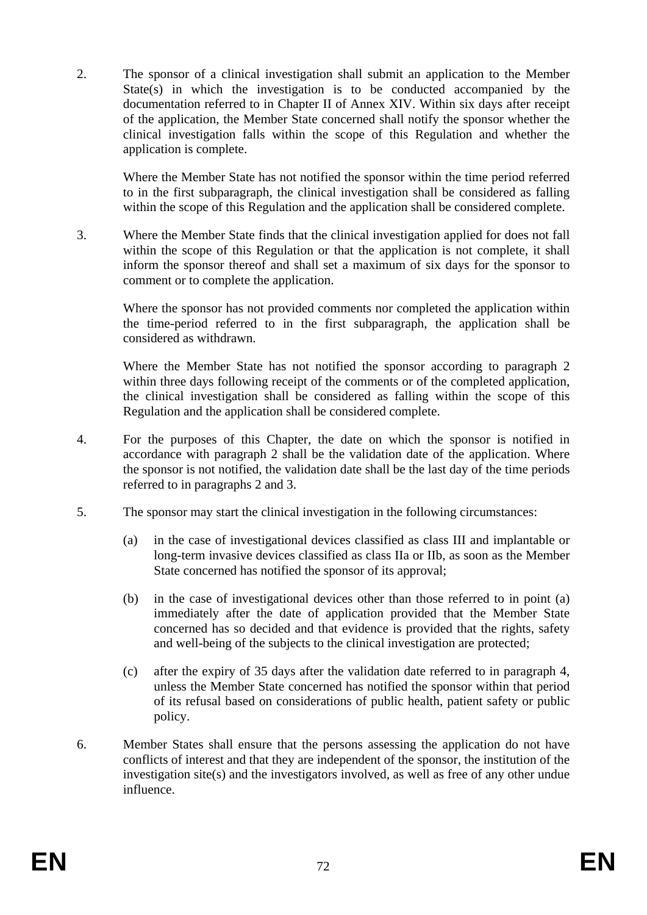2. The sponsor of a clinical investigation shall submit an application to the Member State(s) in which the investigation is to be conducted accompanied by the documentation referred to in Chapter II of Annex XIV. Within six days after receipt of the application, the Member State concerned shall notify the sponsor whether the clinical investigation falls within the scope of this Regulation and whether the application is complete.

   Where the Member State has not notified the sponsor within the time period referred to in the first subparagraph, the clinical investigation shall be considered as falling within the scope of this Regulation and the application shall be considered complete.

3. Where the Member State finds that the clinical investigation applied for does not fall within the scope of this Regulation or that the application is not complete, it shall inform the sponsor thereof and shall set a maximum of six days for the sponsor to comment or to complete the application.

   Where the sponsor has not provided comments nor completed the application within the time-period referred to in the first subparagraph, the application shall be considered as withdrawn.

   Where the Member State has not notified the sponsor according to paragraph 2 within three days following receipt of the comments or of the completed application, the clinical investigation shall be considered as falling within the scope of this Regulation and the application shall be considered complete.

4. For the purposes of this Chapter, the date on which the sponsor is notified in accordance with paragraph 2 shall be the validation date of the application. Where the sponsor is not notified, the validation date shall be the last day of the time periods referred to in paragraphs 2 and 3.

5. The sponsor may start the clinical investigation in the following circumstances:

   (a) in the case of investigational devices classified as class III and implantable or long-term invasive devices classified as class IIa or IIb, as soon as the Member State concerned has notified the sponsor of its approval;

   (b) in the case of investigational devices other than those referred to in point (a) immediately after the date of application provided that the Member State concerned has so decided and that evidence is provided that the rights, safety and well-being of the subjects to the clinical investigation are protected;

   (c) after the expiry of 35 days after the validation date referred to in paragraph 4, unless the Member State concerned has notified the sponsor within that period of its refusal based on considerations of public health, patient safety or public policy.

6. Member States shall ensure that the persons assessing the application do not have conflicts of interest and that they are independent of the sponsor, the institution of the investigation site(s) and the investigators involved, as well as free of any other undue influence.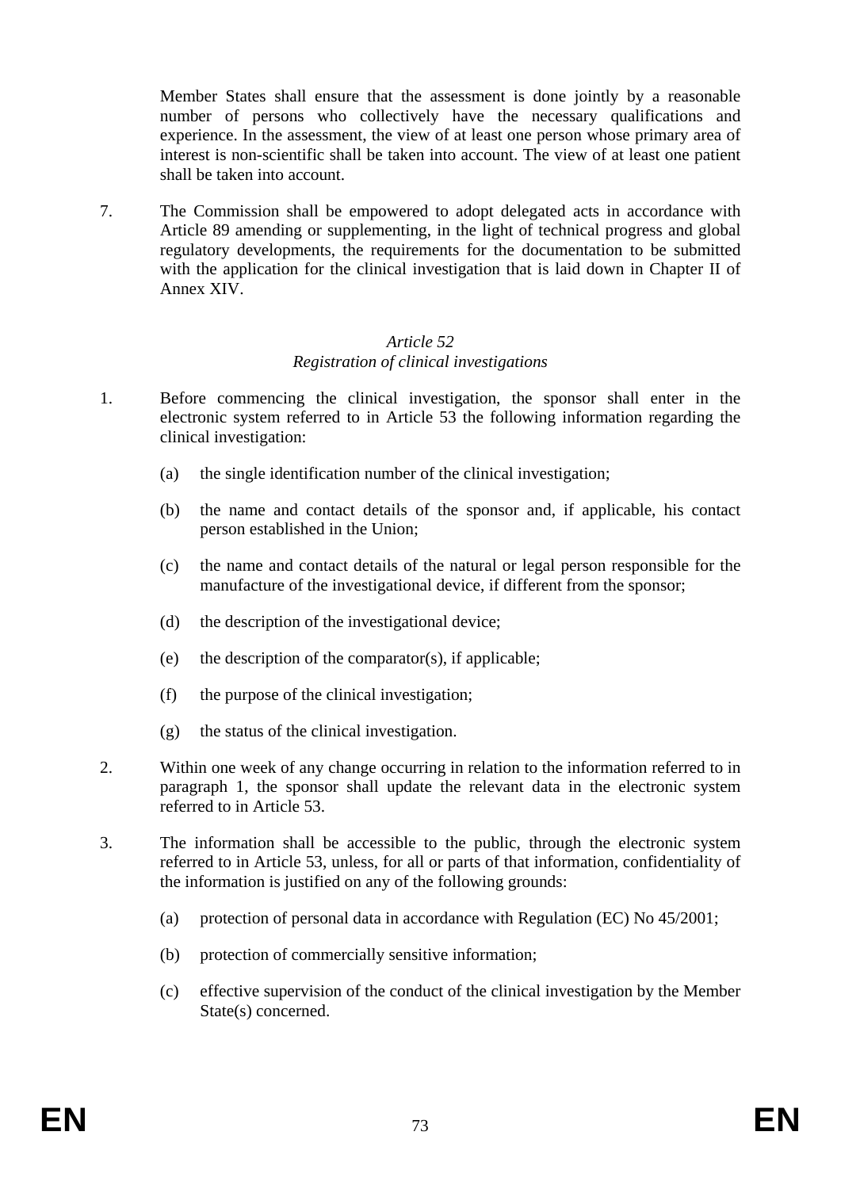Member States shall ensure that the assessment is done jointly by a reasonable number of persons who collectively have the necessary qualifications and experience. In the assessment, the view of at least one person whose primary area of interest is non-scientific shall be taken into account. The view of at least one patient shall be taken into account.

7. The Commission shall be empowered to adopt delegated acts in accordance with Article 89 amending or supplementing, in the light of technical progress and global regulatory developments, the requirements for the documentation to be submitted with the application for the clinical investigation that is laid down in Chapter II of Annex XIV.

*Article 52*
*Registration of clinical investigations*

1. Before commencing the clinical investigation, the sponsor shall enter in the electronic system referred to in Article 53 the following information regarding the clinical investigation:

   (a) the single identification number of the clinical investigation;

   (b) the name and contact details of the sponsor and, if applicable, his contact person established in the Union;

   (c) the name and contact details of the natural or legal person responsible for the manufacture of the investigational device, if different from the sponsor;

   (d) the description of the investigational device;

   (e) the description of the comparator(s), if applicable;

   (f) the purpose of the clinical investigation;

   (g) the status of the clinical investigation.

2. Within one week of any change occurring in relation to the information referred to in paragraph 1, the sponsor shall update the relevant data in the electronic system referred to in Article 53.

3. The information shall be accessible to the public, through the electronic system referred to in Article 53, unless, for all or parts of that information, confidentiality of the information is justified on any of the following grounds:

   (a) protection of personal data in accordance with Regulation (EC) No 45/2001;

   (b) protection of commercially sensitive information;

   (c) effective supervision of the conduct of the clinical investigation by the Member State(s) concerned.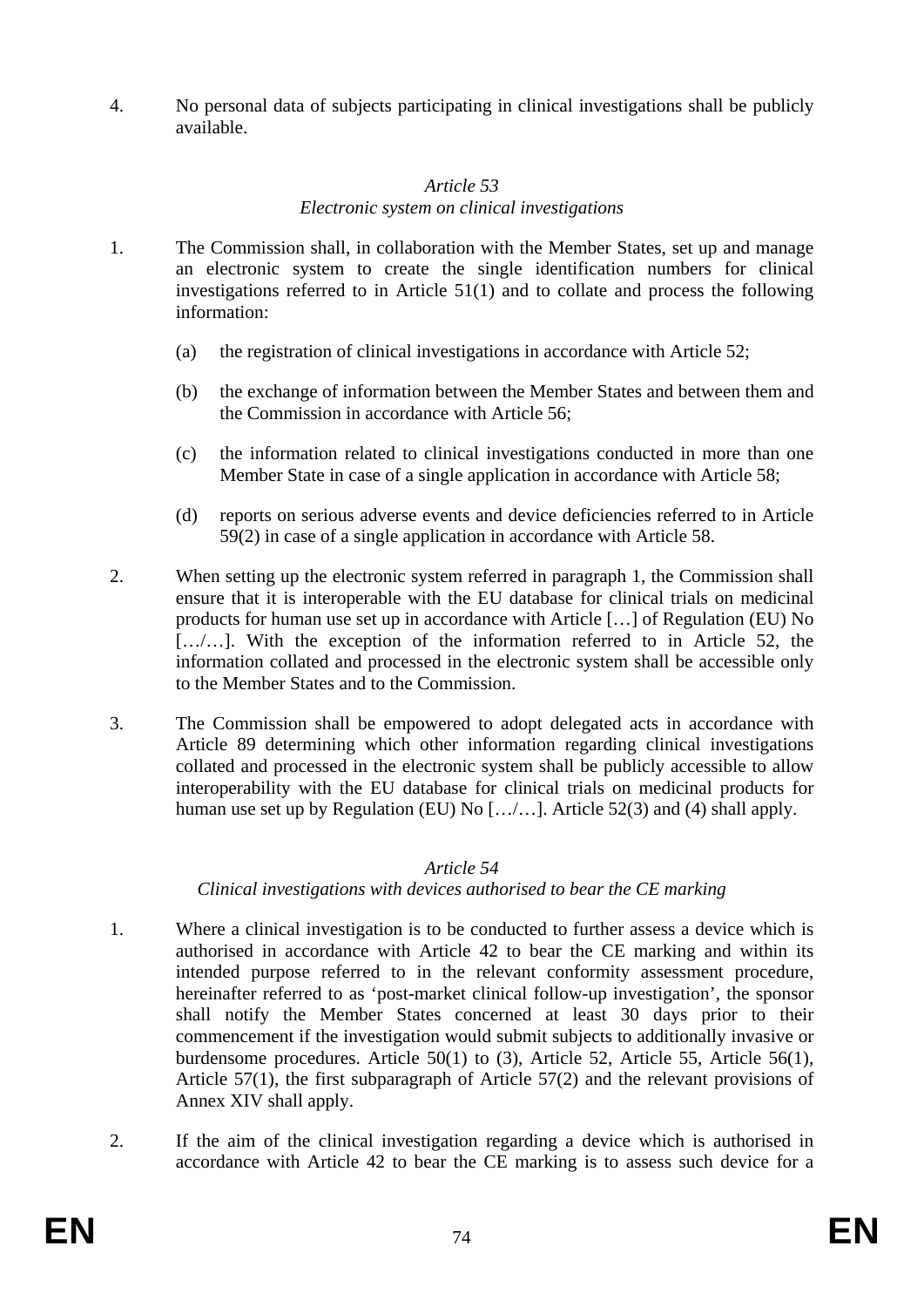4. No personal data of subjects participating in clinical investigations shall be publicly available.

*Article 53*
*Electronic system on clinical investigations*

1. The Commission shall, in collaboration with the Member States, set up and manage an electronic system to create the single identification numbers for clinical investigations referred to in Article 51(1) and to collate and process the following information:

   (a) the registration of clinical investigations in accordance with Article 52;

   (b) the exchange of information between the Member States and between them and the Commission in accordance with Article 56;

   (c) the information related to clinical investigations conducted in more than one Member State in case of a single application in accordance with Article 58;

   (d) reports on serious adverse events and device deficiencies referred to in Article 59(2) in case of a single application in accordance with Article 58.

2. When setting up the electronic system referred in paragraph 1, the Commission shall ensure that it is interoperable with the EU database for clinical trials on medicinal products for human use set up in accordance with Article […] of Regulation (EU) No […/…]. With the exception of the information referred to in Article 52, the information collated and processed in the electronic system shall be accessible only to the Member States and to the Commission.

3. The Commission shall be empowered to adopt delegated acts in accordance with Article 89 determining which other information regarding clinical investigations collated and processed in the electronic system shall be publicly accessible to allow interoperability with the EU database for clinical trials on medicinal products for human use set up by Regulation (EU) No […/…]. Article 52(3) and (4) shall apply.

*Article 54*
*Clinical investigations with devices authorised to bear the CE marking*

1. Where a clinical investigation is to be conducted to further assess a device which is authorised in accordance with Article 42 to bear the CE marking and within its intended purpose referred to in the relevant conformity assessment procedure, hereinafter referred to as 'post-market clinical follow-up investigation', the sponsor shall notify the Member States concerned at least 30 days prior to their commencement if the investigation would submit subjects to additionally invasive or burdensome procedures. Article 50(1) to (3), Article 52, Article 55, Article 56(1), Article 57(1), the first subparagraph of Article 57(2) and the relevant provisions of Annex XIV shall apply.

2. If the aim of the clinical investigation regarding a device which is authorised in accordance with Article 42 to bear the CE marking is to assess such device for a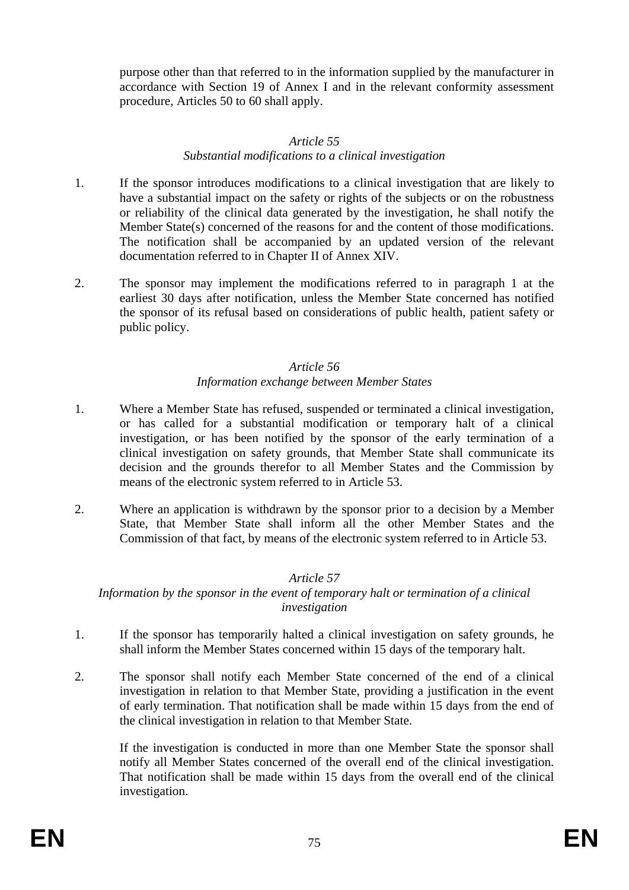purpose other than that referred to in the information supplied by the manufacturer in accordance with Section 19 of Annex I and in the relevant conformity assessment procedure, Articles 50 to 60 shall apply.

*Article 55*
*Substantial modifications to a clinical investigation*

1. If the sponsor introduces modifications to a clinical investigation that are likely to have a substantial impact on the safety or rights of the subjects or on the robustness or reliability of the clinical data generated by the investigation, he shall notify the Member State(s) concerned of the reasons for and the content of those modifications. The notification shall be accompanied by an updated version of the relevant documentation referred to in Chapter II of Annex XIV.

2. The sponsor may implement the modifications referred to in paragraph 1 at the earliest 30 days after notification, unless the Member State concerned has notified the sponsor of its refusal based on considerations of public health, patient safety or public policy.

*Article 56*
*Information exchange between Member States*

1. Where a Member State has refused, suspended or terminated a clinical investigation, or has called for a substantial modification or temporary halt of a clinical investigation, or has been notified by the sponsor of the early termination of a clinical investigation on safety grounds, that Member State shall communicate its decision and the grounds therefor to all Member States and the Commission by means of the electronic system referred to in Article 53.

2. Where an application is withdrawn by the sponsor prior to a decision by a Member State, that Member State shall inform all the other Member States and the Commission of that fact, by means of the electronic system referred to in Article 53.

*Article 57*
*Information by the sponsor in the event of temporary halt or termination of a clinical investigation*

1. If the sponsor has temporarily halted a clinical investigation on safety grounds, he shall inform the Member States concerned within 15 days of the temporary halt.

2. The sponsor shall notify each Member State concerned of the end of a clinical investigation in relation to that Member State, providing a justification in the event of early termination. That notification shall be made within 15 days from the end of the clinical investigation in relation to that Member State.

   If the investigation is conducted in more than one Member State the sponsor shall notify all Member States concerned of the overall end of the clinical investigation. That notification shall be made within 15 days from the overall end of the clinical investigation.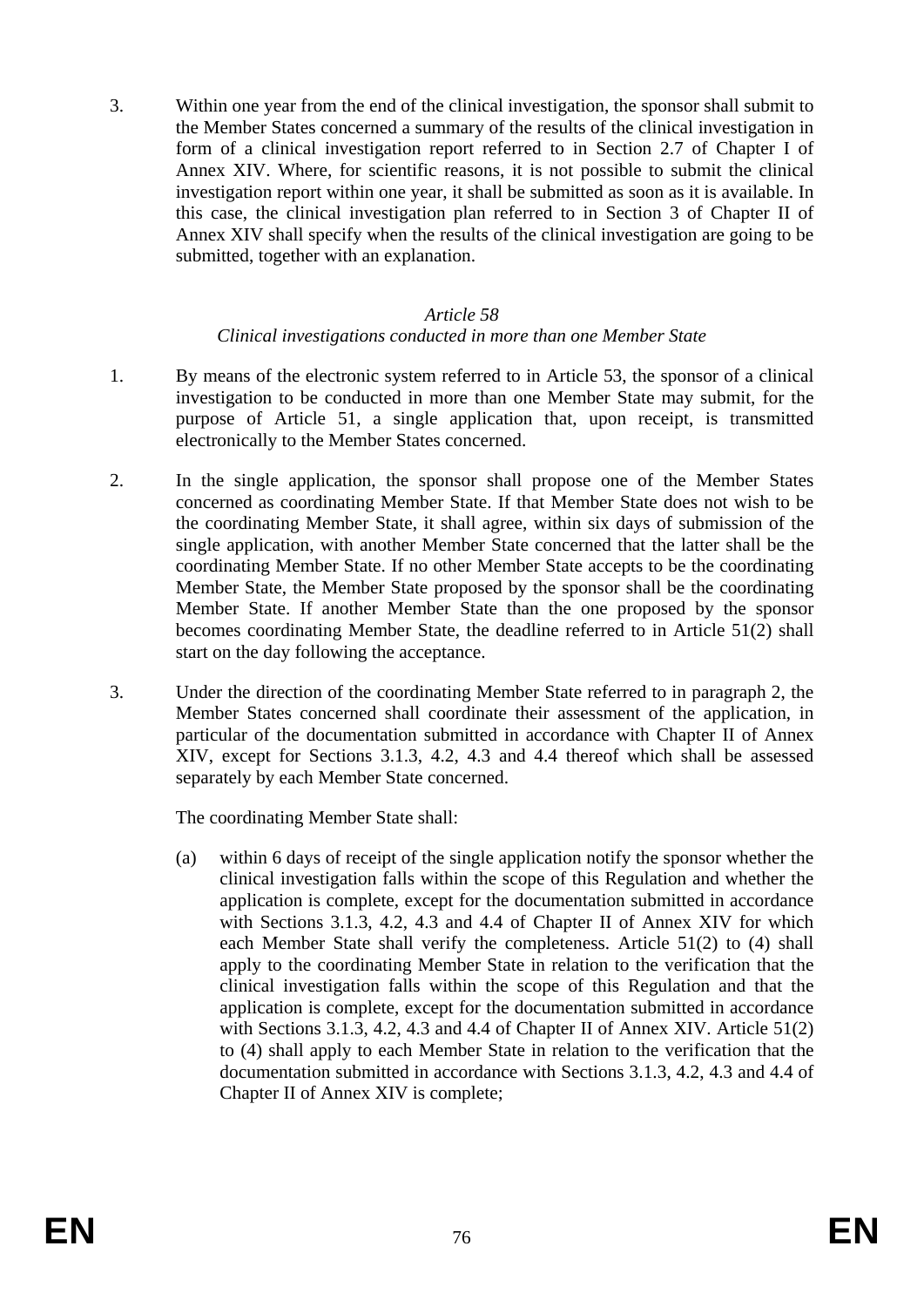3. Within one year from the end of the clinical investigation, the sponsor shall submit to the Member States concerned a summary of the results of the clinical investigation in form of a clinical investigation report referred to in Section 2.7 of Chapter I of Annex XIV. Where, for scientific reasons, it is not possible to submit the clinical investigation report within one year, it shall be submitted as soon as it is available. In this case, the clinical investigation plan referred to in Section 3 of Chapter II of Annex XIV shall specify when the results of the clinical investigation are going to be submitted, together with an explanation.

*Article 58*

*Clinical investigations conducted in more than one Member State*

1. By means of the electronic system referred to in Article 53, the sponsor of a clinical investigation to be conducted in more than one Member State may submit, for the purpose of Article 51, a single application that, upon receipt, is transmitted electronically to the Member States concerned.

2. In the single application, the sponsor shall propose one of the Member States concerned as coordinating Member State. If that Member State does not wish to be the coordinating Member State, it shall agree, within six days of submission of the single application, with another Member State concerned that the latter shall be the coordinating Member State. If no other Member State accepts to be the coordinating Member State, the Member State proposed by the sponsor shall be the coordinating Member State. If another Member State than the one proposed by the sponsor becomes coordinating Member State, the deadline referred to in Article 51(2) shall start on the day following the acceptance.

3. Under the direction of the coordinating Member State referred to in paragraph 2, the Member States concerned shall coordinate their assessment of the application, in particular of the documentation submitted in accordance with Chapter II of Annex XIV, except for Sections 3.1.3, 4.2, 4.3 and 4.4 thereof which shall be assessed separately by each Member State concerned.

   The coordinating Member State shall:

   (a) within 6 days of receipt of the single application notify the sponsor whether the clinical investigation falls within the scope of this Regulation and whether the application is complete, except for the documentation submitted in accordance with Sections 3.1.3, 4.2, 4.3 and 4.4 of Chapter II of Annex XIV for which each Member State shall verify the completeness. Article 51(2) to (4) shall apply to the coordinating Member State in relation to the verification that the clinical investigation falls within the scope of this Regulation and that the application is complete, except for the documentation submitted in accordance with Sections 3.1.3, 4.2, 4.3 and 4.4 of Chapter II of Annex XIV. Article 51(2) to (4) shall apply to each Member State in relation to the verification that the documentation submitted in accordance with Sections 3.1.3, 4.2, 4.3 and 4.4 of Chapter II of Annex XIV is complete;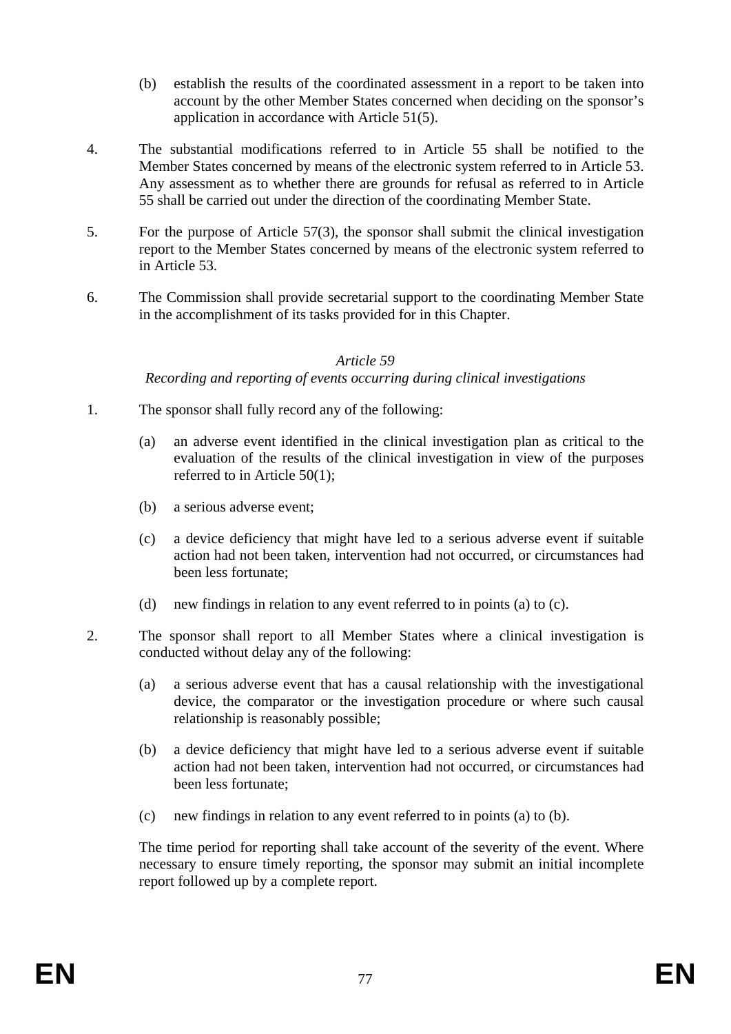(b) establish the results of the coordinated assessment in a report to be taken into account by the other Member States concerned when deciding on the sponsor's application in accordance with Article 51(5).

4. The substantial modifications referred to in Article 55 shall be notified to the Member States concerned by means of the electronic system referred to in Article 53. Any assessment as to whether there are grounds for refusal as referred to in Article 55 shall be carried out under the direction of the coordinating Member State.

5. For the purpose of Article 57(3), the sponsor shall submit the clinical investigation report to the Member States concerned by means of the electronic system referred to in Article 53.

6. The Commission shall provide secretarial support to the coordinating Member State in the accomplishment of its tasks provided for in this Chapter.

*Article 59*

*Recording and reporting of events occurring during clinical investigations*

1. The sponsor shall fully record any of the following:

   (a) an adverse event identified in the clinical investigation plan as critical to the evaluation of the results of the clinical investigation in view of the purposes referred to in Article 50(1);

   (b) a serious adverse event;

   (c) a device deficiency that might have led to a serious adverse event if suitable action had not been taken, intervention had not occurred, or circumstances had been less fortunate;

   (d) new findings in relation to any event referred to in points (a) to (c).

2. The sponsor shall report to all Member States where a clinical investigation is conducted without delay any of the following:

   (a) a serious adverse event that has a causal relationship with the investigational device, the comparator or the investigation procedure or where such causal relationship is reasonably possible;

   (b) a device deficiency that might have led to a serious adverse event if suitable action had not been taken, intervention had not occurred, or circumstances had been less fortunate;

   (c) new findings in relation to any event referred to in points (a) to (b).

   The time period for reporting shall take account of the severity of the event. Where necessary to ensure timely reporting, the sponsor may submit an initial incomplete report followed up by a complete report.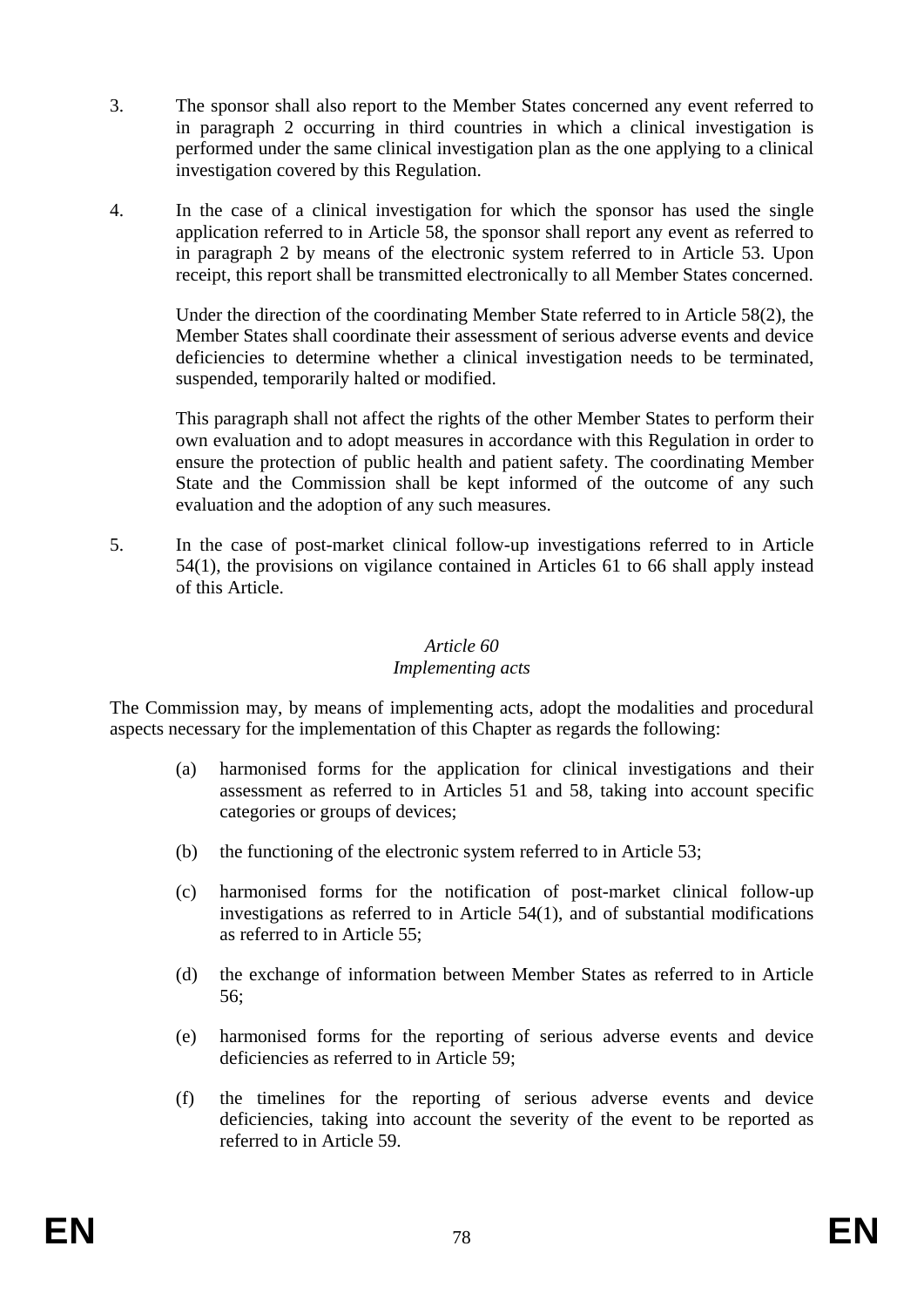3. The sponsor shall also report to the Member States concerned any event referred to in paragraph 2 occurring in third countries in which a clinical investigation is performed under the same clinical investigation plan as the one applying to a clinical investigation covered by this Regulation.

4. In the case of a clinical investigation for which the sponsor has used the single application referred to in Article 58, the sponsor shall report any event as referred to in paragraph 2 by means of the electronic system referred to in Article 53. Upon receipt, this report shall be transmitted electronically to all Member States concerned.

   Under the direction of the coordinating Member State referred to in Article 58(2), the Member States shall coordinate their assessment of serious adverse events and device deficiencies to determine whether a clinical investigation needs to be terminated, suspended, temporarily halted or modified.

   This paragraph shall not affect the rights of the other Member States to perform their own evaluation and to adopt measures in accordance with this Regulation in order to ensure the protection of public health and patient safety. The coordinating Member State and the Commission shall be kept informed of the outcome of any such evaluation and the adoption of any such measures.

5. In the case of post-market clinical follow-up investigations referred to in Article 54(1), the provisions on vigilance contained in Articles 61 to 66 shall apply instead of this Article.

### *Article 60*
### *Implementing acts*

The Commission may, by means of implementing acts, adopt the modalities and procedural aspects necessary for the implementation of this Chapter as regards the following:

(a) harmonised forms for the application for clinical investigations and their assessment as referred to in Articles 51 and 58, taking into account specific categories or groups of devices;

(b) the functioning of the electronic system referred to in Article 53;

(c) harmonised forms for the notification of post-market clinical follow-up investigations as referred to in Article 54(1), and of substantial modifications as referred to in Article 55;

(d) the exchange of information between Member States as referred to in Article 56;

(e) harmonised forms for the reporting of serious adverse events and device deficiencies as referred to in Article 59;

(f) the timelines for the reporting of serious adverse events and device deficiencies, taking into account the severity of the event to be reported as referred to in Article 59.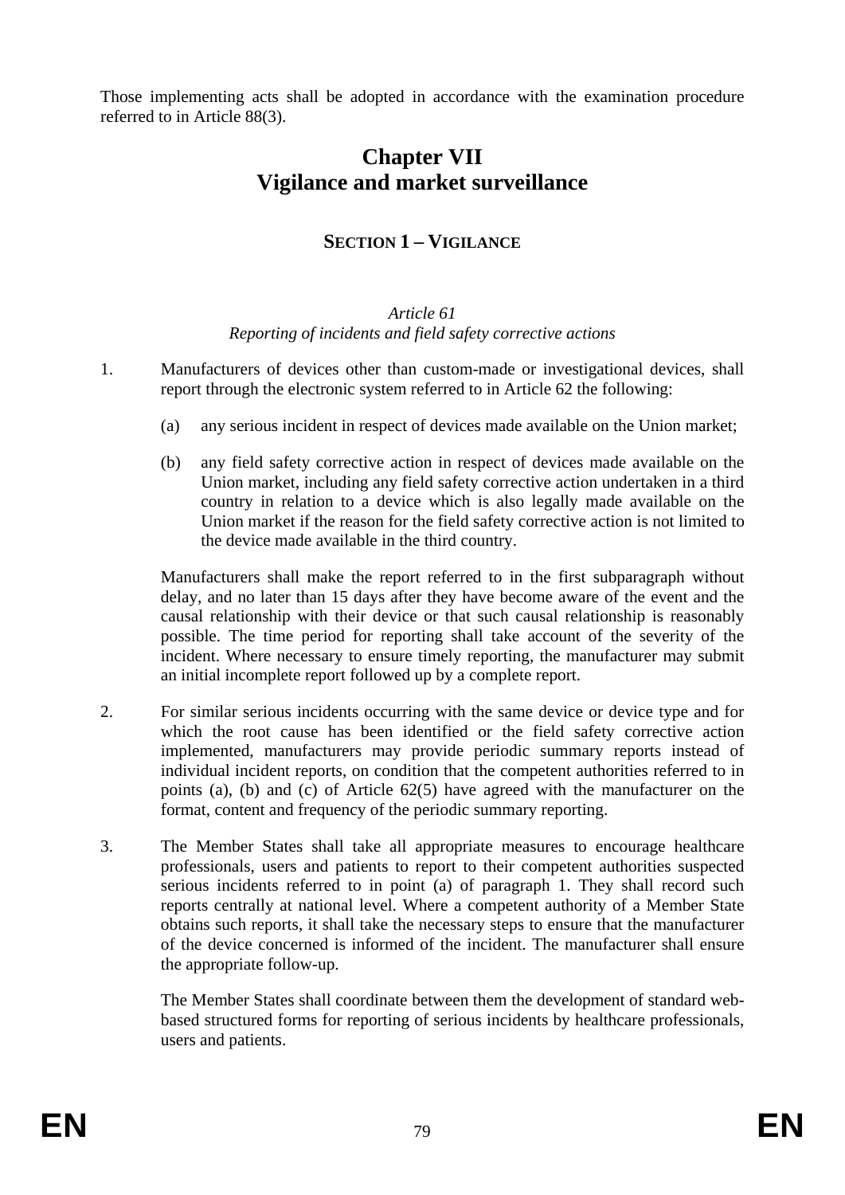Those implementing acts shall be adopted in accordance with the examination procedure referred to in Article 88(3).

# Chapter VII
# Vigilance and market surveillance

## SECTION 1 – VIGILANCE

*Article 61*
*Reporting of incidents and field safety corrective actions*

1. Manufacturers of devices other than custom-made or investigational devices, shall report through the electronic system referred to in Article 62 the following:

   (a) any serious incident in respect of devices made available on the Union market;

   (b) any field safety corrective action in respect of devices made available on the Union market, including any field safety corrective action undertaken in a third country in relation to a device which is also legally made available on the Union market if the reason for the field safety corrective action is not limited to the device made available in the third country.

   Manufacturers shall make the report referred to in the first subparagraph without delay, and no later than 15 days after they have become aware of the event and the causal relationship with their device or that such causal relationship is reasonably possible. The time period for reporting shall take account of the severity of the incident. Where necessary to ensure timely reporting, the manufacturer may submit an initial incomplete report followed up by a complete report.

2. For similar serious incidents occurring with the same device or device type and for which the root cause has been identified or the field safety corrective action implemented, manufacturers may provide periodic summary reports instead of individual incident reports, on condition that the competent authorities referred to in points (a), (b) and (c) of Article 62(5) have agreed with the manufacturer on the format, content and frequency of the periodic summary reporting.

3. The Member States shall take all appropriate measures to encourage healthcare professionals, users and patients to report to their competent authorities suspected serious incidents referred to in point (a) of paragraph 1. They shall record such reports centrally at national level. Where a competent authority of a Member State obtains such reports, it shall take the necessary steps to ensure that the manufacturer of the device concerned is informed of the incident. The manufacturer shall ensure the appropriate follow-up.

   The Member States shall coordinate between them the development of standard web-based structured forms for reporting of serious incidents by healthcare professionals, users and patients.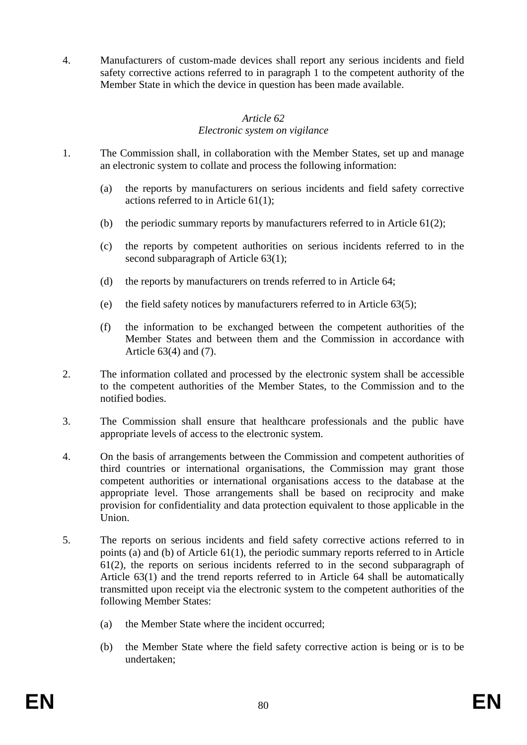4. Manufacturers of custom-made devices shall report any serious incidents and field safety corrective actions referred to in paragraph 1 to the competent authority of the Member State in which the device in question has been made available.

*Article 62*
*Electronic system on vigilance*

1. The Commission shall, in collaboration with the Member States, set up and manage an electronic system to collate and process the following information:

   (a) the reports by manufacturers on serious incidents and field safety corrective actions referred to in Article 61(1);

   (b) the periodic summary reports by manufacturers referred to in Article 61(2);

   (c) the reports by competent authorities on serious incidents referred to in the second subparagraph of Article 63(1);

   (d) the reports by manufacturers on trends referred to in Article 64;

   (e) the field safety notices by manufacturers referred to in Article 63(5);

   (f) the information to be exchanged between the competent authorities of the Member States and between them and the Commission in accordance with Article 63(4) and (7).

2. The information collated and processed by the electronic system shall be accessible to the competent authorities of the Member States, to the Commission and to the notified bodies.

3. The Commission shall ensure that healthcare professionals and the public have appropriate levels of access to the electronic system.

4. On the basis of arrangements between the Commission and competent authorities of third countries or international organisations, the Commission may grant those competent authorities or international organisations access to the database at the appropriate level. Those arrangements shall be based on reciprocity and make provision for confidentiality and data protection equivalent to those applicable in the Union.

5. The reports on serious incidents and field safety corrective actions referred to in points (a) and (b) of Article 61(1), the periodic summary reports referred to in Article 61(2), the reports on serious incidents referred to in the second subparagraph of Article 63(1) and the trend reports referred to in Article 64 shall be automatically transmitted upon receipt via the electronic system to the competent authorities of the following Member States:

   (a) the Member State where the incident occurred;

   (b) the Member State where the field safety corrective action is being or is to be undertaken;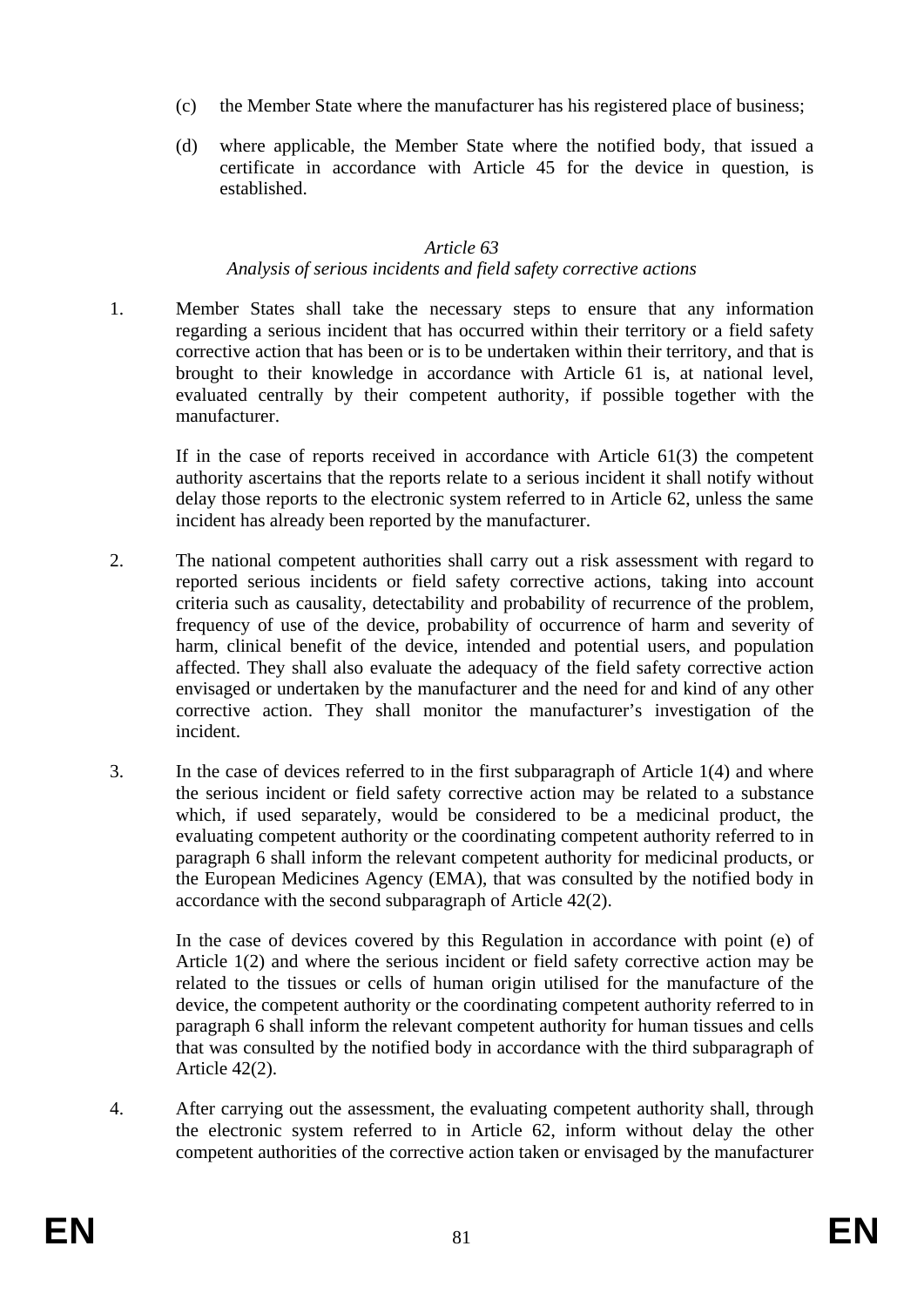(c) the Member State where the manufacturer has his registered place of business;

(d) where applicable, the Member State where the notified body, that issued a certificate in accordance with Article 45 for the device in question, is established.

*Article 63*

*Analysis of serious incidents and field safety corrective actions*

1. Member States shall take the necessary steps to ensure that any information regarding a serious incident that has occurred within their territory or a field safety corrective action that has been or is to be undertaken within their territory, and that is brought to their knowledge in accordance with Article 61 is, at national level, evaluated centrally by their competent authority, if possible together with the manufacturer.

   If in the case of reports received in accordance with Article 61(3) the competent authority ascertains that the reports relate to a serious incident it shall notify without delay those reports to the electronic system referred to in Article 62, unless the same incident has already been reported by the manufacturer.

2. The national competent authorities shall carry out a risk assessment with regard to reported serious incidents or field safety corrective actions, taking into account criteria such as causality, detectability and probability of recurrence of the problem, frequency of use of the device, probability of occurrence of harm and severity of harm, clinical benefit of the device, intended and potential users, and population affected. They shall also evaluate the adequacy of the field safety corrective action envisaged or undertaken by the manufacturer and the need for and kind of any other corrective action. They shall monitor the manufacturer's investigation of the incident.

3. In the case of devices referred to in the first subparagraph of Article 1(4) and where the serious incident or field safety corrective action may be related to a substance which, if used separately, would be considered to be a medicinal product, the evaluating competent authority or the coordinating competent authority referred to in paragraph 6 shall inform the relevant competent authority for medicinal products, or the European Medicines Agency (EMA), that was consulted by the notified body in accordance with the second subparagraph of Article 42(2).

   In the case of devices covered by this Regulation in accordance with point (e) of Article 1(2) and where the serious incident or field safety corrective action may be related to the tissues or cells of human origin utilised for the manufacture of the device, the competent authority or the coordinating competent authority referred to in paragraph 6 shall inform the relevant competent authority for human tissues and cells that was consulted by the notified body in accordance with the third subparagraph of Article 42(2).

4. After carrying out the assessment, the evaluating competent authority shall, through the electronic system referred to in Article 62, inform without delay the other competent authorities of the corrective action taken or envisaged by the manufacturer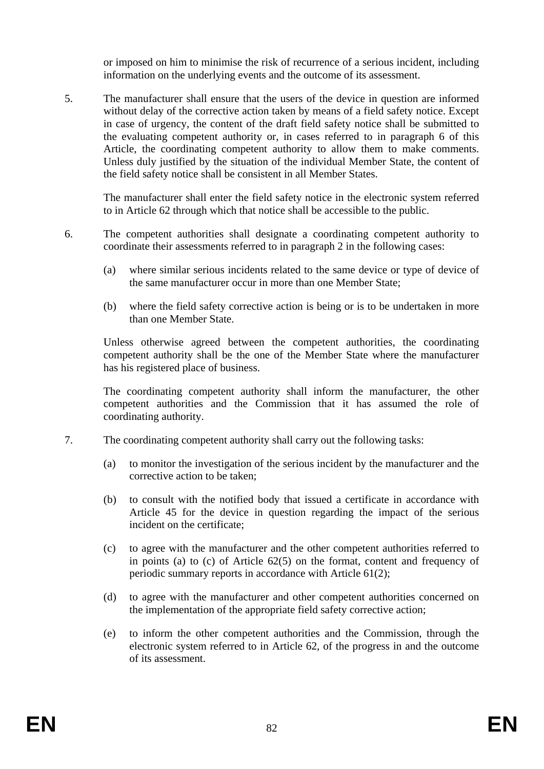or imposed on him to minimise the risk of recurrence of a serious incident, including information on the underlying events and the outcome of its assessment.

5. The manufacturer shall ensure that the users of the device in question are informed without delay of the corrective action taken by means of a field safety notice. Except in case of urgency, the content of the draft field safety notice shall be submitted to the evaluating competent authority or, in cases referred to in paragraph 6 of this Article, the coordinating competent authority to allow them to make comments. Unless duly justified by the situation of the individual Member State, the content of the field safety notice shall be consistent in all Member States.

   The manufacturer shall enter the field safety notice in the electronic system referred to in Article 62 through which that notice shall be accessible to the public.

6. The competent authorities shall designate a coordinating competent authority to coordinate their assessments referred to in paragraph 2 in the following cases:

   (a) where similar serious incidents related to the same device or type of device of the same manufacturer occur in more than one Member State;

   (b) where the field safety corrective action is being or is to be undertaken in more than one Member State.

   Unless otherwise agreed between the competent authorities, the coordinating competent authority shall be the one of the Member State where the manufacturer has his registered place of business.

   The coordinating competent authority shall inform the manufacturer, the other competent authorities and the Commission that it has assumed the role of coordinating authority.

7. The coordinating competent authority shall carry out the following tasks:

   (a) to monitor the investigation of the serious incident by the manufacturer and the corrective action to be taken;

   (b) to consult with the notified body that issued a certificate in accordance with Article 45 for the device in question regarding the impact of the serious incident on the certificate;

   (c) to agree with the manufacturer and the other competent authorities referred to in points (a) to (c) of Article 62(5) on the format, content and frequency of periodic summary reports in accordance with Article 61(2);

   (d) to agree with the manufacturer and other competent authorities concerned on the implementation of the appropriate field safety corrective action;

   (e) to inform the other competent authorities and the Commission, through the electronic system referred to in Article 62, of the progress in and the outcome of its assessment.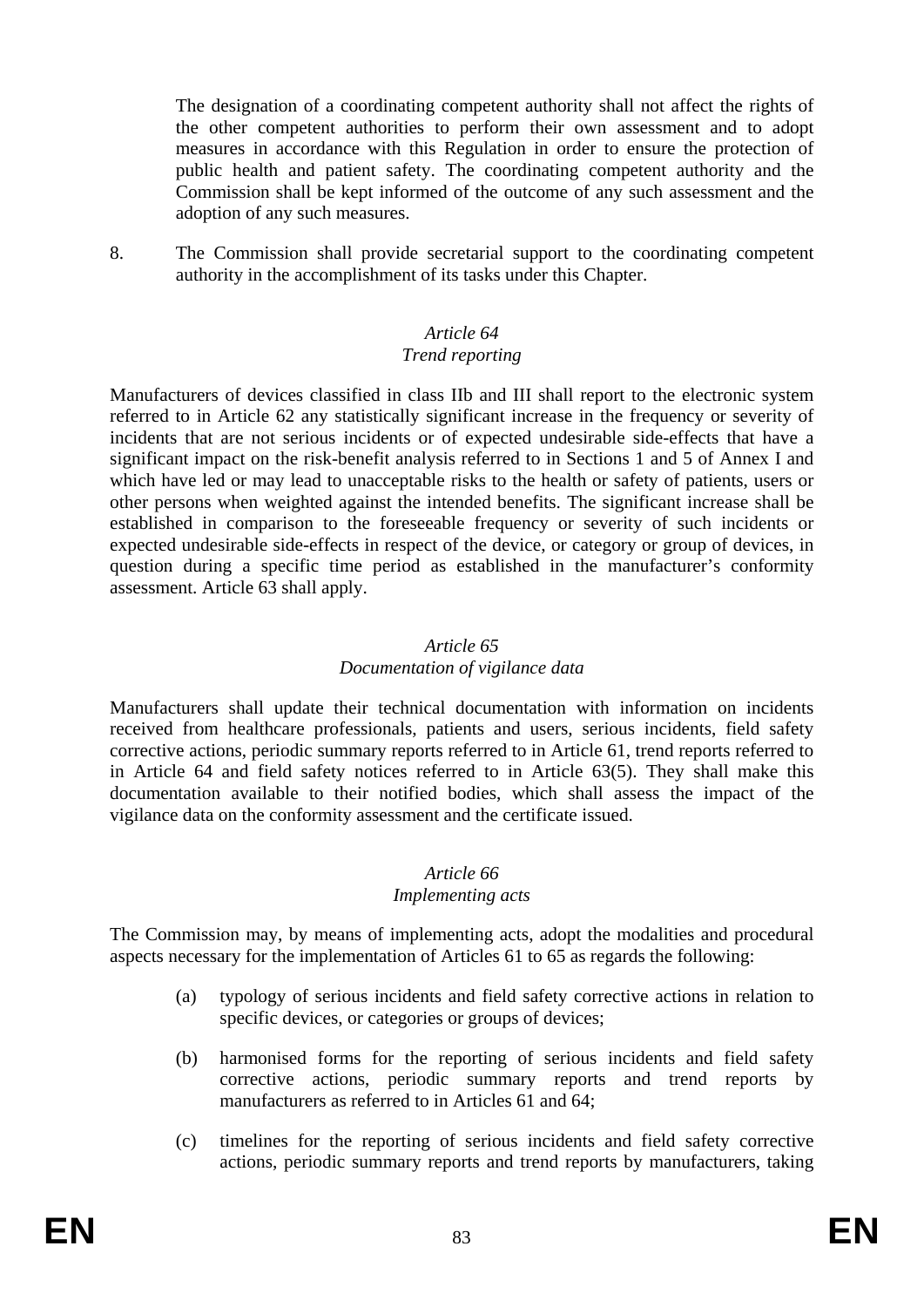The designation of a coordinating competent authority shall not affect the rights of the other competent authorities to perform their own assessment and to adopt measures in accordance with this Regulation in order to ensure the protection of public health and patient safety. The coordinating competent authority and the Commission shall be kept informed of the outcome of any such assessment and the adoption of any such measures.

8. The Commission shall provide secretarial support to the coordinating competent authority in the accomplishment of its tasks under this Chapter.

*Article 64*
*Trend reporting*

Manufacturers of devices classified in class IIb and III shall report to the electronic system referred to in Article 62 any statistically significant increase in the frequency or severity of incidents that are not serious incidents or of expected undesirable side-effects that have a significant impact on the risk-benefit analysis referred to in Sections 1 and 5 of Annex I and which have led or may lead to unacceptable risks to the health or safety of patients, users or other persons when weighted against the intended benefits. The significant increase shall be established in comparison to the foreseeable frequency or severity of such incidents or expected undesirable side-effects in respect of the device, or category or group of devices, in question during a specific time period as established in the manufacturer's conformity assessment. Article 63 shall apply.

*Article 65*
*Documentation of vigilance data*

Manufacturers shall update their technical documentation with information on incidents received from healthcare professionals, patients and users, serious incidents, field safety corrective actions, periodic summary reports referred to in Article 61, trend reports referred to in Article 64 and field safety notices referred to in Article 63(5). They shall make this documentation available to their notified bodies, which shall assess the impact of the vigilance data on the conformity assessment and the certificate issued.

*Article 66*
*Implementing acts*

The Commission may, by means of implementing acts, adopt the modalities and procedural aspects necessary for the implementation of Articles 61 to 65 as regards the following:

(a) typology of serious incidents and field safety corrective actions in relation to specific devices, or categories or groups of devices;

(b) harmonised forms for the reporting of serious incidents and field safety corrective actions, periodic summary reports and trend reports by manufacturers as referred to in Articles 61 and 64;

(c) timelines for the reporting of serious incidents and field safety corrective actions, periodic summary reports and trend reports by manufacturers, taking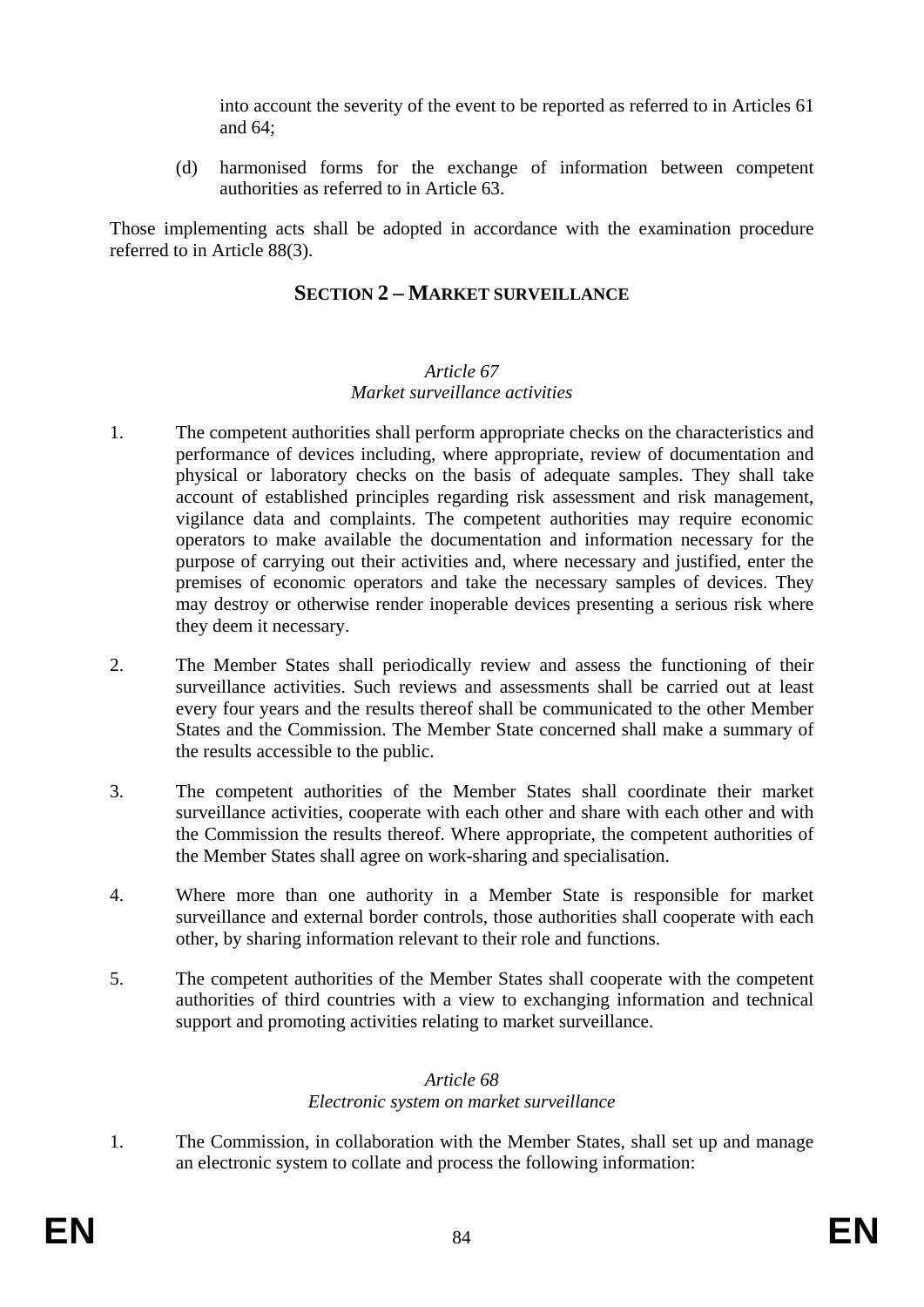into account the severity of the event to be reported as referred to in Articles 61 and 64;

(d) harmonised forms for the exchange of information between competent authorities as referred to in Article 63.

Those implementing acts shall be adopted in accordance with the examination procedure referred to in Article 88(3).

## SECTION 2 – MARKET SURVEILLANCE

*Article 67*
*Market surveillance activities*

1. The competent authorities shall perform appropriate checks on the characteristics and performance of devices including, where appropriate, review of documentation and physical or laboratory checks on the basis of adequate samples. They shall take account of established principles regarding risk assessment and risk management, vigilance data and complaints. The competent authorities may require economic operators to make available the documentation and information necessary for the purpose of carrying out their activities and, where necessary and justified, enter the premises of economic operators and take the necessary samples of devices. They may destroy or otherwise render inoperable devices presenting a serious risk where they deem it necessary.

2. The Member States shall periodically review and assess the functioning of their surveillance activities. Such reviews and assessments shall be carried out at least every four years and the results thereof shall be communicated to the other Member States and the Commission. The Member State concerned shall make a summary of the results accessible to the public.

3. The competent authorities of the Member States shall coordinate their market surveillance activities, cooperate with each other and share with each other and with the Commission the results thereof. Where appropriate, the competent authorities of the Member States shall agree on work-sharing and specialisation.

4. Where more than one authority in a Member State is responsible for market surveillance and external border controls, those authorities shall cooperate with each other, by sharing information relevant to their role and functions.

5. The competent authorities of the Member States shall cooperate with the competent authorities of third countries with a view to exchanging information and technical support and promoting activities relating to market surveillance.

*Article 68*
*Electronic system on market surveillance*

1. The Commission, in collaboration with the Member States, shall set up and manage an electronic system to collate and process the following information: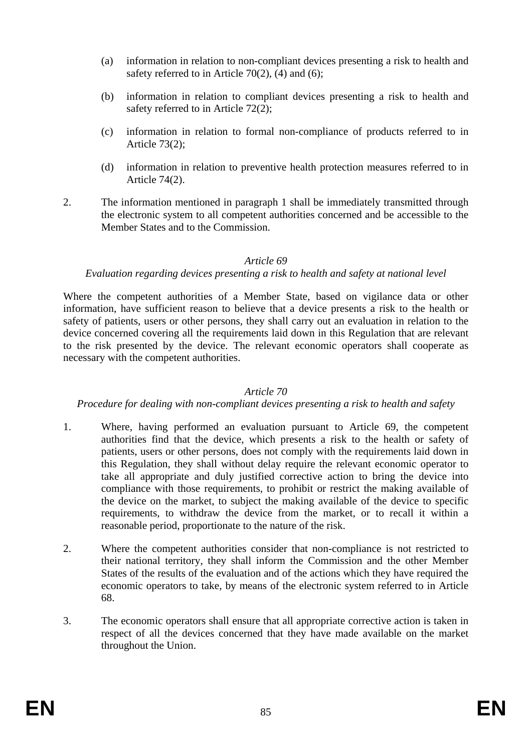(a) information in relation to non-compliant devices presenting a risk to health and safety referred to in Article 70(2), (4) and (6);

(b) information in relation to compliant devices presenting a risk to health and safety referred to in Article 72(2);

(c) information in relation to formal non-compliance of products referred to in Article 73(2);

(d) information in relation to preventive health protection measures referred to in Article 74(2).

2. The information mentioned in paragraph 1 shall be immediately transmitted through the electronic system to all competent authorities concerned and be accessible to the Member States and to the Commission.

*Article 69*

*Evaluation regarding devices presenting a risk to health and safety at national level*

Where the competent authorities of a Member State, based on vigilance data or other information, have sufficient reason to believe that a device presents a risk to the health or safety of patients, users or other persons, they shall carry out an evaluation in relation to the device concerned covering all the requirements laid down in this Regulation that are relevant to the risk presented by the device. The relevant economic operators shall cooperate as necessary with the competent authorities.

*Article 70*

*Procedure for dealing with non-compliant devices presenting a risk to health and safety*

1. Where, having performed an evaluation pursuant to Article 69, the competent authorities find that the device, which presents a risk to the health or safety of patients, users or other persons, does not comply with the requirements laid down in this Regulation, they shall without delay require the relevant economic operator to take all appropriate and duly justified corrective action to bring the device into compliance with those requirements, to prohibit or restrict the making available of the device on the market, to subject the making available of the device to specific requirements, to withdraw the device from the market, or to recall it within a reasonable period, proportionate to the nature of the risk.

2. Where the competent authorities consider that non-compliance is not restricted to their national territory, they shall inform the Commission and the other Member States of the results of the evaluation and of the actions which they have required the economic operators to take, by means of the electronic system referred to in Article 68.

3. The economic operators shall ensure that all appropriate corrective action is taken in respect of all the devices concerned that they have made available on the market throughout the Union.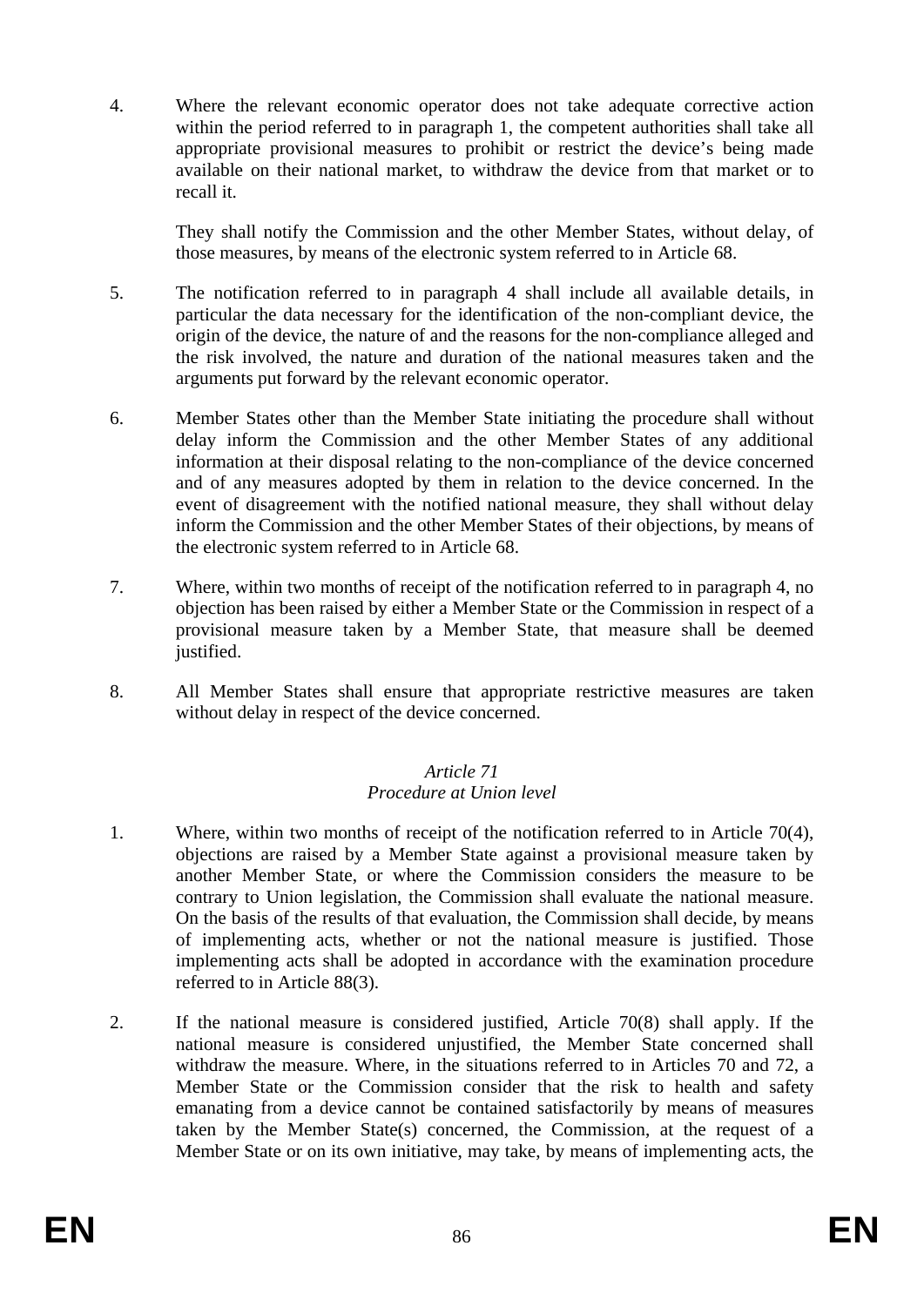4. Where the relevant economic operator does not take adequate corrective action within the period referred to in paragraph 1, the competent authorities shall take all appropriate provisional measures to prohibit or restrict the device's being made available on their national market, to withdraw the device from that market or to recall it.

   They shall notify the Commission and the other Member States, without delay, of those measures, by means of the electronic system referred to in Article 68.

5. The notification referred to in paragraph 4 shall include all available details, in particular the data necessary for the identification of the non-compliant device, the origin of the device, the nature of and the reasons for the non-compliance alleged and the risk involved, the nature and duration of the national measures taken and the arguments put forward by the relevant economic operator.

6. Member States other than the Member State initiating the procedure shall without delay inform the Commission and the other Member States of any additional information at their disposal relating to the non-compliance of the device concerned and of any measures adopted by them in relation to the device concerned. In the event of disagreement with the notified national measure, they shall without delay inform the Commission and the other Member States of their objections, by means of the electronic system referred to in Article 68.

7. Where, within two months of receipt of the notification referred to in paragraph 4, no objection has been raised by either a Member State or the Commission in respect of a provisional measure taken by a Member State, that measure shall be deemed justified.

8. All Member States shall ensure that appropriate restrictive measures are taken without delay in respect of the device concerned.

*Article 71*
*Procedure at Union level*

1. Where, within two months of receipt of the notification referred to in Article 70(4), objections are raised by a Member State against a provisional measure taken by another Member State, or where the Commission considers the measure to be contrary to Union legislation, the Commission shall evaluate the national measure. On the basis of the results of that evaluation, the Commission shall decide, by means of implementing acts, whether or not the national measure is justified. Those implementing acts shall be adopted in accordance with the examination procedure referred to in Article 88(3).

2. If the national measure is considered justified, Article 70(8) shall apply. If the national measure is considered unjustified, the Member State concerned shall withdraw the measure. Where, in the situations referred to in Articles 70 and 72, a Member State or the Commission consider that the risk to health and safety emanating from a device cannot be contained satisfactorily by means of measures taken by the Member State(s) concerned, the Commission, at the request of a Member State or on its own initiative, may take, by means of implementing acts, the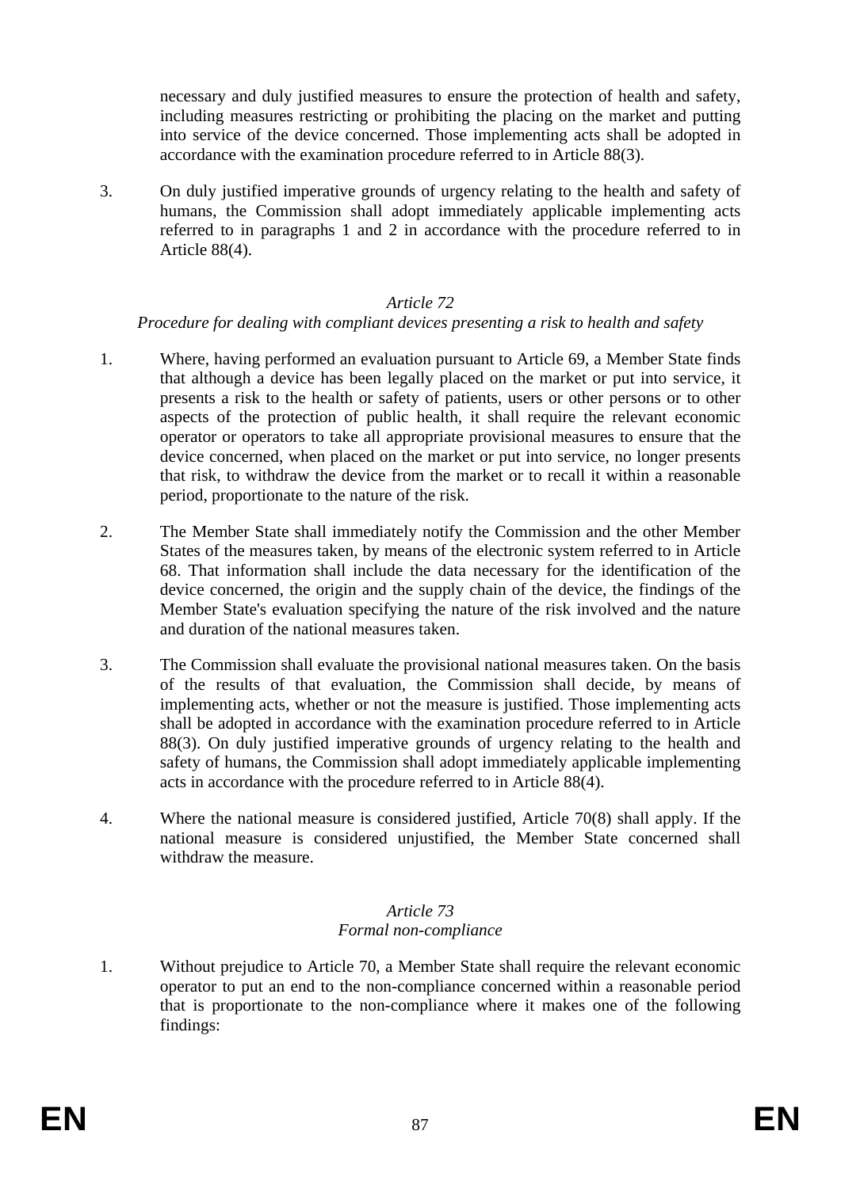necessary and duly justified measures to ensure the protection of health and safety, including measures restricting or prohibiting the placing on the market and putting into service of the device concerned. Those implementing acts shall be adopted in accordance with the examination procedure referred to in Article 88(3).

3. On duly justified imperative grounds of urgency relating to the health and safety of humans, the Commission shall adopt immediately applicable implementing acts referred to in paragraphs 1 and 2 in accordance with the procedure referred to in Article 88(4).

### *Article 72*
### *Procedure for dealing with compliant devices presenting a risk to health and safety*

1. Where, having performed an evaluation pursuant to Article 69, a Member State finds that although a device has been legally placed on the market or put into service, it presents a risk to the health or safety of patients, users or other persons or to other aspects of the protection of public health, it shall require the relevant economic operator or operators to take all appropriate provisional measures to ensure that the device concerned, when placed on the market or put into service, no longer presents that risk, to withdraw the device from the market or to recall it within a reasonable period, proportionate to the nature of the risk.

2. The Member State shall immediately notify the Commission and the other Member States of the measures taken, by means of the electronic system referred to in Article 68. That information shall include the data necessary for the identification of the device concerned, the origin and the supply chain of the device, the findings of the Member State's evaluation specifying the nature of the risk involved and the nature and duration of the national measures taken.

3. The Commission shall evaluate the provisional national measures taken. On the basis of the results of that evaluation, the Commission shall decide, by means of implementing acts, whether or not the measure is justified. Those implementing acts shall be adopted in accordance with the examination procedure referred to in Article 88(3). On duly justified imperative grounds of urgency relating to the health and safety of humans, the Commission shall adopt immediately applicable implementing acts in accordance with the procedure referred to in Article 88(4).

4. Where the national measure is considered justified, Article 70(8) shall apply. If the national measure is considered unjustified, the Member State concerned shall withdraw the measure.

### *Article 73*
### *Formal non-compliance*

1. Without prejudice to Article 70, a Member State shall require the relevant economic operator to put an end to the non-compliance concerned within a reasonable period that is proportionate to the non-compliance where it makes one of the following findings: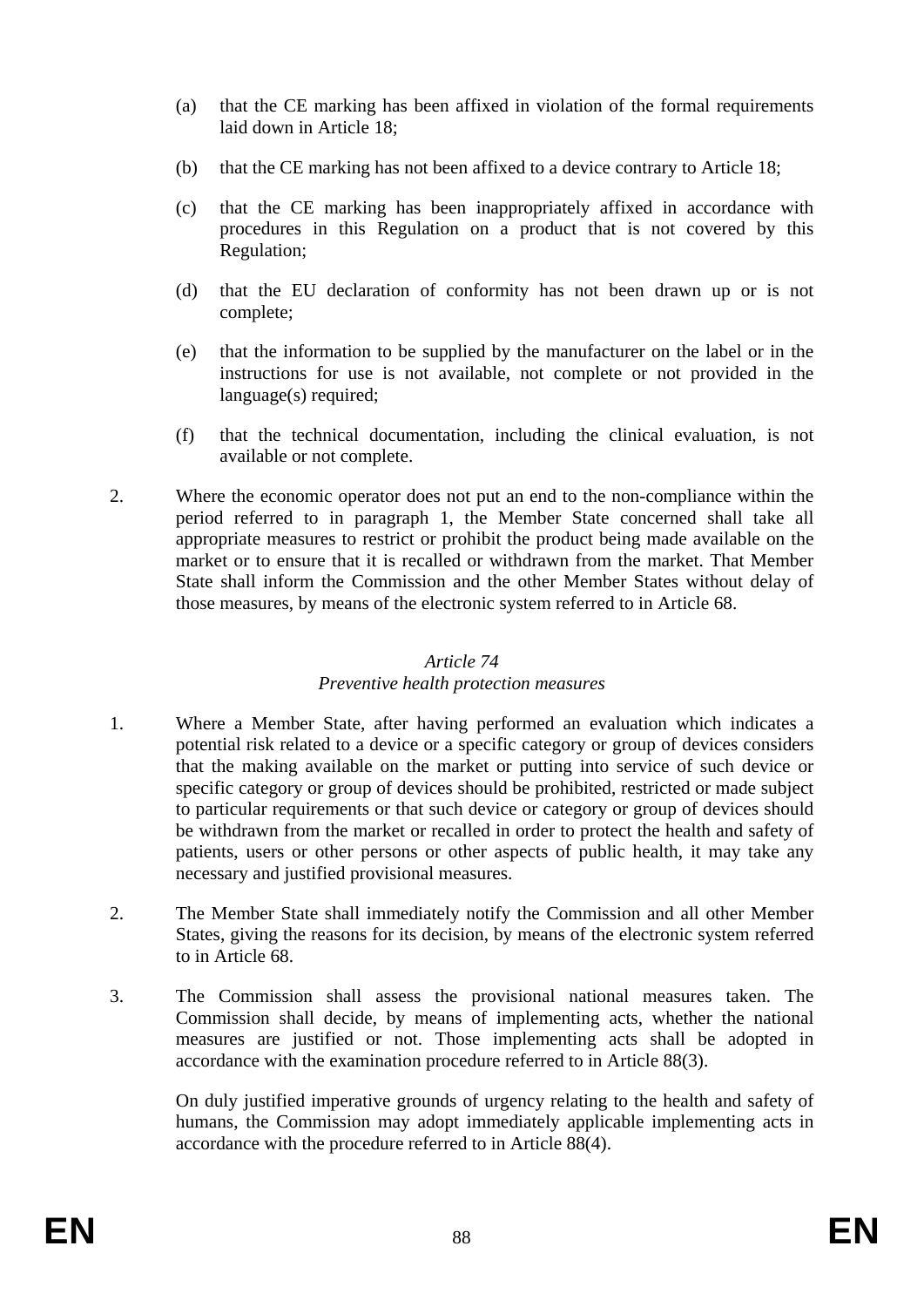(a) that the CE marking has been affixed in violation of the formal requirements laid down in Article 18;

(b) that the CE marking has not been affixed to a device contrary to Article 18;

(c) that the CE marking has been inappropriately affixed in accordance with procedures in this Regulation on a product that is not covered by this Regulation;

(d) that the EU declaration of conformity has not been drawn up or is not complete;

(e) that the information to be supplied by the manufacturer on the label or in the instructions for use is not available, not complete or not provided in the language(s) required;

(f) that the technical documentation, including the clinical evaluation, is not available or not complete.

2. Where the economic operator does not put an end to the non-compliance within the period referred to in paragraph 1, the Member State concerned shall take all appropriate measures to restrict or prohibit the product being made available on the market or to ensure that it is recalled or withdrawn from the market. That Member State shall inform the Commission and the other Member States without delay of those measures, by means of the electronic system referred to in Article 68.

*Article 74*
*Preventive health protection measures*

1. Where a Member State, after having performed an evaluation which indicates a potential risk related to a device or a specific category or group of devices considers that the making available on the market or putting into service of such device or specific category or group of devices should be prohibited, restricted or made subject to particular requirements or that such device or category or group of devices should be withdrawn from the market or recalled in order to protect the health and safety of patients, users or other persons or other aspects of public health, it may take any necessary and justified provisional measures.

2. The Member State shall immediately notify the Commission and all other Member States, giving the reasons for its decision, by means of the electronic system referred to in Article 68.

3. The Commission shall assess the provisional national measures taken. The Commission shall decide, by means of implementing acts, whether the national measures are justified or not. Those implementing acts shall be adopted in accordance with the examination procedure referred to in Article 88(3).

On duly justified imperative grounds of urgency relating to the health and safety of humans, the Commission may adopt immediately applicable implementing acts in accordance with the procedure referred to in Article 88(4).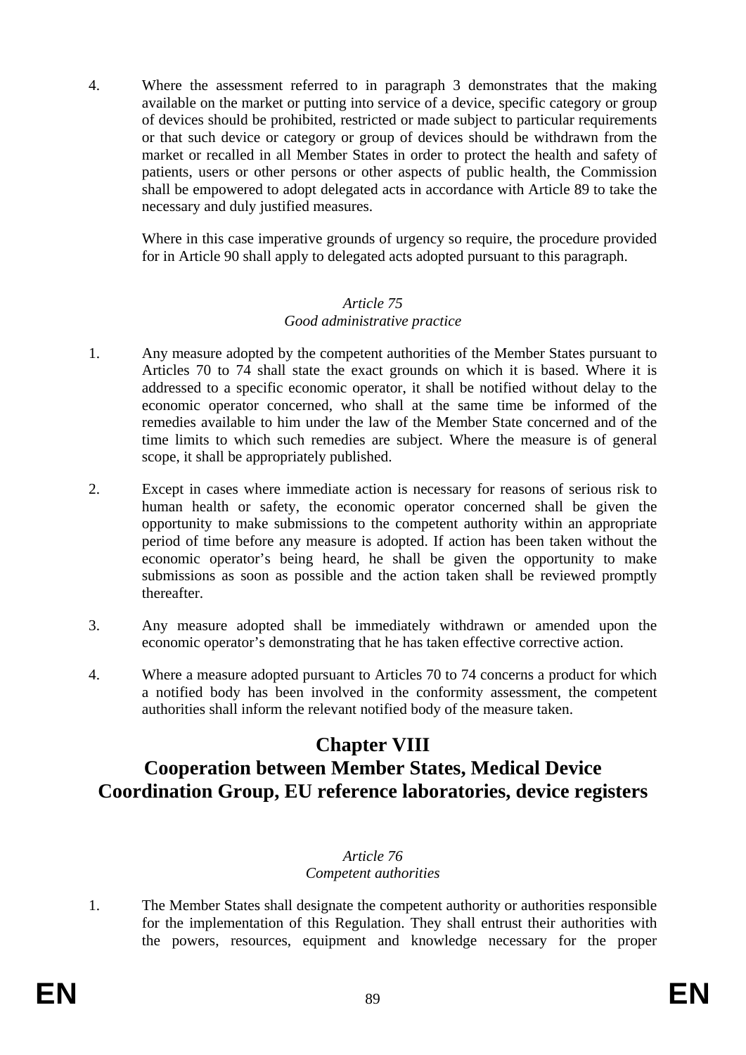4. Where the assessment referred to in paragraph 3 demonstrates that the making available on the market or putting into service of a device, specific category or group of devices should be prohibited, restricted or made subject to particular requirements or that such device or category or group of devices should be withdrawn from the market or recalled in all Member States in order to protect the health and safety of patients, users or other persons or other aspects of public health, the Commission shall be empowered to adopt delegated acts in accordance with Article 89 to take the necessary and duly justified measures.

   Where in this case imperative grounds of urgency so require, the procedure provided for in Article 90 shall apply to delegated acts adopted pursuant to this paragraph.

*Article 75*
*Good administrative practice*

1. Any measure adopted by the competent authorities of the Member States pursuant to Articles 70 to 74 shall state the exact grounds on which it is based. Where it is addressed to a specific economic operator, it shall be notified without delay to the economic operator concerned, who shall at the same time be informed of the remedies available to him under the law of the Member State concerned and of the time limits to which such remedies are subject. Where the measure is of general scope, it shall be appropriately published.

2. Except in cases where immediate action is necessary for reasons of serious risk to human health or safety, the economic operator concerned shall be given the opportunity to make submissions to the competent authority within an appropriate period of time before any measure is adopted. If action has been taken without the economic operator's being heard, he shall be given the opportunity to make submissions as soon as possible and the action taken shall be reviewed promptly thereafter.

3. Any measure adopted shall be immediately withdrawn or amended upon the economic operator's demonstrating that he has taken effective corrective action.

4. Where a measure adopted pursuant to Articles 70 to 74 concerns a product for which a notified body has been involved in the conformity assessment, the competent authorities shall inform the relevant notified body of the measure taken.

# Chapter VIII
# Cooperation between Member States, Medical Device Coordination Group, EU reference laboratories, device registers

*Article 76*
*Competent authorities*

1. The Member States shall designate the competent authority or authorities responsible for the implementation of this Regulation. They shall entrust their authorities with the powers, resources, equipment and knowledge necessary for the proper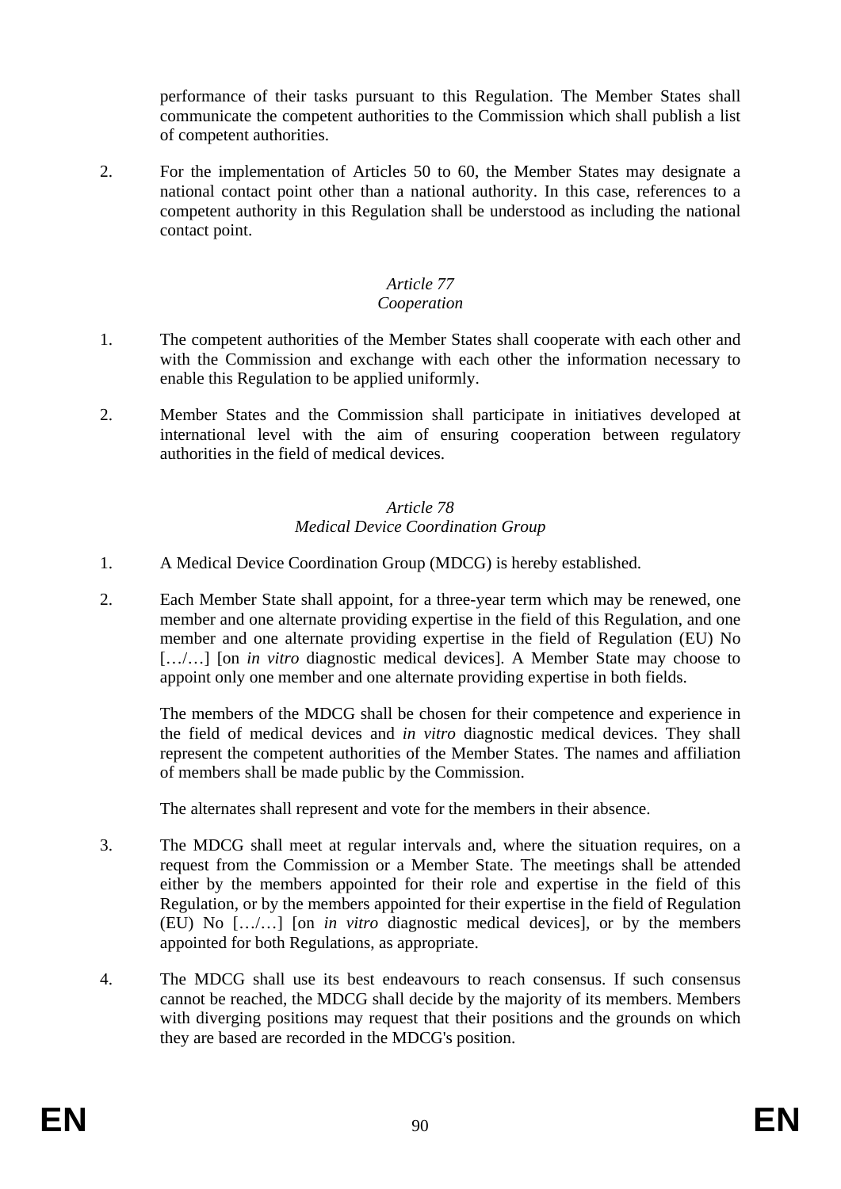performance of their tasks pursuant to this Regulation. The Member States shall communicate the competent authorities to the Commission which shall publish a list of competent authorities.

2. For the implementation of Articles 50 to 60, the Member States may designate a national contact point other than a national authority. In this case, references to a competent authority in this Regulation shall be understood as including the national contact point.

*Article 77*
*Cooperation*

1. The competent authorities of the Member States shall cooperate with each other and with the Commission and exchange with each other the information necessary to enable this Regulation to be applied uniformly.

2. Member States and the Commission shall participate in initiatives developed at international level with the aim of ensuring cooperation between regulatory authorities in the field of medical devices.

*Article 78*
*Medical Device Coordination Group*

1. A Medical Device Coordination Group (MDCG) is hereby established.

2. Each Member State shall appoint, for a three-year term which may be renewed, one member and one alternate providing expertise in the field of this Regulation, and one member and one alternate providing expertise in the field of Regulation (EU) No […/…] [on *in vitro* diagnostic medical devices]. A Member State may choose to appoint only one member and one alternate providing expertise in both fields.

   The members of the MDCG shall be chosen for their competence and experience in the field of medical devices and *in vitro* diagnostic medical devices. They shall represent the competent authorities of the Member States. The names and affiliation of members shall be made public by the Commission.

   The alternates shall represent and vote for the members in their absence.

3. The MDCG shall meet at regular intervals and, where the situation requires, on a request from the Commission or a Member State. The meetings shall be attended either by the members appointed for their role and expertise in the field of this Regulation, or by the members appointed for their expertise in the field of Regulation (EU) No […/…] [on *in vitro* diagnostic medical devices], or by the members appointed for both Regulations, as appropriate.

4. The MDCG shall use its best endeavours to reach consensus. If such consensus cannot be reached, the MDCG shall decide by the majority of its members. Members with diverging positions may request that their positions and the grounds on which they are based are recorded in the MDCG's position.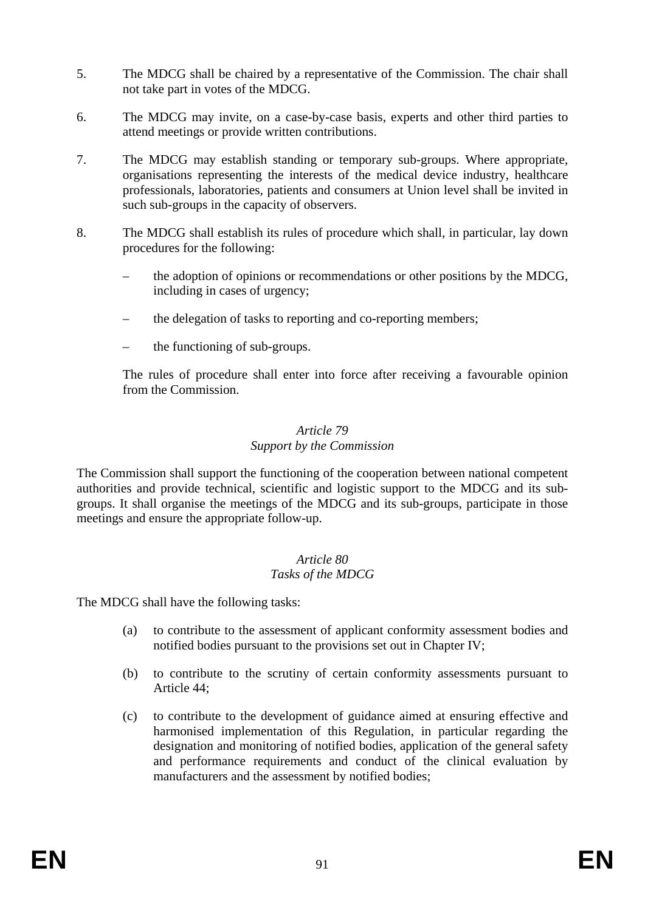5. The MDCG shall be chaired by a representative of the Commission. The chair shall not take part in votes of the MDCG.

6. The MDCG may invite, on a case-by-case basis, experts and other third parties to attend meetings or provide written contributions.

7. The MDCG may establish standing or temporary sub-groups. Where appropriate, organisations representing the interests of the medical device industry, healthcare professionals, laboratories, patients and consumers at Union level shall be invited in such sub-groups in the capacity of observers.

8. The MDCG shall establish its rules of procedure which shall, in particular, lay down procedures for the following:

   – the adoption of opinions or recommendations or other positions by the MDCG, including in cases of urgency;

   – the delegation of tasks to reporting and co-reporting members;

   – the functioning of sub-groups.

   The rules of procedure shall enter into force after receiving a favourable opinion from the Commission.

*Article 79*
*Support by the Commission*

The Commission shall support the functioning of the cooperation between national competent authorities and provide technical, scientific and logistic support to the MDCG and its sub-groups. It shall organise the meetings of the MDCG and its sub-groups, participate in those meetings and ensure the appropriate follow-up.

*Article 80*
*Tasks of the MDCG*

The MDCG shall have the following tasks:

(a) to contribute to the assessment of applicant conformity assessment bodies and notified bodies pursuant to the provisions set out in Chapter IV;

(b) to contribute to the scrutiny of certain conformity assessments pursuant to Article 44;

(c) to contribute to the development of guidance aimed at ensuring effective and harmonised implementation of this Regulation, in particular regarding the designation and monitoring of notified bodies, application of the general safety and performance requirements and conduct of the clinical evaluation by manufacturers and the assessment by notified bodies;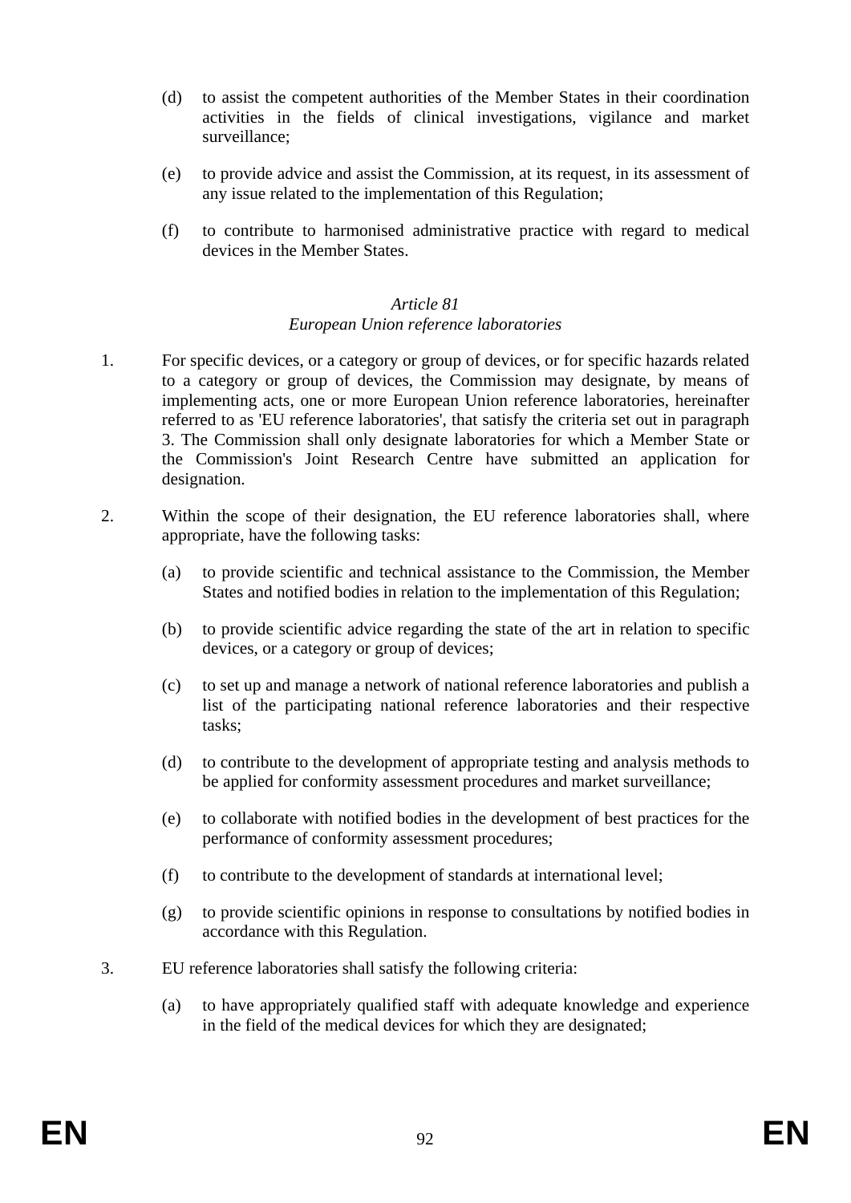(d) to assist the competent authorities of the Member States in their coordination activities in the fields of clinical investigations, vigilance and market surveillance;

(e) to provide advice and assist the Commission, at its request, in its assessment of any issue related to the implementation of this Regulation;

(f) to contribute to harmonised administrative practice with regard to medical devices in the Member States.

*Article 81*
*European Union reference laboratories*

1. For specific devices, or a category or group of devices, or for specific hazards related to a category or group of devices, the Commission may designate, by means of implementing acts, one or more European Union reference laboratories, hereinafter referred to as 'EU reference laboratories', that satisfy the criteria set out in paragraph 3. The Commission shall only designate laboratories for which a Member State or the Commission's Joint Research Centre have submitted an application for designation.

2. Within the scope of their designation, the EU reference laboratories shall, where appropriate, have the following tasks:

   (a) to provide scientific and technical assistance to the Commission, the Member States and notified bodies in relation to the implementation of this Regulation;

   (b) to provide scientific advice regarding the state of the art in relation to specific devices, or a category or group of devices;

   (c) to set up and manage a network of national reference laboratories and publish a list of the participating national reference laboratories and their respective tasks;

   (d) to contribute to the development of appropriate testing and analysis methods to be applied for conformity assessment procedures and market surveillance;

   (e) to collaborate with notified bodies in the development of best practices for the performance of conformity assessment procedures;

   (f) to contribute to the development of standards at international level;

   (g) to provide scientific opinions in response to consultations by notified bodies in accordance with this Regulation.

3. EU reference laboratories shall satisfy the following criteria:

   (a) to have appropriately qualified staff with adequate knowledge and experience in the field of the medical devices for which they are designated;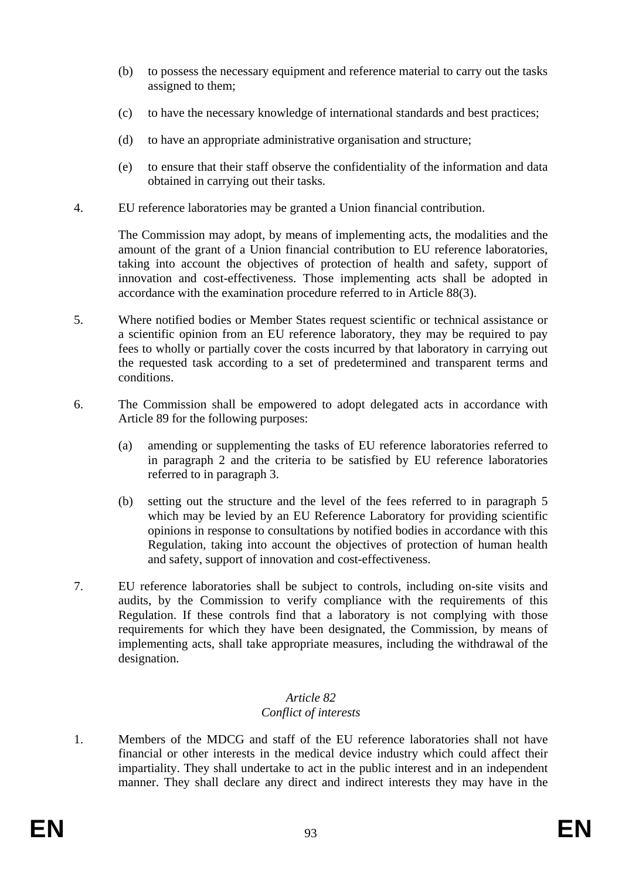(b) to possess the necessary equipment and reference material to carry out the tasks assigned to them;

(c) to have the necessary knowledge of international standards and best practices;

(d) to have an appropriate administrative organisation and structure;

(e) to ensure that their staff observe the confidentiality of the information and data obtained in carrying out their tasks.

4. EU reference laboratories may be granted a Union financial contribution.

The Commission may adopt, by means of implementing acts, the modalities and the amount of the grant of a Union financial contribution to EU reference laboratories, taking into account the objectives of protection of health and safety, support of innovation and cost-effectiveness. Those implementing acts shall be adopted in accordance with the examination procedure referred to in Article 88(3).

5. Where notified bodies or Member States request scientific or technical assistance or a scientific opinion from an EU reference laboratory, they may be required to pay fees to wholly or partially cover the costs incurred by that laboratory in carrying out the requested task according to a set of predetermined and transparent terms and conditions.

6. The Commission shall be empowered to adopt delegated acts in accordance with Article 89 for the following purposes:

(a) amending or supplementing the tasks of EU reference laboratories referred to in paragraph 2 and the criteria to be satisfied by EU reference laboratories referred to in paragraph 3.

(b) setting out the structure and the level of the fees referred to in paragraph 5 which may be levied by an EU Reference Laboratory for providing scientific opinions in response to consultations by notified bodies in accordance with this Regulation, taking into account the objectives of protection of human health and safety, support of innovation and cost-effectiveness.

7. EU reference laboratories shall be subject to controls, including on-site visits and audits, by the Commission to verify compliance with the requirements of this Regulation. If these controls find that a laboratory is not complying with those requirements for which they have been designated, the Commission, by means of implementing acts, shall take appropriate measures, including the withdrawal of the designation.

*Article 82*
*Conflict of interests*

1. Members of the MDCG and staff of the EU reference laboratories shall not have financial or other interests in the medical device industry which could affect their impartiality. They shall undertake to act in the public interest and in an independent manner. They shall declare any direct and indirect interests they may have in the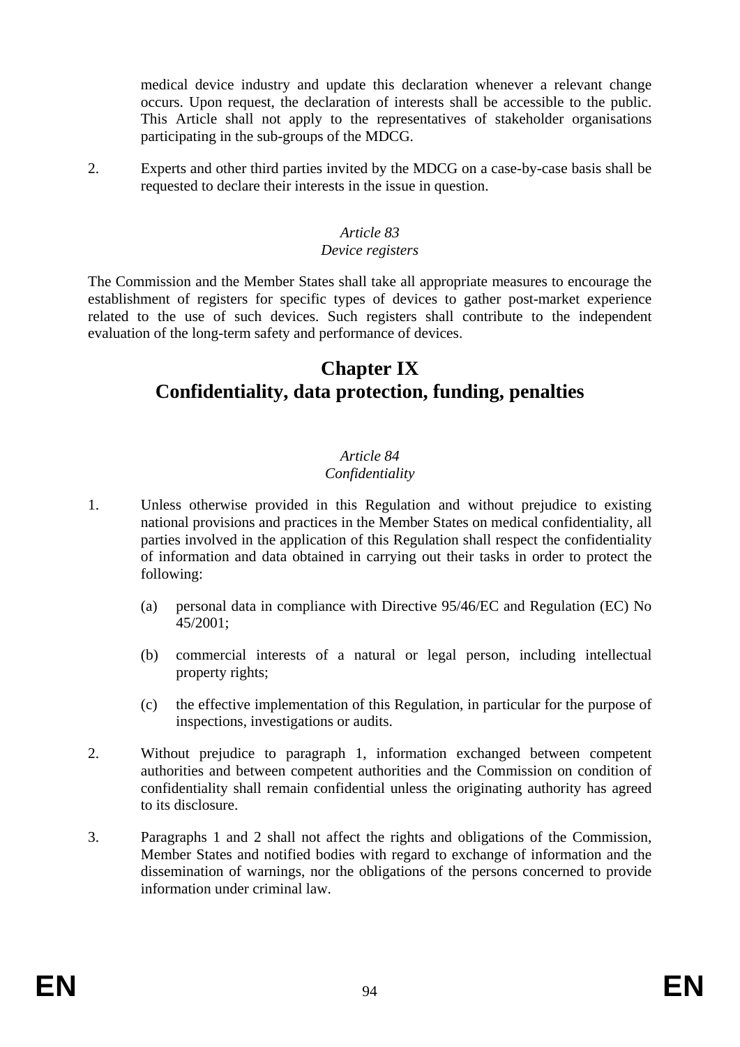medical device industry and update this declaration whenever a relevant change occurs. Upon request, the declaration of interests shall be accessible to the public. This Article shall not apply to the representatives of stakeholder organisations participating in the sub-groups of the MDCG.

2. Experts and other third parties invited by the MDCG on a case-by-case basis shall be requested to declare their interests in the issue in question.

*Article 83*
*Device registers*

The Commission and the Member States shall take all appropriate measures to encourage the establishment of registers for specific types of devices to gather post-market experience related to the use of such devices. Such registers shall contribute to the independent evaluation of the long-term safety and performance of devices.

# Chapter IX
# Confidentiality, data protection, funding, penalties

*Article 84*
*Confidentiality*

1. Unless otherwise provided in this Regulation and without prejudice to existing national provisions and practices in the Member States on medical confidentiality, all parties involved in the application of this Regulation shall respect the confidentiality of information and data obtained in carrying out their tasks in order to protect the following:

   (a) personal data in compliance with Directive 95/46/EC and Regulation (EC) No 45/2001;

   (b) commercial interests of a natural or legal person, including intellectual property rights;

   (c) the effective implementation of this Regulation, in particular for the purpose of inspections, investigations or audits.

2. Without prejudice to paragraph 1, information exchanged between competent authorities and between competent authorities and the Commission on condition of confidentiality shall remain confidential unless the originating authority has agreed to its disclosure.

3. Paragraphs 1 and 2 shall not affect the rights and obligations of the Commission, Member States and notified bodies with regard to exchange of information and the dissemination of warnings, nor the obligations of the persons concerned to provide information under criminal law.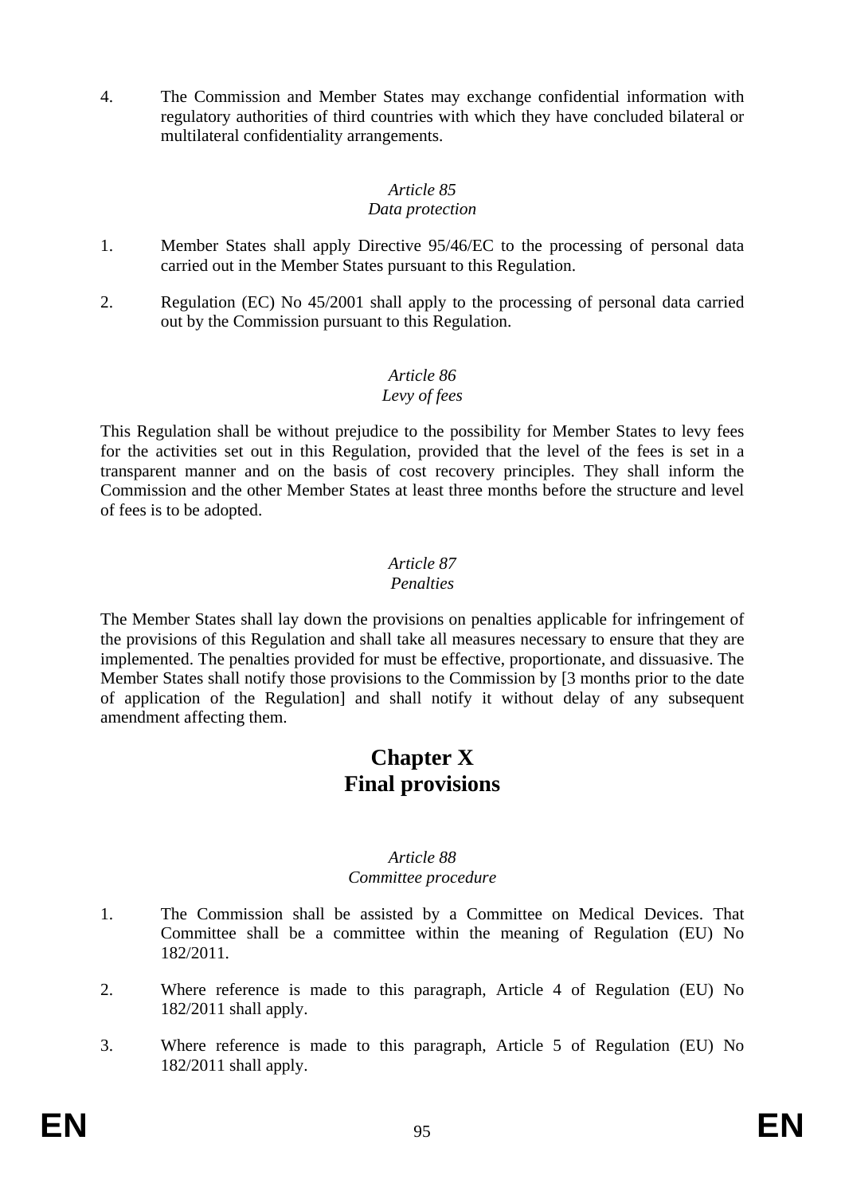4. The Commission and Member States may exchange confidential information with regulatory authorities of third countries with which they have concluded bilateral or multilateral confidentiality arrangements.

*Article 85*
*Data protection*

1. Member States shall apply Directive 95/46/EC to the processing of personal data carried out in the Member States pursuant to this Regulation.

2. Regulation (EC) No 45/2001 shall apply to the processing of personal data carried out by the Commission pursuant to this Regulation.

*Article 86*
*Levy of fees*

This Regulation shall be without prejudice to the possibility for Member States to levy fees for the activities set out in this Regulation, provided that the level of the fees is set in a transparent manner and on the basis of cost recovery principles. They shall inform the Commission and the other Member States at least three months before the structure and level of fees is to be adopted.

*Article 87*
*Penalties*

The Member States shall lay down the provisions on penalties applicable for infringement of the provisions of this Regulation and shall take all measures necessary to ensure that they are implemented. The penalties provided for must be effective, proportionate, and dissuasive. The Member States shall notify those provisions to the Commission by [3 months prior to the date of application of the Regulation] and shall notify it without delay of any subsequent amendment affecting them.

# Chapter X
# Final provisions

*Article 88*
*Committee procedure*

1. The Commission shall be assisted by a Committee on Medical Devices. That Committee shall be a committee within the meaning of Regulation (EU) No 182/2011.

2. Where reference is made to this paragraph, Article 4 of Regulation (EU) No 182/2011 shall apply.

3. Where reference is made to this paragraph, Article 5 of Regulation (EU) No 182/2011 shall apply.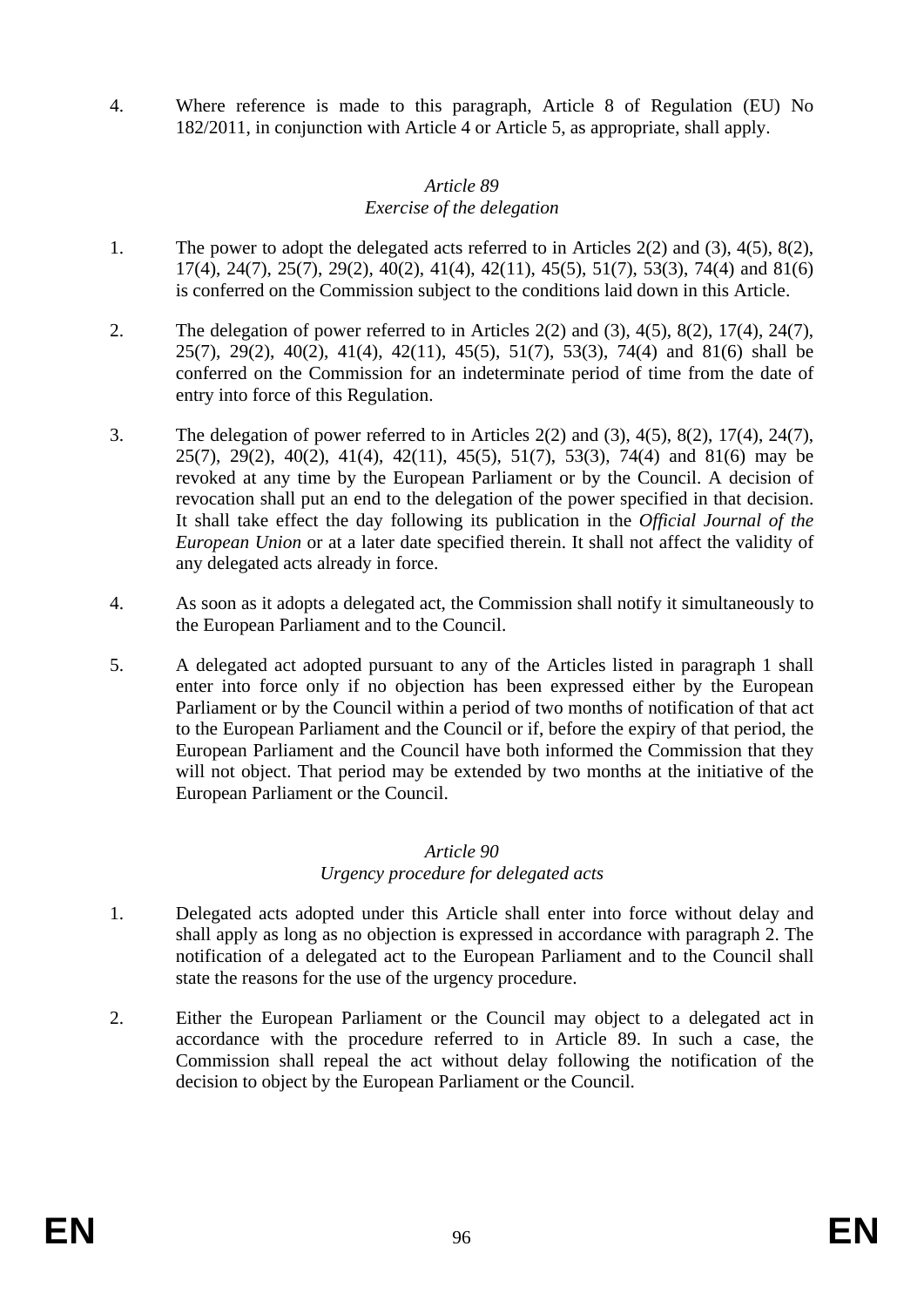4. Where reference is made to this paragraph, Article 8 of Regulation (EU) No 182/2011, in conjunction with Article 4 or Article 5, as appropriate, shall apply.

### *Article 89*
### *Exercise of the delegation*

1. The power to adopt the delegated acts referred to in Articles 2(2) and (3), 4(5), 8(2), 17(4), 24(7), 25(7), 29(2), 40(2), 41(4), 42(11), 45(5), 51(7), 53(3), 74(4) and 81(6) is conferred on the Commission subject to the conditions laid down in this Article.

2. The delegation of power referred to in Articles 2(2) and (3), 4(5), 8(2), 17(4), 24(7), 25(7), 29(2), 40(2), 41(4), 42(11), 45(5), 51(7), 53(3), 74(4) and 81(6) shall be conferred on the Commission for an indeterminate period of time from the date of entry into force of this Regulation.

3. The delegation of power referred to in Articles 2(2) and (3), 4(5), 8(2), 17(4), 24(7), 25(7), 29(2), 40(2), 41(4), 42(11), 45(5), 51(7), 53(3), 74(4) and 81(6) may be revoked at any time by the European Parliament or by the Council. A decision of revocation shall put an end to the delegation of the power specified in that decision. It shall take effect the day following its publication in the *Official Journal of the European Union* or at a later date specified therein. It shall not affect the validity of any delegated acts already in force.

4. As soon as it adopts a delegated act, the Commission shall notify it simultaneously to the European Parliament and to the Council.

5. A delegated act adopted pursuant to any of the Articles listed in paragraph 1 shall enter into force only if no objection has been expressed either by the European Parliament or by the Council within a period of two months of notification of that act to the European Parliament and the Council or if, before the expiry of that period, the European Parliament and the Council have both informed the Commission that they will not object. That period may be extended by two months at the initiative of the European Parliament or the Council.

### *Article 90*
### *Urgency procedure for delegated acts*

1. Delegated acts adopted under this Article shall enter into force without delay and shall apply as long as no objection is expressed in accordance with paragraph 2. The notification of a delegated act to the European Parliament and to the Council shall state the reasons for the use of the urgency procedure.

2. Either the European Parliament or the Council may object to a delegated act in accordance with the procedure referred to in Article 89. In such a case, the Commission shall repeal the act without delay following the notification of the decision to object by the European Parliament or the Council.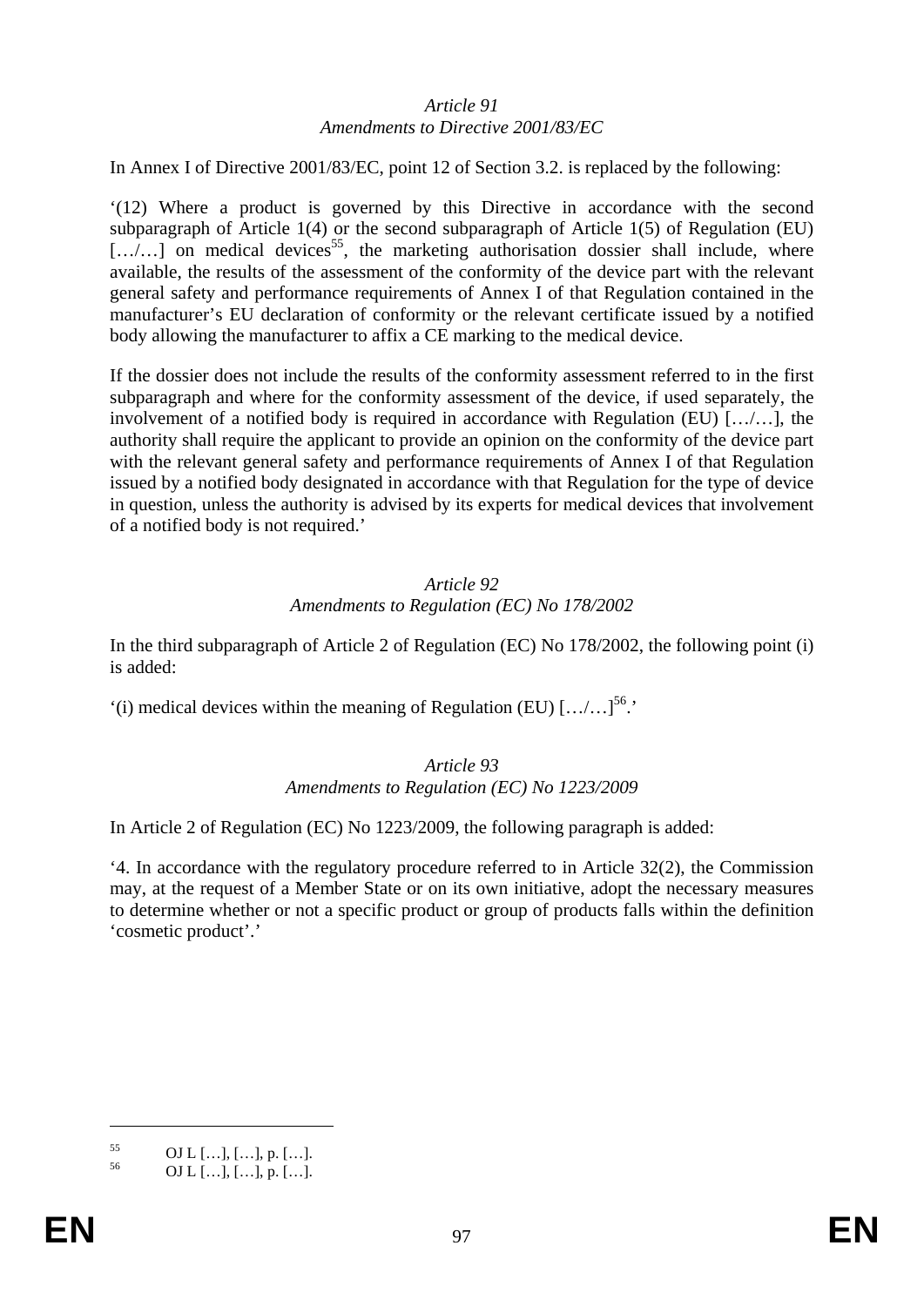*Article 91*
*Amendments to Directive 2001/83/EC*

In Annex I of Directive 2001/83/EC, point 12 of Section 3.2. is replaced by the following:

'(12) Where a product is governed by this Directive in accordance with the second subparagraph of Article 1(4) or the second subparagraph of Article 1(5) of Regulation (EU) […/…] on medical devices[55], the marketing authorisation dossier shall include, where available, the results of the assessment of the conformity of the device part with the relevant general safety and performance requirements of Annex I of that Regulation contained in the manufacturer's EU declaration of conformity or the relevant certificate issued by a notified body allowing the manufacturer to affix a CE marking to the medical device.

If the dossier does not include the results of the conformity assessment referred to in the first subparagraph and where for the conformity assessment of the device, if used separately, the involvement of a notified body is required in accordance with Regulation (EU) […/…], the authority shall require the applicant to provide an opinion on the conformity of the device part with the relevant general safety and performance requirements of Annex I of that Regulation issued by a notified body designated in accordance with that Regulation for the type of device in question, unless the authority is advised by its experts for medical devices that involvement of a notified body is not required.'

*Article 92*
*Amendments to Regulation (EC) No 178/2002*

In the third subparagraph of Article 2 of Regulation (EC) No 178/2002, the following point (i) is added:

'(i) medical devices within the meaning of Regulation (EU) […/…][56].'

*Article 93*
*Amendments to Regulation (EC) No 1223/2009*

In Article 2 of Regulation (EC) No 1223/2009, the following paragraph is added:

'4. In accordance with the regulatory procedure referred to in Article 32(2), the Commission may, at the request of a Member State or on its own initiative, adopt the necessary measures to determine whether or not a specific product or group of products falls within the definition 'cosmetic product'.'

---

[55] OJ L […], […], p. […].

[56] OJ L […], […], p. […].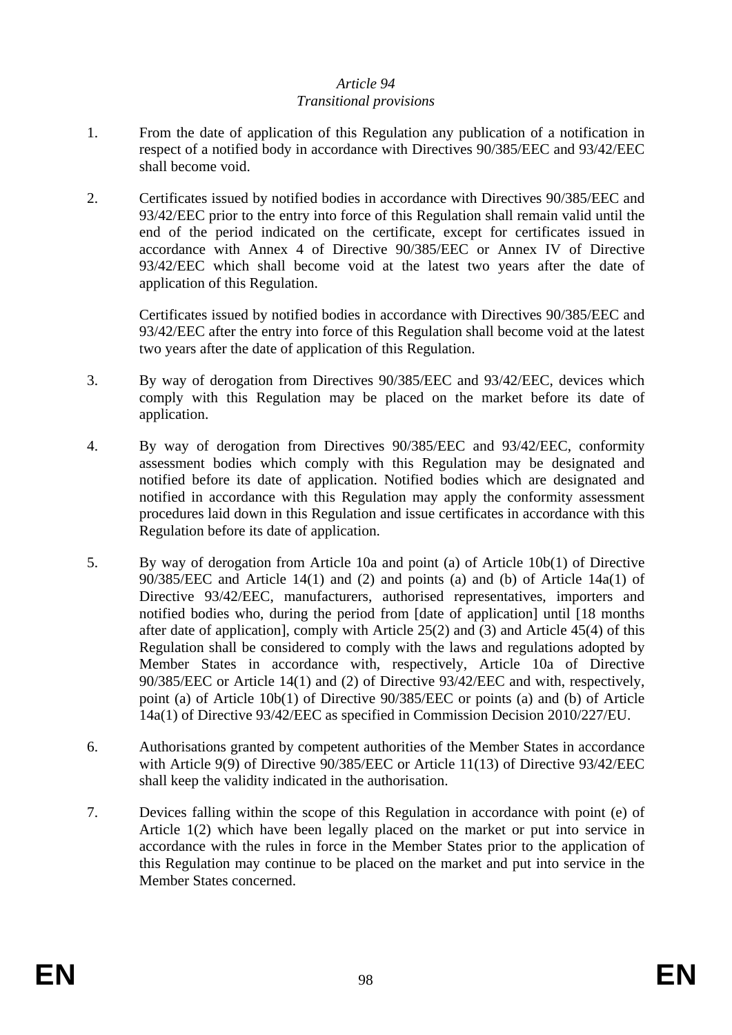*Article 94*
*Transitional provisions*

1. From the date of application of this Regulation any publication of a notification in respect of a notified body in accordance with Directives 90/385/EEC and 93/42/EEC shall become void.

2. Certificates issued by notified bodies in accordance with Directives 90/385/EEC and 93/42/EEC prior to the entry into force of this Regulation shall remain valid until the end of the period indicated on the certificate, except for certificates issued in accordance with Annex 4 of Directive 90/385/EEC or Annex IV of Directive 93/42/EEC which shall become void at the latest two years after the date of application of this Regulation.

   Certificates issued by notified bodies in accordance with Directives 90/385/EEC and 93/42/EEC after the entry into force of this Regulation shall become void at the latest two years after the date of application of this Regulation.

3. By way of derogation from Directives 90/385/EEC and 93/42/EEC, devices which comply with this Regulation may be placed on the market before its date of application.

4. By way of derogation from Directives 90/385/EEC and 93/42/EEC, conformity assessment bodies which comply with this Regulation may be designated and notified before its date of application. Notified bodies which are designated and notified in accordance with this Regulation may apply the conformity assessment procedures laid down in this Regulation and issue certificates in accordance with this Regulation before its date of application.

5. By way of derogation from Article 10a and point (a) of Article 10b(1) of Directive 90/385/EEC and Article 14(1) and (2) and points (a) and (b) of Article 14a(1) of Directive 93/42/EEC, manufacturers, authorised representatives, importers and notified bodies who, during the period from [date of application] until [18 months after date of application], comply with Article 25(2) and (3) and Article 45(4) of this Regulation shall be considered to comply with the laws and regulations adopted by Member States in accordance with, respectively, Article 10a of Directive 90/385/EEC or Article 14(1) and (2) of Directive 93/42/EEC and with, respectively, point (a) of Article 10b(1) of Directive 90/385/EEC or points (a) and (b) of Article 14a(1) of Directive 93/42/EEC as specified in Commission Decision 2010/227/EU.

6. Authorisations granted by competent authorities of the Member States in accordance with Article 9(9) of Directive 90/385/EEC or Article 11(13) of Directive 93/42/EEC shall keep the validity indicated in the authorisation.

7. Devices falling within the scope of this Regulation in accordance with point (e) of Article 1(2) which have been legally placed on the market or put into service in accordance with the rules in force in the Member States prior to the application of this Regulation may continue to be placed on the market and put into service in the Member States concerned.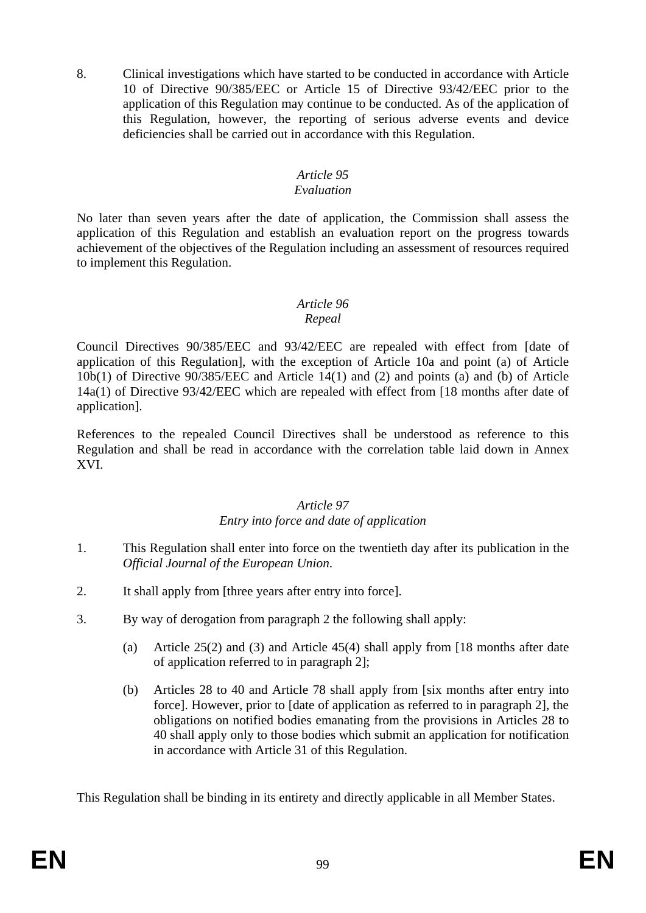8. Clinical investigations which have started to be conducted in accordance with Article 10 of Directive 90/385/EEC or Article 15 of Directive 93/42/EEC prior to the application of this Regulation may continue to be conducted. As of the application of this Regulation, however, the reporting of serious adverse events and device deficiencies shall be carried out in accordance with this Regulation.

### *Article 95*
### *Evaluation*

No later than seven years after the date of application, the Commission shall assess the application of this Regulation and establish an evaluation report on the progress towards achievement of the objectives of the Regulation including an assessment of resources required to implement this Regulation.

### *Article 96*
### *Repeal*

Council Directives 90/385/EEC and 93/42/EEC are repealed with effect from [date of application of this Regulation], with the exception of Article 10a and point (a) of Article 10b(1) of Directive 90/385/EEC and Article 14(1) and (2) and points (a) and (b) of Article 14a(1) of Directive 93/42/EEC which are repealed with effect from [18 months after date of application].

References to the repealed Council Directives shall be understood as reference to this Regulation and shall be read in accordance with the correlation table laid down in Annex XVI.

### *Article 97*
### *Entry into force and date of application*

1. This Regulation shall enter into force on the twentieth day after its publication in the *Official Journal of the European Union*.

2. It shall apply from [three years after entry into force].

3. By way of derogation from paragraph 2 the following shall apply:

   (a) Article 25(2) and (3) and Article 45(4) shall apply from [18 months after date of application referred to in paragraph 2];

   (b) Articles 28 to 40 and Article 78 shall apply from [six months after entry into force]. However, prior to [date of application as referred to in paragraph 2], the obligations on notified bodies emanating from the provisions in Articles 28 to 40 shall apply only to those bodies which submit an application for notification in accordance with Article 31 of this Regulation.

This Regulation shall be binding in its entirety and directly applicable in all Member States.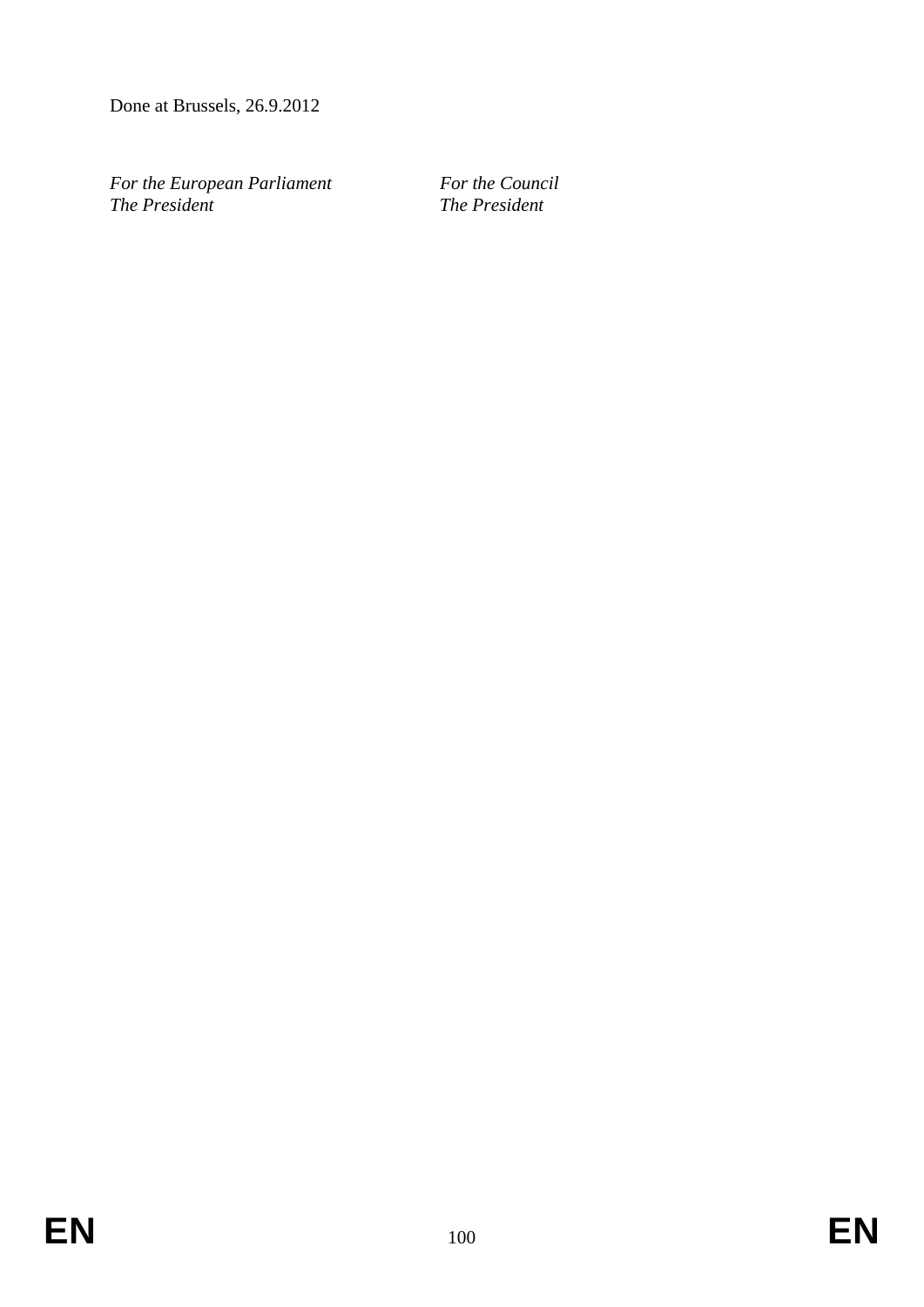Done at Brussels, 26.9.2012

| *For the European Parliament* | *For the Council* |
| --- | --- |
| *The President* | *The President* |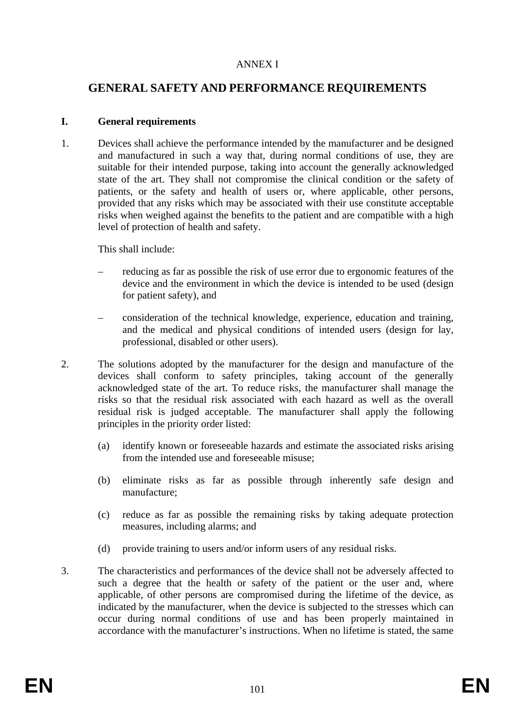ANNEX I

# GENERAL SAFETY AND PERFORMANCE REQUIREMENTS

## I. General requirements

1. Devices shall achieve the performance intended by the manufacturer and be designed and manufactured in such a way that, during normal conditions of use, they are suitable for their intended purpose, taking into account the generally acknowledged state of the art. They shall not compromise the clinical condition or the safety of patients, or the safety and health of users or, where applicable, other persons, provided that any risks which may be associated with their use constitute acceptable risks when weighed against the benefits to the patient and are compatible with a high level of protection of health and safety.

   This shall include:

   – reducing as far as possible the risk of use error due to ergonomic features of the device and the environment in which the device is intended to be used (design for patient safety), and

   – consideration of the technical knowledge, experience, education and training, and the medical and physical conditions of intended users (design for lay, professional, disabled or other users).

2. The solutions adopted by the manufacturer for the design and manufacture of the devices shall conform to safety principles, taking account of the generally acknowledged state of the art. To reduce risks, the manufacturer shall manage the risks so that the residual risk associated with each hazard as well as the overall residual risk is judged acceptable. The manufacturer shall apply the following principles in the priority order listed:

   (a) identify known or foreseeable hazards and estimate the associated risks arising from the intended use and foreseeable misuse;

   (b) eliminate risks as far as possible through inherently safe design and manufacture;

   (c) reduce as far as possible the remaining risks by taking adequate protection measures, including alarms; and

   (d) provide training to users and/or inform users of any residual risks.

3. The characteristics and performances of the device shall not be adversely affected to such a degree that the health or safety of the patient or the user and, where applicable, of other persons are compromised during the lifetime of the device, as indicated by the manufacturer, when the device is subjected to the stresses which can occur during normal conditions of use and has been properly maintained in accordance with the manufacturer's instructions. When no lifetime is stated, the same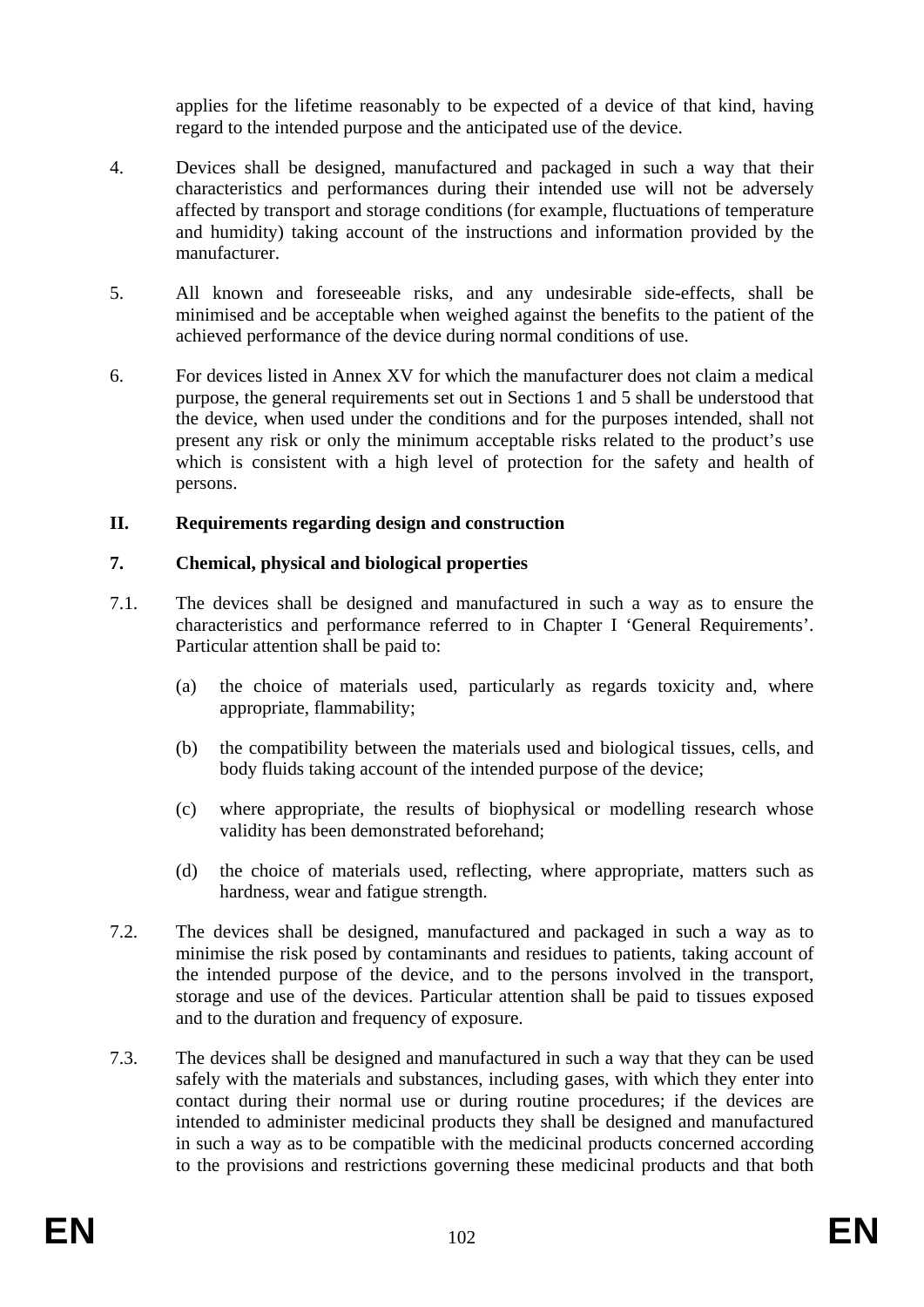applies for the lifetime reasonably to be expected of a device of that kind, having regard to the intended purpose and the anticipated use of the device.

4. Devices shall be designed, manufactured and packaged in such a way that their characteristics and performances during their intended use will not be adversely affected by transport and storage conditions (for example, fluctuations of temperature and humidity) taking account of the instructions and information provided by the manufacturer.

5. All known and foreseeable risks, and any undesirable side-effects, shall be minimised and be acceptable when weighed against the benefits to the patient of the achieved performance of the device during normal conditions of use.

6. For devices listed in Annex XV for which the manufacturer does not claim a medical purpose, the general requirements set out in Sections 1 and 5 shall be understood that the device, when used under the conditions and for the purposes intended, shall not present any risk or only the minimum acceptable risks related to the product's use which is consistent with a high level of protection for the safety and health of persons.

## II. Requirements regarding design and construction

### 7. Chemical, physical and biological properties

7.1. The devices shall be designed and manufactured in such a way as to ensure the characteristics and performance referred to in Chapter I 'General Requirements'. Particular attention shall be paid to:

(a) the choice of materials used, particularly as regards toxicity and, where appropriate, flammability;

(b) the compatibility between the materials used and biological tissues, cells, and body fluids taking account of the intended purpose of the device;

(c) where appropriate, the results of biophysical or modelling research whose validity has been demonstrated beforehand;

(d) the choice of materials used, reflecting, where appropriate, matters such as hardness, wear and fatigue strength.

7.2. The devices shall be designed, manufactured and packaged in such a way as to minimise the risk posed by contaminants and residues to patients, taking account of the intended purpose of the device, and to the persons involved in the transport, storage and use of the devices. Particular attention shall be paid to tissues exposed and to the duration and frequency of exposure.

7.3. The devices shall be designed and manufactured in such a way that they can be used safely with the materials and substances, including gases, with which they enter into contact during their normal use or during routine procedures; if the devices are intended to administer medicinal products they shall be designed and manufactured in such a way as to be compatible with the medicinal products concerned according to the provisions and restrictions governing these medicinal products and that both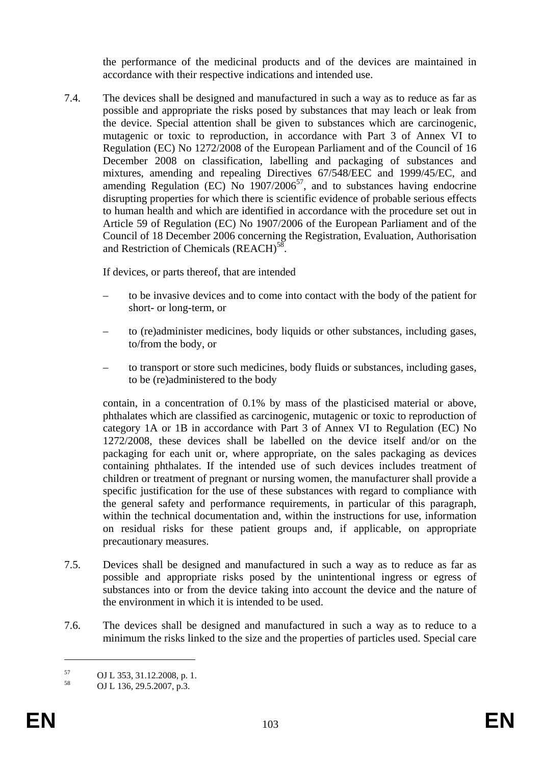the performance of the medicinal products and of the devices are maintained in accordance with their respective indications and intended use.

7.4. The devices shall be designed and manufactured in such a way as to reduce as far as possible and appropriate the risks posed by substances that may leach or leak from the device. Special attention shall be given to substances which are carcinogenic, mutagenic or toxic to reproduction, in accordance with Part 3 of Annex VI to Regulation (EC) No 1272/2008 of the European Parliament and of the Council of 16 December 2008 on classification, labelling and packaging of substances and mixtures, amending and repealing Directives 67/548/EEC and 1999/45/EC, and amending Regulation (EC) No 1907/2006[57], and to substances having endocrine disrupting properties for which there is scientific evidence of probable serious effects to human health and which are identified in accordance with the procedure set out in Article 59 of Regulation (EC) No 1907/2006 of the European Parliament and of the Council of 18 December 2006 concerning the Registration, Evaluation, Authorisation and Restriction of Chemicals (REACH)[58].

If devices, or parts thereof, that are intended

– to be invasive devices and to come into contact with the body of the patient for short- or long-term, or

– to (re)administer medicines, body liquids or other substances, including gases, to/from the body, or

– to transport or store such medicines, body fluids or substances, including gases, to be (re)administered to the body

contain, in a concentration of 0.1% by mass of the plasticised material or above, phthalates which are classified as carcinogenic, mutagenic or toxic to reproduction of category 1A or 1B in accordance with Part 3 of Annex VI to Regulation (EC) No 1272/2008, these devices shall be labelled on the device itself and/or on the packaging for each unit or, where appropriate, on the sales packaging as devices containing phthalates. If the intended use of such devices includes treatment of children or treatment of pregnant or nursing women, the manufacturer shall provide a specific justification for the use of these substances with regard to compliance with the general safety and performance requirements, in particular of this paragraph, within the technical documentation and, within the instructions for use, information on residual risks for these patient groups and, if applicable, on appropriate precautionary measures.

7.5. Devices shall be designed and manufactured in such a way as to reduce as far as possible and appropriate risks posed by the unintentional ingress or egress of substances into or from the device taking into account the device and the nature of the environment in which it is intended to be used.

7.6. The devices shall be designed and manufactured in such a way as to reduce to a minimum the risks linked to the size and the properties of particles used. Special care

---

[57] OJ L 353, 31.12.2008, p. 1.

[58] OJ L 136, 29.5.2007, p.3.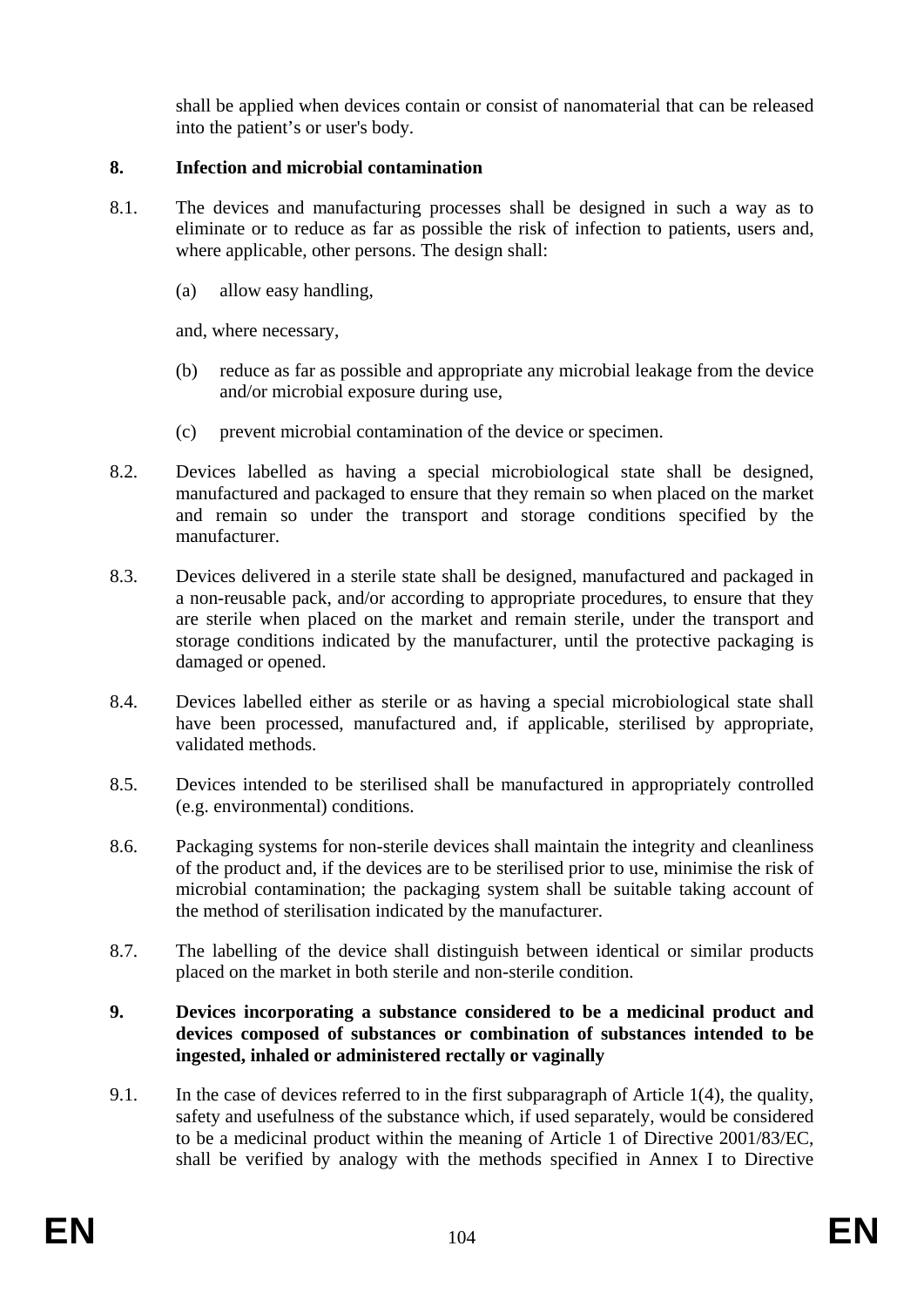shall be applied when devices contain or consist of nanomaterial that can be released into the patient's or user's body.

**8. Infection and microbial contamination**

8.1. The devices and manufacturing processes shall be designed in such a way as to eliminate or to reduce as far as possible the risk of infection to patients, users and, where applicable, other persons. The design shall:

(a) allow easy handling,

and, where necessary,

(b) reduce as far as possible and appropriate any microbial leakage from the device and/or microbial exposure during use,

(c) prevent microbial contamination of the device or specimen.

8.2. Devices labelled as having a special microbiological state shall be designed, manufactured and packaged to ensure that they remain so when placed on the market and remain so under the transport and storage conditions specified by the manufacturer.

8.3. Devices delivered in a sterile state shall be designed, manufactured and packaged in a non-reusable pack, and/or according to appropriate procedures, to ensure that they are sterile when placed on the market and remain sterile, under the transport and storage conditions indicated by the manufacturer, until the protective packaging is damaged or opened.

8.4. Devices labelled either as sterile or as having a special microbiological state shall have been processed, manufactured and, if applicable, sterilised by appropriate, validated methods.

8.5. Devices intended to be sterilised shall be manufactured in appropriately controlled (e.g. environmental) conditions.

8.6. Packaging systems for non-sterile devices shall maintain the integrity and cleanliness of the product and, if the devices are to be sterilised prior to use, minimise the risk of microbial contamination; the packaging system shall be suitable taking account of the method of sterilisation indicated by the manufacturer.

8.7. The labelling of the device shall distinguish between identical or similar products placed on the market in both sterile and non-sterile condition.

**9. Devices incorporating a substance considered to be a medicinal product and devices composed of substances or combination of substances intended to be ingested, inhaled or administered rectally or vaginally**

9.1. In the case of devices referred to in the first subparagraph of Article 1(4), the quality, safety and usefulness of the substance which, if used separately, would be considered to be a medicinal product within the meaning of Article 1 of Directive 2001/83/EC, shall be verified by analogy with the methods specified in Annex I to Directive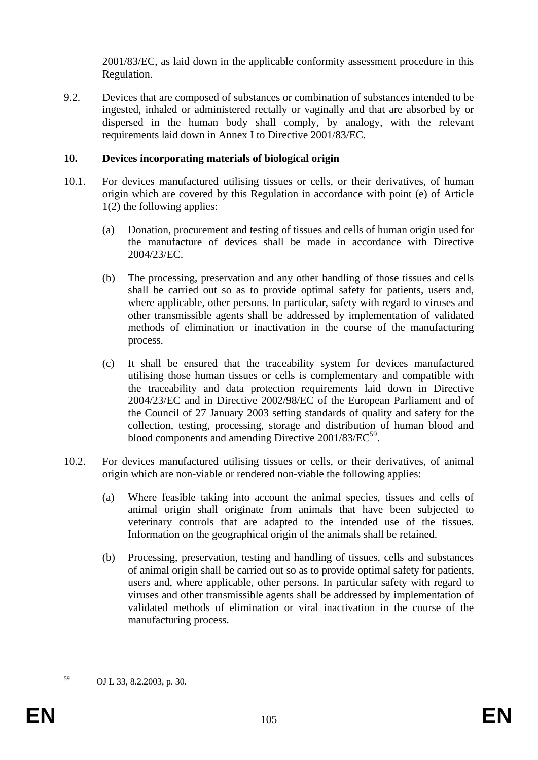2001/83/EC, as laid down in the applicable conformity assessment procedure in this Regulation.

9.2. Devices that are composed of substances or combination of substances intended to be ingested, inhaled or administered rectally or vaginally and that are absorbed by or dispersed in the human body shall comply, by analogy, with the relevant requirements laid down in Annex I to Directive 2001/83/EC.

**10. Devices incorporating materials of biological origin**

10.1. For devices manufactured utilising tissues or cells, or their derivatives, of human origin which are covered by this Regulation in accordance with point (e) of Article 1(2) the following applies:

(a) Donation, procurement and testing of tissues and cells of human origin used for the manufacture of devices shall be made in accordance with Directive 2004/23/EC.

(b) The processing, preservation and any other handling of those tissues and cells shall be carried out so as to provide optimal safety for patients, users and, where applicable, other persons. In particular, safety with regard to viruses and other transmissible agents shall be addressed by implementation of validated methods of elimination or inactivation in the course of the manufacturing process.

(c) It shall be ensured that the traceability system for devices manufactured utilising those human tissues or cells is complementary and compatible with the traceability and data protection requirements laid down in Directive 2004/23/EC and in Directive 2002/98/EC of the European Parliament and of the Council of 27 January 2003 setting standards of quality and safety for the collection, testing, processing, storage and distribution of human blood and blood components and amending Directive 2001/83/EC[59].

10.2. For devices manufactured utilising tissues or cells, or their derivatives, of animal origin which are non-viable or rendered non-viable the following applies:

(a) Where feasible taking into account the animal species, tissues and cells of animal origin shall originate from animals that have been subjected to veterinary controls that are adapted to the intended use of the tissues. Information on the geographical origin of the animals shall be retained.

(b) Processing, preservation, testing and handling of tissues, cells and substances of animal origin shall be carried out so as to provide optimal safety for patients, users and, where applicable, other persons. In particular safety with regard to viruses and other transmissible agents shall be addressed by implementation of validated methods of elimination or viral inactivation in the course of the manufacturing process.

---

[59] OJ L 33, 8.2.2003, p. 30.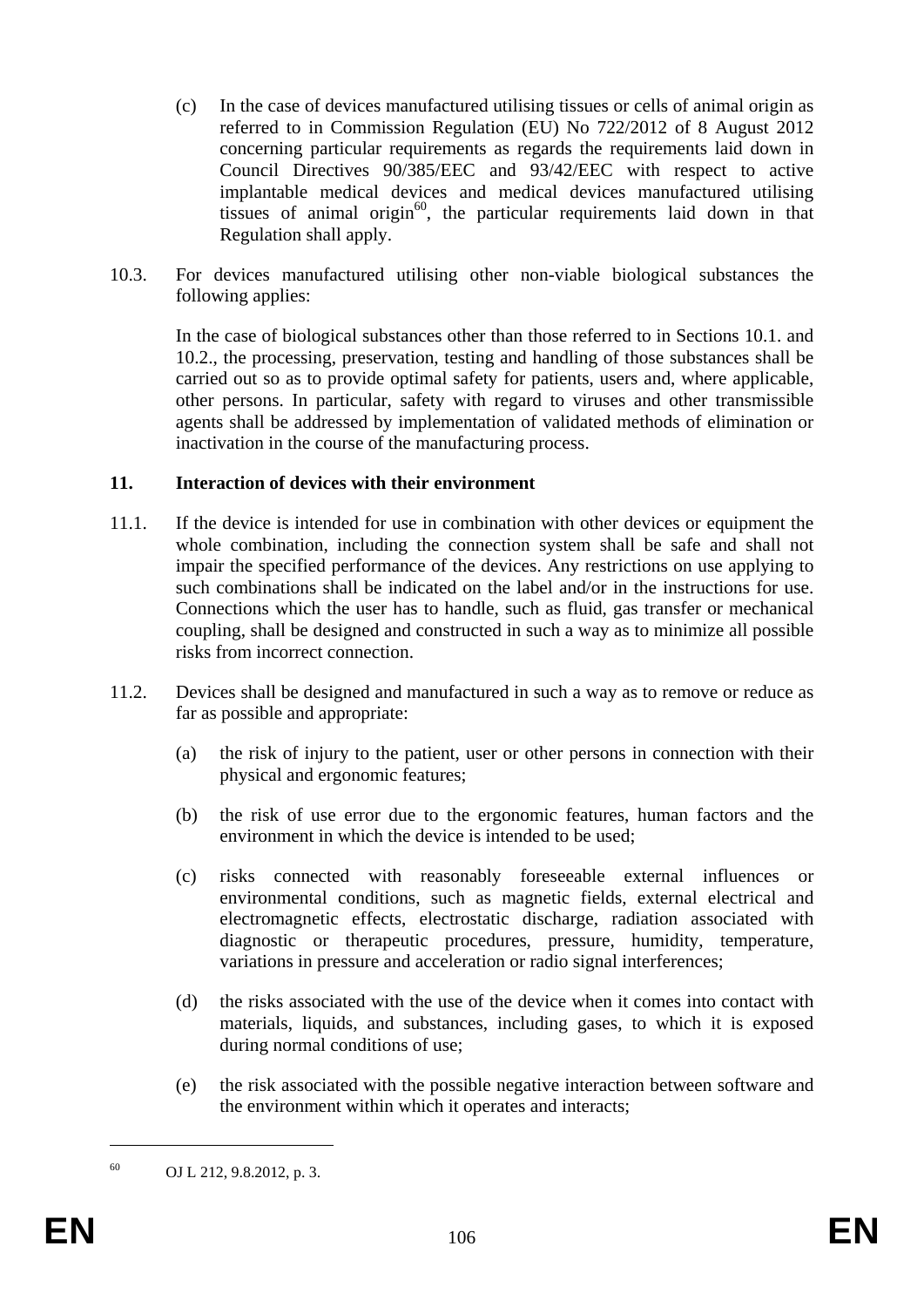(c) In the case of devices manufactured utilising tissues or cells of animal origin as referred to in Commission Regulation (EU) No 722/2012 of 8 August 2012 concerning particular requirements as regards the requirements laid down in Council Directives 90/385/EEC and 93/42/EEC with respect to active implantable medical devices and medical devices manufactured utilising tissues of animal origin[60], the particular requirements laid down in that Regulation shall apply.

10.3. For devices manufactured utilising other non-viable biological substances the following applies:

In the case of biological substances other than those referred to in Sections 10.1. and 10.2., the processing, preservation, testing and handling of those substances shall be carried out so as to provide optimal safety for patients, users and, where applicable, other persons. In particular, safety with regard to viruses and other transmissible agents shall be addressed by implementation of validated methods of elimination or inactivation in the course of the manufacturing process.

**11. Interaction of devices with their environment**

11.1. If the device is intended for use in combination with other devices or equipment the whole combination, including the connection system shall be safe and shall not impair the specified performance of the devices. Any restrictions on use applying to such combinations shall be indicated on the label and/or in the instructions for use. Connections which the user has to handle, such as fluid, gas transfer or mechanical coupling, shall be designed and constructed in such a way as to minimize all possible risks from incorrect connection.

11.2. Devices shall be designed and manufactured in such a way as to remove or reduce as far as possible and appropriate:

(a) the risk of injury to the patient, user or other persons in connection with their physical and ergonomic features;

(b) the risk of use error due to the ergonomic features, human factors and the environment in which the device is intended to be used;

(c) risks connected with reasonably foreseeable external influences or environmental conditions, such as magnetic fields, external electrical and electromagnetic effects, electrostatic discharge, radiation associated with diagnostic or therapeutic procedures, pressure, humidity, temperature, variations in pressure and acceleration or radio signal interferences;

(d) the risks associated with the use of the device when it comes into contact with materials, liquids, and substances, including gases, to which it is exposed during normal conditions of use;

(e) the risk associated with the possible negative interaction between software and the environment within which it operates and interacts;

---

[60] OJ L 212, 9.8.2012, p. 3.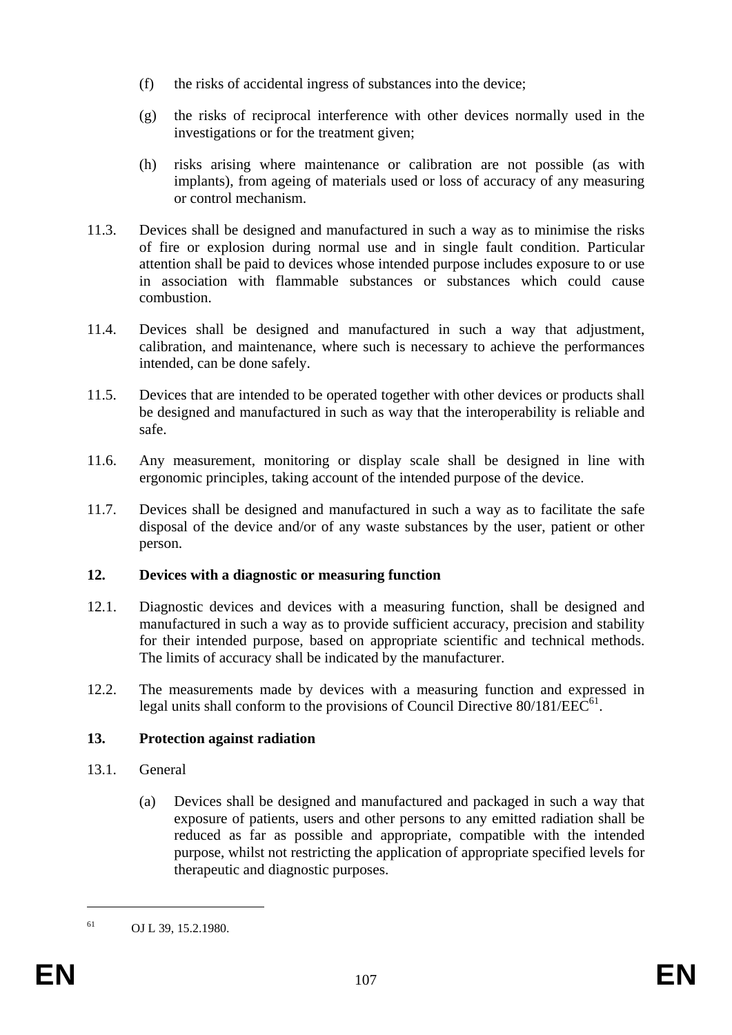(f) the risks of accidental ingress of substances into the device;

(g) the risks of reciprocal interference with other devices normally used in the investigations or for the treatment given;

(h) risks arising where maintenance or calibration are not possible (as with implants), from ageing of materials used or loss of accuracy of any measuring or control mechanism.

11.3. Devices shall be designed and manufactured in such a way as to minimise the risks of fire or explosion during normal use and in single fault condition. Particular attention shall be paid to devices whose intended purpose includes exposure to or use in association with flammable substances or substances which could cause combustion.

11.4. Devices shall be designed and manufactured in such a way that adjustment, calibration, and maintenance, where such is necessary to achieve the performances intended, can be done safely.

11.5. Devices that are intended to be operated together with other devices or products shall be designed and manufactured in such as way that the interoperability is reliable and safe.

11.6. Any measurement, monitoring or display scale shall be designed in line with ergonomic principles, taking account of the intended purpose of the device.

11.7. Devices shall be designed and manufactured in such a way as to facilitate the safe disposal of the device and/or of any waste substances by the user, patient or other person.

**12. Devices with a diagnostic or measuring function**

12.1. Diagnostic devices and devices with a measuring function, shall be designed and manufactured in such a way as to provide sufficient accuracy, precision and stability for their intended purpose, based on appropriate scientific and technical methods. The limits of accuracy shall be indicated by the manufacturer.

12.2. The measurements made by devices with a measuring function and expressed in legal units shall conform to the provisions of Council Directive 80/181/EEC[61].

**13. Protection against radiation**

13.1. General

(a) Devices shall be designed and manufactured and packaged in such a way that exposure of patients, users and other persons to any emitted radiation shall be reduced as far as possible and appropriate, compatible with the intended purpose, whilst not restricting the application of appropriate specified levels for therapeutic and diagnostic purposes.

---

[61] OJ L 39, 15.2.1980.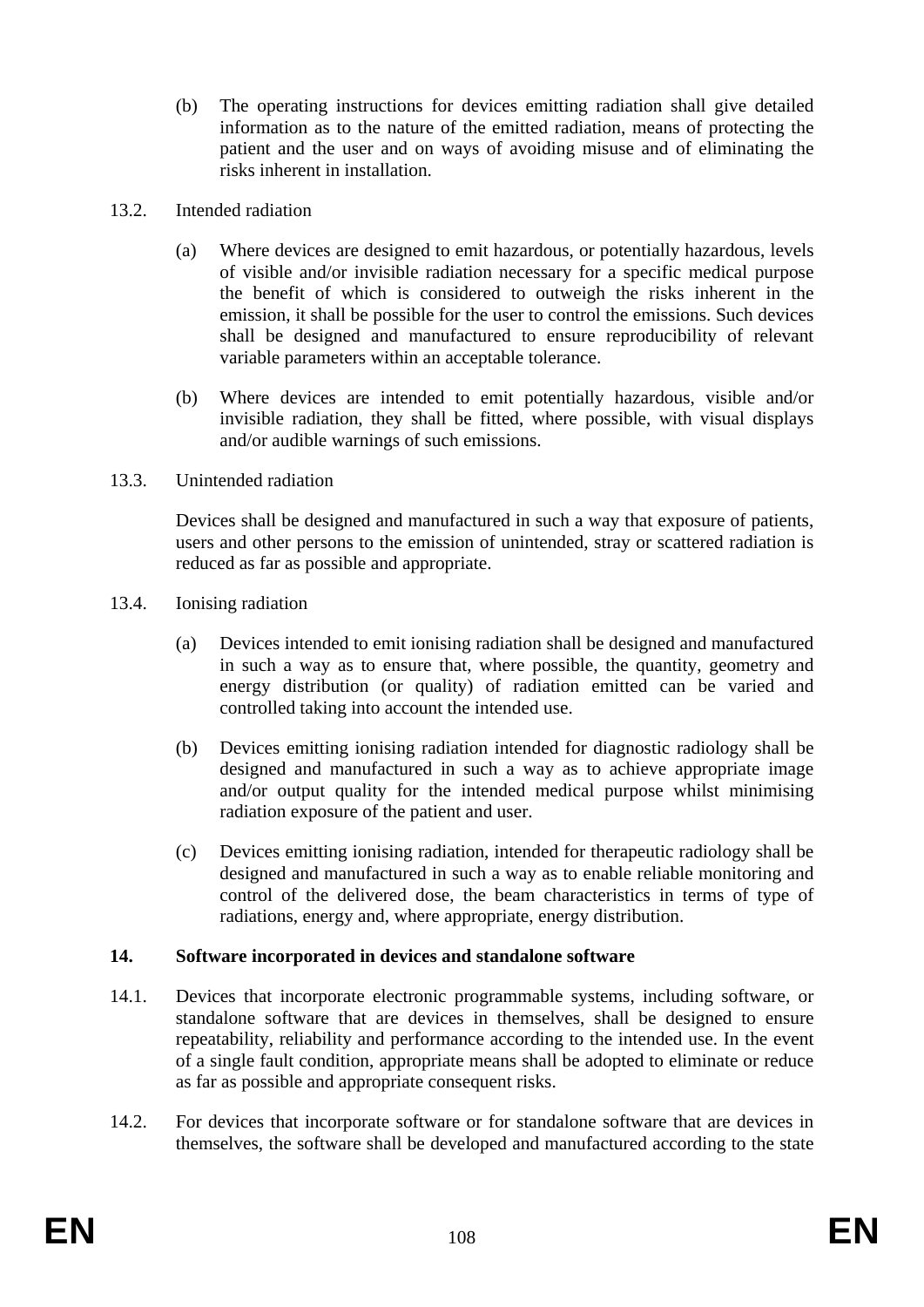(b) The operating instructions for devices emitting radiation shall give detailed information as to the nature of the emitted radiation, means of protecting the patient and the user and on ways of avoiding misuse and of eliminating the risks inherent in installation.

13.2. Intended radiation

(a) Where devices are designed to emit hazardous, or potentially hazardous, levels of visible and/or invisible radiation necessary for a specific medical purpose the benefit of which is considered to outweigh the risks inherent in the emission, it shall be possible for the user to control the emissions. Such devices shall be designed and manufactured to ensure reproducibility of relevant variable parameters within an acceptable tolerance.

(b) Where devices are intended to emit potentially hazardous, visible and/or invisible radiation, they shall be fitted, where possible, with visual displays and/or audible warnings of such emissions.

13.3. Unintended radiation

Devices shall be designed and manufactured in such a way that exposure of patients, users and other persons to the emission of unintended, stray or scattered radiation is reduced as far as possible and appropriate.

13.4. Ionising radiation

(a) Devices intended to emit ionising radiation shall be designed and manufactured in such a way as to ensure that, where possible, the quantity, geometry and energy distribution (or quality) of radiation emitted can be varied and controlled taking into account the intended use.

(b) Devices emitting ionising radiation intended for diagnostic radiology shall be designed and manufactured in such a way as to achieve appropriate image and/or output quality for the intended medical purpose whilst minimising radiation exposure of the patient and user.

(c) Devices emitting ionising radiation, intended for therapeutic radiology shall be designed and manufactured in such a way as to enable reliable monitoring and control of the delivered dose, the beam characteristics in terms of type of radiations, energy and, where appropriate, energy distribution.

**14. Software incorporated in devices and standalone software**

14.1. Devices that incorporate electronic programmable systems, including software, or standalone software that are devices in themselves, shall be designed to ensure repeatability, reliability and performance according to the intended use. In the event of a single fault condition, appropriate means shall be adopted to eliminate or reduce as far as possible and appropriate consequent risks.

14.2. For devices that incorporate software or for standalone software that are devices in themselves, the software shall be developed and manufactured according to the state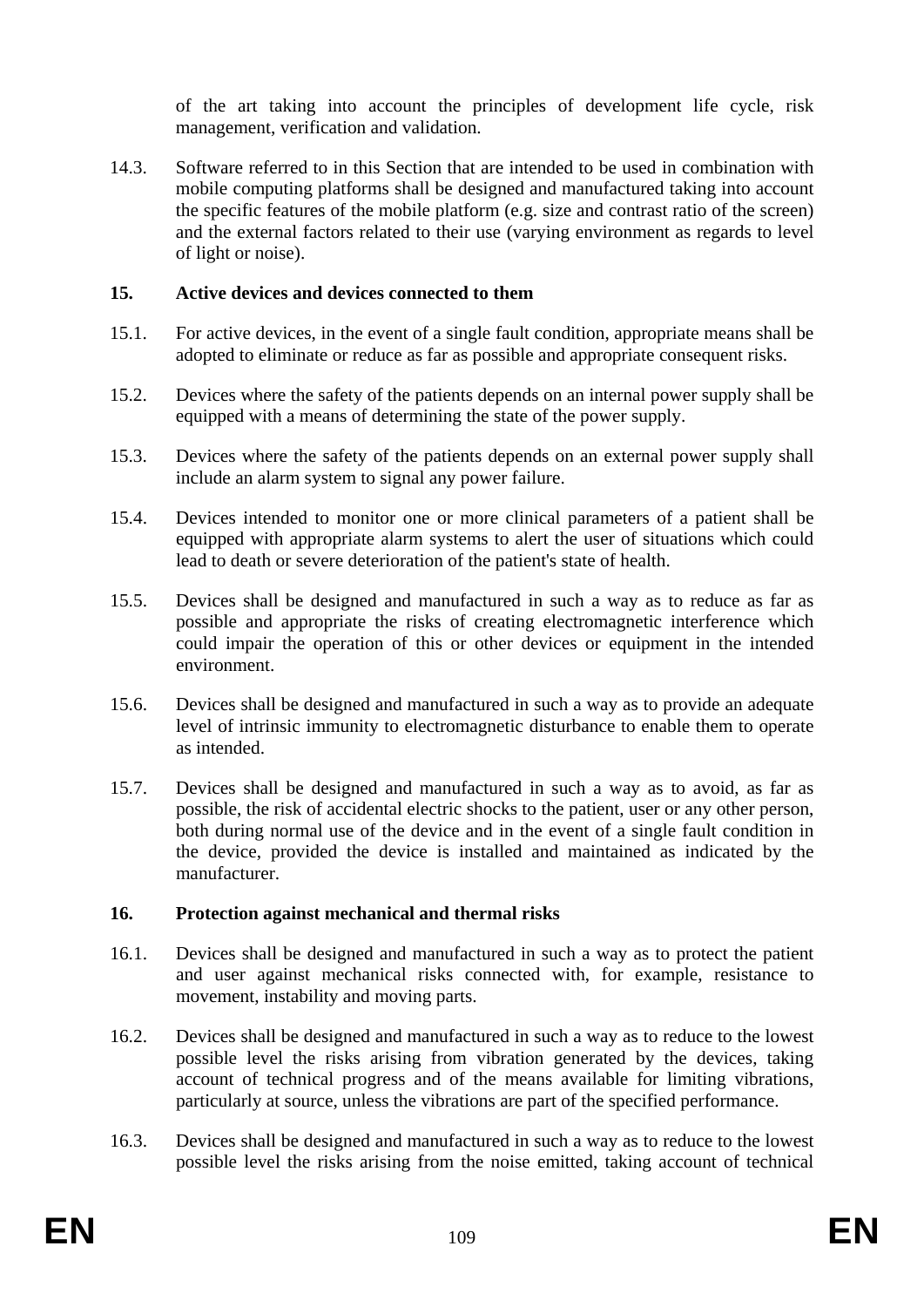of the art taking into account the principles of development life cycle, risk management, verification and validation.

14.3. Software referred to in this Section that are intended to be used in combination with mobile computing platforms shall be designed and manufactured taking into account the specific features of the mobile platform (e.g. size and contrast ratio of the screen) and the external factors related to their use (varying environment as regards to level of light or noise).

**15. Active devices and devices connected to them**

15.1. For active devices, in the event of a single fault condition, appropriate means shall be adopted to eliminate or reduce as far as possible and appropriate consequent risks.

15.2. Devices where the safety of the patients depends on an internal power supply shall be equipped with a means of determining the state of the power supply.

15.3. Devices where the safety of the patients depends on an external power supply shall include an alarm system to signal any power failure.

15.4. Devices intended to monitor one or more clinical parameters of a patient shall be equipped with appropriate alarm systems to alert the user of situations which could lead to death or severe deterioration of the patient's state of health.

15.5. Devices shall be designed and manufactured in such a way as to reduce as far as possible and appropriate the risks of creating electromagnetic interference which could impair the operation of this or other devices or equipment in the intended environment.

15.6. Devices shall be designed and manufactured in such a way as to provide an adequate level of intrinsic immunity to electromagnetic disturbance to enable them to operate as intended.

15.7. Devices shall be designed and manufactured in such a way as to avoid, as far as possible, the risk of accidental electric shocks to the patient, user or any other person, both during normal use of the device and in the event of a single fault condition in the device, provided the device is installed and maintained as indicated by the manufacturer.

**16. Protection against mechanical and thermal risks**

16.1. Devices shall be designed and manufactured in such a way as to protect the patient and user against mechanical risks connected with, for example, resistance to movement, instability and moving parts.

16.2. Devices shall be designed and manufactured in such a way as to reduce to the lowest possible level the risks arising from vibration generated by the devices, taking account of technical progress and of the means available for limiting vibrations, particularly at source, unless the vibrations are part of the specified performance.

16.3. Devices shall be designed and manufactured in such a way as to reduce to the lowest possible level the risks arising from the noise emitted, taking account of technical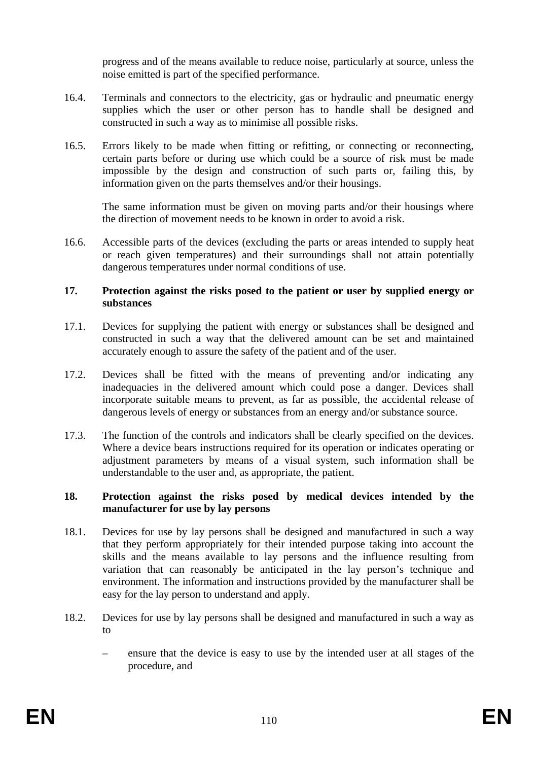progress and of the means available to reduce noise, particularly at source, unless the noise emitted is part of the specified performance.

16.4. Terminals and connectors to the electricity, gas or hydraulic and pneumatic energy supplies which the user or other person has to handle shall be designed and constructed in such a way as to minimise all possible risks.

16.5. Errors likely to be made when fitting or refitting, or connecting or reconnecting, certain parts before or during use which could be a source of risk must be made impossible by the design and construction of such parts or, failing this, by information given on the parts themselves and/or their housings.

The same information must be given on moving parts and/or their housings where the direction of movement needs to be known in order to avoid a risk.

16.6. Accessible parts of the devices (excluding the parts or areas intended to supply heat or reach given temperatures) and their surroundings shall not attain potentially dangerous temperatures under normal conditions of use.

**17. Protection against the risks posed to the patient or user by supplied energy or substances**

17.1. Devices for supplying the patient with energy or substances shall be designed and constructed in such a way that the delivered amount can be set and maintained accurately enough to assure the safety of the patient and of the user.

17.2. Devices shall be fitted with the means of preventing and/or indicating any inadequacies in the delivered amount which could pose a danger. Devices shall incorporate suitable means to prevent, as far as possible, the accidental release of dangerous levels of energy or substances from an energy and/or substance source.

17.3. The function of the controls and indicators shall be clearly specified on the devices. Where a device bears instructions required for its operation or indicates operating or adjustment parameters by means of a visual system, such information shall be understandable to the user and, as appropriate, the patient.

**18. Protection against the risks posed by medical devices intended by the manufacturer for use by lay persons**

18.1. Devices for use by lay persons shall be designed and manufactured in such a way that they perform appropriately for their intended purpose taking into account the skills and the means available to lay persons and the influence resulting from variation that can reasonably be anticipated in the lay person's technique and environment. The information and instructions provided by the manufacturer shall be easy for the lay person to understand and apply.

18.2. Devices for use by lay persons shall be designed and manufactured in such a way as to

– ensure that the device is easy to use by the intended user at all stages of the procedure, and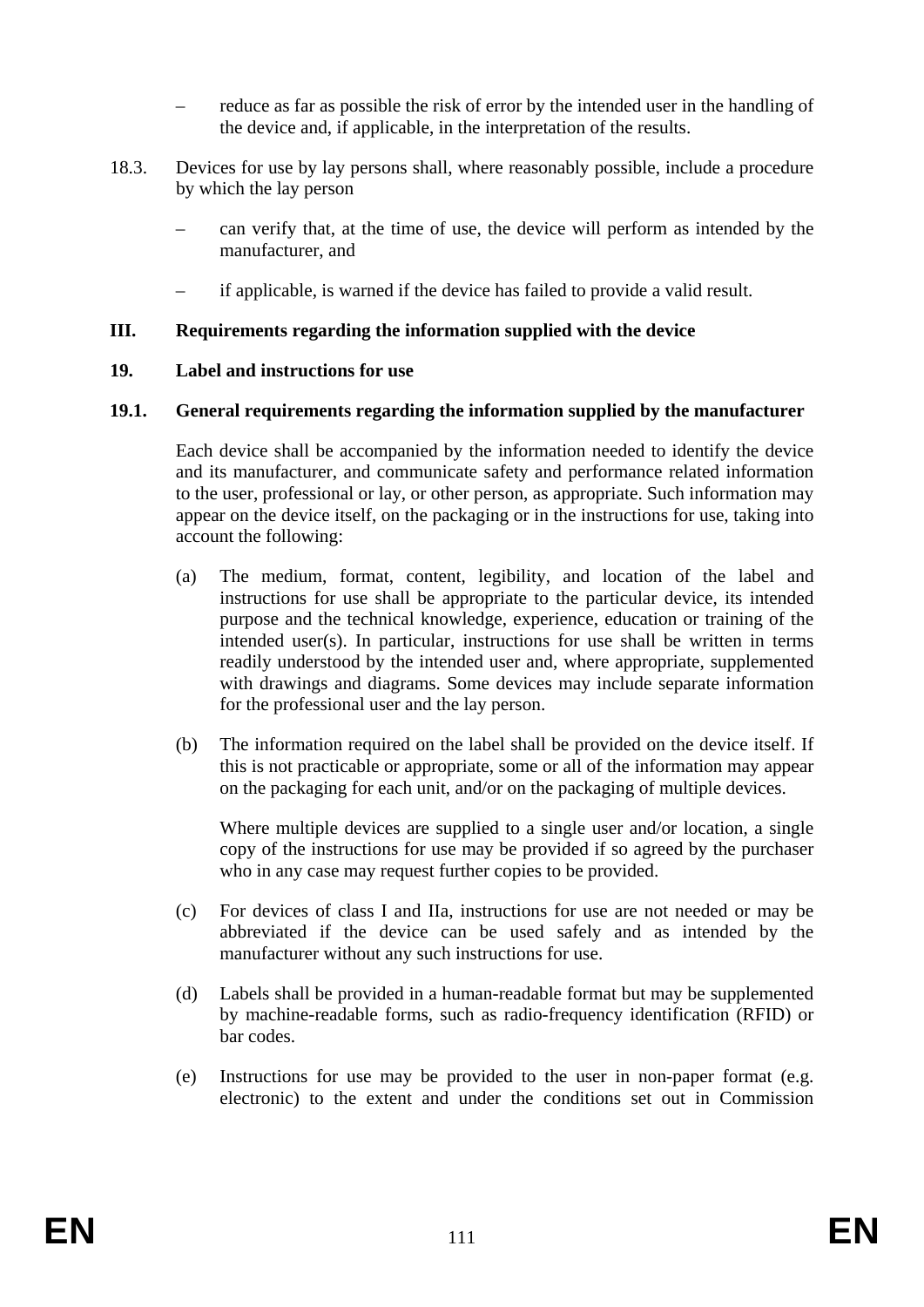– reduce as far as possible the risk of error by the intended user in the handling of the device and, if applicable, in the interpretation of the results.

18.3. Devices for use by lay persons shall, where reasonably possible, include a procedure by which the lay person

– can verify that, at the time of use, the device will perform as intended by the manufacturer, and

– if applicable, is warned if the device has failed to provide a valid result.

## III. Requirements regarding the information supplied with the device

### 19. Label and instructions for use

#### 19.1. General requirements regarding the information supplied by the manufacturer

Each device shall be accompanied by the information needed to identify the device and its manufacturer, and communicate safety and performance related information to the user, professional or lay, or other person, as appropriate. Such information may appear on the device itself, on the packaging or in the instructions for use, taking into account the following:

(a) The medium, format, content, legibility, and location of the label and instructions for use shall be appropriate to the particular device, its intended purpose and the technical knowledge, experience, education or training of the intended user(s). In particular, instructions for use shall be written in terms readily understood by the intended user and, where appropriate, supplemented with drawings and diagrams. Some devices may include separate information for the professional user and the lay person.

(b) The information required on the label shall be provided on the device itself. If this is not practicable or appropriate, some or all of the information may appear on the packaging for each unit, and/or on the packaging of multiple devices.

Where multiple devices are supplied to a single user and/or location, a single copy of the instructions for use may be provided if so agreed by the purchaser who in any case may request further copies to be provided.

(c) For devices of class I and IIa, instructions for use are not needed or may be abbreviated if the device can be used safely and as intended by the manufacturer without any such instructions for use.

(d) Labels shall be provided in a human-readable format but may be supplemented by machine-readable forms, such as radio-frequency identification (RFID) or bar codes.

(e) Instructions for use may be provided to the user in non-paper format (e.g. electronic) to the extent and under the conditions set out in Commission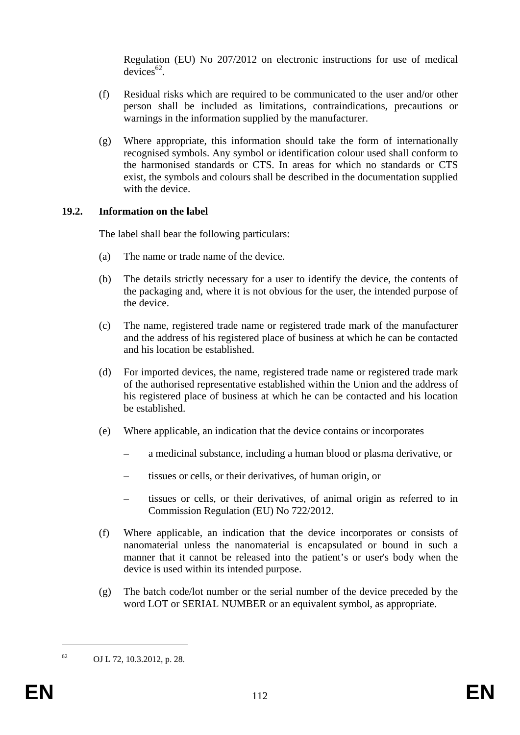Regulation (EU) No 207/2012 on electronic instructions for use of medical devices[62].

(f) Residual risks which are required to be communicated to the user and/or other person shall be included as limitations, contraindications, precautions or warnings in the information supplied by the manufacturer.

(g) Where appropriate, this information should take the form of internationally recognised symbols. Any symbol or identification colour used shall conform to the harmonised standards or CTS. In areas for which no standards or CTS exist, the symbols and colours shall be described in the documentation supplied with the device.

**19.2. Information on the label**

The label shall bear the following particulars:

(a) The name or trade name of the device.

(b) The details strictly necessary for a user to identify the device, the contents of the packaging and, where it is not obvious for the user, the intended purpose of the device.

(c) The name, registered trade name or registered trade mark of the manufacturer and the address of his registered place of business at which he can be contacted and his location be established.

(d) For imported devices, the name, registered trade name or registered trade mark of the authorised representative established within the Union and the address of his registered place of business at which he can be contacted and his location be established.

(e) Where applicable, an indication that the device contains or incorporates

– a medicinal substance, including a human blood or plasma derivative, or

– tissues or cells, or their derivatives, of human origin, or

– tissues or cells, or their derivatives, of animal origin as referred to in Commission Regulation (EU) No 722/2012.

(f) Where applicable, an indication that the device incorporates or consists of nanomaterial unless the nanomaterial is encapsulated or bound in such a manner that it cannot be released into the patient's or user's body when the device is used within its intended purpose.

(g) The batch code/lot number or the serial number of the device preceded by the word LOT or SERIAL NUMBER or an equivalent symbol, as appropriate.

---

[62] OJ L 72, 10.3.2012, p. 28.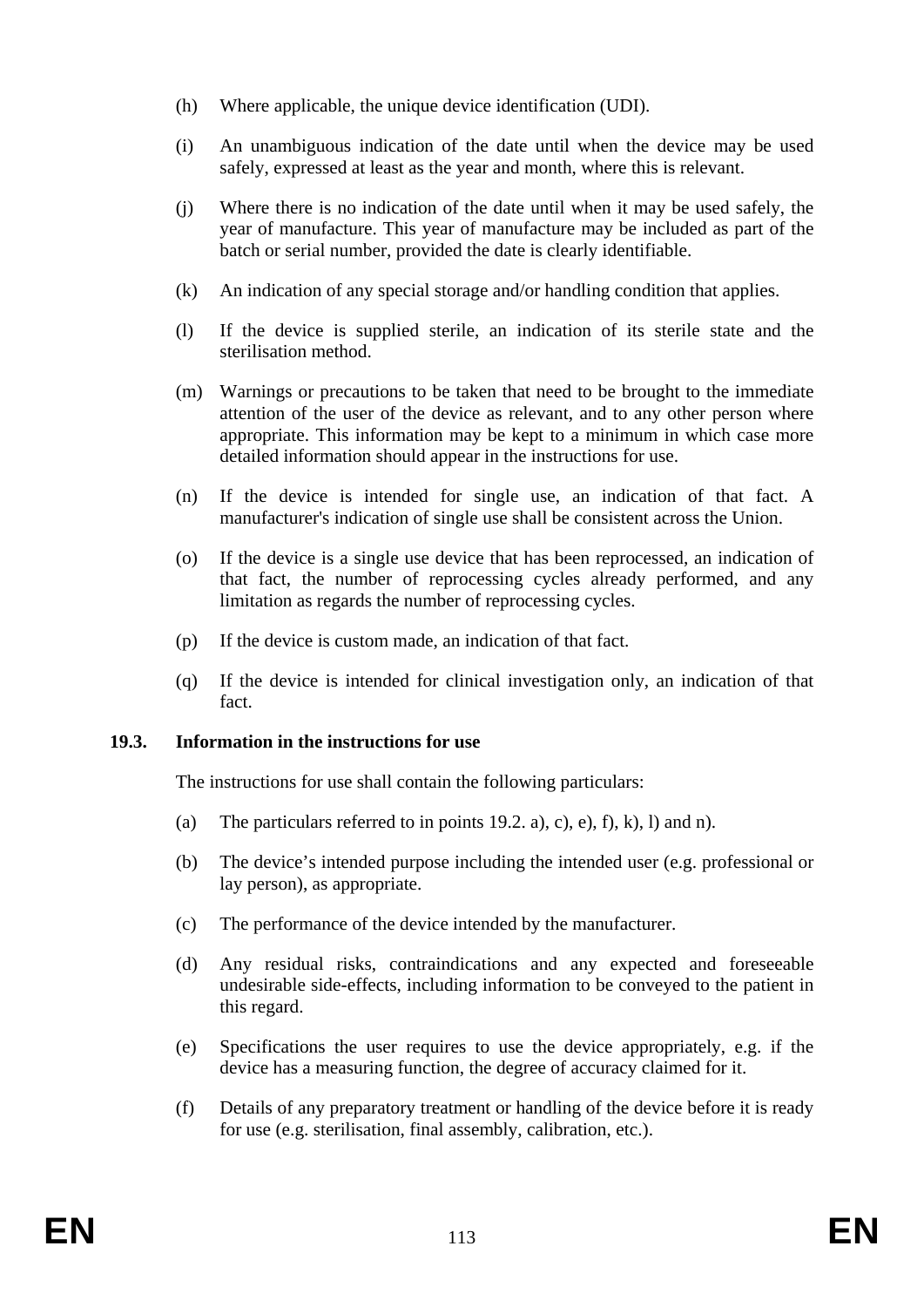(h) Where applicable, the unique device identification (UDI).

(i) An unambiguous indication of the date until when the device may be used safely, expressed at least as the year and month, where this is relevant.

(j) Where there is no indication of the date until when it may be used safely, the year of manufacture. This year of manufacture may be included as part of the batch or serial number, provided the date is clearly identifiable.

(k) An indication of any special storage and/or handling condition that applies.

(l) If the device is supplied sterile, an indication of its sterile state and the sterilisation method.

(m) Warnings or precautions to be taken that need to be brought to the immediate attention of the user of the device as relevant, and to any other person where appropriate. This information may be kept to a minimum in which case more detailed information should appear in the instructions for use.

(n) If the device is intended for single use, an indication of that fact. A manufacturer's indication of single use shall be consistent across the Union.

(o) If the device is a single use device that has been reprocessed, an indication of that fact, the number of reprocessing cycles already performed, and any limitation as regards the number of reprocessing cycles.

(p) If the device is custom made, an indication of that fact.

(q) If the device is intended for clinical investigation only, an indication of that fact.

**19.3. Information in the instructions for use**

The instructions for use shall contain the following particulars:

(a) The particulars referred to in points 19.2. a), c), e), f), k), l) and n).

(b) The device's intended purpose including the intended user (e.g. professional or lay person), as appropriate.

(c) The performance of the device intended by the manufacturer.

(d) Any residual risks, contraindications and any expected and foreseeable undesirable side-effects, including information to be conveyed to the patient in this regard.

(e) Specifications the user requires to use the device appropriately, e.g. if the device has a measuring function, the degree of accuracy claimed for it.

(f) Details of any preparatory treatment or handling of the device before it is ready for use (e.g. sterilisation, final assembly, calibration, etc.).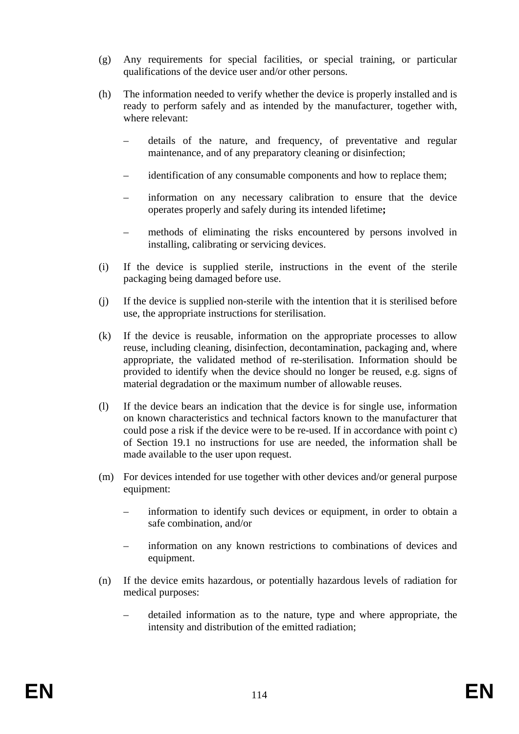(g) Any requirements for special facilities, or special training, or particular qualifications of the device user and/or other persons.

(h) The information needed to verify whether the device is properly installed and is ready to perform safely and as intended by the manufacturer, together with, where relevant:

– details of the nature, and frequency, of preventative and regular maintenance, and of any preparatory cleaning or disinfection;

– identification of any consumable components and how to replace them;

– information on any necessary calibration to ensure that the device operates properly and safely during its intended lifetime**;**

– methods of eliminating the risks encountered by persons involved in installing, calibrating or servicing devices.

(i) If the device is supplied sterile, instructions in the event of the sterile packaging being damaged before use.

(j) If the device is supplied non-sterile with the intention that it is sterilised before use, the appropriate instructions for sterilisation.

(k) If the device is reusable, information on the appropriate processes to allow reuse, including cleaning, disinfection, decontamination, packaging and, where appropriate, the validated method of re-sterilisation. Information should be provided to identify when the device should no longer be reused, e.g. signs of material degradation or the maximum number of allowable reuses.

(l) If the device bears an indication that the device is for single use, information on known characteristics and technical factors known to the manufacturer that could pose a risk if the device were to be re-used. If in accordance with point c) of Section 19.1 no instructions for use are needed, the information shall be made available to the user upon request.

(m) For devices intended for use together with other devices and/or general purpose equipment:

– information to identify such devices or equipment, in order to obtain a safe combination, and/or

– information on any known restrictions to combinations of devices and equipment.

(n) If the device emits hazardous, or potentially hazardous levels of radiation for medical purposes:

– detailed information as to the nature, type and where appropriate, the intensity and distribution of the emitted radiation;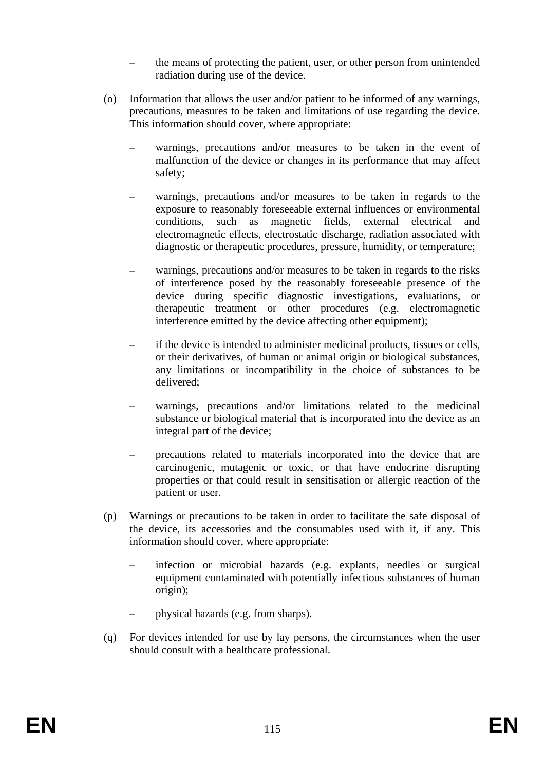– the means of protecting the patient, user, or other person from unintended radiation during use of the device.

(o) Information that allows the user and/or patient to be informed of any warnings, precautions, measures to be taken and limitations of use regarding the device. This information should cover, where appropriate:

– warnings, precautions and/or measures to be taken in the event of malfunction of the device or changes in its performance that may affect safety;

– warnings, precautions and/or measures to be taken in regards to the exposure to reasonably foreseeable external influences or environmental conditions, such as magnetic fields, external electrical and electromagnetic effects, electrostatic discharge, radiation associated with diagnostic or therapeutic procedures, pressure, humidity, or temperature;

– warnings, precautions and/or measures to be taken in regards to the risks of interference posed by the reasonably foreseeable presence of the device during specific diagnostic investigations, evaluations, or therapeutic treatment or other procedures (e.g. electromagnetic interference emitted by the device affecting other equipment);

– if the device is intended to administer medicinal products, tissues or cells, or their derivatives, of human or animal origin or biological substances, any limitations or incompatibility in the choice of substances to be delivered;

– warnings, precautions and/or limitations related to the medicinal substance or biological material that is incorporated into the device as an integral part of the device;

– precautions related to materials incorporated into the device that are carcinogenic, mutagenic or toxic, or that have endocrine disrupting properties or that could result in sensitisation or allergic reaction of the patient or user.

(p) Warnings or precautions to be taken in order to facilitate the safe disposal of the device, its accessories and the consumables used with it, if any. This information should cover, where appropriate:

– infection or microbial hazards (e.g. explants, needles or surgical equipment contaminated with potentially infectious substances of human origin);

– physical hazards (e.g. from sharps).

(q) For devices intended for use by lay persons, the circumstances when the user should consult with a healthcare professional.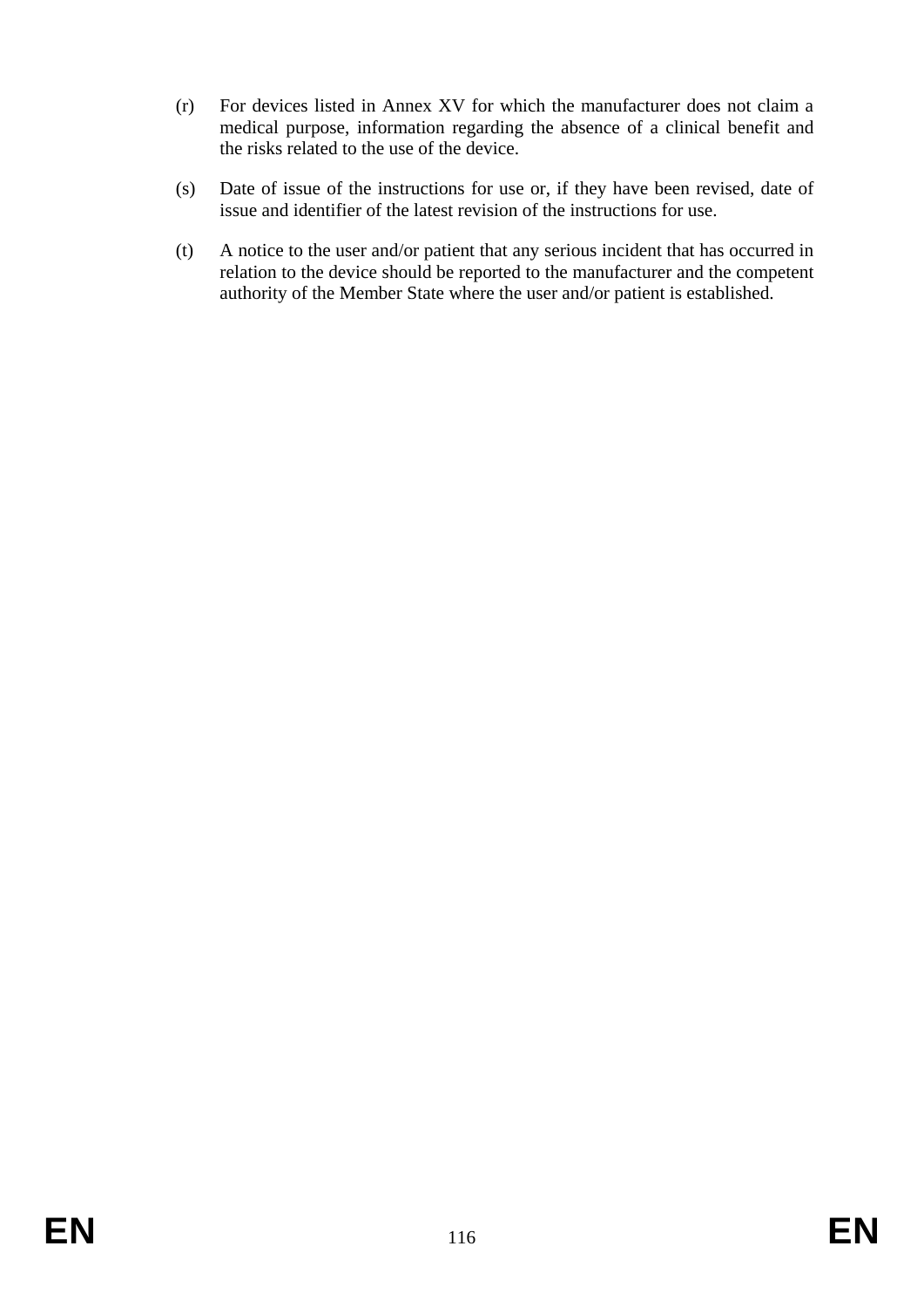(r) For devices listed in Annex XV for which the manufacturer does not claim a medical purpose, information regarding the absence of a clinical benefit and the risks related to the use of the device.

(s) Date of issue of the instructions for use or, if they have been revised, date of issue and identifier of the latest revision of the instructions for use.

(t) A notice to the user and/or patient that any serious incident that has occurred in relation to the device should be reported to the manufacturer and the competent authority of the Member State where the user and/or patient is established.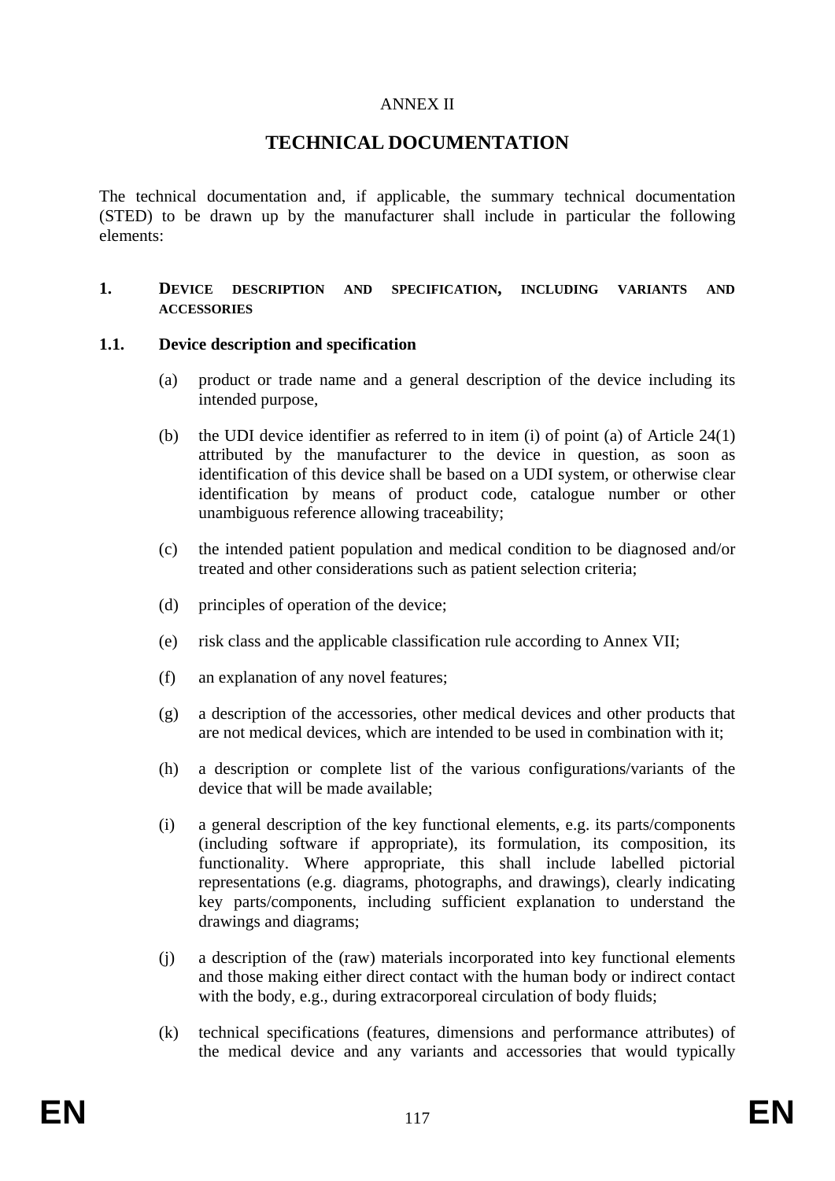ANNEX II

# TECHNICAL DOCUMENTATION

The technical documentation and, if applicable, the summary technical documentation (STED) to be drawn up by the manufacturer shall include in particular the following elements:

## 1. DEVICE DESCRIPTION AND SPECIFICATION, INCLUDING VARIANTS AND ACCESSORIES

### 1.1. Device description and specification

(a) product or trade name and a general description of the device including its intended purpose,

(b) the UDI device identifier as referred to in item (i) of point (a) of Article 24(1) attributed by the manufacturer to the device in question, as soon as identification of this device shall be based on a UDI system, or otherwise clear identification by means of product code, catalogue number or other unambiguous reference allowing traceability;

(c) the intended patient population and medical condition to be diagnosed and/or treated and other considerations such as patient selection criteria;

(d) principles of operation of the device;

(e) risk class and the applicable classification rule according to Annex VII;

(f) an explanation of any novel features;

(g) a description of the accessories, other medical devices and other products that are not medical devices, which are intended to be used in combination with it;

(h) a description or complete list of the various configurations/variants of the device that will be made available;

(i) a general description of the key functional elements, e.g. its parts/components (including software if appropriate), its formulation, its composition, its functionality. Where appropriate, this shall include labelled pictorial representations (e.g. diagrams, photographs, and drawings), clearly indicating key parts/components, including sufficient explanation to understand the drawings and diagrams;

(j) a description of the (raw) materials incorporated into key functional elements and those making either direct contact with the human body or indirect contact with the body, e.g., during extracorporeal circulation of body fluids;

(k) technical specifications (features, dimensions and performance attributes) of the medical device and any variants and accessories that would typically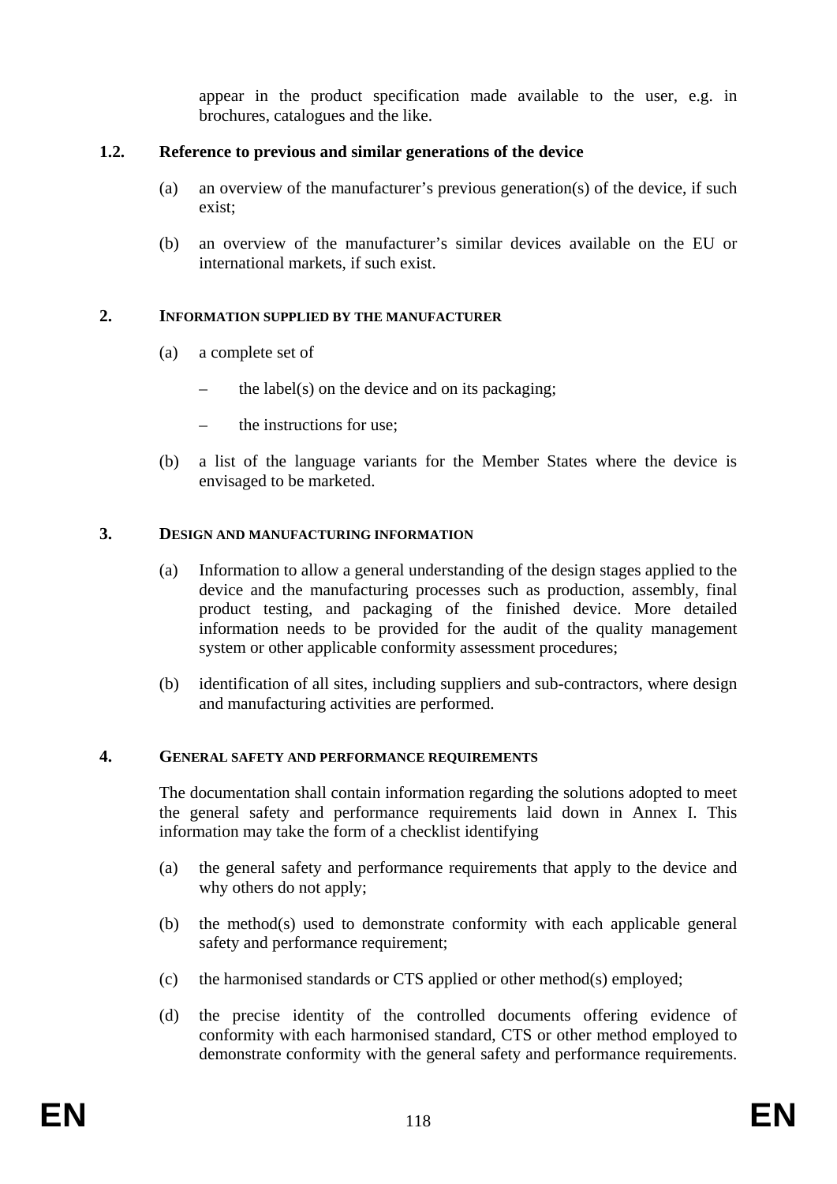appear in the product specification made available to the user, e.g. in brochures, catalogues and the like.

### 1.2. Reference to previous and similar generations of the device

(a) an overview of the manufacturer's previous generation(s) of the device, if such exist;

(b) an overview of the manufacturer's similar devices available on the EU or international markets, if such exist.

## 2. INFORMATION SUPPLIED BY THE MANUFACTURER

(a) a complete set of

– the label(s) on the device and on its packaging;

– the instructions for use;

(b) a list of the language variants for the Member States where the device is envisaged to be marketed.

## 3. DESIGN AND MANUFACTURING INFORMATION

(a) Information to allow a general understanding of the design stages applied to the device and the manufacturing processes such as production, assembly, final product testing, and packaging of the finished device. More detailed information needs to be provided for the audit of the quality management system or other applicable conformity assessment procedures;

(b) identification of all sites, including suppliers and sub-contractors, where design and manufacturing activities are performed.

## 4. GENERAL SAFETY AND PERFORMANCE REQUIREMENTS

The documentation shall contain information regarding the solutions adopted to meet the general safety and performance requirements laid down in Annex I. This information may take the form of a checklist identifying

(a) the general safety and performance requirements that apply to the device and why others do not apply;

(b) the method(s) used to demonstrate conformity with each applicable general safety and performance requirement;

(c) the harmonised standards or CTS applied or other method(s) employed;

(d) the precise identity of the controlled documents offering evidence of conformity with each harmonised standard, CTS or other method employed to demonstrate conformity with the general safety and performance requirements.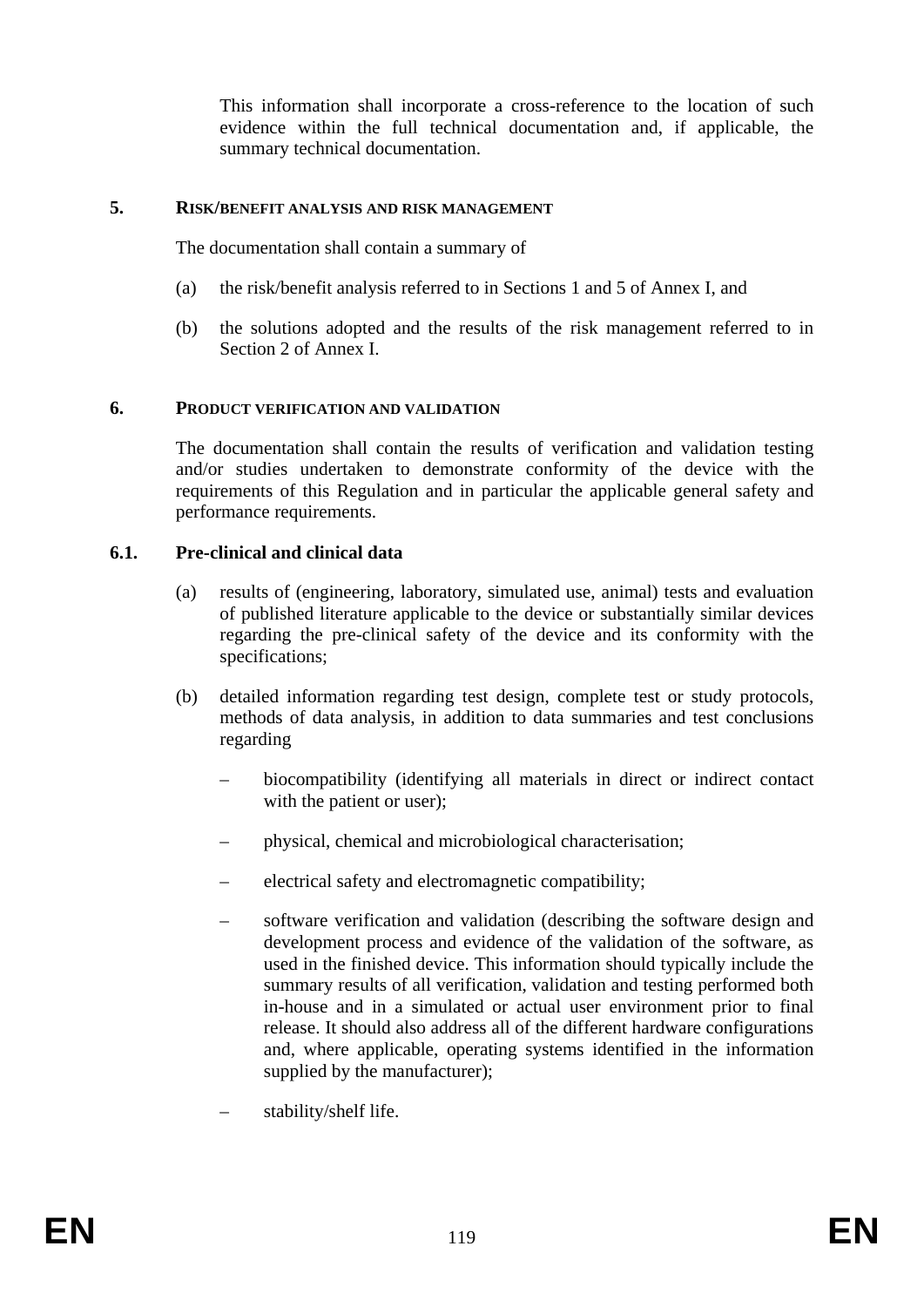This information shall incorporate a cross-reference to the location of such evidence within the full technical documentation and, if applicable, the summary technical documentation.

## 5. RISK/BENEFIT ANALYSIS AND RISK MANAGEMENT

The documentation shall contain a summary of

(a) the risk/benefit analysis referred to in Sections 1 and 5 of Annex I, and

(b) the solutions adopted and the results of the risk management referred to in Section 2 of Annex I.

## 6. PRODUCT VERIFICATION AND VALIDATION

The documentation shall contain the results of verification and validation testing and/or studies undertaken to demonstrate conformity of the device with the requirements of this Regulation and in particular the applicable general safety and performance requirements.

### 6.1. Pre-clinical and clinical data

(a) results of (engineering, laboratory, simulated use, animal) tests and evaluation of published literature applicable to the device or substantially similar devices regarding the pre-clinical safety of the device and its conformity with the specifications;

(b) detailed information regarding test design, complete test or study protocols, methods of data analysis, in addition to data summaries and test conclusions regarding

- biocompatibility (identifying all materials in direct or indirect contact with the patient or user);
- physical, chemical and microbiological characterisation;
- electrical safety and electromagnetic compatibility;
- software verification and validation (describing the software design and development process and evidence of the validation of the software, as used in the finished device. This information should typically include the summary results of all verification, validation and testing performed both in-house and in a simulated or actual user environment prior to final release. It should also address all of the different hardware configurations and, where applicable, operating systems identified in the information supplied by the manufacturer);
- stability/shelf life.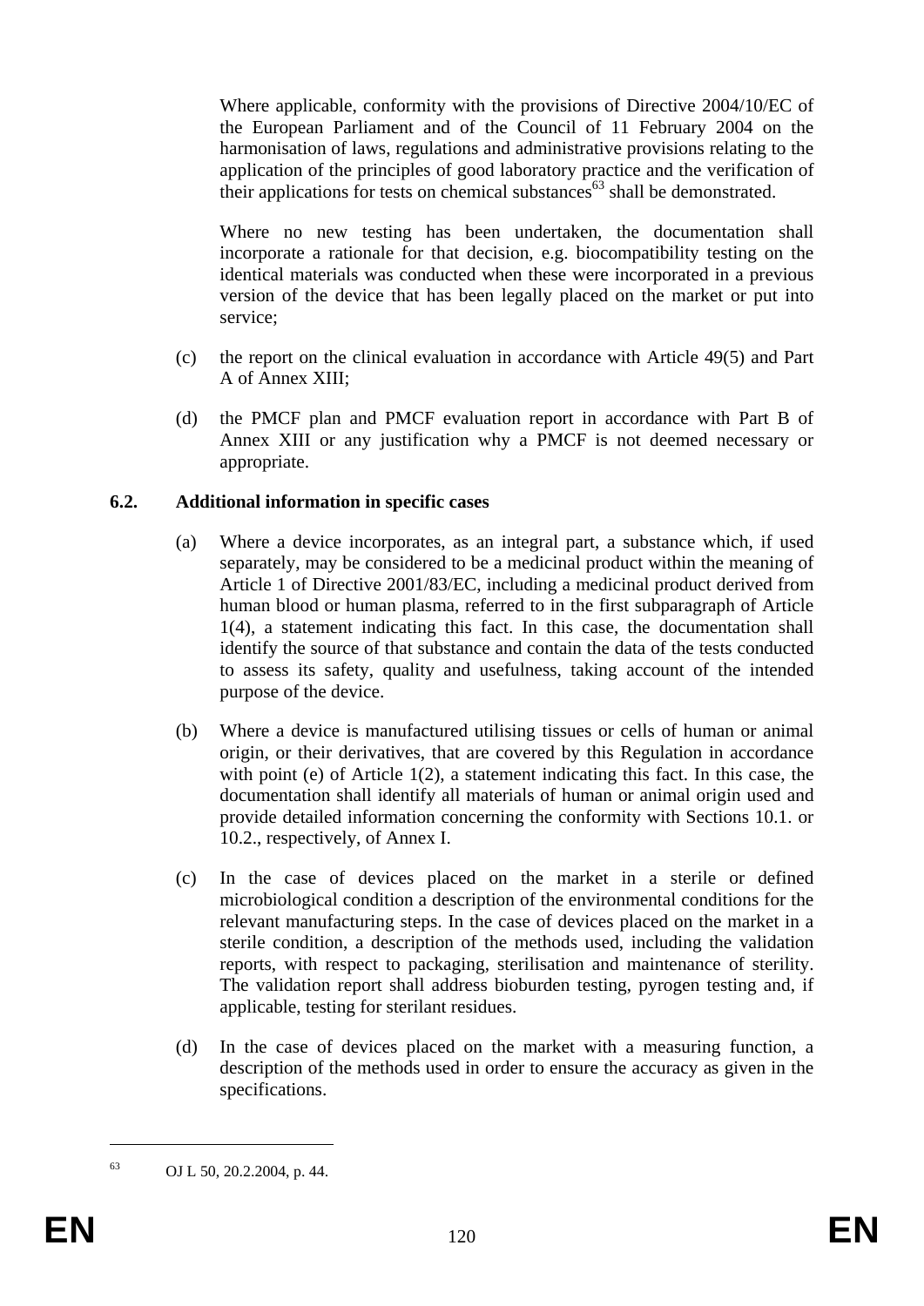Where applicable, conformity with the provisions of Directive 2004/10/EC of the European Parliament and of the Council of 11 February 2004 on the harmonisation of laws, regulations and administrative provisions relating to the application of the principles of good laboratory practice and the verification of their applications for tests on chemical substances[63] shall be demonstrated.

Where no new testing has been undertaken, the documentation shall incorporate a rationale for that decision, e.g. biocompatibility testing on the identical materials was conducted when these were incorporated in a previous version of the device that has been legally placed on the market or put into service;

(c) the report on the clinical evaluation in accordance with Article 49(5) and Part A of Annex XIII;

(d) the PMCF plan and PMCF evaluation report in accordance with Part B of Annex XIII or any justification why a PMCF is not deemed necessary or appropriate.

**6.2. Additional information in specific cases**

(a) Where a device incorporates, as an integral part, a substance which, if used separately, may be considered to be a medicinal product within the meaning of Article 1 of Directive 2001/83/EC, including a medicinal product derived from human blood or human plasma, referred to in the first subparagraph of Article 1(4), a statement indicating this fact. In this case, the documentation shall identify the source of that substance and contain the data of the tests conducted to assess its safety, quality and usefulness, taking account of the intended purpose of the device.

(b) Where a device is manufactured utilising tissues or cells of human or animal origin, or their derivatives, that are covered by this Regulation in accordance with point (e) of Article 1(2), a statement indicating this fact. In this case, the documentation shall identify all materials of human or animal origin used and provide detailed information concerning the conformity with Sections 10.1. or 10.2., respectively, of Annex I.

(c) In the case of devices placed on the market in a sterile or defined microbiological condition a description of the environmental conditions for the relevant manufacturing steps. In the case of devices placed on the market in a sterile condition, a description of the methods used, including the validation reports, with respect to packaging, sterilisation and maintenance of sterility. The validation report shall address bioburden testing, pyrogen testing and, if applicable, testing for sterilant residues.

(d) In the case of devices placed on the market with a measuring function, a description of the methods used in order to ensure the accuracy as given in the specifications.

[63] OJ L 50, 20.2.2004, p. 44.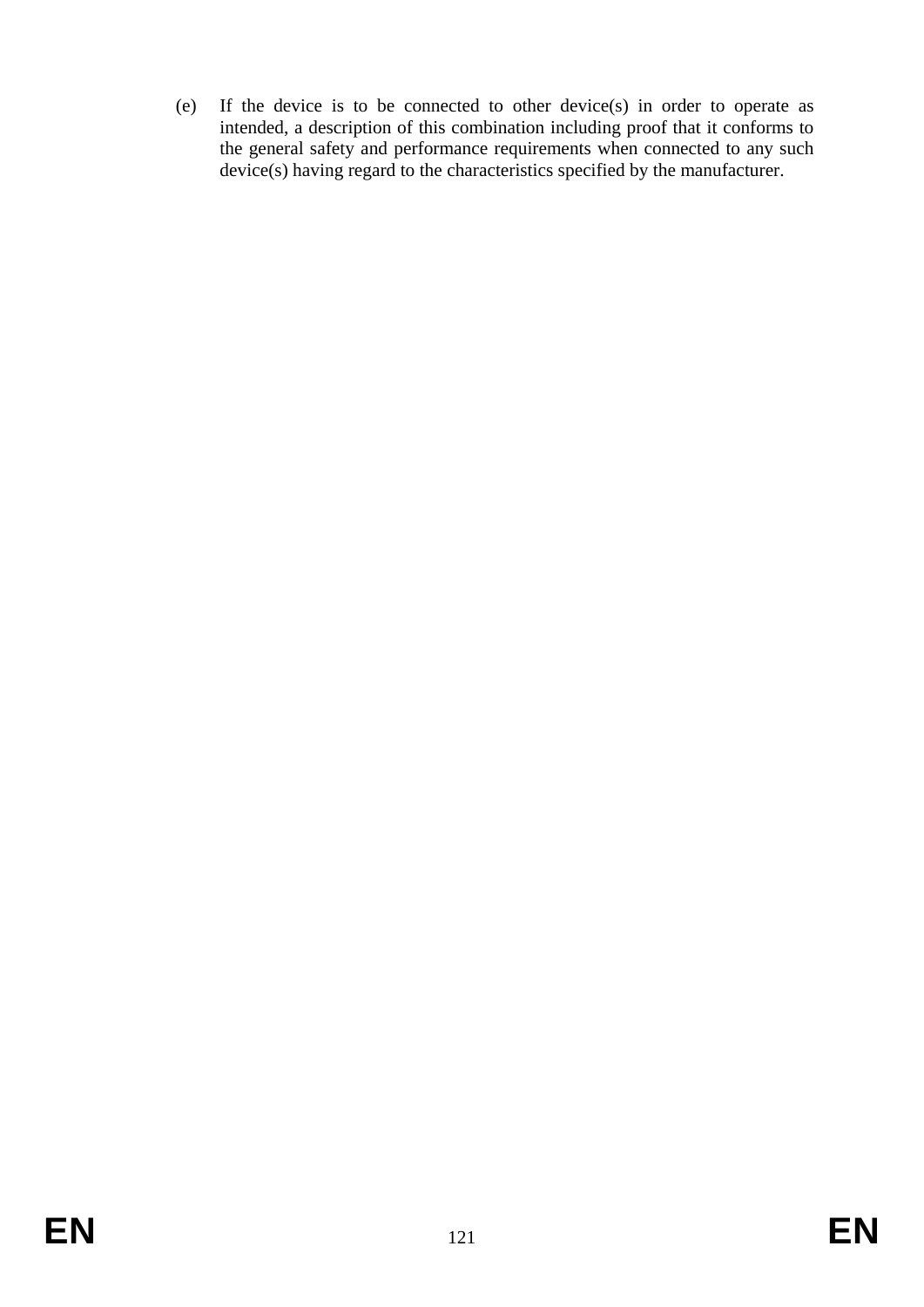(e) If the device is to be connected to other device(s) in order to operate as intended, a description of this combination including proof that it conforms to the general safety and performance requirements when connected to any such device(s) having regard to the characteristics specified by the manufacturer.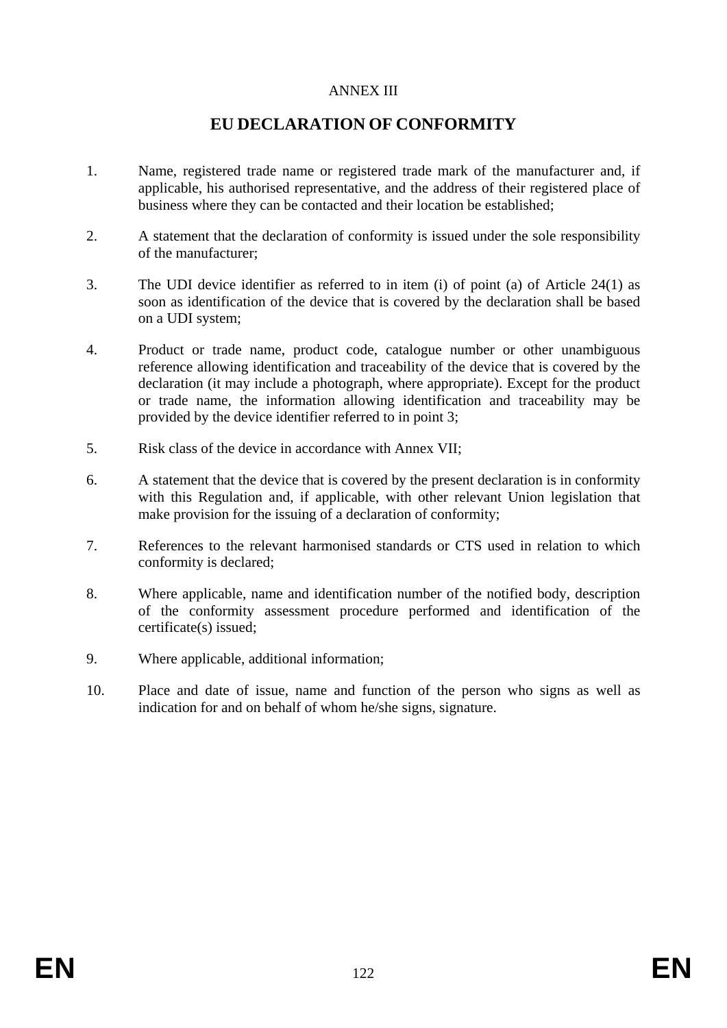ANNEX III

# EU DECLARATION OF CONFORMITY

1. Name, registered trade name or registered trade mark of the manufacturer and, if applicable, his authorised representative, and the address of their registered place of business where they can be contacted and their location be established;

2. A statement that the declaration of conformity is issued under the sole responsibility of the manufacturer;

3. The UDI device identifier as referred to in item (i) of point (a) of Article 24(1) as soon as identification of the device that is covered by the declaration shall be based on a UDI system;

4. Product or trade name, product code, catalogue number or other unambiguous reference allowing identification and traceability of the device that is covered by the declaration (it may include a photograph, where appropriate). Except for the product or trade name, the information allowing identification and traceability may be provided by the device identifier referred to in point 3;

5. Risk class of the device in accordance with Annex VII;

6. A statement that the device that is covered by the present declaration is in conformity with this Regulation and, if applicable, with other relevant Union legislation that make provision for the issuing of a declaration of conformity;

7. References to the relevant harmonised standards or CTS used in relation to which conformity is declared;

8. Where applicable, name and identification number of the notified body, description of the conformity assessment procedure performed and identification of the certificate(s) issued;

9. Where applicable, additional information;

10. Place and date of issue, name and function of the person who signs as well as indication for and on behalf of whom he/she signs, signature.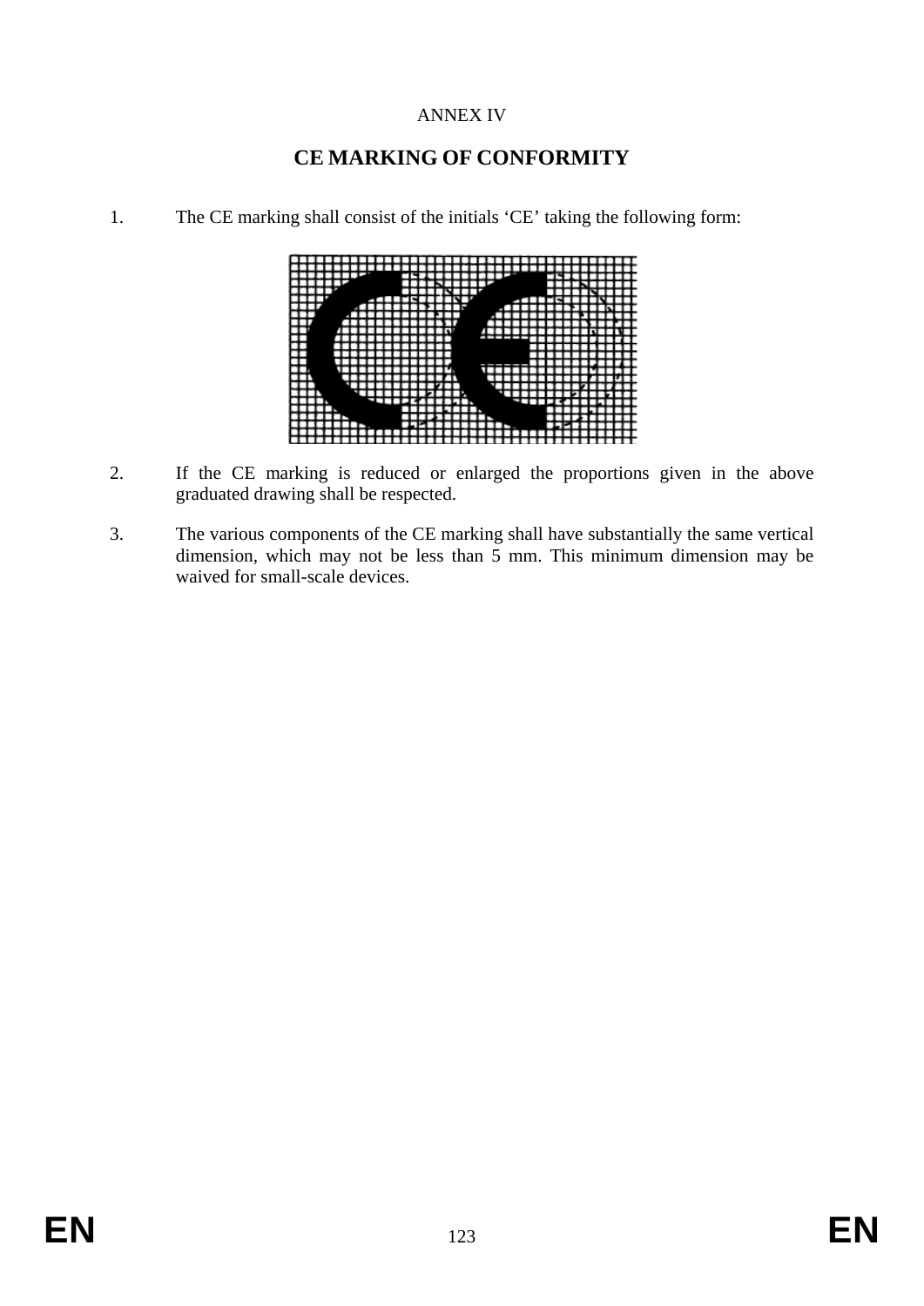ANNEX IV

## CE MARKING OF CONFORMITY

1. The CE marking shall consist of the initials 'CE' taking the following form:

2. If the CE marking is reduced or enlarged the proportions given in the above graduated drawing shall be respected.

3. The various components of the CE marking shall have substantially the same vertical dimension, which may not be less than 5 mm. This minimum dimension may be waived for small-scale devices.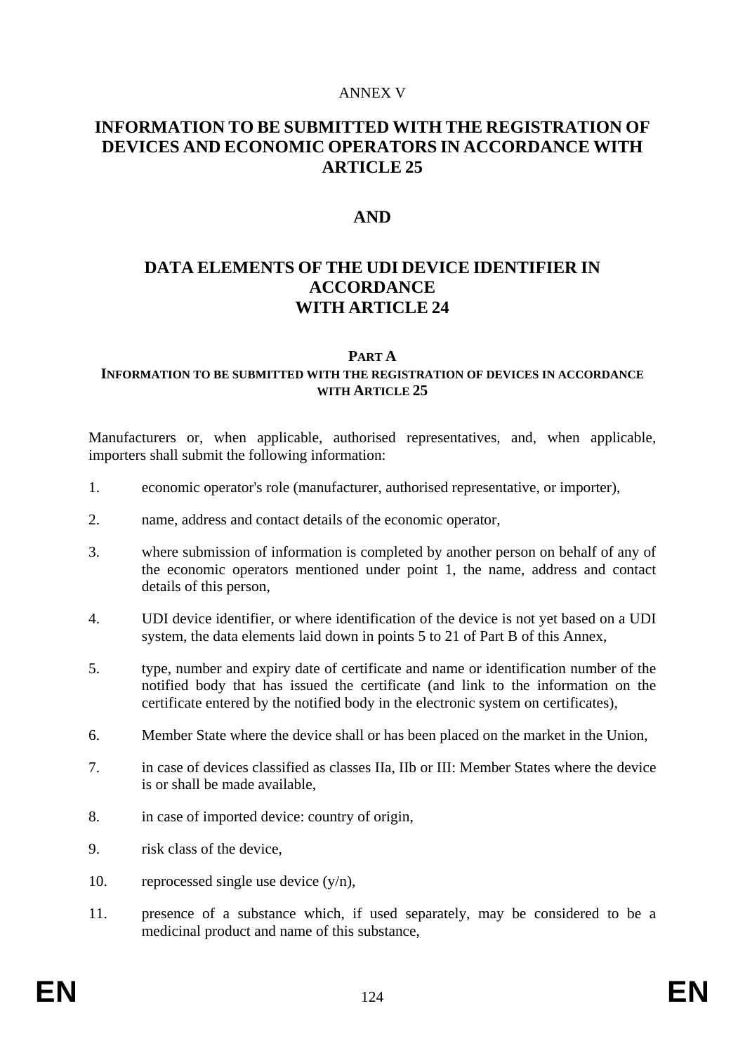ANNEX V

# INFORMATION TO BE SUBMITTED WITH THE REGISTRATION OF DEVICES AND ECONOMIC OPERATORS IN ACCORDANCE WITH ARTICLE 25

# AND

# DATA ELEMENTS OF THE UDI DEVICE IDENTIFIER IN ACCORDANCE WITH ARTICLE 24

## PART A

### INFORMATION TO BE SUBMITTED WITH THE REGISTRATION OF DEVICES IN ACCORDANCE WITH ARTICLE 25

Manufacturers or, when applicable, authorised representatives, and, when applicable, importers shall submit the following information:

1. economic operator's role (manufacturer, authorised representative, or importer),
2. name, address and contact details of the economic operator,
3. where submission of information is completed by another person on behalf of any of the economic operators mentioned under point 1, the name, address and contact details of this person,
4. UDI device identifier, or where identification of the device is not yet based on a UDI system, the data elements laid down in points 5 to 21 of Part B of this Annex,
5. type, number and expiry date of certificate and name or identification number of the notified body that has issued the certificate (and link to the information on the certificate entered by the notified body in the electronic system on certificates),
6. Member State where the device shall or has been placed on the market in the Union,
7. in case of devices classified as classes IIa, IIb or III: Member States where the device is or shall be made available,
8. in case of imported device: country of origin,
9. risk class of the device,
10. reprocessed single use device (y/n),
11. presence of a substance which, if used separately, may be considered to be a medicinal product and name of this substance,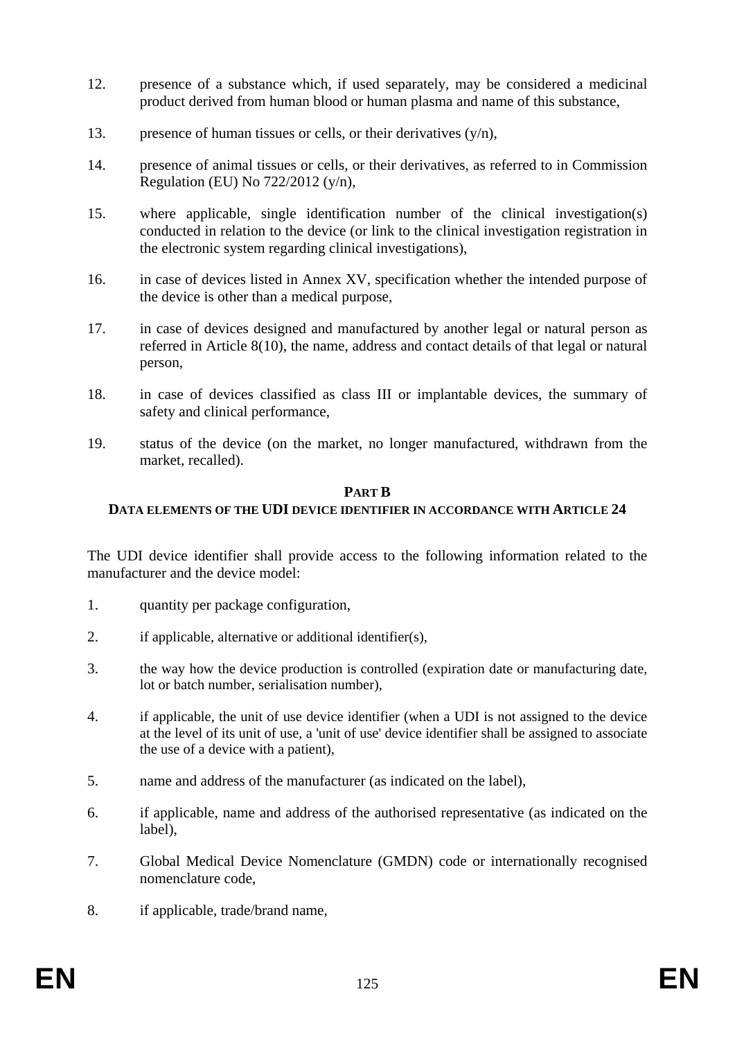12. presence of a substance which, if used separately, may be considered a medicinal product derived from human blood or human plasma and name of this substance,

13. presence of human tissues or cells, or their derivatives (y/n),

14. presence of animal tissues or cells, or their derivatives, as referred to in Commission Regulation (EU) No 722/2012 (y/n),

15. where applicable, single identification number of the clinical investigation(s) conducted in relation to the device (or link to the clinical investigation registration in the electronic system regarding clinical investigations),

16. in case of devices listed in Annex XV, specification whether the intended purpose of the device is other than a medical purpose,

17. in case of devices designed and manufactured by another legal or natural person as referred in Article 8(10), the name, address and contact details of that legal or natural person,

18. in case of devices classified as class III or implantable devices, the summary of safety and clinical performance,

19. status of the device (on the market, no longer manufactured, withdrawn from the market, recalled).

## PART B
## DATA ELEMENTS OF THE UDI DEVICE IDENTIFIER IN ACCORDANCE WITH ARTICLE 24

The UDI device identifier shall provide access to the following information related to the manufacturer and the device model:

1. quantity per package configuration,

2. if applicable, alternative or additional identifier(s),

3. the way how the device production is controlled (expiration date or manufacturing date, lot or batch number, serialisation number),

4. if applicable, the unit of use device identifier (when a UDI is not assigned to the device at the level of its unit of use, a 'unit of use' device identifier shall be assigned to associate the use of a device with a patient),

5. name and address of the manufacturer (as indicated on the label),

6. if applicable, name and address of the authorised representative (as indicated on the label),

7. Global Medical Device Nomenclature (GMDN) code or internationally recognised nomenclature code,

8. if applicable, trade/brand name,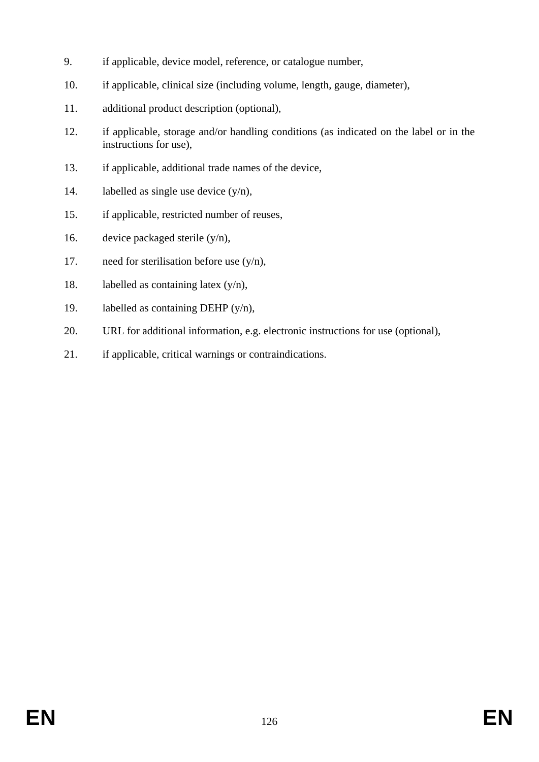9. if applicable, device model, reference, or catalogue number,
10. if applicable, clinical size (including volume, length, gauge, diameter),
11. additional product description (optional),
12. if applicable, storage and/or handling conditions (as indicated on the label or in the instructions for use),
13. if applicable, additional trade names of the device,
14. labelled as single use device (y/n),
15. if applicable, restricted number of reuses,
16. device packaged sterile (y/n),
17. need for sterilisation before use (y/n),
18. labelled as containing latex (y/n),
19. labelled as containing DEHP (y/n),
20. URL for additional information, e.g. electronic instructions for use (optional),
21. if applicable, critical warnings or contraindications.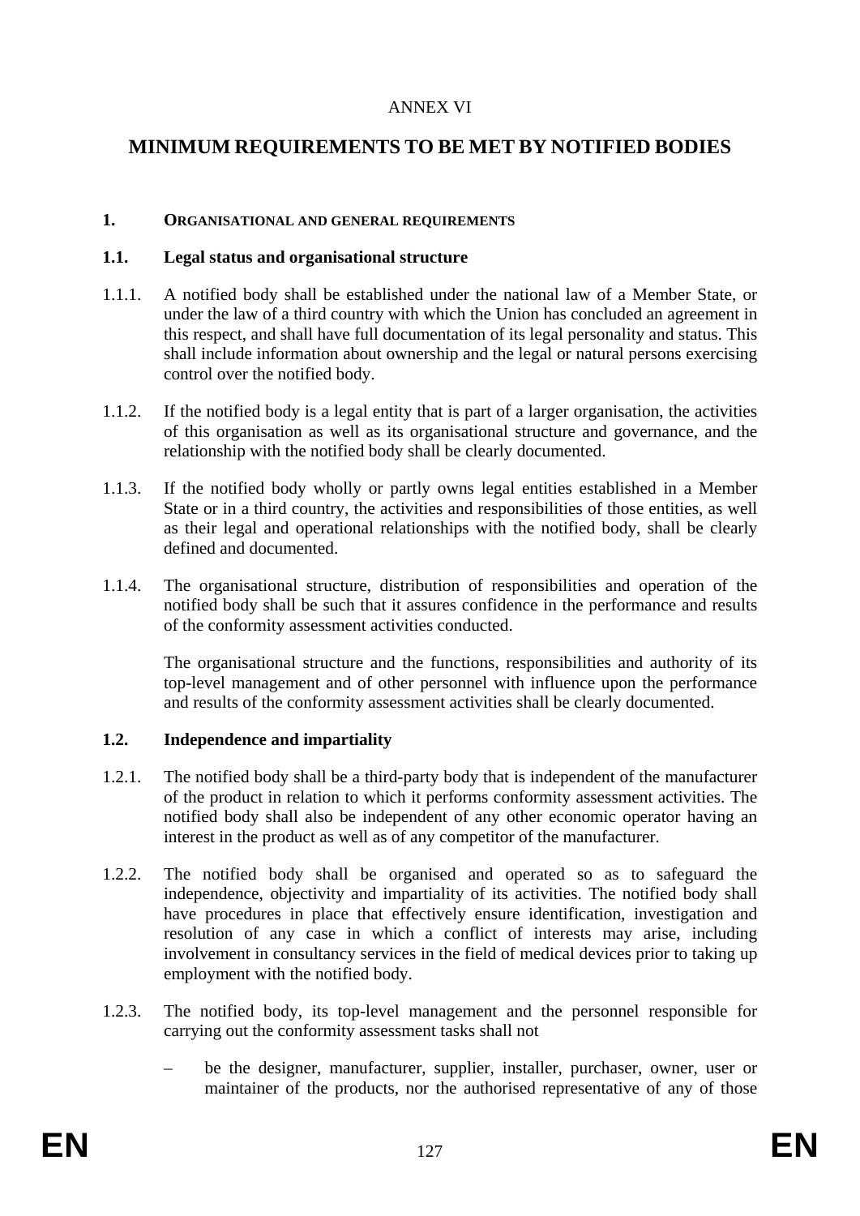ANNEX VI

# MINIMUM REQUIREMENTS TO BE MET BY NOTIFIED BODIES

## 1. ORGANISATIONAL AND GENERAL REQUIREMENTS

### 1.1. Legal status and organisational structure

1.1.1. A notified body shall be established under the national law of a Member State, or under the law of a third country with which the Union has concluded an agreement in this respect, and shall have full documentation of its legal personality and status. This shall include information about ownership and the legal or natural persons exercising control over the notified body.

1.1.2. If the notified body is a legal entity that is part of a larger organisation, the activities of this organisation as well as its organisational structure and governance, and the relationship with the notified body shall be clearly documented.

1.1.3. If the notified body wholly or partly owns legal entities established in a Member State or in a third country, the activities and responsibilities of those entities, as well as their legal and operational relationships with the notified body, shall be clearly defined and documented.

1.1.4. The organisational structure, distribution of responsibilities and operation of the notified body shall be such that it assures confidence in the performance and results of the conformity assessment activities conducted.

The organisational structure and the functions, responsibilities and authority of its top-level management and of other personnel with influence upon the performance and results of the conformity assessment activities shall be clearly documented.

### 1.2. Independence and impartiality

1.2.1. The notified body shall be a third-party body that is independent of the manufacturer of the product in relation to which it performs conformity assessment activities. The notified body shall also be independent of any other economic operator having an interest in the product as well as of any competitor of the manufacturer.

1.2.2. The notified body shall be organised and operated so as to safeguard the independence, objectivity and impartiality of its activities. The notified body shall have procedures in place that effectively ensure identification, investigation and resolution of any case in which a conflict of interests may arise, including involvement in consultancy services in the field of medical devices prior to taking up employment with the notified body.

1.2.3. The notified body, its top-level management and the personnel responsible for carrying out the conformity assessment tasks shall not

– be the designer, manufacturer, supplier, installer, purchaser, owner, user or maintainer of the products, nor the authorised representative of any of those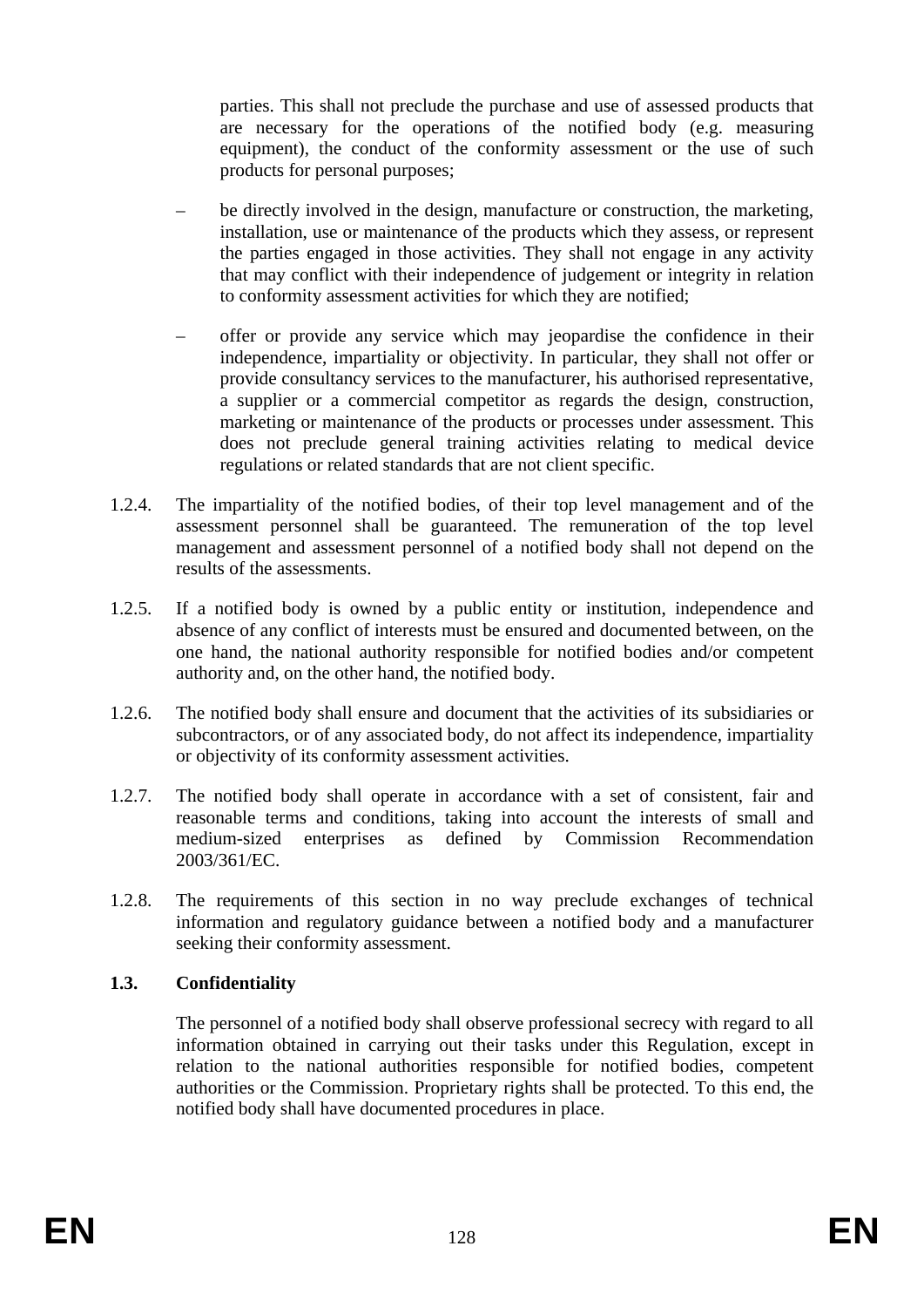parties. This shall not preclude the purchase and use of assessed products that are necessary for the operations of the notified body (e.g. measuring equipment), the conduct of the conformity assessment or the use of such products for personal purposes;

– be directly involved in the design, manufacture or construction, the marketing, installation, use or maintenance of the products which they assess, or represent the parties engaged in those activities. They shall not engage in any activity that may conflict with their independence of judgement or integrity in relation to conformity assessment activities for which they are notified;

– offer or provide any service which may jeopardise the confidence in their independence, impartiality or objectivity. In particular, they shall not offer or provide consultancy services to the manufacturer, his authorised representative, a supplier or a commercial competitor as regards the design, construction, marketing or maintenance of the products or processes under assessment. This does not preclude general training activities relating to medical device regulations or related standards that are not client specific.

1.2.4. The impartiality of the notified bodies, of their top level management and of the assessment personnel shall be guaranteed. The remuneration of the top level management and assessment personnel of a notified body shall not depend on the results of the assessments.

1.2.5. If a notified body is owned by a public entity or institution, independence and absence of any conflict of interests must be ensured and documented between, on the one hand, the national authority responsible for notified bodies and/or competent authority and, on the other hand, the notified body.

1.2.6. The notified body shall ensure and document that the activities of its subsidiaries or subcontractors, or of any associated body, do not affect its independence, impartiality or objectivity of its conformity assessment activities.

1.2.7. The notified body shall operate in accordance with a set of consistent, fair and reasonable terms and conditions, taking into account the interests of small and medium-sized enterprises as defined by Commission Recommendation 2003/361/EC.

1.2.8. The requirements of this section in no way preclude exchanges of technical information and regulatory guidance between a notified body and a manufacturer seeking their conformity assessment.

**1.3. Confidentiality**

The personnel of a notified body shall observe professional secrecy with regard to all information obtained in carrying out their tasks under this Regulation, except in relation to the national authorities responsible for notified bodies, competent authorities or the Commission. Proprietary rights shall be protected. To this end, the notified body shall have documented procedures in place.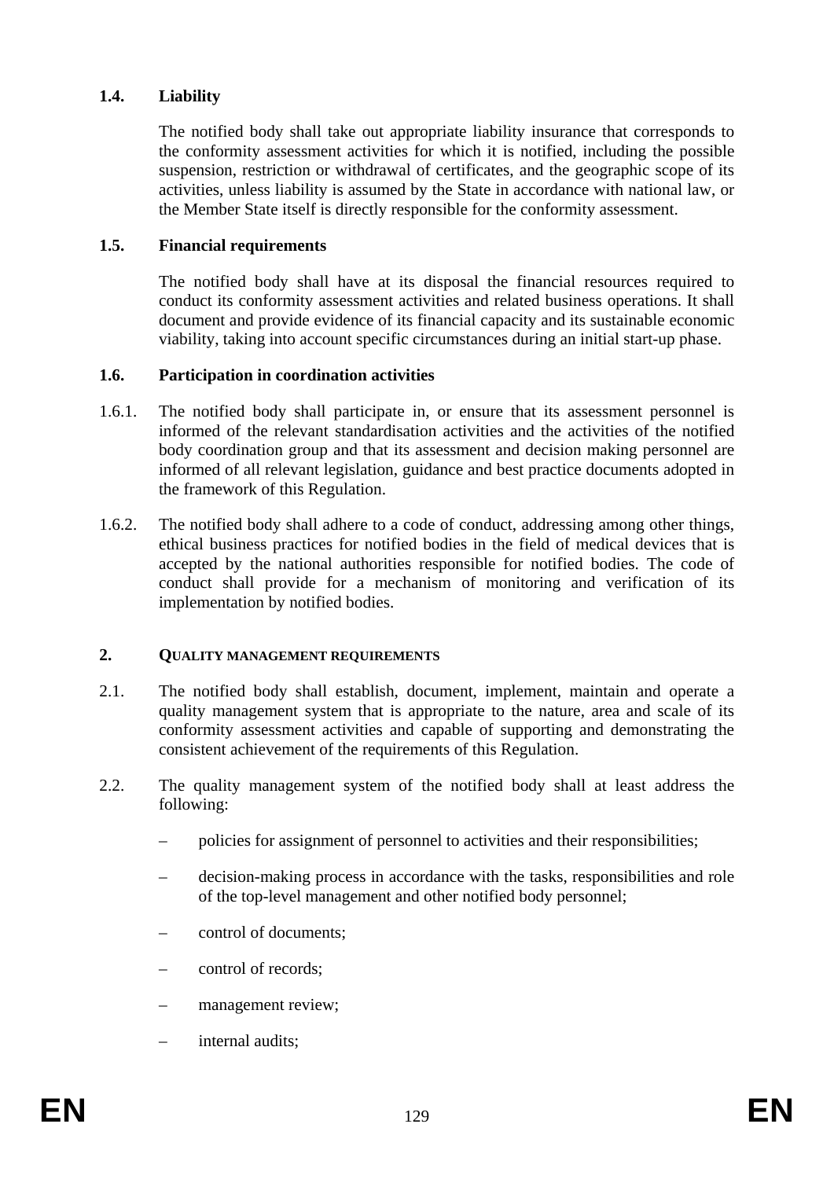### 1.4. Liability

The notified body shall take out appropriate liability insurance that corresponds to the conformity assessment activities for which it is notified, including the possible suspension, restriction or withdrawal of certificates, and the geographic scope of its activities, unless liability is assumed by the State in accordance with national law, or the Member State itself is directly responsible for the conformity assessment.

### 1.5. Financial requirements

The notified body shall have at its disposal the financial resources required to conduct its conformity assessment activities and related business operations. It shall document and provide evidence of its financial capacity and its sustainable economic viability, taking into account specific circumstances during an initial start-up phase.

### 1.6. Participation in coordination activities

1.6.1. The notified body shall participate in, or ensure that its assessment personnel is informed of the relevant standardisation activities and the activities of the notified body coordination group and that its assessment and decision making personnel are informed of all relevant legislation, guidance and best practice documents adopted in the framework of this Regulation.

1.6.2. The notified body shall adhere to a code of conduct, addressing among other things, ethical business practices for notified bodies in the field of medical devices that is accepted by the national authorities responsible for notified bodies. The code of conduct shall provide for a mechanism of monitoring and verification of its implementation by notified bodies.

## 2. QUALITY MANAGEMENT REQUIREMENTS

2.1. The notified body shall establish, document, implement, maintain and operate a quality management system that is appropriate to the nature, area and scale of its conformity assessment activities and capable of supporting and demonstrating the consistent achievement of the requirements of this Regulation.

2.2. The quality management system of the notified body shall at least address the following:

- policies for assignment of personnel to activities and their responsibilities;
- decision-making process in accordance with the tasks, responsibilities and role of the top-level management and other notified body personnel;
- control of documents;
- control of records;
- management review;
- internal audits;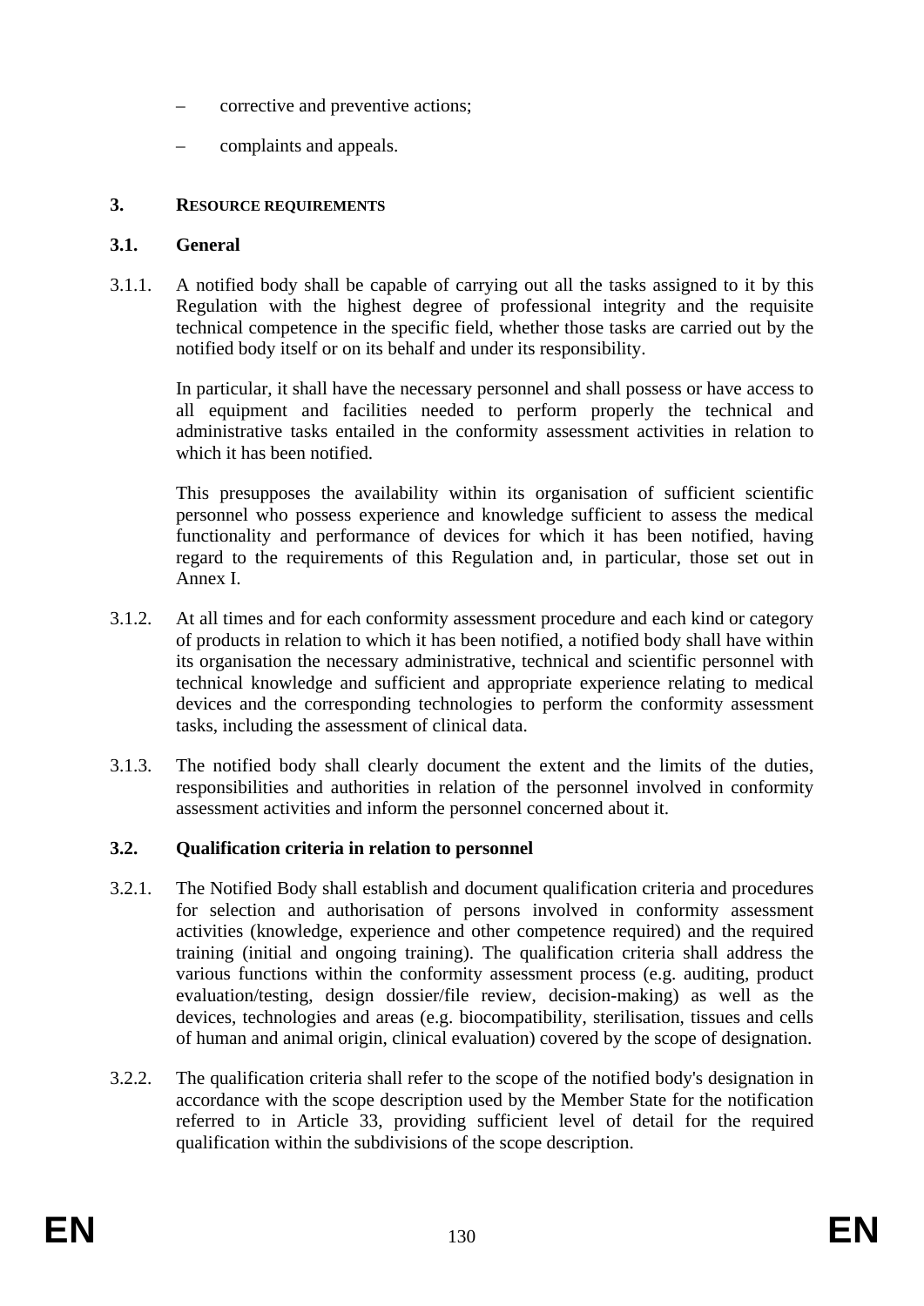– corrective and preventive actions;

– complaints and appeals.

## 3. RESOURCE REQUIREMENTS

### 3.1. General

3.1.1. A notified body shall be capable of carrying out all the tasks assigned to it by this Regulation with the highest degree of professional integrity and the requisite technical competence in the specific field, whether those tasks are carried out by the notified body itself or on its behalf and under its responsibility.

In particular, it shall have the necessary personnel and shall possess or have access to all equipment and facilities needed to perform properly the technical and administrative tasks entailed in the conformity assessment activities in relation to which it has been notified.

This presupposes the availability within its organisation of sufficient scientific personnel who possess experience and knowledge sufficient to assess the medical functionality and performance of devices for which it has been notified, having regard to the requirements of this Regulation and, in particular, those set out in Annex I.

3.1.2. At all times and for each conformity assessment procedure and each kind or category of products in relation to which it has been notified, a notified body shall have within its organisation the necessary administrative, technical and scientific personnel with technical knowledge and sufficient and appropriate experience relating to medical devices and the corresponding technologies to perform the conformity assessment tasks, including the assessment of clinical data.

3.1.3. The notified body shall clearly document the extent and the limits of the duties, responsibilities and authorities in relation of the personnel involved in conformity assessment activities and inform the personnel concerned about it.

### 3.2. Qualification criteria in relation to personnel

3.2.1. The Notified Body shall establish and document qualification criteria and procedures for selection and authorisation of persons involved in conformity assessment activities (knowledge, experience and other competence required) and the required training (initial and ongoing training). The qualification criteria shall address the various functions within the conformity assessment process (e.g. auditing, product evaluation/testing, design dossier/file review, decision-making) as well as the devices, technologies and areas (e.g. biocompatibility, sterilisation, tissues and cells of human and animal origin, clinical evaluation) covered by the scope of designation.

3.2.2. The qualification criteria shall refer to the scope of the notified body's designation in accordance with the scope description used by the Member State for the notification referred to in Article 33, providing sufficient level of detail for the required qualification within the subdivisions of the scope description.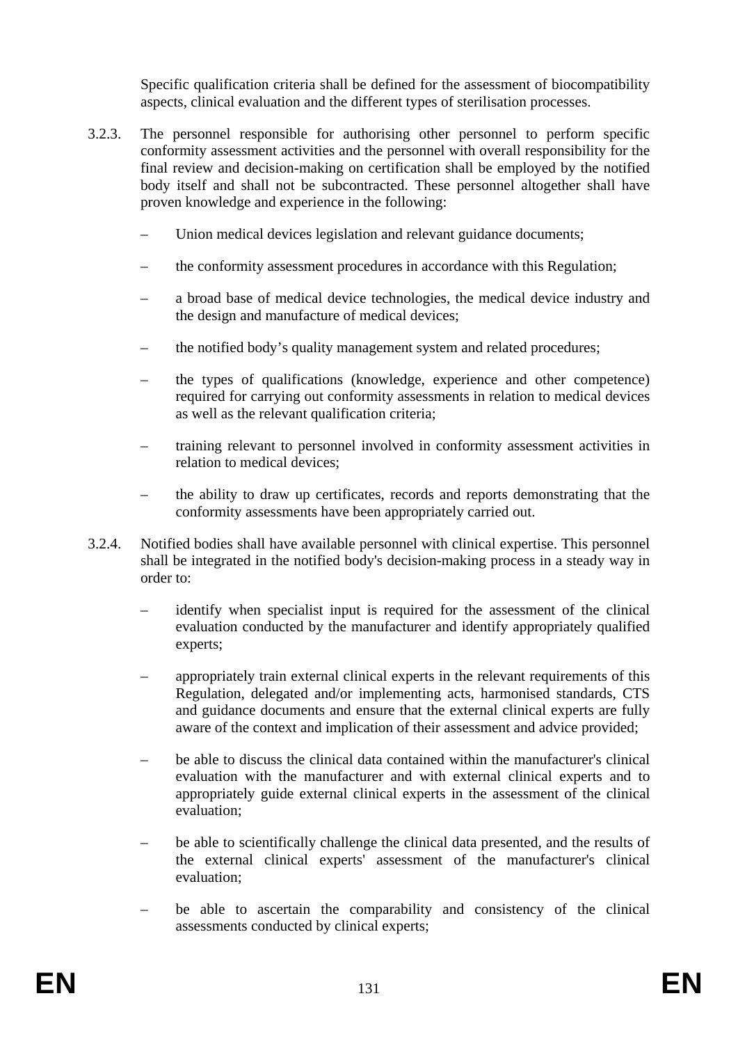Specific qualification criteria shall be defined for the assessment of biocompatibility aspects, clinical evaluation and the different types of sterilisation processes.

3.2.3. The personnel responsible for authorising other personnel to perform specific conformity assessment activities and the personnel with overall responsibility for the final review and decision-making on certification shall be employed by the notified body itself and shall not be subcontracted. These personnel altogether shall have proven knowledge and experience in the following:

– Union medical devices legislation and relevant guidance documents;

– the conformity assessment procedures in accordance with this Regulation;

– a broad base of medical device technologies, the medical device industry and the design and manufacture of medical devices;

– the notified body's quality management system and related procedures;

– the types of qualifications (knowledge, experience and other competence) required for carrying out conformity assessments in relation to medical devices as well as the relevant qualification criteria;

– training relevant to personnel involved in conformity assessment activities in relation to medical devices;

– the ability to draw up certificates, records and reports demonstrating that the conformity assessments have been appropriately carried out.

3.2.4. Notified bodies shall have available personnel with clinical expertise. This personnel shall be integrated in the notified body's decision-making process in a steady way in order to:

– identify when specialist input is required for the assessment of the clinical evaluation conducted by the manufacturer and identify appropriately qualified experts;

– appropriately train external clinical experts in the relevant requirements of this Regulation, delegated and/or implementing acts, harmonised standards, CTS and guidance documents and ensure that the external clinical experts are fully aware of the context and implication of their assessment and advice provided;

– be able to discuss the clinical data contained within the manufacturer's clinical evaluation with the manufacturer and with external clinical experts and to appropriately guide external clinical experts in the assessment of the clinical evaluation;

– be able to scientifically challenge the clinical data presented, and the results of the external clinical experts' assessment of the manufacturer's clinical evaluation;

– be able to ascertain the comparability and consistency of the clinical assessments conducted by clinical experts;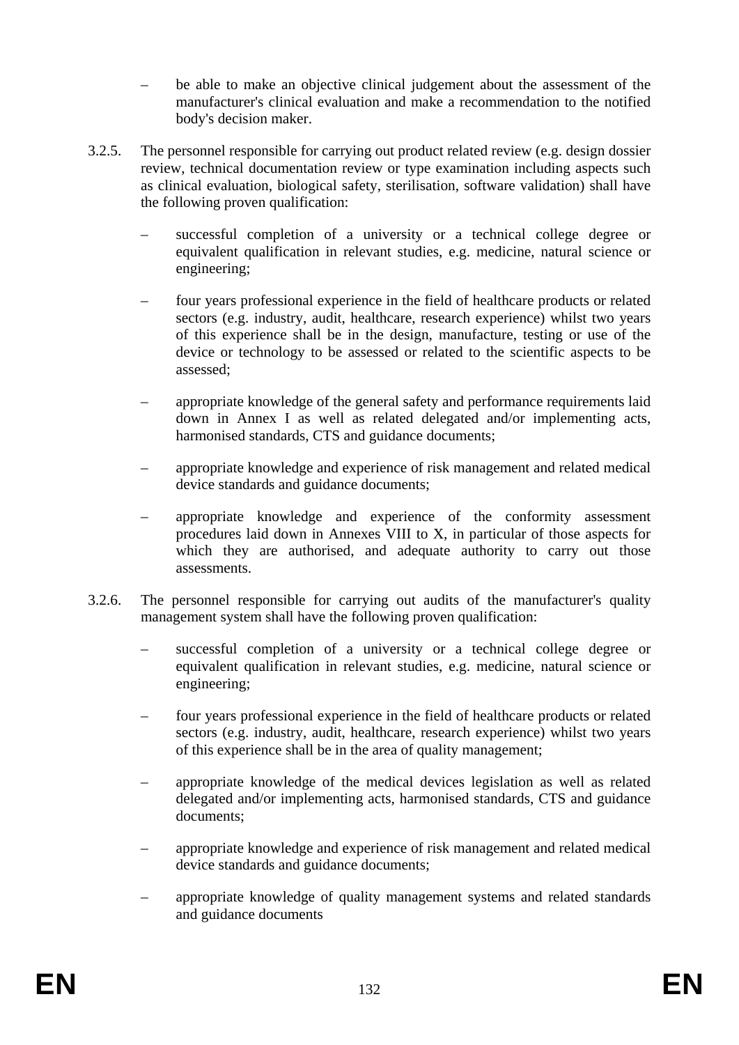- be able to make an objective clinical judgement about the assessment of the manufacturer's clinical evaluation and make a recommendation to the notified body's decision maker.

3.2.5. The personnel responsible for carrying out product related review (e.g. design dossier review, technical documentation review or type examination including aspects such as clinical evaluation, biological safety, sterilisation, software validation) shall have the following proven qualification:

- successful completion of a university or a technical college degree or equivalent qualification in relevant studies, e.g. medicine, natural science or engineering;
- four years professional experience in the field of healthcare products or related sectors (e.g. industry, audit, healthcare, research experience) whilst two years of this experience shall be in the design, manufacture, testing or use of the device or technology to be assessed or related to the scientific aspects to be assessed;
- appropriate knowledge of the general safety and performance requirements laid down in Annex I as well as related delegated and/or implementing acts, harmonised standards, CTS and guidance documents;
- appropriate knowledge and experience of risk management and related medical device standards and guidance documents;
- appropriate knowledge and experience of the conformity assessment procedures laid down in Annexes VIII to X, in particular of those aspects for which they are authorised, and adequate authority to carry out those assessments.

3.2.6. The personnel responsible for carrying out audits of the manufacturer's quality management system shall have the following proven qualification:

- successful completion of a university or a technical college degree or equivalent qualification in relevant studies, e.g. medicine, natural science or engineering;
- four years professional experience in the field of healthcare products or related sectors (e.g. industry, audit, healthcare, research experience) whilst two years of this experience shall be in the area of quality management;
- appropriate knowledge of the medical devices legislation as well as related delegated and/or implementing acts, harmonised standards, CTS and guidance documents;
- appropriate knowledge and experience of risk management and related medical device standards and guidance documents;
- appropriate knowledge of quality management systems and related standards and guidance documents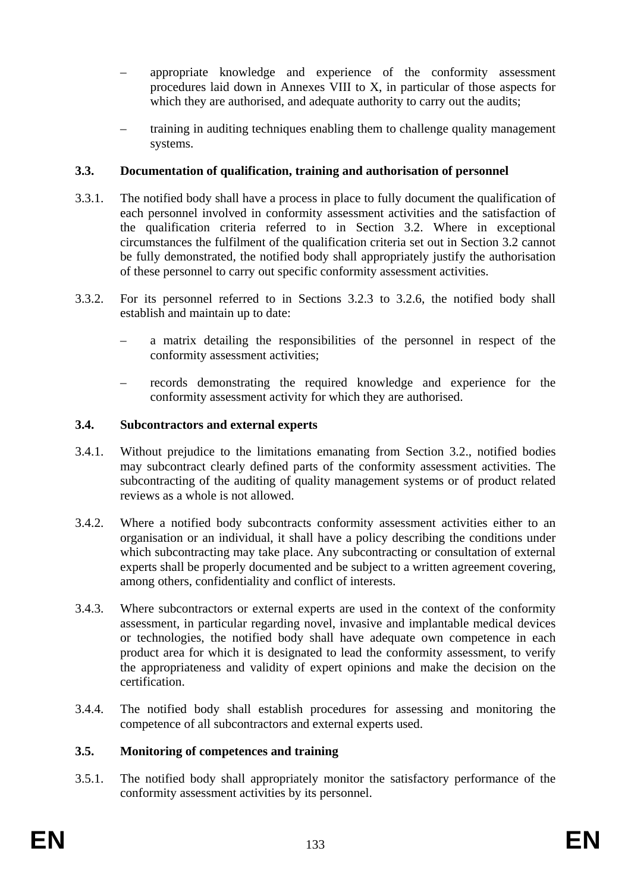- appropriate knowledge and experience of the conformity assessment procedures laid down in Annexes VIII to X, in particular of those aspects for which they are authorised, and adequate authority to carry out the audits;
- training in auditing techniques enabling them to challenge quality management systems.

### 3.3. Documentation of qualification, training and authorisation of personnel

3.3.1. The notified body shall have a process in place to fully document the qualification of each personnel involved in conformity assessment activities and the satisfaction of the qualification criteria referred to in Section 3.2. Where in exceptional circumstances the fulfilment of the qualification criteria set out in Section 3.2 cannot be fully demonstrated, the notified body shall appropriately justify the authorisation of these personnel to carry out specific conformity assessment activities.

3.3.2. For its personnel referred to in Sections 3.2.3 to 3.2.6, the notified body shall establish and maintain up to date:

- a matrix detailing the responsibilities of the personnel in respect of the conformity assessment activities;
- records demonstrating the required knowledge and experience for the conformity assessment activity for which they are authorised.

### 3.4. Subcontractors and external experts

3.4.1. Without prejudice to the limitations emanating from Section 3.2., notified bodies may subcontract clearly defined parts of the conformity assessment activities. The subcontracting of the auditing of quality management systems or of product related reviews as a whole is not allowed.

3.4.2. Where a notified body subcontracts conformity assessment activities either to an organisation or an individual, it shall have a policy describing the conditions under which subcontracting may take place. Any subcontracting or consultation of external experts shall be properly documented and be subject to a written agreement covering, among others, confidentiality and conflict of interests.

3.4.3. Where subcontractors or external experts are used in the context of the conformity assessment, in particular regarding novel, invasive and implantable medical devices or technologies, the notified body shall have adequate own competence in each product area for which it is designated to lead the conformity assessment, to verify the appropriateness and validity of expert opinions and make the decision on the certification.

3.4.4. The notified body shall establish procedures for assessing and monitoring the competence of all subcontractors and external experts used.

### 3.5. Monitoring of competences and training

3.5.1. The notified body shall appropriately monitor the satisfactory performance of the conformity assessment activities by its personnel.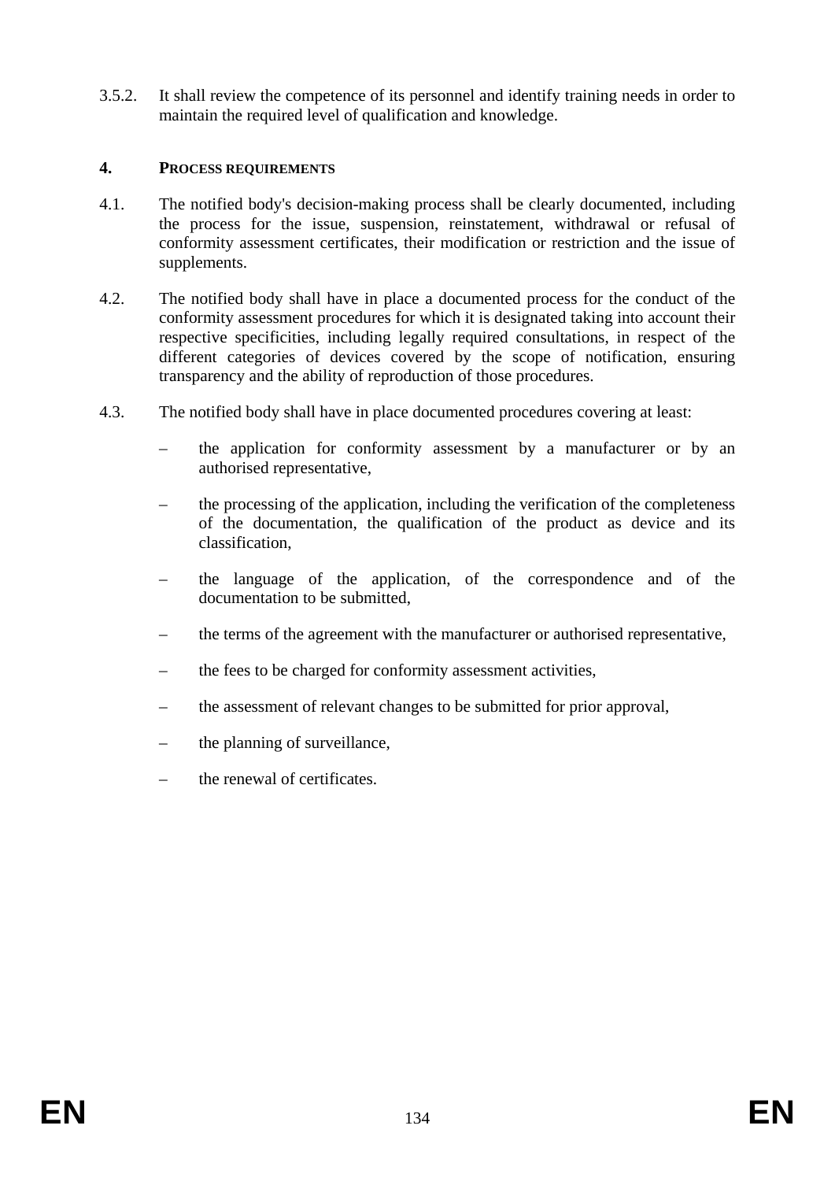3.5.2. It shall review the competence of its personnel and identify training needs in order to maintain the required level of qualification and knowledge.

## 4. PROCESS REQUIREMENTS

4.1. The notified body's decision-making process shall be clearly documented, including the process for the issue, suspension, reinstatement, withdrawal or refusal of conformity assessment certificates, their modification or restriction and the issue of supplements.

4.2. The notified body shall have in place a documented process for the conduct of the conformity assessment procedures for which it is designated taking into account their respective specificities, including legally required consultations, in respect of the different categories of devices covered by the scope of notification, ensuring transparency and the ability of reproduction of those procedures.

4.3. The notified body shall have in place documented procedures covering at least:

– the application for conformity assessment by a manufacturer or by an authorised representative,

– the processing of the application, including the verification of the completeness of the documentation, the qualification of the product as device and its classification,

– the language of the application, of the correspondence and of the documentation to be submitted,

– the terms of the agreement with the manufacturer or authorised representative,

– the fees to be charged for conformity assessment activities,

– the assessment of relevant changes to be submitted for prior approval,

– the planning of surveillance,

– the renewal of certificates.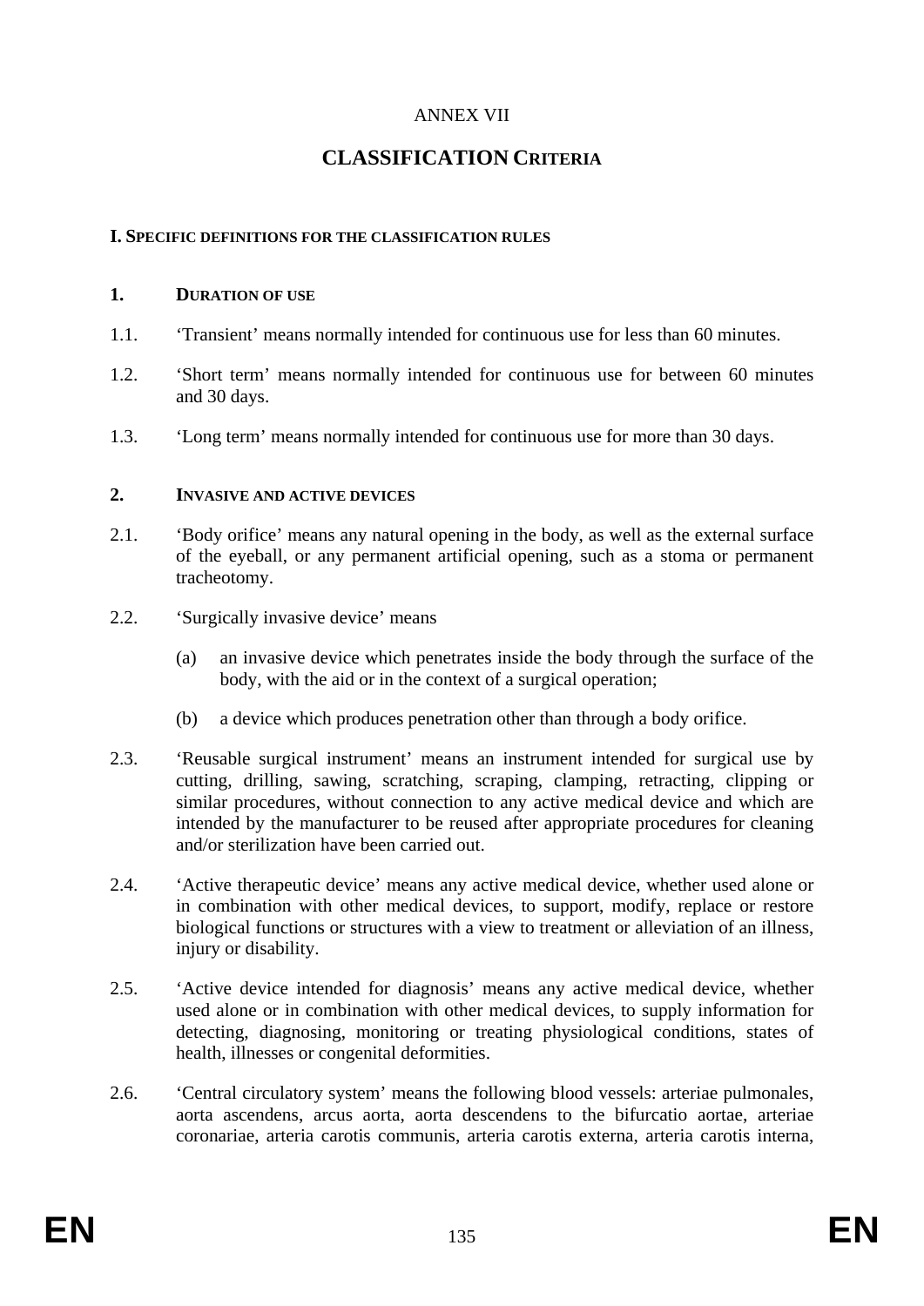ANNEX VII

# CLASSIFICATION CRITERIA

## I. SPECIFIC DEFINITIONS FOR THE CLASSIFICATION RULES

### 1. DURATION OF USE

1.1. 'Transient' means normally intended for continuous use for less than 60 minutes.

1.2. 'Short term' means normally intended for continuous use for between 60 minutes and 30 days.

1.3. 'Long term' means normally intended for continuous use for more than 30 days.

### 2. INVASIVE AND ACTIVE DEVICES

2.1. 'Body orifice' means any natural opening in the body, as well as the external surface of the eyeball, or any permanent artificial opening, such as a stoma or permanent tracheotomy.

2.2. 'Surgically invasive device' means

(a) an invasive device which penetrates inside the body through the surface of the body, with the aid or in the context of a surgical operation;

(b) a device which produces penetration other than through a body orifice.

2.3. 'Reusable surgical instrument' means an instrument intended for surgical use by cutting, drilling, sawing, scratching, scraping, clamping, retracting, clipping or similar procedures, without connection to any active medical device and which are intended by the manufacturer to be reused after appropriate procedures for cleaning and/or sterilization have been carried out.

2.4. 'Active therapeutic device' means any active medical device, whether used alone or in combination with other medical devices, to support, modify, replace or restore biological functions or structures with a view to treatment or alleviation of an illness, injury or disability.

2.5. 'Active device intended for diagnosis' means any active medical device, whether used alone or in combination with other medical devices, to supply information for detecting, diagnosing, monitoring or treating physiological conditions, states of health, illnesses or congenital deformities.

2.6. 'Central circulatory system' means the following blood vessels: arteriae pulmonales, aorta ascendens, arcus aorta, aorta descendens to the bifurcatio aortae, arteriae coronariae, arteria carotis communis, arteria carotis externa, arteria carotis interna,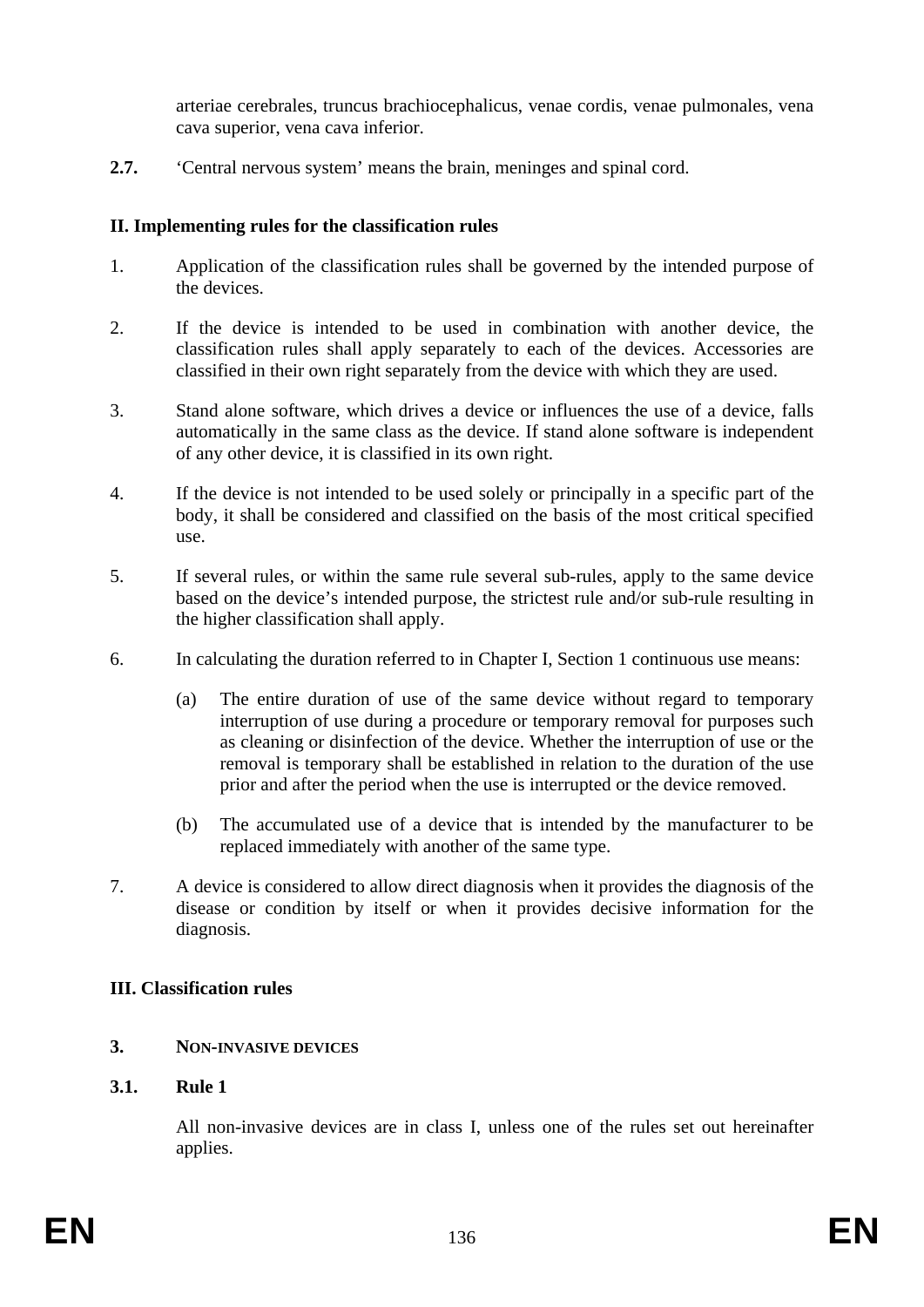arteriae cerebrales, truncus brachiocephalicus, venae cordis, venae pulmonales, vena cava superior, vena cava inferior.

**2.7.** 'Central nervous system' means the brain, meninges and spinal cord.

### II. Implementing rules for the classification rules

1. Application of the classification rules shall be governed by the intended purpose of the devices.

2. If the device is intended to be used in combination with another device, the classification rules shall apply separately to each of the devices. Accessories are classified in their own right separately from the device with which they are used.

3. Stand alone software, which drives a device or influences the use of a device, falls automatically in the same class as the device. If stand alone software is independent of any other device, it is classified in its own right.

4. If the device is not intended to be used solely or principally in a specific part of the body, it shall be considered and classified on the basis of the most critical specified use.

5. If several rules, or within the same rule several sub-rules, apply to the same device based on the device's intended purpose, the strictest rule and/or sub-rule resulting in the higher classification shall apply.

6. In calculating the duration referred to in Chapter I, Section 1 continuous use means:

   (a) The entire duration of use of the same device without regard to temporary interruption of use during a procedure or temporary removal for purposes such as cleaning or disinfection of the device. Whether the interruption of use or the removal is temporary shall be established in relation to the duration of the use prior and after the period when the use is interrupted or the device removed.

   (b) The accumulated use of a device that is intended by the manufacturer to be replaced immediately with another of the same type.

7. A device is considered to allow direct diagnosis when it provides the diagnosis of the disease or condition by itself or when it provides decisive information for the diagnosis.

### III. Classification rules

**3. NON-INVASIVE DEVICES**

**3.1. Rule 1**

All non-invasive devices are in class I, unless one of the rules set out hereinafter applies.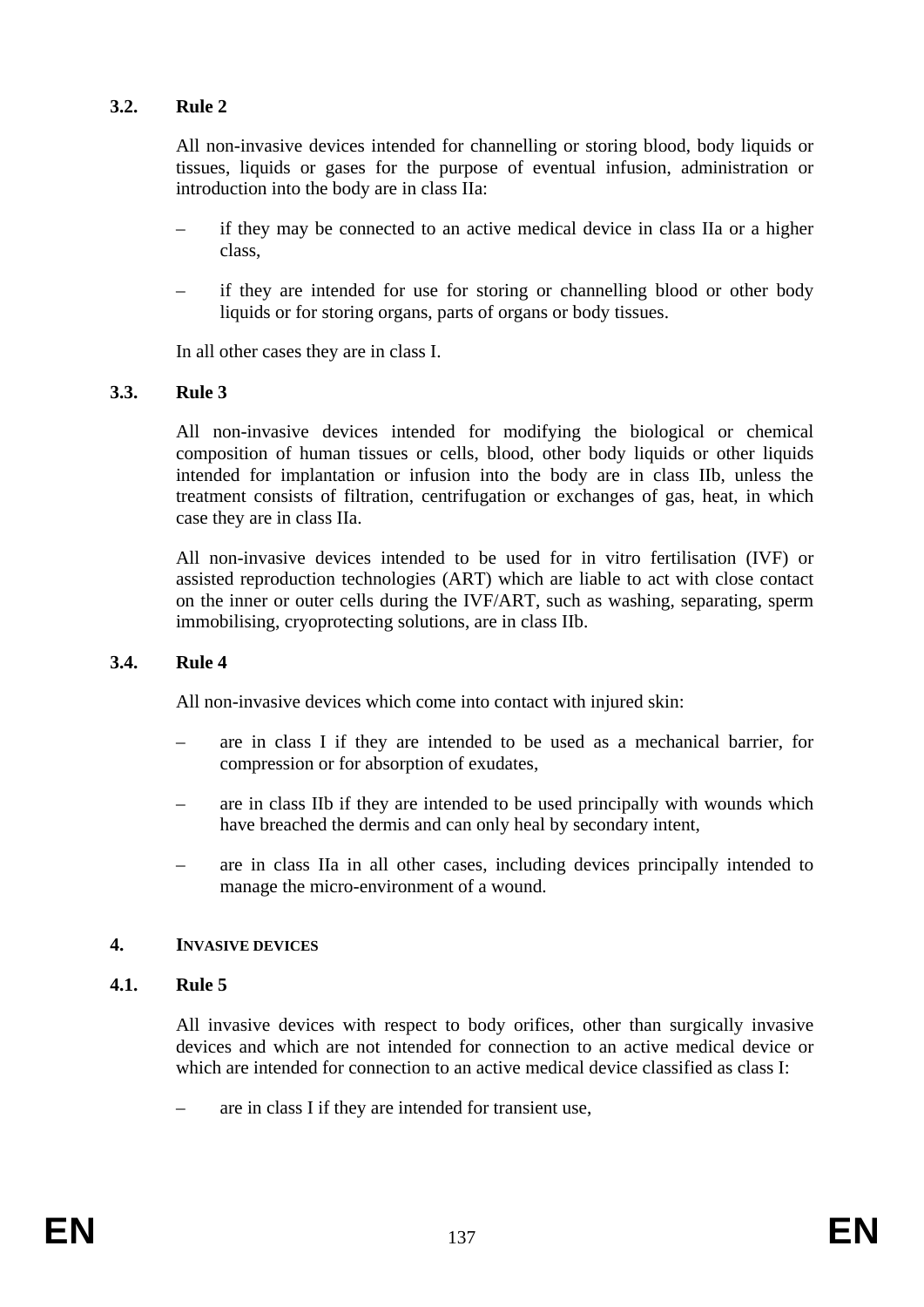### 3.2. Rule 2

All non-invasive devices intended for channelling or storing blood, body liquids or tissues, liquids or gases for the purpose of eventual infusion, administration or introduction into the body are in class IIa:

– if they may be connected to an active medical device in class IIa or a higher class,

– if they are intended for use for storing or channelling blood or other body liquids or for storing organs, parts of organs or body tissues.

In all other cases they are in class I.

### 3.3. Rule 3

All non-invasive devices intended for modifying the biological or chemical composition of human tissues or cells, blood, other body liquids or other liquids intended for implantation or infusion into the body are in class IIb, unless the treatment consists of filtration, centrifugation or exchanges of gas, heat, in which case they are in class IIa.

All non-invasive devices intended to be used for in vitro fertilisation (IVF) or assisted reproduction technologies (ART) which are liable to act with close contact on the inner or outer cells during the IVF/ART, such as washing, separating, sperm immobilising, cryoprotecting solutions, are in class IIb.

### 3.4. Rule 4

All non-invasive devices which come into contact with injured skin:

– are in class I if they are intended to be used as a mechanical barrier, for compression or for absorption of exudates,

– are in class IIb if they are intended to be used principally with wounds which have breached the dermis and can only heal by secondary intent,

– are in class IIa in all other cases, including devices principally intended to manage the micro-environment of a wound.

## 4. INVASIVE DEVICES

### 4.1. Rule 5

All invasive devices with respect to body orifices, other than surgically invasive devices and which are not intended for connection to an active medical device or which are intended for connection to an active medical device classified as class I:

– are in class I if they are intended for transient use,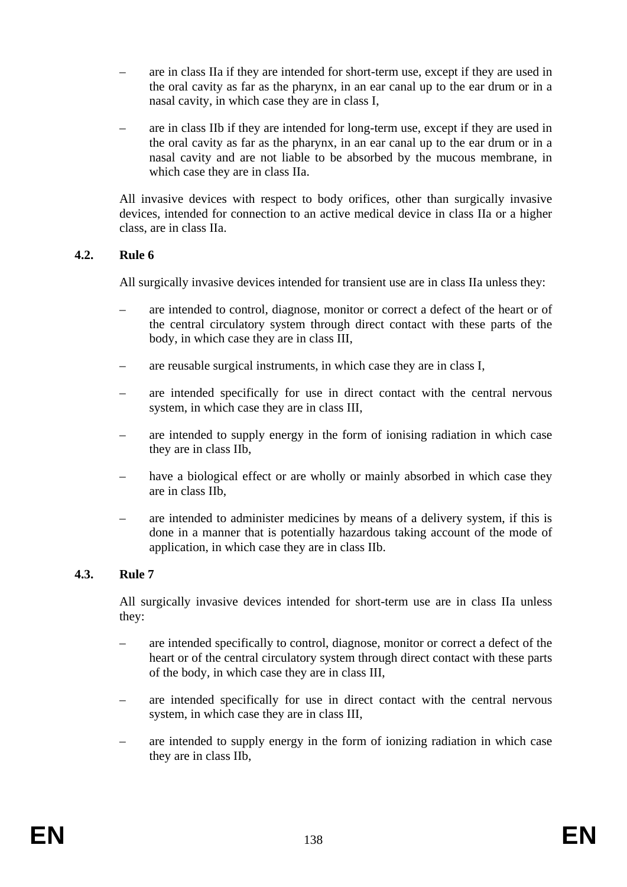- are in class IIa if they are intended for short-term use, except if they are used in the oral cavity as far as the pharynx, in an ear canal up to the ear drum or in a nasal cavity, in which case they are in class I,
- are in class IIb if they are intended for long-term use, except if they are used in the oral cavity as far as the pharynx, in an ear canal up to the ear drum or in a nasal cavity and are not liable to be absorbed by the mucous membrane, in which case they are in class IIa.

All invasive devices with respect to body orifices, other than surgically invasive devices, intended for connection to an active medical device in class IIa or a higher class, are in class IIa.

### 4.2. Rule 6

All surgically invasive devices intended for transient use are in class IIa unless they:

- are intended to control, diagnose, monitor or correct a defect of the heart or of the central circulatory system through direct contact with these parts of the body, in which case they are in class III,
- are reusable surgical instruments, in which case they are in class I,
- are intended specifically for use in direct contact with the central nervous system, in which case they are in class III,
- are intended to supply energy in the form of ionising radiation in which case they are in class IIb,
- have a biological effect or are wholly or mainly absorbed in which case they are in class IIb,
- are intended to administer medicines by means of a delivery system, if this is done in a manner that is potentially hazardous taking account of the mode of application, in which case they are in class IIb.

### 4.3. Rule 7

All surgically invasive devices intended for short-term use are in class IIa unless they:

- are intended specifically to control, diagnose, monitor or correct a defect of the heart or of the central circulatory system through direct contact with these parts of the body, in which case they are in class III,
- are intended specifically for use in direct contact with the central nervous system, in which case they are in class III,
- are intended to supply energy in the form of ionizing radiation in which case they are in class IIb,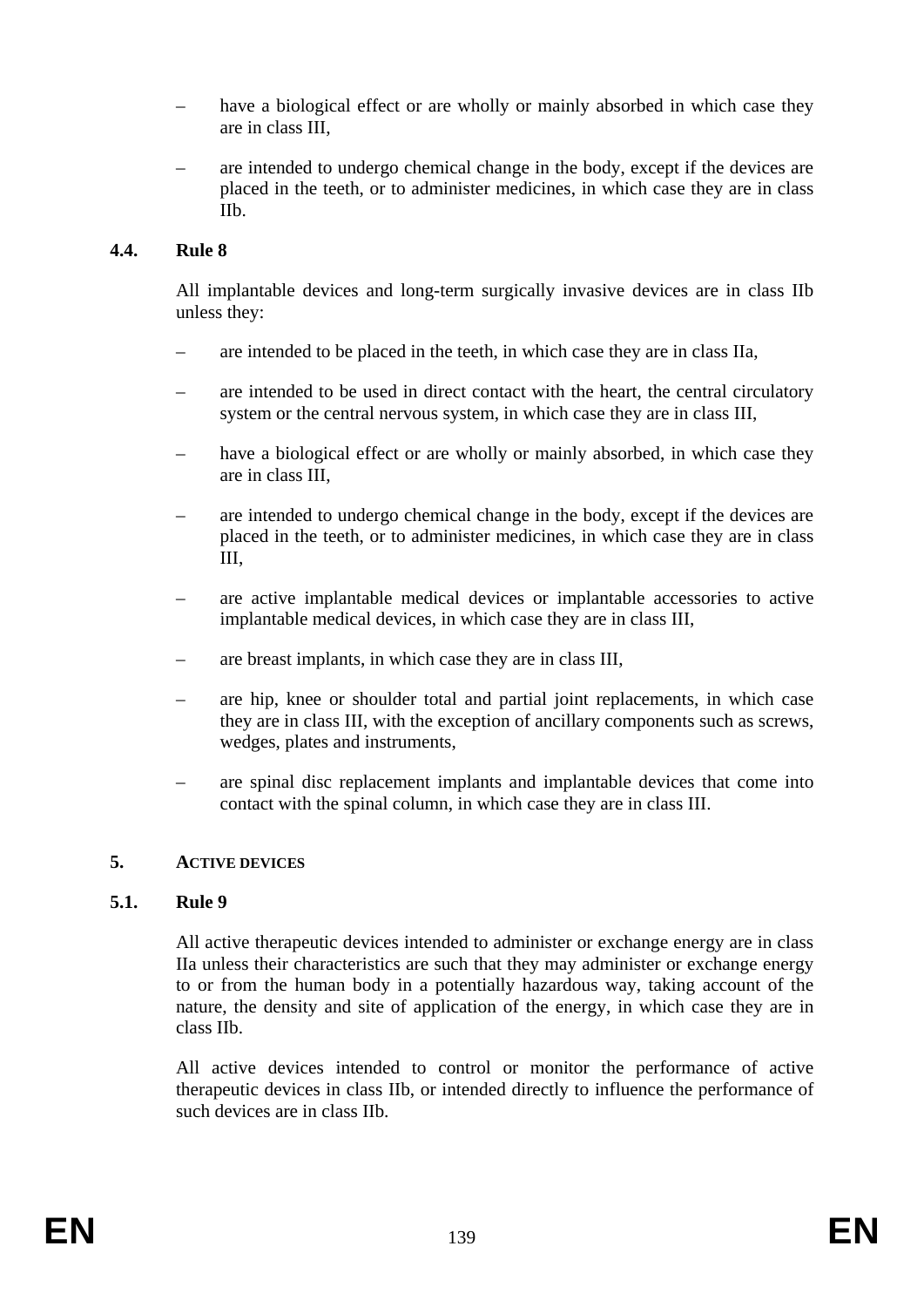– have a biological effect or are wholly or mainly absorbed in which case they are in class III,

– are intended to undergo chemical change in the body, except if the devices are placed in the teeth, or to administer medicines, in which case they are in class IIb.

### 4.4. Rule 8

All implantable devices and long-term surgically invasive devices are in class IIb unless they:

– are intended to be placed in the teeth, in which case they are in class IIa,

– are intended to be used in direct contact with the heart, the central circulatory system or the central nervous system, in which case they are in class III,

– have a biological effect or are wholly or mainly absorbed, in which case they are in class III,

– are intended to undergo chemical change in the body, except if the devices are placed in the teeth, or to administer medicines, in which case they are in class III,

– are active implantable medical devices or implantable accessories to active implantable medical devices, in which case they are in class III,

– are breast implants, in which case they are in class III,

– are hip, knee or shoulder total and partial joint replacements, in which case they are in class III, with the exception of ancillary components such as screws, wedges, plates and instruments,

– are spinal disc replacement implants and implantable devices that come into contact with the spinal column, in which case they are in class III.

## 5. ACTIVE DEVICES

### 5.1. Rule 9

All active therapeutic devices intended to administer or exchange energy are in class IIa unless their characteristics are such that they may administer or exchange energy to or from the human body in a potentially hazardous way, taking account of the nature, the density and site of application of the energy, in which case they are in class IIb.

All active devices intended to control or monitor the performance of active therapeutic devices in class IIb, or intended directly to influence the performance of such devices are in class IIb.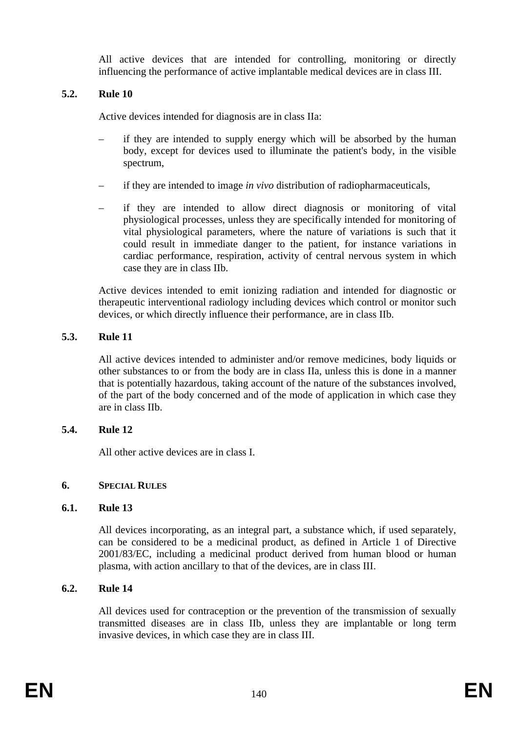All active devices that are intended for controlling, monitoring or directly influencing the performance of active implantable medical devices are in class III.

### 5.2. Rule 10

Active devices intended for diagnosis are in class IIa:

- if they are intended to supply energy which will be absorbed by the human body, except for devices used to illuminate the patient's body, in the visible spectrum,
- if they are intended to image *in vivo* distribution of radiopharmaceuticals,
- if they are intended to allow direct diagnosis or monitoring of vital physiological processes, unless they are specifically intended for monitoring of vital physiological parameters, where the nature of variations is such that it could result in immediate danger to the patient, for instance variations in cardiac performance, respiration, activity of central nervous system in which case they are in class IIb.

Active devices intended to emit ionizing radiation and intended for diagnostic or therapeutic interventional radiology including devices which control or monitor such devices, or which directly influence their performance, are in class IIb.

### 5.3. Rule 11

All active devices intended to administer and/or remove medicines, body liquids or other substances to or from the body are in class IIa, unless this is done in a manner that is potentially hazardous, taking account of the nature of the substances involved, of the part of the body concerned and of the mode of application in which case they are in class IIb.

### 5.4. Rule 12

All other active devices are in class I.

## 6. SPECIAL RULES

### 6.1. Rule 13

All devices incorporating, as an integral part, a substance which, if used separately, can be considered to be a medicinal product, as defined in Article 1 of Directive 2001/83/EC, including a medicinal product derived from human blood or human plasma, with action ancillary to that of the devices, are in class III.

### 6.2. Rule 14

All devices used for contraception or the prevention of the transmission of sexually transmitted diseases are in class IIb, unless they are implantable or long term invasive devices, in which case they are in class III.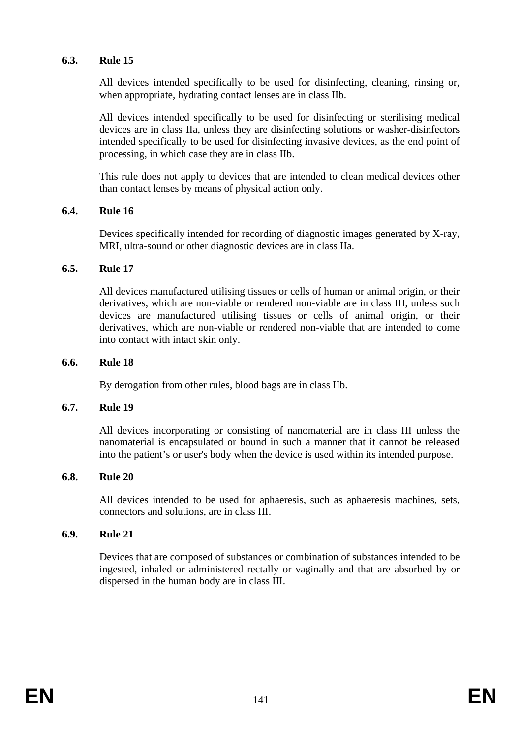### 6.3. Rule 15

All devices intended specifically to be used for disinfecting, cleaning, rinsing or, when appropriate, hydrating contact lenses are in class IIb.

All devices intended specifically to be used for disinfecting or sterilising medical devices are in class IIa, unless they are disinfecting solutions or washer-disinfectors intended specifically to be used for disinfecting invasive devices, as the end point of processing, in which case they are in class IIb.

This rule does not apply to devices that are intended to clean medical devices other than contact lenses by means of physical action only.

### 6.4. Rule 16

Devices specifically intended for recording of diagnostic images generated by X-ray, MRI, ultra-sound or other diagnostic devices are in class IIa.

### 6.5. Rule 17

All devices manufactured utilising tissues or cells of human or animal origin, or their derivatives, which are non-viable or rendered non-viable are in class III, unless such devices are manufactured utilising tissues or cells of animal origin, or their derivatives, which are non-viable or rendered non-viable that are intended to come into contact with intact skin only.

### 6.6. Rule 18

By derogation from other rules, blood bags are in class IIb.

### 6.7. Rule 19

All devices incorporating or consisting of nanomaterial are in class III unless the nanomaterial is encapsulated or bound in such a manner that it cannot be released into the patient's or user's body when the device is used within its intended purpose.

### 6.8. Rule 20

All devices intended to be used for aphaeresis, such as aphaeresis machines, sets, connectors and solutions, are in class III.

### 6.9. Rule 21

Devices that are composed of substances or combination of substances intended to be ingested, inhaled or administered rectally or vaginally and that are absorbed by or dispersed in the human body are in class III.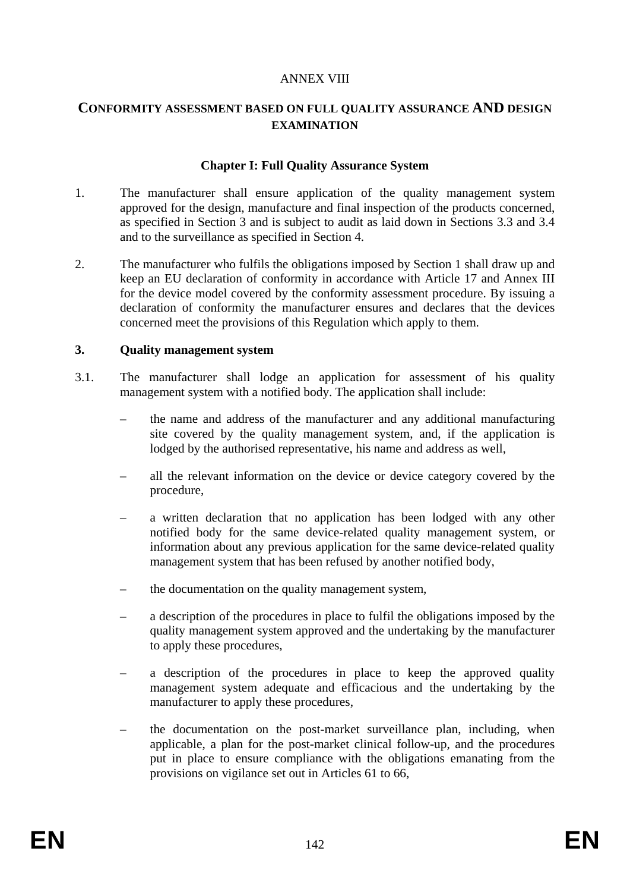ANNEX VIII

# CONFORMITY ASSESSMENT BASED ON FULL QUALITY ASSURANCE AND DESIGN EXAMINATION

## Chapter I: Full Quality Assurance System

1. The manufacturer shall ensure application of the quality management system approved for the design, manufacture and final inspection of the products concerned, as specified in Section 3 and is subject to audit as laid down in Sections 3.3 and 3.4 and to the surveillance as specified in Section 4.

2. The manufacturer who fulfils the obligations imposed by Section 1 shall draw up and keep an EU declaration of conformity in accordance with Article 17 and Annex III for the device model covered by the conformity assessment procedure. By issuing a declaration of conformity the manufacturer ensures and declares that the devices concerned meet the provisions of this Regulation which apply to them.

**3. Quality management system**

3.1. The manufacturer shall lodge an application for assessment of his quality management system with a notified body. The application shall include:

- the name and address of the manufacturer and any additional manufacturing site covered by the quality management system, and, if the application is lodged by the authorised representative, his name and address as well,
- all the relevant information on the device or device category covered by the procedure,
- a written declaration that no application has been lodged with any other notified body for the same device-related quality management system, or information about any previous application for the same device-related quality management system that has been refused by another notified body,
- the documentation on the quality management system,
- a description of the procedures in place to fulfil the obligations imposed by the quality management system approved and the undertaking by the manufacturer to apply these procedures,
- a description of the procedures in place to keep the approved quality management system adequate and efficacious and the undertaking by the manufacturer to apply these procedures,
- the documentation on the post-market surveillance plan, including, when applicable, a plan for the post-market clinical follow-up, and the procedures put in place to ensure compliance with the obligations emanating from the provisions on vigilance set out in Articles 61 to 66,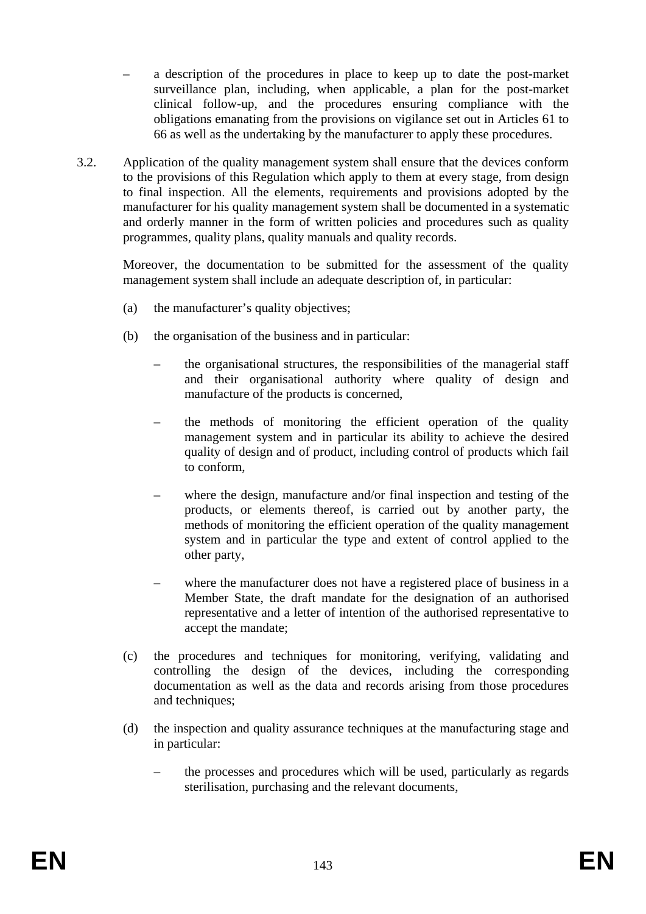- a description of the procedures in place to keep up to date the post-market surveillance plan, including, when applicable, a plan for the post-market clinical follow-up, and the procedures ensuring compliance with the obligations emanating from the provisions on vigilance set out in Articles 61 to 66 as well as the undertaking by the manufacturer to apply these procedures.

3.2. Application of the quality management system shall ensure that the devices conform to the provisions of this Regulation which apply to them at every stage, from design to final inspection. All the elements, requirements and provisions adopted by the manufacturer for his quality management system shall be documented in a systematic and orderly manner in the form of written policies and procedures such as quality programmes, quality plans, quality manuals and quality records.

Moreover, the documentation to be submitted for the assessment of the quality management system shall include an adequate description of, in particular:

(a) the manufacturer's quality objectives;

(b) the organisation of the business and in particular:

- the organisational structures, the responsibilities of the managerial staff and their organisational authority where quality of design and manufacture of the products is concerned,
- the methods of monitoring the efficient operation of the quality management system and in particular its ability to achieve the desired quality of design and of product, including control of products which fail to conform,
- where the design, manufacture and/or final inspection and testing of the products, or elements thereof, is carried out by another party, the methods of monitoring the efficient operation of the quality management system and in particular the type and extent of control applied to the other party,
- where the manufacturer does not have a registered place of business in a Member State, the draft mandate for the designation of an authorised representative and a letter of intention of the authorised representative to accept the mandate;

(c) the procedures and techniques for monitoring, verifying, validating and controlling the design of the devices, including the corresponding documentation as well as the data and records arising from those procedures and techniques;

(d) the inspection and quality assurance techniques at the manufacturing stage and in particular:

- the processes and procedures which will be used, particularly as regards sterilisation, purchasing and the relevant documents,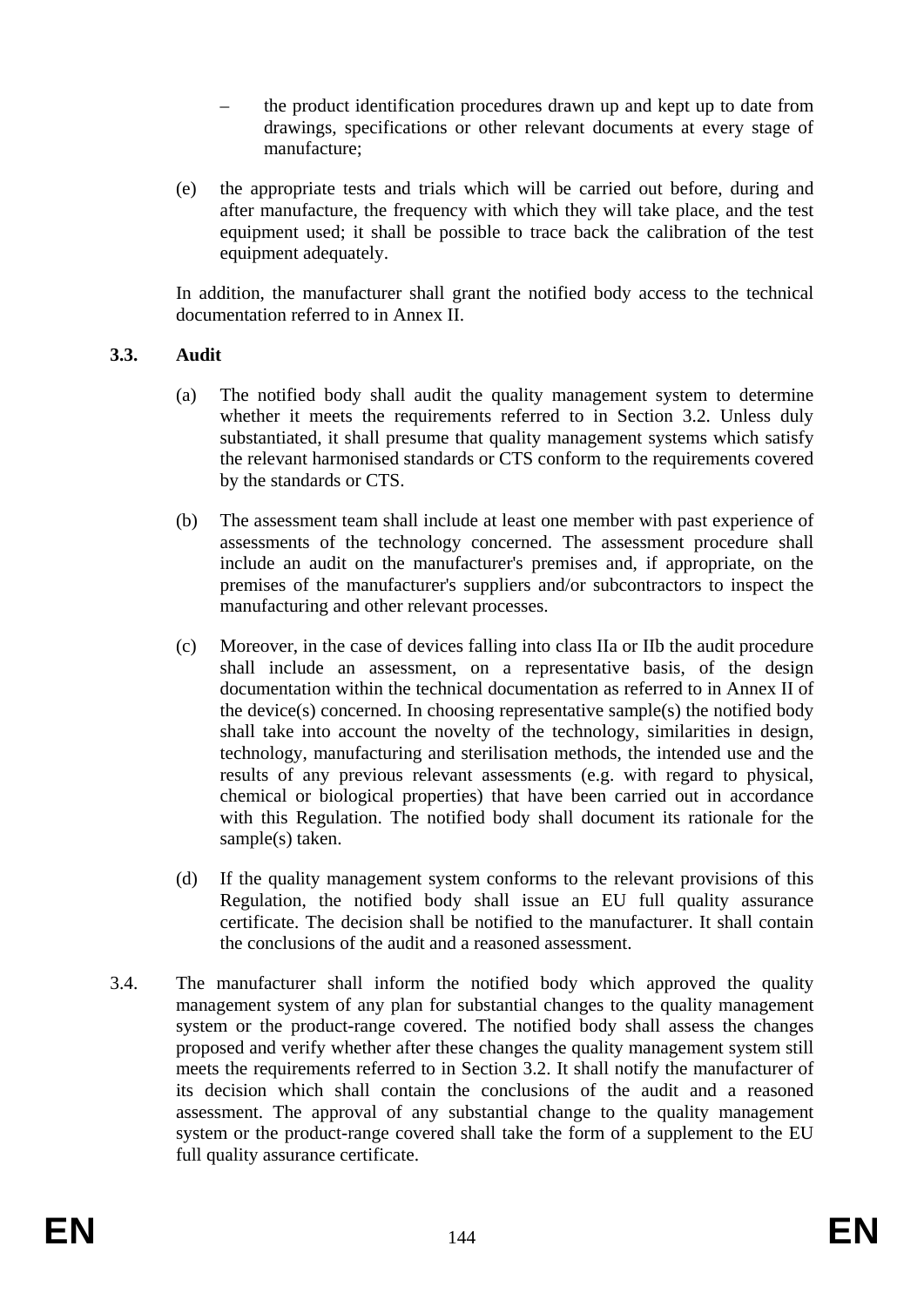- the product identification procedures drawn up and kept up to date from drawings, specifications or other relevant documents at every stage of manufacture;

(e) the appropriate tests and trials which will be carried out before, during and after manufacture, the frequency with which they will take place, and the test equipment used; it shall be possible to trace back the calibration of the test equipment adequately.

In addition, the manufacturer shall grant the notified body access to the technical documentation referred to in Annex II.

**3.3. Audit**

(a) The notified body shall audit the quality management system to determine whether it meets the requirements referred to in Section 3.2. Unless duly substantiated, it shall presume that quality management systems which satisfy the relevant harmonised standards or CTS conform to the requirements covered by the standards or CTS.

(b) The assessment team shall include at least one member with past experience of assessments of the technology concerned. The assessment procedure shall include an audit on the manufacturer's premises and, if appropriate, on the premises of the manufacturer's suppliers and/or subcontractors to inspect the manufacturing and other relevant processes.

(c) Moreover, in the case of devices falling into class IIa or IIb the audit procedure shall include an assessment, on a representative basis, of the design documentation within the technical documentation as referred to in Annex II of the device(s) concerned. In choosing representative sample(s) the notified body shall take into account the novelty of the technology, similarities in design, technology, manufacturing and sterilisation methods, the intended use and the results of any previous relevant assessments (e.g. with regard to physical, chemical or biological properties) that have been carried out in accordance with this Regulation. The notified body shall document its rationale for the sample(s) taken.

(d) If the quality management system conforms to the relevant provisions of this Regulation, the notified body shall issue an EU full quality assurance certificate. The decision shall be notified to the manufacturer. It shall contain the conclusions of the audit and a reasoned assessment.

3.4. The manufacturer shall inform the notified body which approved the quality management system of any plan for substantial changes to the quality management system or the product-range covered. The notified body shall assess the changes proposed and verify whether after these changes the quality management system still meets the requirements referred to in Section 3.2. It shall notify the manufacturer of its decision which shall contain the conclusions of the audit and a reasoned assessment. The approval of any substantial change to the quality management system or the product-range covered shall take the form of a supplement to the EU full quality assurance certificate.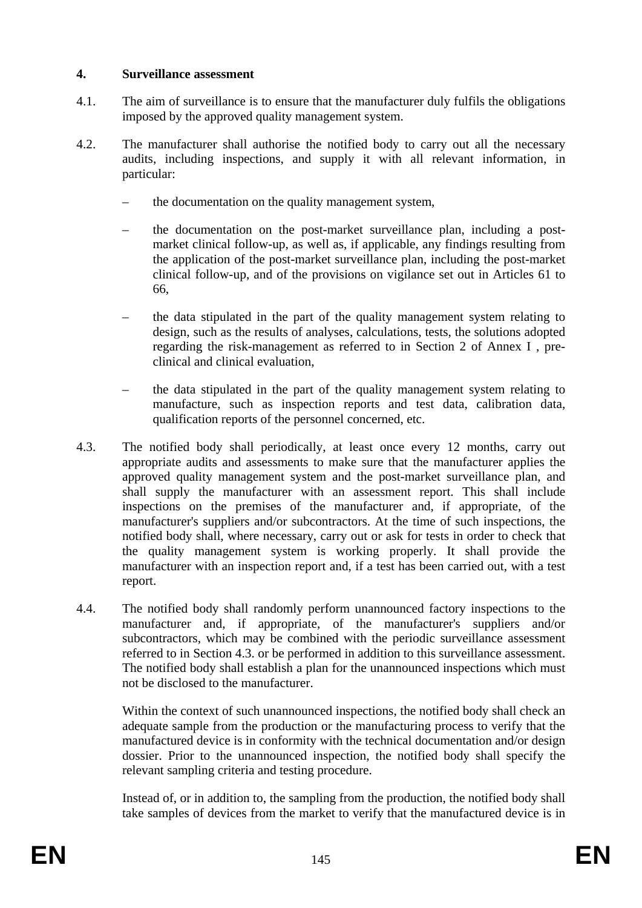**4. Surveillance assessment**

4.1. The aim of surveillance is to ensure that the manufacturer duly fulfils the obligations imposed by the approved quality management system.

4.2. The manufacturer shall authorise the notified body to carry out all the necessary audits, including inspections, and supply it with all relevant information, in particular:

- the documentation on the quality management system,
- the documentation on the post-market surveillance plan, including a post-market clinical follow-up, as well as, if applicable, any findings resulting from the application of the post-market surveillance plan, including the post-market clinical follow-up, and of the provisions on vigilance set out in Articles 61 to 66,
- the data stipulated in the part of the quality management system relating to design, such as the results of analyses, calculations, tests, the solutions adopted regarding the risk-management as referred to in Section 2 of Annex I , pre-clinical and clinical evaluation,
- the data stipulated in the part of the quality management system relating to manufacture, such as inspection reports and test data, calibration data, qualification reports of the personnel concerned, etc.

4.3. The notified body shall periodically, at least once every 12 months, carry out appropriate audits and assessments to make sure that the manufacturer applies the approved quality management system and the post-market surveillance plan, and shall supply the manufacturer with an assessment report. This shall include inspections on the premises of the manufacturer and, if appropriate, of the manufacturer's suppliers and/or subcontractors. At the time of such inspections, the notified body shall, where necessary, carry out or ask for tests in order to check that the quality management system is working properly. It shall provide the manufacturer with an inspection report and, if a test has been carried out, with a test report.

4.4. The notified body shall randomly perform unannounced factory inspections to the manufacturer and, if appropriate, of the manufacturer's suppliers and/or subcontractors, which may be combined with the periodic surveillance assessment referred to in Section 4.3. or be performed in addition to this surveillance assessment. The notified body shall establish a plan for the unannounced inspections which must not be disclosed to the manufacturer.

Within the context of such unannounced inspections, the notified body shall check an adequate sample from the production or the manufacturing process to verify that the manufactured device is in conformity with the technical documentation and/or design dossier. Prior to the unannounced inspection, the notified body shall specify the relevant sampling criteria and testing procedure.

Instead of, or in addition to, the sampling from the production, the notified body shall take samples of devices from the market to verify that the manufactured device is in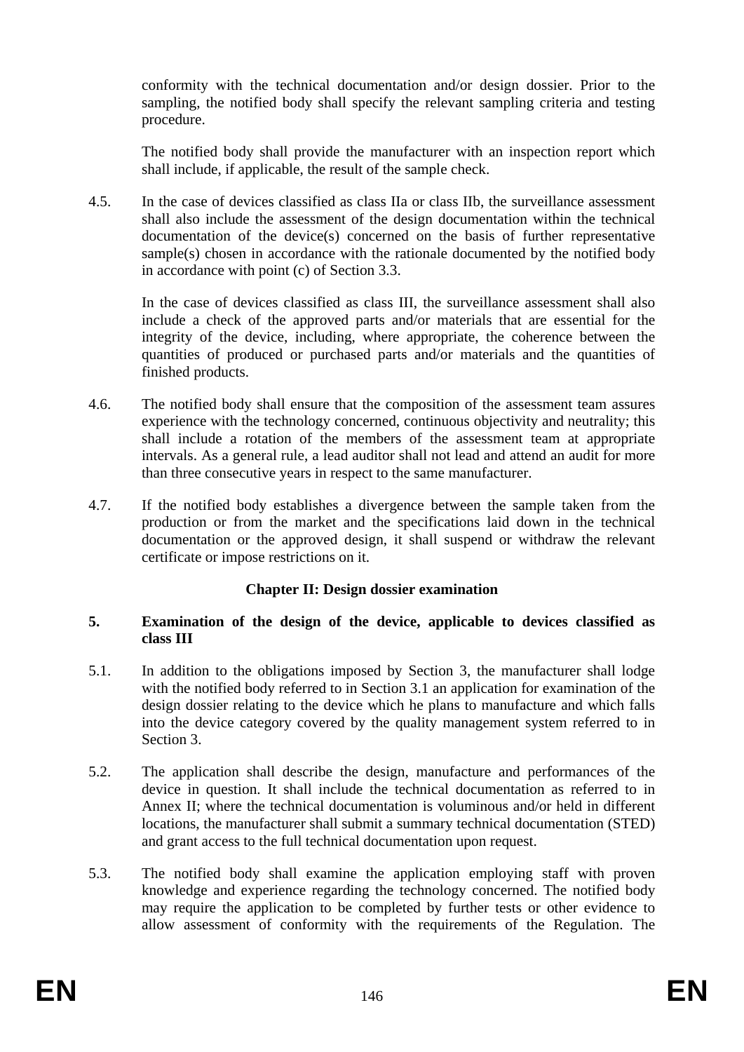conformity with the technical documentation and/or design dossier. Prior to the sampling, the notified body shall specify the relevant sampling criteria and testing procedure.

The notified body shall provide the manufacturer with an inspection report which shall include, if applicable, the result of the sample check.

4.5. In the case of devices classified as class IIa or class IIb, the surveillance assessment shall also include the assessment of the design documentation within the technical documentation of the device(s) concerned on the basis of further representative sample(s) chosen in accordance with the rationale documented by the notified body in accordance with point (c) of Section 3.3.

In the case of devices classified as class III, the surveillance assessment shall also include a check of the approved parts and/or materials that are essential for the integrity of the device, including, where appropriate, the coherence between the quantities of produced or purchased parts and/or materials and the quantities of finished products.

4.6. The notified body shall ensure that the composition of the assessment team assures experience with the technology concerned, continuous objectivity and neutrality; this shall include a rotation of the members of the assessment team at appropriate intervals. As a general rule, a lead auditor shall not lead and attend an audit for more than three consecutive years in respect to the same manufacturer.

4.7. If the notified body establishes a divergence between the sample taken from the production or from the market and the specifications laid down in the technical documentation or the approved design, it shall suspend or withdraw the relevant certificate or impose restrictions on it.

## Chapter II: Design dossier examination

### 5. Examination of the design of the device, applicable to devices classified as class III

5.1. In addition to the obligations imposed by Section 3, the manufacturer shall lodge with the notified body referred to in Section 3.1 an application for examination of the design dossier relating to the device which he plans to manufacture and which falls into the device category covered by the quality management system referred to in Section 3.

5.2. The application shall describe the design, manufacture and performances of the device in question. It shall include the technical documentation as referred to in Annex II; where the technical documentation is voluminous and/or held in different locations, the manufacturer shall submit a summary technical documentation (STED) and grant access to the full technical documentation upon request.

5.3. The notified body shall examine the application employing staff with proven knowledge and experience regarding the technology concerned. The notified body may require the application to be completed by further tests or other evidence to allow assessment of conformity with the requirements of the Regulation. The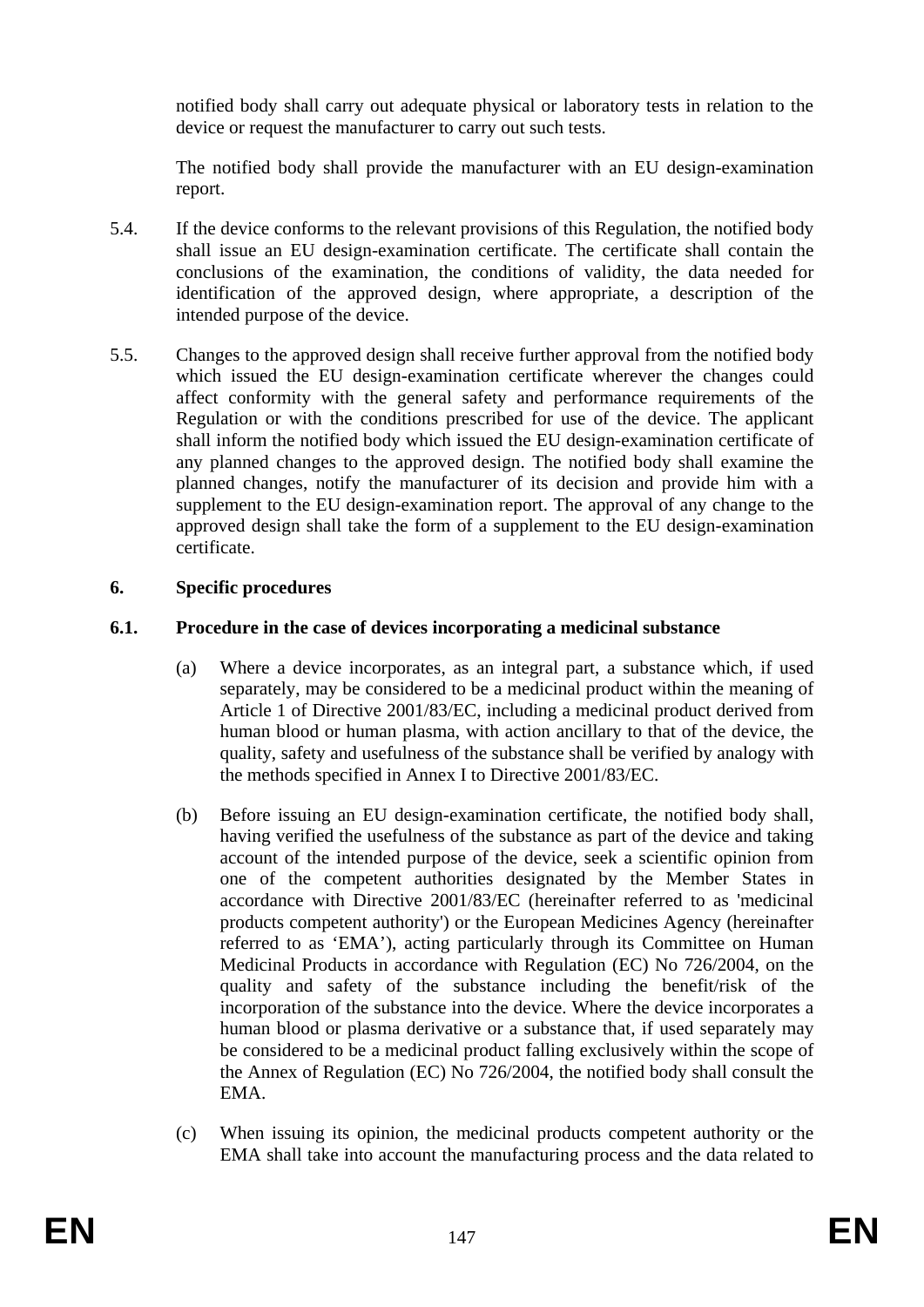notified body shall carry out adequate physical or laboratory tests in relation to the device or request the manufacturer to carry out such tests.

The notified body shall provide the manufacturer with an EU design-examination report.

5.4. If the device conforms to the relevant provisions of this Regulation, the notified body shall issue an EU design-examination certificate. The certificate shall contain the conclusions of the examination, the conditions of validity, the data needed for identification of the approved design, where appropriate, a description of the intended purpose of the device.

5.5. Changes to the approved design shall receive further approval from the notified body which issued the EU design-examination certificate wherever the changes could affect conformity with the general safety and performance requirements of the Regulation or with the conditions prescribed for use of the device. The applicant shall inform the notified body which issued the EU design-examination certificate of any planned changes to the approved design. The notified body shall examine the planned changes, notify the manufacturer of its decision and provide him with a supplement to the EU design-examination report. The approval of any change to the approved design shall take the form of a supplement to the EU design-examination certificate.

**6. Specific procedures**

**6.1. Procedure in the case of devices incorporating a medicinal substance**

(a) Where a device incorporates, as an integral part, a substance which, if used separately, may be considered to be a medicinal product within the meaning of Article 1 of Directive 2001/83/EC, including a medicinal product derived from human blood or human plasma, with action ancillary to that of the device, the quality, safety and usefulness of the substance shall be verified by analogy with the methods specified in Annex I to Directive 2001/83/EC.

(b) Before issuing an EU design-examination certificate, the notified body shall, having verified the usefulness of the substance as part of the device and taking account of the intended purpose of the device, seek a scientific opinion from one of the competent authorities designated by the Member States in accordance with Directive 2001/83/EC (hereinafter referred to as 'medicinal products competent authority') or the European Medicines Agency (hereinafter referred to as 'EMA'), acting particularly through its Committee on Human Medicinal Products in accordance with Regulation (EC) No 726/2004, on the quality and safety of the substance including the benefit/risk of the incorporation of the substance into the device. Where the device incorporates a human blood or plasma derivative or a substance that, if used separately may be considered to be a medicinal product falling exclusively within the scope of the Annex of Regulation (EC) No 726/2004, the notified body shall consult the EMA.

(c) When issuing its opinion, the medicinal products competent authority or the EMA shall take into account the manufacturing process and the data related to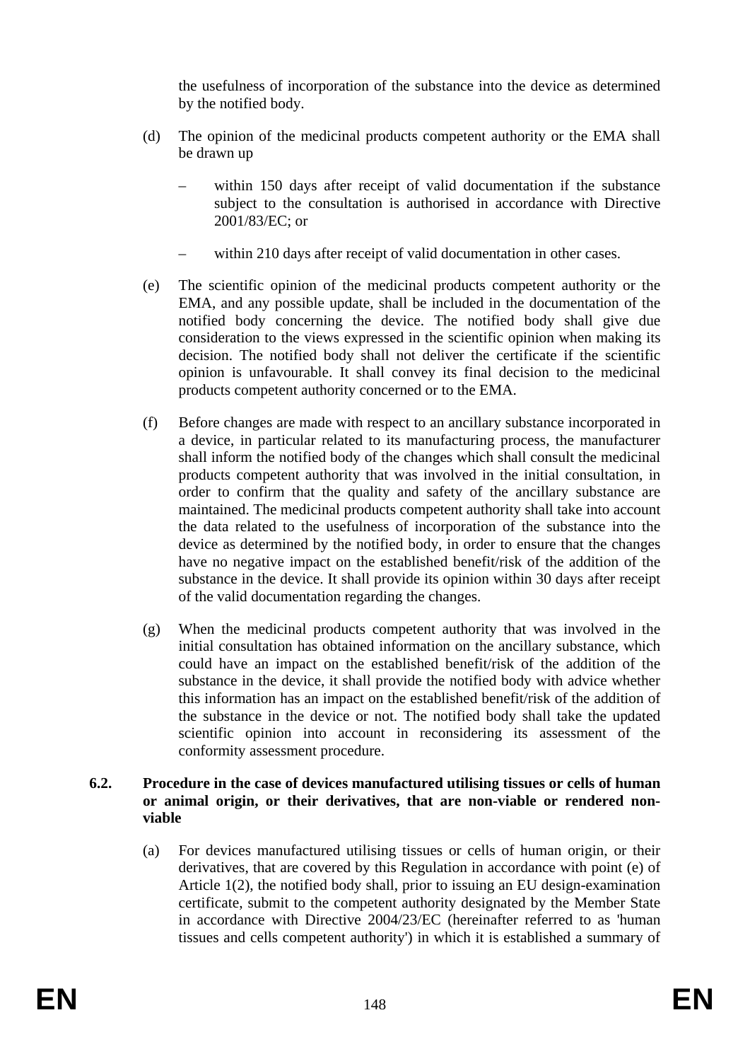the usefulness of incorporation of the substance into the device as determined by the notified body.

(d) The opinion of the medicinal products competent authority or the EMA shall be drawn up

– within 150 days after receipt of valid documentation if the substance subject to the consultation is authorised in accordance with Directive 2001/83/EC; or

– within 210 days after receipt of valid documentation in other cases.

(e) The scientific opinion of the medicinal products competent authority or the EMA, and any possible update, shall be included in the documentation of the notified body concerning the device. The notified body shall give due consideration to the views expressed in the scientific opinion when making its decision. The notified body shall not deliver the certificate if the scientific opinion is unfavourable. It shall convey its final decision to the medicinal products competent authority concerned or to the EMA.

(f) Before changes are made with respect to an ancillary substance incorporated in a device, in particular related to its manufacturing process, the manufacturer shall inform the notified body of the changes which shall consult the medicinal products competent authority that was involved in the initial consultation, in order to confirm that the quality and safety of the ancillary substance are maintained. The medicinal products competent authority shall take into account the data related to the usefulness of incorporation of the substance into the device as determined by the notified body, in order to ensure that the changes have no negative impact on the established benefit/risk of the addition of the substance in the device. It shall provide its opinion within 30 days after receipt of the valid documentation regarding the changes.

(g) When the medicinal products competent authority that was involved in the initial consultation has obtained information on the ancillary substance, which could have an impact on the established benefit/risk of the addition of the substance in the device, it shall provide the notified body with advice whether this information has an impact on the established benefit/risk of the addition of the substance in the device or not. The notified body shall take the updated scientific opinion into account in reconsidering its assessment of the conformity assessment procedure.

**6.2. Procedure in the case of devices manufactured utilising tissues or cells of human or animal origin, or their derivatives, that are non-viable or rendered non-viable**

(a) For devices manufactured utilising tissues or cells of human origin, or their derivatives, that are covered by this Regulation in accordance with point (e) of Article 1(2), the notified body shall, prior to issuing an EU design-examination certificate, submit to the competent authority designated by the Member State in accordance with Directive 2004/23/EC (hereinafter referred to as 'human tissues and cells competent authority') in which it is established a summary of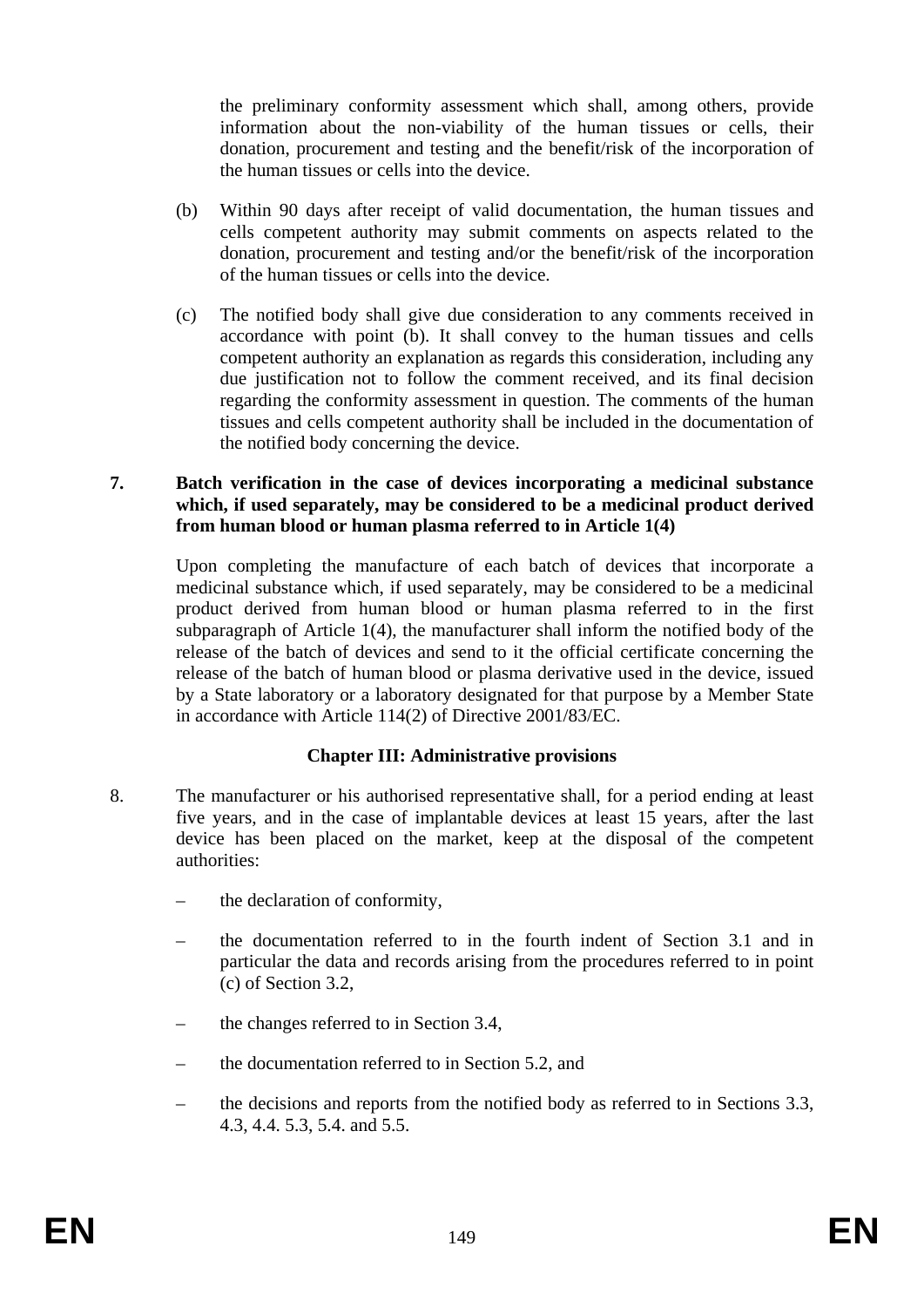the preliminary conformity assessment which shall, among others, provide information about the non-viability of the human tissues or cells, their donation, procurement and testing and the benefit/risk of the incorporation of the human tissues or cells into the device.

(b) Within 90 days after receipt of valid documentation, the human tissues and cells competent authority may submit comments on aspects related to the donation, procurement and testing and/or the benefit/risk of the incorporation of the human tissues or cells into the device.

(c) The notified body shall give due consideration to any comments received in accordance with point (b). It shall convey to the human tissues and cells competent authority an explanation as regards this consideration, including any due justification not to follow the comment received, and its final decision regarding the conformity assessment in question. The comments of the human tissues and cells competent authority shall be included in the documentation of the notified body concerning the device.

**7. Batch verification in the case of devices incorporating a medicinal substance which, if used separately, may be considered to be a medicinal product derived from human blood or human plasma referred to in Article 1(4)**

Upon completing the manufacture of each batch of devices that incorporate a medicinal substance which, if used separately, may be considered to be a medicinal product derived from human blood or human plasma referred to in the first subparagraph of Article 1(4), the manufacturer shall inform the notified body of the release of the batch of devices and send to it the official certificate concerning the release of the batch of human blood or plasma derivative used in the device, issued by a State laboratory or a laboratory designated for that purpose by a Member State in accordance with Article 114(2) of Directive 2001/83/EC.

## Chapter III: Administrative provisions

8. The manufacturer or his authorised representative shall, for a period ending at least five years, and in the case of implantable devices at least 15 years, after the last device has been placed on the market, keep at the disposal of the competent authorities:

– the declaration of conformity,

– the documentation referred to in the fourth indent of Section 3.1 and in particular the data and records arising from the procedures referred to in point (c) of Section 3.2,

– the changes referred to in Section 3.4,

– the documentation referred to in Section 5.2, and

– the decisions and reports from the notified body as referred to in Sections 3.3, 4.3, 4.4. 5.3, 5.4. and 5.5.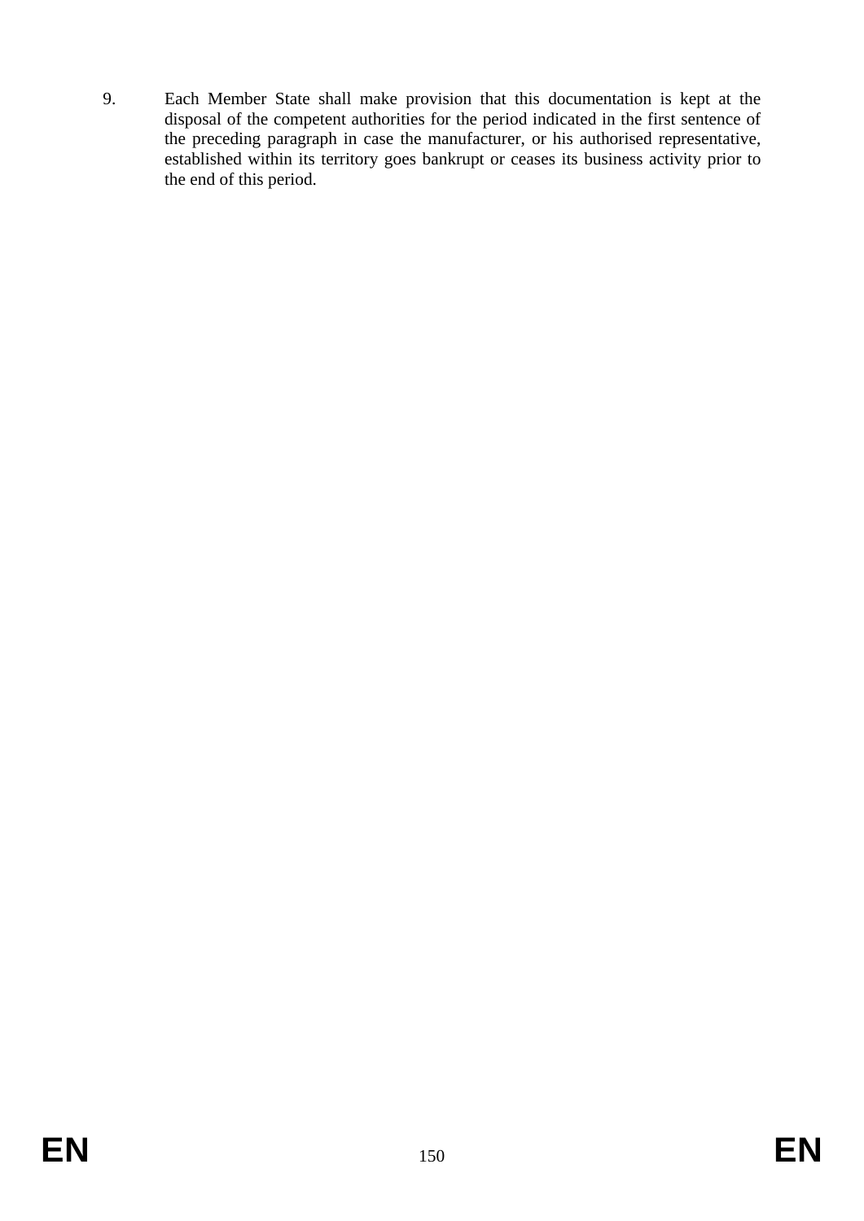9. Each Member State shall make provision that this documentation is kept at the disposal of the competent authorities for the period indicated in the first sentence of the preceding paragraph in case the manufacturer, or his authorised representative, established within its territory goes bankrupt or ceases its business activity prior to the end of this period.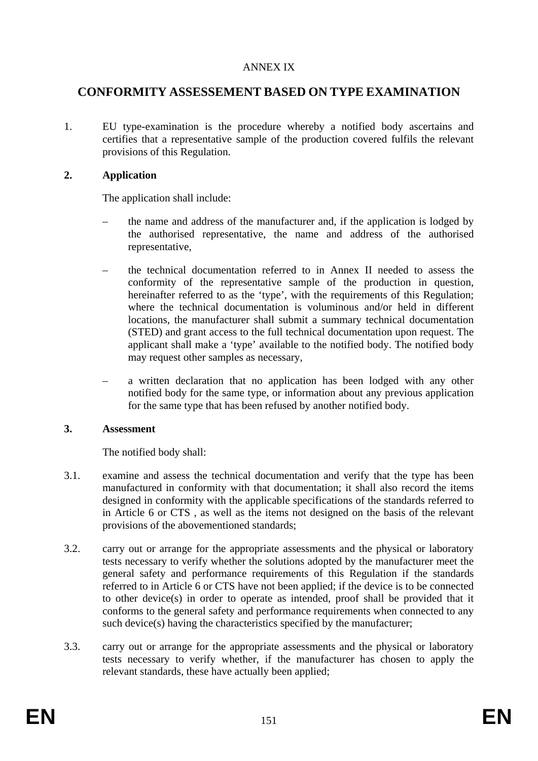ANNEX IX

# CONFORMITY ASSESSEMENT BASED ON TYPE EXAMINATION

1. EU type-examination is the procedure whereby a notified body ascertains and certifies that a representative sample of the production covered fulfils the relevant provisions of this Regulation.

**2. Application**

The application shall include:

– the name and address of the manufacturer and, if the application is lodged by the authorised representative, the name and address of the authorised representative,

– the technical documentation referred to in Annex II needed to assess the conformity of the representative sample of the production in question, hereinafter referred to as the 'type', with the requirements of this Regulation; where the technical documentation is voluminous and/or held in different locations, the manufacturer shall submit a summary technical documentation (STED) and grant access to the full technical documentation upon request. The applicant shall make a 'type' available to the notified body. The notified body may request other samples as necessary,

– a written declaration that no application has been lodged with any other notified body for the same type, or information about any previous application for the same type that has been refused by another notified body.

**3. Assessment**

The notified body shall:

3.1. examine and assess the technical documentation and verify that the type has been manufactured in conformity with that documentation; it shall also record the items designed in conformity with the applicable specifications of the standards referred to in Article 6 or CTS , as well as the items not designed on the basis of the relevant provisions of the abovementioned standards;

3.2. carry out or arrange for the appropriate assessments and the physical or laboratory tests necessary to verify whether the solutions adopted by the manufacturer meet the general safety and performance requirements of this Regulation if the standards referred to in Article 6 or CTS have not been applied; if the device is to be connected to other device(s) in order to operate as intended, proof shall be provided that it conforms to the general safety and performance requirements when connected to any such device(s) having the characteristics specified by the manufacturer;

3.3. carry out or arrange for the appropriate assessments and the physical or laboratory tests necessary to verify whether, if the manufacturer has chosen to apply the relevant standards, these have actually been applied;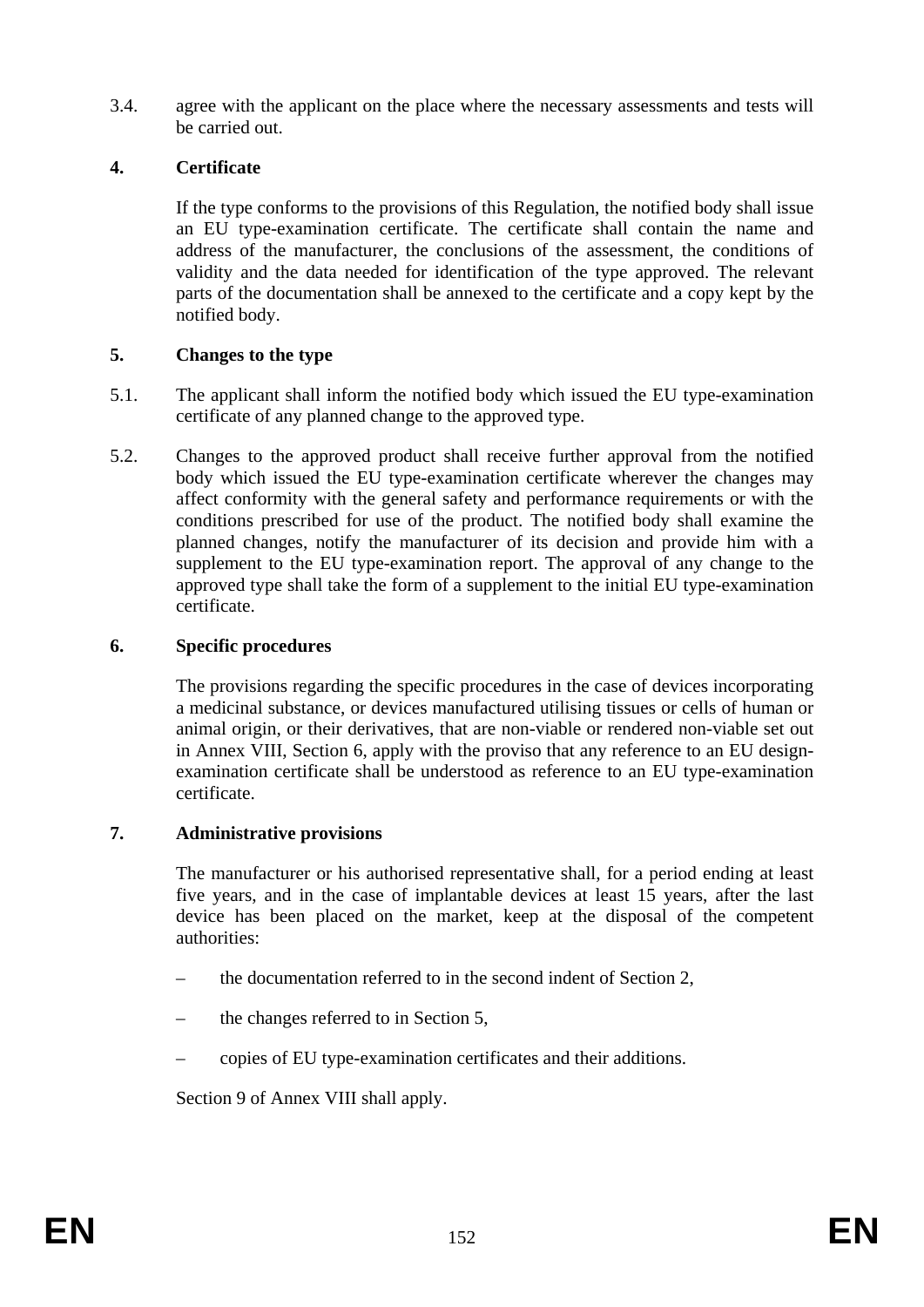3.4. agree with the applicant on the place where the necessary assessments and tests will be carried out.

## 4. Certificate

If the type conforms to the provisions of this Regulation, the notified body shall issue an EU type-examination certificate. The certificate shall contain the name and address of the manufacturer, the conclusions of the assessment, the conditions of validity and the data needed for identification of the type approved. The relevant parts of the documentation shall be annexed to the certificate and a copy kept by the notified body.

## 5. Changes to the type

5.1. The applicant shall inform the notified body which issued the EU type-examination certificate of any planned change to the approved type.

5.2. Changes to the approved product shall receive further approval from the notified body which issued the EU type-examination certificate wherever the changes may affect conformity with the general safety and performance requirements or with the conditions prescribed for use of the product. The notified body shall examine the planned changes, notify the manufacturer of its decision and provide him with a supplement to the EU type-examination report. The approval of any change to the approved type shall take the form of a supplement to the initial EU type-examination certificate.

## 6. Specific procedures

The provisions regarding the specific procedures in the case of devices incorporating a medicinal substance, or devices manufactured utilising tissues or cells of human or animal origin, or their derivatives, that are non-viable or rendered non-viable set out in Annex VIII, Section 6, apply with the proviso that any reference to an EU design-examination certificate shall be understood as reference to an EU type-examination certificate.

## 7. Administrative provisions

The manufacturer or his authorised representative shall, for a period ending at least five years, and in the case of implantable devices at least 15 years, after the last device has been placed on the market, keep at the disposal of the competent authorities:

- the documentation referred to in the second indent of Section 2,
- the changes referred to in Section 5,
- copies of EU type-examination certificates and their additions.

Section 9 of Annex VIII shall apply.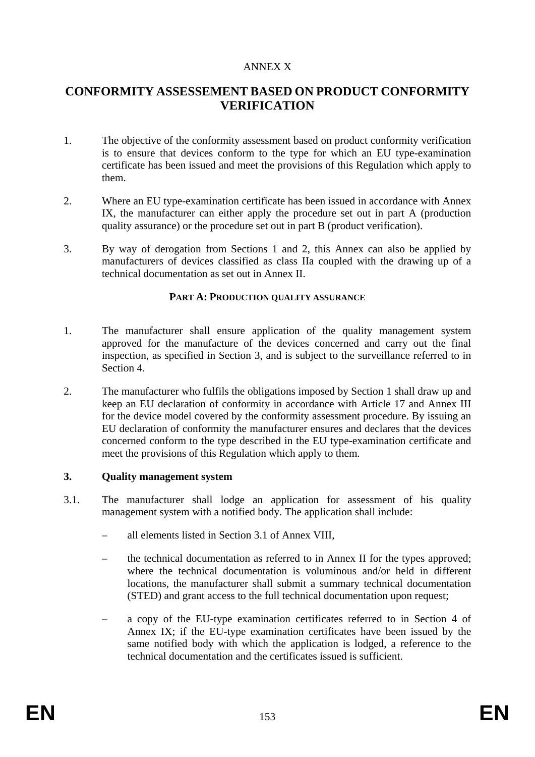ANNEX X

# CONFORMITY ASSESSEMENT BASED ON PRODUCT CONFORMITY VERIFICATION

1. The objective of the conformity assessment based on product conformity verification is to ensure that devices conform to the type for which an EU type-examination certificate has been issued and meet the provisions of this Regulation which apply to them.

2. Where an EU type-examination certificate has been issued in accordance with Annex IX, the manufacturer can either apply the procedure set out in part A (production quality assurance) or the procedure set out in part B (product verification).

3. By way of derogation from Sections 1 and 2, this Annex can also be applied by manufacturers of devices classified as class IIa coupled with the drawing up of a technical documentation as set out in Annex II.

## PART A: PRODUCTION QUALITY ASSURANCE

1. The manufacturer shall ensure application of the quality management system approved for the manufacture of the devices concerned and carry out the final inspection, as specified in Section 3, and is subject to the surveillance referred to in Section 4.

2. The manufacturer who fulfils the obligations imposed by Section 1 shall draw up and keep an EU declaration of conformity in accordance with Article 17 and Annex III for the device model covered by the conformity assessment procedure. By issuing an EU declaration of conformity the manufacturer ensures and declares that the devices concerned conform to the type described in the EU type-examination certificate and meet the provisions of this Regulation which apply to them.

**3. Quality management system**

3.1. The manufacturer shall lodge an application for assessment of his quality management system with a notified body. The application shall include:

– all elements listed in Section 3.1 of Annex VIII,

– the technical documentation as referred to in Annex II for the types approved; where the technical documentation is voluminous and/or held in different locations, the manufacturer shall submit a summary technical documentation (STED) and grant access to the full technical documentation upon request;

– a copy of the EU-type examination certificates referred to in Section 4 of Annex IX; if the EU-type examination certificates have been issued by the same notified body with which the application is lodged, a reference to the technical documentation and the certificates issued is sufficient.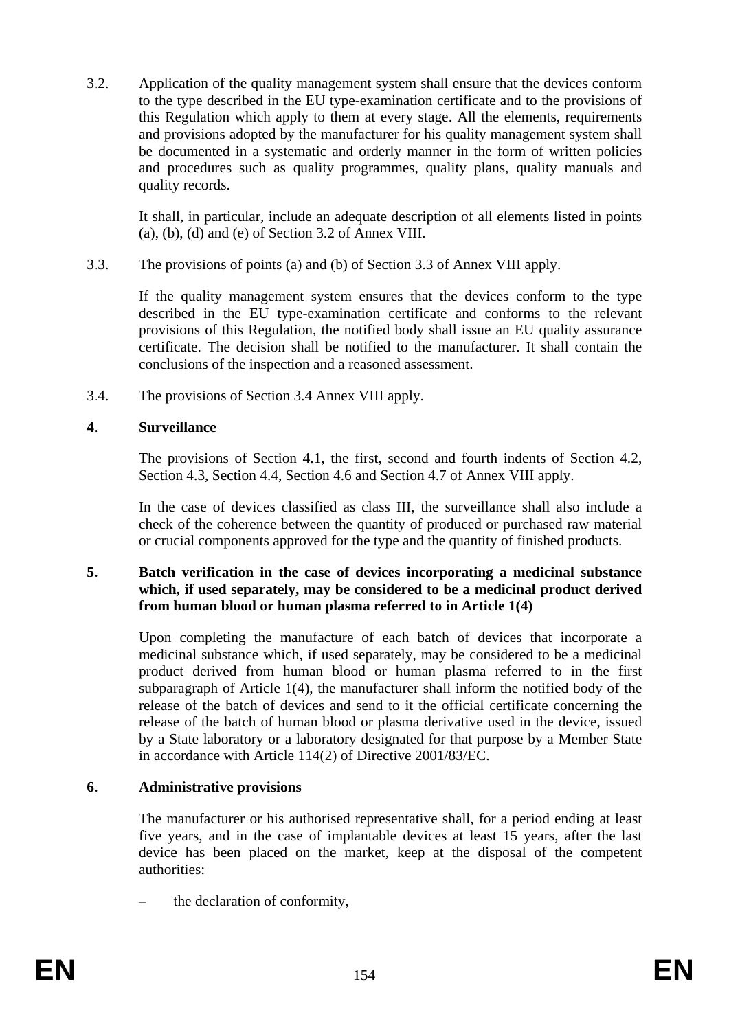3.2. Application of the quality management system shall ensure that the devices conform to the type described in the EU type-examination certificate and to the provisions of this Regulation which apply to them at every stage. All the elements, requirements and provisions adopted by the manufacturer for his quality management system shall be documented in a systematic and orderly manner in the form of written policies and procedures such as quality programmes, quality plans, quality manuals and quality records.

It shall, in particular, include an adequate description of all elements listed in points (a), (b), (d) and (e) of Section 3.2 of Annex VIII.

3.3. The provisions of points (a) and (b) of Section 3.3 of Annex VIII apply.

If the quality management system ensures that the devices conform to the type described in the EU type-examination certificate and conforms to the relevant provisions of this Regulation, the notified body shall issue an EU quality assurance certificate. The decision shall be notified to the manufacturer. It shall contain the conclusions of the inspection and a reasoned assessment.

3.4. The provisions of Section 3.4 Annex VIII apply.

**4. Surveillance**

The provisions of Section 4.1, the first, second and fourth indents of Section 4.2, Section 4.3, Section 4.4, Section 4.6 and Section 4.7 of Annex VIII apply.

In the case of devices classified as class III, the surveillance shall also include a check of the coherence between the quantity of produced or purchased raw material or crucial components approved for the type and the quantity of finished products.

**5. Batch verification in the case of devices incorporating a medicinal substance which, if used separately, may be considered to be a medicinal product derived from human blood or human plasma referred to in Article 1(4)**

Upon completing the manufacture of each batch of devices that incorporate a medicinal substance which, if used separately, may be considered to be a medicinal product derived from human blood or human plasma referred to in the first subparagraph of Article 1(4), the manufacturer shall inform the notified body of the release of the batch of devices and send to it the official certificate concerning the release of the batch of human blood or plasma derivative used in the device, issued by a State laboratory or a laboratory designated for that purpose by a Member State in accordance with Article 114(2) of Directive 2001/83/EC.

**6. Administrative provisions**

The manufacturer or his authorised representative shall, for a period ending at least five years, and in the case of implantable devices at least 15 years, after the last device has been placed on the market, keep at the disposal of the competent authorities:

– the declaration of conformity,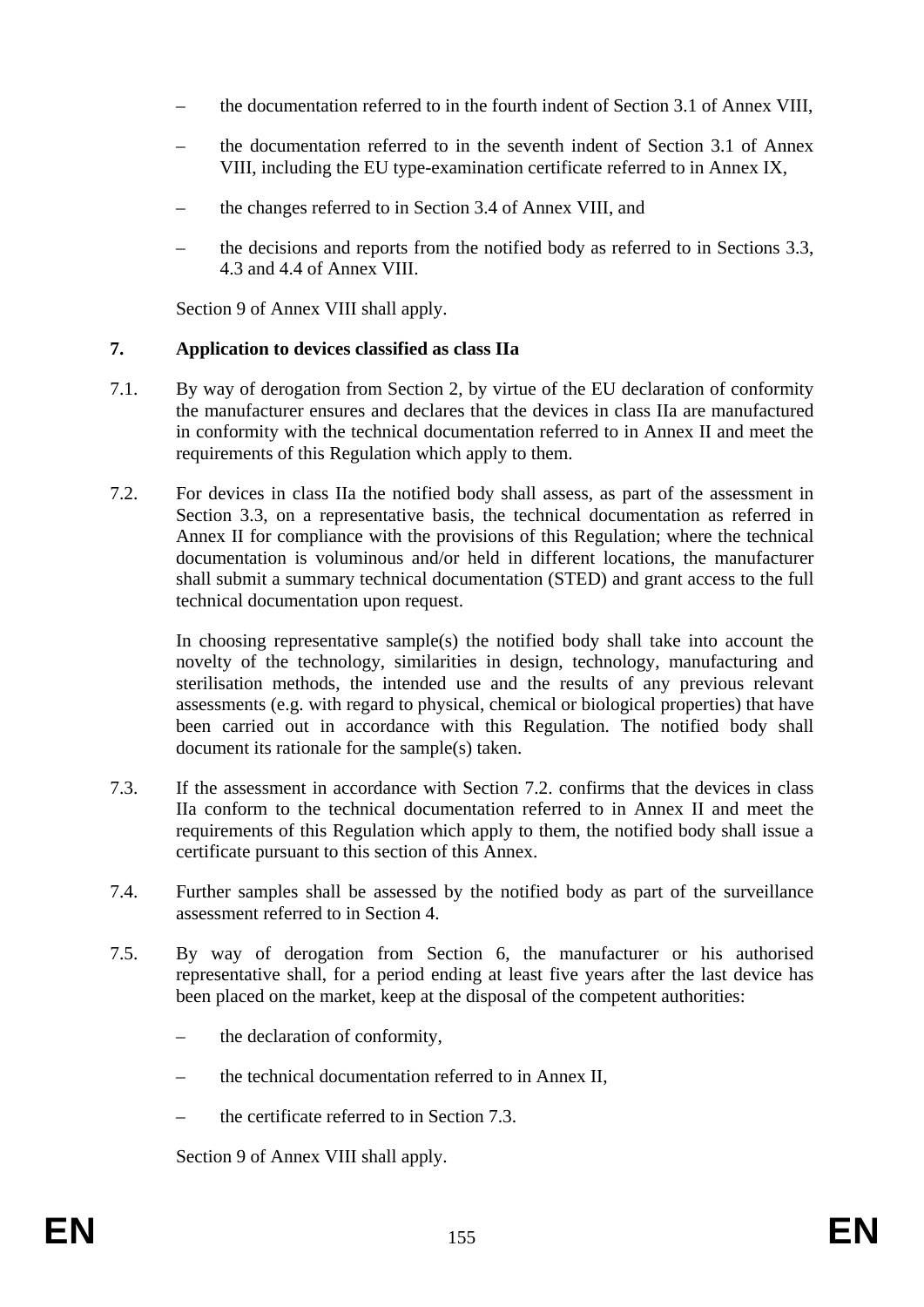- the documentation referred to in the fourth indent of Section 3.1 of Annex VIII,
- the documentation referred to in the seventh indent of Section 3.1 of Annex VIII, including the EU type-examination certificate referred to in Annex IX,
- the changes referred to in Section 3.4 of Annex VIII, and
- the decisions and reports from the notified body as referred to in Sections 3.3, 4.3 and 4.4 of Annex VIII.

Section 9 of Annex VIII shall apply.

**7. Application to devices classified as class IIa**

7.1. By way of derogation from Section 2, by virtue of the EU declaration of conformity the manufacturer ensures and declares that the devices in class IIa are manufactured in conformity with the technical documentation referred to in Annex II and meet the requirements of this Regulation which apply to them.

7.2. For devices in class IIa the notified body shall assess, as part of the assessment in Section 3.3, on a representative basis, the technical documentation as referred in Annex II for compliance with the provisions of this Regulation; where the technical documentation is voluminous and/or held in different locations, the manufacturer shall submit a summary technical documentation (STED) and grant access to the full technical documentation upon request.

In choosing representative sample(s) the notified body shall take into account the novelty of the technology, similarities in design, technology, manufacturing and sterilisation methods, the intended use and the results of any previous relevant assessments (e.g. with regard to physical, chemical or biological properties) that have been carried out in accordance with this Regulation. The notified body shall document its rationale for the sample(s) taken.

7.3. If the assessment in accordance with Section 7.2. confirms that the devices in class IIa conform to the technical documentation referred to in Annex II and meet the requirements of this Regulation which apply to them, the notified body shall issue a certificate pursuant to this section of this Annex.

7.4. Further samples shall be assessed by the notified body as part of the surveillance assessment referred to in Section 4.

7.5. By way of derogation from Section 6, the manufacturer or his authorised representative shall, for a period ending at least five years after the last device has been placed on the market, keep at the disposal of the competent authorities:

- the declaration of conformity,
- the technical documentation referred to in Annex II,
- the certificate referred to in Section 7.3.

Section 9 of Annex VIII shall apply.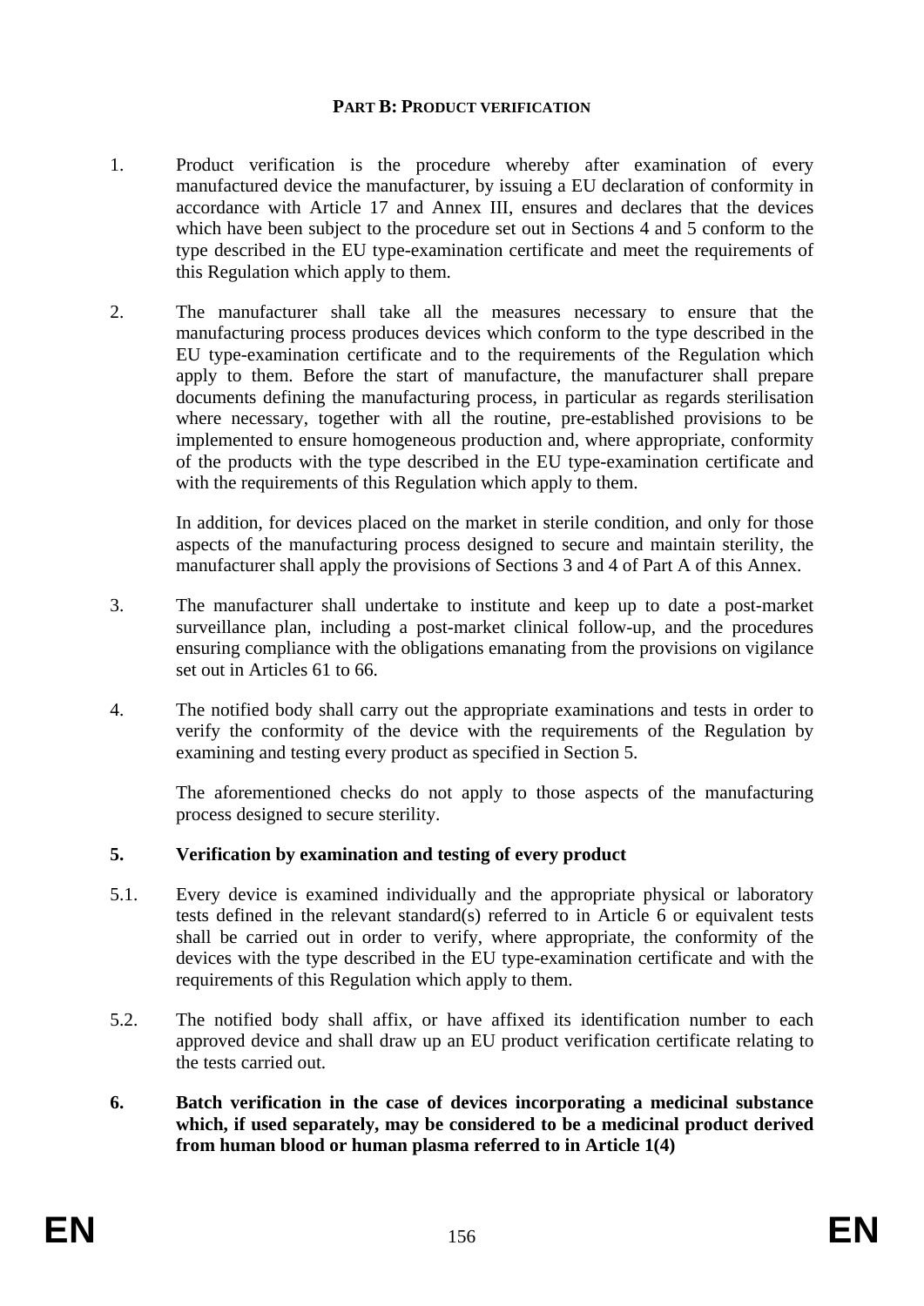**PART B: PRODUCT VERIFICATION**

1. Product verification is the procedure whereby after examination of every manufactured device the manufacturer, by issuing a EU declaration of conformity in accordance with Article 17 and Annex III, ensures and declares that the devices which have been subject to the procedure set out in Sections 4 and 5 conform to the type described in the EU type-examination certificate and meet the requirements of this Regulation which apply to them.

2. The manufacturer shall take all the measures necessary to ensure that the manufacturing process produces devices which conform to the type described in the EU type-examination certificate and to the requirements of the Regulation which apply to them. Before the start of manufacture, the manufacturer shall prepare documents defining the manufacturing process, in particular as regards sterilisation where necessary, together with all the routine, pre-established provisions to be implemented to ensure homogeneous production and, where appropriate, conformity of the products with the type described in the EU type-examination certificate and with the requirements of this Regulation which apply to them.

   In addition, for devices placed on the market in sterile condition, and only for those aspects of the manufacturing process designed to secure and maintain sterility, the manufacturer shall apply the provisions of Sections 3 and 4 of Part A of this Annex.

3. The manufacturer shall undertake to institute and keep up to date a post-market surveillance plan, including a post-market clinical follow-up, and the procedures ensuring compliance with the obligations emanating from the provisions on vigilance set out in Articles 61 to 66.

4. The notified body shall carry out the appropriate examinations and tests in order to verify the conformity of the device with the requirements of the Regulation by examining and testing every product as specified in Section 5.

   The aforementioned checks do not apply to those aspects of the manufacturing process designed to secure sterility.

**5. Verification by examination and testing of every product**

5.1. Every device is examined individually and the appropriate physical or laboratory tests defined in the relevant standard(s) referred to in Article 6 or equivalent tests shall be carried out in order to verify, where appropriate, the conformity of the devices with the type described in the EU type-examination certificate and with the requirements of this Regulation which apply to them.

5.2. The notified body shall affix, or have affixed its identification number to each approved device and shall draw up an EU product verification certificate relating to the tests carried out.

**6. Batch verification in the case of devices incorporating a medicinal substance which, if used separately, may be considered to be a medicinal product derived from human blood or human plasma referred to in Article 1(4)**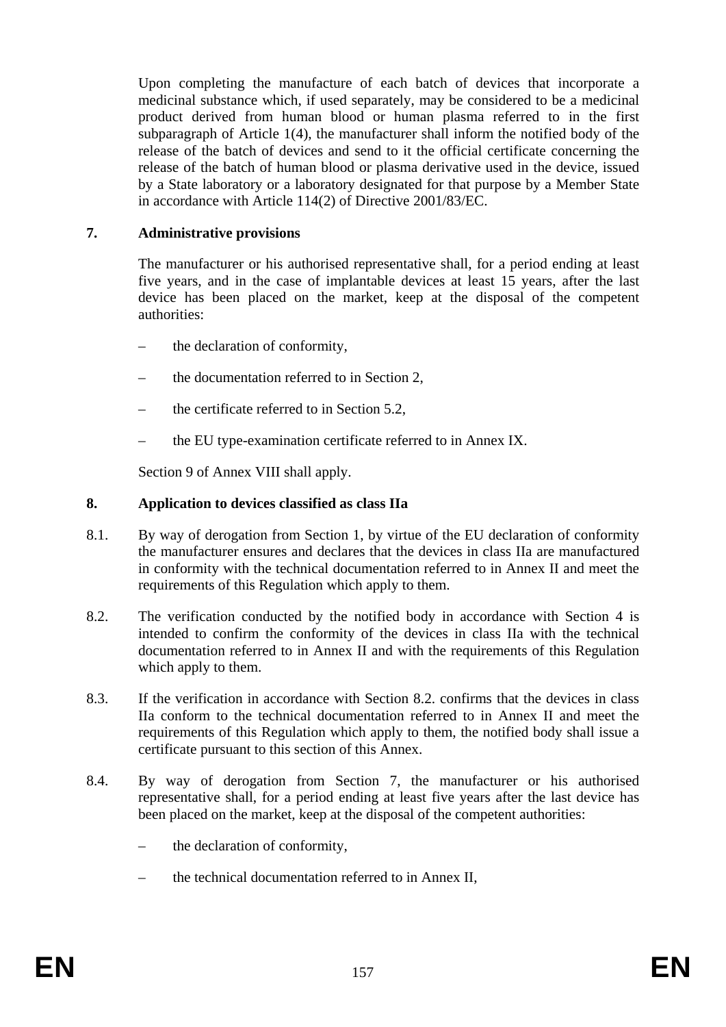Upon completing the manufacture of each batch of devices that incorporate a medicinal substance which, if used separately, may be considered to be a medicinal product derived from human blood or human plasma referred to in the first subparagraph of Article 1(4), the manufacturer shall inform the notified body of the release of the batch of devices and send to it the official certificate concerning the release of the batch of human blood or plasma derivative used in the device, issued by a State laboratory or a laboratory designated for that purpose by a Member State in accordance with Article 114(2) of Directive 2001/83/EC.

**7. Administrative provisions**

The manufacturer or his authorised representative shall, for a period ending at least five years, and in the case of implantable devices at least 15 years, after the last device has been placed on the market, keep at the disposal of the competent authorities:

– the declaration of conformity,

– the documentation referred to in Section 2,

– the certificate referred to in Section 5.2,

– the EU type-examination certificate referred to in Annex IX.

Section 9 of Annex VIII shall apply.

**8. Application to devices classified as class IIa**

8.1. By way of derogation from Section 1, by virtue of the EU declaration of conformity the manufacturer ensures and declares that the devices in class IIa are manufactured in conformity with the technical documentation referred to in Annex II and meet the requirements of this Regulation which apply to them.

8.2. The verification conducted by the notified body in accordance with Section 4 is intended to confirm the conformity of the devices in class IIa with the technical documentation referred to in Annex II and with the requirements of this Regulation which apply to them.

8.3. If the verification in accordance with Section 8.2. confirms that the devices in class IIa conform to the technical documentation referred to in Annex II and meet the requirements of this Regulation which apply to them, the notified body shall issue a certificate pursuant to this section of this Annex.

8.4. By way of derogation from Section 7, the manufacturer or his authorised representative shall, for a period ending at least five years after the last device has been placed on the market, keep at the disposal of the competent authorities:

– the declaration of conformity,

– the technical documentation referred to in Annex II,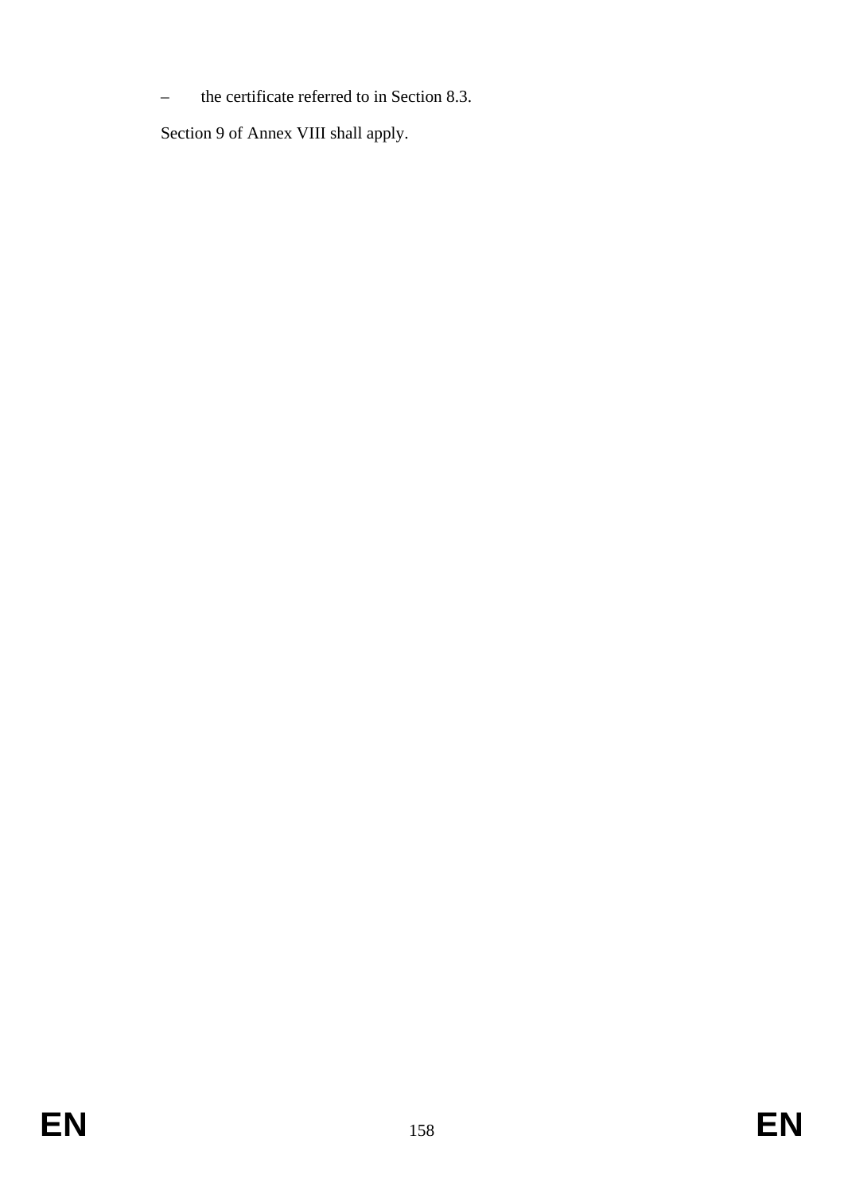– the certificate referred to in Section 8.3.

Section 9 of Annex VIII shall apply.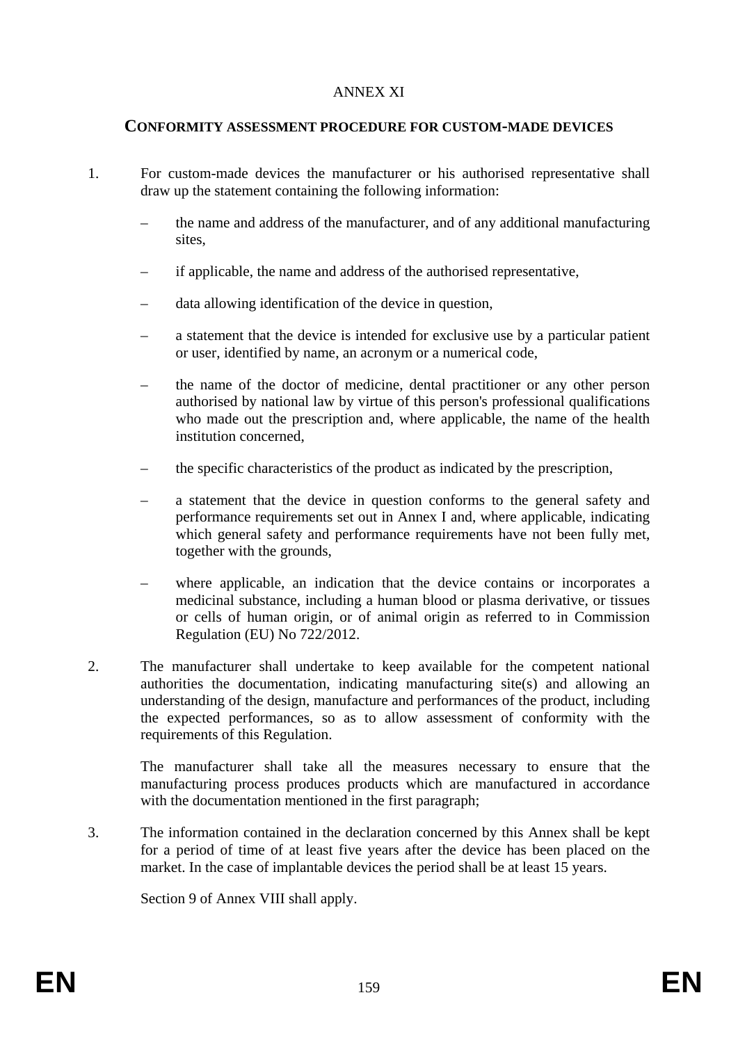ANNEX XI

## CONFORMITY ASSESSMENT PROCEDURE FOR CUSTOM-MADE DEVICES

1. For custom-made devices the manufacturer or his authorised representative shall draw up the statement containing the following information:

   – the name and address of the manufacturer, and of any additional manufacturing sites,

   – if applicable, the name and address of the authorised representative,

   – data allowing identification of the device in question,

   – a statement that the device is intended for exclusive use by a particular patient or user, identified by name, an acronym or a numerical code,

   – the name of the doctor of medicine, dental practitioner or any other person authorised by national law by virtue of this person's professional qualifications who made out the prescription and, where applicable, the name of the health institution concerned,

   – the specific characteristics of the product as indicated by the prescription,

   – a statement that the device in question conforms to the general safety and performance requirements set out in Annex I and, where applicable, indicating which general safety and performance requirements have not been fully met, together with the grounds,

   – where applicable, an indication that the device contains or incorporates a medicinal substance, including a human blood or plasma derivative, or tissues or cells of human origin, or of animal origin as referred to in Commission Regulation (EU) No 722/2012.

2. The manufacturer shall undertake to keep available for the competent national authorities the documentation, indicating manufacturing site(s) and allowing an understanding of the design, manufacture and performances of the product, including the expected performances, so as to allow assessment of conformity with the requirements of this Regulation.

   The manufacturer shall take all the measures necessary to ensure that the manufacturing process produces products which are manufactured in accordance with the documentation mentioned in the first paragraph;

3. The information contained in the declaration concerned by this Annex shall be kept for a period of time of at least five years after the device has been placed on the market. In the case of implantable devices the period shall be at least 15 years.

   Section 9 of Annex VIII shall apply.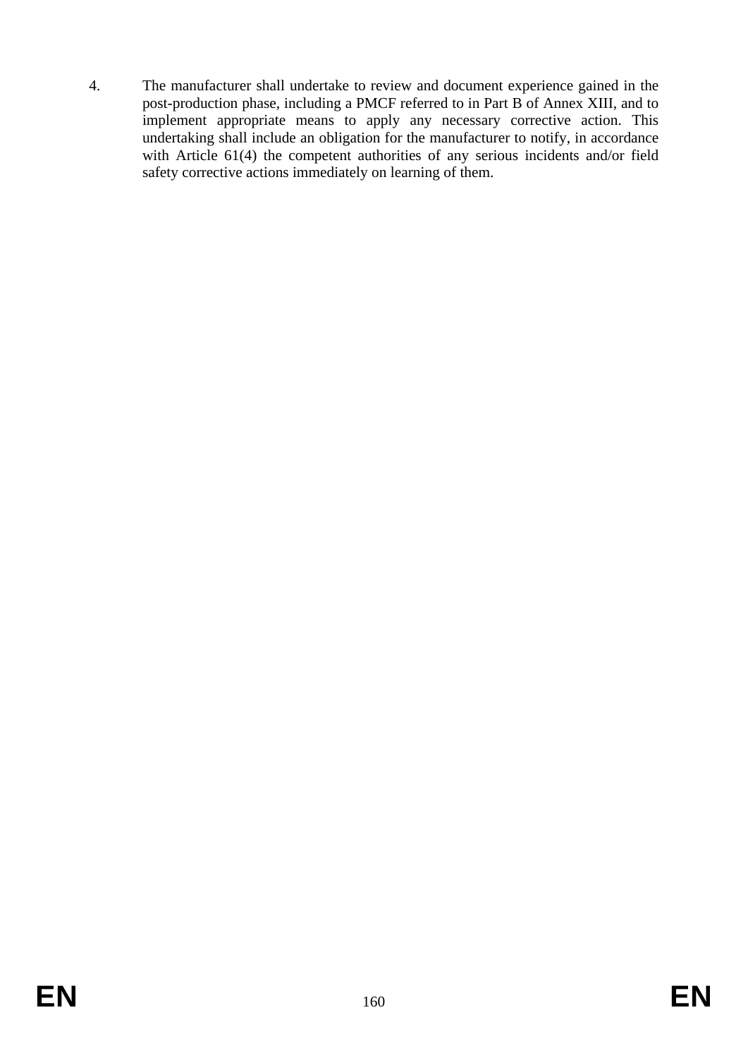4. The manufacturer shall undertake to review and document experience gained in the post-production phase, including a PMCF referred to in Part B of Annex XIII, and to implement appropriate means to apply any necessary corrective action. This undertaking shall include an obligation for the manufacturer to notify, in accordance with Article 61(4) the competent authorities of any serious incidents and/or field safety corrective actions immediately on learning of them.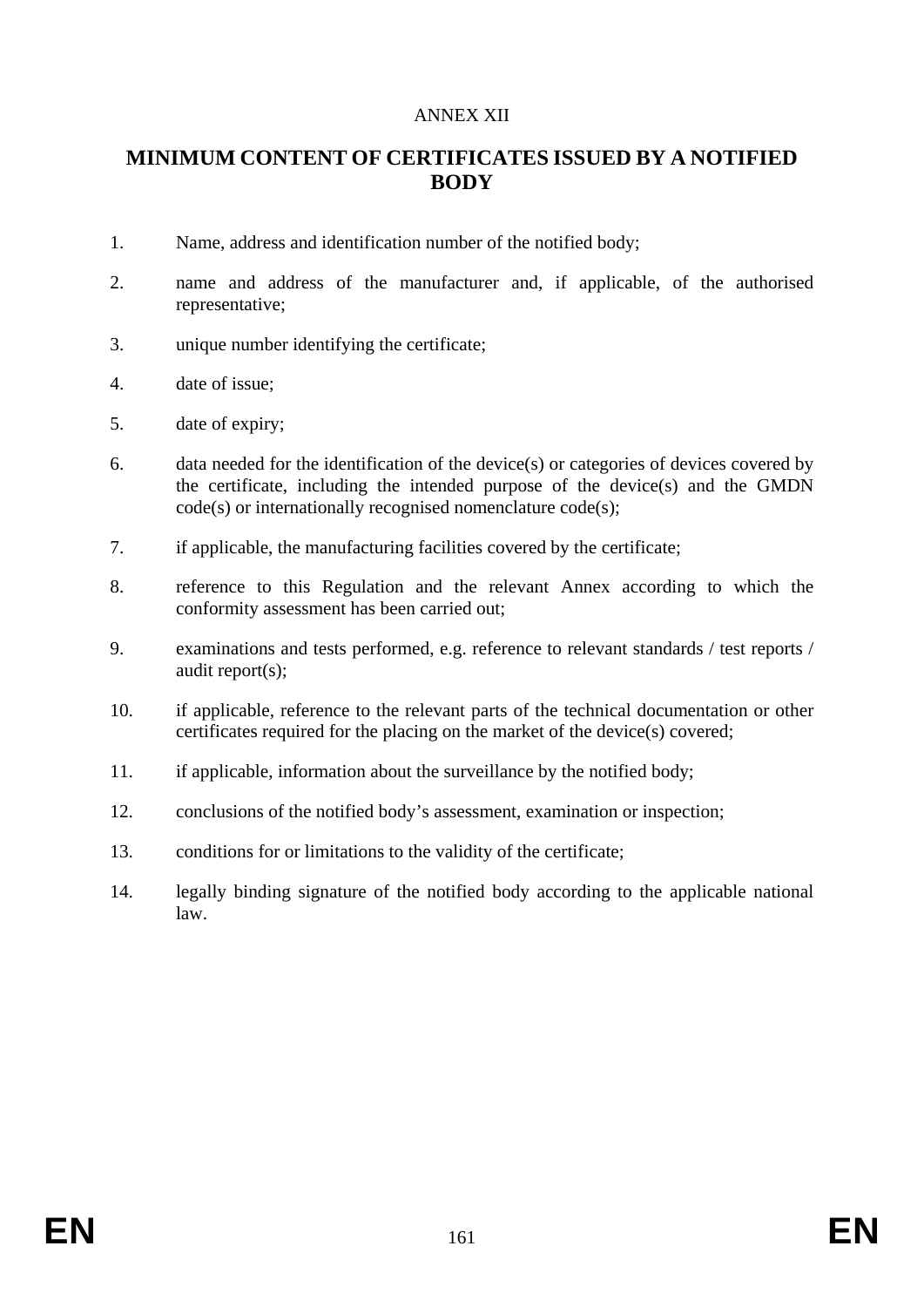ANNEX XII

## MINIMUM CONTENT OF CERTIFICATES ISSUED BY A NOTIFIED BODY

1. Name, address and identification number of the notified body;
2. name and address of the manufacturer and, if applicable, of the authorised representative;
3. unique number identifying the certificate;
4. date of issue;
5. date of expiry;
6. data needed for the identification of the device(s) or categories of devices covered by the certificate, including the intended purpose of the device(s) and the GMDN code(s) or internationally recognised nomenclature code(s);
7. if applicable, the manufacturing facilities covered by the certificate;
8. reference to this Regulation and the relevant Annex according to which the conformity assessment has been carried out;
9. examinations and tests performed, e.g. reference to relevant standards / test reports / audit report(s);
10. if applicable, reference to the relevant parts of the technical documentation or other certificates required for the placing on the market of the device(s) covered;
11. if applicable, information about the surveillance by the notified body;
12. conclusions of the notified body's assessment, examination or inspection;
13. conditions for or limitations to the validity of the certificate;
14. legally binding signature of the notified body according to the applicable national law.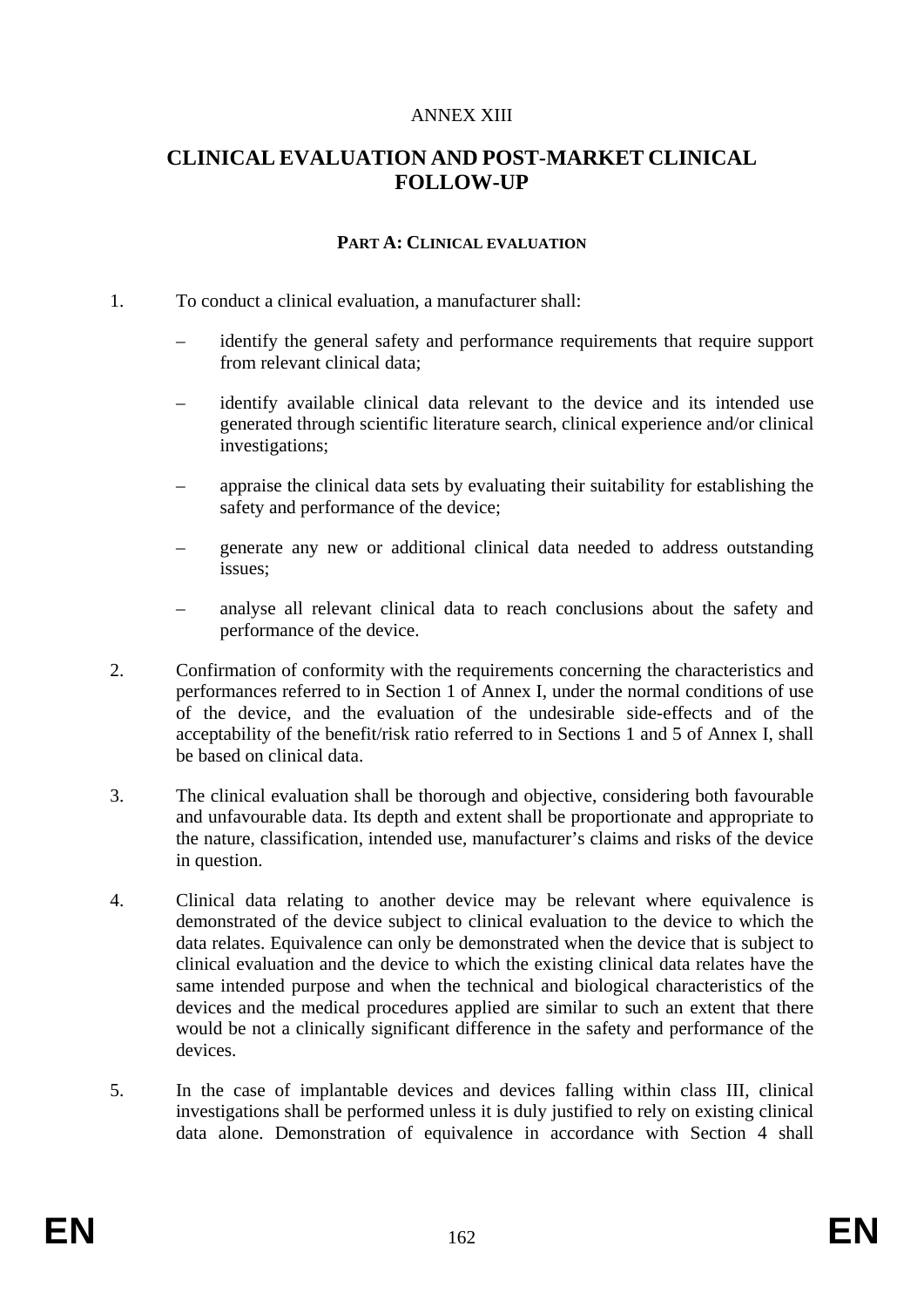ANNEX XIII

# CLINICAL EVALUATION AND POST-MARKET CLINICAL FOLLOW-UP

## PART A: CLINICAL EVALUATION

1. To conduct a clinical evaluation, a manufacturer shall:

   – identify the general safety and performance requirements that require support from relevant clinical data;

   – identify available clinical data relevant to the device and its intended use generated through scientific literature search, clinical experience and/or clinical investigations;

   – appraise the clinical data sets by evaluating their suitability for establishing the safety and performance of the device;

   – generate any new or additional clinical data needed to address outstanding issues;

   – analyse all relevant clinical data to reach conclusions about the safety and performance of the device.

2. Confirmation of conformity with the requirements concerning the characteristics and performances referred to in Section 1 of Annex I, under the normal conditions of use of the device, and the evaluation of the undesirable side-effects and of the acceptability of the benefit/risk ratio referred to in Sections 1 and 5 of Annex I, shall be based on clinical data.

3. The clinical evaluation shall be thorough and objective, considering both favourable and unfavourable data. Its depth and extent shall be proportionate and appropriate to the nature, classification, intended use, manufacturer's claims and risks of the device in question.

4. Clinical data relating to another device may be relevant where equivalence is demonstrated of the device subject to clinical evaluation to the device to which the data relates. Equivalence can only be demonstrated when the device that is subject to clinical evaluation and the device to which the existing clinical data relates have the same intended purpose and when the technical and biological characteristics of the devices and the medical procedures applied are similar to such an extent that there would be not a clinically significant difference in the safety and performance of the devices.

5. In the case of implantable devices and devices falling within class III, clinical investigations shall be performed unless it is duly justified to rely on existing clinical data alone. Demonstration of equivalence in accordance with Section 4 shall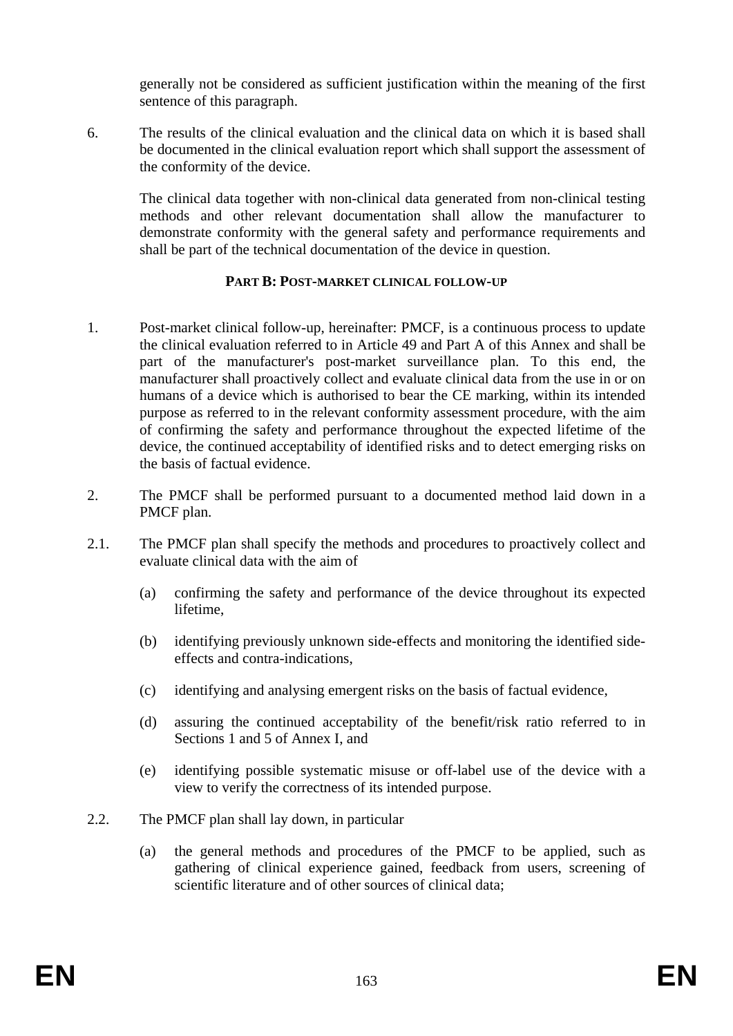generally not be considered as sufficient justification within the meaning of the first sentence of this paragraph.

6. The results of the clinical evaluation and the clinical data on which it is based shall be documented in the clinical evaluation report which shall support the assessment of the conformity of the device.

   The clinical data together with non-clinical data generated from non-clinical testing methods and other relevant documentation shall allow the manufacturer to demonstrate conformity with the general safety and performance requirements and shall be part of the technical documentation of the device in question.

## PART B: POST-MARKET CLINICAL FOLLOW-UP

1. Post-market clinical follow-up, hereinafter: PMCF, is a continuous process to update the clinical evaluation referred to in Article 49 and Part A of this Annex and shall be part of the manufacturer's post-market surveillance plan. To this end, the manufacturer shall proactively collect and evaluate clinical data from the use in or on humans of a device which is authorised to bear the CE marking, within its intended purpose as referred to in the relevant conformity assessment procedure, with the aim of confirming the safety and performance throughout the expected lifetime of the device, the continued acceptability of identified risks and to detect emerging risks on the basis of factual evidence.

2. The PMCF shall be performed pursuant to a documented method laid down in a PMCF plan.

2.1. The PMCF plan shall specify the methods and procedures to proactively collect and evaluate clinical data with the aim of

   (a) confirming the safety and performance of the device throughout its expected lifetime,

   (b) identifying previously unknown side-effects and monitoring the identified side-effects and contra-indications,

   (c) identifying and analysing emergent risks on the basis of factual evidence,

   (d) assuring the continued acceptability of the benefit/risk ratio referred to in Sections 1 and 5 of Annex I, and

   (e) identifying possible systematic misuse or off-label use of the device with a view to verify the correctness of its intended purpose.

2.2. The PMCF plan shall lay down, in particular

   (a) the general methods and procedures of the PMCF to be applied, such as gathering of clinical experience gained, feedback from users, screening of scientific literature and of other sources of clinical data;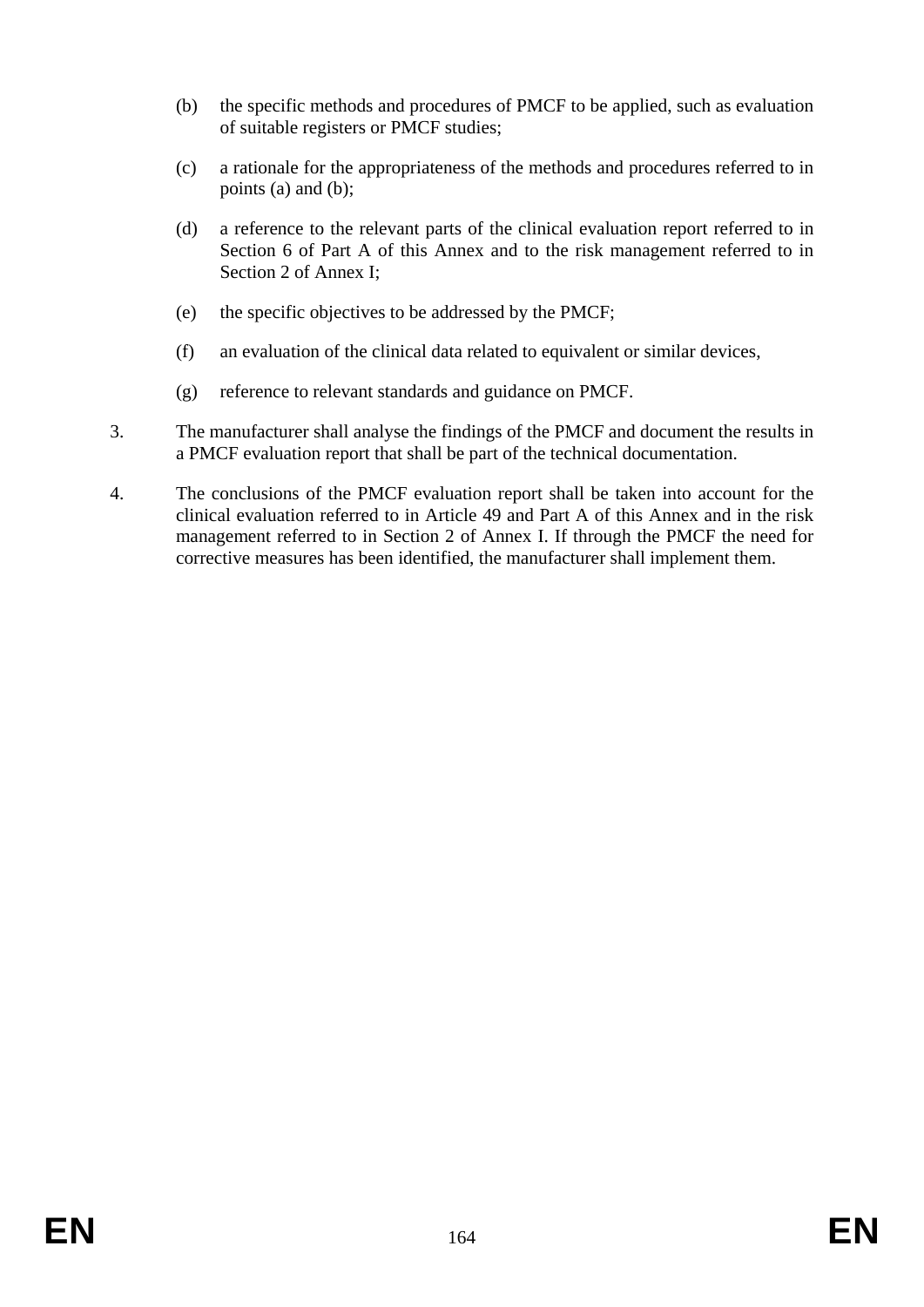(b) the specific methods and procedures of PMCF to be applied, such as evaluation of suitable registers or PMCF studies;

(c) a rationale for the appropriateness of the methods and procedures referred to in points (a) and (b);

(d) a reference to the relevant parts of the clinical evaluation report referred to in Section 6 of Part A of this Annex and to the risk management referred to in Section 2 of Annex I;

(e) the specific objectives to be addressed by the PMCF;

(f) an evaluation of the clinical data related to equivalent or similar devices,

(g) reference to relevant standards and guidance on PMCF.

3. The manufacturer shall analyse the findings of the PMCF and document the results in a PMCF evaluation report that shall be part of the technical documentation.

4. The conclusions of the PMCF evaluation report shall be taken into account for the clinical evaluation referred to in Article 49 and Part A of this Annex and in the risk management referred to in Section 2 of Annex I. If through the PMCF the need for corrective measures has been identified, the manufacturer shall implement them.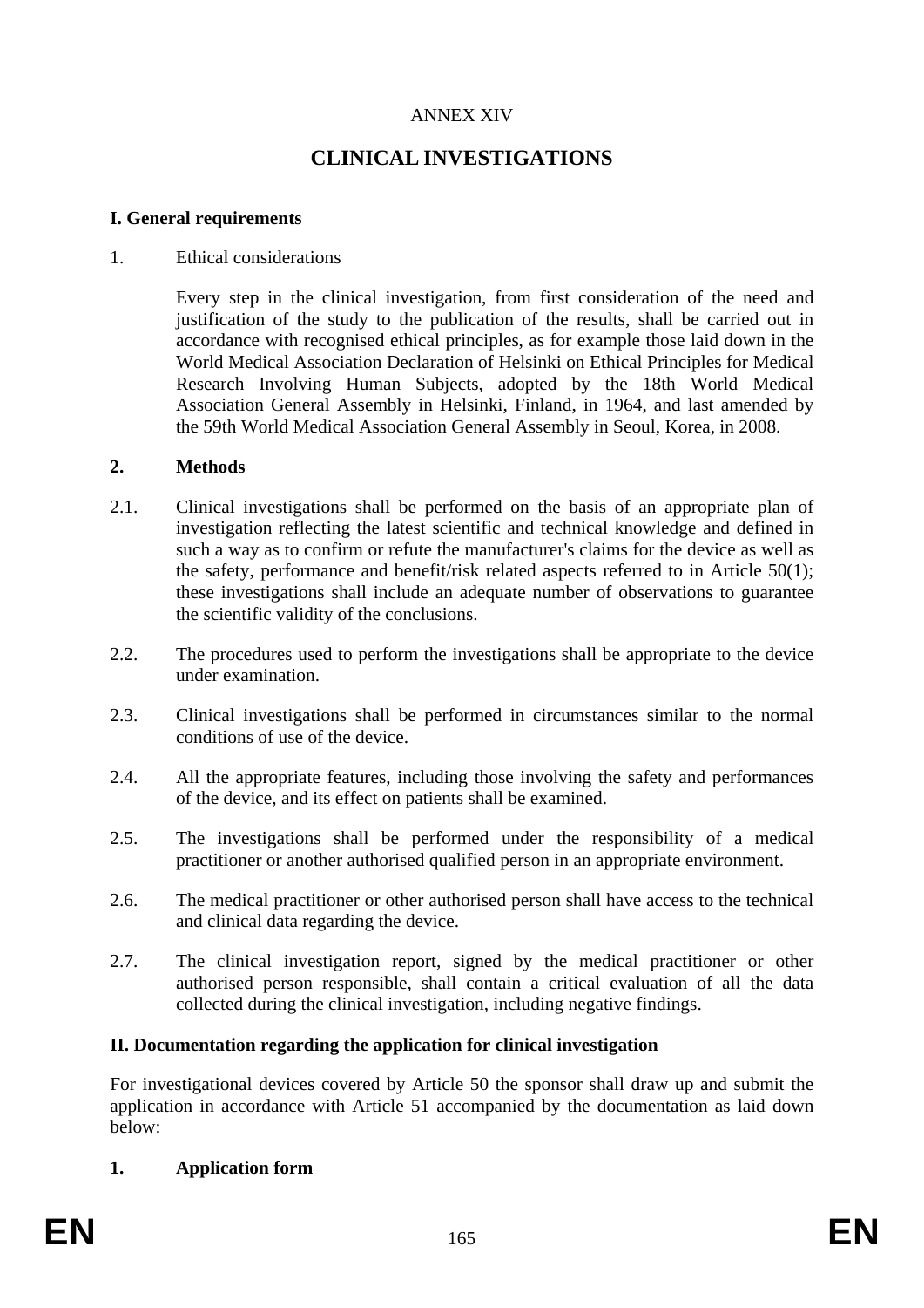ANNEX XIV

# CLINICAL INVESTIGATIONS

## I. General requirements

1. Ethical considerations

   Every step in the clinical investigation, from first consideration of the need and justification of the study to the publication of the results, shall be carried out in accordance with recognised ethical principles, as for example those laid down in the World Medical Association Declaration of Helsinki on Ethical Principles for Medical Research Involving Human Subjects, adopted by the 18th World Medical Association General Assembly in Helsinki, Finland, in 1964, and last amended by the 59th World Medical Association General Assembly in Seoul, Korea, in 2008.

**2. Methods**

2.1. Clinical investigations shall be performed on the basis of an appropriate plan of investigation reflecting the latest scientific and technical knowledge and defined in such a way as to confirm or refute the manufacturer's claims for the device as well as the safety, performance and benefit/risk related aspects referred to in Article 50(1); these investigations shall include an adequate number of observations to guarantee the scientific validity of the conclusions.

2.2. The procedures used to perform the investigations shall be appropriate to the device under examination.

2.3. Clinical investigations shall be performed in circumstances similar to the normal conditions of use of the device.

2.4. All the appropriate features, including those involving the safety and performances of the device, and its effect on patients shall be examined.

2.5. The investigations shall be performed under the responsibility of a medical practitioner or another authorised qualified person in an appropriate environment.

2.6. The medical practitioner or other authorised person shall have access to the technical and clinical data regarding the device.

2.7. The clinical investigation report, signed by the medical practitioner or other authorised person responsible, shall contain a critical evaluation of all the data collected during the clinical investigation, including negative findings.

## II. Documentation regarding the application for clinical investigation

For investigational devices covered by Article 50 the sponsor shall draw up and submit the application in accordance with Article 51 accompanied by the documentation as laid down below:

**1. Application form**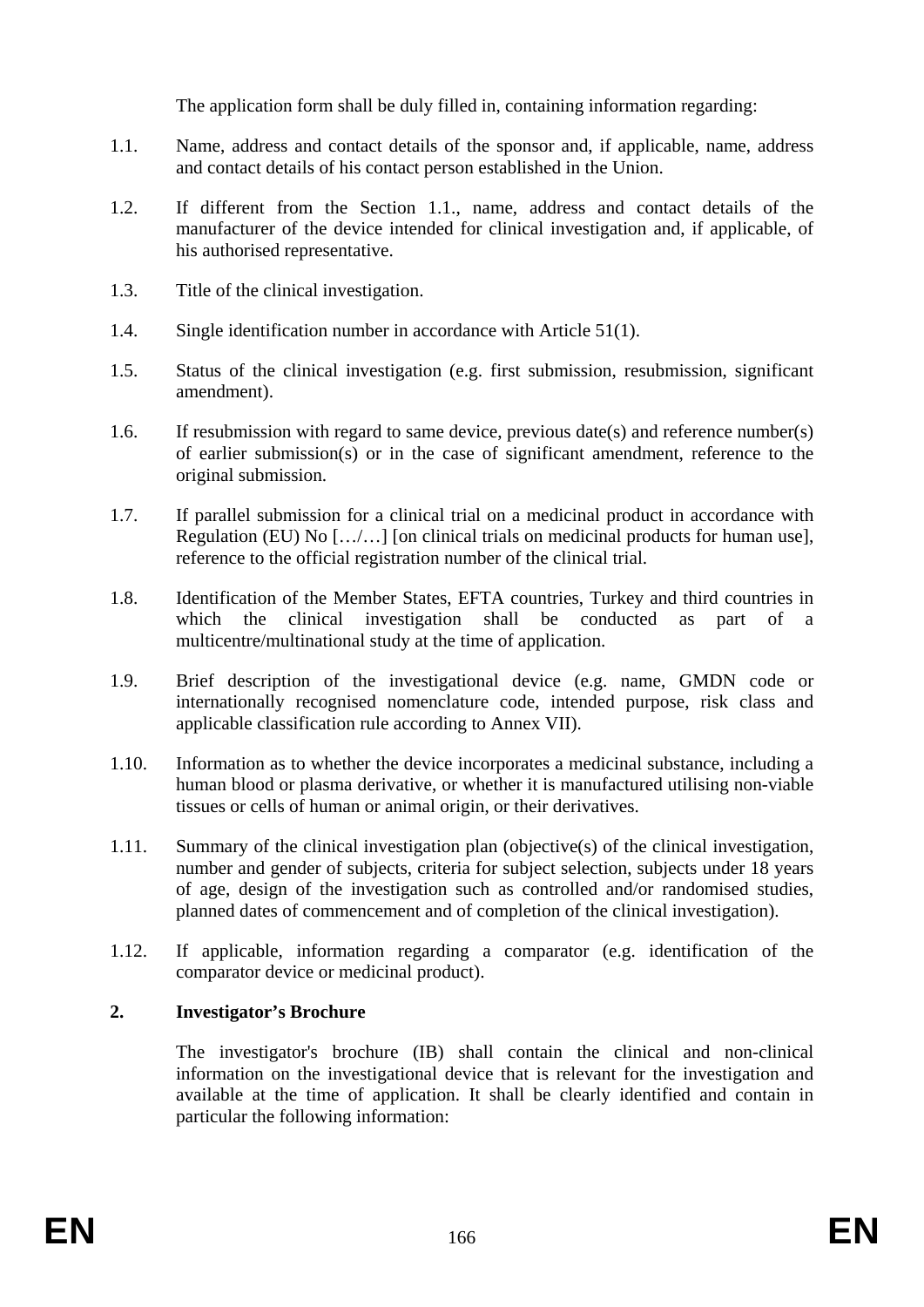The application form shall be duly filled in, containing information regarding:

1.1. Name, address and contact details of the sponsor and, if applicable, name, address and contact details of his contact person established in the Union.

1.2. If different from the Section 1.1., name, address and contact details of the manufacturer of the device intended for clinical investigation and, if applicable, of his authorised representative.

1.3. Title of the clinical investigation.

1.4. Single identification number in accordance with Article 51(1).

1.5. Status of the clinical investigation (e.g. first submission, resubmission, significant amendment).

1.6. If resubmission with regard to same device, previous date(s) and reference number(s) of earlier submission(s) or in the case of significant amendment, reference to the original submission.

1.7. If parallel submission for a clinical trial on a medicinal product in accordance with Regulation (EU) No […/…] [on clinical trials on medicinal products for human use], reference to the official registration number of the clinical trial.

1.8. Identification of the Member States, EFTA countries, Turkey and third countries in which the clinical investigation shall be conducted as part of a multicentre/multinational study at the time of application.

1.9. Brief description of the investigational device (e.g. name, GMDN code or internationally recognised nomenclature code, intended purpose, risk class and applicable classification rule according to Annex VII).

1.10. Information as to whether the device incorporates a medicinal substance, including a human blood or plasma derivative, or whether it is manufactured utilising non-viable tissues or cells of human or animal origin, or their derivatives.

1.11. Summary of the clinical investigation plan (objective(s) of the clinical investigation, number and gender of subjects, criteria for subject selection, subjects under 18 years of age, design of the investigation such as controlled and/or randomised studies, planned dates of commencement and of completion of the clinical investigation).

1.12. If applicable, information regarding a comparator (e.g. identification of the comparator device or medicinal product).

**2. Investigator's Brochure**

The investigator's brochure (IB) shall contain the clinical and non-clinical information on the investigational device that is relevant for the investigation and available at the time of application. It shall be clearly identified and contain in particular the following information: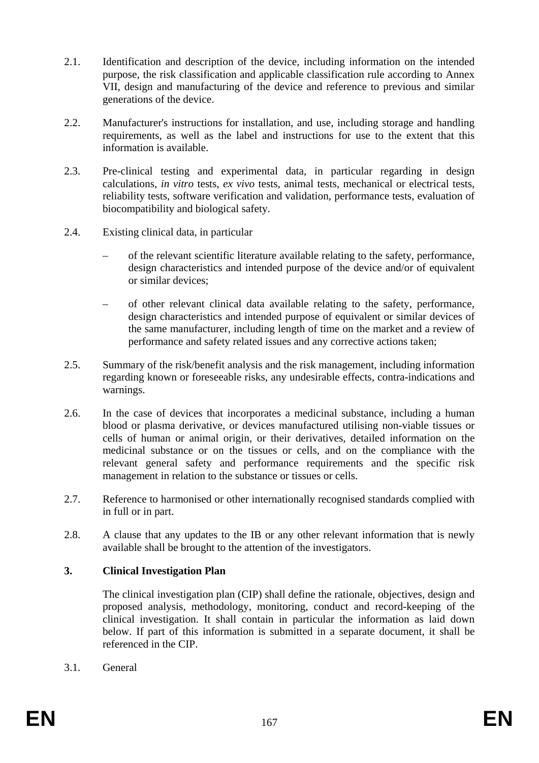2.1. Identification and description of the device, including information on the intended purpose, the risk classification and applicable classification rule according to Annex VII, design and manufacturing of the device and reference to previous and similar generations of the device.

2.2. Manufacturer's instructions for installation, and use, including storage and handling requirements, as well as the label and instructions for use to the extent that this information is available.

2.3. Pre-clinical testing and experimental data, in particular regarding in design calculations, *in vitro* tests, *ex vivo* tests, animal tests, mechanical or electrical tests, reliability tests, software verification and validation, performance tests, evaluation of biocompatibility and biological safety.

2.4. Existing clinical data, in particular

– of the relevant scientific literature available relating to the safety, performance, design characteristics and intended purpose of the device and/or of equivalent or similar devices;

– of other relevant clinical data available relating to the safety, performance, design characteristics and intended purpose of equivalent or similar devices of the same manufacturer, including length of time on the market and a review of performance and safety related issues and any corrective actions taken;

2.5. Summary of the risk/benefit analysis and the risk management, including information regarding known or foreseeable risks, any undesirable effects, contra-indications and warnings.

2.6. In the case of devices that incorporates a medicinal substance, including a human blood or plasma derivative, or devices manufactured utilising non-viable tissues or cells of human or animal origin, or their derivatives, detailed information on the medicinal substance or on the tissues or cells, and on the compliance with the relevant general safety and performance requirements and the specific risk management in relation to the substance or tissues or cells.

2.7. Reference to harmonised or other internationally recognised standards complied with in full or in part.

2.8. A clause that any updates to the IB or any other relevant information that is newly available shall be brought to the attention of the investigators.

## 3. Clinical Investigation Plan

The clinical investigation plan (CIP) shall define the rationale, objectives, design and proposed analysis, methodology, monitoring, conduct and record-keeping of the clinical investigation. It shall contain in particular the information as laid down below. If part of this information is submitted in a separate document, it shall be referenced in the CIP.

3.1. General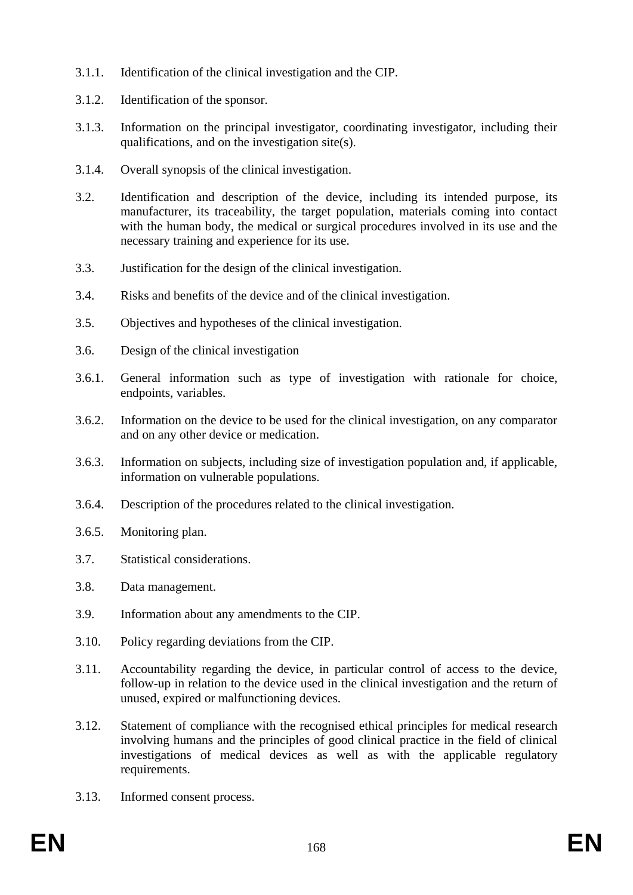3.1.1. Identification of the clinical investigation and the CIP.

3.1.2. Identification of the sponsor.

3.1.3. Information on the principal investigator, coordinating investigator, including their qualifications, and on the investigation site(s).

3.1.4. Overall synopsis of the clinical investigation.

3.2. Identification and description of the device, including its intended purpose, its manufacturer, its traceability, the target population, materials coming into contact with the human body, the medical or surgical procedures involved in its use and the necessary training and experience for its use.

3.3. Justification for the design of the clinical investigation.

3.4. Risks and benefits of the device and of the clinical investigation.

3.5. Objectives and hypotheses of the clinical investigation.

3.6. Design of the clinical investigation

3.6.1. General information such as type of investigation with rationale for choice, endpoints, variables.

3.6.2. Information on the device to be used for the clinical investigation, on any comparator and on any other device or medication.

3.6.3. Information on subjects, including size of investigation population and, if applicable, information on vulnerable populations.

3.6.4. Description of the procedures related to the clinical investigation.

3.6.5. Monitoring plan.

3.7. Statistical considerations.

3.8. Data management.

3.9. Information about any amendments to the CIP.

3.10. Policy regarding deviations from the CIP.

3.11. Accountability regarding the device, in particular control of access to the device, follow-up in relation to the device used in the clinical investigation and the return of unused, expired or malfunctioning devices.

3.12. Statement of compliance with the recognised ethical principles for medical research involving humans and the principles of good clinical practice in the field of clinical investigations of medical devices as well as with the applicable regulatory requirements.

3.13. Informed consent process.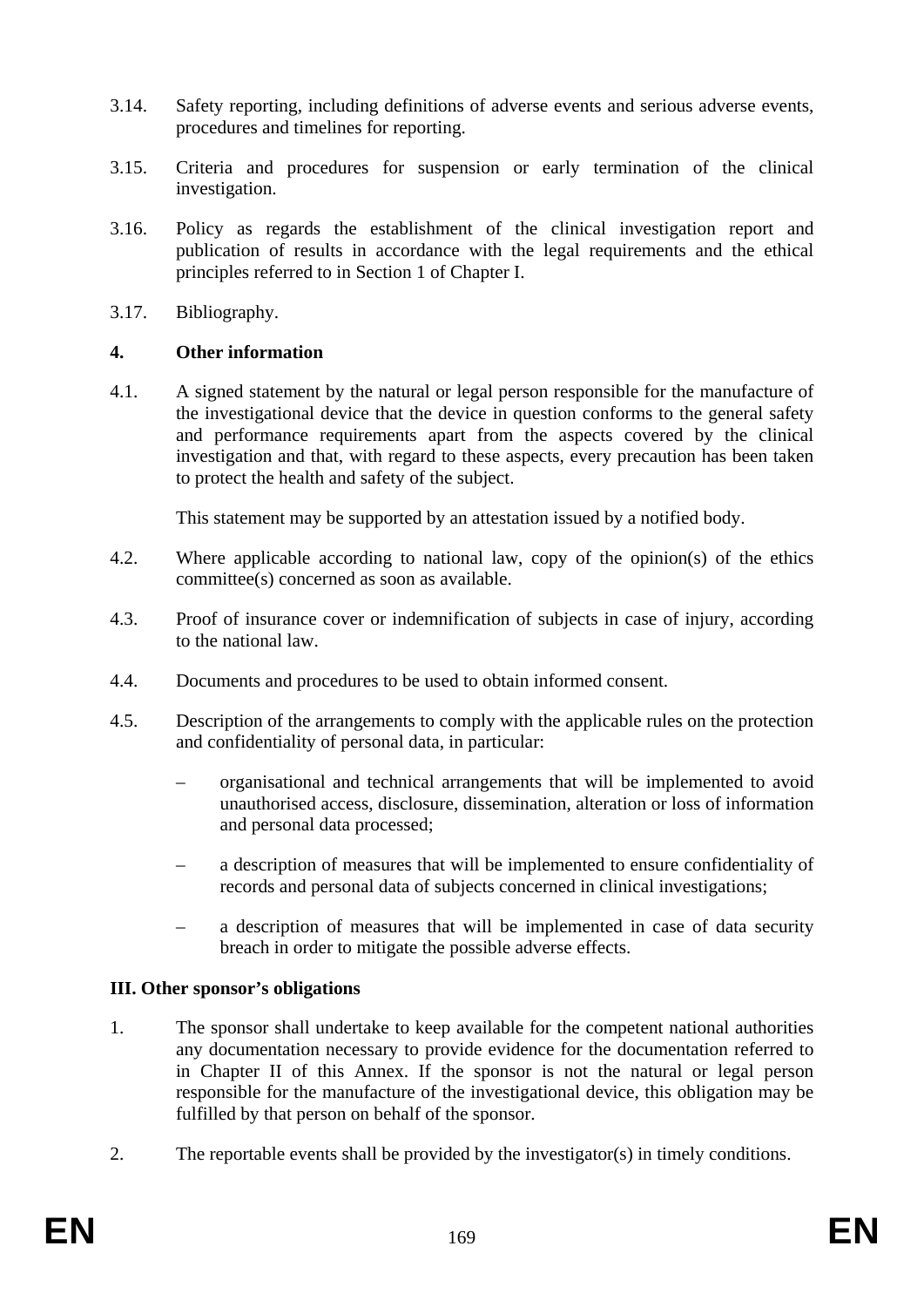3.14. Safety reporting, including definitions of adverse events and serious adverse events, procedures and timelines for reporting.

3.15. Criteria and procedures for suspension or early termination of the clinical investigation.

3.16. Policy as regards the establishment of the clinical investigation report and publication of results in accordance with the legal requirements and the ethical principles referred to in Section 1 of Chapter I.

3.17. Bibliography.

**4. Other information**

4.1. A signed statement by the natural or legal person responsible for the manufacture of the investigational device that the device in question conforms to the general safety and performance requirements apart from the aspects covered by the clinical investigation and that, with regard to these aspects, every precaution has been taken to protect the health and safety of the subject.

This statement may be supported by an attestation issued by a notified body.

4.2. Where applicable according to national law, copy of the opinion(s) of the ethics committee(s) concerned as soon as available.

4.3. Proof of insurance cover or indemnification of subjects in case of injury, according to the national law.

4.4. Documents and procedures to be used to obtain informed consent.

4.5. Description of the arrangements to comply with the applicable rules on the protection and confidentiality of personal data, in particular:

– organisational and technical arrangements that will be implemented to avoid unauthorised access, disclosure, dissemination, alteration or loss of information and personal data processed;

– a description of measures that will be implemented to ensure confidentiality of records and personal data of subjects concerned in clinical investigations;

– a description of measures that will be implemented in case of data security breach in order to mitigate the possible adverse effects.

**III. Other sponsor's obligations**

1. The sponsor shall undertake to keep available for the competent national authorities any documentation necessary to provide evidence for the documentation referred to in Chapter II of this Annex. If the sponsor is not the natural or legal person responsible for the manufacture of the investigational device, this obligation may be fulfilled by that person on behalf of the sponsor.

2. The reportable events shall be provided by the investigator(s) in timely conditions.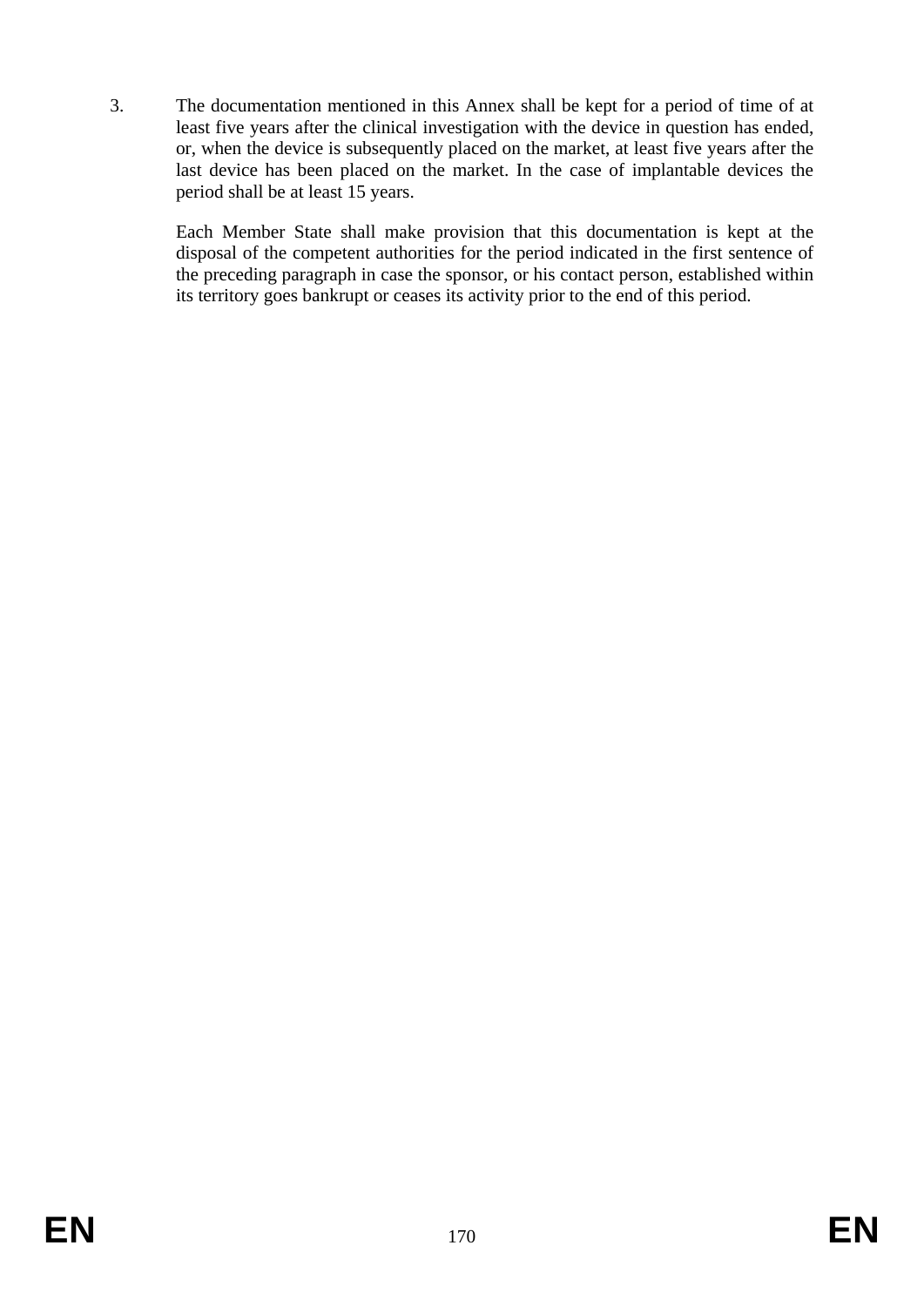3. The documentation mentioned in this Annex shall be kept for a period of time of at least five years after the clinical investigation with the device in question has ended, or, when the device is subsequently placed on the market, at least five years after the last device has been placed on the market. In the case of implantable devices the period shall be at least 15 years.

   Each Member State shall make provision that this documentation is kept at the disposal of the competent authorities for the period indicated in the first sentence of the preceding paragraph in case the sponsor, or his contact person, established within its territory goes bankrupt or ceases its activity prior to the end of this period.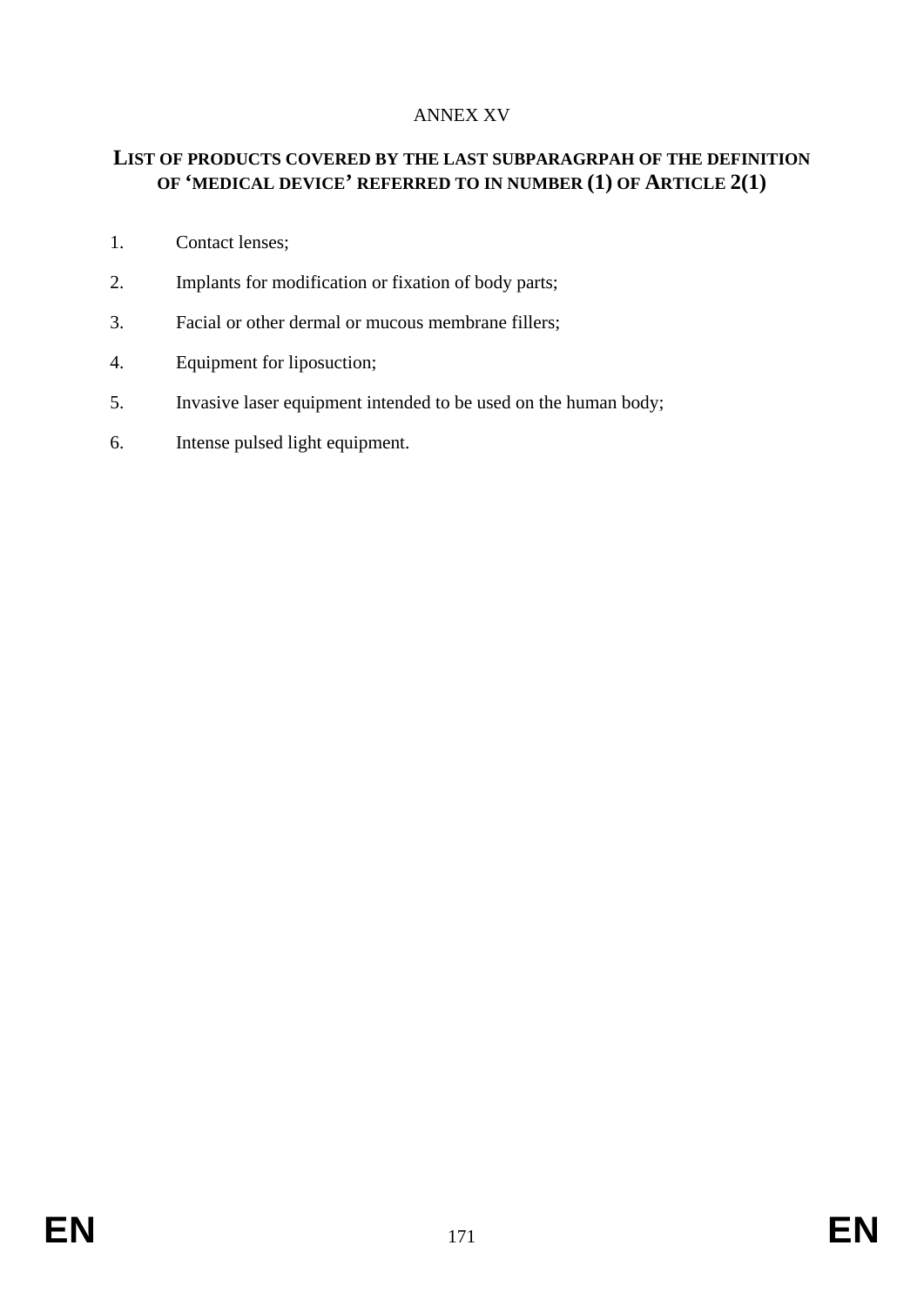ANNEX XV

## LIST OF PRODUCTS COVERED BY THE LAST SUBPARAGRPAH OF THE DEFINITION OF 'MEDICAL DEVICE' REFERRED TO IN NUMBER (1) OF ARTICLE 2(1)

1. Contact lenses;
2. Implants for modification or fixation of body parts;
3. Facial or other dermal or mucous membrane fillers;
4. Equipment for liposuction;
5. Invasive laser equipment intended to be used on the human body;
6. Intense pulsed light equipment.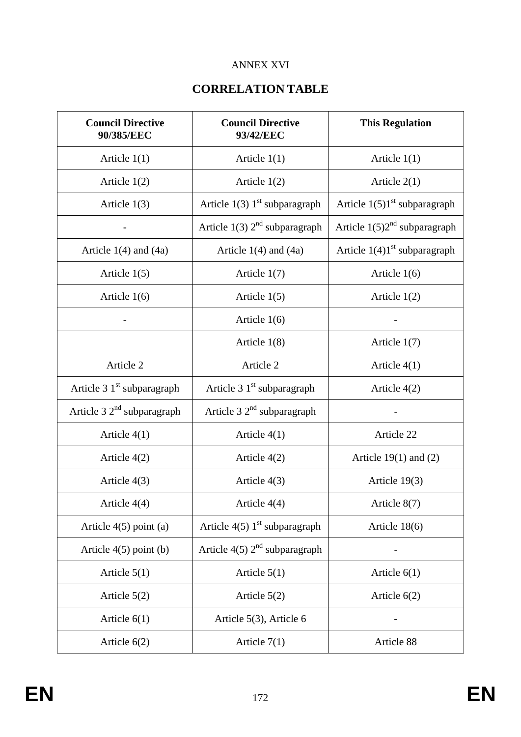ANNEX XVI

## CORRELATION TABLE

| Council Directive 90/385/EEC | Council Directive 93/42/EEC | This Regulation |
|---|---|---|
| Article 1(1) | Article 1(1) | Article 1(1) |
| Article 1(2) | Article 1(2) | Article 2(1) |
| Article 1(3) | Article 1(3) 1st subparagraph | Article 1(5)1st subparagraph |
| - | Article 1(3) 2nd subparagraph | Article 1(5)2nd subparagraph |
| Article 1(4) and (4a) | Article 1(4) and (4a) | Article 1(4)1st subparagraph |
| Article 1(5) | Article 1(7) | Article 1(6) |
| Article 1(6) | Article 1(5) | Article 1(2) |
| - | Article 1(6) | - |
| | Article 1(8) | Article 1(7) |
| Article 2 | Article 2 | Article 4(1) |
| Article 3 1st subparagraph | Article 3 1st subparagraph | Article 4(2) |
| Article 3 2nd subparagraph | Article 3 2nd subparagraph | - |
| Article 4(1) | Article 4(1) | Article 22 |
| Article 4(2) | Article 4(2) | Article 19(1) and (2) |
| Article 4(3) | Article 4(3) | Article 19(3) |
| Article 4(4) | Article 4(4) | Article 8(7) |
| Article 4(5) point (a) | Article 4(5) 1st subparagraph | Article 18(6) |
| Article 4(5) point (b) | Article 4(5) 2nd subparagraph | - |
| Article 5(1) | Article 5(1) | Article 6(1) |
| Article 5(2) | Article 5(2) | Article 6(2) |
| Article 6(1) | Article 5(3), Article 6 | - |
| Article 6(2) | Article 7(1) | Article 88 |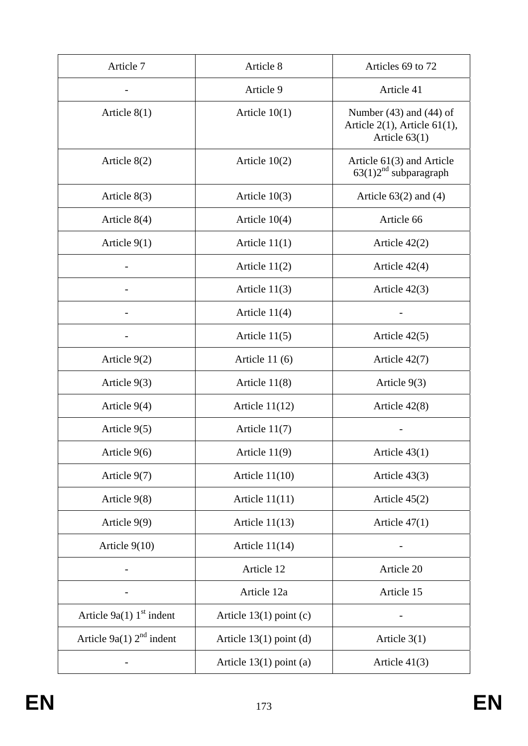| Article 7 | Article 8 | Articles 69 to 72 |
|---|---|---|
| - | Article 9 | Article 41 |
| Article 8(1) | Article 10(1) | Number (43) and (44) of Article 2(1), Article 61(1), Article 63(1) |
| Article 8(2) | Article 10(2) | Article 61(3) and Article 63(1)2nd subparagraph |
| Article 8(3) | Article 10(3) | Article 63(2) and (4) |
| Article 8(4) | Article 10(4) | Article 66 |
| Article 9(1) | Article 11(1) | Article 42(2) |
| - | Article 11(2) | Article 42(4) |
| - | Article 11(3) | Article 42(3) |
| - | Article 11(4) | - |
| - | Article 11(5) | Article 42(5) |
| Article 9(2) | Article 11 (6) | Article 42(7) |
| Article 9(3) | Article 11(8) | Article 9(3) |
| Article 9(4) | Article 11(12) | Article 42(8) |
| Article 9(5) | Article 11(7) | - |
| Article 9(6) | Article 11(9) | Article 43(1) |
| Article 9(7) | Article 11(10) | Article 43(3) |
| Article 9(8) | Article 11(11) | Article 45(2) |
| Article 9(9) | Article 11(13) | Article 47(1) |
| Article 9(10) | Article 11(14) | - |
| - | Article 12 | Article 20 |
| - | Article 12a | Article 15 |
| Article 9a(1) 1st indent | Article 13(1) point (c) | - |
| Article 9a(1) 2nd indent | Article 13(1) point (d) | Article 3(1) |
| - | Article 13(1) point (a) | Article 41(3) |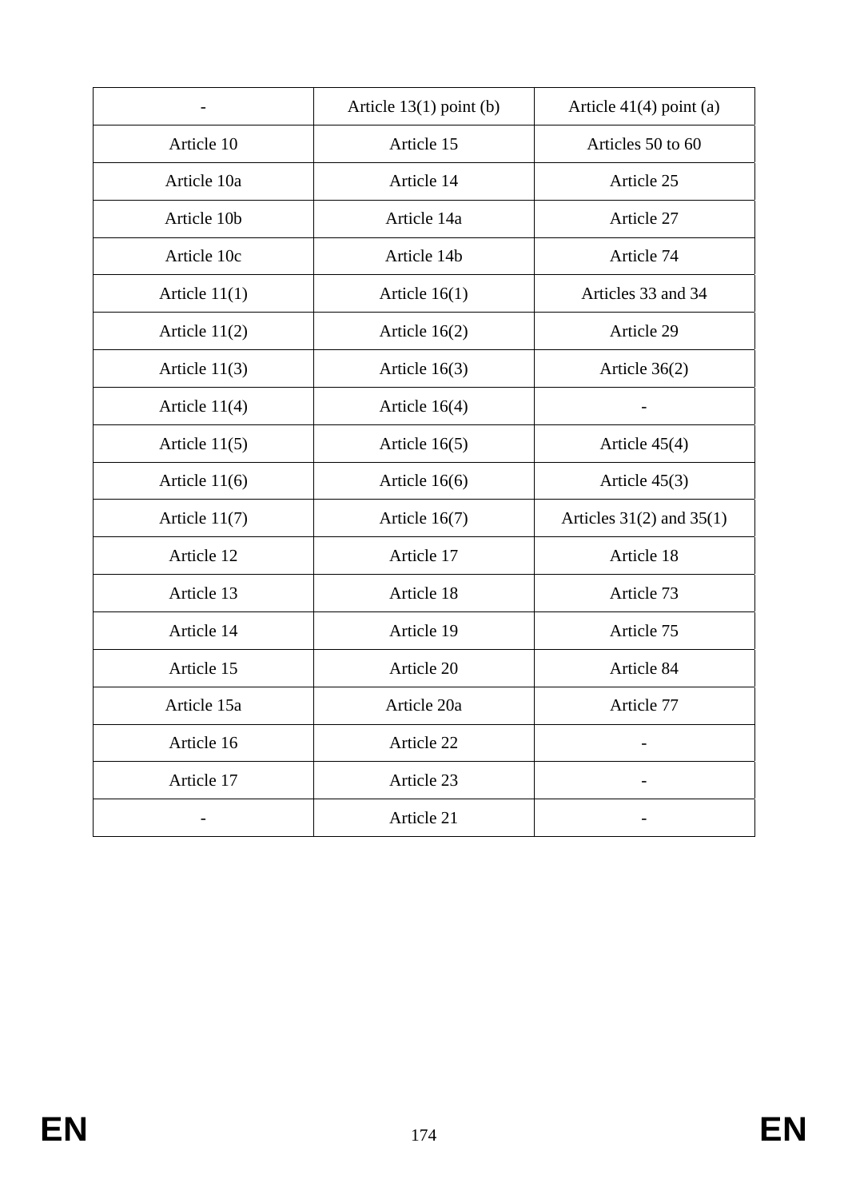| - | Article 13(1) point (b) | Article 41(4) point (a) |
|---|---|---|
| Article 10 | Article 15 | Articles 50 to 60 |
| Article 10a | Article 14 | Article 25 |
| Article 10b | Article 14a | Article 27 |
| Article 10c | Article 14b | Article 74 |
| Article 11(1) | Article 16(1) | Articles 33 and 34 |
| Article 11(2) | Article 16(2) | Article 29 |
| Article 11(3) | Article 16(3) | Article 36(2) |
| Article 11(4) | Article 16(4) | - |
| Article 11(5) | Article 16(5) | Article 45(4) |
| Article 11(6) | Article 16(6) | Article 45(3) |
| Article 11(7) | Article 16(7) | Articles 31(2) and 35(1) |
| Article 12 | Article 17 | Article 18 |
| Article 13 | Article 18 | Article 73 |
| Article 14 | Article 19 | Article 75 |
| Article 15 | Article 20 | Article 84 |
| Article 15a | Article 20a | Article 77 |
| Article 16 | Article 22 | - |
| Article 17 | Article 23 | - |
| - | Article 21 | - |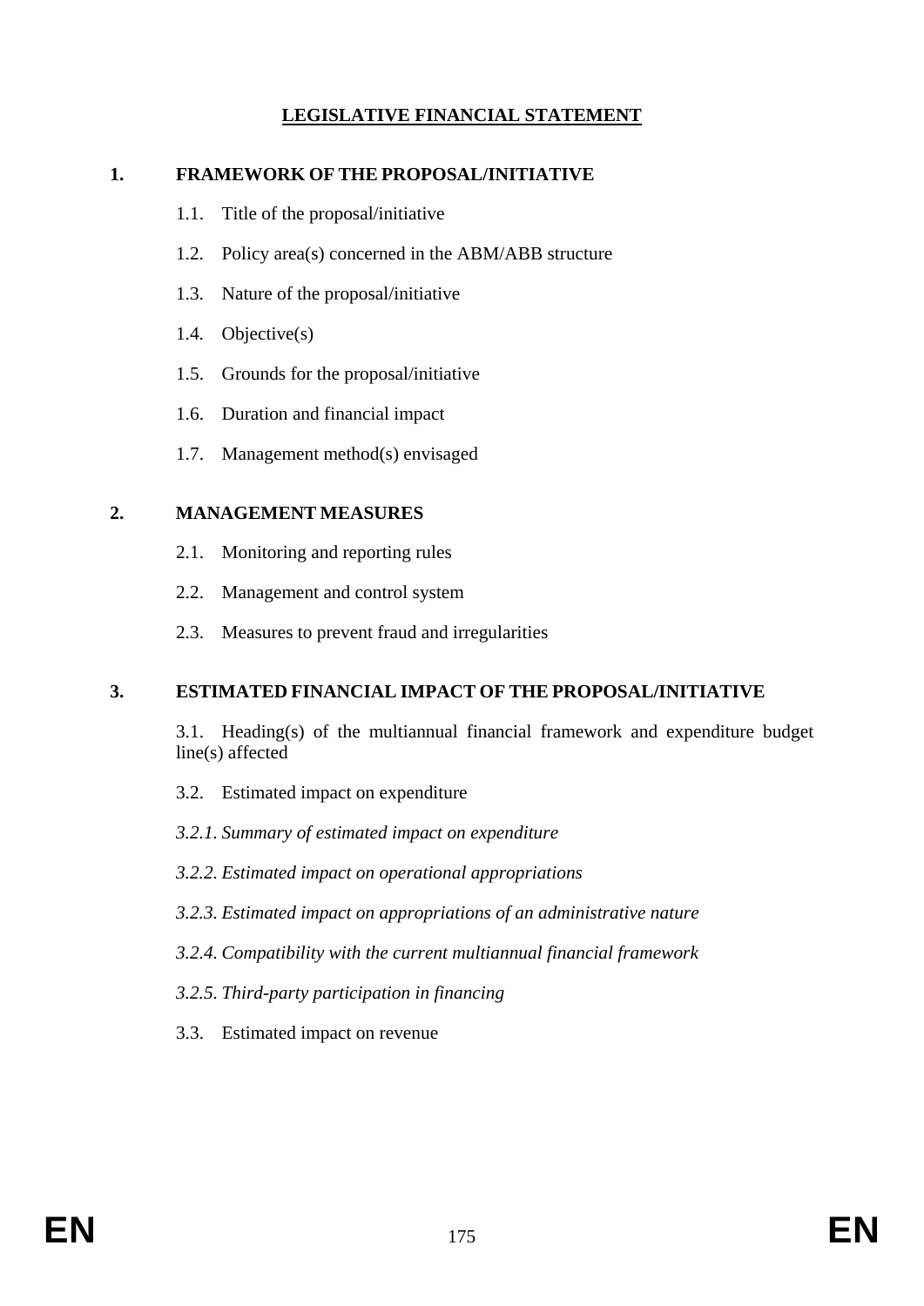# LEGISLATIVE FINANCIAL STATEMENT

## 1. FRAMEWORK OF THE PROPOSAL/INITIATIVE

1.1. Title of the proposal/initiative

1.2. Policy area(s) concerned in the ABM/ABB structure

1.3. Nature of the proposal/initiative

1.4. Objective(s)

1.5. Grounds for the proposal/initiative

1.6. Duration and financial impact

1.7. Management method(s) envisaged

## 2. MANAGEMENT MEASURES

2.1. Monitoring and reporting rules

2.2. Management and control system

2.3. Measures to prevent fraud and irregularities

## 3. ESTIMATED FINANCIAL IMPACT OF THE PROPOSAL/INITIATIVE

3.1. Heading(s) of the multiannual financial framework and expenditure budget line(s) affected

3.2. Estimated impact on expenditure

*3.2.1. Summary of estimated impact on expenditure*

*3.2.2. Estimated impact on operational appropriations*

*3.2.3. Estimated impact on appropriations of an administrative nature*

*3.2.4. Compatibility with the current multiannual financial framework*

*3.2.5. Third-party participation in financing*

3.3. Estimated impact on revenue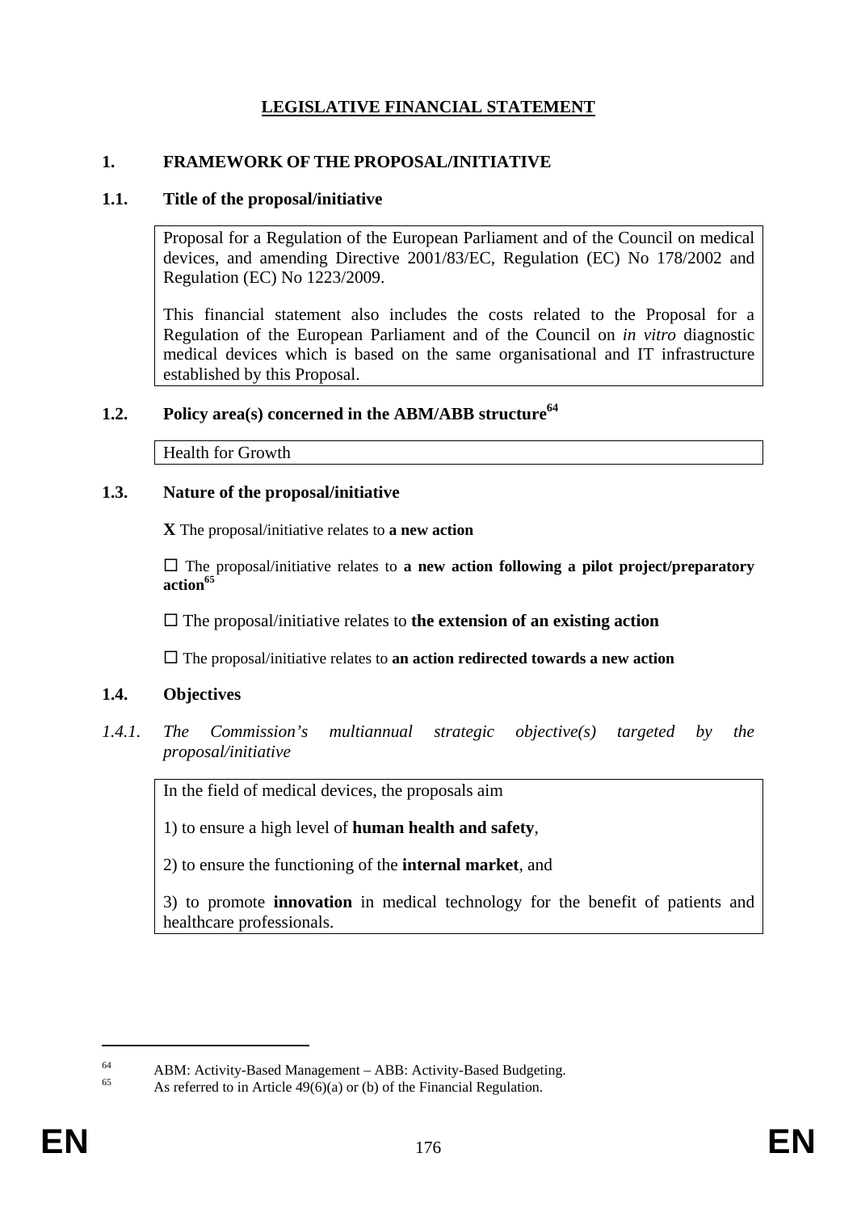# LEGISLATIVE FINANCIAL STATEMENT

## 1. FRAMEWORK OF THE PROPOSAL/INITIATIVE

### 1.1. Title of the proposal/initiative

Proposal for a Regulation of the European Parliament and of the Council on medical devices, and amending Directive 2001/83/EC, Regulation (EC) No 178/2002 and Regulation (EC) No 1223/2009.

This financial statement also includes the costs related to the Proposal for a Regulation of the European Parliament and of the Council on *in vitro* diagnostic medical devices which is based on the same organisational and IT infrastructure established by this Proposal.

### 1.2. Policy area(s) concerned in the ABM/ABB structure[64]

Health for Growth

### 1.3. Nature of the proposal/initiative

**X** The proposal/initiative relates to **a new action**

☐ The proposal/initiative relates to **a new action following a pilot project/preparatory action**[65]

☐ The proposal/initiative relates to **the extension of an existing action**

☐ The proposal/initiative relates to **an action redirected towards a new action**

### 1.4. Objectives

#### *1.4.1. The Commission's multiannual strategic objective(s) targeted by the proposal/initiative*

In the field of medical devices, the proposals aim

1) to ensure a high level of **human health and safety**,

2) to ensure the functioning of the **internal market**, and

3) to promote **innovation** in medical technology for the benefit of patients and healthcare professionals.

---

[64] ABM: Activity-Based Management – ABB: Activity-Based Budgeting.

[65] As referred to in Article 49(6)(a) or (b) of the Financial Regulation.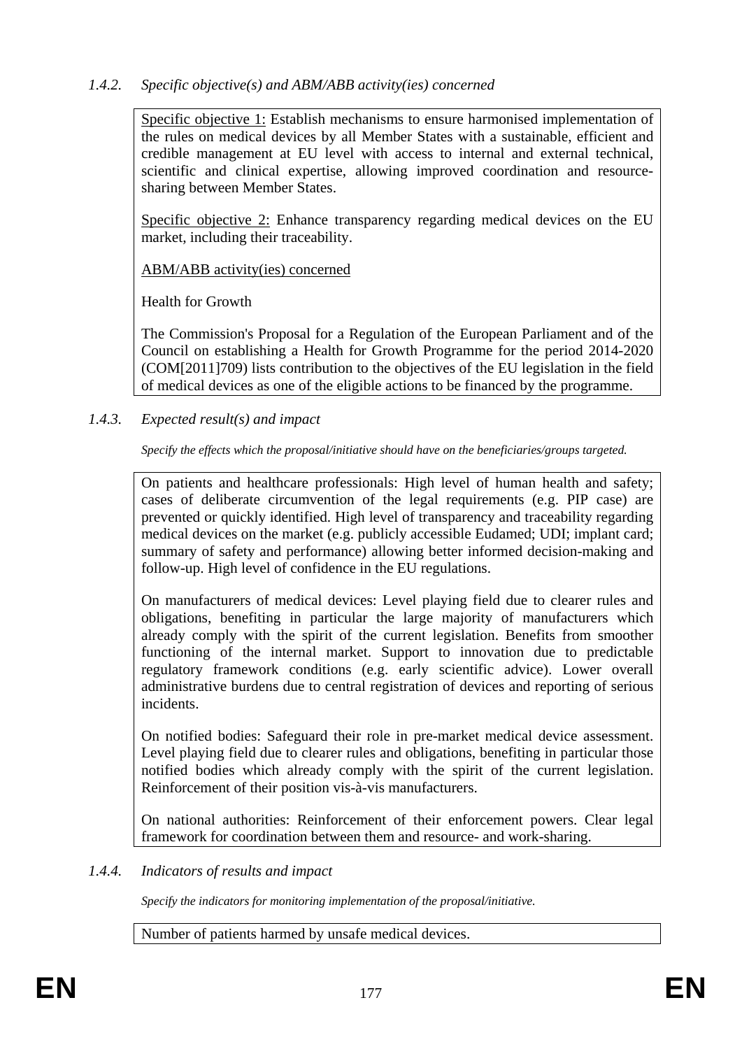### *1.4.2. Specific objective(s) and ABM/ABB activity(ies) concerned*

Specific objective 1: Establish mechanisms to ensure harmonised implementation of the rules on medical devices by all Member States with a sustainable, efficient and credible management at EU level with access to internal and external technical, scientific and clinical expertise, allowing improved coordination and resource-sharing between Member States.

Specific objective 2: Enhance transparency regarding medical devices on the EU market, including their traceability.

ABM/ABB activity(ies) concerned

Health for Growth

The Commission's Proposal for a Regulation of the European Parliament and of the Council on establishing a Health for Growth Programme for the period 2014-2020 (COM[2011]709) lists contribution to the objectives of the EU legislation in the field of medical devices as one of the eligible actions to be financed by the programme.

### *1.4.3. Expected result(s) and impact*

*Specify the effects which the proposal/initiative should have on the beneficiaries/groups targeted.*

On patients and healthcare professionals: High level of human health and safety; cases of deliberate circumvention of the legal requirements (e.g. PIP case) are prevented or quickly identified. High level of transparency and traceability regarding medical devices on the market (e.g. publicly accessible Eudamed; UDI; implant card; summary of safety and performance) allowing better informed decision-making and follow-up. High level of confidence in the EU regulations.

On manufacturers of medical devices: Level playing field due to clearer rules and obligations, benefiting in particular the large majority of manufacturers which already comply with the spirit of the current legislation. Benefits from smoother functioning of the internal market. Support to innovation due to predictable regulatory framework conditions (e.g. early scientific advice). Lower overall administrative burdens due to central registration of devices and reporting of serious incidents.

On notified bodies: Safeguard their role in pre-market medical device assessment. Level playing field due to clearer rules and obligations, benefiting in particular those notified bodies which already comply with the spirit of the current legislation. Reinforcement of their position vis-à-vis manufacturers.

On national authorities: Reinforcement of their enforcement powers. Clear legal framework for coordination between them and resource- and work-sharing.

### *1.4.4. Indicators of results and impact*

*Specify the indicators for monitoring implementation of the proposal/initiative.*

Number of patients harmed by unsafe medical devices.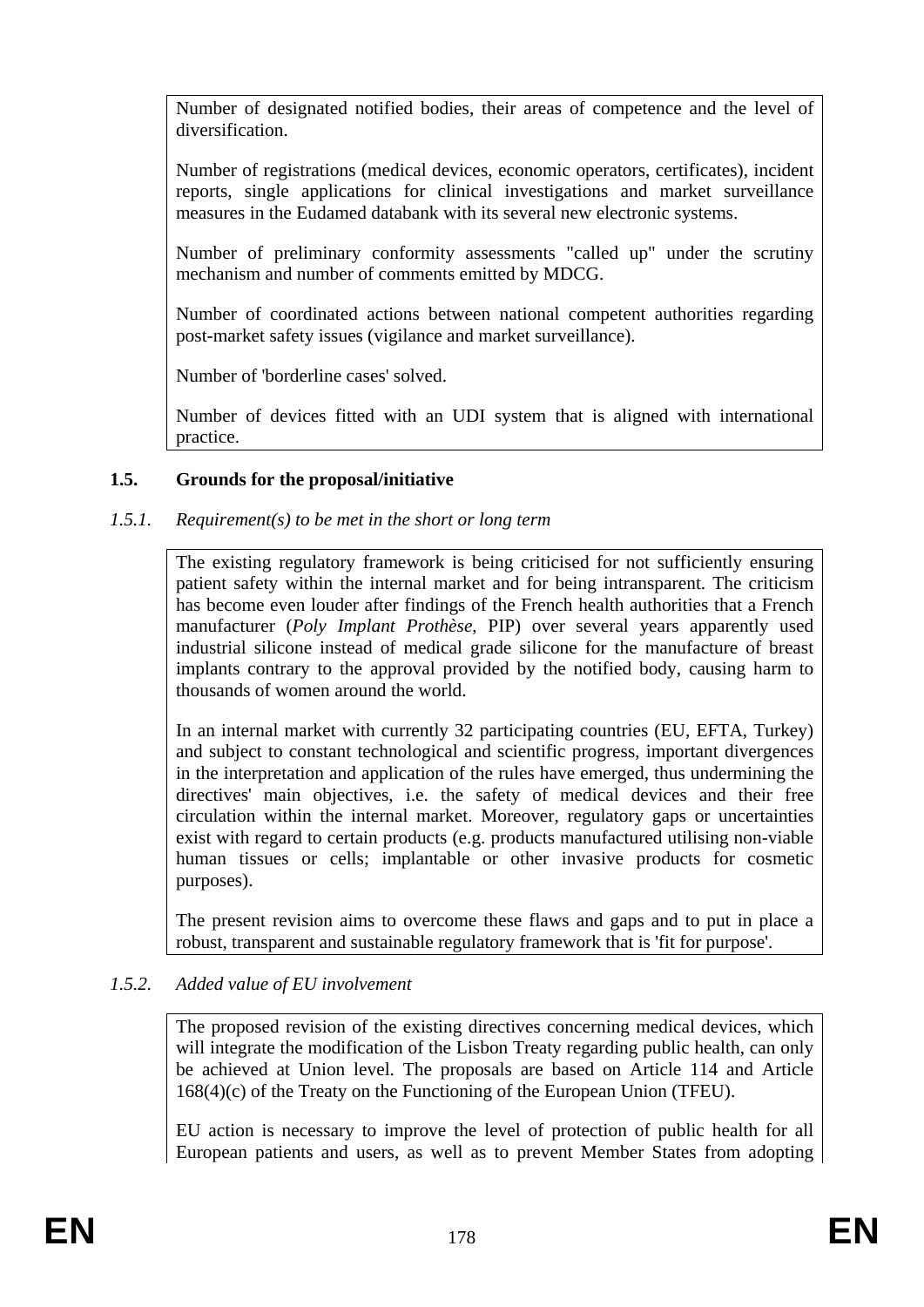Number of designated notified bodies, their areas of competence and the level of diversification.

Number of registrations (medical devices, economic operators, certificates), incident reports, single applications for clinical investigations and market surveillance measures in the Eudamed databank with its several new electronic systems.

Number of preliminary conformity assessments "called up" under the scrutiny mechanism and number of comments emitted by MDCG.

Number of coordinated actions between national competent authorities regarding post-market safety issues (vigilance and market surveillance).

Number of 'borderline cases' solved.

Number of devices fitted with an UDI system that is aligned with international practice.

### 1.5. Grounds for the proposal/initiative

#### *1.5.1. Requirement(s) to be met in the short or long term*

The existing regulatory framework is being criticised for not sufficiently ensuring patient safety within the internal market and for being intransparent. The criticism has become even louder after findings of the French health authorities that a French manufacturer (*Poly Implant Prothèse*, PIP) over several years apparently used industrial silicone instead of medical grade silicone for the manufacture of breast implants contrary to the approval provided by the notified body, causing harm to thousands of women around the world.

In an internal market with currently 32 participating countries (EU, EFTA, Turkey) and subject to constant technological and scientific progress, important divergences in the interpretation and application of the rules have emerged, thus undermining the directives' main objectives, i.e. the safety of medical devices and their free circulation within the internal market. Moreover, regulatory gaps or uncertainties exist with regard to certain products (e.g. products manufactured utilising non-viable human tissues or cells; implantable or other invasive products for cosmetic purposes).

The present revision aims to overcome these flaws and gaps and to put in place a robust, transparent and sustainable regulatory framework that is 'fit for purpose'.

#### *1.5.2. Added value of EU involvement*

The proposed revision of the existing directives concerning medical devices, which will integrate the modification of the Lisbon Treaty regarding public health, can only be achieved at Union level. The proposals are based on Article 114 and Article 168(4)(c) of the Treaty on the Functioning of the European Union (TFEU).

EU action is necessary to improve the level of protection of public health for all European patients and users, as well as to prevent Member States from adopting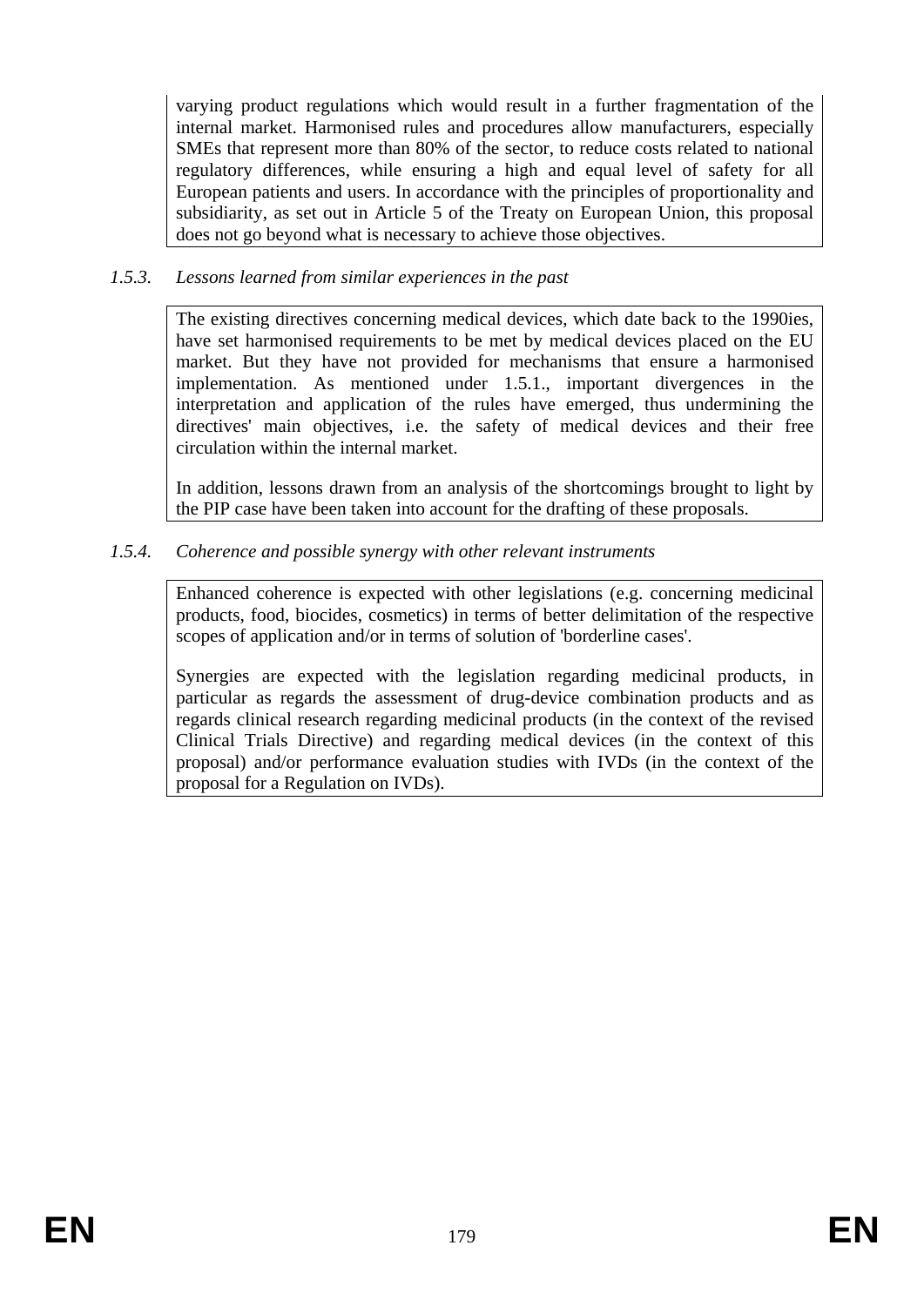varying product regulations which would result in a further fragmentation of the internal market. Harmonised rules and procedures allow manufacturers, especially SMEs that represent more than 80% of the sector, to reduce costs related to national regulatory differences, while ensuring a high and equal level of safety for all European patients and users. In accordance with the principles of proportionality and subsidiarity, as set out in Article 5 of the Treaty on European Union, this proposal does not go beyond what is necessary to achieve those objectives.

*1.5.3. Lessons learned from similar experiences in the past*

The existing directives concerning medical devices, which date back to the 1990ies, have set harmonised requirements to be met by medical devices placed on the EU market. But they have not provided for mechanisms that ensure a harmonised implementation. As mentioned under 1.5.1., important divergences in the interpretation and application of the rules have emerged, thus undermining the directives' main objectives, i.e. the safety of medical devices and their free circulation within the internal market.

In addition, lessons drawn from an analysis of the shortcomings brought to light by the PIP case have been taken into account for the drafting of these proposals.

*1.5.4. Coherence and possible synergy with other relevant instruments*

Enhanced coherence is expected with other legislations (e.g. concerning medicinal products, food, biocides, cosmetics) in terms of better delimitation of the respective scopes of application and/or in terms of solution of 'borderline cases'.

Synergies are expected with the legislation regarding medicinal products, in particular as regards the assessment of drug-device combination products and as regards clinical research regarding medicinal products (in the context of the revised Clinical Trials Directive) and regarding medical devices (in the context of this proposal) and/or performance evaluation studies with IVDs (in the context of the proposal for a Regulation on IVDs).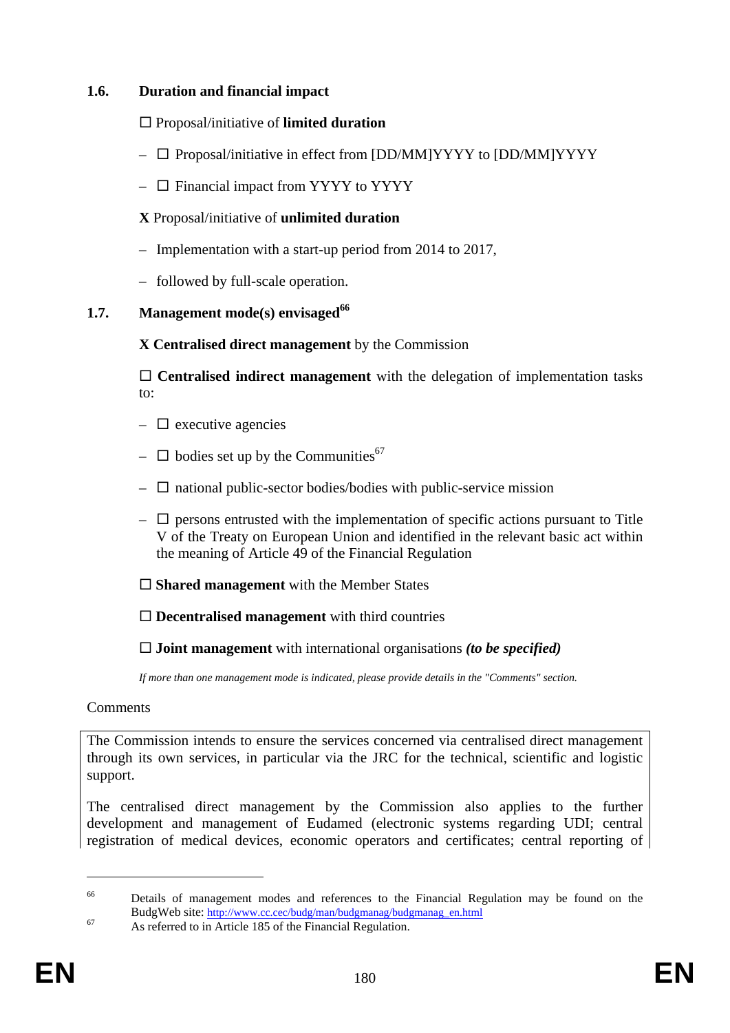### 1.6. Duration and financial impact

☐ Proposal/initiative of **limited duration**

- ☐ Proposal/initiative in effect from [DD/MM]YYYY to [DD/MM]YYYY
- ☐ Financial impact from YYYY to YYYY

**X** Proposal/initiative of **unlimited duration**

- Implementation with a start-up period from 2014 to 2017,
- followed by full-scale operation.

### 1.7. Management mode(s) envisaged[66]

**X Centralised direct management** by the Commission

☐ **Centralised indirect management** with the delegation of implementation tasks to:

- ☐ executive agencies
- ☐ bodies set up by the Communities[67]
- ☐ national public-sector bodies/bodies with public-service mission
- ☐ persons entrusted with the implementation of specific actions pursuant to Title V of the Treaty on European Union and identified in the relevant basic act within the meaning of Article 49 of the Financial Regulation

☐ **Shared management** with the Member States

☐ **Decentralised management** with third countries

☐ **Joint management** with international organisations ***(to be specified)***

*If more than one management mode is indicated, please provide details in the "Comments" section.*

Comments

The Commission intends to ensure the services concerned via centralised direct management through its own services, in particular via the JRC for the technical, scientific and logistic support.

The centralised direct management by the Commission also applies to the further development and management of Eudamed (electronic systems regarding UDI; central registration of medical devices, economic operators and certificates; central reporting of

---

[66] Details of management modes and references to the Financial Regulation may be found on the BudgWeb site: http://www.cc.cec/budg/man/budgmanag/budgmanag_en.html

[67] As referred to in Article 185 of the Financial Regulation.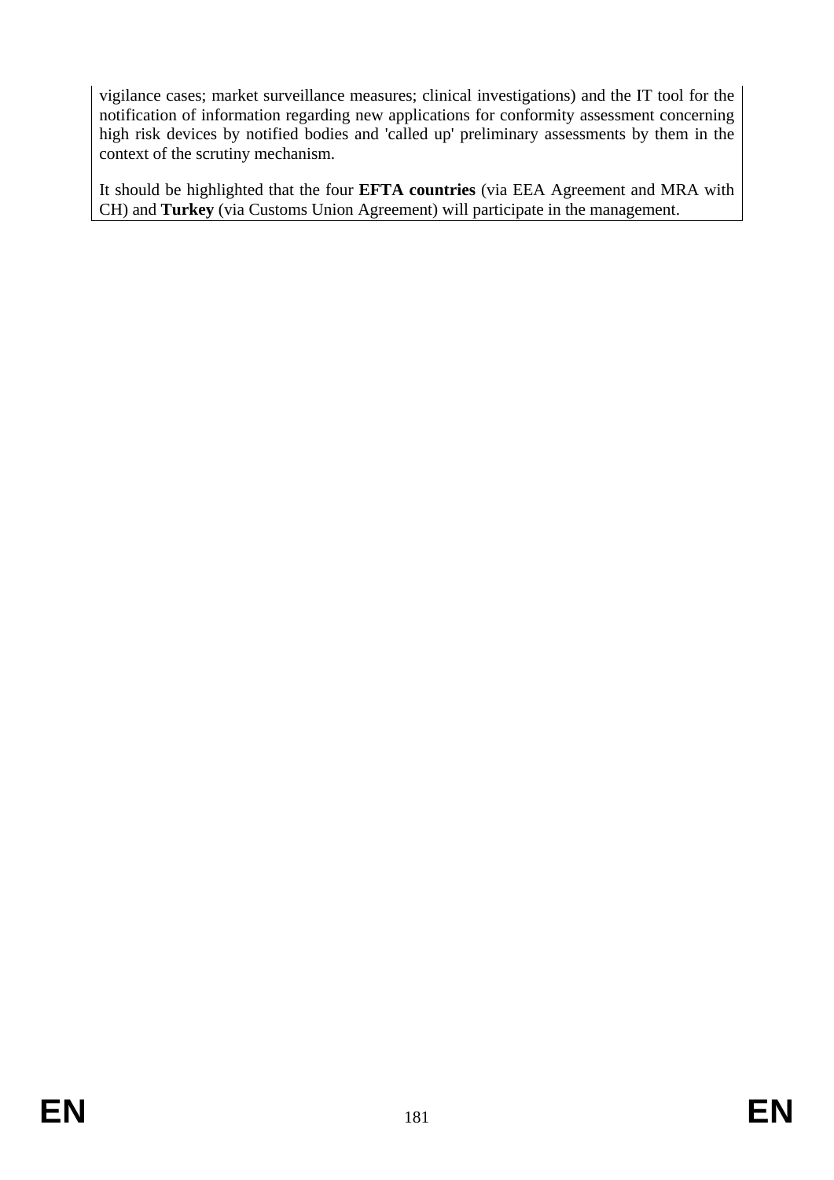vigilance cases; market surveillance measures; clinical investigations) and the IT tool for the notification of information regarding new applications for conformity assessment concerning high risk devices by notified bodies and 'called up' preliminary assessments by them in the context of the scrutiny mechanism.

It should be highlighted that the four **EFTA countries** (via EEA Agreement and MRA with CH) and **Turkey** (via Customs Union Agreement) will participate in the management.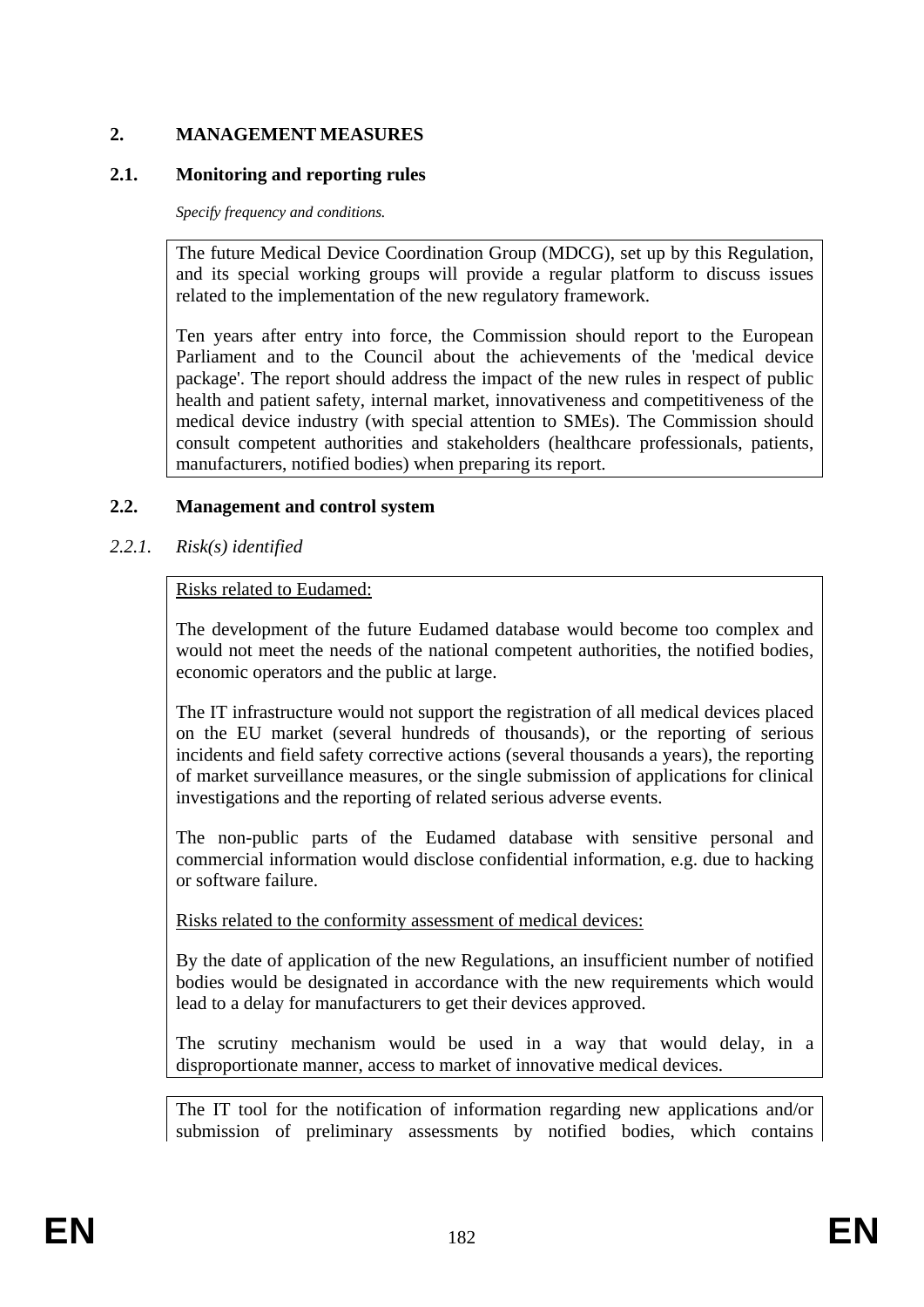## 2. MANAGEMENT MEASURES

### 2.1. Monitoring and reporting rules

*Specify frequency and conditions.*

The future Medical Device Coordination Group (MDCG), set up by this Regulation, and its special working groups will provide a regular platform to discuss issues related to the implementation of the new regulatory framework.

Ten years after entry into force, the Commission should report to the European Parliament and to the Council about the achievements of the 'medical device package'. The report should address the impact of the new rules in respect of public health and patient safety, internal market, innovativeness and competitiveness of the medical device industry (with special attention to SMEs). The Commission should consult competent authorities and stakeholders (healthcare professionals, patients, manufacturers, notified bodies) when preparing its report.

### 2.2. Management and control system

#### *2.2.1. Risk(s) identified*

Risks related to Eudamed:

The development of the future Eudamed database would become too complex and would not meet the needs of the national competent authorities, the notified bodies, economic operators and the public at large.

The IT infrastructure would not support the registration of all medical devices placed on the EU market (several hundreds of thousands), or the reporting of serious incidents and field safety corrective actions (several thousands a years), the reporting of market surveillance measures, or the single submission of applications for clinical investigations and the reporting of related serious adverse events.

The non-public parts of the Eudamed database with sensitive personal and commercial information would disclose confidential information, e.g. due to hacking or software failure.

Risks related to the conformity assessment of medical devices:

By the date of application of the new Regulations, an insufficient number of notified bodies would be designated in accordance with the new requirements which would lead to a delay for manufacturers to get their devices approved.

The scrutiny mechanism would be used in a way that would delay, in a disproportionate manner, access to market of innovative medical devices.

The IT tool for the notification of information regarding new applications and/or submission of preliminary assessments by notified bodies, which contains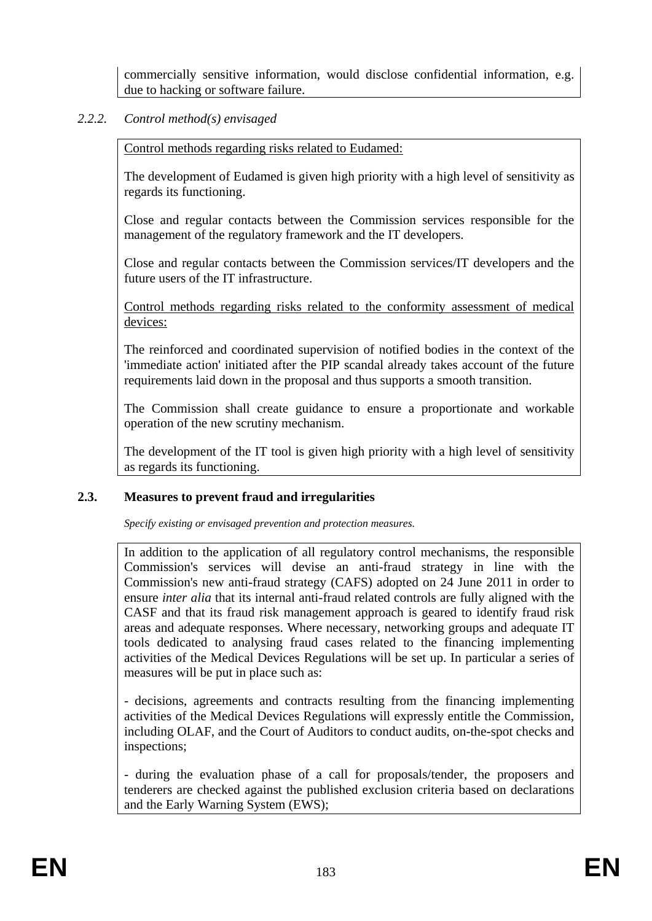commercially sensitive information, would disclose confidential information, e.g. due to hacking or software failure.

### *2.2.2. Control method(s) envisaged*

Control methods regarding risks related to Eudamed:

The development of Eudamed is given high priority with a high level of sensitivity as regards its functioning.

Close and regular contacts between the Commission services responsible for the management of the regulatory framework and the IT developers.

Close and regular contacts between the Commission services/IT developers and the future users of the IT infrastructure.

Control methods regarding risks related to the conformity assessment of medical devices:

The reinforced and coordinated supervision of notified bodies in the context of the 'immediate action' initiated after the PIP scandal already takes account of the future requirements laid down in the proposal and thus supports a smooth transition.

The Commission shall create guidance to ensure a proportionate and workable operation of the new scrutiny mechanism.

The development of the IT tool is given high priority with a high level of sensitivity as regards its functioning.

## 2.3. Measures to prevent fraud and irregularities

*Specify existing or envisaged prevention and protection measures.*

In addition to the application of all regulatory control mechanisms, the responsible Commission's services will devise an anti-fraud strategy in line with the Commission's new anti-fraud strategy (CAFS) adopted on 24 June 2011 in order to ensure *inter alia* that its internal anti-fraud related controls are fully aligned with the CASF and that its fraud risk management approach is geared to identify fraud risk areas and adequate responses. Where necessary, networking groups and adequate IT tools dedicated to analysing fraud cases related to the financing implementing activities of the Medical Devices Regulations will be set up. In particular a series of measures will be put in place such as:

- decisions, agreements and contracts resulting from the financing implementing activities of the Medical Devices Regulations will expressly entitle the Commission, including OLAF, and the Court of Auditors to conduct audits, on-the-spot checks and inspections;

- during the evaluation phase of a call for proposals/tender, the proposers and tenderers are checked against the published exclusion criteria based on declarations and the Early Warning System (EWS);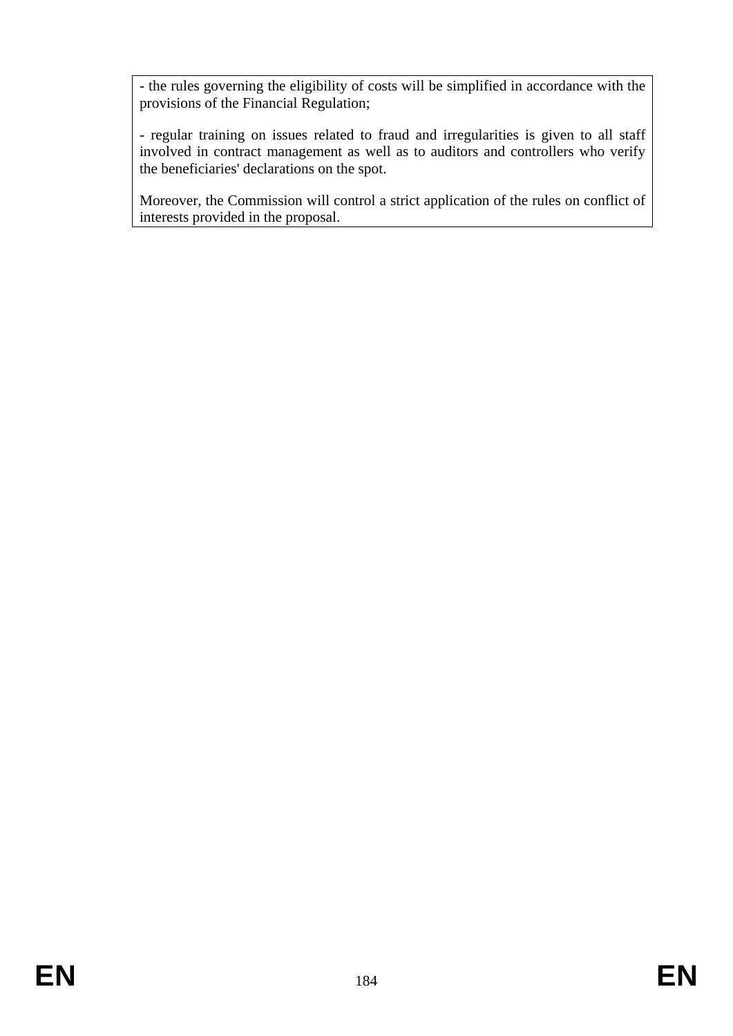- the rules governing the eligibility of costs will be simplified in accordance with the provisions of the Financial Regulation;

- regular training on issues related to fraud and irregularities is given to all staff involved in contract management as well as to auditors and controllers who verify the beneficiaries' declarations on the spot.

Moreover, the Commission will control a strict application of the rules on conflict of interests provided in the proposal.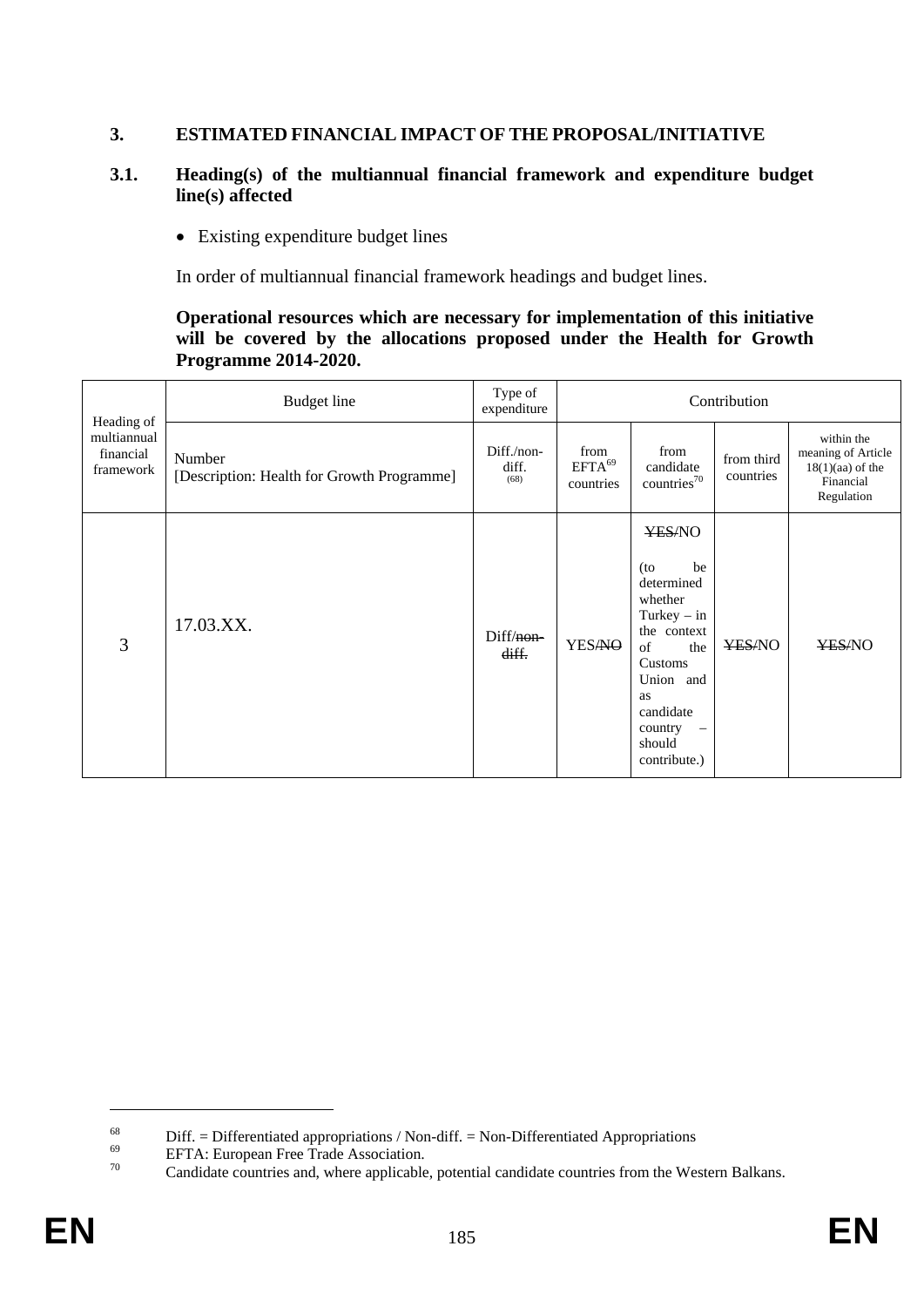## 3. ESTIMATED FINANCIAL IMPACT OF THE PROPOSAL/INITIATIVE

### 3.1. Heading(s) of the multiannual financial framework and expenditure budget line(s) affected

- Existing expenditure budget lines

In order of multiannual financial framework headings and budget lines.

**Operational resources which are necessary for implementation of this initiative will be covered by the allocations proposed under the Health for Growth Programme 2014-2020.**

| Heading of multiannual financial framework | Budget line | Type of expenditure | Contribution | | | |
|---|---|---|---|---|---|---|
| | Number [Description: Health for Growth Programme] | Diff./non-diff. (68) | from EFTA[69] countries | from candidate countries[70] | from third countries | within the meaning of Article 18(1)(aa) of the Financial Regulation |
| 3 | 17.03.XX. | Diff/~~non-diff.~~ | YES/~~NO~~ | ~~YES~~/NO (to be determined whether Turkey – in the context of the Customs Union and as candidate country – should contribute.) | ~~YES~~/NO | ~~YES~~/NO |

---

[68] Diff. = Differentiated appropriations / Non-diff. = Non-Differentiated Appropriations

[69] EFTA: European Free Trade Association.

[70] Candidate countries and, where applicable, potential candidate countries from the Western Balkans.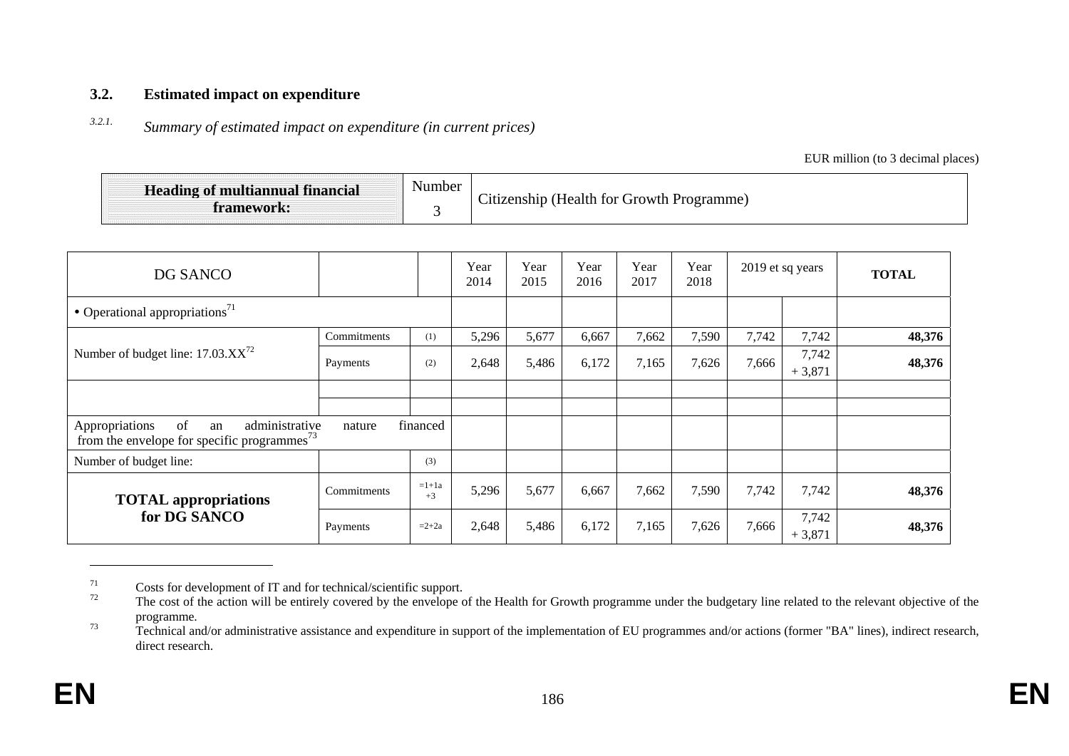### 3.2. Estimated impact on expenditure

#### *3.2.1. Summary of estimated impact on expenditure (in current prices)*

EUR million (to 3 decimal places)

| **Heading of multiannual financial framework:** | Number 3 | Citizenship (Health for Growth Programme) |
|---|---|---|

| DG SANCO | | | Year 2014 | Year 2015 | Year 2016 | Year 2017 | Year 2018 | 2019 et sq years | | **TOTAL** |
|---|---|---|---|---|---|---|---|---|---|---|
| • Operational appropriations[71] | | | | | | | | | | |
| Number of budget line: 17.03.XX[72] | Commitments | (1) | 5,296 | 5,677 | 6,667 | 7,662 | 7,590 | 7,742 | 7,742 | **48,376** |
| | Payments | (2) | 2,648 | 5,486 | 6,172 | 7,165 | 7,626 | 7,666 | 7,742 + 3,871 | **48,376** |
| | | | | | | | | | | |
| | | | | | | | | | | |
| Appropriations of an administrative nature financed from the envelope for specific programmes[73] | | | | | | | | | | |
| Number of budget line: | | (3) | | | | | | | | |
| **TOTAL appropriations for DG SANCO** | Commitments | =1+1a +3 | 5,296 | 5,677 | 6,667 | 7,662 | 7,590 | 7,742 | 7,742 | **48,376** |
| | Payments | =2+2a | 2,648 | 5,486 | 6,172 | 7,165 | 7,626 | 7,666 | 7,742 + 3,871 | **48,376** |

---

[71] Costs for development of IT and for technical/scientific support.

[72] The cost of the action will be entirely covered by the envelope of the Health for Growth programme under the budgetary line related to the relevant objective of the programme.

[73] Technical and/or administrative assistance and expenditure in support of the implementation of EU programmes and/or actions (former "BA" lines), indirect research, direct research.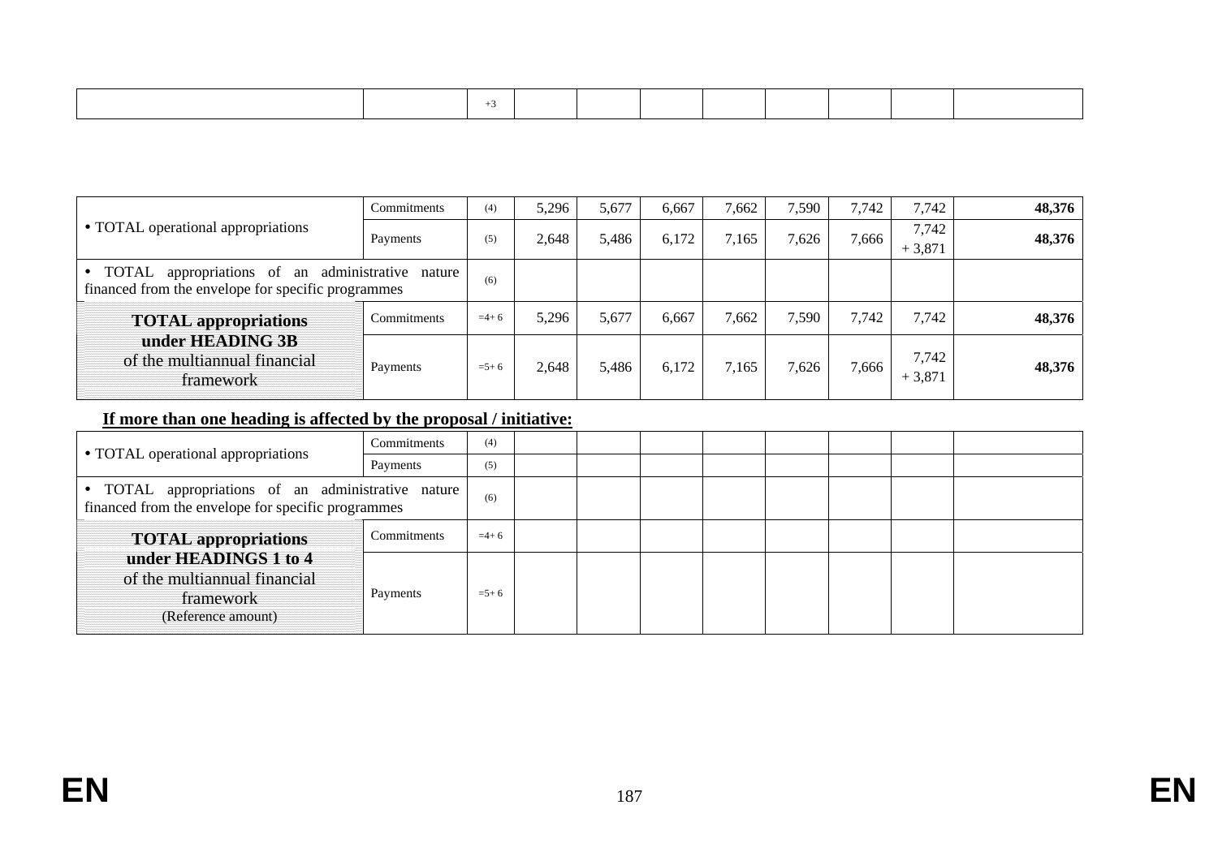| | | +3 | | | | | | | | |
|---|---|---|---|---|---|---|---|---|---|---|

| | | | | | | | | | | |
|---|---|---|---|---|---|---|---|---|---|---|
| • TOTAL operational appropriations | Commitments | (4) | 5,296 | 5,677 | 6,667 | 7,662 | 7,590 | 7,742 | 7,742 | **48,376** |
| | Payments | (5) | 2,648 | 5,486 | 6,172 | 7,165 | 7,626 | 7,666 | 7,742 + 3,871 | **48,376** |
| • TOTAL appropriations of an administrative nature financed from the envelope for specific programmes | | (6) | | | | | | | | |
| **TOTAL appropriations under HEADING 3B** of the multiannual financial framework | Commitments | =4+ 6 | 5,296 | 5,677 | 6,667 | 7,662 | 7,590 | 7,742 | 7,742 | **48,376** |
| | Payments | =5+ 6 | 2,648 | 5,486 | 6,172 | 7,165 | 7,626 | 7,666 | 7,742 + 3,871 | **48,376** |

**If more than one heading is affected by the proposal / initiative:**

| | | | | | | | | | | |
|---|---|---|---|---|---|---|---|---|---|---|
| • TOTAL operational appropriations | Commitments | (4) | | | | | | | | |
| | Payments | (5) | | | | | | | | |
| • TOTAL appropriations of an administrative nature financed from the envelope for specific programmes | | (6) | | | | | | | | |
| **TOTAL appropriations under HEADINGS 1 to 4** of the multiannual financial framework (Reference amount) | Commitments | =4+ 6 | | | | | | | | |
| | Payments | =5+ 6 | | | | | | | | |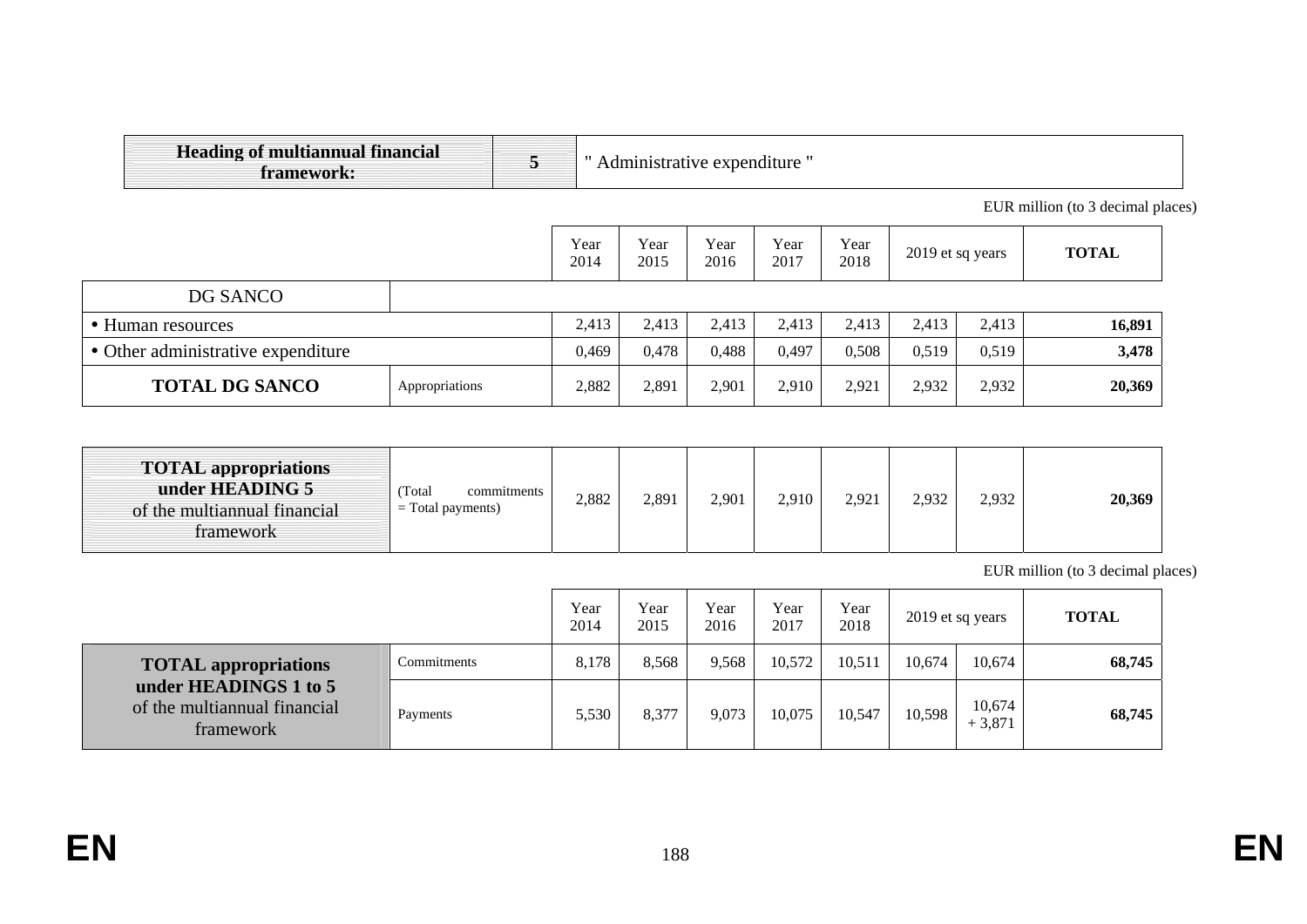| Heading of multiannual financial framework: | 5 | " Administrative expenditure " |
|---|---|---|

EUR million (to 3 decimal places)

| | | Year 2014 | Year 2015 | Year 2016 | Year 2017 | Year 2018 | 2019 et sq years | | TOTAL |
|---|---|---|---|---|---|---|---|---|---|
| DG SANCO | | | | | | | | | |
| • Human resources | | 2,413 | 2,413 | 2,413 | 2,413 | 2,413 | 2,413 | 2,413 | **16,891** |
| • Other administrative expenditure | | 0,469 | 0,478 | 0,488 | 0,497 | 0,508 | 0,519 | 0,519 | **3,478** |
| **TOTAL DG SANCO** | Appropriations | 2,882 | 2,891 | 2,901 | 2,910 | 2,921 | 2,932 | 2,932 | **20,369** |

| | | | | | | | | | |
|---|---|---|---|---|---|---|---|---|---|
| **TOTAL appropriations under HEADING 5** of the multiannual financial framework | (Total commitments = Total payments) | 2,882 | 2,891 | 2,901 | 2,910 | 2,921 | 2,932 | 2,932 | **20,369** |

EUR million (to 3 decimal places)

| | | Year 2014 | Year 2015 | Year 2016 | Year 2017 | Year 2018 | 2019 et sq years | | TOTAL |
|---|---|---|---|---|---|---|---|---|---|
| **TOTAL appropriations under HEADINGS 1 to 5** of the multiannual financial framework | Commitments | 8,178 | 8,568 | 9,568 | 10,572 | 10,511 | 10,674 | 10,674 | **68,745** |
| | Payments | 5,530 | 8,377 | 9,073 | 10,075 | 10,547 | 10,598 | 10,674 + 3,871 | **68,745** |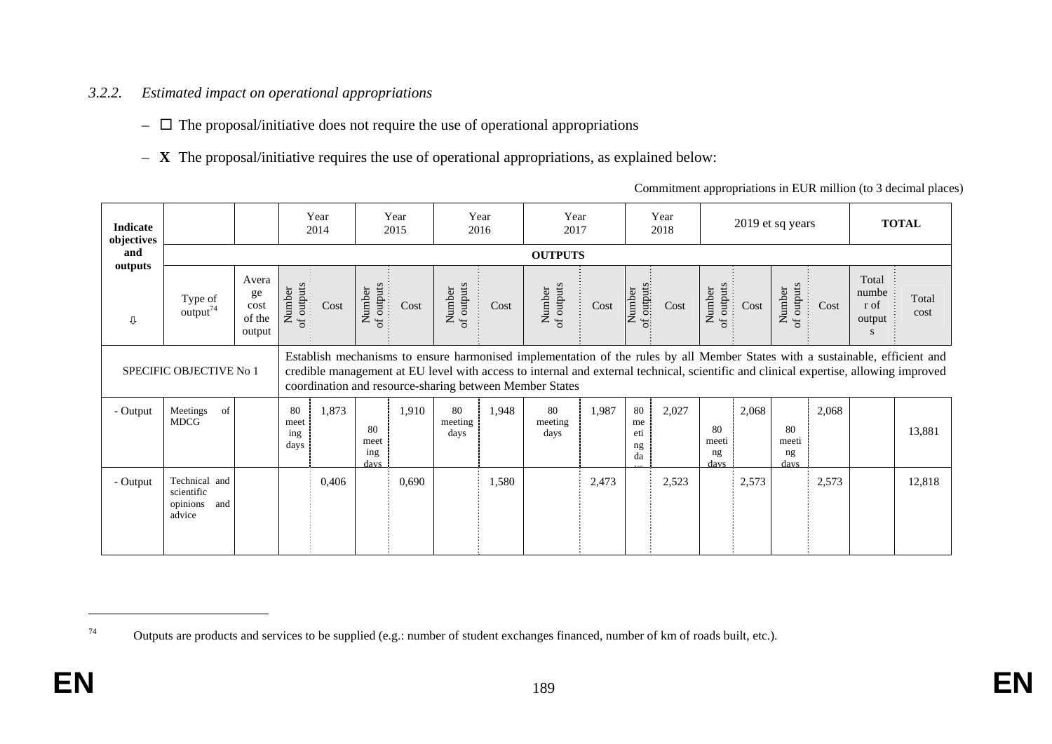*3.2.2. Estimated impact on operational appropriations*

– ☐ The proposal/initiative does not require the use of operational appropriations

– **X** The proposal/initiative requires the use of operational appropriations, as explained below:

Commitment appropriations in EUR million (to 3 decimal places)

| Indicate objectives and outputs ⇩ | | | Year 2014 | | Year 2015 | | Year 2016 | | Year 2017 | | Year 2018 | | 2019 et sq years | | | | TOTAL | |
|---|---|---|---|---|---|---|---|---|---|---|---|---|---|---|---|---|---|---|
| | OUTPUTS | | | | | | | | | | | | | | | | | |
| | Type of output[74] | Average cost of the output | Number of outputs | Cost | Number of outputs | Cost | Number of outputs | Cost | Number of outputs | Cost | Number of outputs | Cost | Number of outputs | Cost | Number of outputs | Cost | Total number of outputs | Total cost |
| SPECIFIC OBJECTIVE No 1 | | | Establish mechanisms to ensure harmonised implementation of the rules by all Member States with a sustainable, efficient and credible management at EU level with access to internal and external technical, scientific and clinical expertise, allowing improved coordination and resource-sharing between Member States | | | | | | | | | | | | | | | |
| - Output | Meetings of MDCG | | 80 meeting days | 1,873 | 80 meeting days | 1,910 | 80 meeting days | 1,948 | 80 meeting days | 1,987 | 80 meeting days | 2,027 | 80 meeting days | 2,068 | 80 meeting days | 2,068 | | 13,881 |
| - Output | Technical and scientific opinions and advice | | | 0,406 | | 0,690 | | 1,580 | | 2,473 | | 2,523 | | 2,573 | | 2,573 | | 12,818 |

[74] Outputs are products and services to be supplied (e.g.: number of student exchanges financed, number of km of roads built, etc.).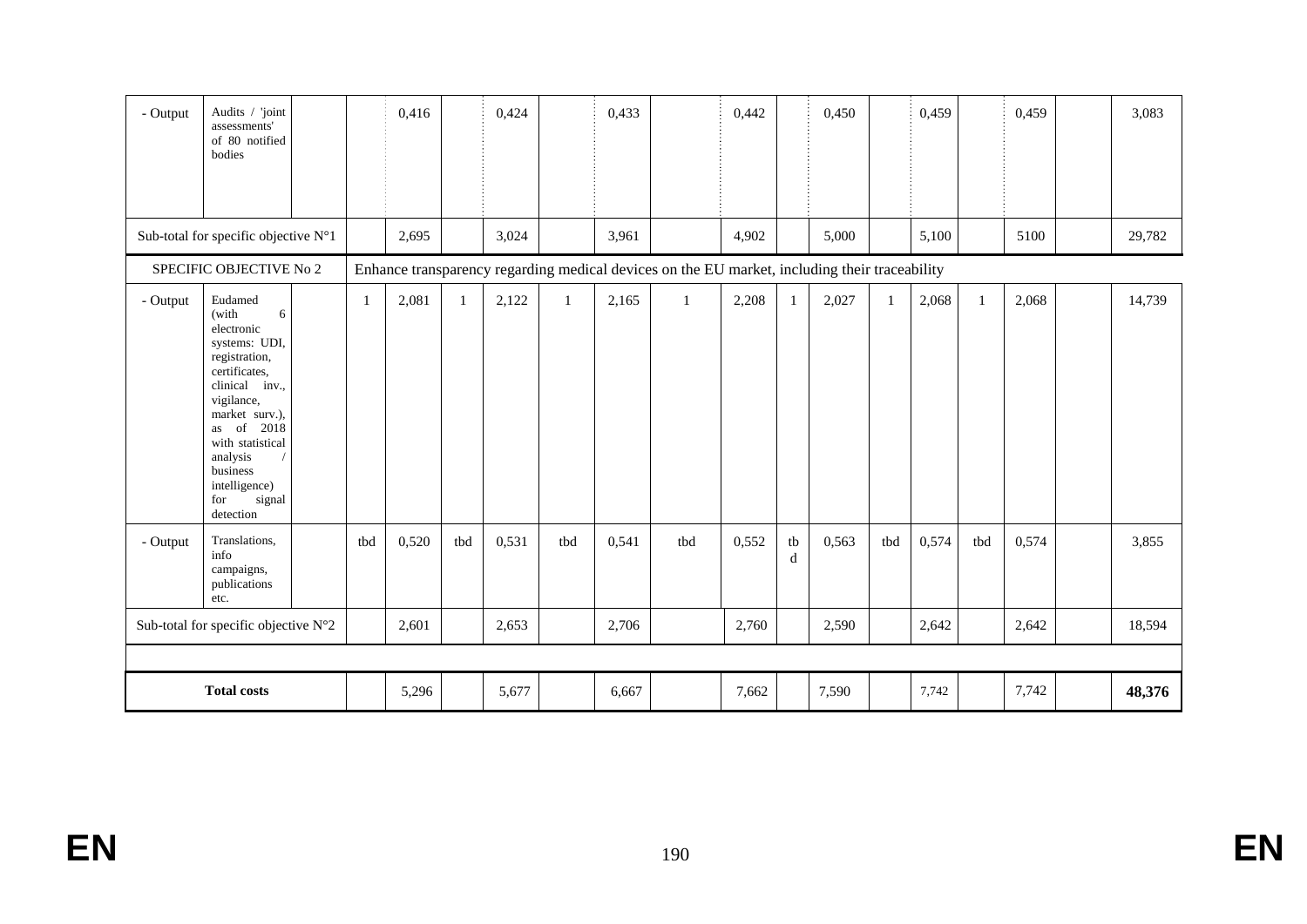| | | | | | | | | | | | | | | | | | | |
|---|---|---|---|---|---|---|---|---|---|---|---|---|---|---|---|---|---|---|
| - Output | Audits / 'joint assessments' of 80 notified bodies | | | 0,416 | | 0,424 | | 0,433 | | 0,442 | | 0,450 | | 0,459 | | 0,459 | | 3,083 |
| Sub-total for specific objective N°1 | | | | 2,695 | | 3,024 | | 3,961 | | 4,902 | | 5,000 | | 5,100 | | 5100 | | 29,782 |
| SPECIFIC OBJECTIVE No 2 | | | Enhance transparency regarding medical devices on the EU market, including their traceability | | | | | | | | | | | | | | | |
| - Output | Eudamed (with 6 electronic systems: UDI, registration, certificates, clinical inv., vigilance, market surv.), as of 2018 with statistical analysis / business intelligence) for signal detection | | 1 | 2,081 | 1 | 2,122 | 1 | 2,165 | 1 | 2,208 | 1 | 2,027 | 1 | 2,068 | 1 | 2,068 | | 14,739 |
| - Output | Translations, info campaigns, publications etc. | | tbd | 0,520 | tbd | 0,531 | tbd | 0,541 | tbd | 0,552 | tbd | 0,563 | tbd | 0,574 | tbd | 0,574 | | 3,855 |
| Sub-total for specific objective N°2 | | | | 2,601 | | 2,653 | | 2,706 | | 2,760 | | 2,590 | | 2,642 | | 2,642 | | 18,594 |
| | | | | | | | | | | | | | | | | | | |
| **Total costs** | | | | 5,296 | | 5,677 | | 6,667 | | 7,662 | | 7,590 | | 7,742 | | 7,742 | | **48,376** |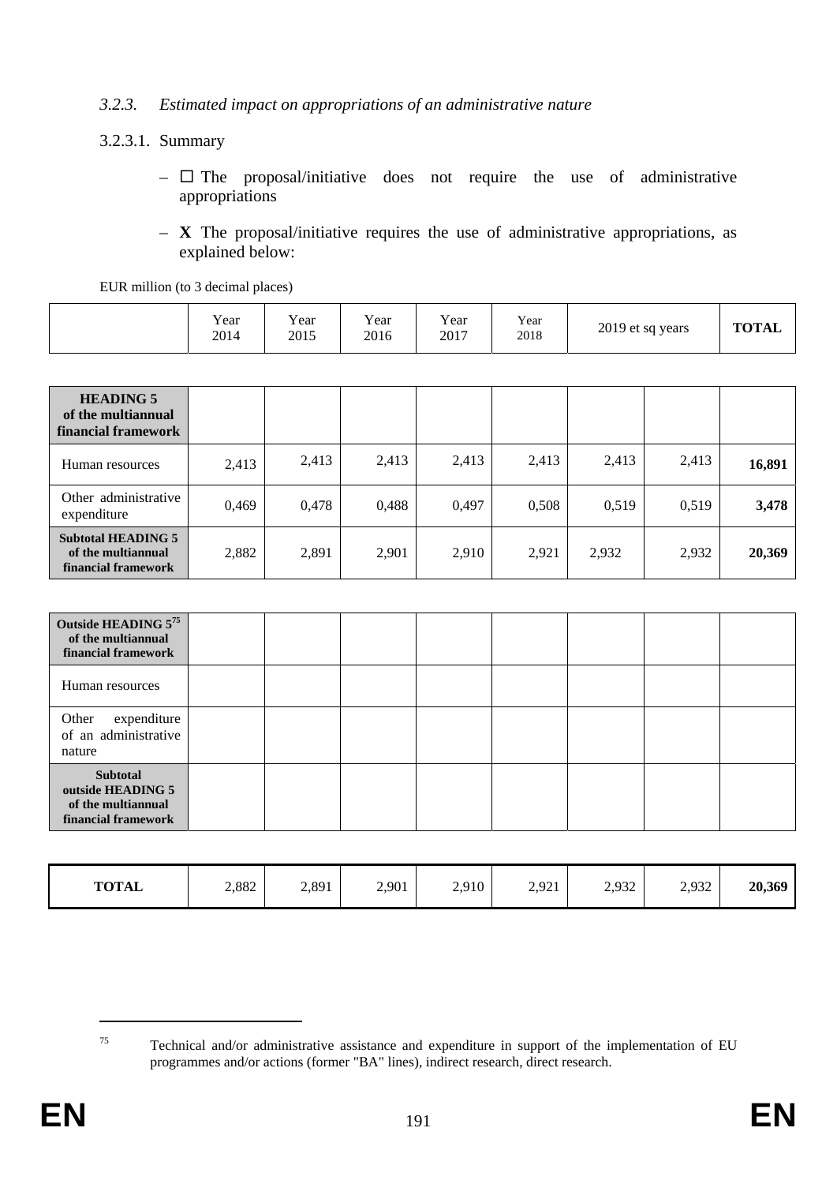### *3.2.3. Estimated impact on appropriations of an administrative nature*

#### 3.2.3.1. Summary

– ☐ The proposal/initiative does not require the use of administrative appropriations

– **X** The proposal/initiative requires the use of administrative appropriations, as explained below:

EUR million (to 3 decimal places)

| | Year 2014 | Year 2015 | Year 2016 | Year 2017 | Year 2018 | 2019 et sq years | | TOTAL |
|---|---|---|---|---|---|---|---|---|
| **HEADING 5 of the multiannual financial framework** | | | | | | | | |
| Human resources | 2,413 | 2,413 | 2,413 | 2,413 | 2,413 | 2,413 | 2,413 | **16,891** |
| Other administrative expenditure | 0,469 | 0,478 | 0,488 | 0,497 | 0,508 | 0,519 | 0,519 | **3,478** |
| **Subtotal HEADING 5 of the multiannual financial framework** | 2,882 | 2,891 | 2,901 | 2,910 | 2,921 | 2,932 | 2,932 | **20,369** |
| **Outside HEADING 5[75] of the multiannual financial framework** | | | | | | | | |
| Human resources | | | | | | | | |
| Other expenditure of an administrative nature | | | | | | | | |
| **Subtotal outside HEADING 5 of the multiannual financial framework** | | | | | | | | |
| **TOTAL** | 2,882 | 2,891 | 2,901 | 2,910 | 2,921 | 2,932 | 2,932 | **20,369** |

---

75 Technical and/or administrative assistance and expenditure in support of the implementation of EU programmes and/or actions (former "BA" lines), indirect research, direct research.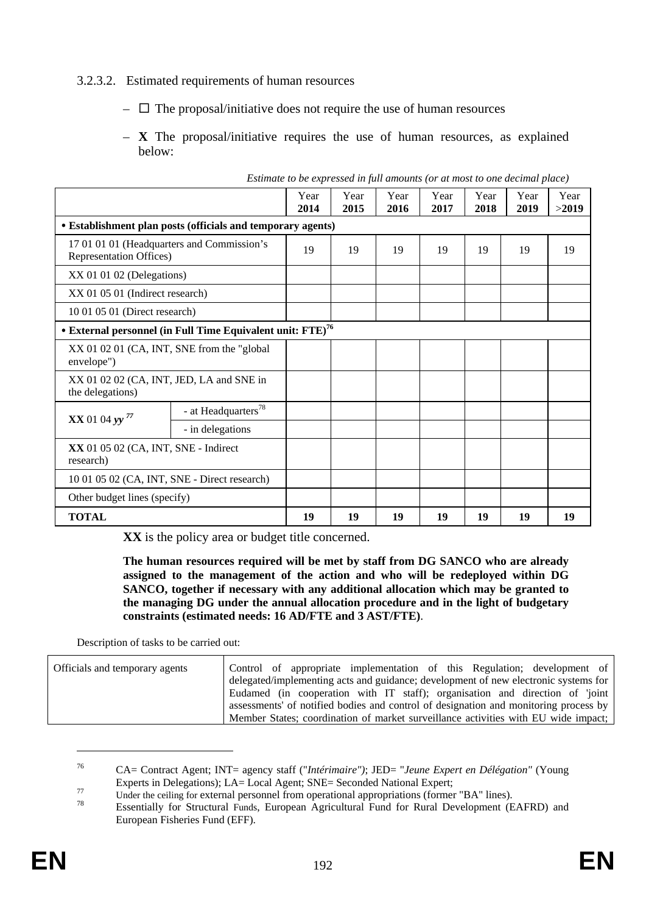3.2.3.2. Estimated requirements of human resources

– ☐ The proposal/initiative does not require the use of human resources

– **X** The proposal/initiative requires the use of human resources, as explained below:

*Estimate to be expressed in full amounts (or at most to one decimal place)*

| | | Year **2014** | Year **2015** | Year **2016** | Year **2017** | Year **2018** | Year **2019** | Year **>2019** |
|---|---|---|---|---|---|---|---|---|
| **• Establishment plan posts (officials and temporary agents)** | | | | | | | | |
| 17 01 01 01 (Headquarters and Commission's Representation Offices) | | 19 | 19 | 19 | 19 | 19 | 19 | 19 |
| XX 01 01 02 (Delegations) | | | | | | | | |
| XX 01 05 01 (Indirect research) | | | | | | | | |
| 10 01 05 01 (Direct research) | | | | | | | | |
| **• External personnel (in Full Time Equivalent unit: FTE)**[76] | | | | | | | | |
| XX 01 02 01 (CA, INT, SNE from the "global envelope") | | | | | | | | |
| XX 01 02 02 (CA, INT, JED, LA and SNE in the delegations) | | | | | | | | |
| **XX** 01 04 *yy* [77] | - at Headquarters[78] | | | | | | | |
| | - in delegations | | | | | | | |
| **XX** 01 05 02 (CA, INT, SNE - Indirect research) | | | | | | | | |
| 10 01 05 02 (CA, INT, SNE - Direct research) | | | | | | | | |
| Other budget lines (specify) | | | | | | | | |
| **TOTAL** | | **19** | **19** | **19** | **19** | **19** | **19** | **19** |

**XX** is the policy area or budget title concerned.

**The human resources required will be met by staff from DG SANCO who are already assigned to the management of the action and who will be redeployed within DG SANCO, together if necessary with any additional allocation which may be granted to the managing DG under the annual allocation procedure and in the light of budgetary constraints (estimated needs: 16 AD/FTE and 3 AST/FTE)**.

Description of tasks to be carried out:

| | |
|---|---|
| Officials and temporary agents | Control of appropriate implementation of this Regulation; development of delegated/implementing acts and guidance; development of new electronic systems for Eudamed (in cooperation with IT staff); organisation and direction of 'joint assessments' of notified bodies and control of designation and monitoring process by Member States; coordination of market surveillance activities with EU wide impact; |

[76] CA= Contract Agent; INT= agency staff ("*Intérimaire")*; JED= "*Jeune Expert en Délégation"* (Young Experts in Delegations); LA= Local Agent; SNE= Seconded National Expert;

[77] Under the ceiling for external personnel from operational appropriations (former "BA" lines).

[78] Essentially for Structural Funds, European Agricultural Fund for Rural Development (EAFRD) and European Fisheries Fund (EFF).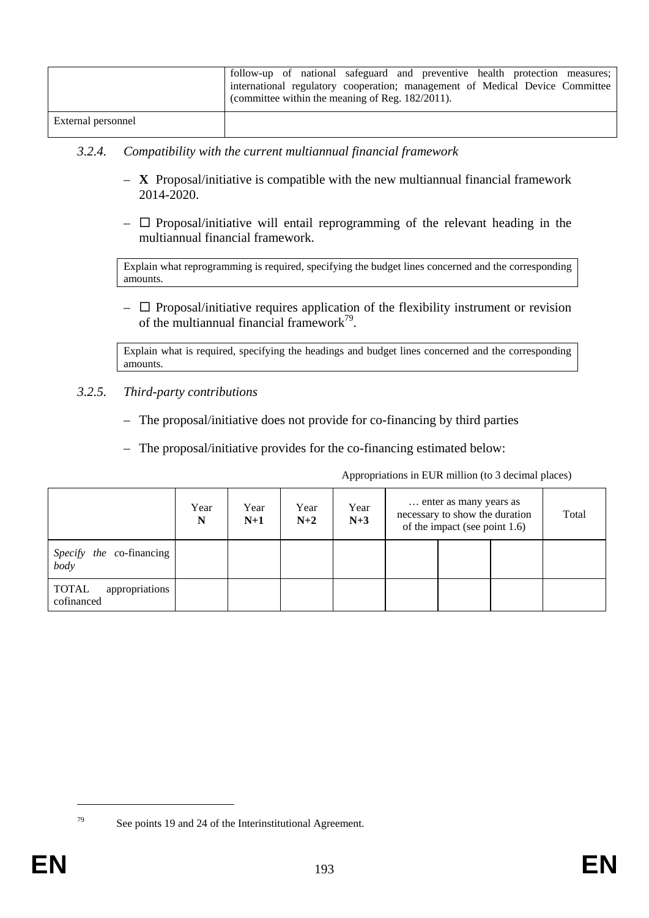| | follow-up of national safeguard and preventive health protection measures; international regulatory cooperation; management of Medical Device Committee (committee within the meaning of Reg. 182/2011). |
|---|---|
| External personnel | |

### *3.2.4. Compatibility with the current multiannual financial framework*

– **X** Proposal/initiative is compatible with the new multiannual financial framework 2014-2020.

– ☐ Proposal/initiative will entail reprogramming of the relevant heading in the multiannual financial framework.

| Explain what reprogramming is required, specifying the budget lines concerned and the corresponding amounts. |
|---|

– ☐ Proposal/initiative requires application of the flexibility instrument or revision of the multiannual financial framework[79].

| Explain what is required, specifying the headings and budget lines concerned and the corresponding amounts. |
|---|

### *3.2.5. Third-party contributions*

– The proposal/initiative does not provide for co-financing by third parties

– The proposal/initiative provides for the co-financing estimated below:

Appropriations in EUR million (to 3 decimal places)

| | Year **N** | Year **N+1** | Year **N+2** | Year **N+3** | … enter as many years as necessary to show the duration of the impact (see point 1.6) | | | Total |
|---|---|---|---|---|---|---|---|---|
| *Specify the co-financing body* | | | | | | | | |
| TOTAL appropriations cofinanced | | | | | | | | |

[79] See points 19 and 24 of the Interinstitutional Agreement.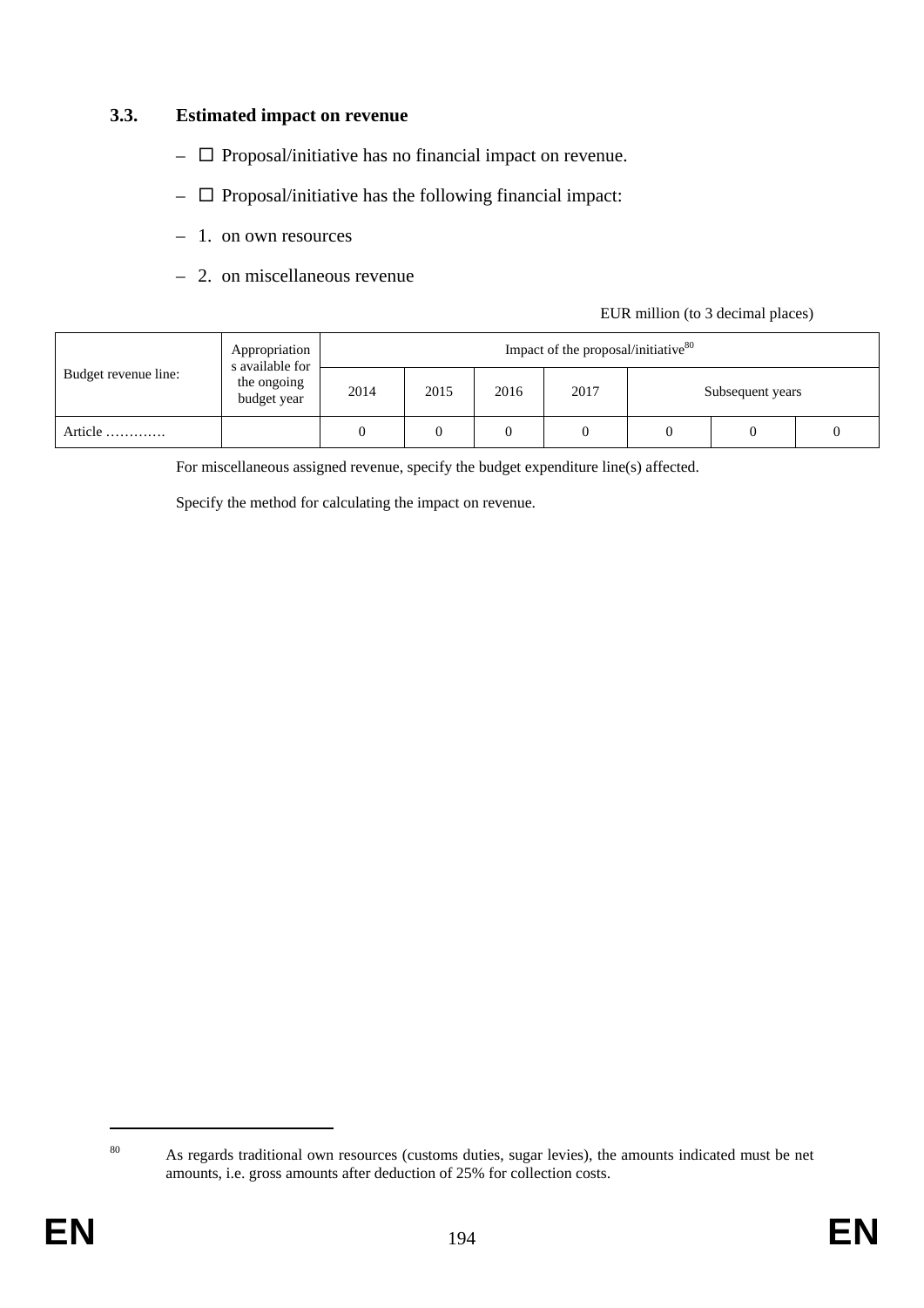### 3.3. Estimated impact on revenue

- ☐ Proposal/initiative has no financial impact on revenue.
- ☐ Proposal/initiative has the following financial impact:
- 1. on own resources
- 2. on miscellaneous revenue

EUR million (to 3 decimal places)

| Budget revenue line: | Appropriations available for the ongoing budget year | Impact of the proposal/initiative[80] | | | | | | |
|---|---|---|---|---|---|---|---|---|
| | | 2014 | 2015 | 2016 | 2017 | Subsequent years | | |
| Article …………. | | 0 | 0 | 0 | 0 | 0 | 0 | 0 |

For miscellaneous assigned revenue, specify the budget expenditure line(s) affected.

Specify the method for calculating the impact on revenue.

[80] As regards traditional own resources (customs duties, sugar levies), the amounts indicated must be net amounts, i.e. gross amounts after deduction of 25% for collection costs.